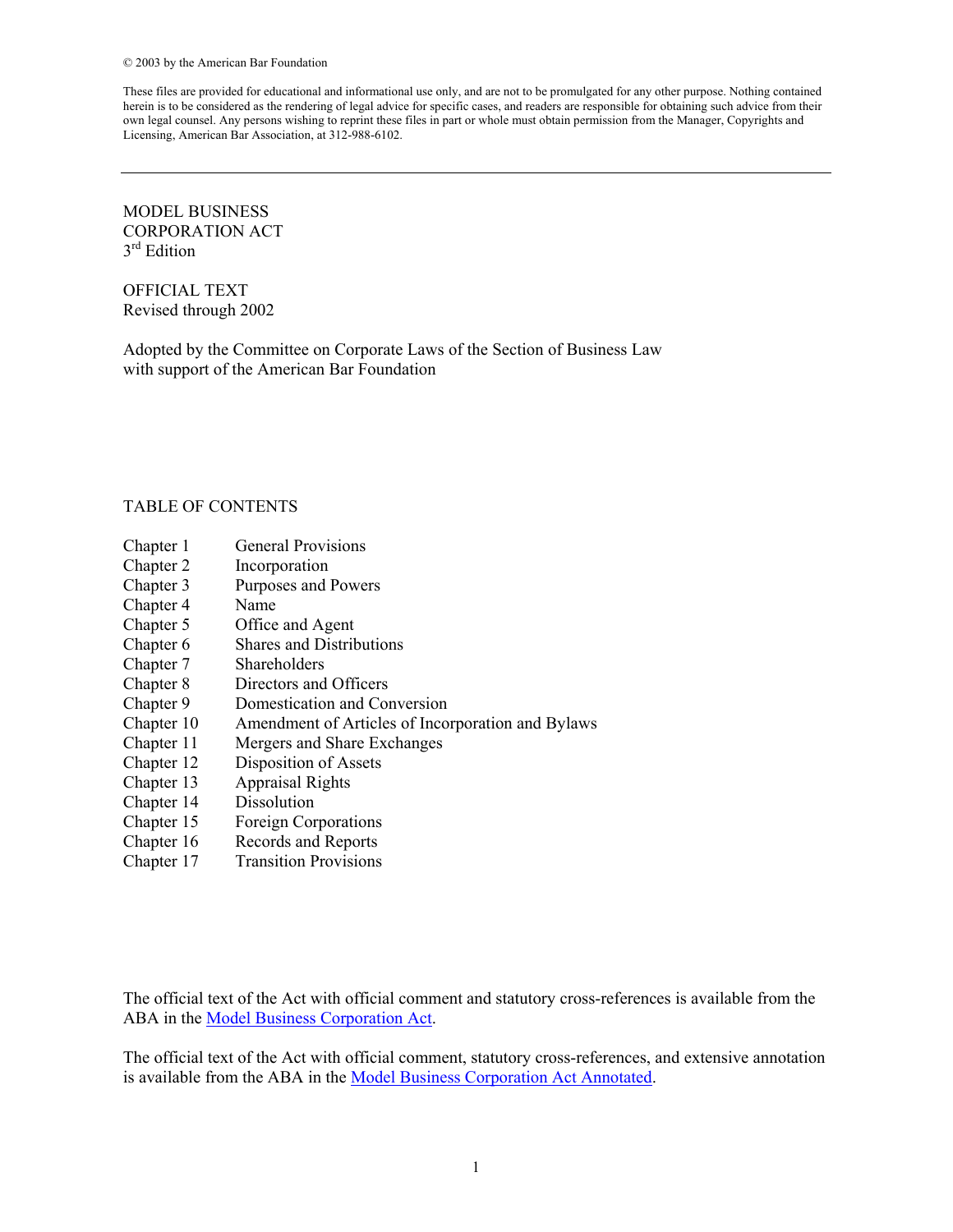© 2003 by the American Bar Foundation

These files are provided for educational and informational use only, and are not to be promulgated for any other purpose. Nothing contained herein is to be considered as the rendering of legal advice for specific cases, and readers are responsible for obtaining such advice from their own legal counsel. Any persons wishing to reprint these files in part or whole must obtain permission from the Manager, Copyrights and Licensing, American Bar Association, at 312-988-6102.

---

# MODEL BUSINESS CORPORATION ACT
3rd Edition

OFFICIAL TEXT
Revised through 2002

Adopted by the Committee on Corporate Laws of the Section of Business Law with support of the American Bar Foundation

## TABLE OF CONTENTS

| | |
|---|---|
| Chapter 1 | General Provisions |
| Chapter 2 | Incorporation |
| Chapter 3 | Purposes and Powers |
| Chapter 4 | Name |
| Chapter 5 | Office and Agent |
| Chapter 6 | Shares and Distributions |
| Chapter 7 | Shareholders |
| Chapter 8 | Directors and Officers |
| Chapter 9 | Domestication and Conversion |
| Chapter 10 | Amendment of Articles of Incorporation and Bylaws |
| Chapter 11 | Mergers and Share Exchanges |
| Chapter 12 | Disposition of Assets |
| Chapter 13 | Appraisal Rights |
| Chapter 14 | Dissolution |
| Chapter 15 | Foreign Corporations |
| Chapter 16 | Records and Reports |
| Chapter 17 | Transition Provisions |

The official text of the Act with official comment and statutory cross-references is available from the ABA in the Model Business Corporation Act.

The official text of the Act with official comment, statutory cross-references, and extensive annotation is available from the ABA in the Model Business Corporation Act Annotated.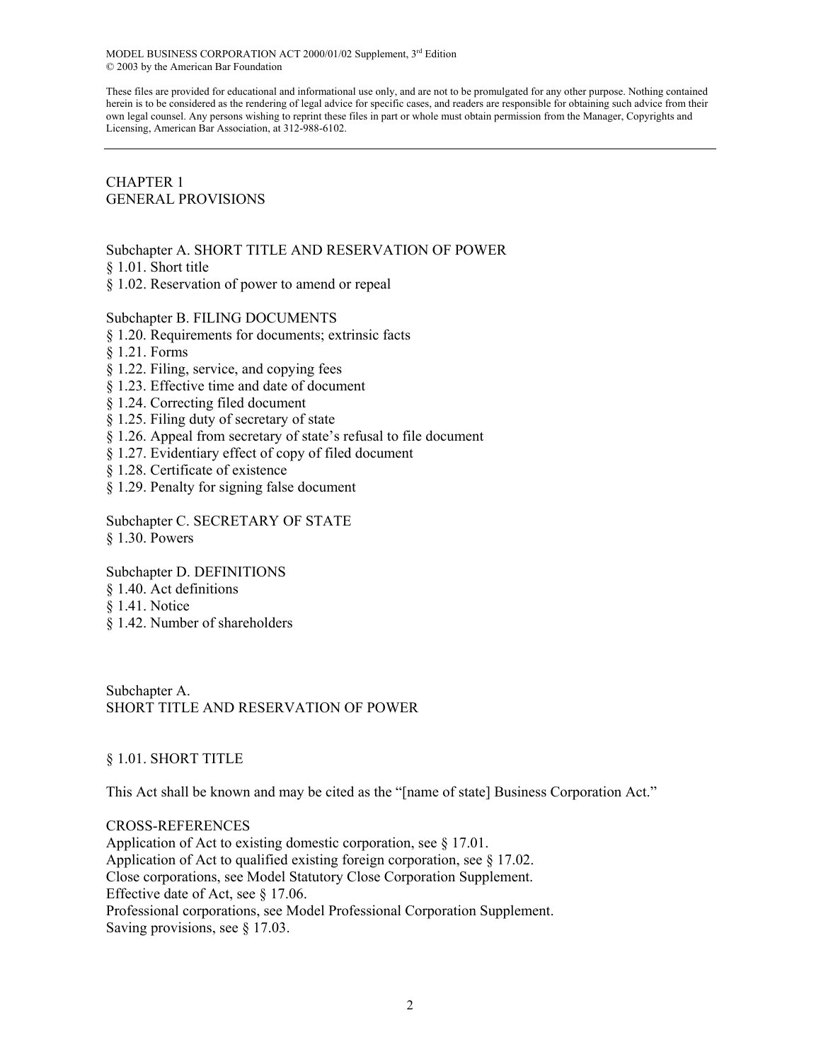# CHAPTER 1
# GENERAL PROVISIONS

Subchapter A. SHORT TITLE AND RESERVATION OF POWER
§ 1.01. Short title
§ 1.02. Reservation of power to amend or repeal

Subchapter B. FILING DOCUMENTS
§ 1.20. Requirements for documents; extrinsic facts
§ 1.21. Forms
§ 1.22. Filing, service, and copying fees
§ 1.23. Effective time and date of document
§ 1.24. Correcting filed document
§ 1.25. Filing duty of secretary of state
§ 1.26. Appeal from secretary of state's refusal to file document
§ 1.27. Evidentiary effect of copy of filed document
§ 1.28. Certificate of existence
§ 1.29. Penalty for signing false document

Subchapter C. SECRETARY OF STATE
§ 1.30. Powers

Subchapter D. DEFINITIONS
§ 1.40. Act definitions
§ 1.41. Notice
§ 1.42. Number of shareholders

## Subchapter A.
## SHORT TITLE AND RESERVATION OF POWER

### § 1.01. SHORT TITLE

This Act shall be known and may be cited as the "[name of state] Business Corporation Act."

CROSS-REFERENCES
Application of Act to existing domestic corporation, see § 17.01.
Application of Act to qualified existing foreign corporation, see § 17.02.
Close corporations, see Model Statutory Close Corporation Supplement.
Effective date of Act, see § 17.06.
Professional corporations, see Model Professional Corporation Supplement.
Saving provisions, see § 17.03.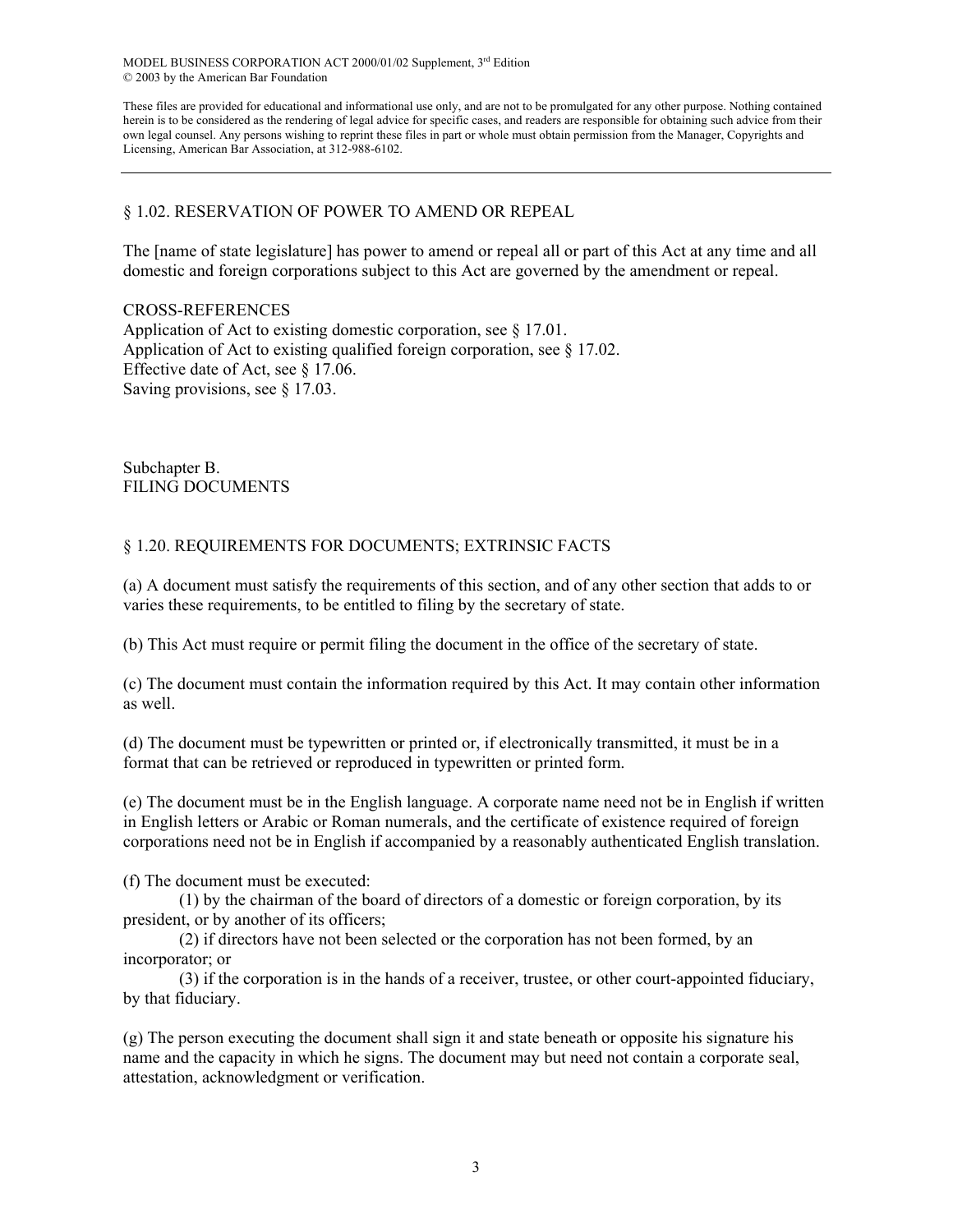## § 1.02. RESERVATION OF POWER TO AMEND OR REPEAL

The [name of state legislature] has power to amend or repeal all or part of this Act at any time and all domestic and foreign corporations subject to this Act are governed by the amendment or repeal.

CROSS-REFERENCES

Application of Act to existing domestic corporation, see § 17.01.
Application of Act to existing qualified foreign corporation, see § 17.02.
Effective date of Act, see § 17.06.
Saving provisions, see § 17.03.

## Subchapter B.
## FILING DOCUMENTS

### § 1.20. REQUIREMENTS FOR DOCUMENTS; EXTRINSIC FACTS

(a) A document must satisfy the requirements of this section, and of any other section that adds to or varies these requirements, to be entitled to filing by the secretary of state.

(b) This Act must require or permit filing the document in the office of the secretary of state.

(c) The document must contain the information required by this Act. It may contain other information as well.

(d) The document must be typewritten or printed or, if electronically transmitted, it must be in a format that can be retrieved or reproduced in typewritten or printed form.

(e) The document must be in the English language. A corporate name need not be in English if written in English letters or Arabic or Roman numerals, and the certificate of existence required of foreign corporations need not be in English if accompanied by a reasonably authenticated English translation.

(f) The document must be executed:

(1) by the chairman of the board of directors of a domestic or foreign corporation, by its president, or by another of its officers;

(2) if directors have not been selected or the corporation has not been formed, by an incorporator; or

(3) if the corporation is in the hands of a receiver, trustee, or other court-appointed fiduciary, by that fiduciary.

(g) The person executing the document shall sign it and state beneath or opposite his signature his name and the capacity in which he signs. The document may but need not contain a corporate seal, attestation, acknowledgment or verification.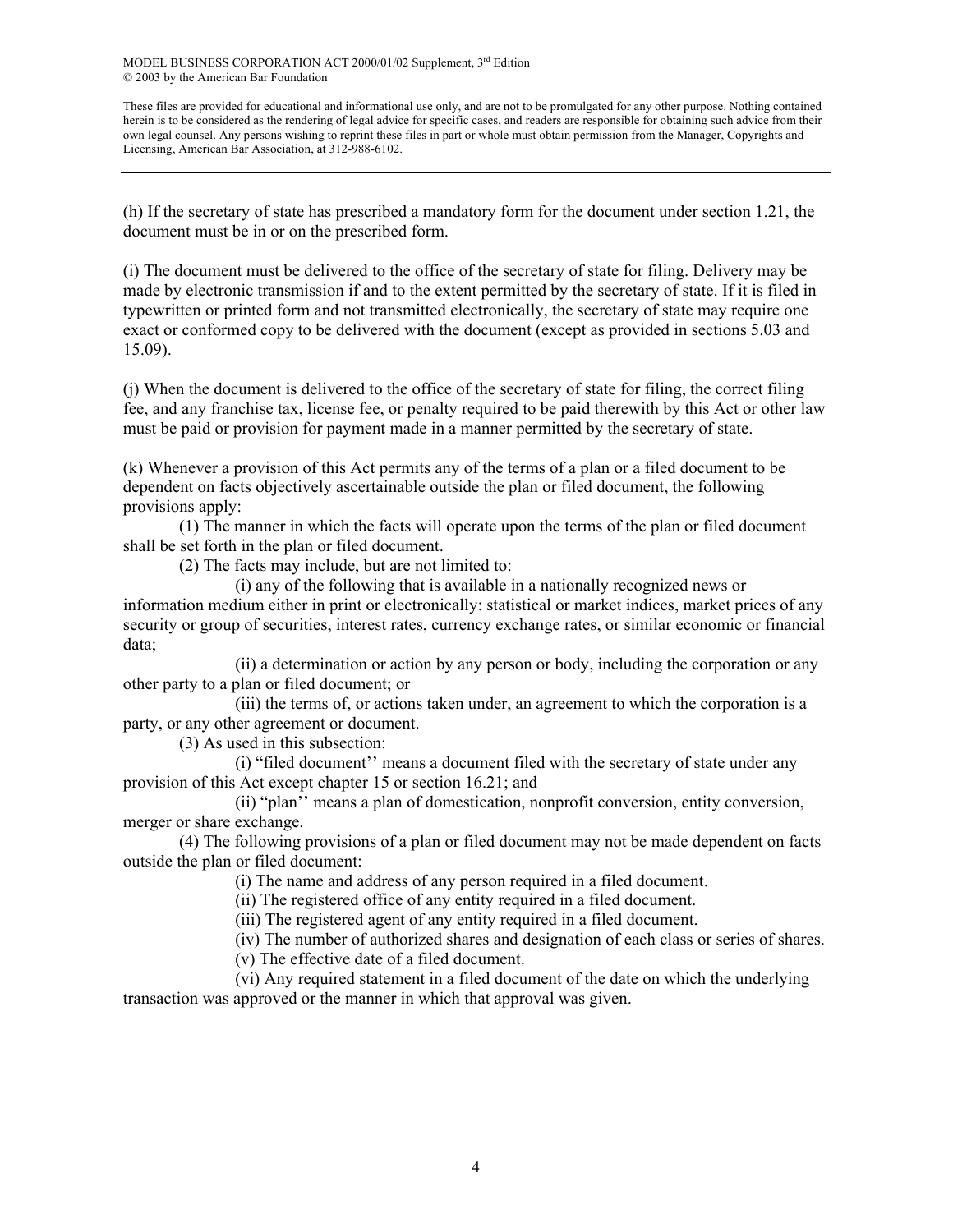(h) If the secretary of state has prescribed a mandatory form for the document under section 1.21, the document must be in or on the prescribed form.

(i) The document must be delivered to the office of the secretary of state for filing. Delivery may be made by electronic transmission if and to the extent permitted by the secretary of state. If it is filed in typewritten or printed form and not transmitted electronically, the secretary of state may require one exact or conformed copy to be delivered with the document (except as provided in sections 5.03 and 15.09).

(j) When the document is delivered to the office of the secretary of state for filing, the correct filing fee, and any franchise tax, license fee, or penalty required to be paid therewith by this Act or other law must be paid or provision for payment made in a manner permitted by the secretary of state.

(k) Whenever a provision of this Act permits any of the terms of a plan or a filed document to be dependent on facts objectively ascertainable outside the plan or filed document, the following provisions apply:

(1) The manner in which the facts will operate upon the terms of the plan or filed document shall be set forth in the plan or filed document.

(2) The facts may include, but are not limited to:

(i) any of the following that is available in a nationally recognized news or information medium either in print or electronically: statistical or market indices, market prices of any security or group of securities, interest rates, currency exchange rates, or similar economic or financial data;

(ii) a determination or action by any person or body, including the corporation or any other party to a plan or filed document; or

(iii) the terms of, or actions taken under, an agreement to which the corporation is a party, or any other agreement or document.

(3) As used in this subsection:

(i) "filed document'' means a document filed with the secretary of state under any provision of this Act except chapter 15 or section 16.21; and

(ii) "plan'' means a plan of domestication, nonprofit conversion, entity conversion, merger or share exchange.

(4) The following provisions of a plan or filed document may not be made dependent on facts outside the plan or filed document:

(i) The name and address of any person required in a filed document.

(ii) The registered office of any entity required in a filed document.

(iii) The registered agent of any entity required in a filed document.

(iv) The number of authorized shares and designation of each class or series of shares.

(v) The effective date of a filed document.

(vi) Any required statement in a filed document of the date on which the underlying transaction was approved or the manner in which that approval was given.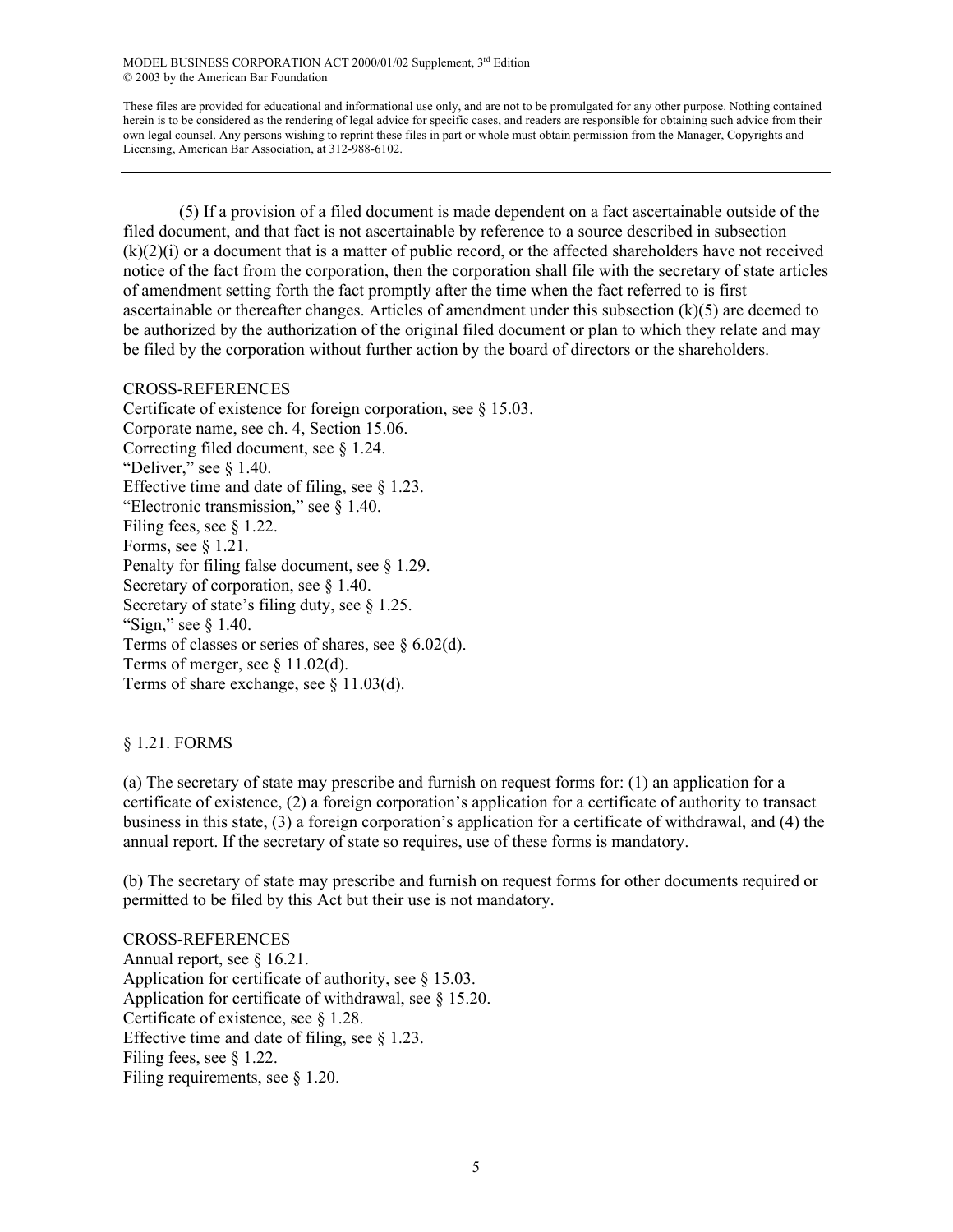(5) If a provision of a filed document is made dependent on a fact ascertainable outside of the filed document, and that fact is not ascertainable by reference to a source described in subsection (k)(2)(i) or a document that is a matter of public record, or the affected shareholders have not received notice of the fact from the corporation, then the corporation shall file with the secretary of state articles of amendment setting forth the fact promptly after the time when the fact referred to is first ascertainable or thereafter changes. Articles of amendment under this subsection (k)(5) are deemed to be authorized by the authorization of the original filed document or plan to which they relate and may be filed by the corporation without further action by the board of directors or the shareholders.

CROSS-REFERENCES
Certificate of existence for foreign corporation, see § 15.03.
Corporate name, see ch. 4, Section 15.06.
Correcting filed document, see § 1.24.
"Deliver," see § 1.40.
Effective time and date of filing, see § 1.23.
"Electronic transmission," see § 1.40.
Filing fees, see § 1.22.
Forms, see § 1.21.
Penalty for filing false document, see § 1.29.
Secretary of corporation, see § 1.40.
Secretary of state's filing duty, see § 1.25.
"Sign," see § 1.40.
Terms of classes or series of shares, see § 6.02(d).
Terms of merger, see § 11.02(d).
Terms of share exchange, see § 11.03(d).

## § 1.21. FORMS

(a) The secretary of state may prescribe and furnish on request forms for: (1) an application for a certificate of existence, (2) a foreign corporation's application for a certificate of authority to transact business in this state, (3) a foreign corporation's application for a certificate of withdrawal, and (4) the annual report. If the secretary of state so requires, use of these forms is mandatory.

(b) The secretary of state may prescribe and furnish on request forms for other documents required or permitted to be filed by this Act but their use is not mandatory.

CROSS-REFERENCES
Annual report, see § 16.21.
Application for certificate of authority, see § 15.03.
Application for certificate of withdrawal, see § 15.20.
Certificate of existence, see § 1.28.
Effective time and date of filing, see § 1.23.
Filing fees, see § 1.22.
Filing requirements, see § 1.20.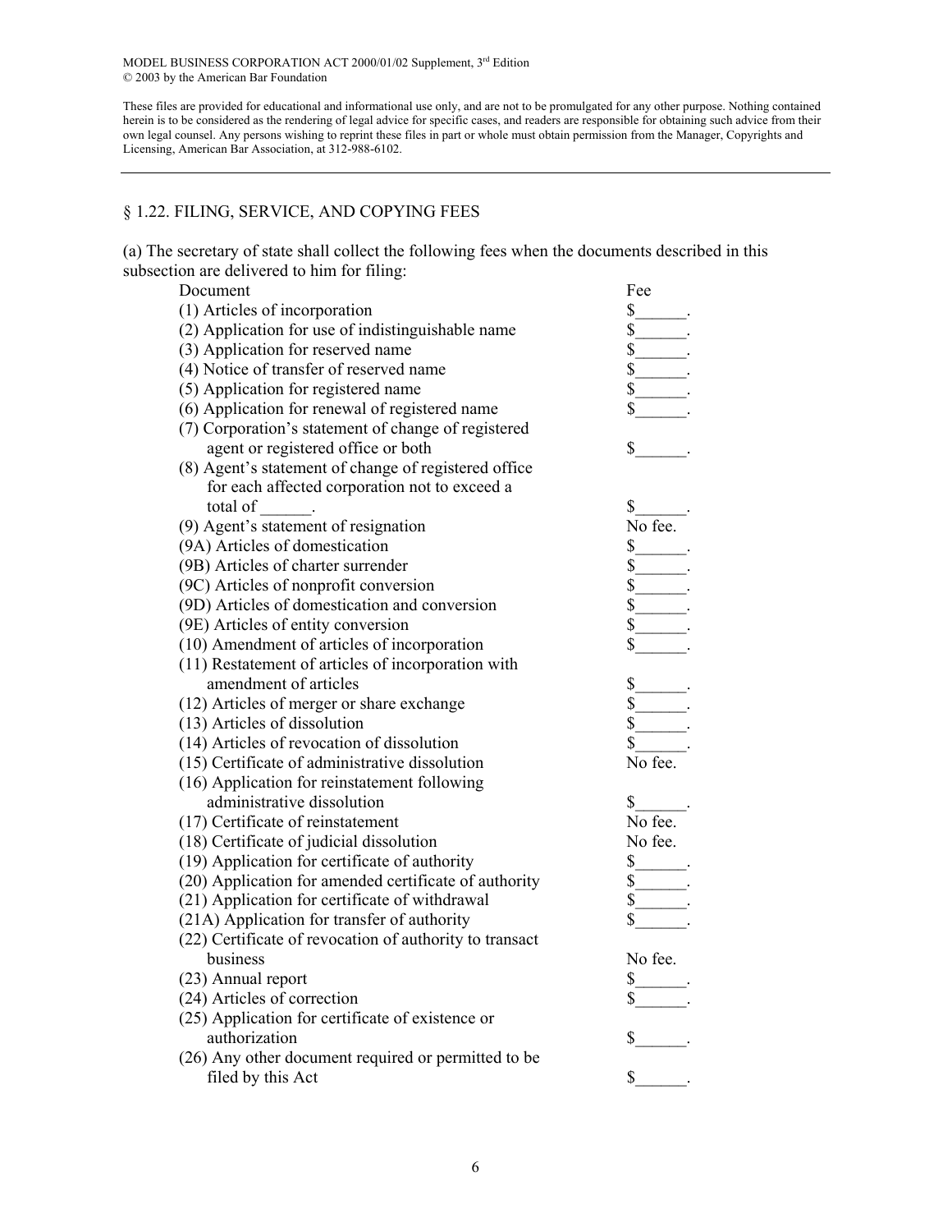MODEL BUSINESS CORPORATION ACT 2000/01/02 Supplement, 3rd Edition
© 2003 by the American Bar Foundation

These files are provided for educational and informational use only, and are not to be promulgated for any other purpose. Nothing contained herein is to be considered as the rendering of legal advice for specific cases, and readers are responsible for obtaining such advice from their own legal counsel. Any persons wishing to reprint these files in part or whole must obtain permission from the Manager, Copyrights and Licensing, American Bar Association, at 312-988-6102.

---

## § 1.22. FILING, SERVICE, AND COPYING FEES

(a) The secretary of state shall collect the following fees when the documents described in this subsection are delivered to him for filing:

| Document | Fee |
|---|---|
| (1) Articles of incorporation | $______. |
| (2) Application for use of indistinguishable name | $______. |
| (3) Application for reserved name | $______. |
| (4) Notice of transfer of reserved name | $______. |
| (5) Application for registered name | $______. |
| (6) Application for renewal of registered name | $______. |
| (7) Corporation's statement of change of registered agent or registered office or both | $______. |
| (8) Agent's statement of change of registered office for each affected corporation not to exceed a total of ______. | $______. |
| (9) Agent's statement of resignation | No fee. |
| (9A) Articles of domestication | $______. |
| (9B) Articles of charter surrender | $______. |
| (9C) Articles of nonprofit conversion | $______. |
| (9D) Articles of domestication and conversion | $______. |
| (9E) Articles of entity conversion | $______. |
| (10) Amendment of articles of incorporation | $______. |
| (11) Restatement of articles of incorporation with amendment of articles | $______. |
| (12) Articles of merger or share exchange | $______. |
| (13) Articles of dissolution | $______. |
| (14) Articles of revocation of dissolution | $______. |
| (15) Certificate of administrative dissolution | No fee. |
| (16) Application for reinstatement following administrative dissolution | $______. |
| (17) Certificate of reinstatement | No fee. |
| (18) Certificate of judicial dissolution | No fee. |
| (19) Application for certificate of authority | $______. |
| (20) Application for amended certificate of authority | $______. |
| (21) Application for certificate of withdrawal | $______. |
| (21A) Application for transfer of authority | $______. |
| (22) Certificate of revocation of authority to transact business | No fee. |
| (23) Annual report | $______. |
| (24) Articles of correction | $______. |
| (25) Application for certificate of existence or authorization | $______. |
| (26) Any other document required or permitted to be filed by this Act | $______. |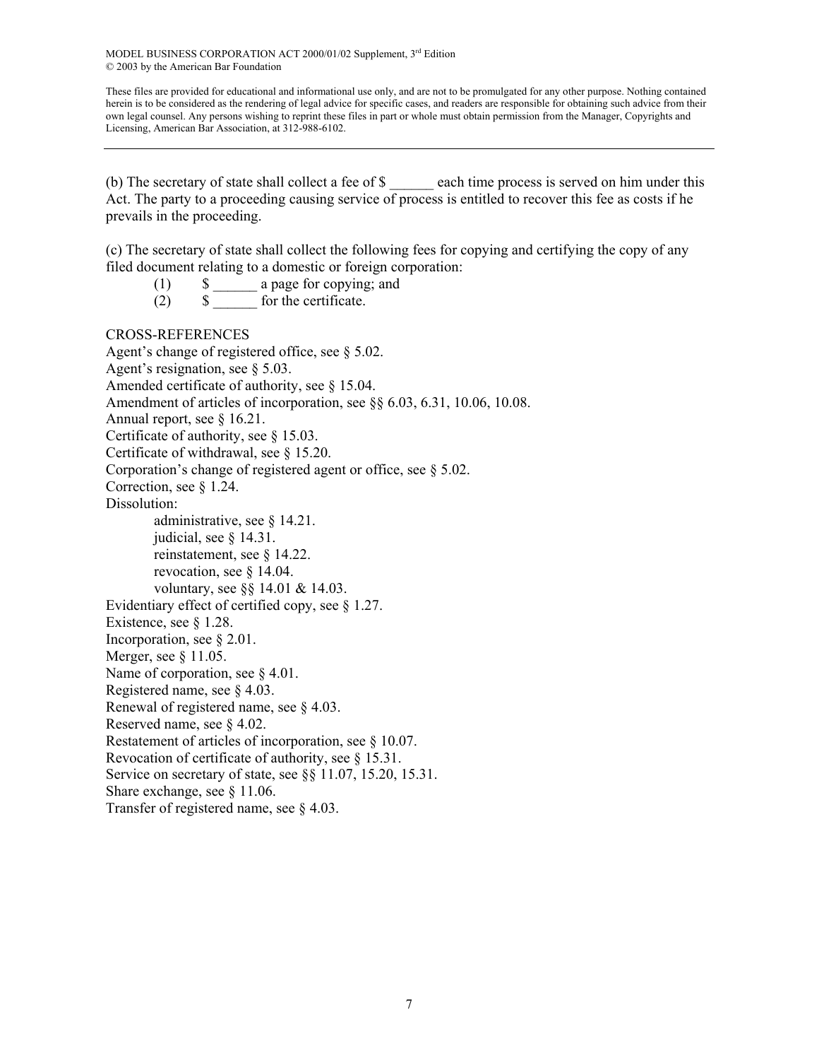(b) The secretary of state shall collect a fee of $ ______ each time process is served on him under this Act. The party to a proceeding causing service of process is entitled to recover this fee as costs if he prevails in the proceeding.

(c) The secretary of state shall collect the following fees for copying and certifying the copy of any filed document relating to a domestic or foreign corporation:

(1) $ ______ a page for copying; and

(2) $ ______ for the certificate.

CROSS-REFERENCES

Agent's change of registered office, see § 5.02.
Agent's resignation, see § 5.03.
Amended certificate of authority, see § 15.04.
Amendment of articles of incorporation, see §§ 6.03, 6.31, 10.06, 10.08.
Annual report, see § 16.21.
Certificate of authority, see § 15.03.
Certificate of withdrawal, see § 15.20.
Corporation's change of registered agent or office, see § 5.02.
Correction, see § 1.24.
Dissolution:
- administrative, see § 14.21.
- judicial, see § 14.31.
- reinstatement, see § 14.22.
- revocation, see § 14.04.
- voluntary, see §§ 14.01 & 14.03.

Evidentiary effect of certified copy, see § 1.27.
Existence, see § 1.28.
Incorporation, see § 2.01.
Merger, see § 11.05.
Name of corporation, see § 4.01.
Registered name, see § 4.03.
Renewal of registered name, see § 4.03.
Reserved name, see § 4.02.
Restatement of articles of incorporation, see § 10.07.
Revocation of certificate of authority, see § 15.31.
Service on secretary of state, see §§ 11.07, 15.20, 15.31.
Share exchange, see § 11.06.
Transfer of registered name, see § 4.03.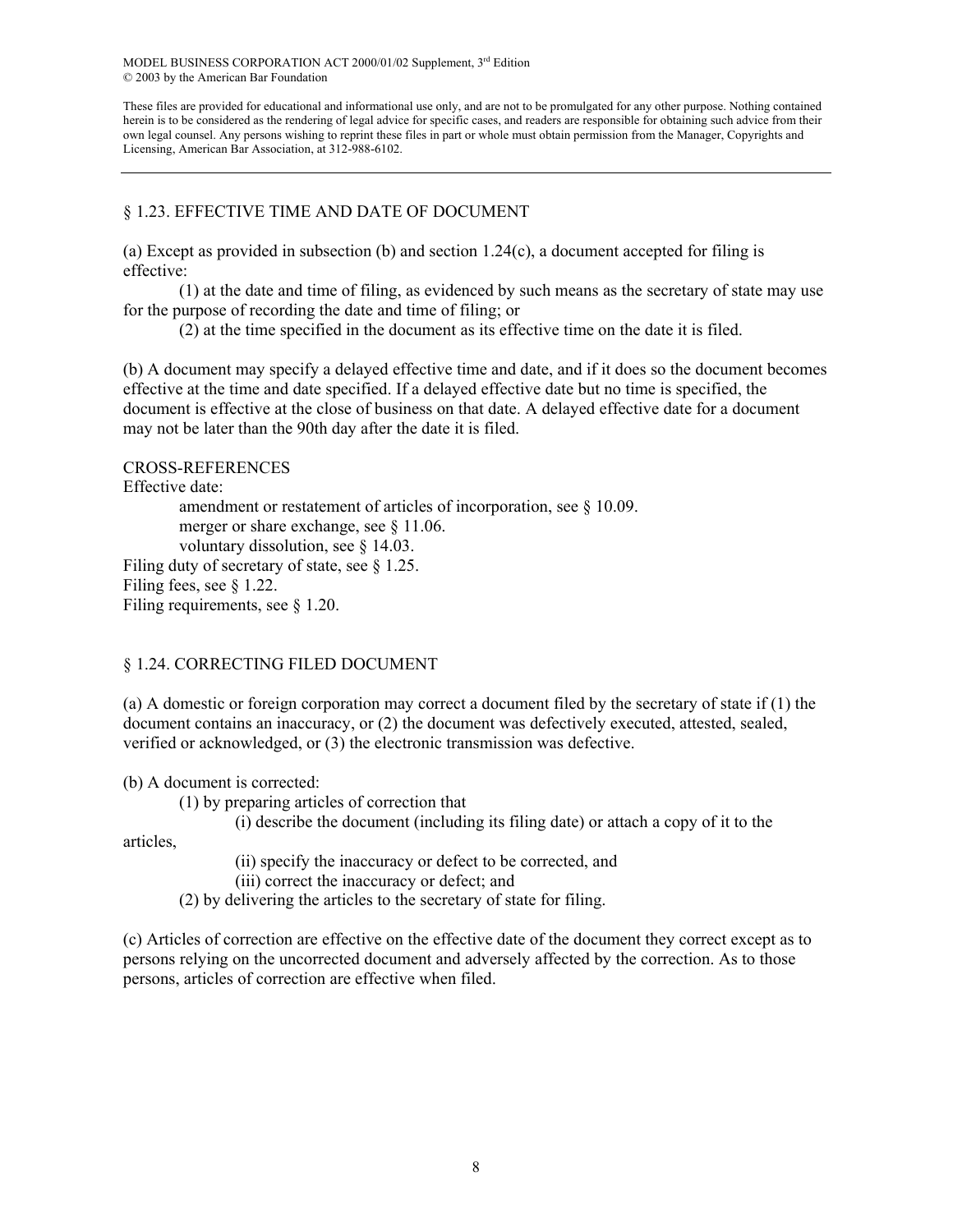## § 1.23. EFFECTIVE TIME AND DATE OF DOCUMENT

(a) Except as provided in subsection (b) and section 1.24(c), a document accepted for filing is effective:

(1) at the date and time of filing, as evidenced by such means as the secretary of state may use for the purpose of recording the date and time of filing; or

(2) at the time specified in the document as its effective time on the date it is filed.

(b) A document may specify a delayed effective time and date, and if it does so the document becomes effective at the time and date specified. If a delayed effective date but no time is specified, the document is effective at the close of business on that date. A delayed effective date for a document may not be later than the 90th day after the date it is filed.

CROSS-REFERENCES

Effective date:

- amendment or restatement of articles of incorporation, see § 10.09.
- merger or share exchange, see § 11.06.
- voluntary dissolution, see § 14.03.

Filing duty of secretary of state, see § 1.25.

Filing fees, see § 1.22.

Filing requirements, see § 1.20.

## § 1.24. CORRECTING FILED DOCUMENT

(a) A domestic or foreign corporation may correct a document filed by the secretary of state if (1) the document contains an inaccuracy, or (2) the document was defectively executed, attested, sealed, verified or acknowledged, or (3) the electronic transmission was defective.

(b) A document is corrected:

(1) by preparing articles of correction that

(i) describe the document (including its filing date) or attach a copy of it to the articles,

(ii) specify the inaccuracy or defect to be corrected, and

(iii) correct the inaccuracy or defect; and

(2) by delivering the articles to the secretary of state for filing.

(c) Articles of correction are effective on the effective date of the document they correct except as to persons relying on the uncorrected document and adversely affected by the correction. As to those persons, articles of correction are effective when filed.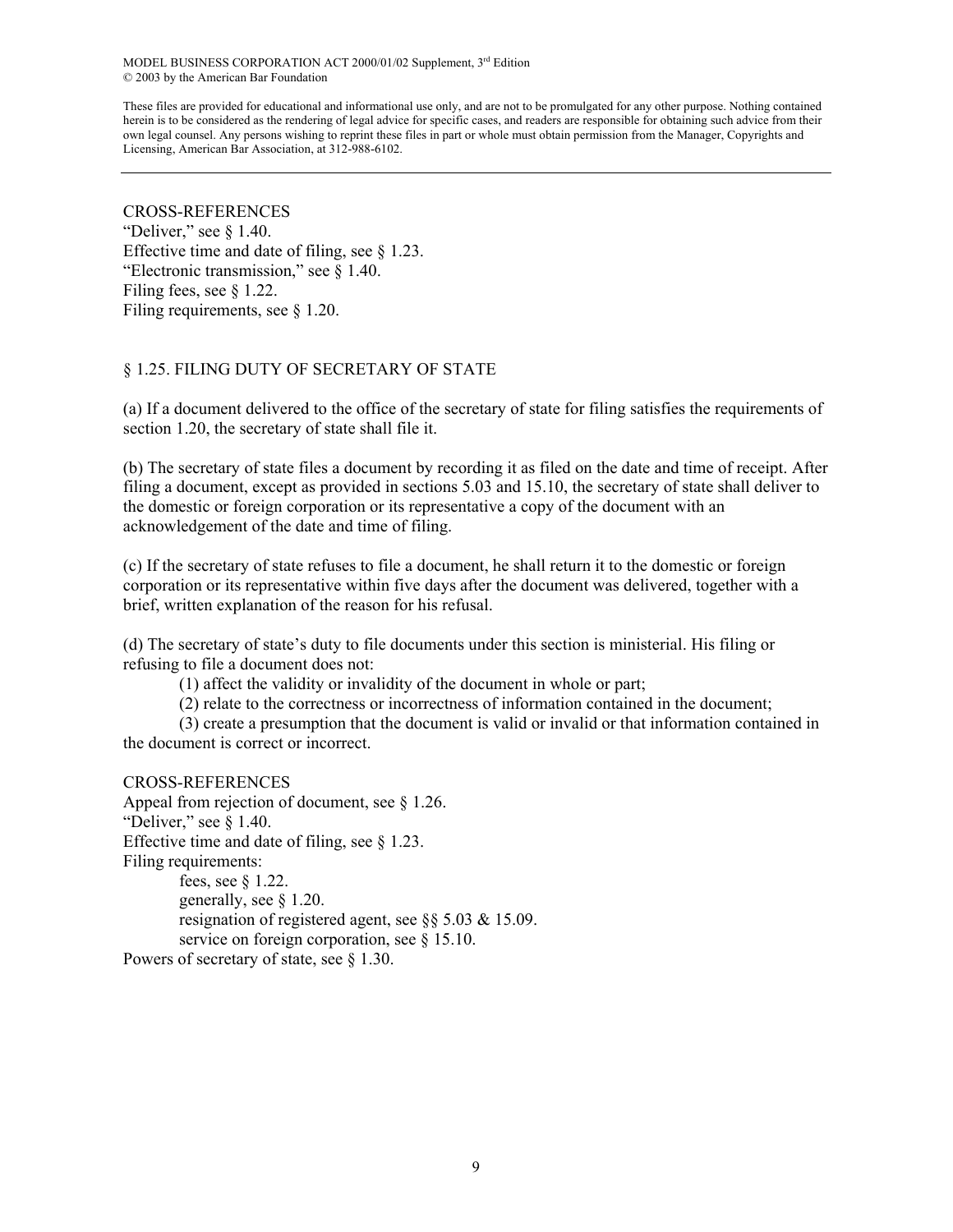CROSS-REFERENCES
"Deliver," see § 1.40.
Effective time and date of filing, see § 1.23.
"Electronic transmission," see § 1.40.
Filing fees, see § 1.22.
Filing requirements, see § 1.20.

## § 1.25. FILING DUTY OF SECRETARY OF STATE

(a) If a document delivered to the office of the secretary of state for filing satisfies the requirements of section 1.20, the secretary of state shall file it.

(b) The secretary of state files a document by recording it as filed on the date and time of receipt. After filing a document, except as provided in sections 5.03 and 15.10, the secretary of state shall deliver to the domestic or foreign corporation or its representative a copy of the document with an acknowledgement of the date and time of filing.

(c) If the secretary of state refuses to file a document, he shall return it to the domestic or foreign corporation or its representative within five days after the document was delivered, together with a brief, written explanation of the reason for his refusal.

(d) The secretary of state's duty to file documents under this section is ministerial. His filing or refusing to file a document does not:

(1) affect the validity or invalidity of the document in whole or part;

(2) relate to the correctness or incorrectness of information contained in the document;

(3) create a presumption that the document is valid or invalid or that information contained in the document is correct or incorrect.

CROSS-REFERENCES
Appeal from rejection of document, see § 1.26.
"Deliver," see § 1.40.
Effective time and date of filing, see § 1.23.
Filing requirements:
- fees, see § 1.22.
- generally, see § 1.20.
- resignation of registered agent, see §§ 5.03 & 15.09.
- service on foreign corporation, see § 15.10.

Powers of secretary of state, see § 1.30.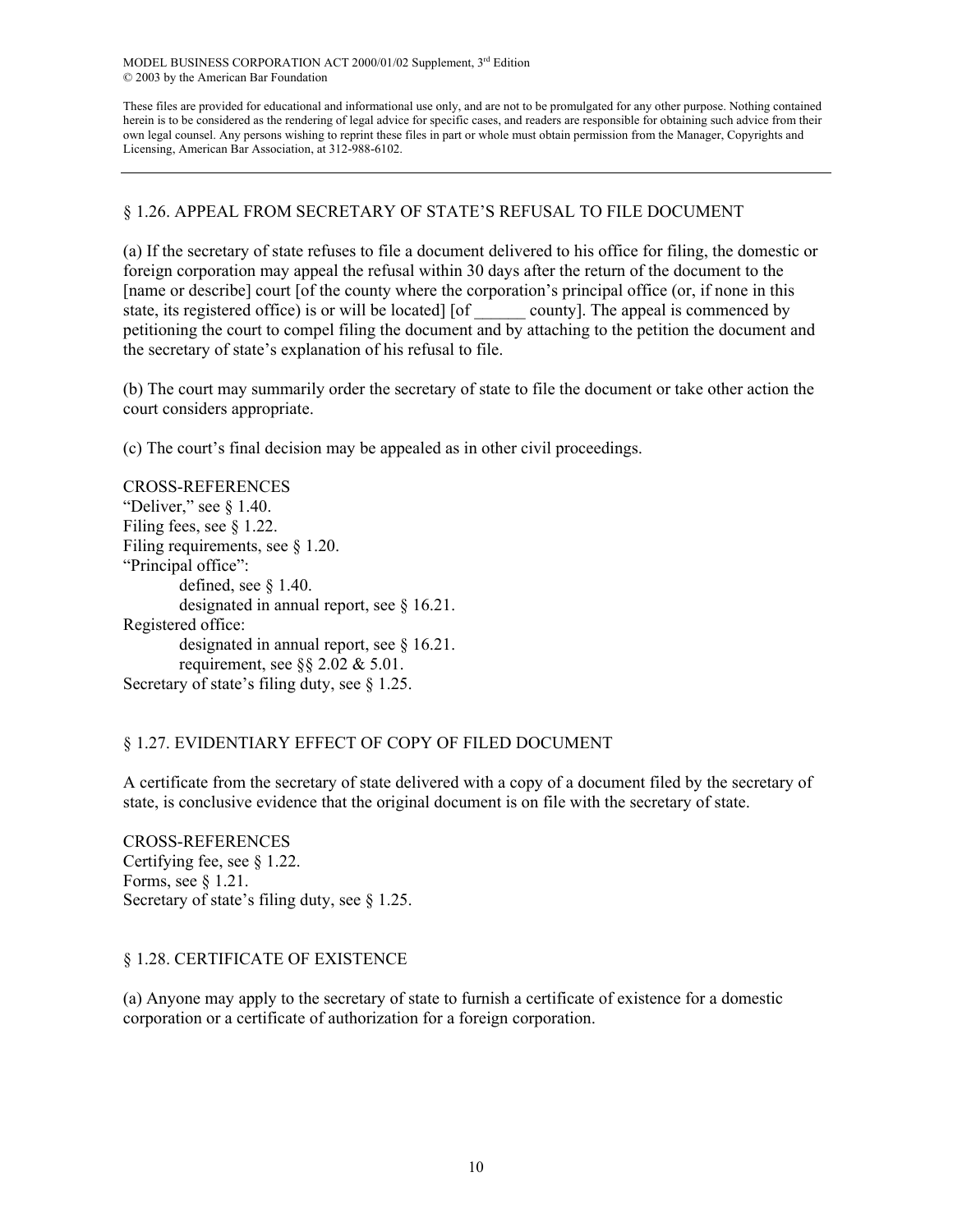## § 1.26. APPEAL FROM SECRETARY OF STATE'S REFUSAL TO FILE DOCUMENT

(a) If the secretary of state refuses to file a document delivered to his office for filing, the domestic or foreign corporation may appeal the refusal within 30 days after the return of the document to the [name or describe] court [of the county where the corporation's principal office (or, if none in this state, its registered office) is or will be located] [of ______ county]. The appeal is commenced by petitioning the court to compel filing the document and by attaching to the petition the document and the secretary of state's explanation of his refusal to file.

(b) The court may summarily order the secretary of state to file the document or take other action the court considers appropriate.

(c) The court's final decision may be appealed as in other civil proceedings.

CROSS-REFERENCES
"Deliver," see § 1.40.
Filing fees, see § 1.22.
Filing requirements, see § 1.20.
"Principal office":
- defined, see § 1.40.
- designated in annual report, see § 16.21.

Registered office:
- designated in annual report, see § 16.21.
- requirement, see §§ 2.02 & 5.01.

Secretary of state's filing duty, see § 1.25.

## § 1.27. EVIDENTIARY EFFECT OF COPY OF FILED DOCUMENT

A certificate from the secretary of state delivered with a copy of a document filed by the secretary of state, is conclusive evidence that the original document is on file with the secretary of state.

CROSS-REFERENCES
Certifying fee, see § 1.22.
Forms, see § 1.21.
Secretary of state's filing duty, see § 1.25.

## § 1.28. CERTIFICATE OF EXISTENCE

(a) Anyone may apply to the secretary of state to furnish a certificate of existence for a domestic corporation or a certificate of authorization for a foreign corporation.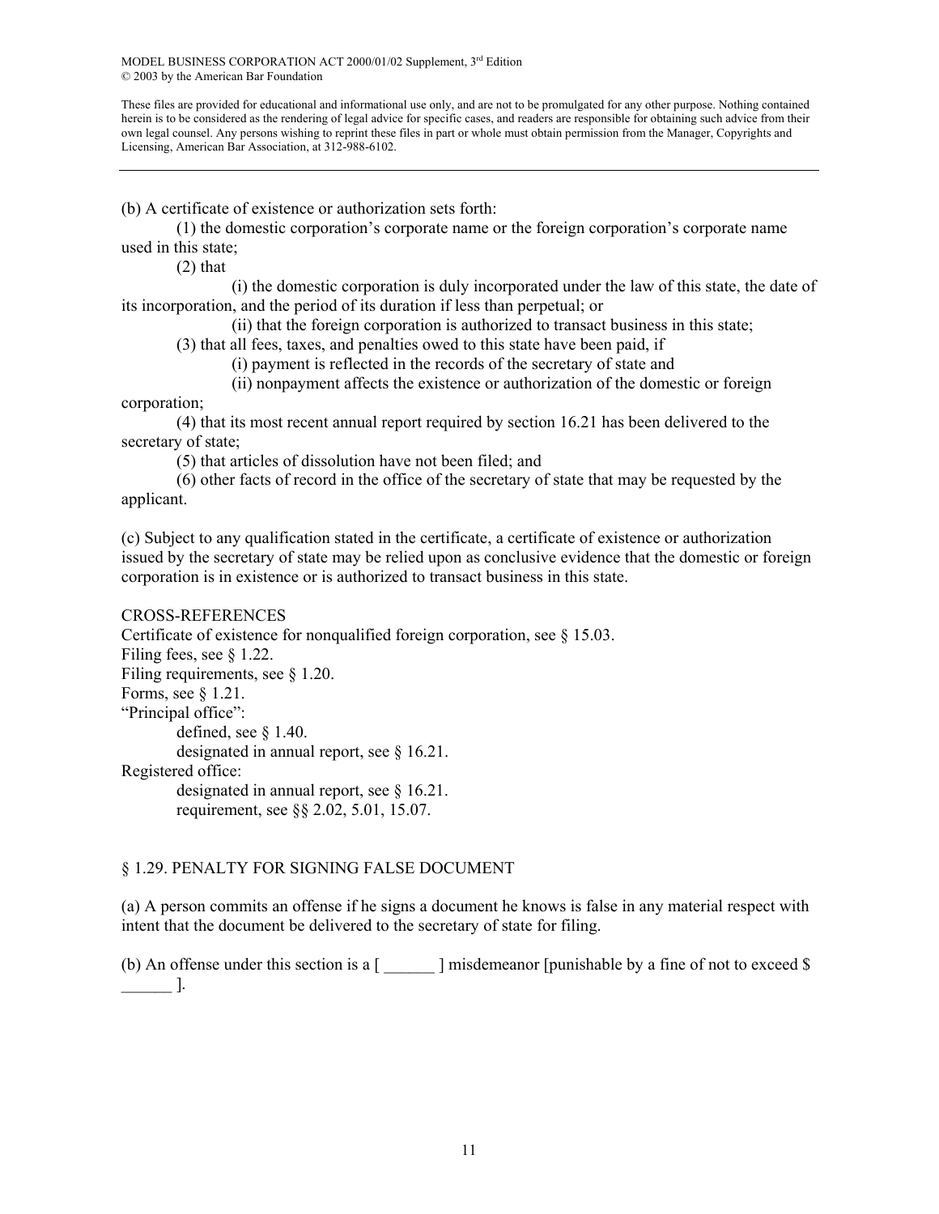(b) A certificate of existence or authorization sets forth:

(1) the domestic corporation's corporate name or the foreign corporation's corporate name used in this state;

(2) that

(i) the domestic corporation is duly incorporated under the law of this state, the date of its incorporation, and the period of its duration if less than perpetual; or

(ii) that the foreign corporation is authorized to transact business in this state;

(3) that all fees, taxes, and penalties owed to this state have been paid, if

(i) payment is reflected in the records of the secretary of state and

(ii) nonpayment affects the existence or authorization of the domestic or foreign corporation;

(4) that its most recent annual report required by section 16.21 has been delivered to the secretary of state;

(5) that articles of dissolution have not been filed; and

(6) other facts of record in the office of the secretary of state that may be requested by the applicant.

(c) Subject to any qualification stated in the certificate, a certificate of existence or authorization issued by the secretary of state may be relied upon as conclusive evidence that the domestic or foreign corporation is in existence or is authorized to transact business in this state.

CROSS-REFERENCES

Certificate of existence for nonqualified foreign corporation, see § 15.03.

Filing fees, see § 1.22.

Filing requirements, see § 1.20.

Forms, see § 1.21.

"Principal office":

defined, see § 1.40.

designated in annual report, see § 16.21.

Registered office:

designated in annual report, see § 16.21.

requirement, see §§ 2.02, 5.01, 15.07.

## § 1.29. PENALTY FOR SIGNING FALSE DOCUMENT

(a) A person commits an offense if he signs a document he knows is false in any material respect with intent that the document be delivered to the secretary of state for filing.

(b) An offense under this section is a [ ______ ] misdemeanor [punishable by a fine of not to exceed $ ______ ].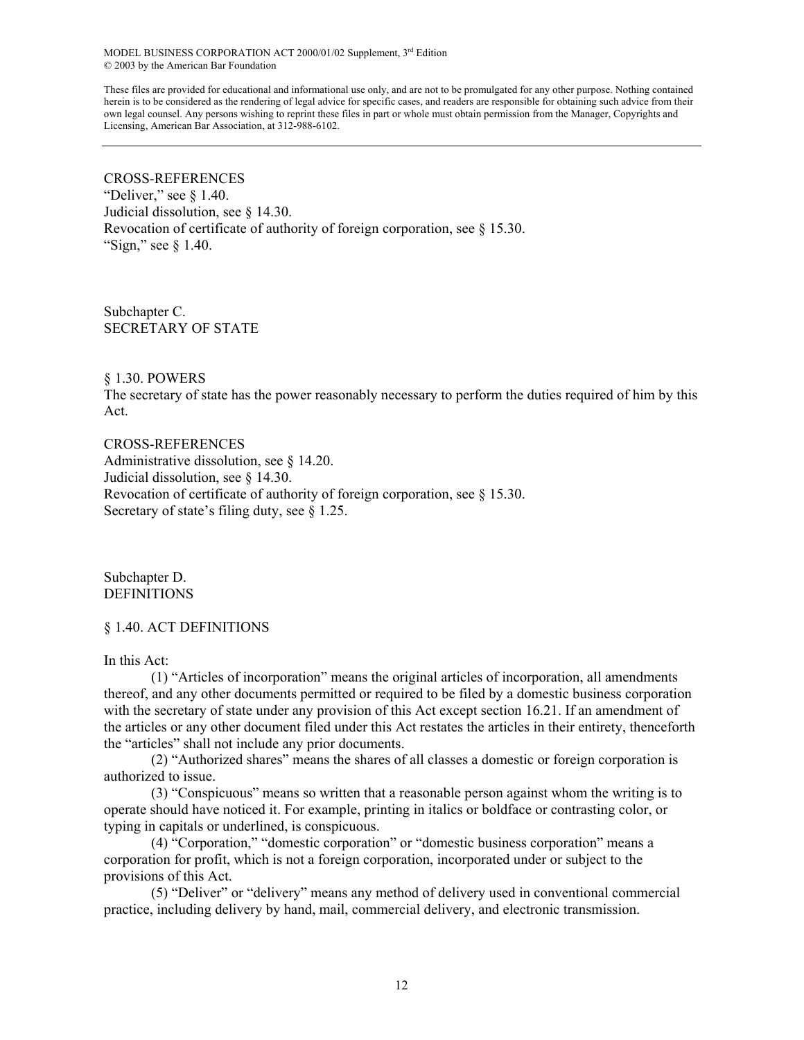CROSS-REFERENCES
"Deliver," see § 1.40.
Judicial dissolution, see § 14.30.
Revocation of certificate of authority of foreign corporation, see § 15.30.
"Sign," see § 1.40.

## Subchapter C.
## SECRETARY OF STATE

### § 1.30. POWERS

The secretary of state has the power reasonably necessary to perform the duties required of him by this Act.

CROSS-REFERENCES
Administrative dissolution, see § 14.20.
Judicial dissolution, see § 14.30.
Revocation of certificate of authority of foreign corporation, see § 15.30.
Secretary of state's filing duty, see § 1.25.

## Subchapter D.
## DEFINITIONS

### § 1.40. ACT DEFINITIONS

In this Act:

(1) "Articles of incorporation" means the original articles of incorporation, all amendments thereof, and any other documents permitted or required to be filed by a domestic business corporation with the secretary of state under any provision of this Act except section 16.21. If an amendment of the articles or any other document filed under this Act restates the articles in their entirety, thenceforth the "articles" shall not include any prior documents.

(2) "Authorized shares" means the shares of all classes a domestic or foreign corporation is authorized to issue.

(3) "Conspicuous" means so written that a reasonable person against whom the writing is to operate should have noticed it. For example, printing in italics or boldface or contrasting color, or typing in capitals or underlined, is conspicuous.

(4) "Corporation," "domestic corporation" or "domestic business corporation" means a corporation for profit, which is not a foreign corporation, incorporated under or subject to the provisions of this Act.

(5) "Deliver" or "delivery" means any method of delivery used in conventional commercial practice, including delivery by hand, mail, commercial delivery, and electronic transmission.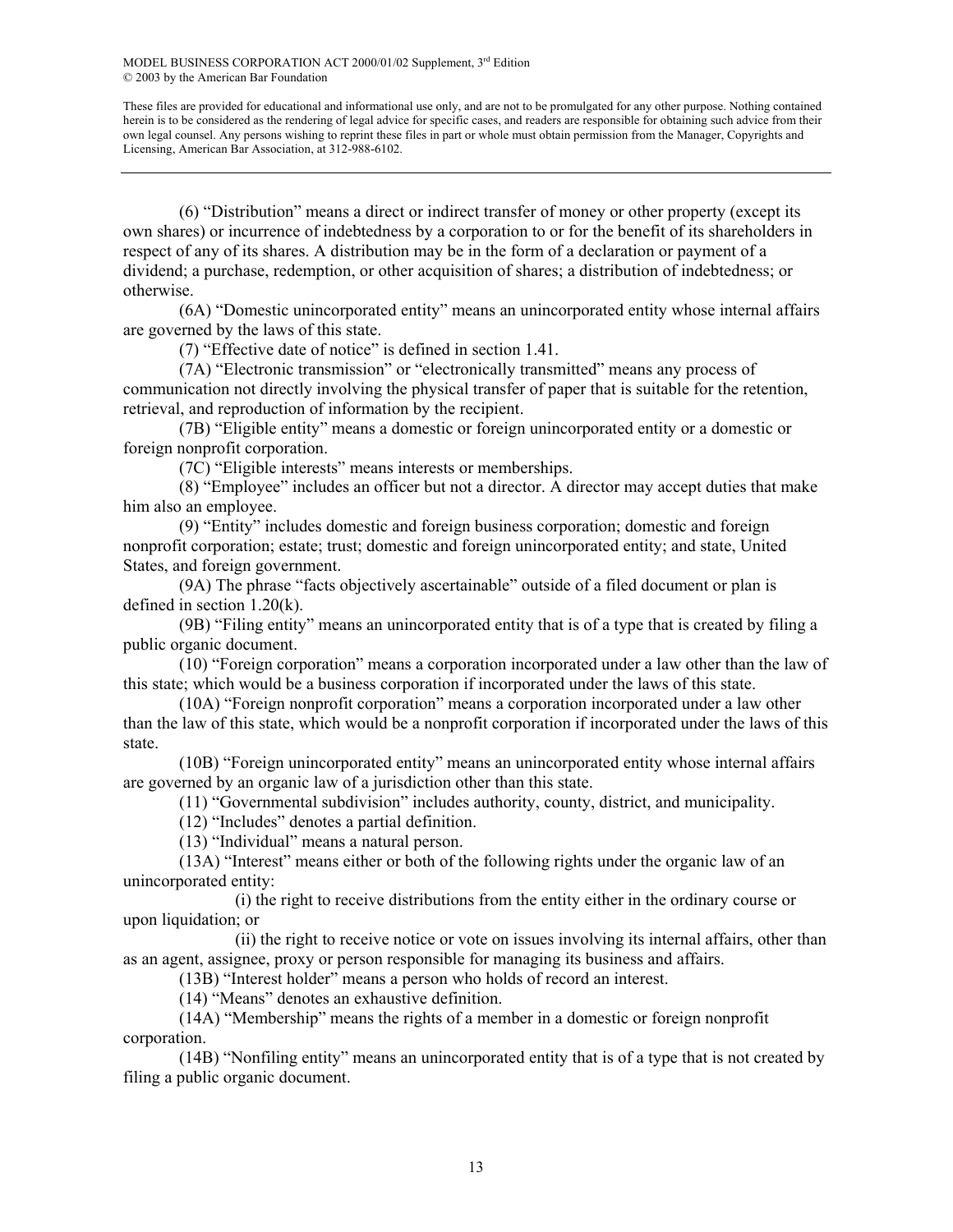(6) “Distribution” means a direct or indirect transfer of money or other property (except its own shares) or incurrence of indebtedness by a corporation to or for the benefit of its shareholders in respect of any of its shares. A distribution may be in the form of a declaration or payment of a dividend; a purchase, redemption, or other acquisition of shares; a distribution of indebtedness; or otherwise.

(6A) “Domestic unincorporated entity” means an unincorporated entity whose internal affairs are governed by the laws of this state.

(7) “Effective date of notice” is defined in section 1.41.

(7A) “Electronic transmission” or “electronically transmitted” means any process of communication not directly involving the physical transfer of paper that is suitable for the retention, retrieval, and reproduction of information by the recipient.

(7B) “Eligible entity” means a domestic or foreign unincorporated entity or a domestic or foreign nonprofit corporation.

(7C) “Eligible interests” means interests or memberships.

(8) “Employee” includes an officer but not a director. A director may accept duties that make him also an employee.

(9) “Entity” includes domestic and foreign business corporation; domestic and foreign nonprofit corporation; estate; trust; domestic and foreign unincorporated entity; and state, United States, and foreign government.

(9A) The phrase “facts objectively ascertainable” outside of a filed document or plan is defined in section 1.20(k).

(9B) “Filing entity” means an unincorporated entity that is of a type that is created by filing a public organic document.

(10) “Foreign corporation” means a corporation incorporated under a law other than the law of this state; which would be a business corporation if incorporated under the laws of this state.

(10A) “Foreign nonprofit corporation” means a corporation incorporated under a law other than the law of this state, which would be a nonprofit corporation if incorporated under the laws of this state.

(10B) “Foreign unincorporated entity” means an unincorporated entity whose internal affairs are governed by an organic law of a jurisdiction other than this state.

(11) “Governmental subdivision” includes authority, county, district, and municipality.

(12) “Includes” denotes a partial definition.

(13) “Individual” means a natural person.

(13A) “Interest” means either or both of the following rights under the organic law of an unincorporated entity:

(i) the right to receive distributions from the entity either in the ordinary course or upon liquidation; or

(ii) the right to receive notice or vote on issues involving its internal affairs, other than as an agent, assignee, proxy or person responsible for managing its business and affairs.

(13B) “Interest holder” means a person who holds of record an interest.

(14) “Means” denotes an exhaustive definition.

(14A) “Membership” means the rights of a member in a domestic or foreign nonprofit corporation.

(14B) “Nonfiling entity” means an unincorporated entity that is of a type that is not created by filing a public organic document.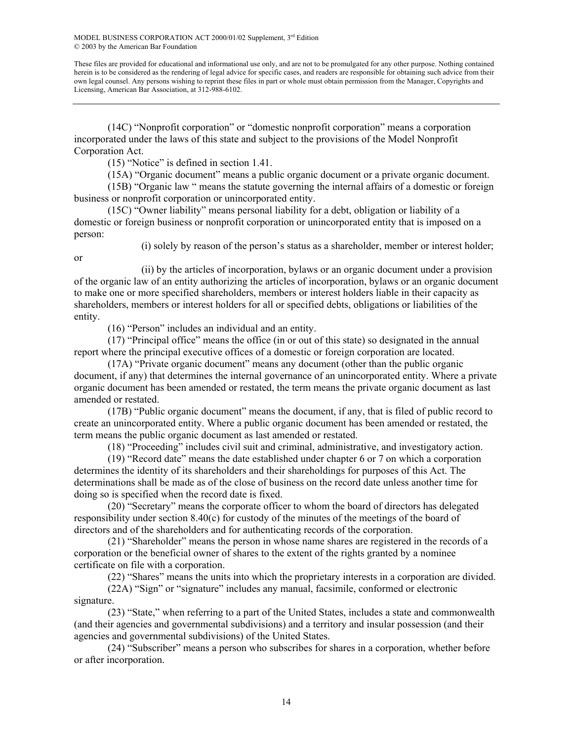(14C) "Nonprofit corporation" or "domestic nonprofit corporation" means a corporation incorporated under the laws of this state and subject to the provisions of the Model Nonprofit Corporation Act.

(15) "Notice" is defined in section 1.41.

(15A) "Organic document" means a public organic document or a private organic document.

(15B) "Organic law " means the statute governing the internal affairs of a domestic or foreign business or nonprofit corporation or unincorporated entity.

(15C) "Owner liability" means personal liability for a debt, obligation or liability of a domestic or foreign business or nonprofit corporation or unincorporated entity that is imposed on a person:

(i) solely by reason of the person's status as a shareholder, member or interest holder; or

(ii) by the articles of incorporation, bylaws or an organic document under a provision of the organic law of an entity authorizing the articles of incorporation, bylaws or an organic document to make one or more specified shareholders, members or interest holders liable in their capacity as shareholders, members or interest holders for all or specified debts, obligations or liabilities of the entity.

(16) "Person" includes an individual and an entity.

(17) "Principal office" means the office (in or out of this state) so designated in the annual report where the principal executive offices of a domestic or foreign corporation are located.

(17A) "Private organic document" means any document (other than the public organic document, if any) that determines the internal governance of an unincorporated entity. Where a private organic document has been amended or restated, the term means the private organic document as last amended or restated.

(17B) "Public organic document" means the document, if any, that is filed of public record to create an unincorporated entity. Where a public organic document has been amended or restated, the term means the public organic document as last amended or restated.

(18) "Proceeding" includes civil suit and criminal, administrative, and investigatory action.

(19) "Record date" means the date established under chapter 6 or 7 on which a corporation determines the identity of its shareholders and their shareholdings for purposes of this Act. The determinations shall be made as of the close of business on the record date unless another time for doing so is specified when the record date is fixed.

(20) "Secretary" means the corporate officer to whom the board of directors has delegated responsibility under section 8.40(c) for custody of the minutes of the meetings of the board of directors and of the shareholders and for authenticating records of the corporation.

(21) "Shareholder" means the person in whose name shares are registered in the records of a corporation or the beneficial owner of shares to the extent of the rights granted by a nominee certificate on file with a corporation.

(22) "Shares" means the units into which the proprietary interests in a corporation are divided.

(22A) "Sign" or "signature" includes any manual, facsimile, conformed or electronic signature.

(23) "State," when referring to a part of the United States, includes a state and commonwealth (and their agencies and governmental subdivisions) and a territory and insular possession (and their agencies and governmental subdivisions) of the United States.

(24) "Subscriber" means a person who subscribes for shares in a corporation, whether before or after incorporation.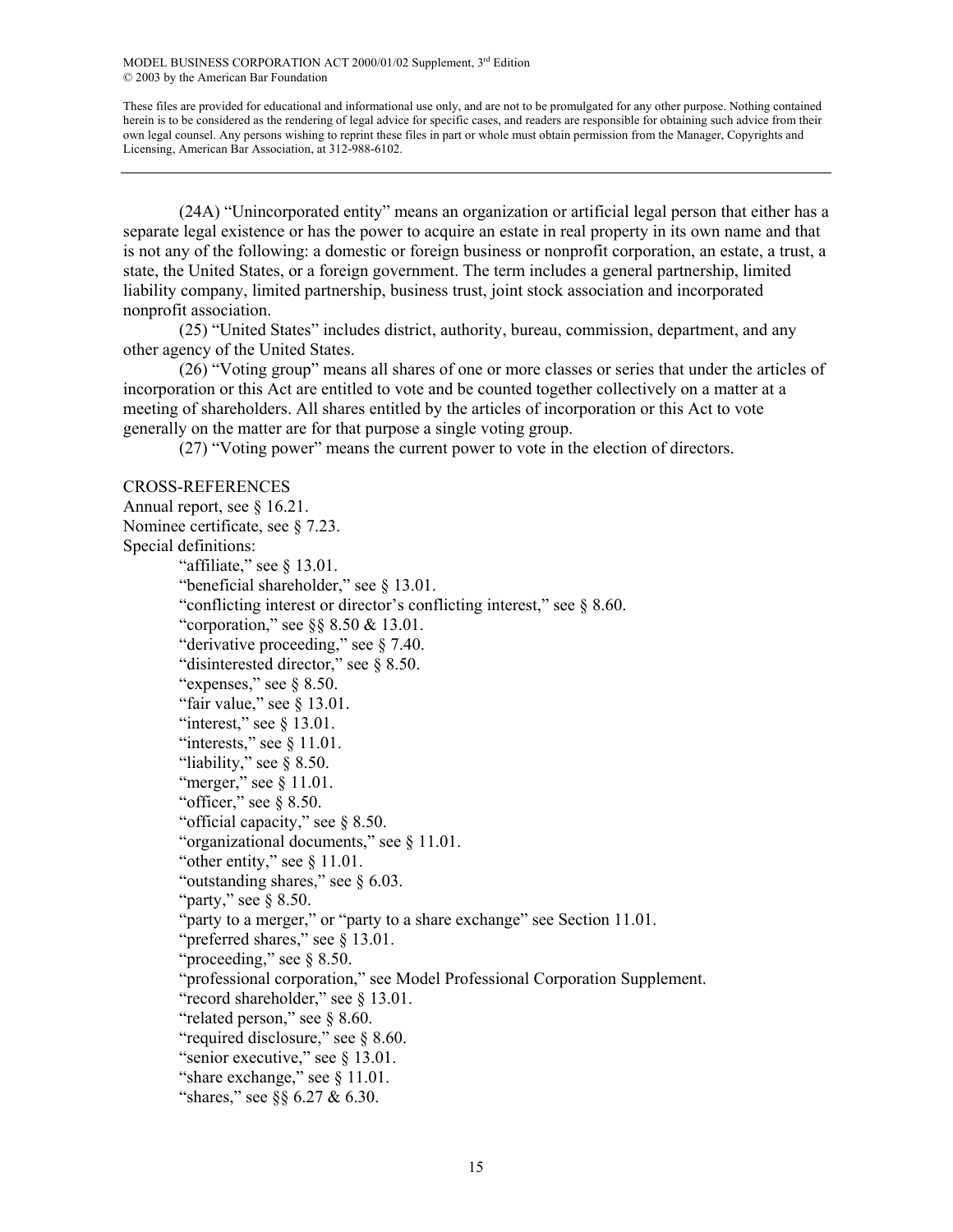(24A) "Unincorporated entity" means an organization or artificial legal person that either has a separate legal existence or has the power to acquire an estate in real property in its own name and that is not any of the following: a domestic or foreign business or nonprofit corporation, an estate, a trust, a state, the United States, or a foreign government. The term includes a general partnership, limited liability company, limited partnership, business trust, joint stock association and incorporated nonprofit association.

(25) "United States" includes district, authority, bureau, commission, department, and any other agency of the United States.

(26) "Voting group" means all shares of one or more classes or series that under the articles of incorporation or this Act are entitled to vote and be counted together collectively on a matter at a meeting of shareholders. All shares entitled by the articles of incorporation or this Act to vote generally on the matter are for that purpose a single voting group.

(27) "Voting power" means the current power to vote in the election of directors.

CROSS-REFERENCES

Annual report, see § 16.21.

Nominee certificate, see § 7.23.

Special definitions:

- "affiliate," see § 13.01.
- "beneficial shareholder," see § 13.01.
- "conflicting interest or director's conflicting interest," see § 8.60.
- "corporation," see §§ 8.50 & 13.01.
- "derivative proceeding," see § 7.40.
- "disinterested director," see § 8.50.
- "expenses," see § 8.50.
- "fair value," see § 13.01.
- "interest," see § 13.01.
- "interests," see § 11.01.
- "liability," see § 8.50.
- "merger," see § 11.01.
- "officer," see § 8.50.
- "official capacity," see § 8.50.
- "organizational documents," see § 11.01.
- "other entity," see § 11.01.
- "outstanding shares," see § 6.03.
- "party," see § 8.50.
- "party to a merger," or "party to a share exchange" see Section 11.01.
- "preferred shares," see § 13.01.
- "proceeding," see § 8.50.
- "professional corporation," see Model Professional Corporation Supplement.
- "record shareholder," see § 13.01.
- "related person," see § 8.60.
- "required disclosure," see § 8.60.
- "senior executive," see § 13.01.
- "share exchange," see § 11.01.
- "shares," see §§ 6.27 & 6.30.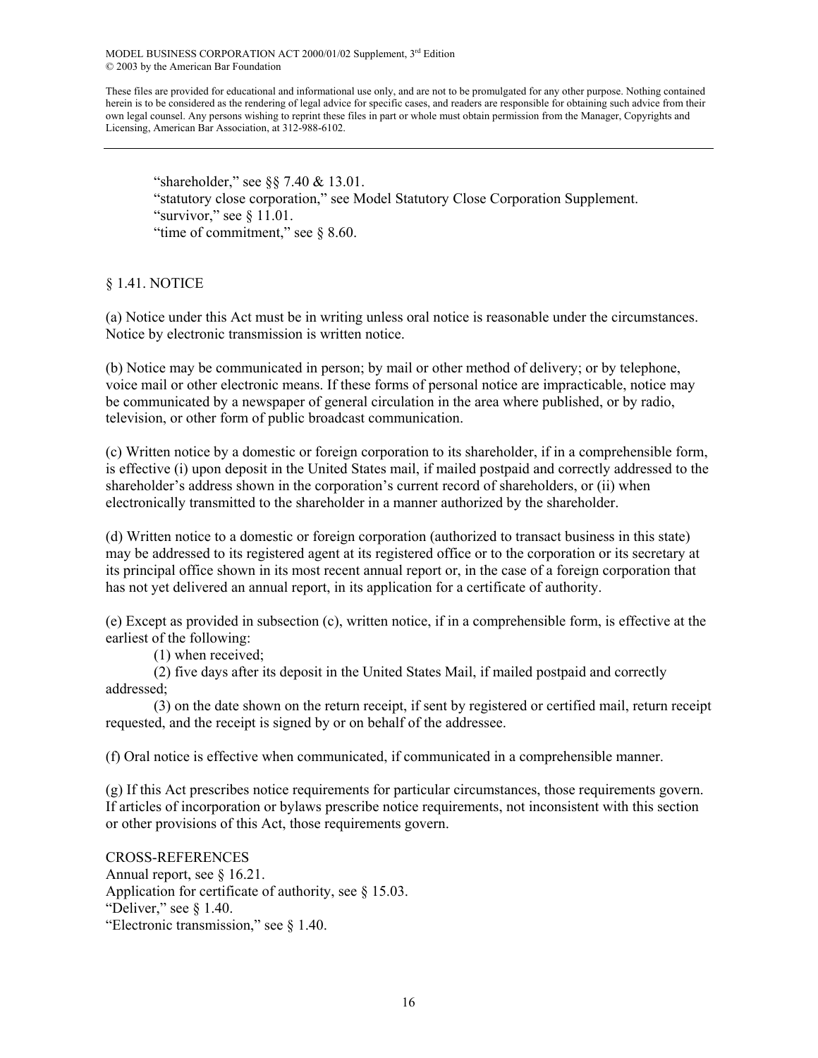"shareholder," see §§ 7.40 & 13.01.
"statutory close corporation," see Model Statutory Close Corporation Supplement.
"survivor," see § 11.01.
"time of commitment," see § 8.60.

## § 1.41. NOTICE

(a) Notice under this Act must be in writing unless oral notice is reasonable under the circumstances. Notice by electronic transmission is written notice.

(b) Notice may be communicated in person; by mail or other method of delivery; or by telephone, voice mail or other electronic means. If these forms of personal notice are impracticable, notice may be communicated by a newspaper of general circulation in the area where published, or by radio, television, or other form of public broadcast communication.

(c) Written notice by a domestic or foreign corporation to its shareholder, if in a comprehensible form, is effective (i) upon deposit in the United States mail, if mailed postpaid and correctly addressed to the shareholder's address shown in the corporation's current record of shareholders, or (ii) when electronically transmitted to the shareholder in a manner authorized by the shareholder.

(d) Written notice to a domestic or foreign corporation (authorized to transact business in this state) may be addressed to its registered agent at its registered office or to the corporation or its secretary at its principal office shown in its most recent annual report or, in the case of a foreign corporation that has not yet delivered an annual report, in its application for a certificate of authority.

(e) Except as provided in subsection (c), written notice, if in a comprehensible form, is effective at the earliest of the following:

(1) when received;

(2) five days after its deposit in the United States Mail, if mailed postpaid and correctly addressed;

(3) on the date shown on the return receipt, if sent by registered or certified mail, return receipt requested, and the receipt is signed by or on behalf of the addressee.

(f) Oral notice is effective when communicated, if communicated in a comprehensible manner.

(g) If this Act prescribes notice requirements for particular circumstances, those requirements govern. If articles of incorporation or bylaws prescribe notice requirements, not inconsistent with this section or other provisions of this Act, those requirements govern.

CROSS-REFERENCES
Annual report, see § 16.21.
Application for certificate of authority, see § 15.03.
"Deliver," see § 1.40.
"Electronic transmission," see § 1.40.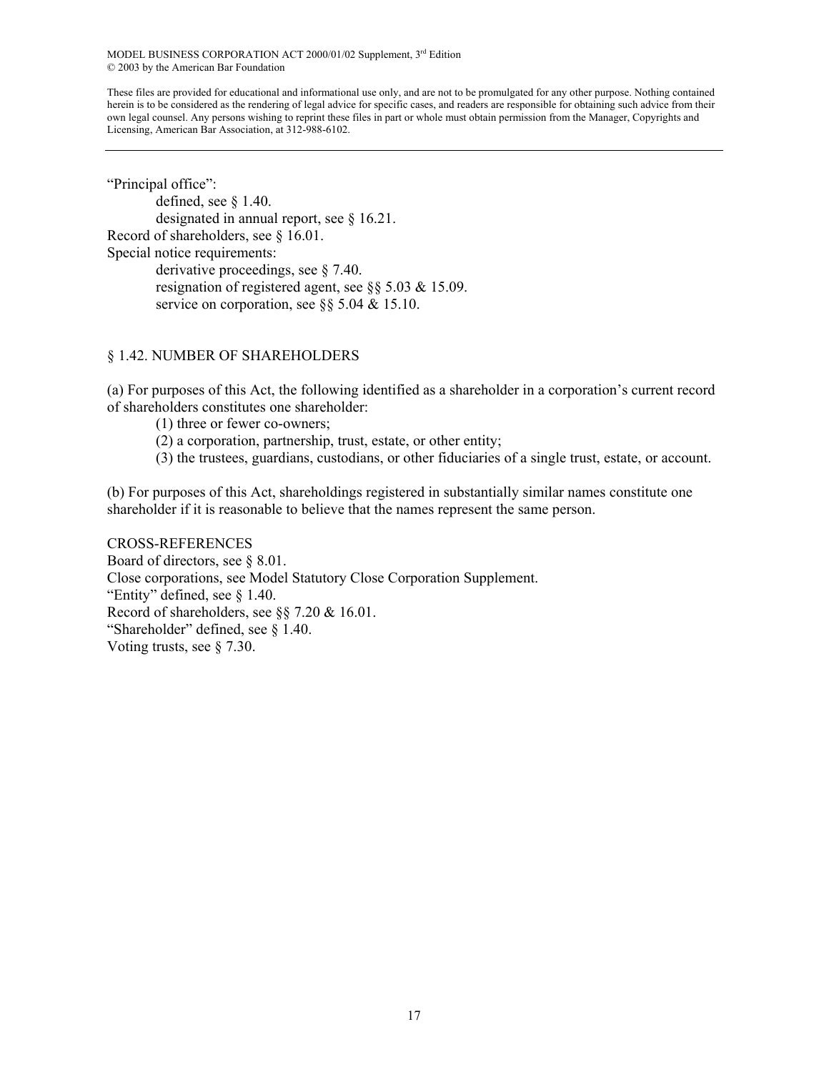"Principal office":

  defined, see § 1.40.

  designated in annual report, see § 16.21.

Record of shareholders, see § 16.01.

Special notice requirements:

  derivative proceedings, see § 7.40.

  resignation of registered agent, see §§ 5.03 & 15.09.

  service on corporation, see §§ 5.04 & 15.10.

## § 1.42. NUMBER OF SHAREHOLDERS

(a) For purposes of this Act, the following identified as a shareholder in a corporation's current record of shareholders constitutes one shareholder:

(1) three or fewer co-owners;

(2) a corporation, partnership, trust, estate, or other entity;

(3) the trustees, guardians, custodians, or other fiduciaries of a single trust, estate, or account.

(b) For purposes of this Act, shareholdings registered in substantially similar names constitute one shareholder if it is reasonable to believe that the names represent the same person.

CROSS-REFERENCES

Board of directors, see § 8.01.

Close corporations, see Model Statutory Close Corporation Supplement.

"Entity" defined, see § 1.40.

Record of shareholders, see §§ 7.20 & 16.01.

"Shareholder" defined, see § 1.40.

Voting trusts, see § 7.30.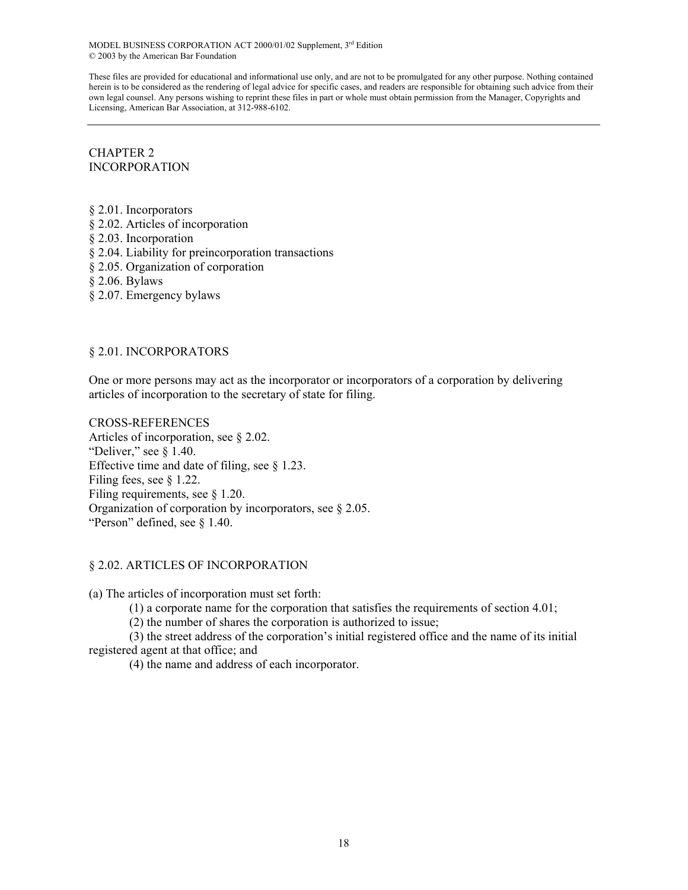# CHAPTER 2
# INCORPORATION

§ 2.01. Incorporators
§ 2.02. Articles of incorporation
§ 2.03. Incorporation
§ 2.04. Liability for preincorporation transactions
§ 2.05. Organization of corporation
§ 2.06. Bylaws
§ 2.07. Emergency bylaws

## § 2.01. INCORPORATORS

One or more persons may act as the incorporator or incorporators of a corporation by delivering articles of incorporation to the secretary of state for filing.

CROSS-REFERENCES
Articles of incorporation, see § 2.02.
"Deliver," see § 1.40.
Effective time and date of filing, see § 1.23.
Filing fees, see § 1.22.
Filing requirements, see § 1.20.
Organization of corporation by incorporators, see § 2.05.
"Person" defined, see § 1.40.

## § 2.02. ARTICLES OF INCORPORATION

(a) The articles of incorporation must set forth:

(1) a corporate name for the corporation that satisfies the requirements of section 4.01;

(2) the number of shares the corporation is authorized to issue;

(3) the street address of the corporation's initial registered office and the name of its initial registered agent at that office; and

(4) the name and address of each incorporator.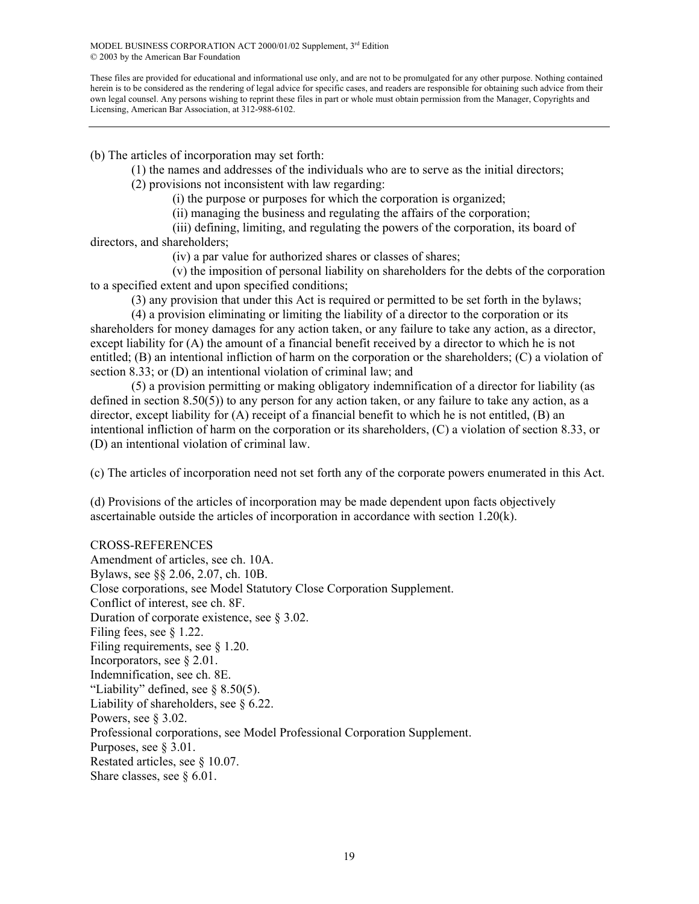(b) The articles of incorporation may set forth:

(1) the names and addresses of the individuals who are to serve as the initial directors;

(2) provisions not inconsistent with law regarding:

(i) the purpose or purposes for which the corporation is organized;

(ii) managing the business and regulating the affairs of the corporation;

(iii) defining, limiting, and regulating the powers of the corporation, its board of directors, and shareholders;

(iv) a par value for authorized shares or classes of shares;

(v) the imposition of personal liability on shareholders for the debts of the corporation to a specified extent and upon specified conditions;

(3) any provision that under this Act is required or permitted to be set forth in the bylaws;

(4) a provision eliminating or limiting the liability of a director to the corporation or its shareholders for money damages for any action taken, or any failure to take any action, as a director, except liability for (A) the amount of a financial benefit received by a director to which he is not entitled; (B) an intentional infliction of harm on the corporation or the shareholders; (C) a violation of section 8.33; or (D) an intentional violation of criminal law; and

(5) a provision permitting or making obligatory indemnification of a director for liability (as defined in section 8.50(5)) to any person for any action taken, or any failure to take any action, as a director, except liability for (A) receipt of a financial benefit to which he is not entitled, (B) an intentional infliction of harm on the corporation or its shareholders, (C) a violation of section 8.33, or (D) an intentional violation of criminal law.

(c) The articles of incorporation need not set forth any of the corporate powers enumerated in this Act.

(d) Provisions of the articles of incorporation may be made dependent upon facts objectively ascertainable outside the articles of incorporation in accordance with section 1.20(k).

CROSS-REFERENCES

Amendment of articles, see ch. 10A.
Bylaws, see §§ 2.06, 2.07, ch. 10B.
Close corporations, see Model Statutory Close Corporation Supplement.
Conflict of interest, see ch. 8F.
Duration of corporate existence, see § 3.02.
Filing fees, see § 1.22.
Filing requirements, see § 1.20.
Incorporators, see § 2.01.
Indemnification, see ch. 8E.
"Liability" defined, see § 8.50(5).
Liability of shareholders, see § 6.22.
Powers, see § 3.02.
Professional corporations, see Model Professional Corporation Supplement.
Purposes, see § 3.01.
Restated articles, see § 10.07.
Share classes, see § 6.01.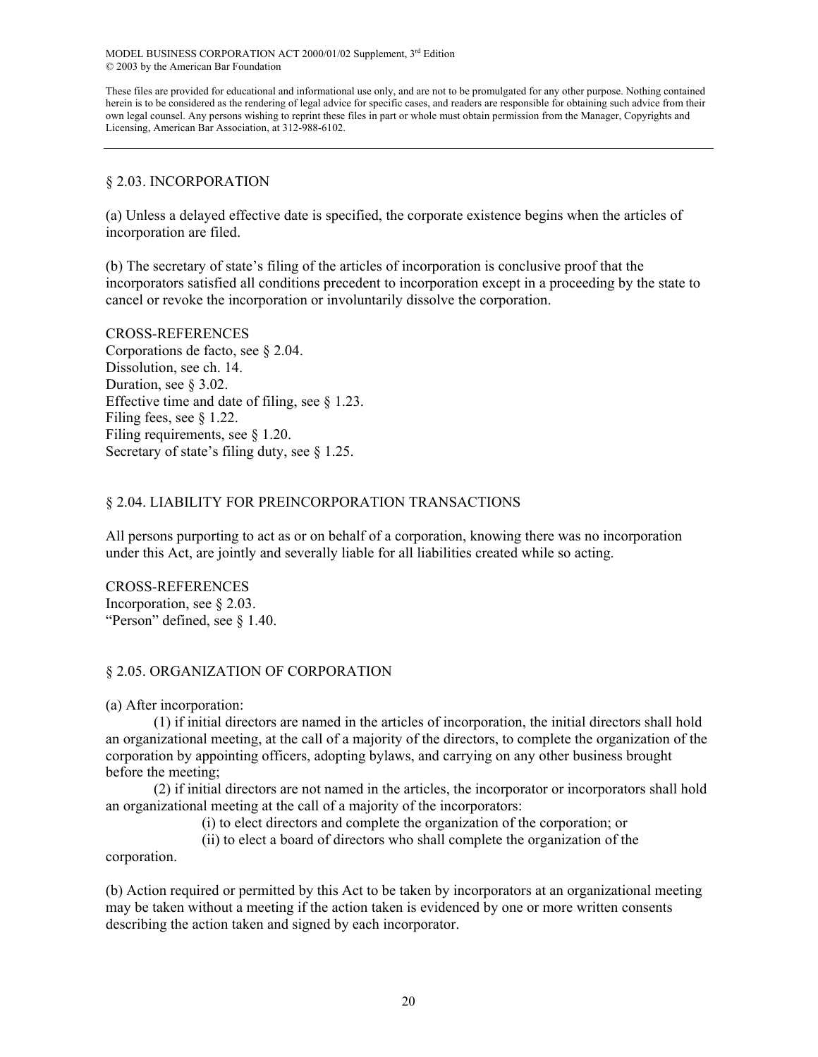## § 2.03. INCORPORATION

(a) Unless a delayed effective date is specified, the corporate existence begins when the articles of incorporation are filed.

(b) The secretary of state's filing of the articles of incorporation is conclusive proof that the incorporators satisfied all conditions precedent to incorporation except in a proceeding by the state to cancel or revoke the incorporation or involuntarily dissolve the corporation.

CROSS-REFERENCES
Corporations de facto, see § 2.04.
Dissolution, see ch. 14.
Duration, see § 3.02.
Effective time and date of filing, see § 1.23.
Filing fees, see § 1.22.
Filing requirements, see § 1.20.
Secretary of state's filing duty, see § 1.25.

## § 2.04. LIABILITY FOR PREINCORPORATION TRANSACTIONS

All persons purporting to act as or on behalf of a corporation, knowing there was no incorporation under this Act, are jointly and severally liable for all liabilities created while so acting.

CROSS-REFERENCES
Incorporation, see § 2.03.
"Person" defined, see § 1.40.

## § 2.05. ORGANIZATION OF CORPORATION

(a) After incorporation:

(1) if initial directors are named in the articles of incorporation, the initial directors shall hold an organizational meeting, at the call of a majority of the directors, to complete the organization of the corporation by appointing officers, adopting bylaws, and carrying on any other business brought before the meeting;

(2) if initial directors are not named in the articles, the incorporator or incorporators shall hold an organizational meeting at the call of a majority of the incorporators:

(i) to elect directors and complete the organization of the corporation; or

(ii) to elect a board of directors who shall complete the organization of the corporation.

(b) Action required or permitted by this Act to be taken by incorporators at an organizational meeting may be taken without a meeting if the action taken is evidenced by one or more written consents describing the action taken and signed by each incorporator.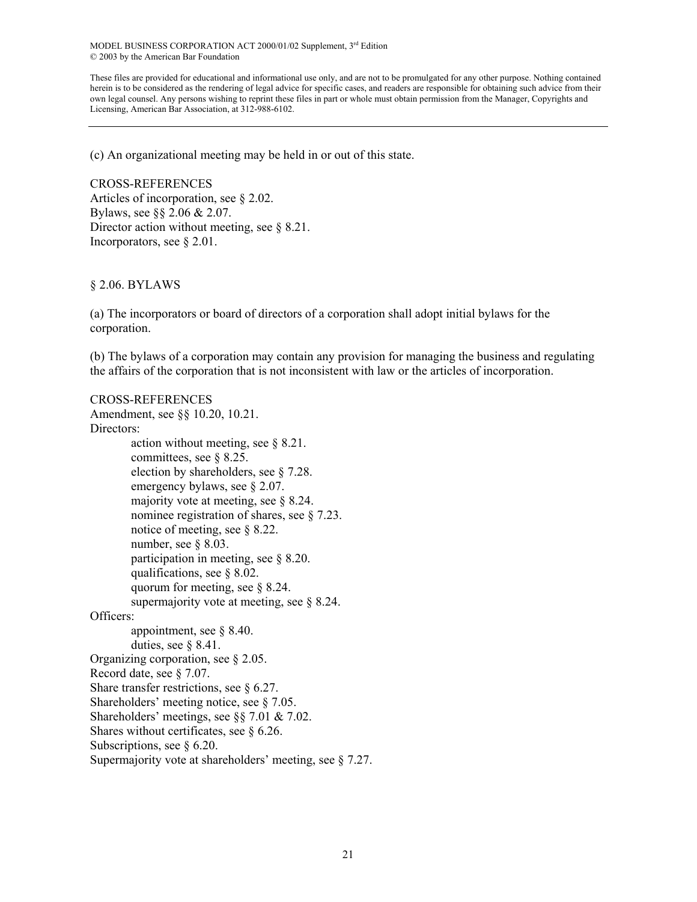(c) An organizational meeting may be held in or out of this state.

CROSS-REFERENCES

Articles of incorporation, see § 2.02.
Bylaws, see §§ 2.06 & 2.07.
Director action without meeting, see § 8.21.
Incorporators, see § 2.01.

## § 2.06. BYLAWS

(a) The incorporators or board of directors of a corporation shall adopt initial bylaws for the corporation.

(b) The bylaws of a corporation may contain any provision for managing the business and regulating the affairs of the corporation that is not inconsistent with law or the articles of incorporation.

CROSS-REFERENCES

Amendment, see §§ 10.20, 10.21.
Directors:
- action without meeting, see § 8.21.
- committees, see § 8.25.
- election by shareholders, see § 7.28.
- emergency bylaws, see § 2.07.
- majority vote at meeting, see § 8.24.
- nominee registration of shares, see § 7.23.
- notice of meeting, see § 8.22.
- number, see § 8.03.
- participation in meeting, see § 8.20.
- qualifications, see § 8.02.
- quorum for meeting, see § 8.24.
- supermajority vote at meeting, see § 8.24.

Officers:
- appointment, see § 8.40.
- duties, see § 8.41.

Organizing corporation, see § 2.05.
Record date, see § 7.07.
Share transfer restrictions, see § 6.27.
Shareholders' meeting notice, see § 7.05.
Shareholders' meetings, see §§ 7.01 & 7.02.
Shares without certificates, see § 6.26.
Subscriptions, see § 6.20.
Supermajority vote at shareholders' meeting, see § 7.27.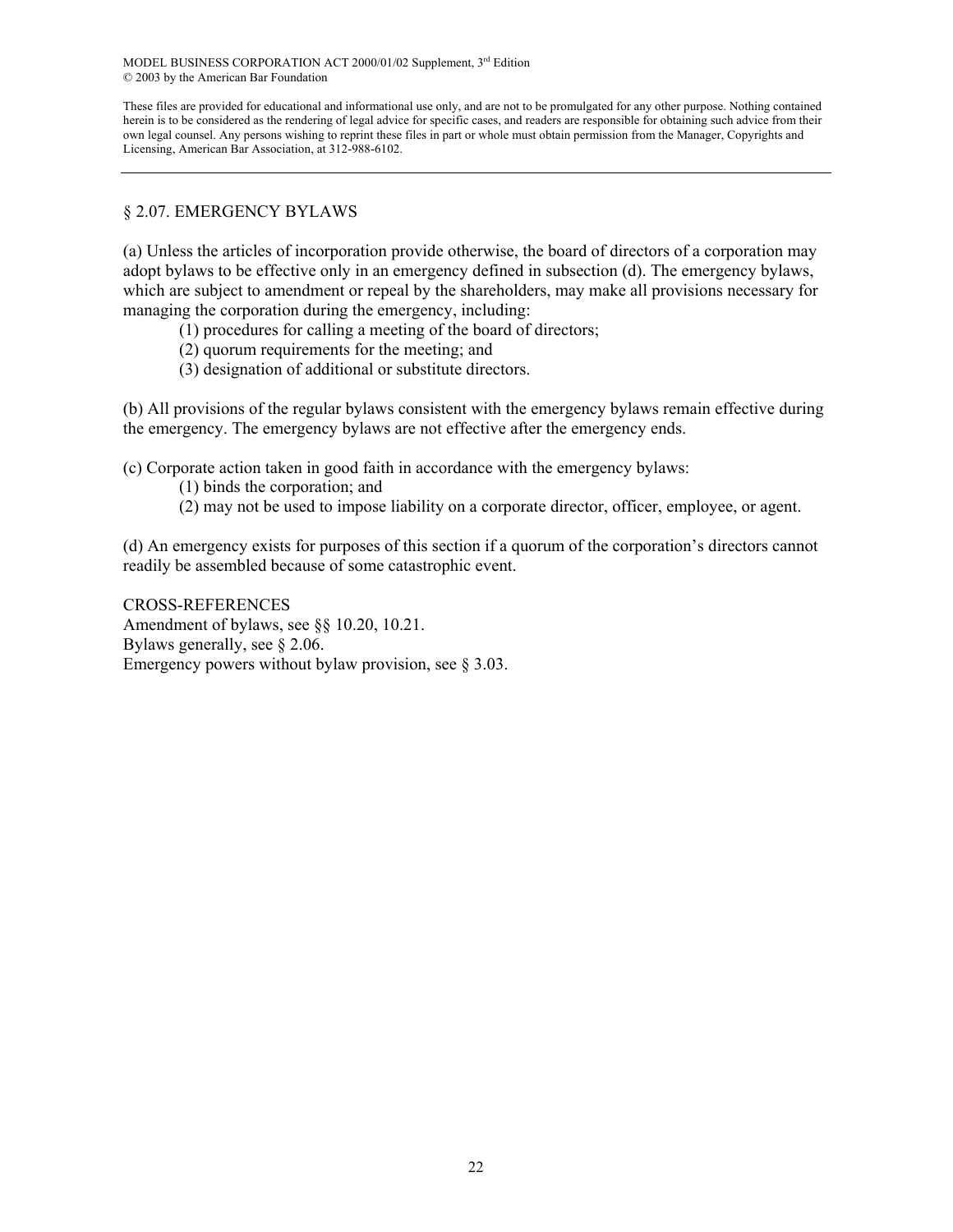## § 2.07. EMERGENCY BYLAWS

(a) Unless the articles of incorporation provide otherwise, the board of directors of a corporation may adopt bylaws to be effective only in an emergency defined in subsection (d). The emergency bylaws, which are subject to amendment or repeal by the shareholders, may make all provisions necessary for managing the corporation during the emergency, including:

(1) procedures for calling a meeting of the board of directors;

(2) quorum requirements for the meeting; and

(3) designation of additional or substitute directors.

(b) All provisions of the regular bylaws consistent with the emergency bylaws remain effective during the emergency. The emergency bylaws are not effective after the emergency ends.

(c) Corporate action taken in good faith in accordance with the emergency bylaws:

(1) binds the corporation; and

(2) may not be used to impose liability on a corporate director, officer, employee, or agent.

(d) An emergency exists for purposes of this section if a quorum of the corporation's directors cannot readily be assembled because of some catastrophic event.

CROSS-REFERENCES

Amendment of bylaws, see §§ 10.20, 10.21.

Bylaws generally, see § 2.06.

Emergency powers without bylaw provision, see § 3.03.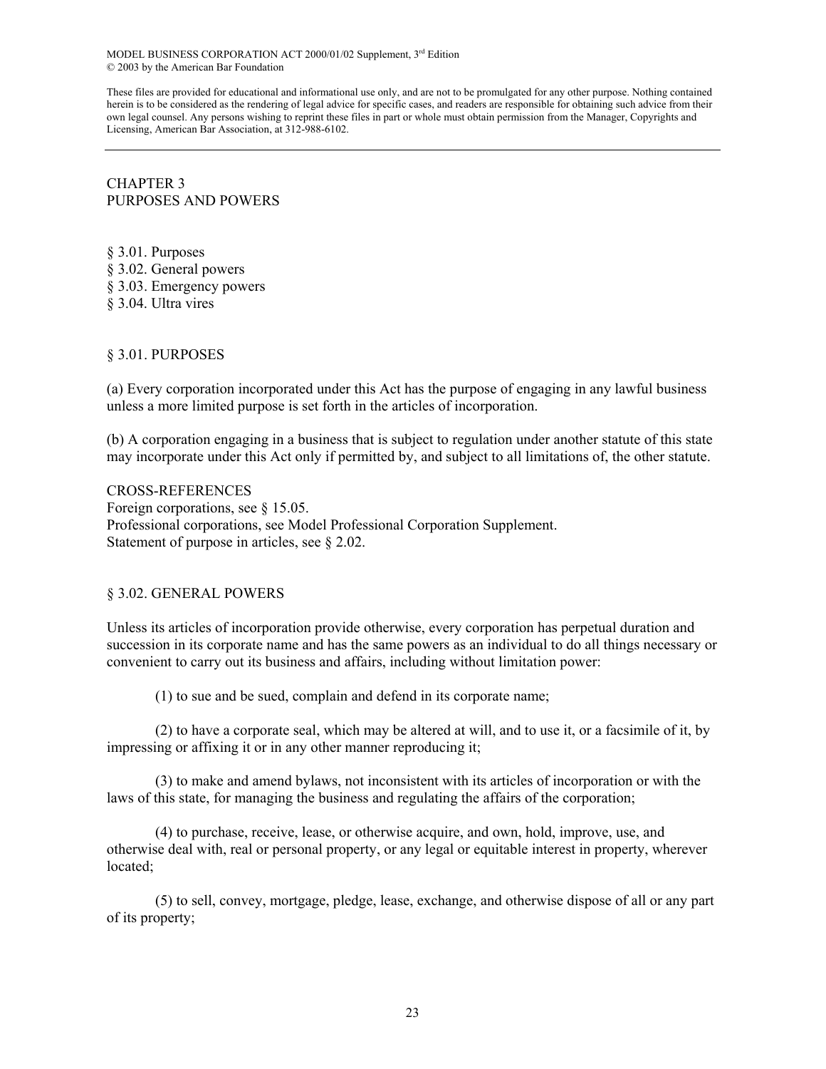MODEL BUSINESS CORPORATION ACT 2000/01/02 Supplement, 3rd Edition
© 2003 by the American Bar Foundation

These files are provided for educational and informational use only, and are not to be promulgated for any other purpose. Nothing contained herein is to be considered as the rendering of legal advice for specific cases, and readers are responsible for obtaining such advice from their own legal counsel. Any persons wishing to reprint these files in part or whole must obtain permission from the Manager, Copyrights and Licensing, American Bar Association, at 312-988-6102.

---

# CHAPTER 3
# PURPOSES AND POWERS

§ 3.01. Purposes
§ 3.02. General powers
§ 3.03. Emergency powers
§ 3.04. Ultra vires

## § 3.01. PURPOSES

(a) Every corporation incorporated under this Act has the purpose of engaging in any lawful business unless a more limited purpose is set forth in the articles of incorporation.

(b) A corporation engaging in a business that is subject to regulation under another statute of this state may incorporate under this Act only if permitted by, and subject to all limitations of, the other statute.

CROSS-REFERENCES
Foreign corporations, see § 15.05.
Professional corporations, see Model Professional Corporation Supplement.
Statement of purpose in articles, see § 2.02.

## § 3.02. GENERAL POWERS

Unless its articles of incorporation provide otherwise, every corporation has perpetual duration and succession in its corporate name and has the same powers as an individual to do all things necessary or convenient to carry out its business and affairs, including without limitation power:

(1) to sue and be sued, complain and defend in its corporate name;

(2) to have a corporate seal, which may be altered at will, and to use it, or a facsimile of it, by impressing or affixing it or in any other manner reproducing it;

(3) to make and amend bylaws, not inconsistent with its articles of incorporation or with the laws of this state, for managing the business and regulating the affairs of the corporation;

(4) to purchase, receive, lease, or otherwise acquire, and own, hold, improve, use, and otherwise deal with, real or personal property, or any legal or equitable interest in property, wherever located;

(5) to sell, convey, mortgage, pledge, lease, exchange, and otherwise dispose of all or any part of its property;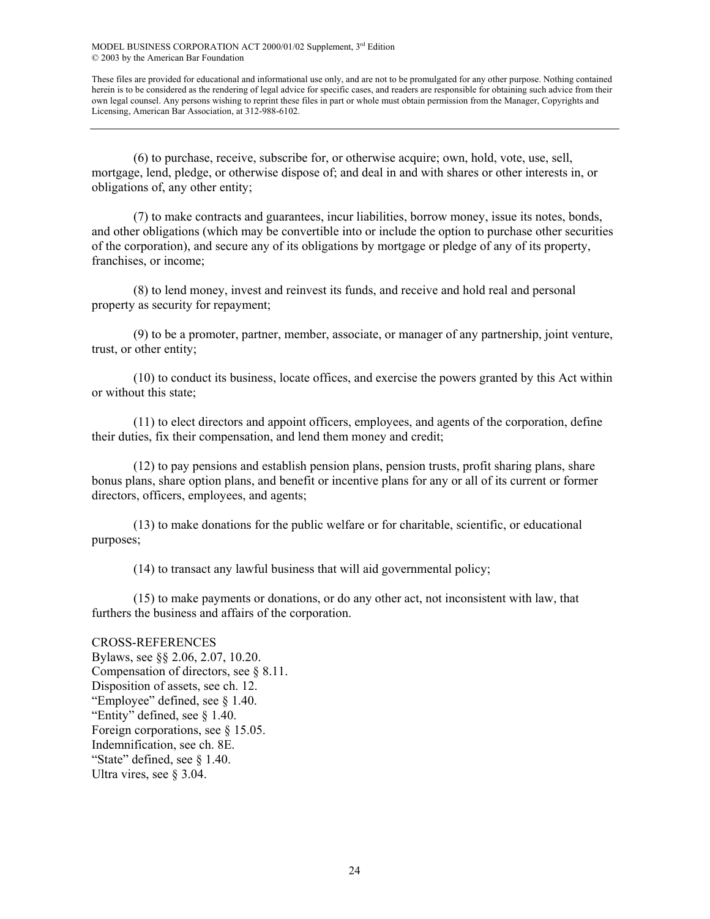(6) to purchase, receive, subscribe for, or otherwise acquire; own, hold, vote, use, sell, mortgage, lend, pledge, or otherwise dispose of; and deal in and with shares or other interests in, or obligations of, any other entity;

(7) to make contracts and guarantees, incur liabilities, borrow money, issue its notes, bonds, and other obligations (which may be convertible into or include the option to purchase other securities of the corporation), and secure any of its obligations by mortgage or pledge of any of its property, franchises, or income;

(8) to lend money, invest and reinvest its funds, and receive and hold real and personal property as security for repayment;

(9) to be a promoter, partner, member, associate, or manager of any partnership, joint venture, trust, or other entity;

(10) to conduct its business, locate offices, and exercise the powers granted by this Act within or without this state;

(11) to elect directors and appoint officers, employees, and agents of the corporation, define their duties, fix their compensation, and lend them money and credit;

(12) to pay pensions and establish pension plans, pension trusts, profit sharing plans, share bonus plans, share option plans, and benefit or incentive plans for any or all of its current or former directors, officers, employees, and agents;

(13) to make donations for the public welfare or for charitable, scientific, or educational purposes;

(14) to transact any lawful business that will aid governmental policy;

(15) to make payments or donations, or do any other act, not inconsistent with law, that furthers the business and affairs of the corporation.

CROSS-REFERENCES

Bylaws, see §§ 2.06, 2.07, 10.20.
Compensation of directors, see § 8.11.
Disposition of assets, see ch. 12.
"Employee" defined, see § 1.40.
"Entity" defined, see § 1.40.
Foreign corporations, see § 15.05.
Indemnification, see ch. 8E.
"State" defined, see § 1.40.
Ultra vires, see § 3.04.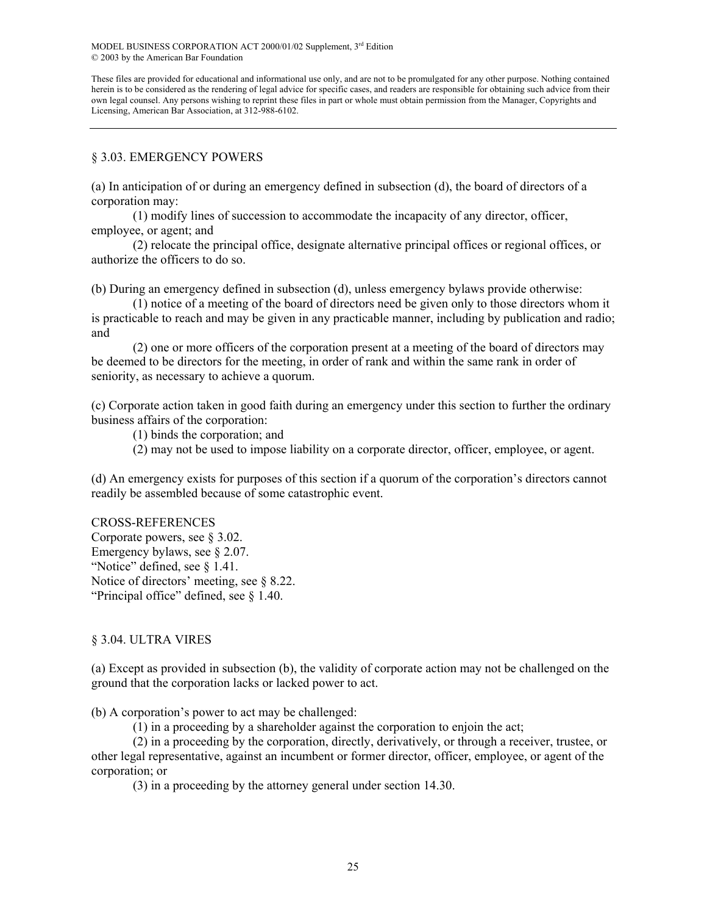## § 3.03. EMERGENCY POWERS

(a) In anticipation of or during an emergency defined in subsection (d), the board of directors of a corporation may:

(1) modify lines of succession to accommodate the incapacity of any director, officer, employee, or agent; and

(2) relocate the principal office, designate alternative principal offices or regional offices, or authorize the officers to do so.

(b) During an emergency defined in subsection (d), unless emergency bylaws provide otherwise:

(1) notice of a meeting of the board of directors need be given only to those directors whom it is practicable to reach and may be given in any practicable manner, including by publication and radio; and

(2) one or more officers of the corporation present at a meeting of the board of directors may be deemed to be directors for the meeting, in order of rank and within the same rank in order of seniority, as necessary to achieve a quorum.

(c) Corporate action taken in good faith during an emergency under this section to further the ordinary business affairs of the corporation:

(1) binds the corporation; and

(2) may not be used to impose liability on a corporate director, officer, employee, or agent.

(d) An emergency exists for purposes of this section if a quorum of the corporation's directors cannot readily be assembled because of some catastrophic event.

CROSS-REFERENCES
Corporate powers, see § 3.02.
Emergency bylaws, see § 2.07.
"Notice" defined, see § 1.41.
Notice of directors' meeting, see § 8.22.
"Principal office" defined, see § 1.40.

## § 3.04. ULTRA VIRES

(a) Except as provided in subsection (b), the validity of corporate action may not be challenged on the ground that the corporation lacks or lacked power to act.

(b) A corporation's power to act may be challenged:

(1) in a proceeding by a shareholder against the corporation to enjoin the act;

(2) in a proceeding by the corporation, directly, derivatively, or through a receiver, trustee, or other legal representative, against an incumbent or former director, officer, employee, or agent of the corporation; or

(3) in a proceeding by the attorney general under section 14.30.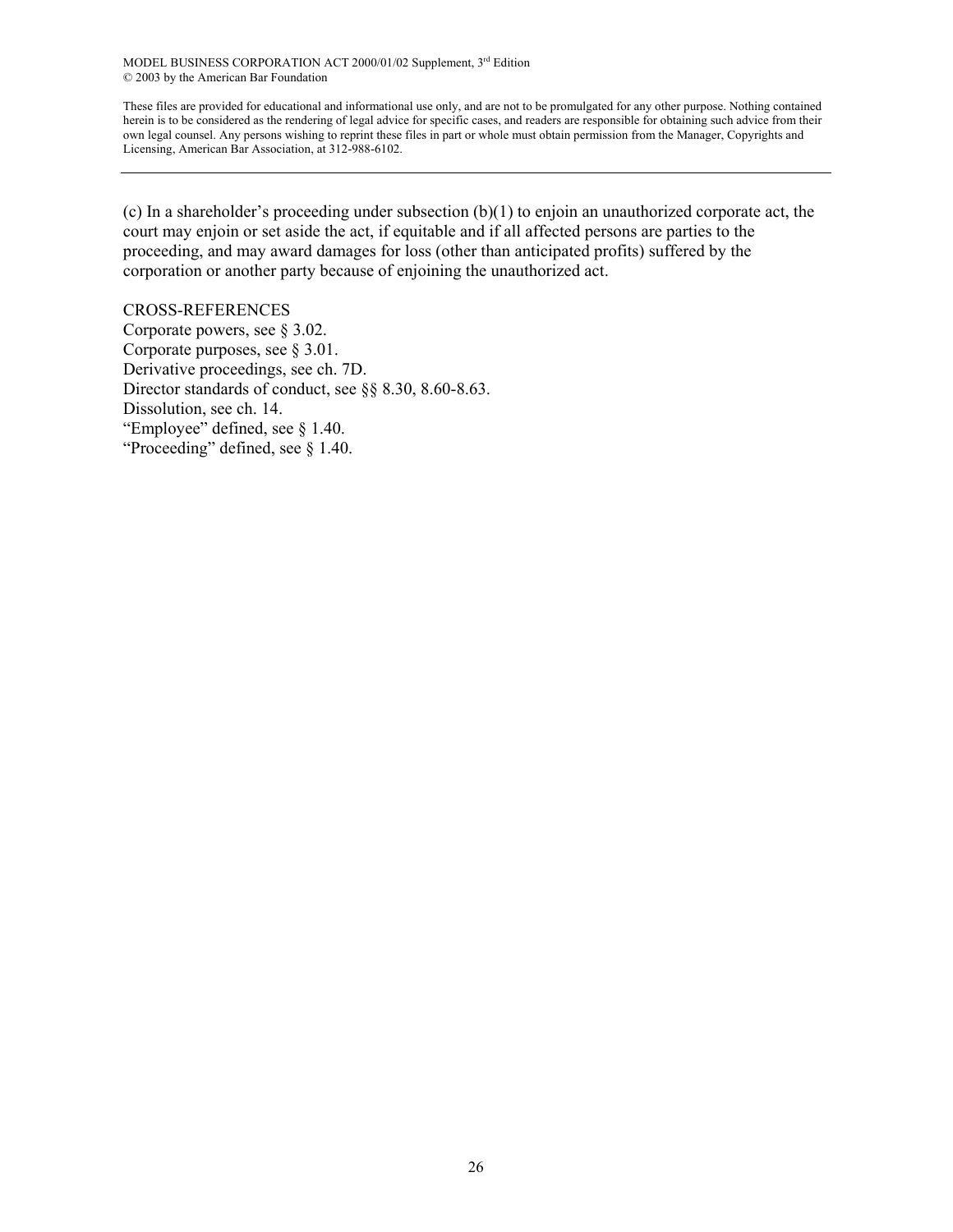(c) In a shareholder's proceeding under subsection (b)(1) to enjoin an unauthorized corporate act, the court may enjoin or set aside the act, if equitable and if all affected persons are parties to the proceeding, and may award damages for loss (other than anticipated profits) suffered by the corporation or another party because of enjoining the unauthorized act.

CROSS-REFERENCES

Corporate powers, see § 3.02.
Corporate purposes, see § 3.01.
Derivative proceedings, see ch. 7D.
Director standards of conduct, see §§ 8.30, 8.60-8.63.
Dissolution, see ch. 14.
"Employee" defined, see § 1.40.
"Proceeding" defined, see § 1.40.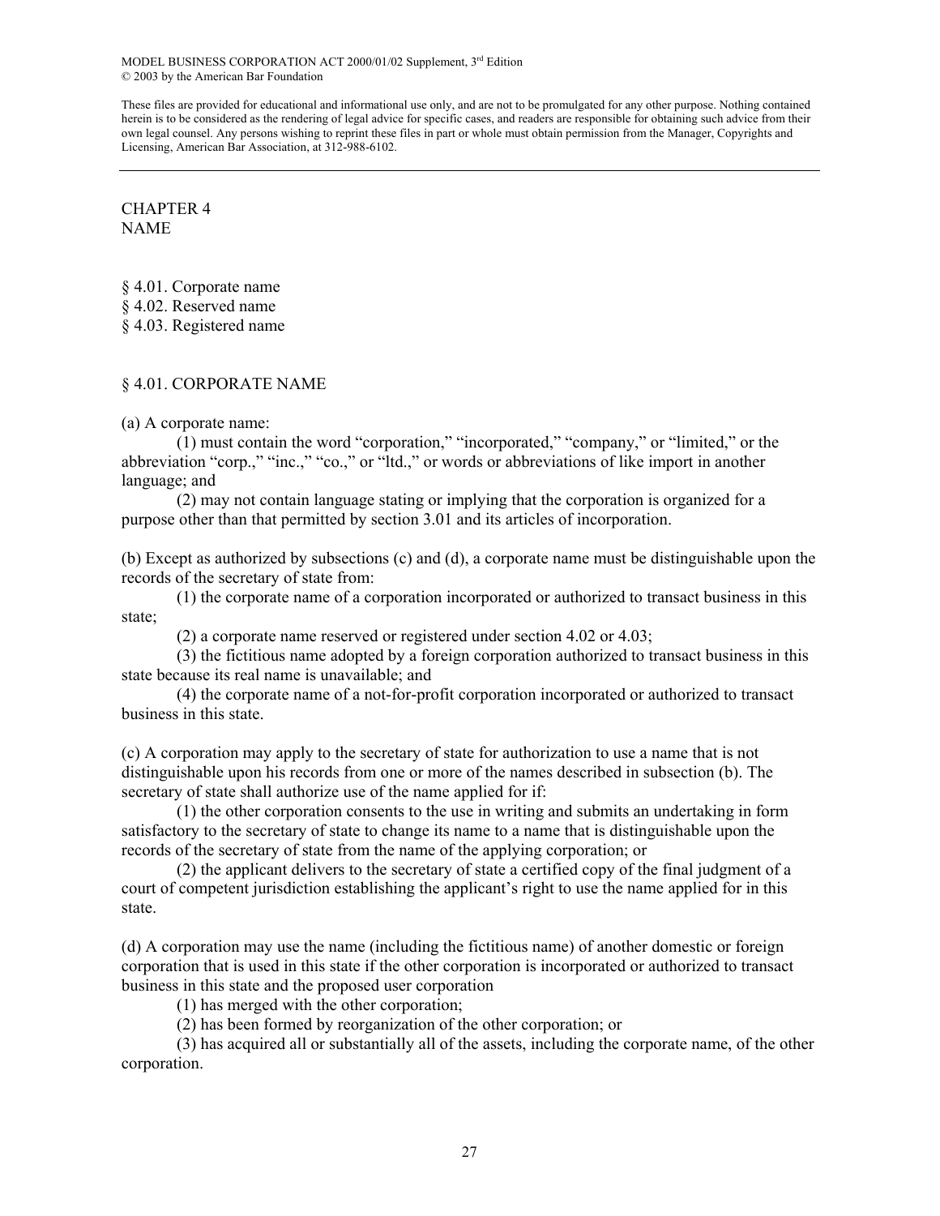CHAPTER 4
NAME

§ 4.01. Corporate name
§ 4.02. Reserved name
§ 4.03. Registered name

## § 4.01. CORPORATE NAME

(a) A corporate name:

(1) must contain the word "corporation," "incorporated," "company," or "limited," or the abbreviation "corp.," "inc.," "co.," or "ltd.," or words or abbreviations of like import in another language; and

(2) may not contain language stating or implying that the corporation is organized for a purpose other than that permitted by section 3.01 and its articles of incorporation.

(b) Except as authorized by subsections (c) and (d), a corporate name must be distinguishable upon the records of the secretary of state from:

(1) the corporate name of a corporation incorporated or authorized to transact business in this state;

(2) a corporate name reserved or registered under section 4.02 or 4.03;

(3) the fictitious name adopted by a foreign corporation authorized to transact business in this state because its real name is unavailable; and

(4) the corporate name of a not-for-profit corporation incorporated or authorized to transact business in this state.

(c) A corporation may apply to the secretary of state for authorization to use a name that is not distinguishable upon his records from one or more of the names described in subsection (b). The secretary of state shall authorize use of the name applied for if:

(1) the other corporation consents to the use in writing and submits an undertaking in form satisfactory to the secretary of state to change its name to a name that is distinguishable upon the records of the secretary of state from the name of the applying corporation; or

(2) the applicant delivers to the secretary of state a certified copy of the final judgment of a court of competent jurisdiction establishing the applicant's right to use the name applied for in this state.

(d) A corporation may use the name (including the fictitious name) of another domestic or foreign corporation that is used in this state if the other corporation is incorporated or authorized to transact business in this state and the proposed user corporation

(1) has merged with the other corporation;

(2) has been formed by reorganization of the other corporation; or

(3) has acquired all or substantially all of the assets, including the corporate name, of the other corporation.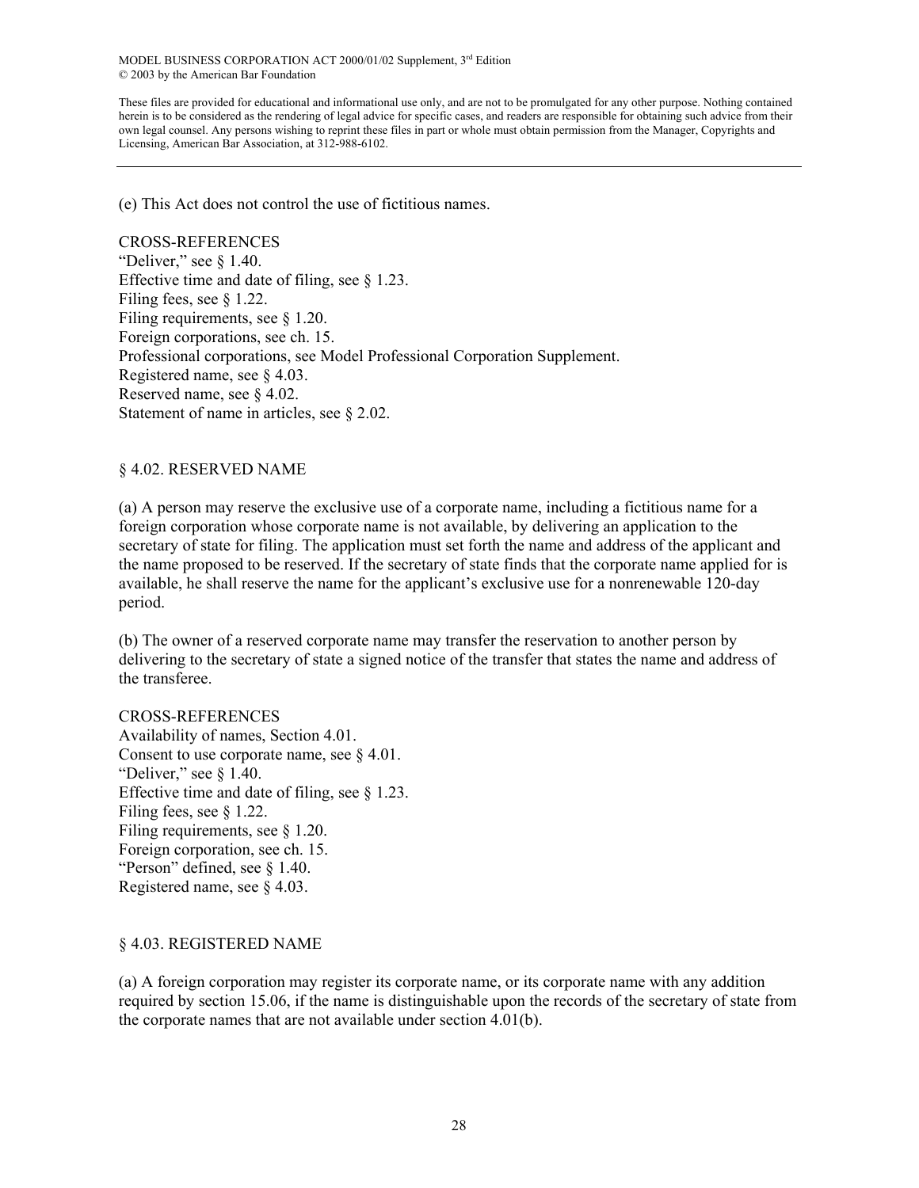(e) This Act does not control the use of fictitious names.

CROSS-REFERENCES
"Deliver," see § 1.40.
Effective time and date of filing, see § 1.23.
Filing fees, see § 1.22.
Filing requirements, see § 1.20.
Foreign corporations, see ch. 15.
Professional corporations, see Model Professional Corporation Supplement.
Registered name, see § 4.03.
Reserved name, see § 4.02.
Statement of name in articles, see § 2.02.

## § 4.02. RESERVED NAME

(a) A person may reserve the exclusive use of a corporate name, including a fictitious name for a foreign corporation whose corporate name is not available, by delivering an application to the secretary of state for filing. The application must set forth the name and address of the applicant and the name proposed to be reserved. If the secretary of state finds that the corporate name applied for is available, he shall reserve the name for the applicant's exclusive use for a nonrenewable 120-day period.

(b) The owner of a reserved corporate name may transfer the reservation to another person by delivering to the secretary of state a signed notice of the transfer that states the name and address of the transferee.

CROSS-REFERENCES
Availability of names, Section 4.01.
Consent to use corporate name, see § 4.01.
"Deliver," see § 1.40.
Effective time and date of filing, see § 1.23.
Filing fees, see § 1.22.
Filing requirements, see § 1.20.
Foreign corporation, see ch. 15.
"Person" defined, see § 1.40.
Registered name, see § 4.03.

## § 4.03. REGISTERED NAME

(a) A foreign corporation may register its corporate name, or its corporate name with any addition required by section 15.06, if the name is distinguishable upon the records of the secretary of state from the corporate names that are not available under section 4.01(b).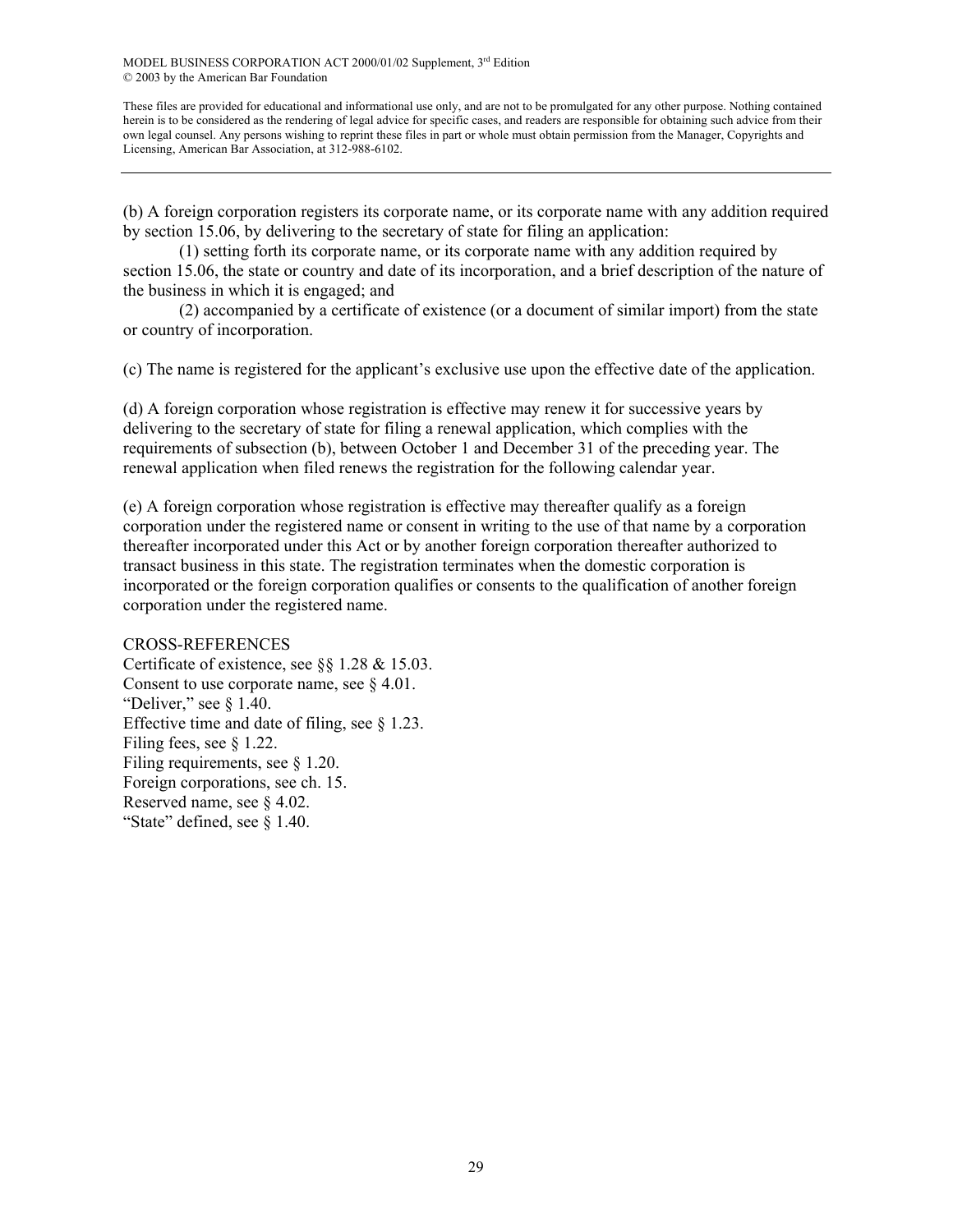(b) A foreign corporation registers its corporate name, or its corporate name with any addition required by section 15.06, by delivering to the secretary of state for filing an application:

(1) setting forth its corporate name, or its corporate name with any addition required by section 15.06, the state or country and date of its incorporation, and a brief description of the nature of the business in which it is engaged; and

(2) accompanied by a certificate of existence (or a document of similar import) from the state or country of incorporation.

(c) The name is registered for the applicant's exclusive use upon the effective date of the application.

(d) A foreign corporation whose registration is effective may renew it for successive years by delivering to the secretary of state for filing a renewal application, which complies with the requirements of subsection (b), between October 1 and December 31 of the preceding year. The renewal application when filed renews the registration for the following calendar year.

(e) A foreign corporation whose registration is effective may thereafter qualify as a foreign corporation under the registered name or consent in writing to the use of that name by a corporation thereafter incorporated under this Act or by another foreign corporation thereafter authorized to transact business in this state. The registration terminates when the domestic corporation is incorporated or the foreign corporation qualifies or consents to the qualification of another foreign corporation under the registered name.

CROSS-REFERENCES
Certificate of existence, see §§ 1.28 & 15.03.
Consent to use corporate name, see § 4.01.
"Deliver," see § 1.40.
Effective time and date of filing, see § 1.23.
Filing fees, see § 1.22.
Filing requirements, see § 1.20.
Foreign corporations, see ch. 15.
Reserved name, see § 4.02.
"State" defined, see § 1.40.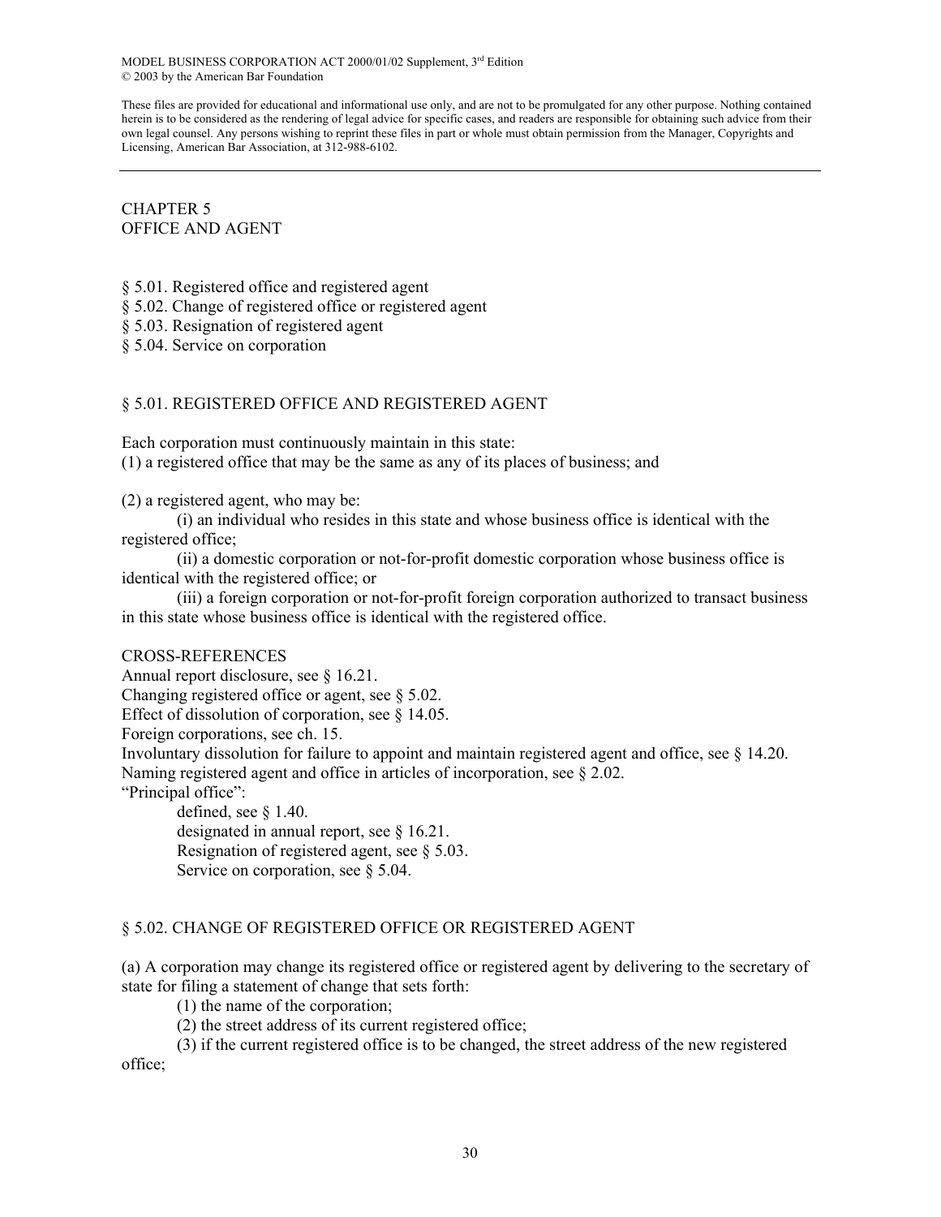MODEL BUSINESS CORPORATION ACT 2000/01/02 Supplement, 3rd Edition
© 2003 by the American Bar Foundation

These files are provided for educational and informational use only, and are not to be promulgated for any other purpose. Nothing contained herein is to be considered as the rendering of legal advice for specific cases, and readers are responsible for obtaining such advice from their own legal counsel. Any persons wishing to reprint these files in part or whole must obtain permission from the Manager, Copyrights and Licensing, American Bar Association, at 312-988-6102.

---

# CHAPTER 5
# OFFICE AND AGENT

§ 5.01. Registered office and registered agent
§ 5.02. Change of registered office or registered agent
§ 5.03. Resignation of registered agent
§ 5.04. Service on corporation

## § 5.01. REGISTERED OFFICE AND REGISTERED AGENT

Each corporation must continuously maintain in this state:
(1) a registered office that may be the same as any of its places of business; and

(2) a registered agent, who may be:

(i) an individual who resides in this state and whose business office is identical with the registered office;

(ii) a domestic corporation or not-for-profit domestic corporation whose business office is identical with the registered office; or

(iii) a foreign corporation or not-for-profit foreign corporation authorized to transact business in this state whose business office is identical with the registered office.

CROSS-REFERENCES
Annual report disclosure, see § 16.21.
Changing registered office or agent, see § 5.02.
Effect of dissolution of corporation, see § 14.05.
Foreign corporations, see ch. 15.
Involuntary dissolution for failure to appoint and maintain registered agent and office, see § 14.20.
Naming registered agent and office in articles of incorporation, see § 2.02.
"Principal office":
defined, see § 1.40.
designated in annual report, see § 16.21.
Resignation of registered agent, see § 5.03.
Service on corporation, see § 5.04.

## § 5.02. CHANGE OF REGISTERED OFFICE OR REGISTERED AGENT

(a) A corporation may change its registered office or registered agent by delivering to the secretary of state for filing a statement of change that sets forth:

(1) the name of the corporation;

(2) the street address of its current registered office;

(3) if the current registered office is to be changed, the street address of the new registered office;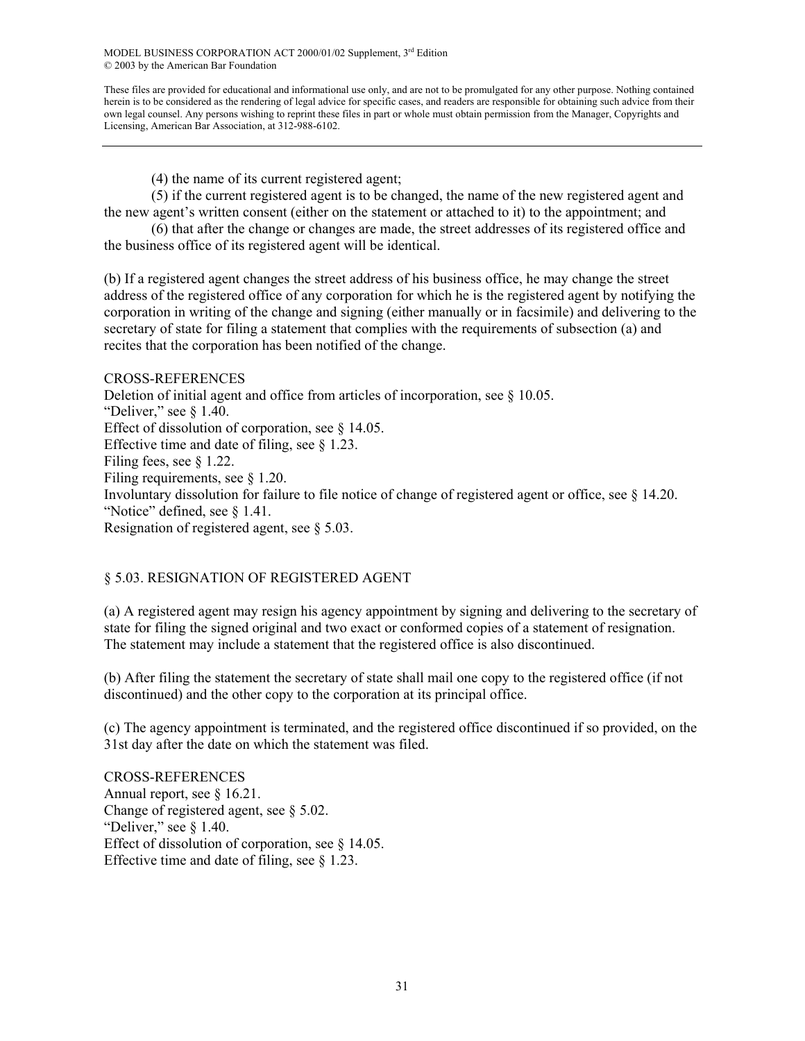(4) the name of its current registered agent;

(5) if the current registered agent is to be changed, the name of the new registered agent and the new agent's written consent (either on the statement or attached to it) to the appointment; and

(6) that after the change or changes are made, the street addresses of its registered office and the business office of its registered agent will be identical.

(b) If a registered agent changes the street address of his business office, he may change the street address of the registered office of any corporation for which he is the registered agent by notifying the corporation in writing of the change and signing (either manually or in facsimile) and delivering to the secretary of state for filing a statement that complies with the requirements of subsection (a) and recites that the corporation has been notified of the change.

CROSS-REFERENCES

Deletion of initial agent and office from articles of incorporation, see § 10.05.
"Deliver," see § 1.40.
Effect of dissolution of corporation, see § 14.05.
Effective time and date of filing, see § 1.23.
Filing fees, see § 1.22.
Filing requirements, see § 1.20.
Involuntary dissolution for failure to file notice of change of registered agent or office, see § 14.20.
"Notice" defined, see § 1.41.
Resignation of registered agent, see § 5.03.

## § 5.03. RESIGNATION OF REGISTERED AGENT

(a) A registered agent may resign his agency appointment by signing and delivering to the secretary of state for filing the signed original and two exact or conformed copies of a statement of resignation. The statement may include a statement that the registered office is also discontinued.

(b) After filing the statement the secretary of state shall mail one copy to the registered office (if not discontinued) and the other copy to the corporation at its principal office.

(c) The agency appointment is terminated, and the registered office discontinued if so provided, on the 31st day after the date on which the statement was filed.

CROSS-REFERENCES

Annual report, see § 16.21.
Change of registered agent, see § 5.02.
"Deliver," see § 1.40.
Effect of dissolution of corporation, see § 14.05.
Effective time and date of filing, see § 1.23.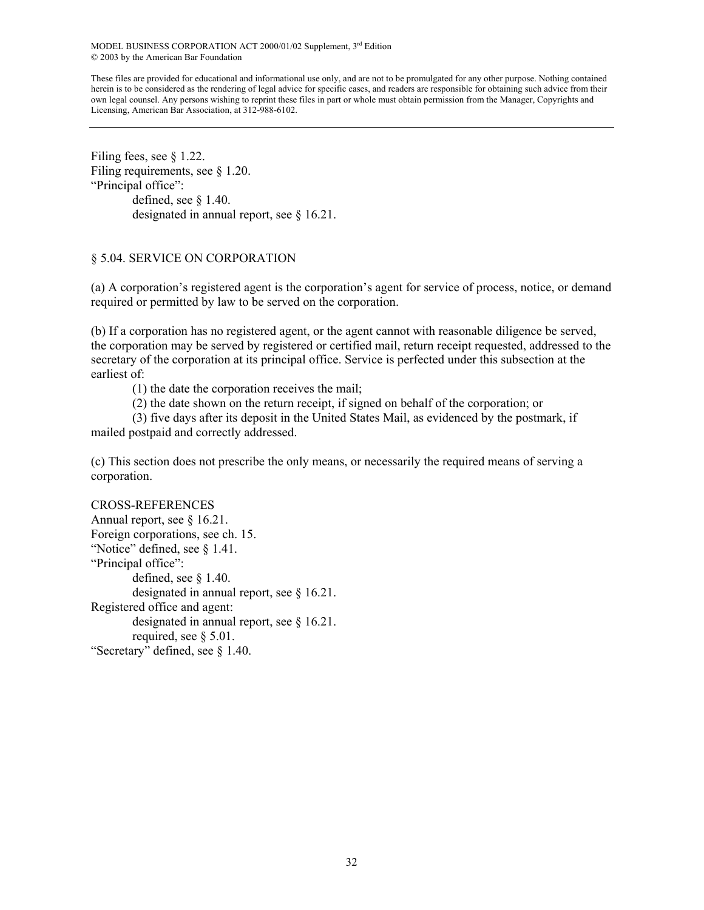Filing fees, see § 1.22.
Filing requirements, see § 1.20.
"Principal office":
    defined, see § 1.40.
    designated in annual report, see § 16.21.

## § 5.04. SERVICE ON CORPORATION

(a) A corporation's registered agent is the corporation's agent for service of process, notice, or demand required or permitted by law to be served on the corporation.

(b) If a corporation has no registered agent, or the agent cannot with reasonable diligence be served, the corporation may be served by registered or certified mail, return receipt requested, addressed to the secretary of the corporation at its principal office. Service is perfected under this subsection at the earliest of:

(1) the date the corporation receives the mail;

(2) the date shown on the return receipt, if signed on behalf of the corporation; or

(3) five days after its deposit in the United States Mail, as evidenced by the postmark, if mailed postpaid and correctly addressed.

(c) This section does not prescribe the only means, or necessarily the required means of serving a corporation.

CROSS-REFERENCES

Annual report, see § 16.21.
Foreign corporations, see ch. 15.
"Notice" defined, see § 1.41.
"Principal office":
    defined, see § 1.40.
    designated in annual report, see § 16.21.
Registered office and agent:
    designated in annual report, see § 16.21.
    required, see § 5.01.
"Secretary" defined, see § 1.40.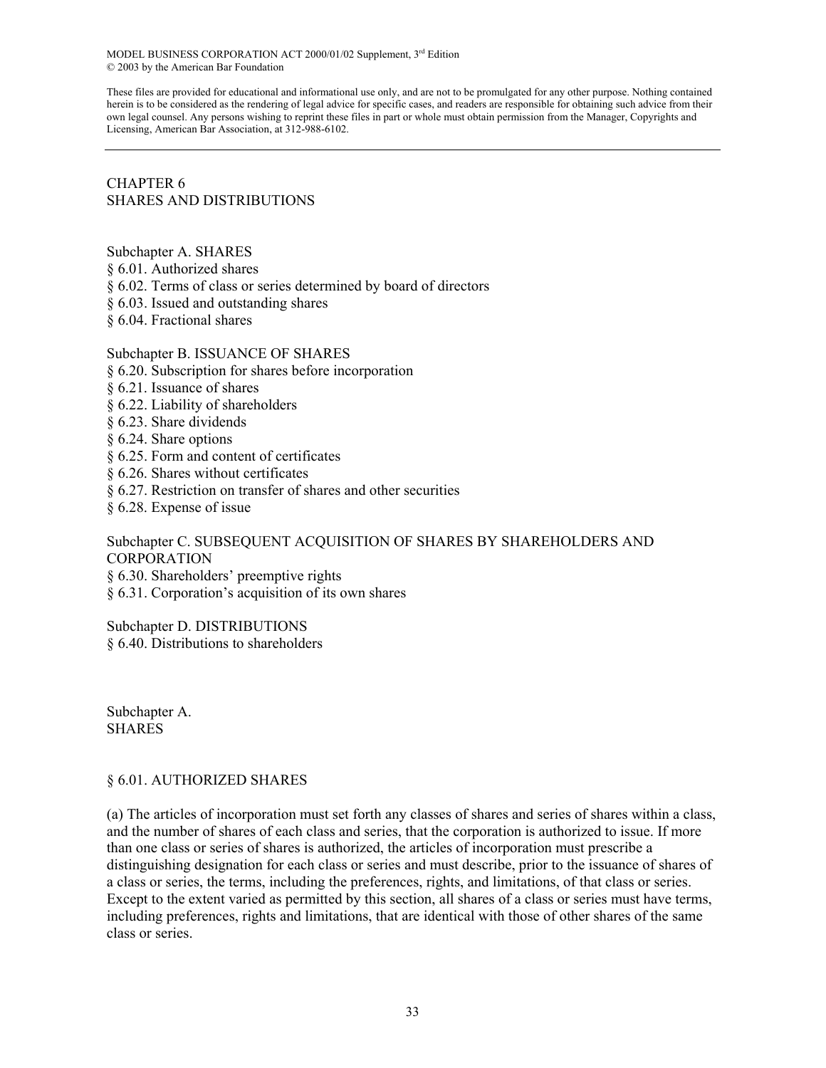MODEL BUSINESS CORPORATION ACT 2000/01/02 Supplement, 3rd Edition
© 2003 by the American Bar Foundation

These files are provided for educational and informational use only, and are not to be promulgated for any other purpose. Nothing contained herein is to be considered as the rendering of legal advice for specific cases, and readers are responsible for obtaining such advice from their own legal counsel. Any persons wishing to reprint these files in part or whole must obtain permission from the Manager, Copyrights and Licensing, American Bar Association, at 312-988-6102.

---

# CHAPTER 6
# SHARES AND DISTRIBUTIONS

Subchapter A. SHARES
§ 6.01. Authorized shares
§ 6.02. Terms of class or series determined by board of directors
§ 6.03. Issued and outstanding shares
§ 6.04. Fractional shares

Subchapter B. ISSUANCE OF SHARES
§ 6.20. Subscription for shares before incorporation
§ 6.21. Issuance of shares
§ 6.22. Liability of shareholders
§ 6.23. Share dividends
§ 6.24. Share options
§ 6.25. Form and content of certificates
§ 6.26. Shares without certificates
§ 6.27. Restriction on transfer of shares and other securities
§ 6.28. Expense of issue

Subchapter C. SUBSEQUENT ACQUISITION OF SHARES BY SHAREHOLDERS AND CORPORATION
§ 6.30. Shareholders' preemptive rights
§ 6.31. Corporation's acquisition of its own shares

Subchapter D. DISTRIBUTIONS
§ 6.40. Distributions to shareholders

## Subchapter A.
## SHARES

### § 6.01. AUTHORIZED SHARES

(a) The articles of incorporation must set forth any classes of shares and series of shares within a class, and the number of shares of each class and series, that the corporation is authorized to issue. If more than one class or series of shares is authorized, the articles of incorporation must prescribe a distinguishing designation for each class or series and must describe, prior to the issuance of shares of a class or series, the terms, including the preferences, rights, and limitations, of that class or series. Except to the extent varied as permitted by this section, all shares of a class or series must have terms, including preferences, rights and limitations, that are identical with those of other shares of the same class or series.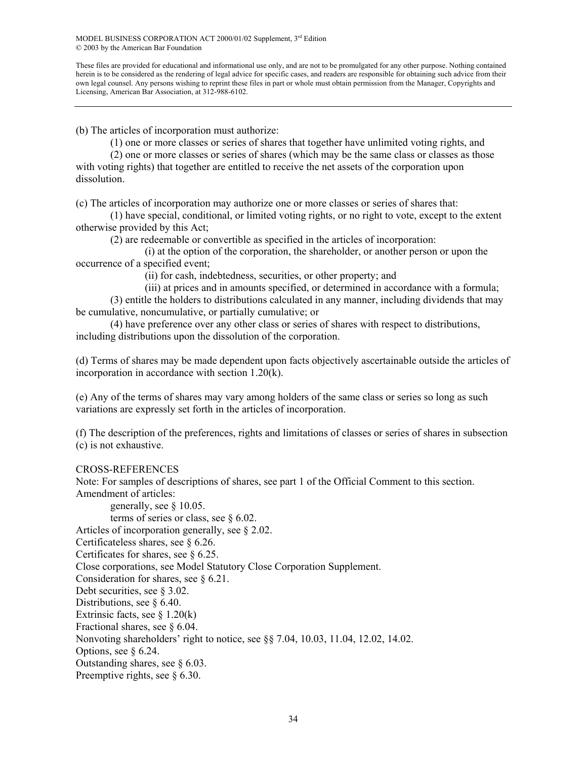(b) The articles of incorporation must authorize:

(1) one or more classes or series of shares that together have unlimited voting rights, and

(2) one or more classes or series of shares (which may be the same class or classes as those with voting rights) that together are entitled to receive the net assets of the corporation upon dissolution.

(c) The articles of incorporation may authorize one or more classes or series of shares that:

(1) have special, conditional, or limited voting rights, or no right to vote, except to the extent otherwise provided by this Act;

(2) are redeemable or convertible as specified in the articles of incorporation:

(i) at the option of the corporation, the shareholder, or another person or upon the occurrence of a specified event;

(ii) for cash, indebtedness, securities, or other property; and

(iii) at prices and in amounts specified, or determined in accordance with a formula;

(3) entitle the holders to distributions calculated in any manner, including dividends that may be cumulative, noncumulative, or partially cumulative; or

(4) have preference over any other class or series of shares with respect to distributions, including distributions upon the dissolution of the corporation.

(d) Terms of shares may be made dependent upon facts objectively ascertainable outside the articles of incorporation in accordance with section 1.20(k).

(e) Any of the terms of shares may vary among holders of the same class or series so long as such variations are expressly set forth in the articles of incorporation.

(f) The description of the preferences, rights and limitations of classes or series of shares in subsection (c) is not exhaustive.

CROSS-REFERENCES

Note: For samples of descriptions of shares, see part 1 of the Official Comment to this section.

Amendment of articles:

generally, see § 10.05.

terms of series or class, see § 6.02.

Articles of incorporation generally, see § 2.02.

Certificateless shares, see § 6.26.

Certificates for shares, see § 6.25.

Close corporations, see Model Statutory Close Corporation Supplement.

Consideration for shares, see § 6.21.

Debt securities, see § 3.02.

Distributions, see § 6.40.

Extrinsic facts, see § 1.20(k)

Fractional shares, see § 6.04.

Nonvoting shareholders' right to notice, see §§ 7.04, 10.03, 11.04, 12.02, 14.02.

Options, see § 6.24.

Outstanding shares, see § 6.03.

Preemptive rights, see § 6.30.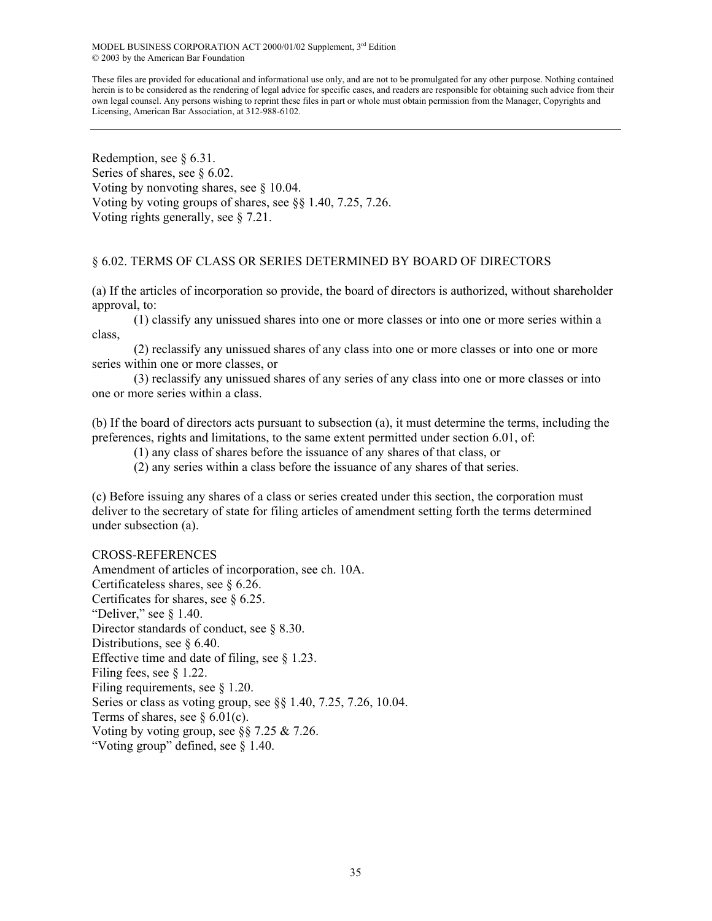Redemption, see § 6.31.
Series of shares, see § 6.02.
Voting by nonvoting shares, see § 10.04.
Voting by voting groups of shares, see §§ 1.40, 7.25, 7.26.
Voting rights generally, see § 7.21.

## § 6.02. TERMS OF CLASS OR SERIES DETERMINED BY BOARD OF DIRECTORS

(a) If the articles of incorporation so provide, the board of directors is authorized, without shareholder approval, to:

(1) classify any unissued shares into one or more classes or into one or more series within a class,

(2) reclassify any unissued shares of any class into one or more classes or into one or more series within one or more classes, or

(3) reclassify any unissued shares of any series of any class into one or more classes or into one or more series within a class.

(b) If the board of directors acts pursuant to subsection (a), it must determine the terms, including the preferences, rights and limitations, to the same extent permitted under section 6.01, of:

(1) any class of shares before the issuance of any shares of that class, or

(2) any series within a class before the issuance of any shares of that series.

(c) Before issuing any shares of a class or series created under this section, the corporation must deliver to the secretary of state for filing articles of amendment setting forth the terms determined under subsection (a).

CROSS-REFERENCES
Amendment of articles of incorporation, see ch. 10A.
Certificateless shares, see § 6.26.
Certificates for shares, see § 6.25.
"Deliver," see § 1.40.
Director standards of conduct, see § 8.30.
Distributions, see § 6.40.
Effective time and date of filing, see § 1.23.
Filing fees, see § 1.22.
Filing requirements, see § 1.20.
Series or class as voting group, see §§ 1.40, 7.25, 7.26, 10.04.
Terms of shares, see § 6.01(c).
Voting by voting group, see §§ 7.25 & 7.26.
"Voting group" defined, see § 1.40.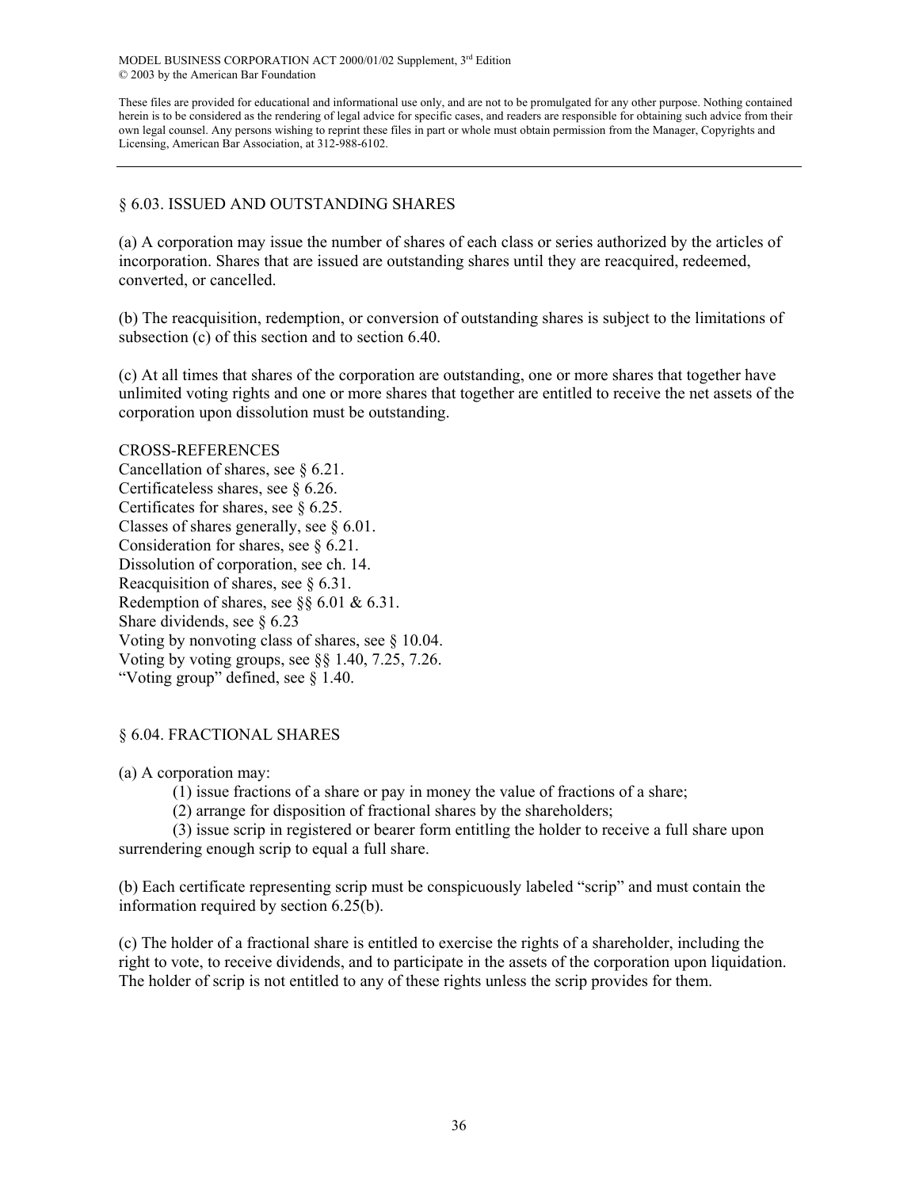MODEL BUSINESS CORPORATION ACT 2000/01/02 Supplement, 3rd Edition
© 2003 by the American Bar Foundation

These files are provided for educational and informational use only, and are not to be promulgated for any other purpose. Nothing contained herein is to be considered as the rendering of legal advice for specific cases, and readers are responsible for obtaining such advice from their own legal counsel. Any persons wishing to reprint these files in part or whole must obtain permission from the Manager, Copyrights and Licensing, American Bar Association, at 312-988-6102.

---

## § 6.03. ISSUED AND OUTSTANDING SHARES

(a) A corporation may issue the number of shares of each class or series authorized by the articles of incorporation. Shares that are issued are outstanding shares until they are reacquired, redeemed, converted, or cancelled.

(b) The reacquisition, redemption, or conversion of outstanding shares is subject to the limitations of subsection (c) of this section and to section 6.40.

(c) At all times that shares of the corporation are outstanding, one or more shares that together have unlimited voting rights and one or more shares that together are entitled to receive the net assets of the corporation upon dissolution must be outstanding.

CROSS-REFERENCES
Cancellation of shares, see § 6.21.
Certificateless shares, see § 6.26.
Certificates for shares, see § 6.25.
Classes of shares generally, see § 6.01.
Consideration for shares, see § 6.21.
Dissolution of corporation, see ch. 14.
Reacquisition of shares, see § 6.31.
Redemption of shares, see §§ 6.01 & 6.31.
Share dividends, see § 6.23
Voting by nonvoting class of shares, see § 10.04.
Voting by voting groups, see §§ 1.40, 7.25, 7.26.
"Voting group" defined, see § 1.40.

## § 6.04. FRACTIONAL SHARES

(a) A corporation may:

(1) issue fractions of a share or pay in money the value of fractions of a share;

(2) arrange for disposition of fractional shares by the shareholders;

(3) issue scrip in registered or bearer form entitling the holder to receive a full share upon surrendering enough scrip to equal a full share.

(b) Each certificate representing scrip must be conspicuously labeled "scrip" and must contain the information required by section 6.25(b).

(c) The holder of a fractional share is entitled to exercise the rights of a shareholder, including the right to vote, to receive dividends, and to participate in the assets of the corporation upon liquidation. The holder of scrip is not entitled to any of these rights unless the scrip provides for them.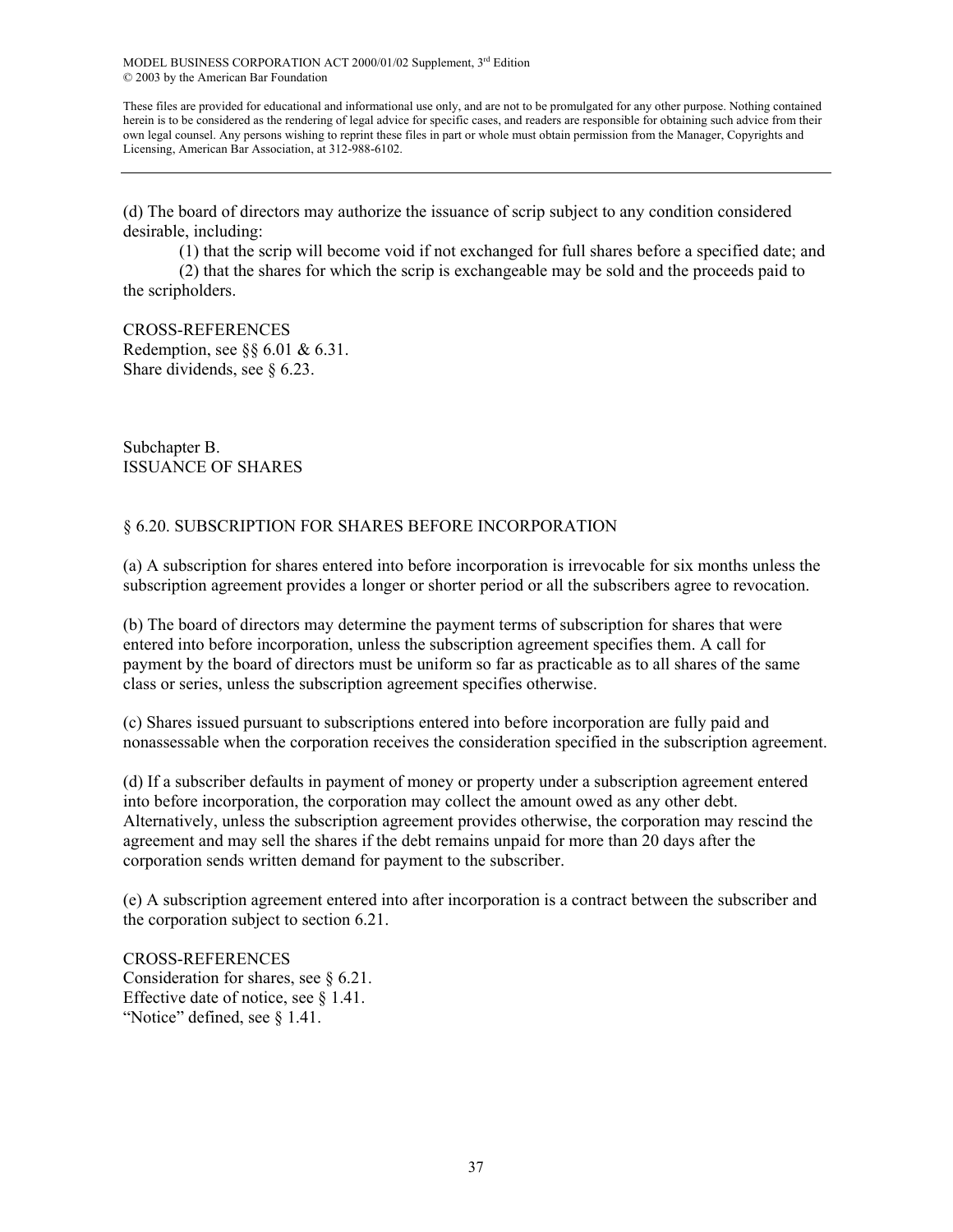(d) The board of directors may authorize the issuance of scrip subject to any condition considered desirable, including:

(1) that the scrip will become void if not exchanged for full shares before a specified date; and

(2) that the shares for which the scrip is exchangeable may be sold and the proceeds paid to the scripholders.

CROSS-REFERENCES
Redemption, see §§ 6.01 & 6.31.
Share dividends, see § 6.23.

## Subchapter B.
## ISSUANCE OF SHARES

### § 6.20. SUBSCRIPTION FOR SHARES BEFORE INCORPORATION

(a) A subscription for shares entered into before incorporation is irrevocable for six months unless the subscription agreement provides a longer or shorter period or all the subscribers agree to revocation.

(b) The board of directors may determine the payment terms of subscription for shares that were entered into before incorporation, unless the subscription agreement specifies them. A call for payment by the board of directors must be uniform so far as practicable as to all shares of the same class or series, unless the subscription agreement specifies otherwise.

(c) Shares issued pursuant to subscriptions entered into before incorporation are fully paid and nonassessable when the corporation receives the consideration specified in the subscription agreement.

(d) If a subscriber defaults in payment of money or property under a subscription agreement entered into before incorporation, the corporation may collect the amount owed as any other debt. Alternatively, unless the subscription agreement provides otherwise, the corporation may rescind the agreement and may sell the shares if the debt remains unpaid for more than 20 days after the corporation sends written demand for payment to the subscriber.

(e) A subscription agreement entered into after incorporation is a contract between the subscriber and the corporation subject to section 6.21.

CROSS-REFERENCES
Consideration for shares, see § 6.21.
Effective date of notice, see § 1.41.
"Notice" defined, see § 1.41.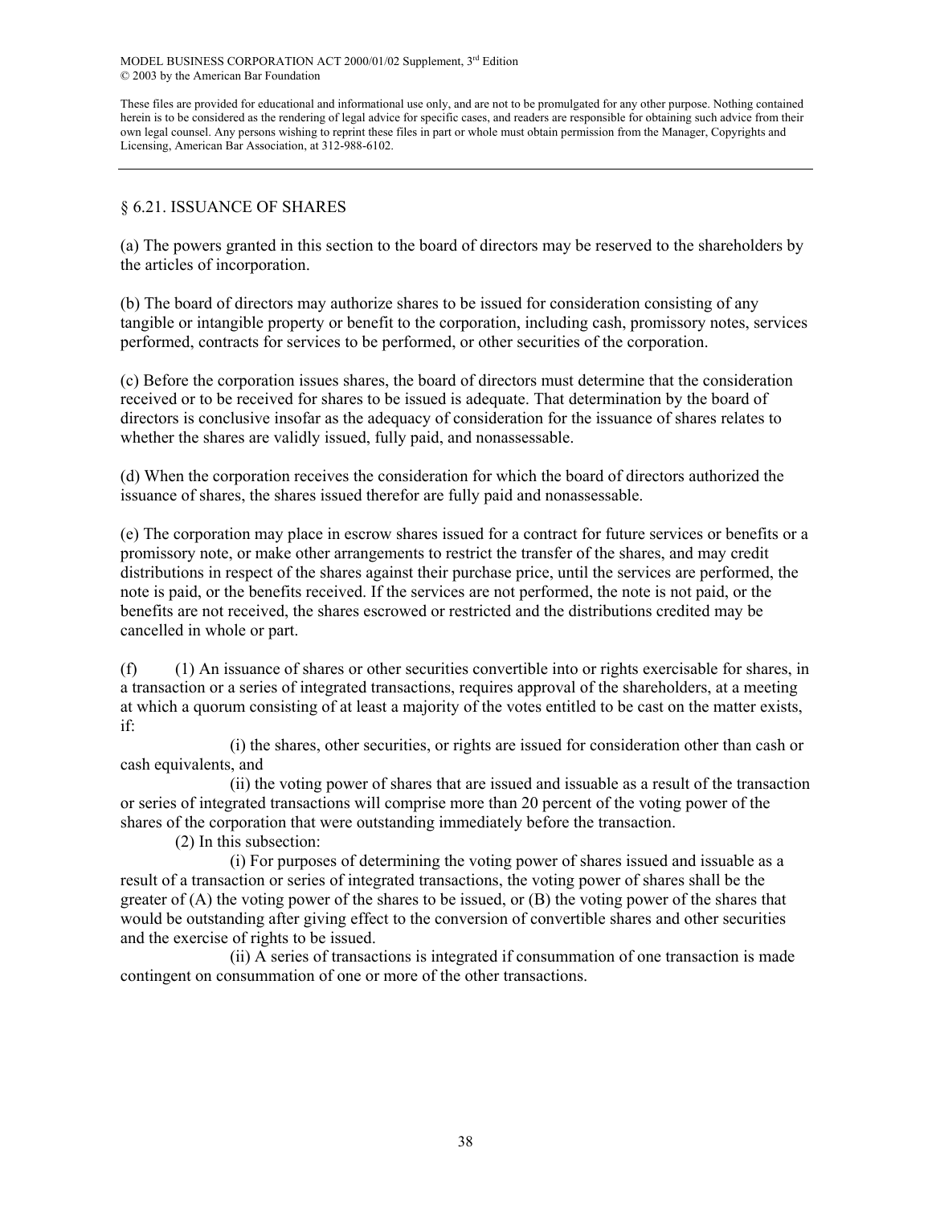## § 6.21. ISSUANCE OF SHARES

(a) The powers granted in this section to the board of directors may be reserved to the shareholders by the articles of incorporation.

(b) The board of directors may authorize shares to be issued for consideration consisting of any tangible or intangible property or benefit to the corporation, including cash, promissory notes, services performed, contracts for services to be performed, or other securities of the corporation.

(c) Before the corporation issues shares, the board of directors must determine that the consideration received or to be received for shares to be issued is adequate. That determination by the board of directors is conclusive insofar as the adequacy of consideration for the issuance of shares relates to whether the shares are validly issued, fully paid, and nonassessable.

(d) When the corporation receives the consideration for which the board of directors authorized the issuance of shares, the shares issued therefor are fully paid and nonassessable.

(e) The corporation may place in escrow shares issued for a contract for future services or benefits or a promissory note, or make other arrangements to restrict the transfer of the shares, and may credit distributions in respect of the shares against their purchase price, until the services are performed, the note is paid, or the benefits received. If the services are not performed, the note is not paid, or the benefits are not received, the shares escrowed or restricted and the distributions credited may be cancelled in whole or part.

(f) (1) An issuance of shares or other securities convertible into or rights exercisable for shares, in a transaction or a series of integrated transactions, requires approval of the shareholders, at a meeting at which a quorum consisting of at least a majority of the votes entitled to be cast on the matter exists, if:

(i) the shares, other securities, or rights are issued for consideration other than cash or cash equivalents, and

(ii) the voting power of shares that are issued and issuable as a result of the transaction or series of integrated transactions will comprise more than 20 percent of the voting power of the shares of the corporation that were outstanding immediately before the transaction.

(2) In this subsection:

(i) For purposes of determining the voting power of shares issued and issuable as a result of a transaction or series of integrated transactions, the voting power of shares shall be the greater of (A) the voting power of the shares to be issued, or (B) the voting power of the shares that would be outstanding after giving effect to the conversion of convertible shares and other securities and the exercise of rights to be issued.

(ii) A series of transactions is integrated if consummation of one transaction is made contingent on consummation of one or more of the other transactions.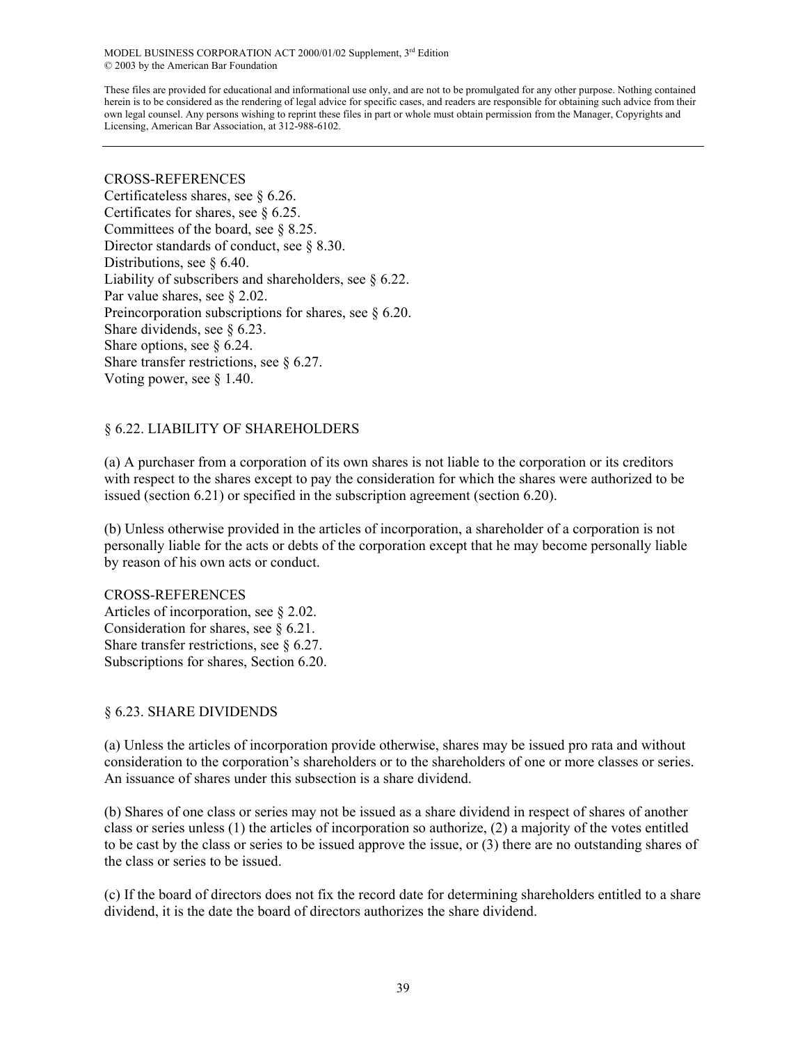CROSS-REFERENCES
Certificateless shares, see § 6.26.
Certificates for shares, see § 6.25.
Committees of the board, see § 8.25.
Director standards of conduct, see § 8.30.
Distributions, see § 6.40.
Liability of subscribers and shareholders, see § 6.22.
Par value shares, see § 2.02.
Preincorporation subscriptions for shares, see § 6.20.
Share dividends, see § 6.23.
Share options, see § 6.24.
Share transfer restrictions, see § 6.27.
Voting power, see § 1.40.

## § 6.22. LIABILITY OF SHAREHOLDERS

(a) A purchaser from a corporation of its own shares is not liable to the corporation or its creditors with respect to the shares except to pay the consideration for which the shares were authorized to be issued (section 6.21) or specified in the subscription agreement (section 6.20).

(b) Unless otherwise provided in the articles of incorporation, a shareholder of a corporation is not personally liable for the acts or debts of the corporation except that he may become personally liable by reason of his own acts or conduct.

CROSS-REFERENCES
Articles of incorporation, see § 2.02.
Consideration for shares, see § 6.21.
Share transfer restrictions, see § 6.27.
Subscriptions for shares, Section 6.20.

## § 6.23. SHARE DIVIDENDS

(a) Unless the articles of incorporation provide otherwise, shares may be issued pro rata and without consideration to the corporation's shareholders or to the shareholders of one or more classes or series. An issuance of shares under this subsection is a share dividend.

(b) Shares of one class or series may not be issued as a share dividend in respect of shares of another class or series unless (1) the articles of incorporation so authorize, (2) a majority of the votes entitled to be cast by the class or series to be issued approve the issue, or (3) there are no outstanding shares of the class or series to be issued.

(c) If the board of directors does not fix the record date for determining shareholders entitled to a share dividend, it is the date the board of directors authorizes the share dividend.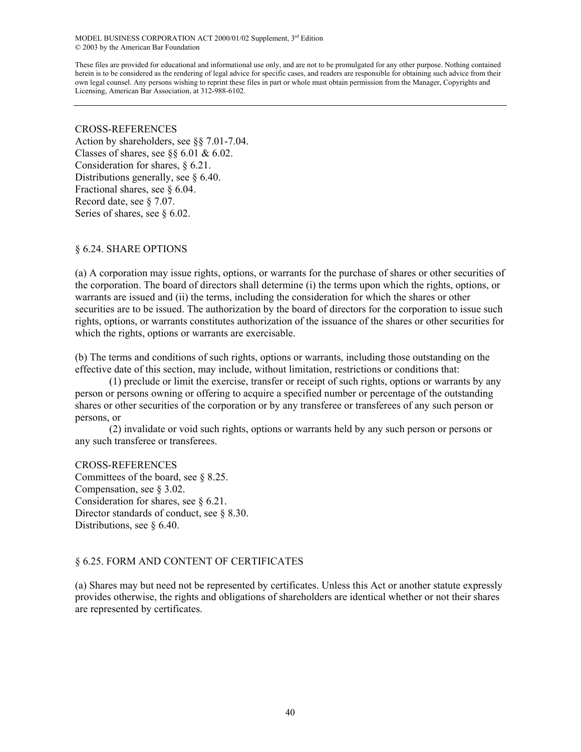CROSS-REFERENCES
Action by shareholders, see §§ 7.01-7.04.
Classes of shares, see §§ 6.01 & 6.02.
Consideration for shares, § 6.21.
Distributions generally, see § 6.40.
Fractional shares, see § 6.04.
Record date, see § 7.07.
Series of shares, see § 6.02.

## § 6.24. SHARE OPTIONS

(a) A corporation may issue rights, options, or warrants for the purchase of shares or other securities of the corporation. The board of directors shall determine (i) the terms upon which the rights, options, or warrants are issued and (ii) the terms, including the consideration for which the shares or other securities are to be issued. The authorization by the board of directors for the corporation to issue such rights, options, or warrants constitutes authorization of the issuance of the shares or other securities for which the rights, options or warrants are exercisable.

(b) The terms and conditions of such rights, options or warrants, including those outstanding on the effective date of this section, may include, without limitation, restrictions or conditions that:

(1) preclude or limit the exercise, transfer or receipt of such rights, options or warrants by any person or persons owning or offering to acquire a specified number or percentage of the outstanding shares or other securities of the corporation or by any transferee or transferees of any such person or persons, or

(2) invalidate or void such rights, options or warrants held by any such person or persons or any such transferee or transferees.

CROSS-REFERENCES
Committees of the board, see § 8.25.
Compensation, see § 3.02.
Consideration for shares, see § 6.21.
Director standards of conduct, see § 8.30.
Distributions, see § 6.40.

## § 6.25. FORM AND CONTENT OF CERTIFICATES

(a) Shares may but need not be represented by certificates. Unless this Act or another statute expressly provides otherwise, the rights and obligations of shareholders are identical whether or not their shares are represented by certificates.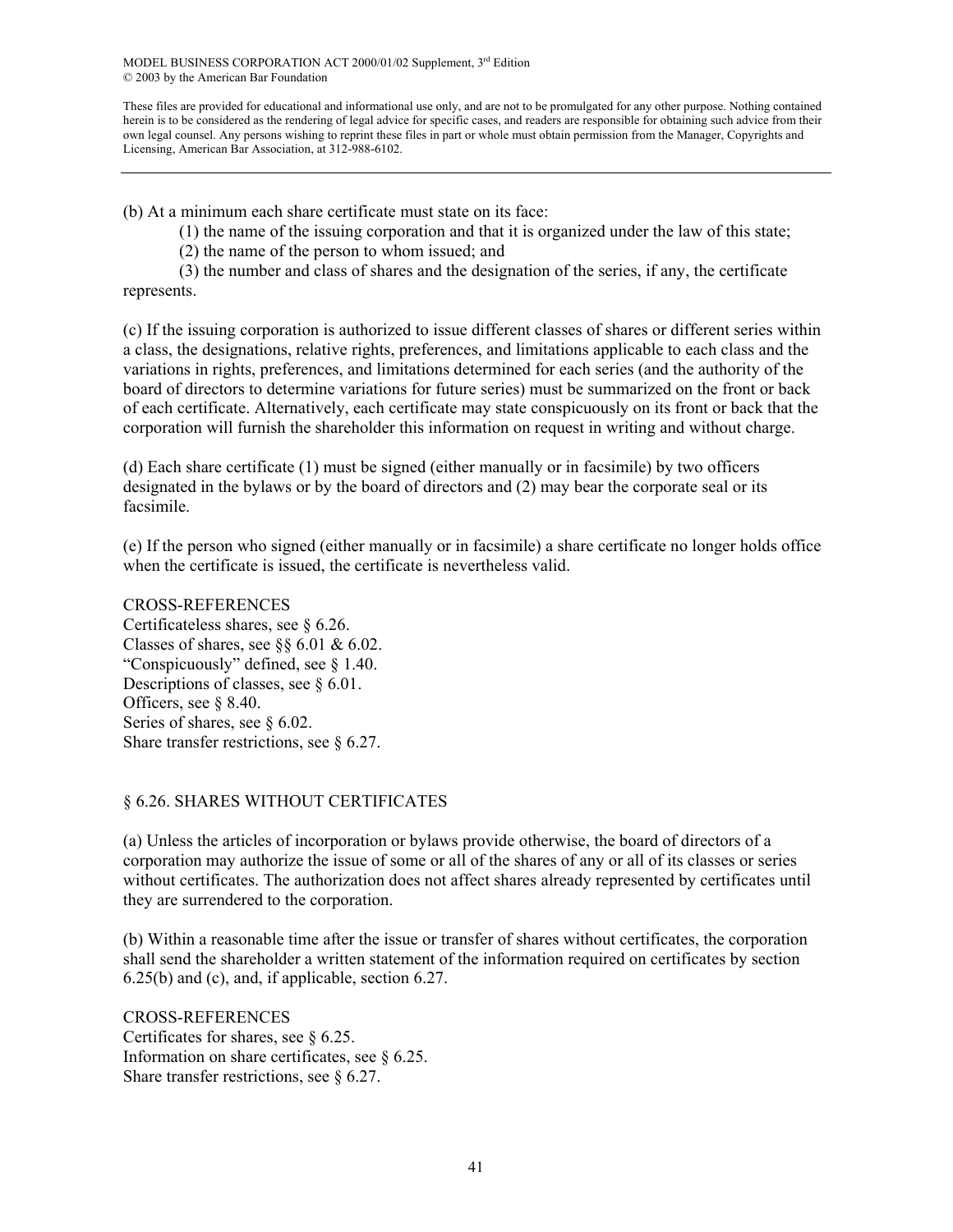(b) At a minimum each share certificate must state on its face:

(1) the name of the issuing corporation and that it is organized under the law of this state;

(2) the name of the person to whom issued; and

(3) the number and class of shares and the designation of the series, if any, the certificate represents.

(c) If the issuing corporation is authorized to issue different classes of shares or different series within a class, the designations, relative rights, preferences, and limitations applicable to each class and the variations in rights, preferences, and limitations determined for each series (and the authority of the board of directors to determine variations for future series) must be summarized on the front or back of each certificate. Alternatively, each certificate may state conspicuously on its front or back that the corporation will furnish the shareholder this information on request in writing and without charge.

(d) Each share certificate (1) must be signed (either manually or in facsimile) by two officers designated in the bylaws or by the board of directors and (2) may bear the corporate seal or its facsimile.

(e) If the person who signed (either manually or in facsimile) a share certificate no longer holds office when the certificate is issued, the certificate is nevertheless valid.

CROSS-REFERENCES
Certificateless shares, see § 6.26.
Classes of shares, see §§ 6.01 & 6.02.
"Conspicuously" defined, see § 1.40.
Descriptions of classes, see § 6.01.
Officers, see § 8.40.
Series of shares, see § 6.02.
Share transfer restrictions, see § 6.27.

## § 6.26. SHARES WITHOUT CERTIFICATES

(a) Unless the articles of incorporation or bylaws provide otherwise, the board of directors of a corporation may authorize the issue of some or all of the shares of any or all of its classes or series without certificates. The authorization does not affect shares already represented by certificates until they are surrendered to the corporation.

(b) Within a reasonable time after the issue or transfer of shares without certificates, the corporation shall send the shareholder a written statement of the information required on certificates by section 6.25(b) and (c), and, if applicable, section 6.27.

CROSS-REFERENCES
Certificates for shares, see § 6.25.
Information on share certificates, see § 6.25.
Share transfer restrictions, see § 6.27.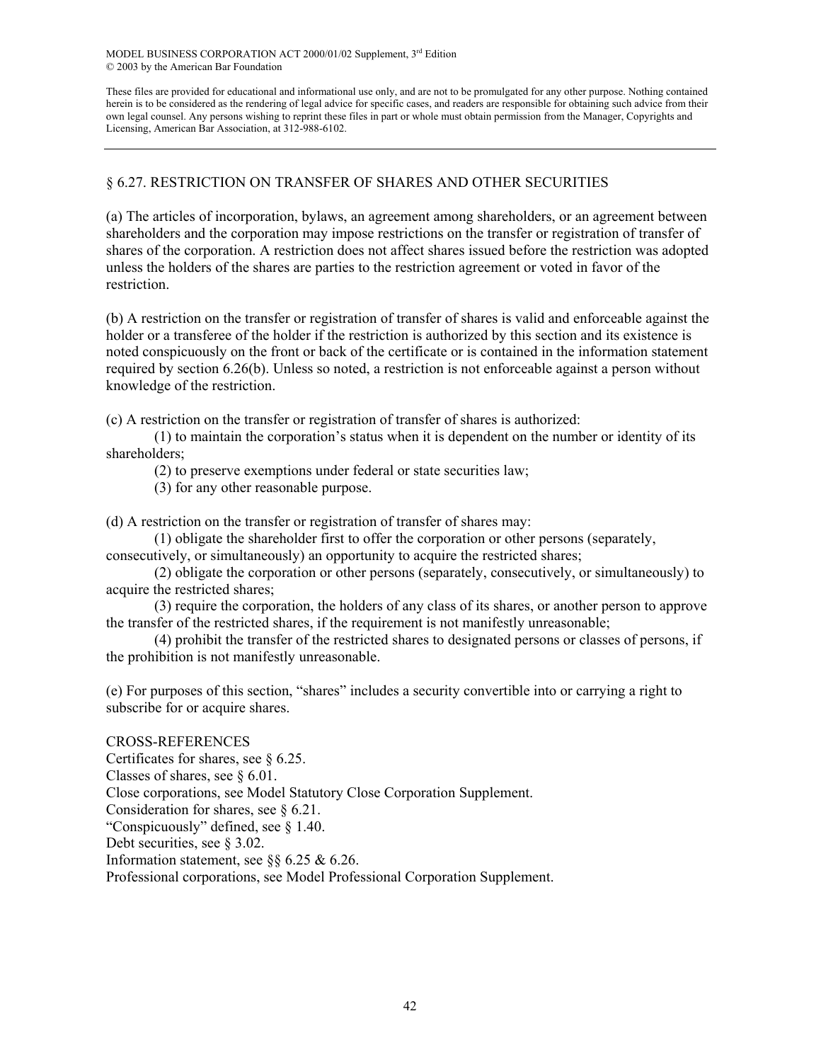## § 6.27. RESTRICTION ON TRANSFER OF SHARES AND OTHER SECURITIES

(a) The articles of incorporation, bylaws, an agreement among shareholders, or an agreement between shareholders and the corporation may impose restrictions on the transfer or registration of transfer of shares of the corporation. A restriction does not affect shares issued before the restriction was adopted unless the holders of the shares are parties to the restriction agreement or voted in favor of the restriction.

(b) A restriction on the transfer or registration of transfer of shares is valid and enforceable against the holder or a transferee of the holder if the restriction is authorized by this section and its existence is noted conspicuously on the front or back of the certificate or is contained in the information statement required by section 6.26(b). Unless so noted, a restriction is not enforceable against a person without knowledge of the restriction.

(c) A restriction on the transfer or registration of transfer of shares is authorized:

(1) to maintain the corporation's status when it is dependent on the number or identity of its shareholders;

(2) to preserve exemptions under federal or state securities law;

(3) for any other reasonable purpose.

(d) A restriction on the transfer or registration of transfer of shares may:

(1) obligate the shareholder first to offer the corporation or other persons (separately, consecutively, or simultaneously) an opportunity to acquire the restricted shares;

(2) obligate the corporation or other persons (separately, consecutively, or simultaneously) to acquire the restricted shares;

(3) require the corporation, the holders of any class of its shares, or another person to approve the transfer of the restricted shares, if the requirement is not manifestly unreasonable;

(4) prohibit the transfer of the restricted shares to designated persons or classes of persons, if the prohibition is not manifestly unreasonable.

(e) For purposes of this section, "shares" includes a security convertible into or carrying a right to subscribe for or acquire shares.

CROSS-REFERENCES

Certificates for shares, see § 6.25.
Classes of shares, see § 6.01.
Close corporations, see Model Statutory Close Corporation Supplement.
Consideration for shares, see § 6.21.
"Conspicuously" defined, see § 1.40.
Debt securities, see § 3.02.
Information statement, see §§ 6.25 & 6.26.
Professional corporations, see Model Professional Corporation Supplement.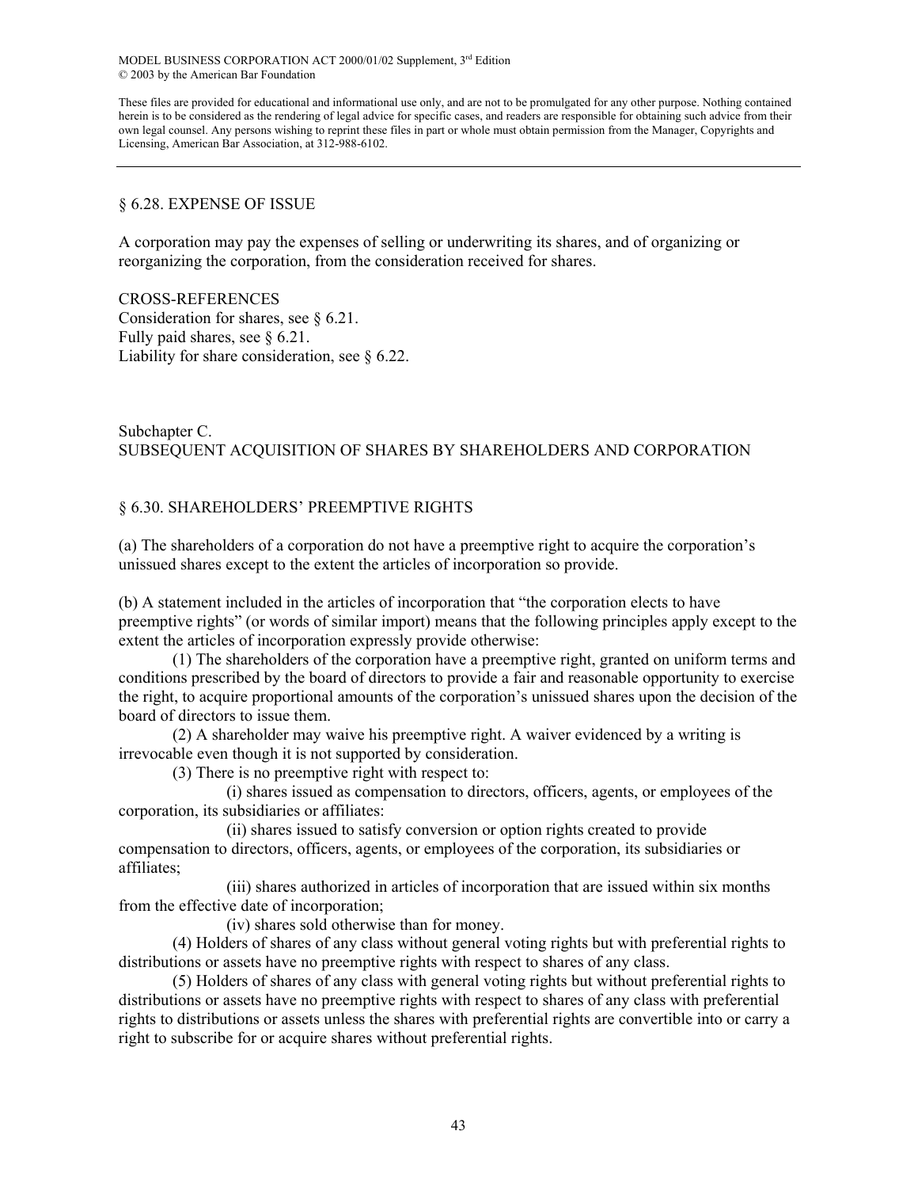## § 6.28. EXPENSE OF ISSUE

A corporation may pay the expenses of selling or underwriting its shares, and of organizing or reorganizing the corporation, from the consideration received for shares.

CROSS-REFERENCES
Consideration for shares, see § 6.21.
Fully paid shares, see § 6.21.
Liability for share consideration, see § 6.22.

# Subchapter C.
# SUBSEQUENT ACQUISITION OF SHARES BY SHAREHOLDERS AND CORPORATION

## § 6.30. SHAREHOLDERS' PREEMPTIVE RIGHTS

(a) The shareholders of a corporation do not have a preemptive right to acquire the corporation's unissued shares except to the extent the articles of incorporation so provide.

(b) A statement included in the articles of incorporation that "the corporation elects to have preemptive rights" (or words of similar import) means that the following principles apply except to the extent the articles of incorporation expressly provide otherwise:

(1) The shareholders of the corporation have a preemptive right, granted on uniform terms and conditions prescribed by the board of directors to provide a fair and reasonable opportunity to exercise the right, to acquire proportional amounts of the corporation's unissued shares upon the decision of the board of directors to issue them.

(2) A shareholder may waive his preemptive right. A waiver evidenced by a writing is irrevocable even though it is not supported by consideration.

(3) There is no preemptive right with respect to:

(i) shares issued as compensation to directors, officers, agents, or employees of the corporation, its subsidiaries or affiliates:

(ii) shares issued to satisfy conversion or option rights created to provide compensation to directors, officers, agents, or employees of the corporation, its subsidiaries or affiliates;

(iii) shares authorized in articles of incorporation that are issued within six months from the effective date of incorporation;

(iv) shares sold otherwise than for money.

(4) Holders of shares of any class without general voting rights but with preferential rights to distributions or assets have no preemptive rights with respect to shares of any class.

(5) Holders of shares of any class with general voting rights but without preferential rights to distributions or assets have no preemptive rights with respect to shares of any class with preferential rights to distributions or assets unless the shares with preferential rights are convertible into or carry a right to subscribe for or acquire shares without preferential rights.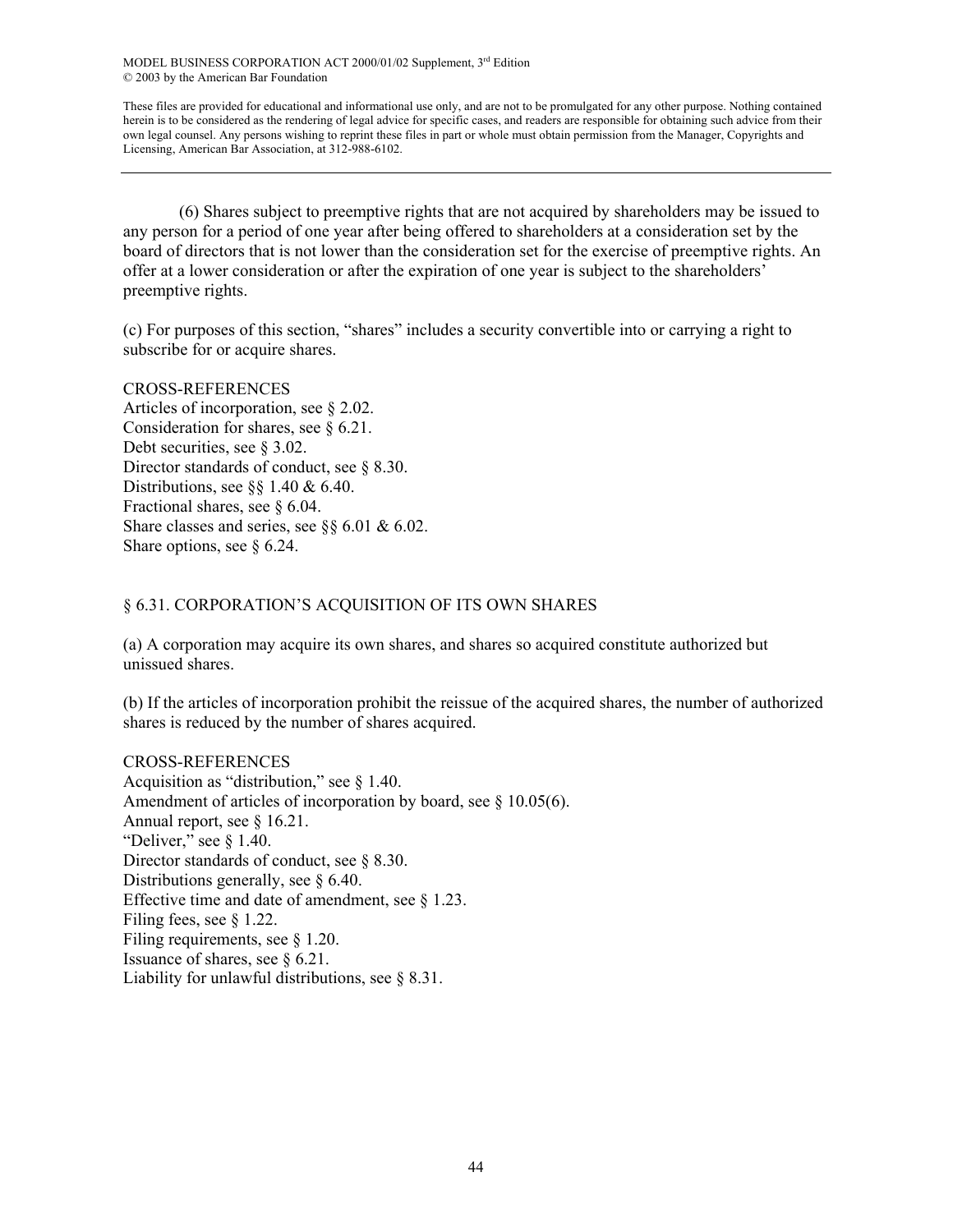(6) Shares subject to preemptive rights that are not acquired by shareholders may be issued to any person for a period of one year after being offered to shareholders at a consideration set by the board of directors that is not lower than the consideration set for the exercise of preemptive rights. An offer at a lower consideration or after the expiration of one year is subject to the shareholders' preemptive rights.

(c) For purposes of this section, "shares" includes a security convertible into or carrying a right to subscribe for or acquire shares.

CROSS-REFERENCES
Articles of incorporation, see § 2.02.
Consideration for shares, see § 6.21.
Debt securities, see § 3.02.
Director standards of conduct, see § 8.30.
Distributions, see §§ 1.40 & 6.40.
Fractional shares, see § 6.04.
Share classes and series, see §§ 6.01 & 6.02.
Share options, see § 6.24.

## § 6.31. CORPORATION'S ACQUISITION OF ITS OWN SHARES

(a) A corporation may acquire its own shares, and shares so acquired constitute authorized but unissued shares.

(b) If the articles of incorporation prohibit the reissue of the acquired shares, the number of authorized shares is reduced by the number of shares acquired.

CROSS-REFERENCES
Acquisition as "distribution," see § 1.40.
Amendment of articles of incorporation by board, see § 10.05(6).
Annual report, see § 16.21.
"Deliver," see § 1.40.
Director standards of conduct, see § 8.30.
Distributions generally, see § 6.40.
Effective time and date of amendment, see § 1.23.
Filing fees, see § 1.22.
Filing requirements, see § 1.20.
Issuance of shares, see § 6.21.
Liability for unlawful distributions, see § 8.31.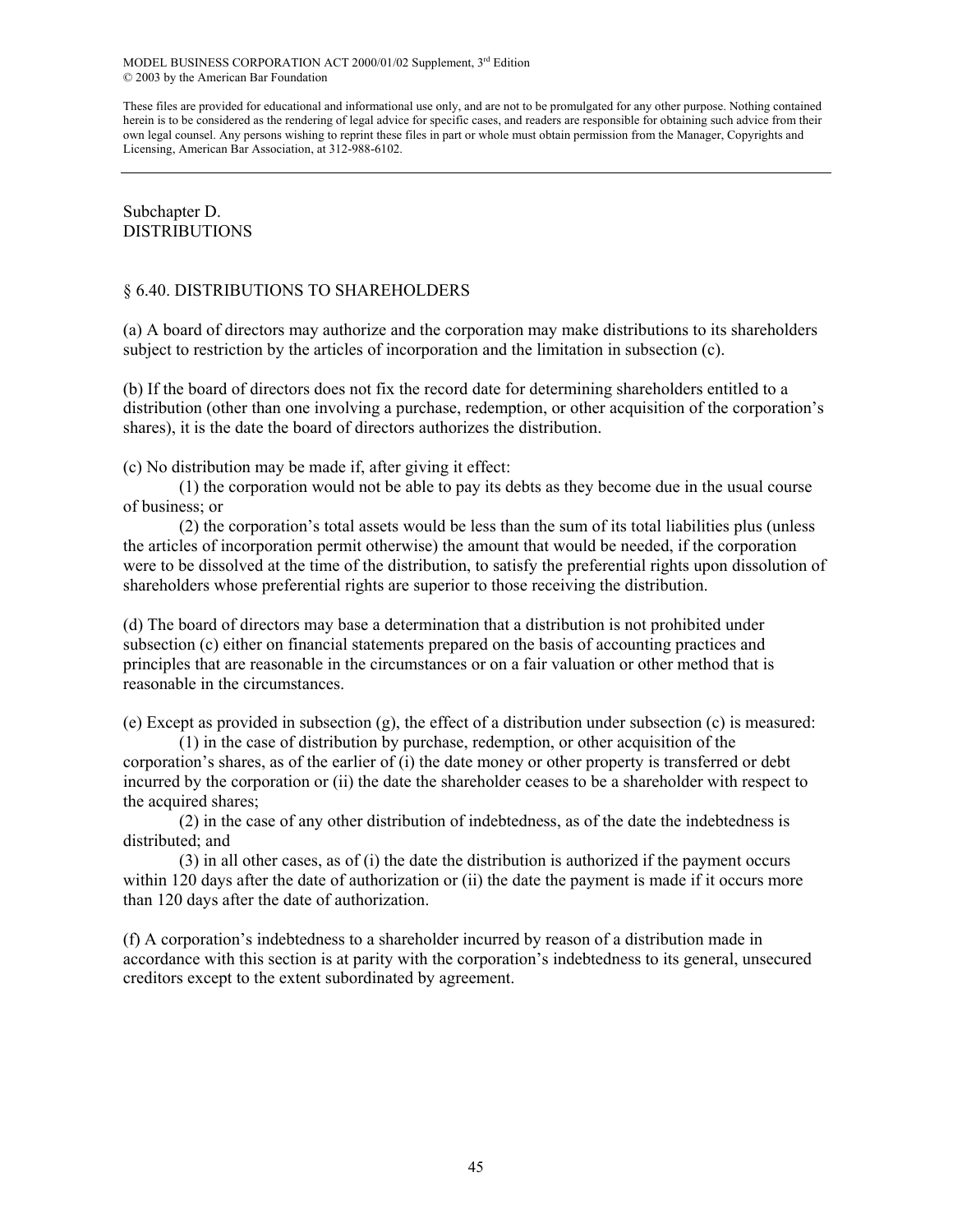## Subchapter D.
## DISTRIBUTIONS

### § 6.40. DISTRIBUTIONS TO SHAREHOLDERS

(a) A board of directors may authorize and the corporation may make distributions to its shareholders subject to restriction by the articles of incorporation and the limitation in subsection (c).

(b) If the board of directors does not fix the record date for determining shareholders entitled to a distribution (other than one involving a purchase, redemption, or other acquisition of the corporation's shares), it is the date the board of directors authorizes the distribution.

(c) No distribution may be made if, after giving it effect:

(1) the corporation would not be able to pay its debts as they become due in the usual course of business; or

(2) the corporation's total assets would be less than the sum of its total liabilities plus (unless the articles of incorporation permit otherwise) the amount that would be needed, if the corporation were to be dissolved at the time of the distribution, to satisfy the preferential rights upon dissolution of shareholders whose preferential rights are superior to those receiving the distribution.

(d) The board of directors may base a determination that a distribution is not prohibited under subsection (c) either on financial statements prepared on the basis of accounting practices and principles that are reasonable in the circumstances or on a fair valuation or other method that is reasonable in the circumstances.

(e) Except as provided in subsection (g), the effect of a distribution under subsection (c) is measured:

(1) in the case of distribution by purchase, redemption, or other acquisition of the corporation's shares, as of the earlier of (i) the date money or other property is transferred or debt incurred by the corporation or (ii) the date the shareholder ceases to be a shareholder with respect to the acquired shares;

(2) in the case of any other distribution of indebtedness, as of the date the indebtedness is distributed; and

(3) in all other cases, as of (i) the date the distribution is authorized if the payment occurs within 120 days after the date of authorization or (ii) the date the payment is made if it occurs more than 120 days after the date of authorization.

(f) A corporation's indebtedness to a shareholder incurred by reason of a distribution made in accordance with this section is at parity with the corporation's indebtedness to its general, unsecured creditors except to the extent subordinated by agreement.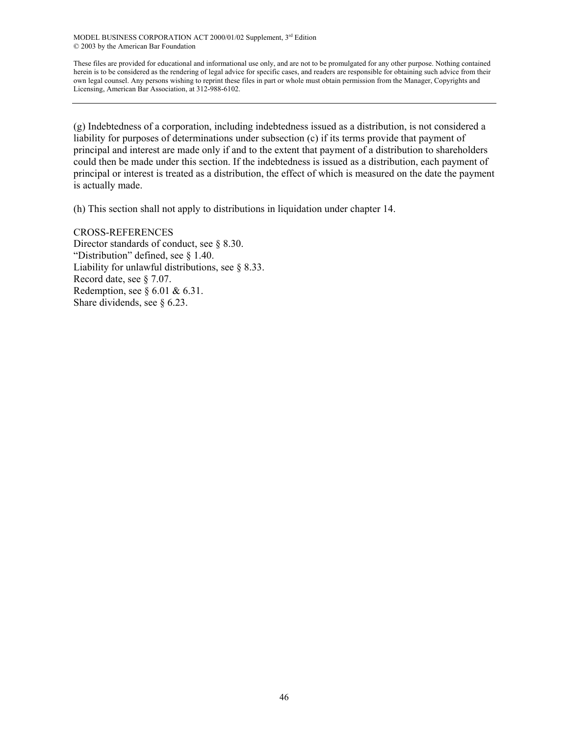(g) Indebtedness of a corporation, including indebtedness issued as a distribution, is not considered a liability for purposes of determinations under subsection (c) if its terms provide that payment of principal and interest are made only if and to the extent that payment of a distribution to shareholders could then be made under this section. If the indebtedness is issued as a distribution, each payment of principal or interest is treated as a distribution, the effect of which is measured on the date the payment is actually made.

(h) This section shall not apply to distributions in liquidation under chapter 14.

CROSS-REFERENCES
Director standards of conduct, see § 8.30.
"Distribution" defined, see § 1.40.
Liability for unlawful distributions, see § 8.33.
Record date, see § 7.07.
Redemption, see § 6.01 & 6.31.
Share dividends, see § 6.23.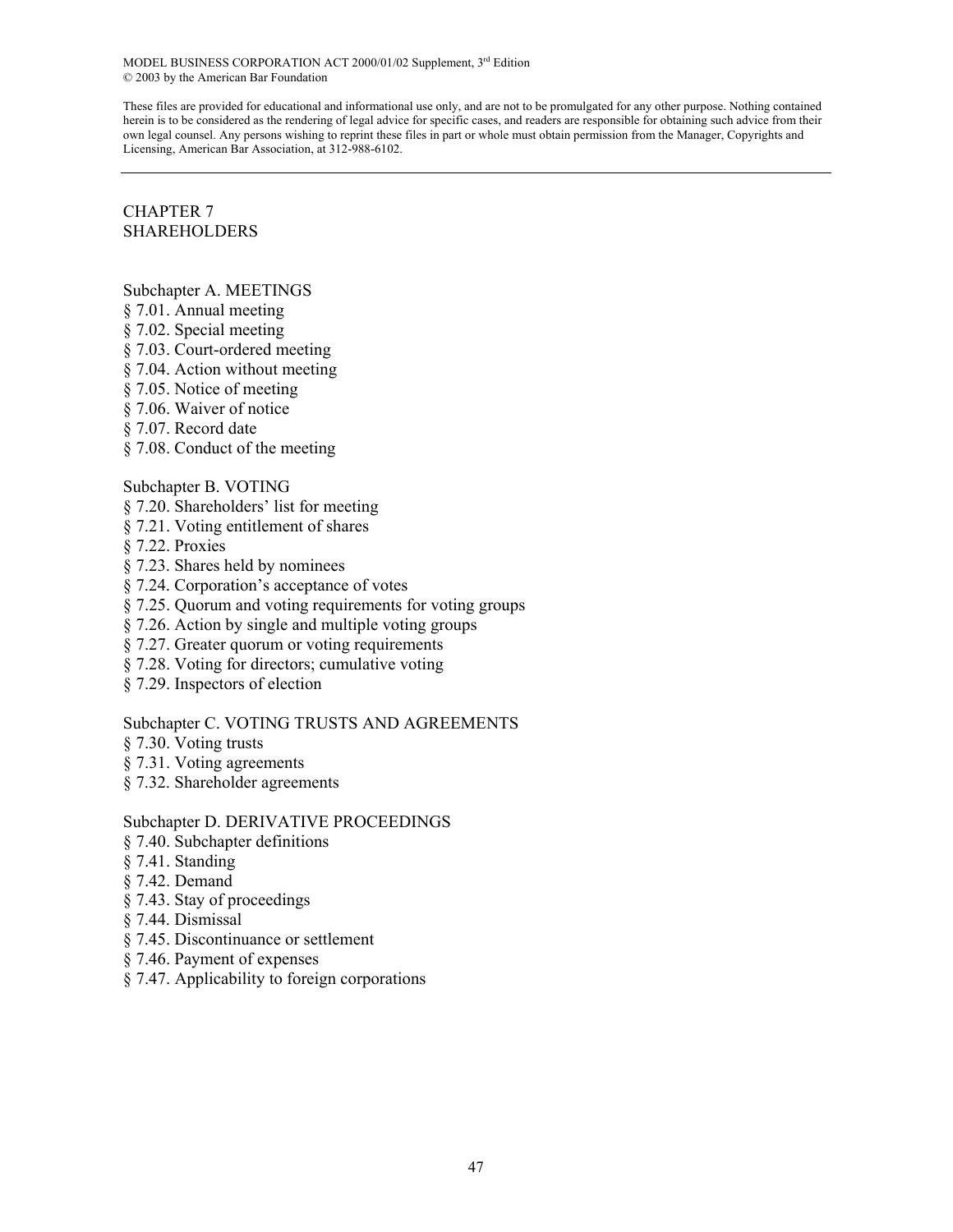# CHAPTER 7
# SHAREHOLDERS

## Subchapter A. MEETINGS

§ 7.01. Annual meeting
§ 7.02. Special meeting
§ 7.03. Court-ordered meeting
§ 7.04. Action without meeting
§ 7.05. Notice of meeting
§ 7.06. Waiver of notice
§ 7.07. Record date
§ 7.08. Conduct of the meeting

## Subchapter B. VOTING

§ 7.20. Shareholders' list for meeting
§ 7.21. Voting entitlement of shares
§ 7.22. Proxies
§ 7.23. Shares held by nominees
§ 7.24. Corporation's acceptance of votes
§ 7.25. Quorum and voting requirements for voting groups
§ 7.26. Action by single and multiple voting groups
§ 7.27. Greater quorum or voting requirements
§ 7.28. Voting for directors; cumulative voting
§ 7.29. Inspectors of election

## Subchapter C. VOTING TRUSTS AND AGREEMENTS

§ 7.30. Voting trusts
§ 7.31. Voting agreements
§ 7.32. Shareholder agreements

## Subchapter D. DERIVATIVE PROCEEDINGS

§ 7.40. Subchapter definitions
§ 7.41. Standing
§ 7.42. Demand
§ 7.43. Stay of proceedings
§ 7.44. Dismissal
§ 7.45. Discontinuance or settlement
§ 7.46. Payment of expenses
§ 7.47. Applicability to foreign corporations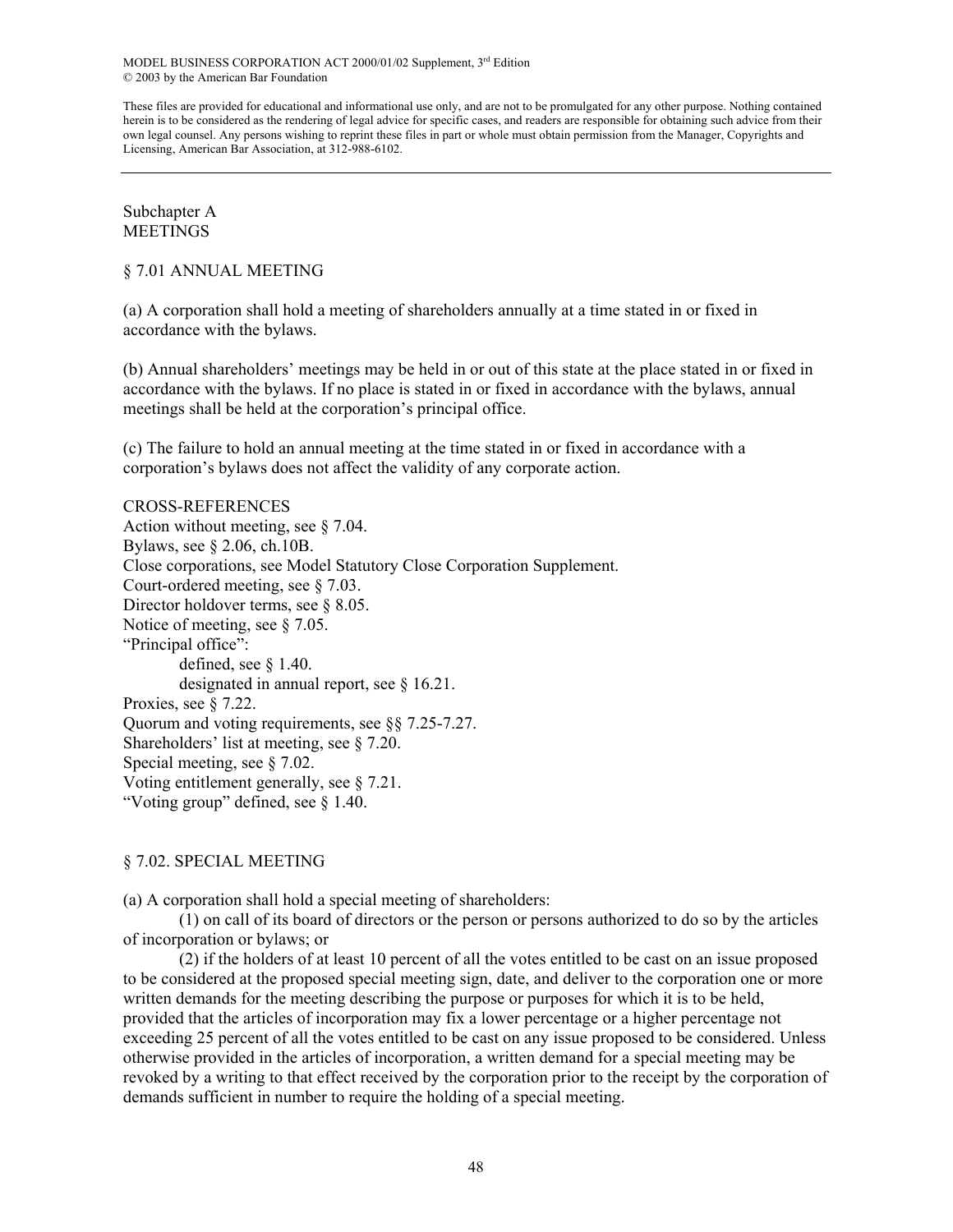Subchapter A
MEETINGS

## § 7.01 ANNUAL MEETING

(a) A corporation shall hold a meeting of shareholders annually at a time stated in or fixed in accordance with the bylaws.

(b) Annual shareholders' meetings may be held in or out of this state at the place stated in or fixed in accordance with the bylaws. If no place is stated in or fixed in accordance with the bylaws, annual meetings shall be held at the corporation's principal office.

(c) The failure to hold an annual meeting at the time stated in or fixed in accordance with a corporation's bylaws does not affect the validity of any corporate action.

CROSS-REFERENCES
Action without meeting, see § 7.04.
Bylaws, see § 2.06, ch.10B.
Close corporations, see Model Statutory Close Corporation Supplement.
Court-ordered meeting, see § 7.03.
Director holdover terms, see § 8.05.
Notice of meeting, see § 7.05.
"Principal office":
    defined, see § 1.40.
    designated in annual report, see § 16.21.
Proxies, see § 7.22.
Quorum and voting requirements, see §§ 7.25-7.27.
Shareholders' list at meeting, see § 7.20.
Special meeting, see § 7.02.
Voting entitlement generally, see § 7.21.
"Voting group" defined, see § 1.40.

## § 7.02. SPECIAL MEETING

(a) A corporation shall hold a special meeting of shareholders:

(1) on call of its board of directors or the person or persons authorized to do so by the articles of incorporation or bylaws; or

(2) if the holders of at least 10 percent of all the votes entitled to be cast on an issue proposed to be considered at the proposed special meeting sign, date, and deliver to the corporation one or more written demands for the meeting describing the purpose or purposes for which it is to be held, provided that the articles of incorporation may fix a lower percentage or a higher percentage not exceeding 25 percent of all the votes entitled to be cast on any issue proposed to be considered. Unless otherwise provided in the articles of incorporation, a written demand for a special meeting may be revoked by a writing to that effect received by the corporation prior to the receipt by the corporation of demands sufficient in number to require the holding of a special meeting.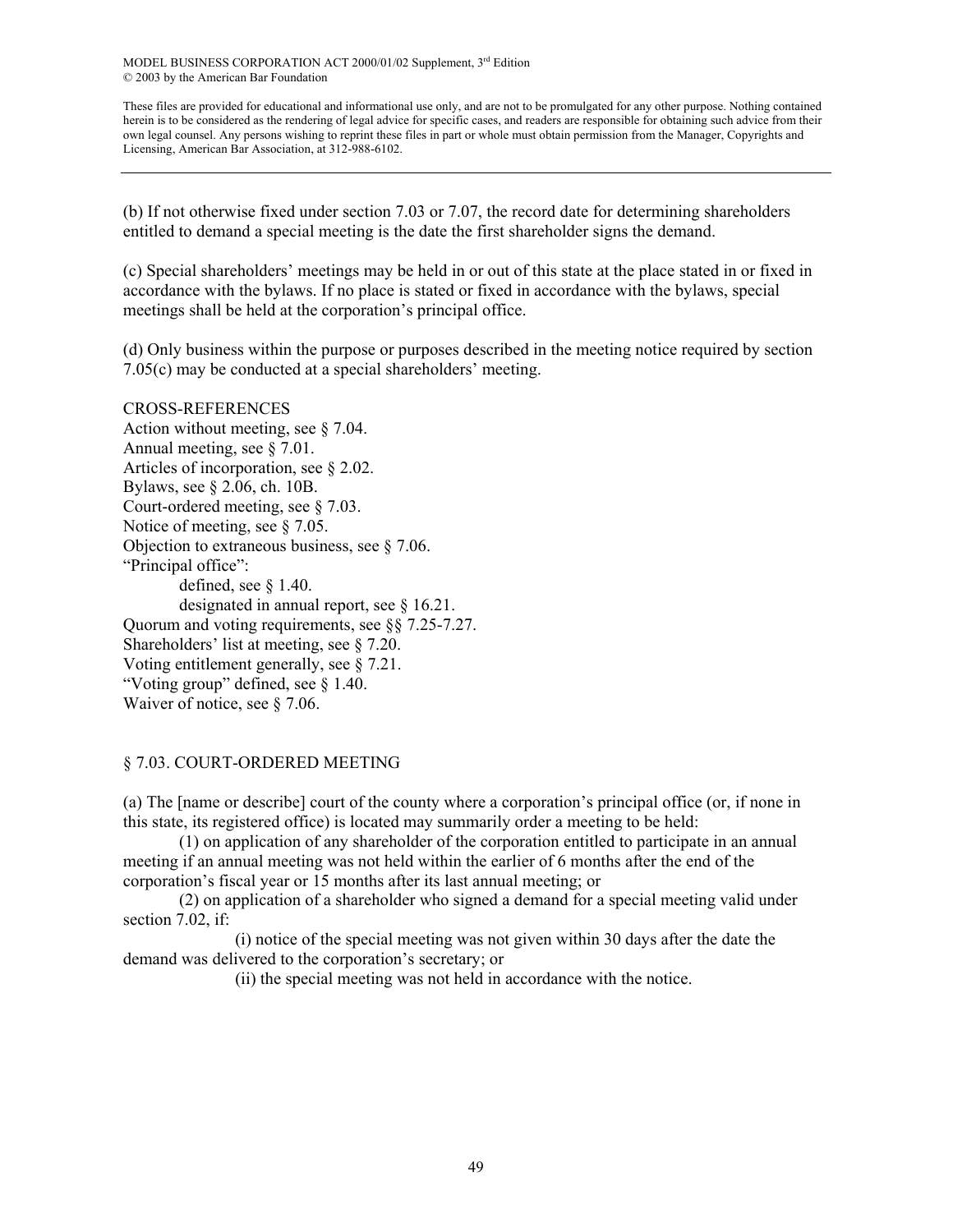(b) If not otherwise fixed under section 7.03 or 7.07, the record date for determining shareholders entitled to demand a special meeting is the date the first shareholder signs the demand.

(c) Special shareholders' meetings may be held in or out of this state at the place stated in or fixed in accordance with the bylaws. If no place is stated or fixed in accordance with the bylaws, special meetings shall be held at the corporation's principal office.

(d) Only business within the purpose or purposes described in the meeting notice required by section 7.05(c) may be conducted at a special shareholders' meeting.

CROSS-REFERENCES
Action without meeting, see § 7.04.
Annual meeting, see § 7.01.
Articles of incorporation, see § 2.02.
Bylaws, see § 2.06, ch. 10B.
Court-ordered meeting, see § 7.03.
Notice of meeting, see § 7.05.
Objection to extraneous business, see § 7.06.
"Principal office":
    defined, see § 1.40.
    designated in annual report, see § 16.21.
Quorum and voting requirements, see §§ 7.25-7.27.
Shareholders' list at meeting, see § 7.20.
Voting entitlement generally, see § 7.21.
"Voting group" defined, see § 1.40.
Waiver of notice, see § 7.06.

## § 7.03. COURT-ORDERED MEETING

(a) The [name or describe] court of the county where a corporation's principal office (or, if none in this state, its registered office) is located may summarily order a meeting to be held:

(1) on application of any shareholder of the corporation entitled to participate in an annual meeting if an annual meeting was not held within the earlier of 6 months after the end of the corporation's fiscal year or 15 months after its last annual meeting; or

(2) on application of a shareholder who signed a demand for a special meeting valid under section 7.02, if:

(i) notice of the special meeting was not given within 30 days after the date the demand was delivered to the corporation's secretary; or

(ii) the special meeting was not held in accordance with the notice.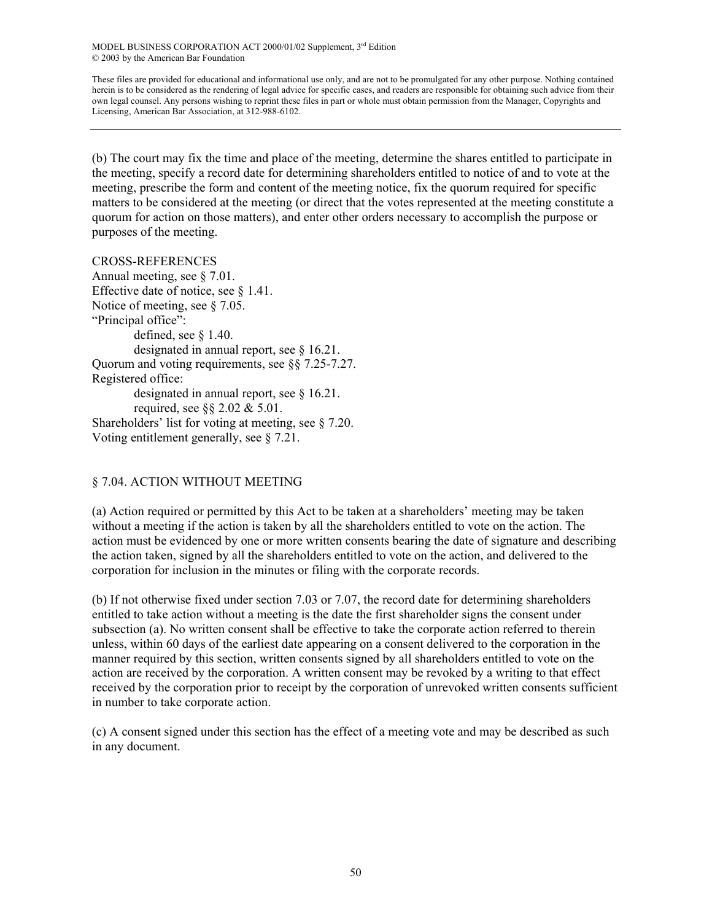(b) The court may fix the time and place of the meeting, determine the shares entitled to participate in the meeting, specify a record date for determining shareholders entitled to notice of and to vote at the meeting, prescribe the form and content of the meeting notice, fix the quorum required for specific matters to be considered at the meeting (or direct that the votes represented at the meeting constitute a quorum for action on those matters), and enter other orders necessary to accomplish the purpose or purposes of the meeting.

CROSS-REFERENCES

Annual meeting, see § 7.01.
Effective date of notice, see § 1.41.
Notice of meeting, see § 7.05.
"Principal office":
  defined, see § 1.40.
  designated in annual report, see § 16.21.
Quorum and voting requirements, see §§ 7.25-7.27.
Registered office:
  designated in annual report, see § 16.21.
  required, see §§ 2.02 & 5.01.
Shareholders' list for voting at meeting, see § 7.20.
Voting entitlement generally, see § 7.21.

## § 7.04. ACTION WITHOUT MEETING

(a) Action required or permitted by this Act to be taken at a shareholders' meeting may be taken without a meeting if the action is taken by all the shareholders entitled to vote on the action. The action must be evidenced by one or more written consents bearing the date of signature and describing the action taken, signed by all the shareholders entitled to vote on the action, and delivered to the corporation for inclusion in the minutes or filing with the corporate records.

(b) If not otherwise fixed under section 7.03 or 7.07, the record date for determining shareholders entitled to take action without a meeting is the date the first shareholder signs the consent under subsection (a). No written consent shall be effective to take the corporate action referred to therein unless, within 60 days of the earliest date appearing on a consent delivered to the corporation in the manner required by this section, written consents signed by all shareholders entitled to vote on the action are received by the corporation. A written consent may be revoked by a writing to that effect received by the corporation prior to receipt by the corporation of unrevoked written consents sufficient in number to take corporate action.

(c) A consent signed under this section has the effect of a meeting vote and may be described as such in any document.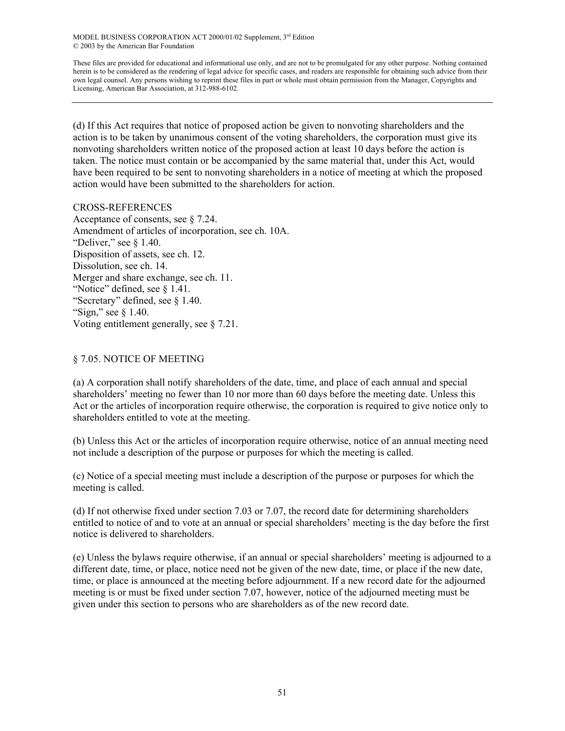(d) If this Act requires that notice of proposed action be given to nonvoting shareholders and the action is to be taken by unanimous consent of the voting shareholders, the corporation must give its nonvoting shareholders written notice of the proposed action at least 10 days before the action is taken. The notice must contain or be accompanied by the same material that, under this Act, would have been required to be sent to nonvoting shareholders in a notice of meeting at which the proposed action would have been submitted to the shareholders for action.

CROSS-REFERENCES
Acceptance of consents, see § 7.24.
Amendment of articles of incorporation, see ch. 10A.
"Deliver," see § 1.40.
Disposition of assets, see ch. 12.
Dissolution, see ch. 14.
Merger and share exchange, see ch. 11.
"Notice" defined, see § 1.41.
"Secretary" defined, see § 1.40.
"Sign," see § 1.40.
Voting entitlement generally, see § 7.21.

## § 7.05. NOTICE OF MEETING

(a) A corporation shall notify shareholders of the date, time, and place of each annual and special shareholders' meeting no fewer than 10 nor more than 60 days before the meeting date. Unless this Act or the articles of incorporation require otherwise, the corporation is required to give notice only to shareholders entitled to vote at the meeting.

(b) Unless this Act or the articles of incorporation require otherwise, notice of an annual meeting need not include a description of the purpose or purposes for which the meeting is called.

(c) Notice of a special meeting must include a description of the purpose or purposes for which the meeting is called.

(d) If not otherwise fixed under section 7.03 or 7.07, the record date for determining shareholders entitled to notice of and to vote at an annual or special shareholders' meeting is the day before the first notice is delivered to shareholders.

(e) Unless the bylaws require otherwise, if an annual or special shareholders' meeting is adjourned to a different date, time, or place, notice need not be given of the new date, time, or place if the new date, time, or place is announced at the meeting before adjournment. If a new record date for the adjourned meeting is or must be fixed under section 7.07, however, notice of the adjourned meeting must be given under this section to persons who are shareholders as of the new record date.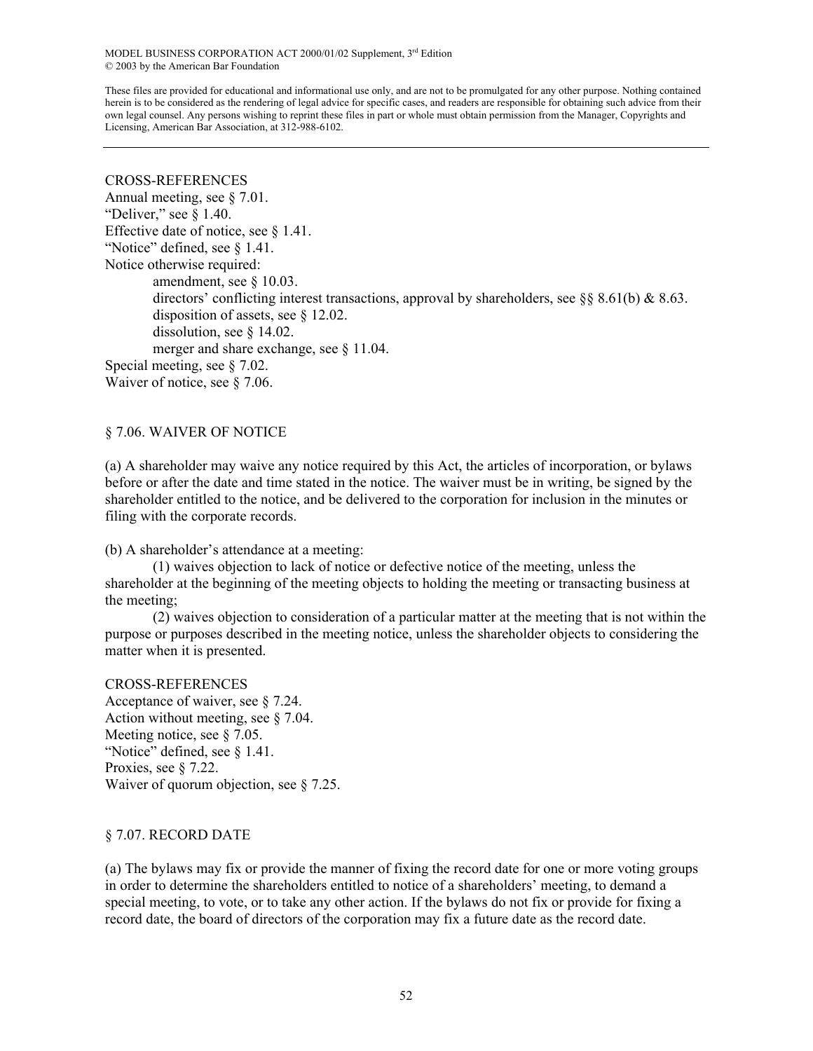CROSS-REFERENCES
Annual meeting, see § 7.01.
"Deliver," see § 1.40.
Effective date of notice, see § 1.41.
"Notice" defined, see § 1.41.
Notice otherwise required:
- amendment, see § 10.03.
- directors' conflicting interest transactions, approval by shareholders, see §§ 8.61(b) & 8.63.
- disposition of assets, see § 12.02.
- dissolution, see § 14.02.
- merger and share exchange, see § 11.04.

Special meeting, see § 7.02.
Waiver of notice, see § 7.06.

## § 7.06. WAIVER OF NOTICE

(a) A shareholder may waive any notice required by this Act, the articles of incorporation, or bylaws before or after the date and time stated in the notice. The waiver must be in writing, be signed by the shareholder entitled to the notice, and be delivered to the corporation for inclusion in the minutes or filing with the corporate records.

(b) A shareholder's attendance at a meeting:

(1) waives objection to lack of notice or defective notice of the meeting, unless the shareholder at the beginning of the meeting objects to holding the meeting or transacting business at the meeting;

(2) waives objection to consideration of a particular matter at the meeting that is not within the purpose or purposes described in the meeting notice, unless the shareholder objects to considering the matter when it is presented.

CROSS-REFERENCES
Acceptance of waiver, see § 7.24.
Action without meeting, see § 7.04.
Meeting notice, see § 7.05.
"Notice" defined, see § 1.41.
Proxies, see § 7.22.
Waiver of quorum objection, see § 7.25.

## § 7.07. RECORD DATE

(a) The bylaws may fix or provide the manner of fixing the record date for one or more voting groups in order to determine the shareholders entitled to notice of a shareholders' meeting, to demand a special meeting, to vote, or to take any other action. If the bylaws do not fix or provide for fixing a record date, the board of directors of the corporation may fix a future date as the record date.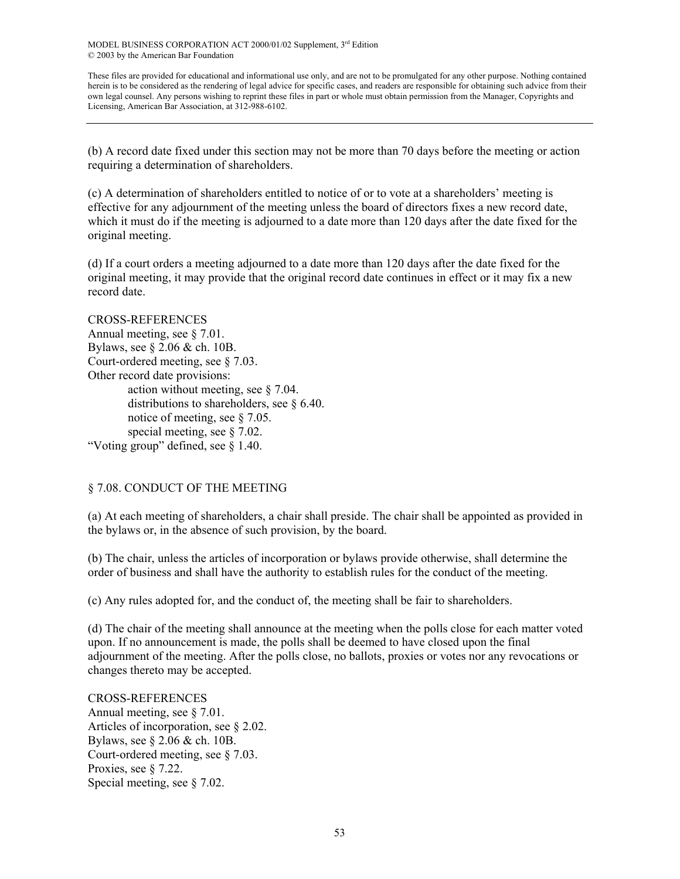(b) A record date fixed under this section may not be more than 70 days before the meeting or action requiring a determination of shareholders.

(c) A determination of shareholders entitled to notice of or to vote at a shareholders' meeting is effective for any adjournment of the meeting unless the board of directors fixes a new record date, which it must do if the meeting is adjourned to a date more than 120 days after the date fixed for the original meeting.

(d) If a court orders a meeting adjourned to a date more than 120 days after the date fixed for the original meeting, it may provide that the original record date continues in effect or it may fix a new record date.

CROSS-REFERENCES
Annual meeting, see § 7.01.
Bylaws, see § 2.06 & ch. 10B.
Court-ordered meeting, see § 7.03.
Other record date provisions:
action without meeting, see § 7.04.
distributions to shareholders, see § 6.40.
notice of meeting, see § 7.05.
special meeting, see § 7.02.
"Voting group" defined, see § 1.40.

## § 7.08. CONDUCT OF THE MEETING

(a) At each meeting of shareholders, a chair shall preside. The chair shall be appointed as provided in the bylaws or, in the absence of such provision, by the board.

(b) The chair, unless the articles of incorporation or bylaws provide otherwise, shall determine the order of business and shall have the authority to establish rules for the conduct of the meeting.

(c) Any rules adopted for, and the conduct of, the meeting shall be fair to shareholders.

(d) The chair of the meeting shall announce at the meeting when the polls close for each matter voted upon. If no announcement is made, the polls shall be deemed to have closed upon the final adjournment of the meeting. After the polls close, no ballots, proxies or votes nor any revocations or changes thereto may be accepted.

CROSS-REFERENCES
Annual meeting, see § 7.01.
Articles of incorporation, see § 2.02.
Bylaws, see § 2.06 & ch. 10B.
Court-ordered meeting, see § 7.03.
Proxies, see § 7.22.
Special meeting, see § 7.02.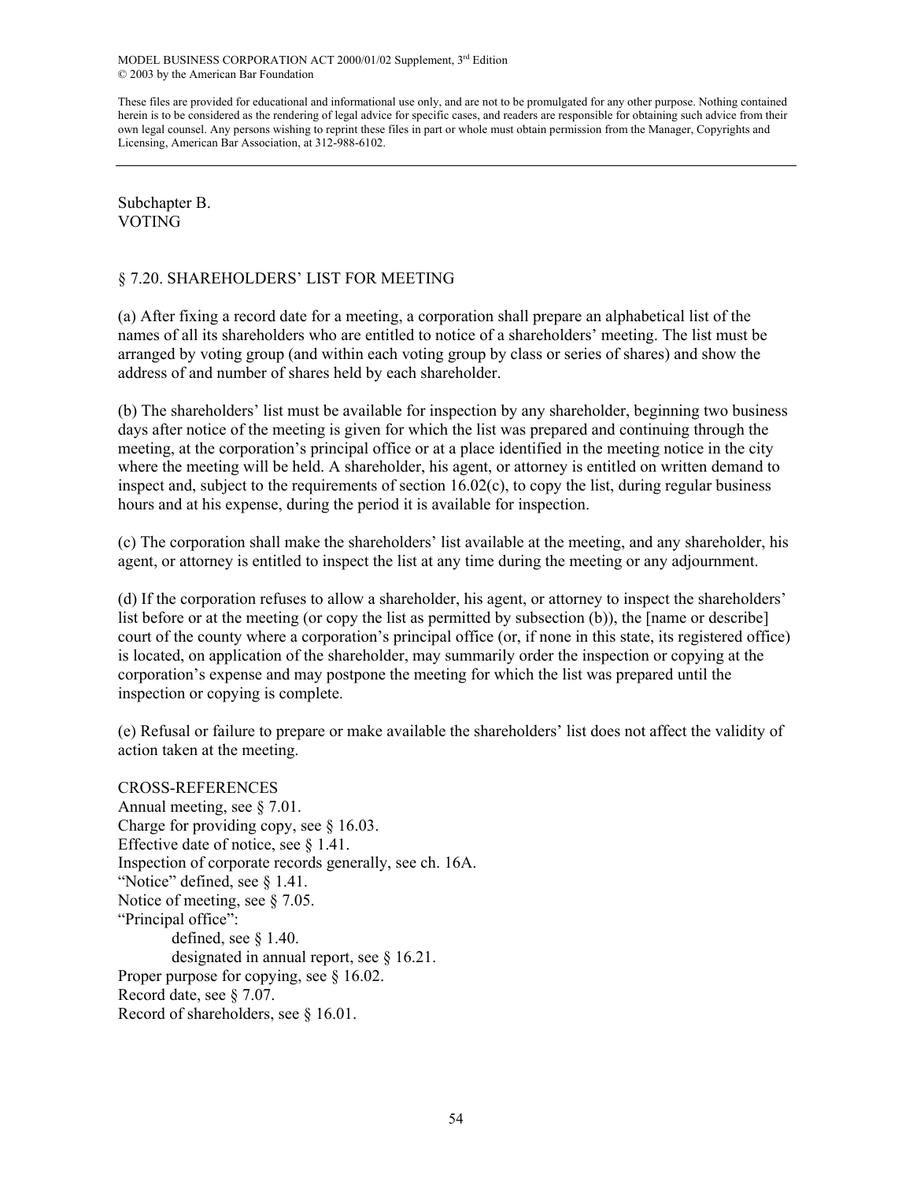## Subchapter B.
## VOTING

### § 7.20. SHAREHOLDERS' LIST FOR MEETING

(a) After fixing a record date for a meeting, a corporation shall prepare an alphabetical list of the names of all its shareholders who are entitled to notice of a shareholders' meeting. The list must be arranged by voting group (and within each voting group by class or series of shares) and show the address of and number of shares held by each shareholder.

(b) The shareholders' list must be available for inspection by any shareholder, beginning two business days after notice of the meeting is given for which the list was prepared and continuing through the meeting, at the corporation's principal office or at a place identified in the meeting notice in the city where the meeting will be held. A shareholder, his agent, or attorney is entitled on written demand to inspect and, subject to the requirements of section 16.02(c), to copy the list, during regular business hours and at his expense, during the period it is available for inspection.

(c) The corporation shall make the shareholders' list available at the meeting, and any shareholder, his agent, or attorney is entitled to inspect the list at any time during the meeting or any adjournment.

(d) If the corporation refuses to allow a shareholder, his agent, or attorney to inspect the shareholders' list before or at the meeting (or copy the list as permitted by subsection (b)), the [name or describe] court of the county where a corporation's principal office (or, if none in this state, its registered office) is located, on application of the shareholder, may summarily order the inspection or copying at the corporation's expense and may postpone the meeting for which the list was prepared until the inspection or copying is complete.

(e) Refusal or failure to prepare or make available the shareholders' list does not affect the validity of action taken at the meeting.

CROSS-REFERENCES
Annual meeting, see § 7.01.
Charge for providing copy, see § 16.03.
Effective date of notice, see § 1.41.
Inspection of corporate records generally, see ch. 16A.
"Notice" defined, see § 1.41.
Notice of meeting, see § 7.05.
"Principal office":
 defined, see § 1.40.
 designated in annual report, see § 16.21.
Proper purpose for copying, see § 16.02.
Record date, see § 7.07.
Record of shareholders, see § 16.01.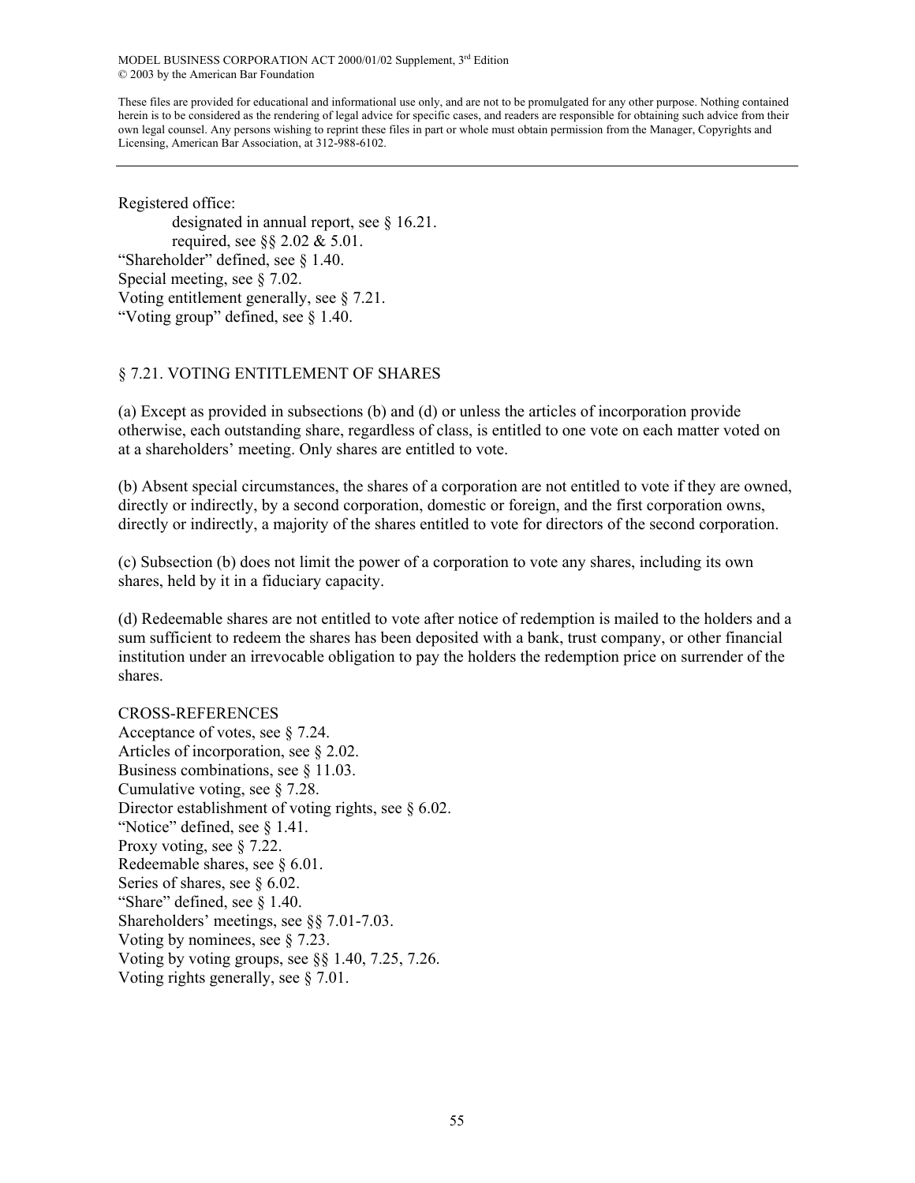Registered office:

designated in annual report, see § 16.21.

required, see §§ 2.02 & 5.01.

"Shareholder" defined, see § 1.40.

Special meeting, see § 7.02.

Voting entitlement generally, see § 7.21.

"Voting group" defined, see § 1.40.

## § 7.21. VOTING ENTITLEMENT OF SHARES

(a) Except as provided in subsections (b) and (d) or unless the articles of incorporation provide otherwise, each outstanding share, regardless of class, is entitled to one vote on each matter voted on at a shareholders' meeting. Only shares are entitled to vote.

(b) Absent special circumstances, the shares of a corporation are not entitled to vote if they are owned, directly or indirectly, by a second corporation, domestic or foreign, and the first corporation owns, directly or indirectly, a majority of the shares entitled to vote for directors of the second corporation.

(c) Subsection (b) does not limit the power of a corporation to vote any shares, including its own shares, held by it in a fiduciary capacity.

(d) Redeemable shares are not entitled to vote after notice of redemption is mailed to the holders and a sum sufficient to redeem the shares has been deposited with a bank, trust company, or other financial institution under an irrevocable obligation to pay the holders the redemption price on surrender of the shares.

CROSS-REFERENCES

Acceptance of votes, see § 7.24.

Articles of incorporation, see § 2.02.

Business combinations, see § 11.03.

Cumulative voting, see § 7.28.

Director establishment of voting rights, see § 6.02.

"Notice" defined, see § 1.41.

Proxy voting, see § 7.22.

Redeemable shares, see § 6.01.

Series of shares, see § 6.02.

"Share" defined, see § 1.40.

Shareholders' meetings, see §§ 7.01-7.03.

Voting by nominees, see § 7.23.

Voting by voting groups, see §§ 1.40, 7.25, 7.26.

Voting rights generally, see § 7.01.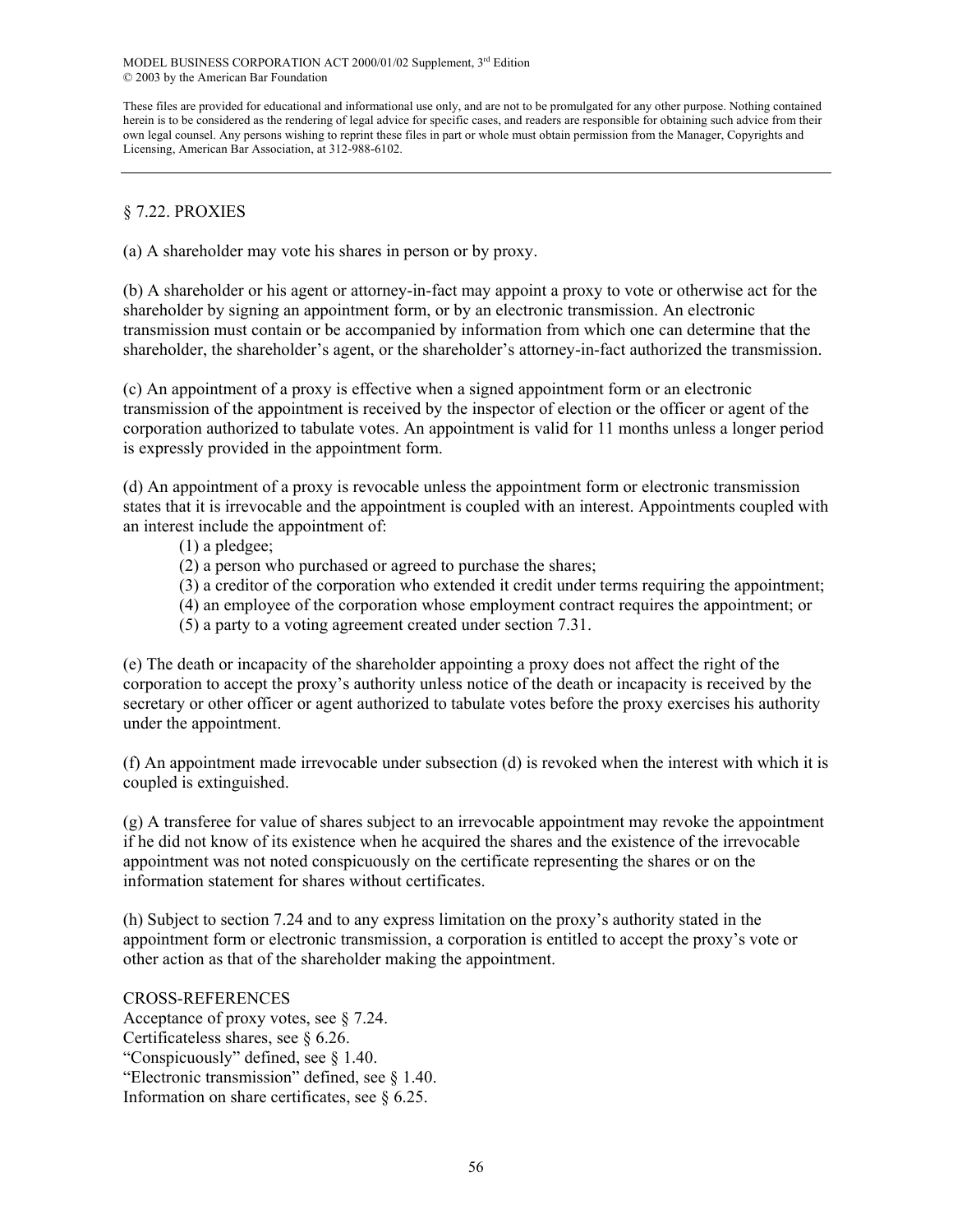## § 7.22. PROXIES

(a) A shareholder may vote his shares in person or by proxy.

(b) A shareholder or his agent or attorney-in-fact may appoint a proxy to vote or otherwise act for the shareholder by signing an appointment form, or by an electronic transmission. An electronic transmission must contain or be accompanied by information from which one can determine that the shareholder, the shareholder's agent, or the shareholder's attorney-in-fact authorized the transmission.

(c) An appointment of a proxy is effective when a signed appointment form or an electronic transmission of the appointment is received by the inspector of election or the officer or agent of the corporation authorized to tabulate votes. An appointment is valid for 11 months unless a longer period is expressly provided in the appointment form.

(d) An appointment of a proxy is revocable unless the appointment form or electronic transmission states that it is irrevocable and the appointment is coupled with an interest. Appointments coupled with an interest include the appointment of:

(1) a pledgee;
(2) a person who purchased or agreed to purchase the shares;
(3) a creditor of the corporation who extended it credit under terms requiring the appointment;
(4) an employee of the corporation whose employment contract requires the appointment; or
(5) a party to a voting agreement created under section 7.31.

(e) The death or incapacity of the shareholder appointing a proxy does not affect the right of the corporation to accept the proxy's authority unless notice of the death or incapacity is received by the secretary or other officer or agent authorized to tabulate votes before the proxy exercises his authority under the appointment.

(f) An appointment made irrevocable under subsection (d) is revoked when the interest with which it is coupled is extinguished.

(g) A transferee for value of shares subject to an irrevocable appointment may revoke the appointment if he did not know of its existence when he acquired the shares and the existence of the irrevocable appointment was not noted conspicuously on the certificate representing the shares or on the information statement for shares without certificates.

(h) Subject to section 7.24 and to any express limitation on the proxy's authority stated in the appointment form or electronic transmission, a corporation is entitled to accept the proxy's vote or other action as that of the shareholder making the appointment.

CROSS-REFERENCES

Acceptance of proxy votes, see § 7.24.
Certificateless shares, see § 6.26.
"Conspicuously" defined, see § 1.40.
"Electronic transmission" defined, see § 1.40.
Information on share certificates, see § 6.25.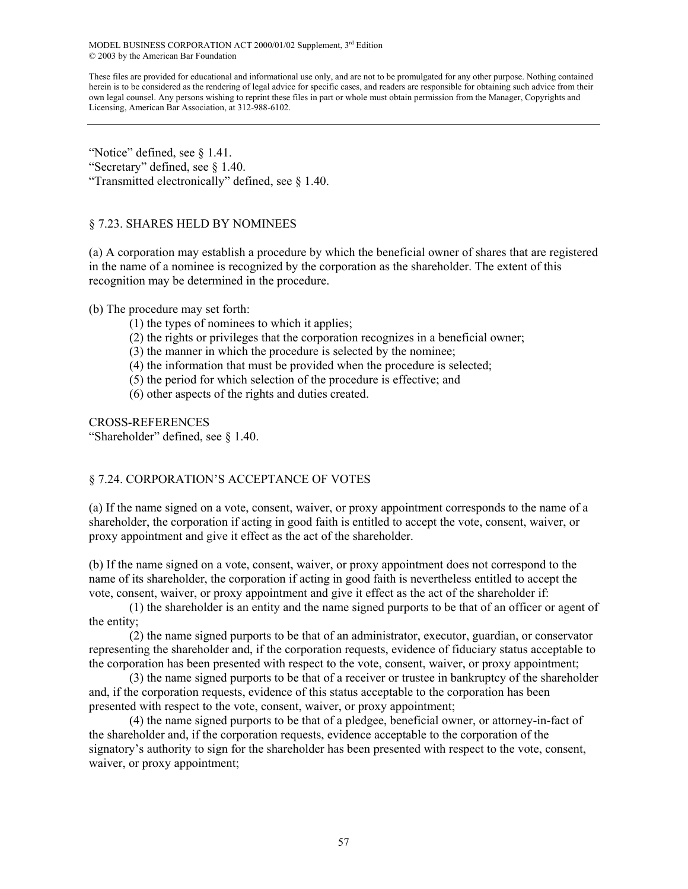"Notice" defined, see § 1.41.
"Secretary" defined, see § 1.40.
"Transmitted electronically" defined, see § 1.40.

## § 7.23. SHARES HELD BY NOMINEES

(a) A corporation may establish a procedure by which the beneficial owner of shares that are registered in the name of a nominee is recognized by the corporation as the shareholder. The extent of this recognition may be determined in the procedure.

(b) The procedure may set forth:

(1) the types of nominees to which it applies;
(2) the rights or privileges that the corporation recognizes in a beneficial owner;
(3) the manner in which the procedure is selected by the nominee;
(4) the information that must be provided when the procedure is selected;
(5) the period for which selection of the procedure is effective; and
(6) other aspects of the rights and duties created.

CROSS-REFERENCES
"Shareholder" defined, see § 1.40.

## § 7.24. CORPORATION'S ACCEPTANCE OF VOTES

(a) If the name signed on a vote, consent, waiver, or proxy appointment corresponds to the name of a shareholder, the corporation if acting in good faith is entitled to accept the vote, consent, waiver, or proxy appointment and give it effect as the act of the shareholder.

(b) If the name signed on a vote, consent, waiver, or proxy appointment does not correspond to the name of its shareholder, the corporation if acting in good faith is nevertheless entitled to accept the vote, consent, waiver, or proxy appointment and give it effect as the act of the shareholder if:

(1) the shareholder is an entity and the name signed purports to be that of an officer or agent of the entity;

(2) the name signed purports to be that of an administrator, executor, guardian, or conservator representing the shareholder and, if the corporation requests, evidence of fiduciary status acceptable to the corporation has been presented with respect to the vote, consent, waiver, or proxy appointment;

(3) the name signed purports to be that of a receiver or trustee in bankruptcy of the shareholder and, if the corporation requests, evidence of this status acceptable to the corporation has been presented with respect to the vote, consent, waiver, or proxy appointment;

(4) the name signed purports to be that of a pledgee, beneficial owner, or attorney-in-fact of the shareholder and, if the corporation requests, evidence acceptable to the corporation of the signatory's authority to sign for the shareholder has been presented with respect to the vote, consent, waiver, or proxy appointment;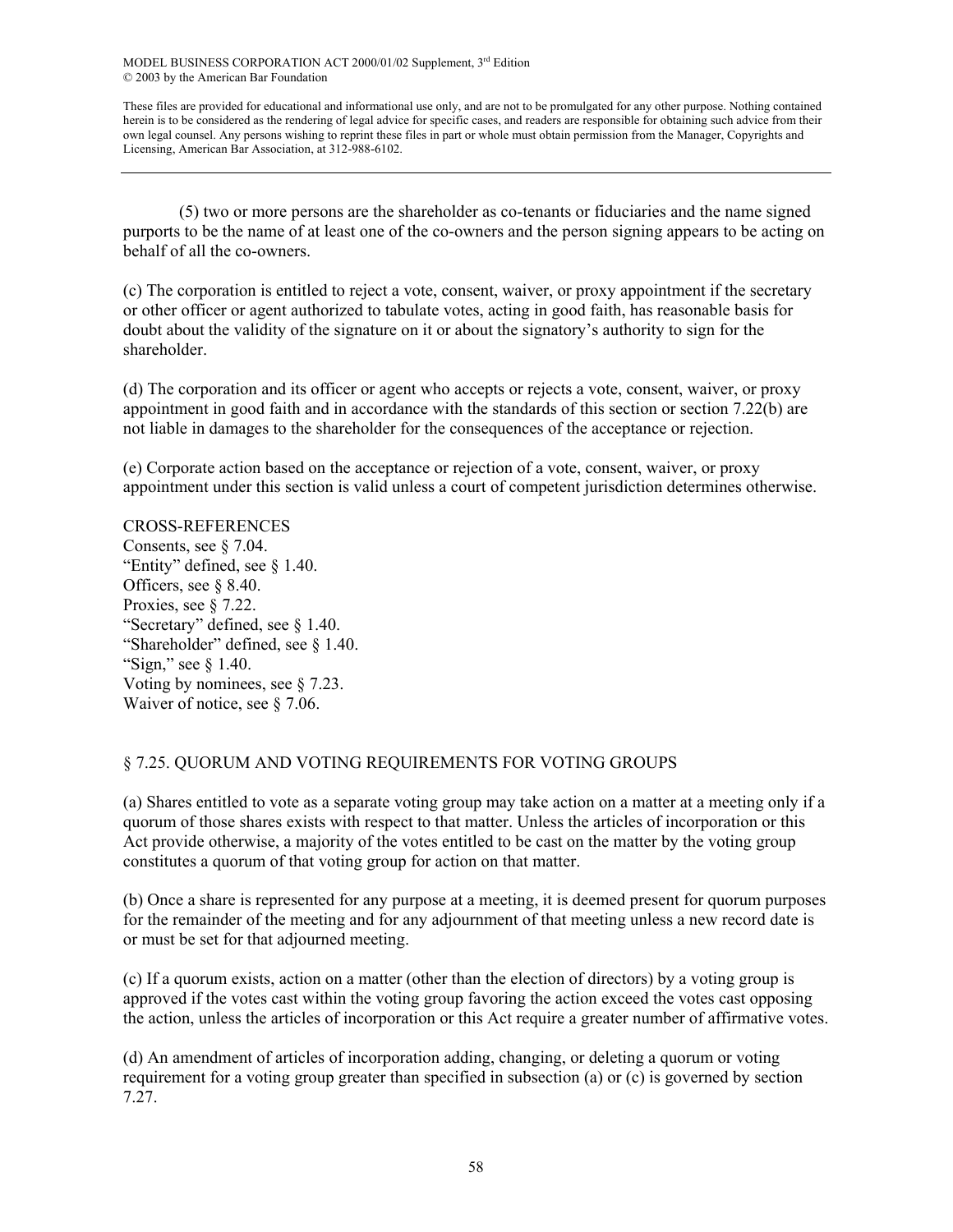(5) two or more persons are the shareholder as co-tenants or fiduciaries and the name signed purports to be the name of at least one of the co-owners and the person signing appears to be acting on behalf of all the co-owners.

(c) The corporation is entitled to reject a vote, consent, waiver, or proxy appointment if the secretary or other officer or agent authorized to tabulate votes, acting in good faith, has reasonable basis for doubt about the validity of the signature on it or about the signatory's authority to sign for the shareholder.

(d) The corporation and its officer or agent who accepts or rejects a vote, consent, waiver, or proxy appointment in good faith and in accordance with the standards of this section or section 7.22(b) are not liable in damages to the shareholder for the consequences of the acceptance or rejection.

(e) Corporate action based on the acceptance or rejection of a vote, consent, waiver, or proxy appointment under this section is valid unless a court of competent jurisdiction determines otherwise.

CROSS-REFERENCES
Consents, see § 7.04.
"Entity" defined, see § 1.40.
Officers, see § 8.40.
Proxies, see § 7.22.
"Secretary" defined, see § 1.40.
"Shareholder" defined, see § 1.40.
"Sign," see § 1.40.
Voting by nominees, see § 7.23.
Waiver of notice, see § 7.06.

## § 7.25. QUORUM AND VOTING REQUIREMENTS FOR VOTING GROUPS

(a) Shares entitled to vote as a separate voting group may take action on a matter at a meeting only if a quorum of those shares exists with respect to that matter. Unless the articles of incorporation or this Act provide otherwise, a majority of the votes entitled to be cast on the matter by the voting group constitutes a quorum of that voting group for action on that matter.

(b) Once a share is represented for any purpose at a meeting, it is deemed present for quorum purposes for the remainder of the meeting and for any adjournment of that meeting unless a new record date is or must be set for that adjourned meeting.

(c) If a quorum exists, action on a matter (other than the election of directors) by a voting group is approved if the votes cast within the voting group favoring the action exceed the votes cast opposing the action, unless the articles of incorporation or this Act require a greater number of affirmative votes.

(d) An amendment of articles of incorporation adding, changing, or deleting a quorum or voting requirement for a voting group greater than specified in subsection (a) or (c) is governed by section 7.27.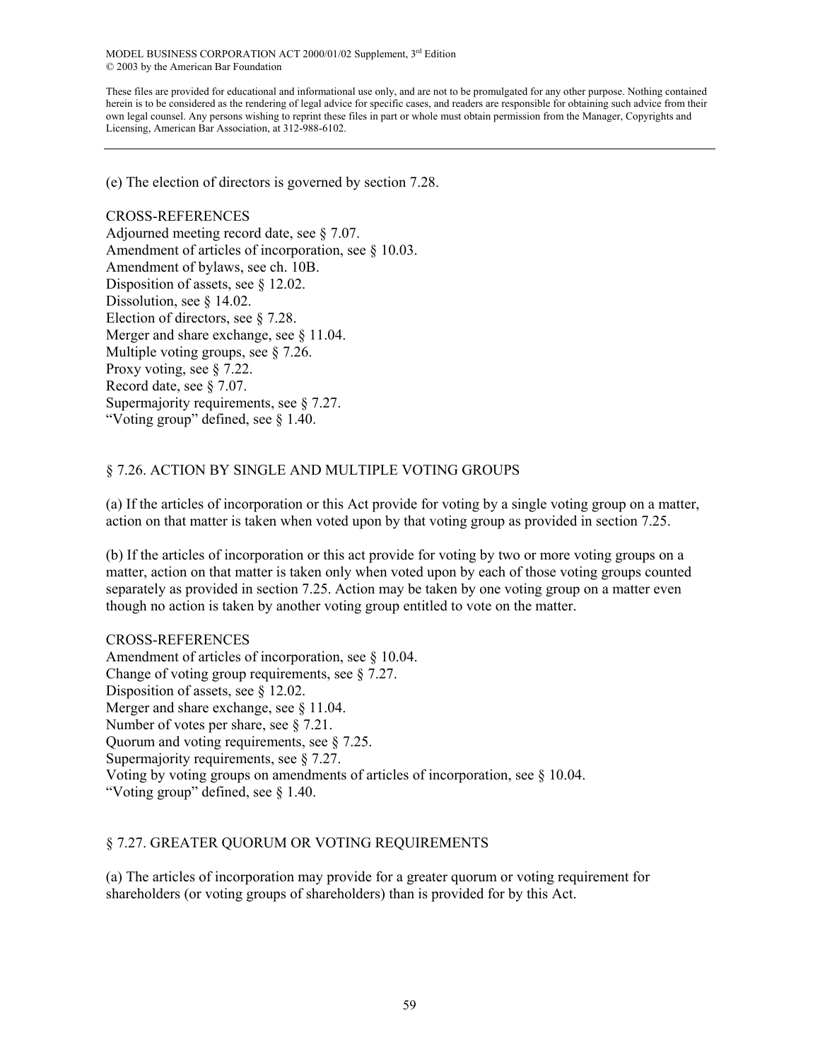(e) The election of directors is governed by section 7.28.

CROSS-REFERENCES
Adjourned meeting record date, see § 7.07.
Amendment of articles of incorporation, see § 10.03.
Amendment of bylaws, see ch. 10B.
Disposition of assets, see § 12.02.
Dissolution, see § 14.02.
Election of directors, see § 7.28.
Merger and share exchange, see § 11.04.
Multiple voting groups, see § 7.26.
Proxy voting, see § 7.22.
Record date, see § 7.07.
Supermajority requirements, see § 7.27.
"Voting group" defined, see § 1.40.

## § 7.26. ACTION BY SINGLE AND MULTIPLE VOTING GROUPS

(a) If the articles of incorporation or this Act provide for voting by a single voting group on a matter, action on that matter is taken when voted upon by that voting group as provided in section 7.25.

(b) If the articles of incorporation or this act provide for voting by two or more voting groups on a matter, action on that matter is taken only when voted upon by each of those voting groups counted separately as provided in section 7.25. Action may be taken by one voting group on a matter even though no action is taken by another voting group entitled to vote on the matter.

CROSS-REFERENCES
Amendment of articles of incorporation, see § 10.04.
Change of voting group requirements, see § 7.27.
Disposition of assets, see § 12.02.
Merger and share exchange, see § 11.04.
Number of votes per share, see § 7.21.
Quorum and voting requirements, see § 7.25.
Supermajority requirements, see § 7.27.
Voting by voting groups on amendments of articles of incorporation, see § 10.04.
"Voting group" defined, see § 1.40.

## § 7.27. GREATER QUORUM OR VOTING REQUIREMENTS

(a) The articles of incorporation may provide for a greater quorum or voting requirement for shareholders (or voting groups of shareholders) than is provided for by this Act.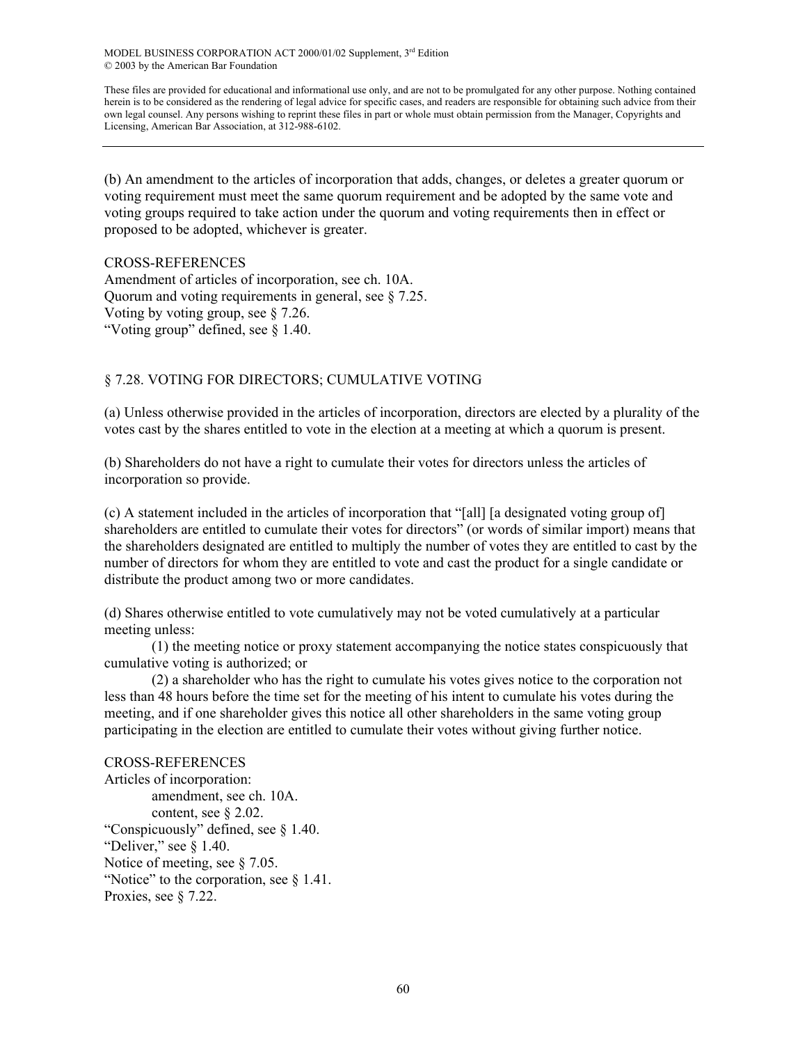(b) An amendment to the articles of incorporation that adds, changes, or deletes a greater quorum or voting requirement must meet the same quorum requirement and be adopted by the same vote and voting groups required to take action under the quorum and voting requirements then in effect or proposed to be adopted, whichever is greater.

CROSS-REFERENCES
Amendment of articles of incorporation, see ch. 10A.
Quorum and voting requirements in general, see § 7.25.
Voting by voting group, see § 7.26.
"Voting group" defined, see § 1.40.

## § 7.28. VOTING FOR DIRECTORS; CUMULATIVE VOTING

(a) Unless otherwise provided in the articles of incorporation, directors are elected by a plurality of the votes cast by the shares entitled to vote in the election at a meeting at which a quorum is present.

(b) Shareholders do not have a right to cumulate their votes for directors unless the articles of incorporation so provide.

(c) A statement included in the articles of incorporation that "[all] [a designated voting group of] shareholders are entitled to cumulate their votes for directors" (or words of similar import) means that the shareholders designated are entitled to multiply the number of votes they are entitled to cast by the number of directors for whom they are entitled to vote and cast the product for a single candidate or distribute the product among two or more candidates.

(d) Shares otherwise entitled to vote cumulatively may not be voted cumulatively at a particular meeting unless:

(1) the meeting notice or proxy statement accompanying the notice states conspicuously that cumulative voting is authorized; or

(2) a shareholder who has the right to cumulate his votes gives notice to the corporation not less than 48 hours before the time set for the meeting of his intent to cumulate his votes during the meeting, and if one shareholder gives this notice all other shareholders in the same voting group participating in the election are entitled to cumulate their votes without giving further notice.

CROSS-REFERENCES
Articles of incorporation:
- amendment, see ch. 10A.
- content, see § 2.02.

"Conspicuously" defined, see § 1.40.
"Deliver," see § 1.40.
Notice of meeting, see § 7.05.
"Notice" to the corporation, see § 1.41.
Proxies, see § 7.22.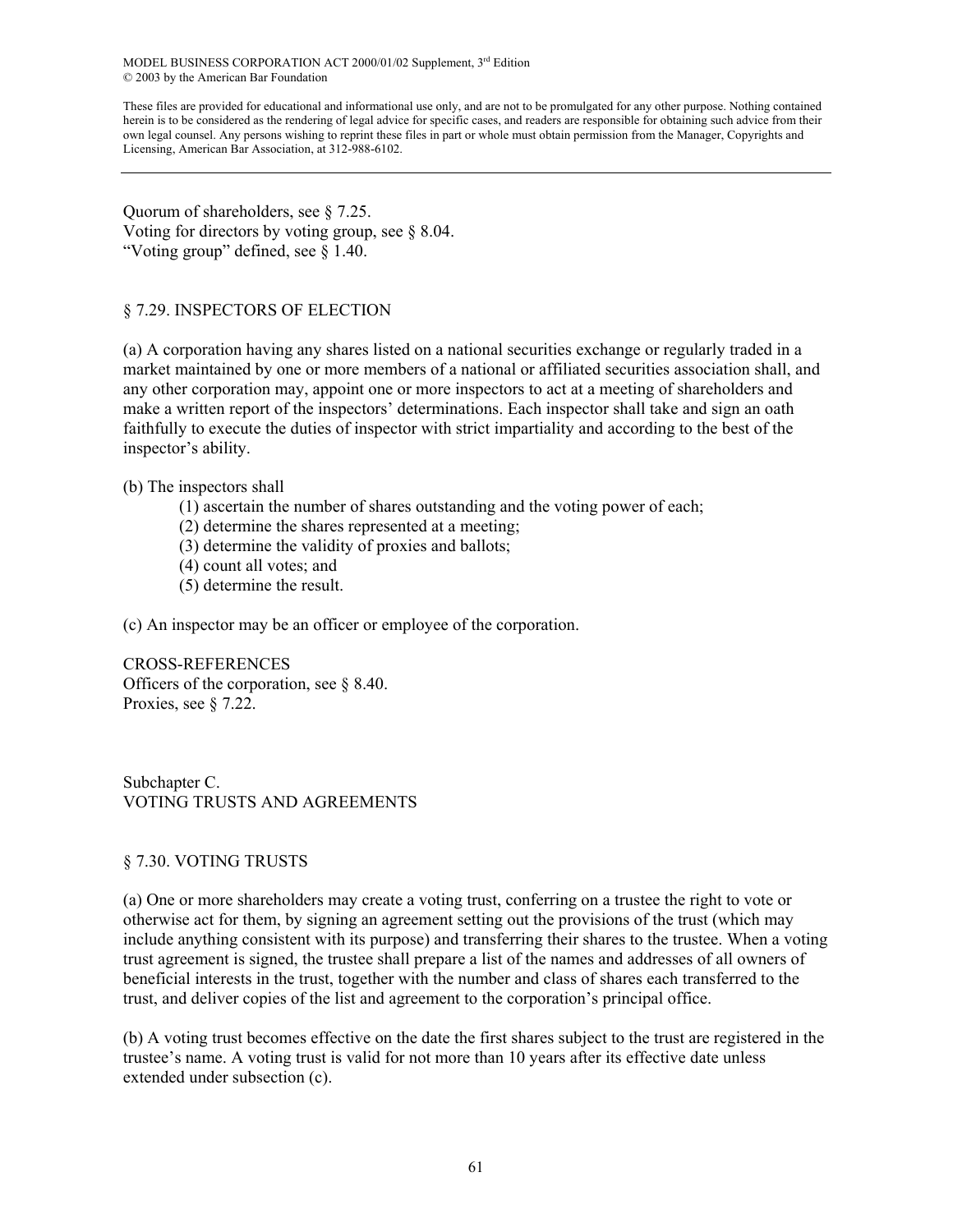Quorum of shareholders, see § 7.25.
Voting for directors by voting group, see § 8.04.
"Voting group" defined, see § 1.40.

## § 7.29. INSPECTORS OF ELECTION

(a) A corporation having any shares listed on a national securities exchange or regularly traded in a market maintained by one or more members of a national or affiliated securities association shall, and any other corporation may, appoint one or more inspectors to act at a meeting of shareholders and make a written report of the inspectors' determinations. Each inspector shall take and sign an oath faithfully to execute the duties of inspector with strict impartiality and according to the best of the inspector's ability.

(b) The inspectors shall

- (1) ascertain the number of shares outstanding and the voting power of each;
- (2) determine the shares represented at a meeting;
- (3) determine the validity of proxies and ballots;
- (4) count all votes; and
- (5) determine the result.

(c) An inspector may be an officer or employee of the corporation.

CROSS-REFERENCES
Officers of the corporation, see § 8.40.
Proxies, see § 7.22.

# Subchapter C.
# VOTING TRUSTS AND AGREEMENTS

## § 7.30. VOTING TRUSTS

(a) One or more shareholders may create a voting trust, conferring on a trustee the right to vote or otherwise act for them, by signing an agreement setting out the provisions of the trust (which may include anything consistent with its purpose) and transferring their shares to the trustee. When a voting trust agreement is signed, the trustee shall prepare a list of the names and addresses of all owners of beneficial interests in the trust, together with the number and class of shares each transferred to the trust, and deliver copies of the list and agreement to the corporation's principal office.

(b) A voting trust becomes effective on the date the first shares subject to the trust are registered in the trustee's name. A voting trust is valid for not more than 10 years after its effective date unless extended under subsection (c).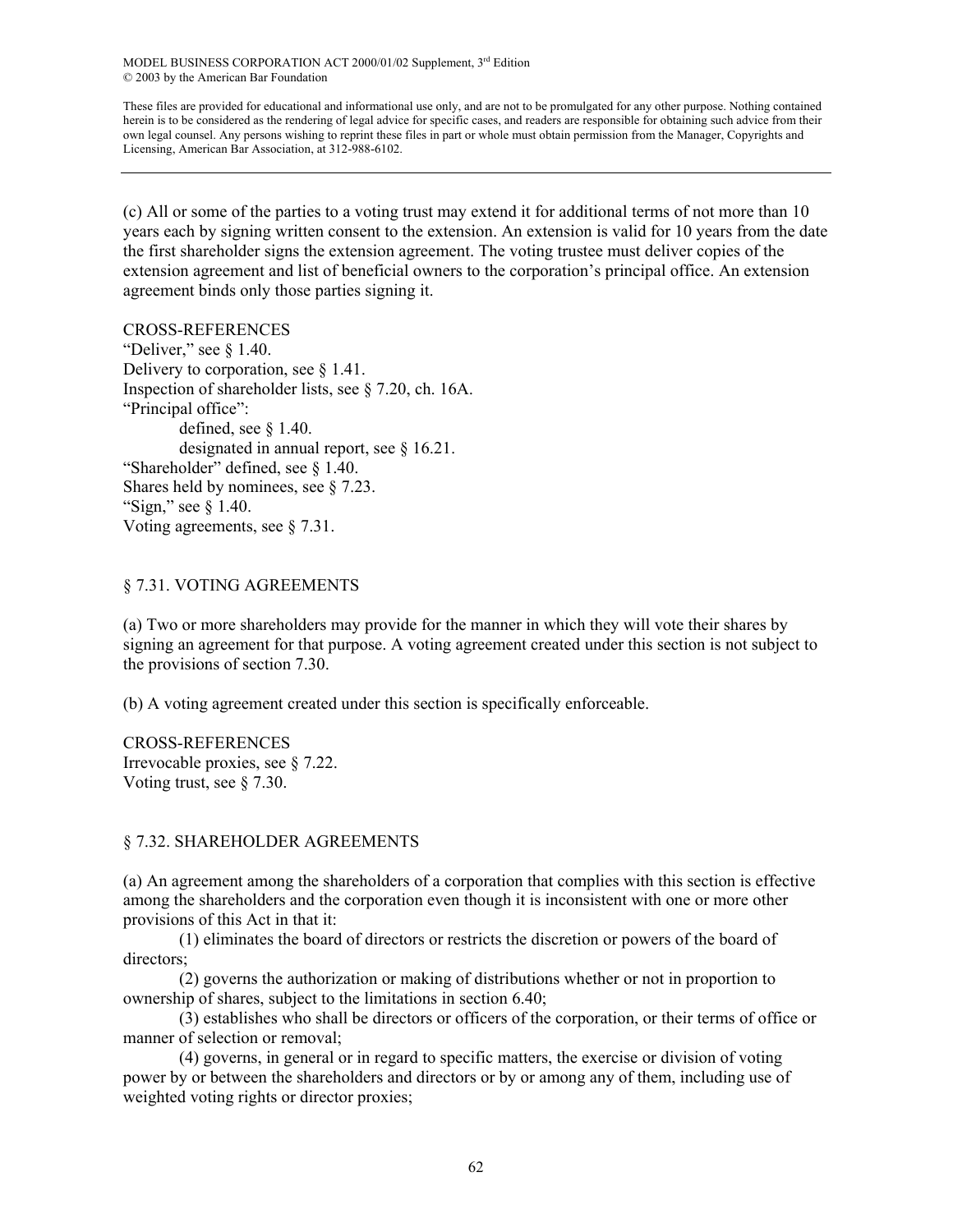(c) All or some of the parties to a voting trust may extend it for additional terms of not more than 10 years each by signing written consent to the extension. An extension is valid for 10 years from the date the first shareholder signs the extension agreement. The voting trustee must deliver copies of the extension agreement and list of beneficial owners to the corporation's principal office. An extension agreement binds only those parties signing it.

CROSS-REFERENCES
"Deliver," see § 1.40.
Delivery to corporation, see § 1.41.
Inspection of shareholder lists, see § 7.20, ch. 16A.
"Principal office":
 defined, see § 1.40.
 designated in annual report, see § 16.21.
"Shareholder" defined, see § 1.40.
Shares held by nominees, see § 7.23.
"Sign," see § 1.40.
Voting agreements, see § 7.31.

## § 7.31. VOTING AGREEMENTS

(a) Two or more shareholders may provide for the manner in which they will vote their shares by signing an agreement for that purpose. A voting agreement created under this section is not subject to the provisions of section 7.30.

(b) A voting agreement created under this section is specifically enforceable.

CROSS-REFERENCES
Irrevocable proxies, see § 7.22.
Voting trust, see § 7.30.

## § 7.32. SHAREHOLDER AGREEMENTS

(a) An agreement among the shareholders of a corporation that complies with this section is effective among the shareholders and the corporation even though it is inconsistent with one or more other provisions of this Act in that it:

(1) eliminates the board of directors or restricts the discretion or powers of the board of directors;

(2) governs the authorization or making of distributions whether or not in proportion to ownership of shares, subject to the limitations in section 6.40;

(3) establishes who shall be directors or officers of the corporation, or their terms of office or manner of selection or removal;

(4) governs, in general or in regard to specific matters, the exercise or division of voting power by or between the shareholders and directors or by or among any of them, including use of weighted voting rights or director proxies;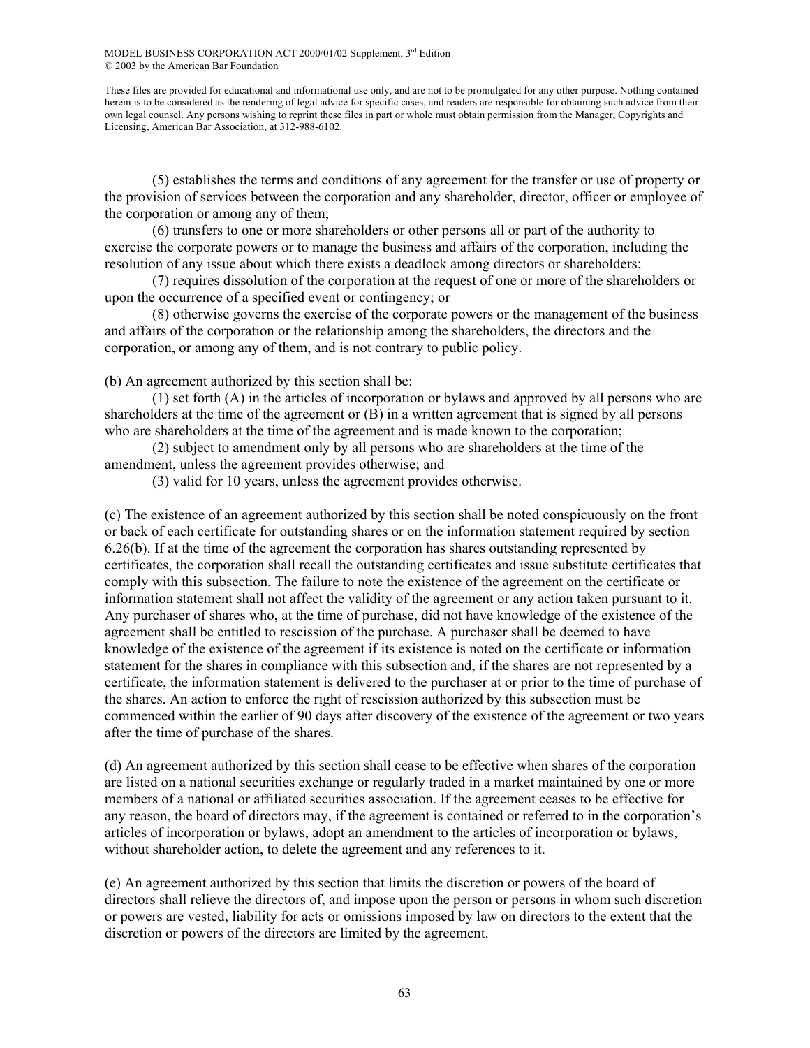(5) establishes the terms and conditions of any agreement for the transfer or use of property or the provision of services between the corporation and any shareholder, director, officer or employee of the corporation or among any of them;

(6) transfers to one or more shareholders or other persons all or part of the authority to exercise the corporate powers or to manage the business and affairs of the corporation, including the resolution of any issue about which there exists a deadlock among directors or shareholders;

(7) requires dissolution of the corporation at the request of one or more of the shareholders or upon the occurrence of a specified event or contingency; or

(8) otherwise governs the exercise of the corporate powers or the management of the business and affairs of the corporation or the relationship among the shareholders, the directors and the corporation, or among any of them, and is not contrary to public policy.

(b) An agreement authorized by this section shall be:

(1) set forth (A) in the articles of incorporation or bylaws and approved by all persons who are shareholders at the time of the agreement or (B) in a written agreement that is signed by all persons who are shareholders at the time of the agreement and is made known to the corporation;

(2) subject to amendment only by all persons who are shareholders at the time of the amendment, unless the agreement provides otherwise; and

(3) valid for 10 years, unless the agreement provides otherwise.

(c) The existence of an agreement authorized by this section shall be noted conspicuously on the front or back of each certificate for outstanding shares or on the information statement required by section 6.26(b). If at the time of the agreement the corporation has shares outstanding represented by certificates, the corporation shall recall the outstanding certificates and issue substitute certificates that comply with this subsection. The failure to note the existence of the agreement on the certificate or information statement shall not affect the validity of the agreement or any action taken pursuant to it. Any purchaser of shares who, at the time of purchase, did not have knowledge of the existence of the agreement shall be entitled to rescission of the purchase. A purchaser shall be deemed to have knowledge of the existence of the agreement if its existence is noted on the certificate or information statement for the shares in compliance with this subsection and, if the shares are not represented by a certificate, the information statement is delivered to the purchaser at or prior to the time of purchase of the shares. An action to enforce the right of rescission authorized by this subsection must be commenced within the earlier of 90 days after discovery of the existence of the agreement or two years after the time of purchase of the shares.

(d) An agreement authorized by this section shall cease to be effective when shares of the corporation are listed on a national securities exchange or regularly traded in a market maintained by one or more members of a national or affiliated securities association. If the agreement ceases to be effective for any reason, the board of directors may, if the agreement is contained or referred to in the corporation's articles of incorporation or bylaws, adopt an amendment to the articles of incorporation or bylaws, without shareholder action, to delete the agreement and any references to it.

(e) An agreement authorized by this section that limits the discretion or powers of the board of directors shall relieve the directors of, and impose upon the person or persons in whom such discretion or powers are vested, liability for acts or omissions imposed by law on directors to the extent that the discretion or powers of the directors are limited by the agreement.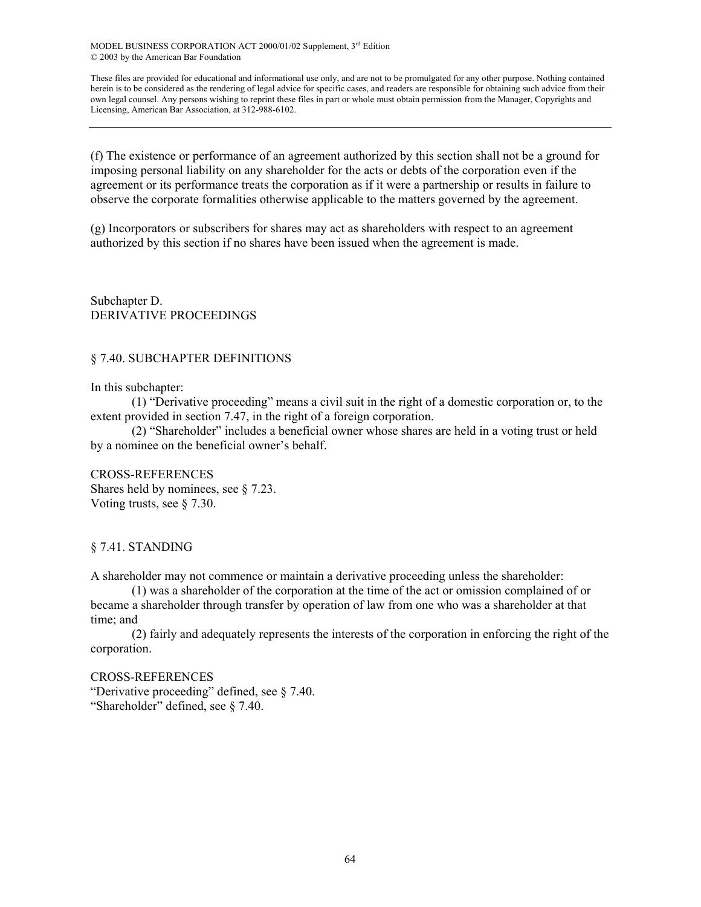(f) The existence or performance of an agreement authorized by this section shall not be a ground for imposing personal liability on any shareholder for the acts or debts of the corporation even if the agreement or its performance treats the corporation as if it were a partnership or results in failure to observe the corporate formalities otherwise applicable to the matters governed by the agreement.

(g) Incorporators or subscribers for shares may act as shareholders with respect to an agreement authorized by this section if no shares have been issued when the agreement is made.

## Subchapter D.
## DERIVATIVE PROCEEDINGS

### § 7.40. SUBCHAPTER DEFINITIONS

In this subchapter:

(1) "Derivative proceeding" means a civil suit in the right of a domestic corporation or, to the extent provided in section 7.47, in the right of a foreign corporation.

(2) "Shareholder" includes a beneficial owner whose shares are held in a voting trust or held by a nominee on the beneficial owner's behalf.

CROSS-REFERENCES
Shares held by nominees, see § 7.23.
Voting trusts, see § 7.30.

### § 7.41. STANDING

A shareholder may not commence or maintain a derivative proceeding unless the shareholder:

(1) was a shareholder of the corporation at the time of the act or omission complained of or became a shareholder through transfer by operation of law from one who was a shareholder at that time; and

(2) fairly and adequately represents the interests of the corporation in enforcing the right of the corporation.

CROSS-REFERENCES
"Derivative proceeding" defined, see § 7.40.
"Shareholder" defined, see § 7.40.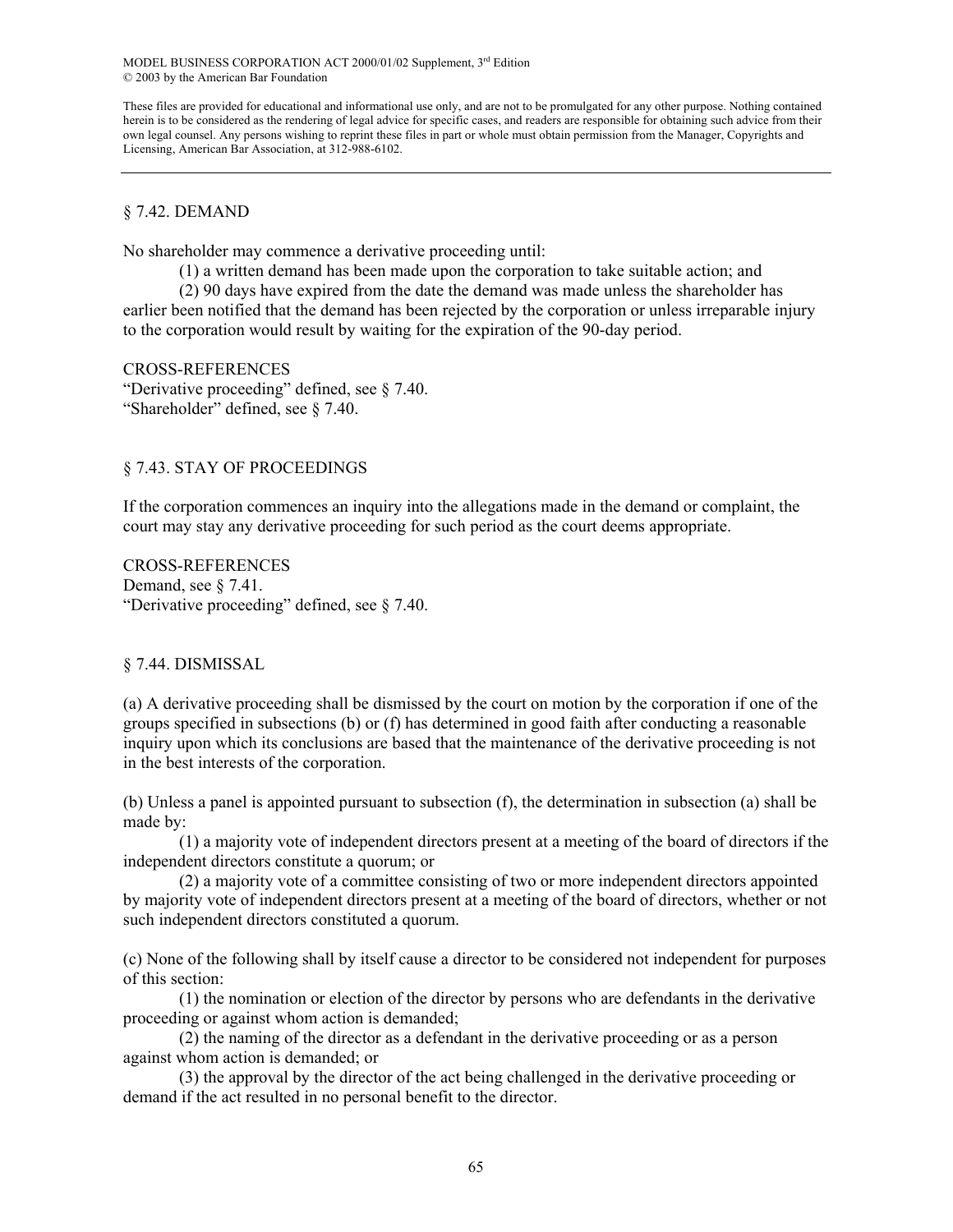MODEL BUSINESS CORPORATION ACT 2000/01/02 Supplement, 3rd Edition
© 2003 by the American Bar Foundation

These files are provided for educational and informational use only, and are not to be promulgated for any other purpose. Nothing contained herein is to be considered as the rendering of legal advice for specific cases, and readers are responsible for obtaining such advice from their own legal counsel. Any persons wishing to reprint these files in part or whole must obtain permission from the Manager, Copyrights and Licensing, American Bar Association, at 312-988-6102.

---

## § 7.42. DEMAND

No shareholder may commence a derivative proceeding until:

(1) a written demand has been made upon the corporation to take suitable action; and

(2) 90 days have expired from the date the demand was made unless the shareholder has earlier been notified that the demand has been rejected by the corporation or unless irreparable injury to the corporation would result by waiting for the expiration of the 90-day period.

CROSS-REFERENCES
"Derivative proceeding" defined, see § 7.40.
"Shareholder" defined, see § 7.40.

## § 7.43. STAY OF PROCEEDINGS

If the corporation commences an inquiry into the allegations made in the demand or complaint, the court may stay any derivative proceeding for such period as the court deems appropriate.

CROSS-REFERENCES
Demand, see § 7.41.
"Derivative proceeding" defined, see § 7.40.

## § 7.44. DISMISSAL

(a) A derivative proceeding shall be dismissed by the court on motion by the corporation if one of the groups specified in subsections (b) or (f) has determined in good faith after conducting a reasonable inquiry upon which its conclusions are based that the maintenance of the derivative proceeding is not in the best interests of the corporation.

(b) Unless a panel is appointed pursuant to subsection (f), the determination in subsection (a) shall be made by:

(1) a majority vote of independent directors present at a meeting of the board of directors if the independent directors constitute a quorum; or

(2) a majority vote of a committee consisting of two or more independent directors appointed by majority vote of independent directors present at a meeting of the board of directors, whether or not such independent directors constituted a quorum.

(c) None of the following shall by itself cause a director to be considered not independent for purposes of this section:

(1) the nomination or election of the director by persons who are defendants in the derivative proceeding or against whom action is demanded;

(2) the naming of the director as a defendant in the derivative proceeding or as a person against whom action is demanded; or

(3) the approval by the director of the act being challenged in the derivative proceeding or demand if the act resulted in no personal benefit to the director.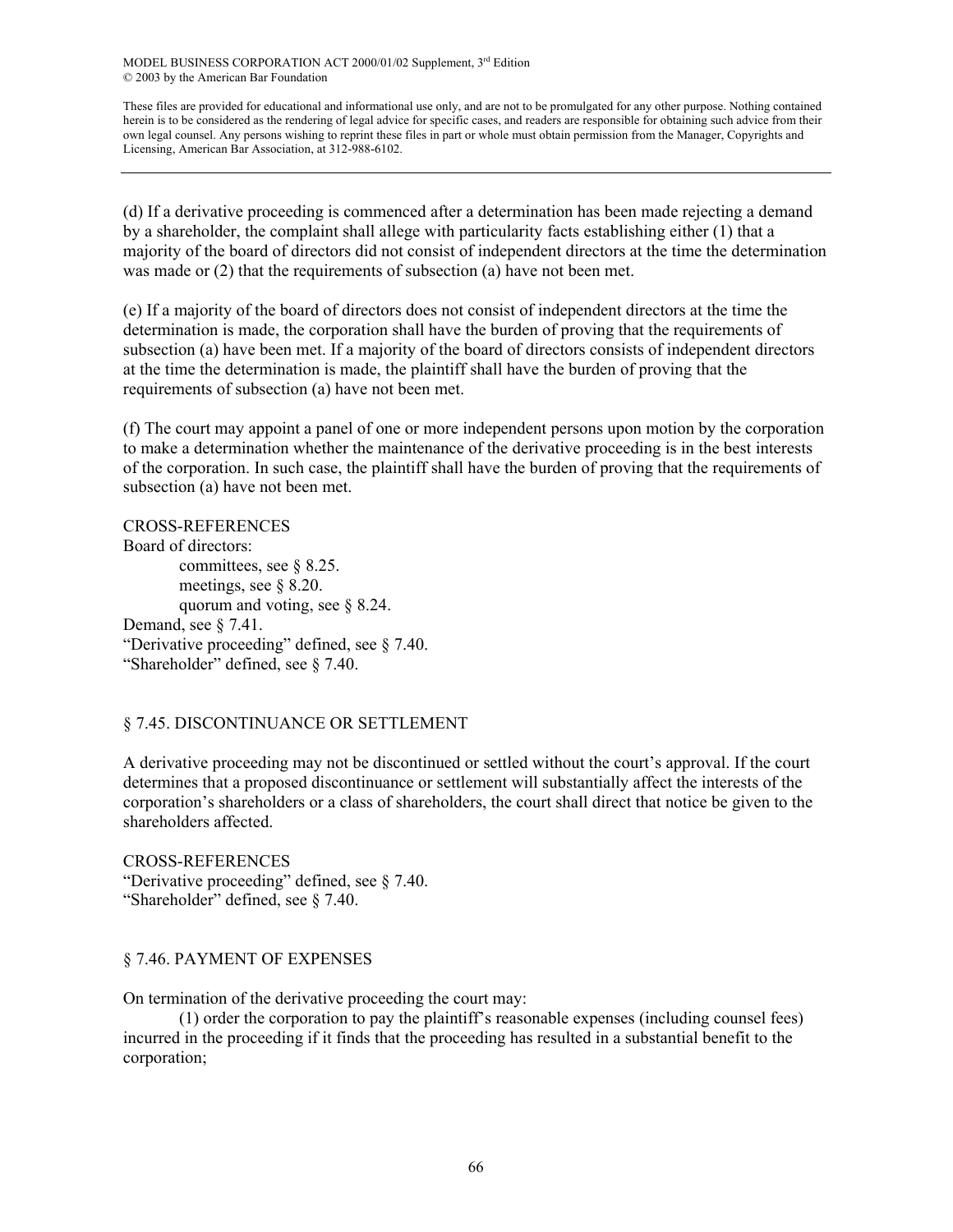(d) If a derivative proceeding is commenced after a determination has been made rejecting a demand by a shareholder, the complaint shall allege with particularity facts establishing either (1) that a majority of the board of directors did not consist of independent directors at the time the determination was made or (2) that the requirements of subsection (a) have not been met.

(e) If a majority of the board of directors does not consist of independent directors at the time the determination is made, the corporation shall have the burden of proving that the requirements of subsection (a) have been met. If a majority of the board of directors consists of independent directors at the time the determination is made, the plaintiff shall have the burden of proving that the requirements of subsection (a) have not been met.

(f) The court may appoint a panel of one or more independent persons upon motion by the corporation to make a determination whether the maintenance of the derivative proceeding is in the best interests of the corporation. In such case, the plaintiff shall have the burden of proving that the requirements of subsection (a) have not been met.

CROSS-REFERENCES
Board of directors:
- committees, see § 8.25.
- meetings, see § 8.20.
- quorum and voting, see § 8.24.

Demand, see § 7.41.
"Derivative proceeding" defined, see § 7.40.
"Shareholder" defined, see § 7.40.

## § 7.45. DISCONTINUANCE OR SETTLEMENT

A derivative proceeding may not be discontinued or settled without the court's approval. If the court determines that a proposed discontinuance or settlement will substantially affect the interests of the corporation's shareholders or a class of shareholders, the court shall direct that notice be given to the shareholders affected.

CROSS-REFERENCES
"Derivative proceeding" defined, see § 7.40.
"Shareholder" defined, see § 7.40.

## § 7.46. PAYMENT OF EXPENSES

On termination of the derivative proceeding the court may:

(1) order the corporation to pay the plaintiff's reasonable expenses (including counsel fees) incurred in the proceeding if it finds that the proceeding has resulted in a substantial benefit to the corporation;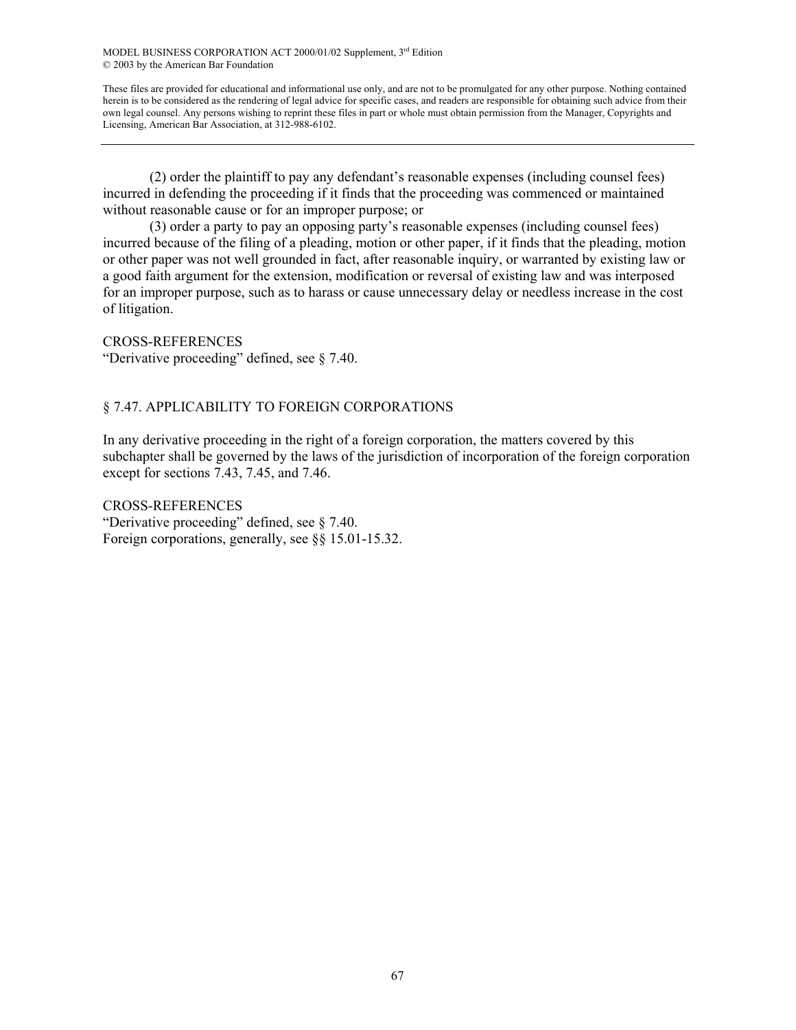(2) order the plaintiff to pay any defendant's reasonable expenses (including counsel fees) incurred in defending the proceeding if it finds that the proceeding was commenced or maintained without reasonable cause or for an improper purpose; or

(3) order a party to pay an opposing party's reasonable expenses (including counsel fees) incurred because of the filing of a pleading, motion or other paper, if it finds that the pleading, motion or other paper was not well grounded in fact, after reasonable inquiry, or warranted by existing law or a good faith argument for the extension, modification or reversal of existing law and was interposed for an improper purpose, such as to harass or cause unnecessary delay or needless increase in the cost of litigation.

CROSS-REFERENCES
"Derivative proceeding" defined, see § 7.40.

## § 7.47. APPLICABILITY TO FOREIGN CORPORATIONS

In any derivative proceeding in the right of a foreign corporation, the matters covered by this subchapter shall be governed by the laws of the jurisdiction of incorporation of the foreign corporation except for sections 7.43, 7.45, and 7.46.

CROSS-REFERENCES
"Derivative proceeding" defined, see § 7.40.
Foreign corporations, generally, see §§ 15.01-15.32.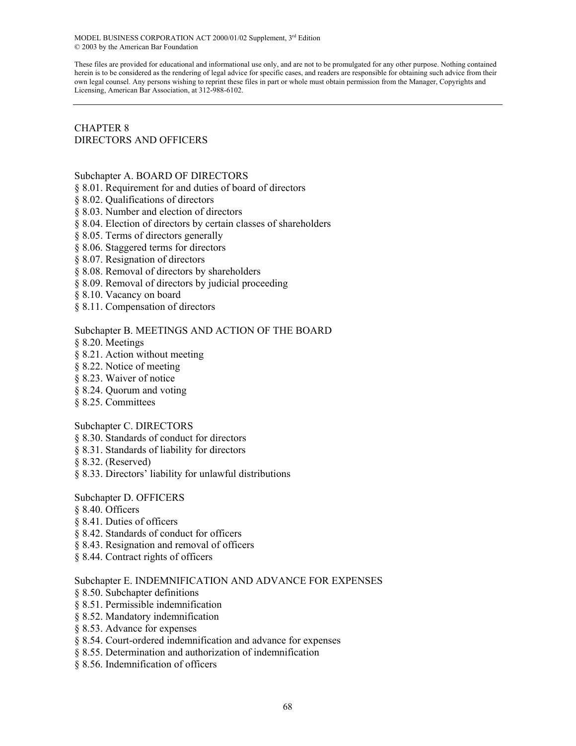MODEL BUSINESS CORPORATION ACT 2000/01/02 Supplement, 3rd Edition
© 2003 by the American Bar Foundation

These files are provided for educational and informational use only, and are not to be promulgated for any other purpose. Nothing contained herein is to be considered as the rendering of legal advice for specific cases, and readers are responsible for obtaining such advice from their own legal counsel. Any persons wishing to reprint these files in part or whole must obtain permission from the Manager, Copyrights and Licensing, American Bar Association, at 312-988-6102.

---

# CHAPTER 8
# DIRECTORS AND OFFICERS

## Subchapter A. BOARD OF DIRECTORS

§ 8.01. Requirement for and duties of board of directors
§ 8.02. Qualifications of directors
§ 8.03. Number and election of directors
§ 8.04. Election of directors by certain classes of shareholders
§ 8.05. Terms of directors generally
§ 8.06. Staggered terms for directors
§ 8.07. Resignation of directors
§ 8.08. Removal of directors by shareholders
§ 8.09. Removal of directors by judicial proceeding
§ 8.10. Vacancy on board
§ 8.11. Compensation of directors

## Subchapter B. MEETINGS AND ACTION OF THE BOARD

§ 8.20. Meetings
§ 8.21. Action without meeting
§ 8.22. Notice of meeting
§ 8.23. Waiver of notice
§ 8.24. Quorum and voting
§ 8.25. Committees

## Subchapter C. DIRECTORS

§ 8.30. Standards of conduct for directors
§ 8.31. Standards of liability for directors
§ 8.32. (Reserved)
§ 8.33. Directors' liability for unlawful distributions

## Subchapter D. OFFICERS

§ 8.40. Officers
§ 8.41. Duties of officers
§ 8.42. Standards of conduct for officers
§ 8.43. Resignation and removal of officers
§ 8.44. Contract rights of officers

## Subchapter E. INDEMNIFICATION AND ADVANCE FOR EXPENSES

§ 8.50. Subchapter definitions
§ 8.51. Permissible indemnification
§ 8.52. Mandatory indemnification
§ 8.53. Advance for expenses
§ 8.54. Court-ordered indemnification and advance for expenses
§ 8.55. Determination and authorization of indemnification
§ 8.56. Indemnification of officers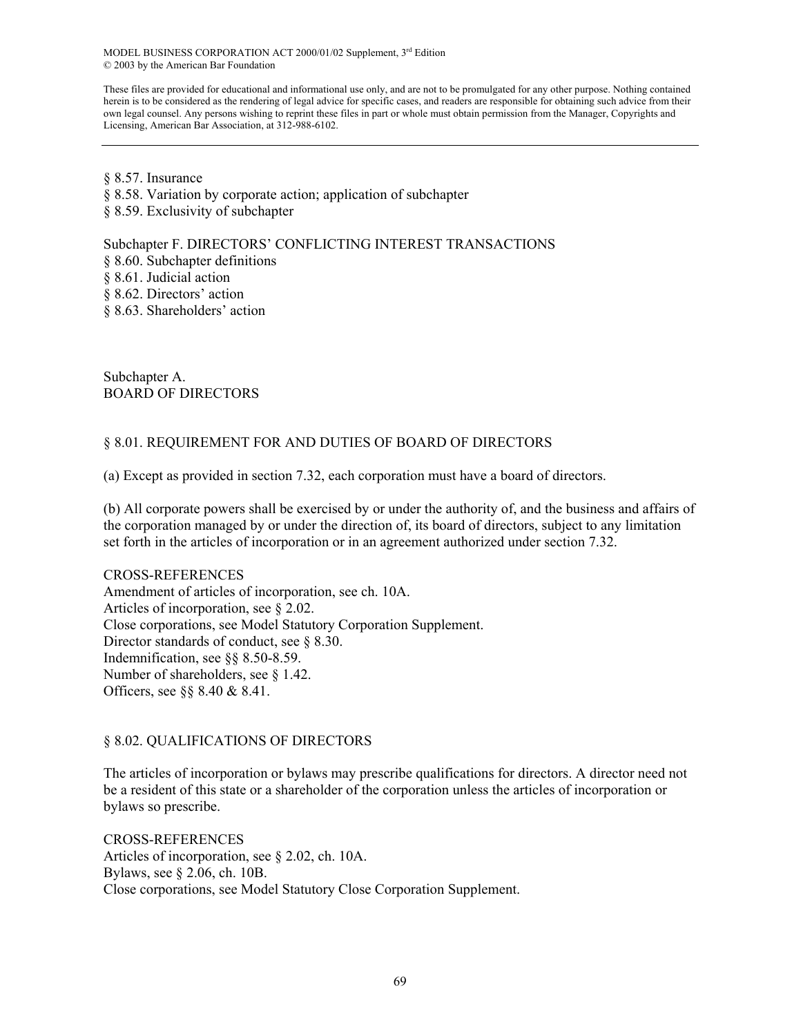§ 8.57. Insurance
§ 8.58. Variation by corporate action; application of subchapter
§ 8.59. Exclusivity of subchapter

Subchapter F. DIRECTORS' CONFLICTING INTEREST TRANSACTIONS
§ 8.60. Subchapter definitions
§ 8.61. Judicial action
§ 8.62. Directors' action
§ 8.63. Shareholders' action

## Subchapter A.
## BOARD OF DIRECTORS

### § 8.01. REQUIREMENT FOR AND DUTIES OF BOARD OF DIRECTORS

(a) Except as provided in section 7.32, each corporation must have a board of directors.

(b) All corporate powers shall be exercised by or under the authority of, and the business and affairs of the corporation managed by or under the direction of, its board of directors, subject to any limitation set forth in the articles of incorporation or in an agreement authorized under section 7.32.

CROSS-REFERENCES
Amendment of articles of incorporation, see ch. 10A.
Articles of incorporation, see § 2.02.
Close corporations, see Model Statutory Corporation Supplement.
Director standards of conduct, see § 8.30.
Indemnification, see §§ 8.50-8.59.
Number of shareholders, see § 1.42.
Officers, see §§ 8.40 & 8.41.

### § 8.02. QUALIFICATIONS OF DIRECTORS

The articles of incorporation or bylaws may prescribe qualifications for directors. A director need not be a resident of this state or a shareholder of the corporation unless the articles of incorporation or bylaws so prescribe.

CROSS-REFERENCES
Articles of incorporation, see § 2.02, ch. 10A.
Bylaws, see § 2.06, ch. 10B.
Close corporations, see Model Statutory Close Corporation Supplement.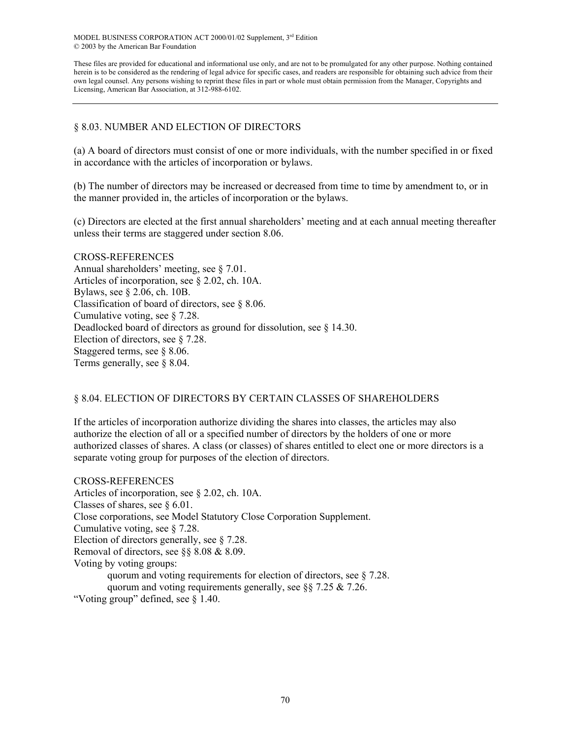## § 8.03. NUMBER AND ELECTION OF DIRECTORS

(a) A board of directors must consist of one or more individuals, with the number specified in or fixed in accordance with the articles of incorporation or bylaws.

(b) The number of directors may be increased or decreased from time to time by amendment to, or in the manner provided in, the articles of incorporation or the bylaws.

(c) Directors are elected at the first annual shareholders' meeting and at each annual meeting thereafter unless their terms are staggered under section 8.06.

CROSS-REFERENCES

Annual shareholders' meeting, see § 7.01.
Articles of incorporation, see § 2.02, ch. 10A.
Bylaws, see § 2.06, ch. 10B.
Classification of board of directors, see § 8.06.
Cumulative voting, see § 7.28.
Deadlocked board of directors as ground for dissolution, see § 14.30.
Election of directors, see § 7.28.
Staggered terms, see § 8.06.
Terms generally, see § 8.04.

## § 8.04. ELECTION OF DIRECTORS BY CERTAIN CLASSES OF SHAREHOLDERS

If the articles of incorporation authorize dividing the shares into classes, the articles may also authorize the election of all or a specified number of directors by the holders of one or more authorized classes of shares. A class (or classes) of shares entitled to elect one or more directors is a separate voting group for purposes of the election of directors.

CROSS-REFERENCES

Articles of incorporation, see § 2.02, ch. 10A.
Classes of shares, see § 6.01.
Close corporations, see Model Statutory Close Corporation Supplement.
Cumulative voting, see § 7.28.
Election of directors generally, see § 7.28.
Removal of directors, see §§ 8.08 & 8.09.
Voting by voting groups:
- quorum and voting requirements for election of directors, see § 7.28.
- quorum and voting requirements generally, see §§ 7.25 & 7.26.

"Voting group" defined, see § 1.40.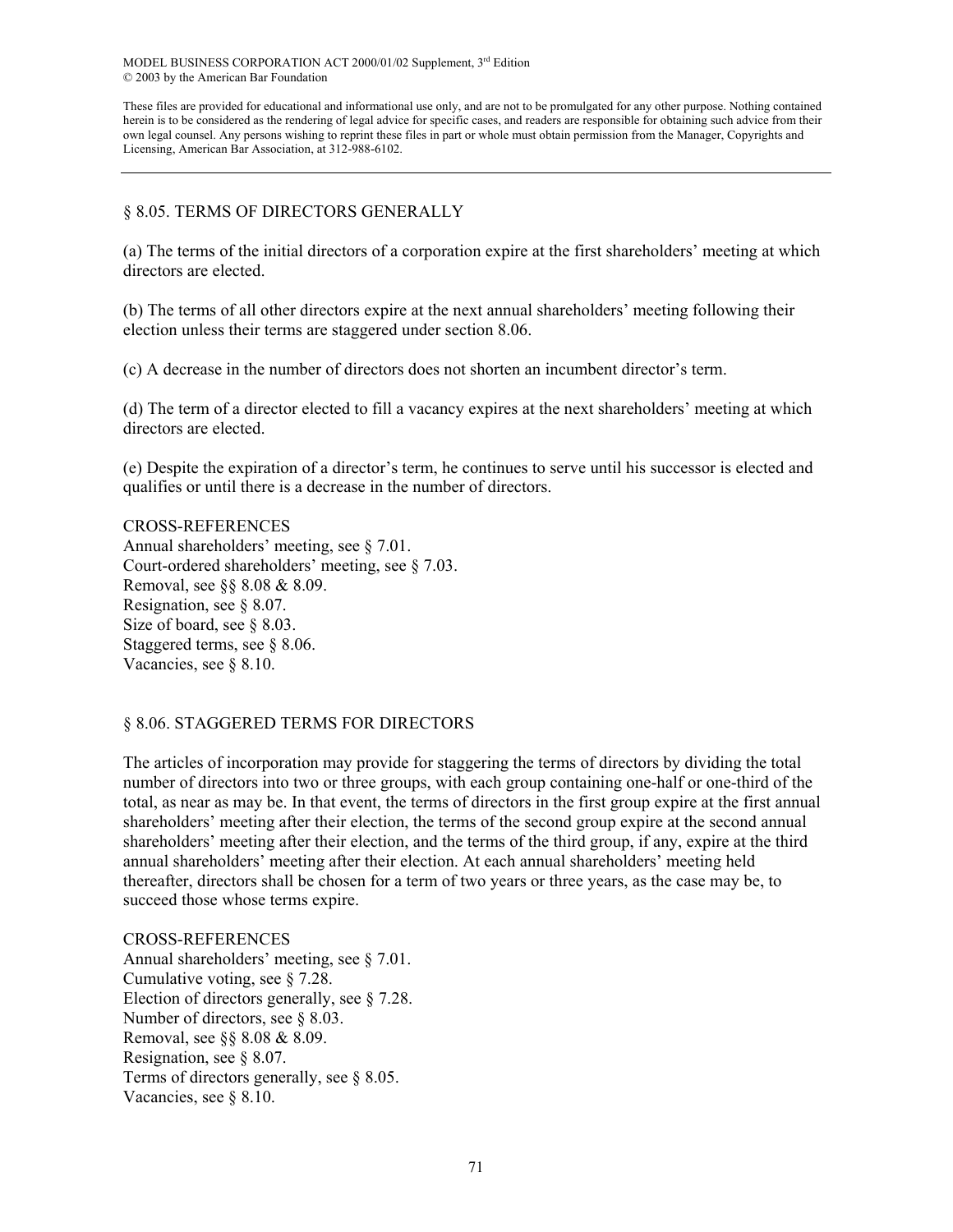## § 8.05. TERMS OF DIRECTORS GENERALLY

(a) The terms of the initial directors of a corporation expire at the first shareholders' meeting at which directors are elected.

(b) The terms of all other directors expire at the next annual shareholders' meeting following their election unless their terms are staggered under section 8.06.

(c) A decrease in the number of directors does not shorten an incumbent director's term.

(d) The term of a director elected to fill a vacancy expires at the next shareholders' meeting at which directors are elected.

(e) Despite the expiration of a director's term, he continues to serve until his successor is elected and qualifies or until there is a decrease in the number of directors.

CROSS-REFERENCES

Annual shareholders' meeting, see § 7.01.
Court-ordered shareholders' meeting, see § 7.03.
Removal, see §§ 8.08 & 8.09.
Resignation, see § 8.07.
Size of board, see § 8.03.
Staggered terms, see § 8.06.
Vacancies, see § 8.10.

## § 8.06. STAGGERED TERMS FOR DIRECTORS

The articles of incorporation may provide for staggering the terms of directors by dividing the total number of directors into two or three groups, with each group containing one-half or one-third of the total, as near as may be. In that event, the terms of directors in the first group expire at the first annual shareholders' meeting after their election, the terms of the second group expire at the second annual shareholders' meeting after their election, and the terms of the third group, if any, expire at the third annual shareholders' meeting after their election. At each annual shareholders' meeting held thereafter, directors shall be chosen for a term of two years or three years, as the case may be, to succeed those whose terms expire.

CROSS-REFERENCES

Annual shareholders' meeting, see § 7.01.
Cumulative voting, see § 7.28.
Election of directors generally, see § 7.28.
Number of directors, see § 8.03.
Removal, see §§ 8.08 & 8.09.
Resignation, see § 8.07.
Terms of directors generally, see § 8.05.
Vacancies, see § 8.10.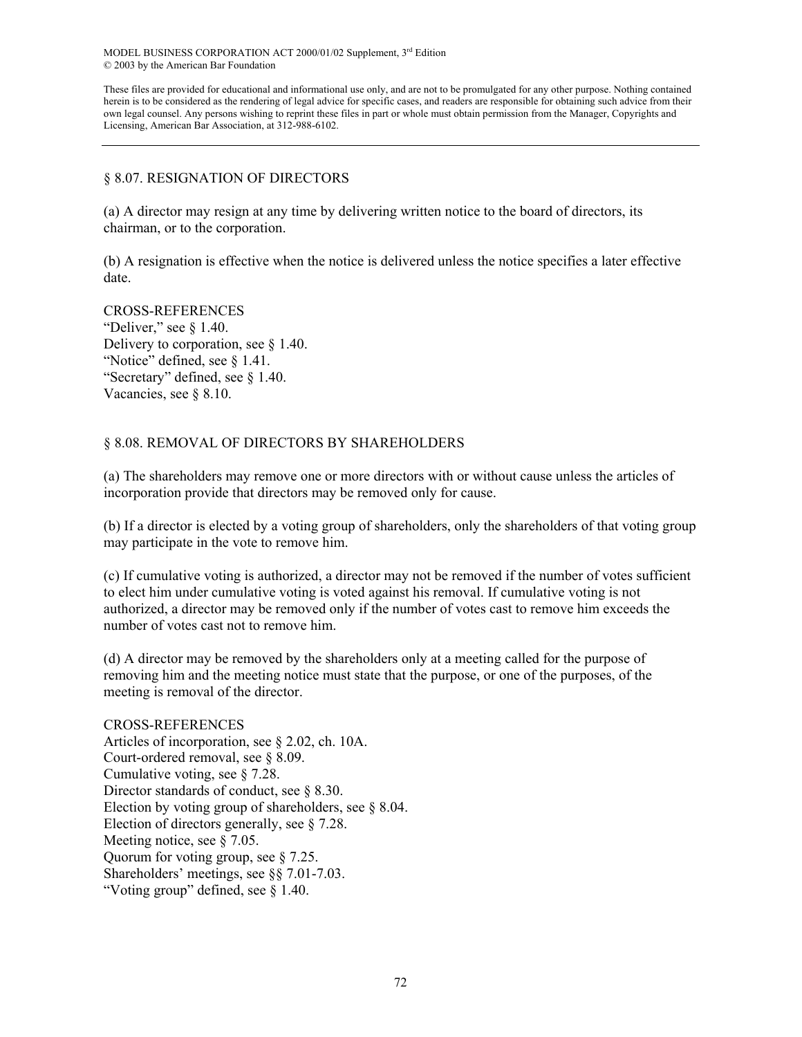## § 8.07. RESIGNATION OF DIRECTORS

(a) A director may resign at any time by delivering written notice to the board of directors, its chairman, or to the corporation.

(b) A resignation is effective when the notice is delivered unless the notice specifies a later effective date.

CROSS-REFERENCES
"Deliver," see § 1.40.
Delivery to corporation, see § 1.40.
"Notice" defined, see § 1.41.
"Secretary" defined, see § 1.40.
Vacancies, see § 8.10.

## § 8.08. REMOVAL OF DIRECTORS BY SHAREHOLDERS

(a) The shareholders may remove one or more directors with or without cause unless the articles of incorporation provide that directors may be removed only for cause.

(b) If a director is elected by a voting group of shareholders, only the shareholders of that voting group may participate in the vote to remove him.

(c) If cumulative voting is authorized, a director may not be removed if the number of votes sufficient to elect him under cumulative voting is voted against his removal. If cumulative voting is not authorized, a director may be removed only if the number of votes cast to remove him exceeds the number of votes cast not to remove him.

(d) A director may be removed by the shareholders only at a meeting called for the purpose of removing him and the meeting notice must state that the purpose, or one of the purposes, of the meeting is removal of the director.

CROSS-REFERENCES
Articles of incorporation, see § 2.02, ch. 10A.
Court-ordered removal, see § 8.09.
Cumulative voting, see § 7.28.
Director standards of conduct, see § 8.30.
Election by voting group of shareholders, see § 8.04.
Election of directors generally, see § 7.28.
Meeting notice, see § 7.05.
Quorum for voting group, see § 7.25.
Shareholders' meetings, see §§ 7.01-7.03.
"Voting group" defined, see § 1.40.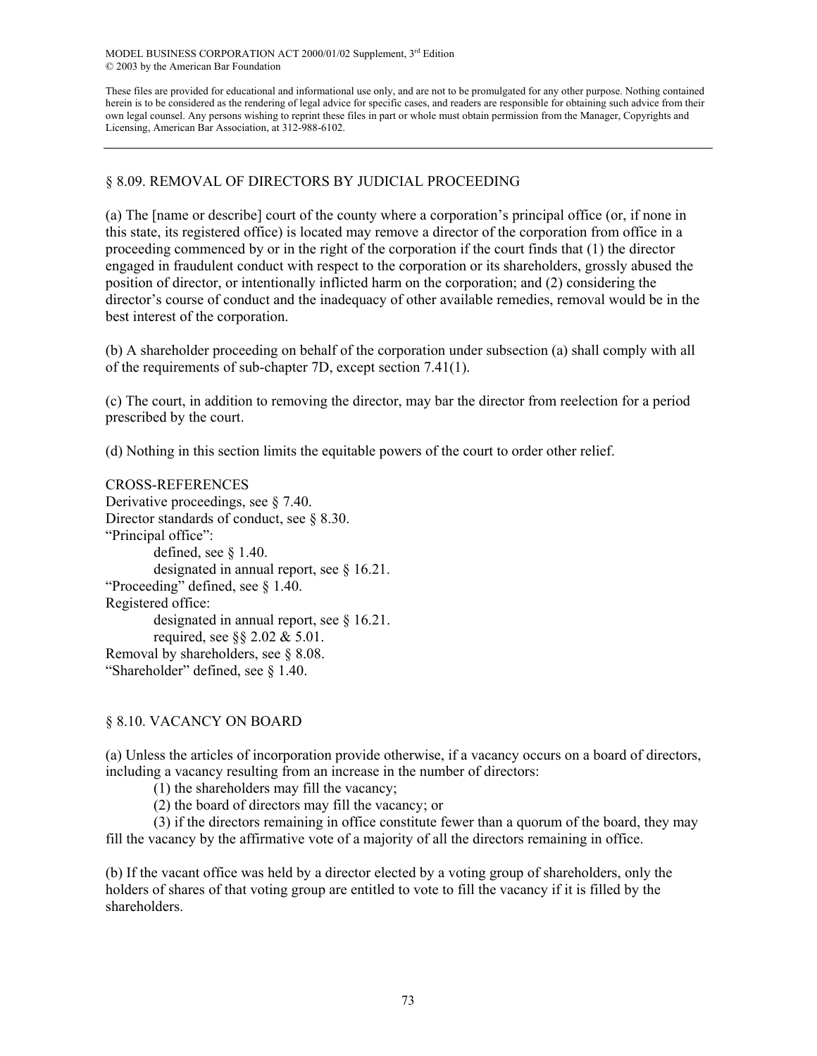## § 8.09. REMOVAL OF DIRECTORS BY JUDICIAL PROCEEDING

(a) The [name or describe] court of the county where a corporation's principal office (or, if none in this state, its registered office) is located may remove a director of the corporation from office in a proceeding commenced by or in the right of the corporation if the court finds that (1) the director engaged in fraudulent conduct with respect to the corporation or its shareholders, grossly abused the position of director, or intentionally inflicted harm on the corporation; and (2) considering the director's course of conduct and the inadequacy of other available remedies, removal would be in the best interest of the corporation.

(b) A shareholder proceeding on behalf of the corporation under subsection (a) shall comply with all of the requirements of sub-chapter 7D, except section 7.41(1).

(c) The court, in addition to removing the director, may bar the director from reelection for a period prescribed by the court.

(d) Nothing in this section limits the equitable powers of the court to order other relief.

CROSS-REFERENCES

Derivative proceedings, see § 7.40.
Director standards of conduct, see § 8.30.
"Principal office":
- defined, see § 1.40.
- designated in annual report, see § 16.21.

"Proceeding" defined, see § 1.40.
Registered office:
- designated in annual report, see § 16.21.
- required, see §§ 2.02 & 5.01.

Removal by shareholders, see § 8.08.
"Shareholder" defined, see § 1.40.

## § 8.10. VACANCY ON BOARD

(a) Unless the articles of incorporation provide otherwise, if a vacancy occurs on a board of directors, including a vacancy resulting from an increase in the number of directors:

(1) the shareholders may fill the vacancy;

(2) the board of directors may fill the vacancy; or

(3) if the directors remaining in office constitute fewer than a quorum of the board, they may fill the vacancy by the affirmative vote of a majority of all the directors remaining in office.

(b) If the vacant office was held by a director elected by a voting group of shareholders, only the holders of shares of that voting group are entitled to vote to fill the vacancy if it is filled by the shareholders.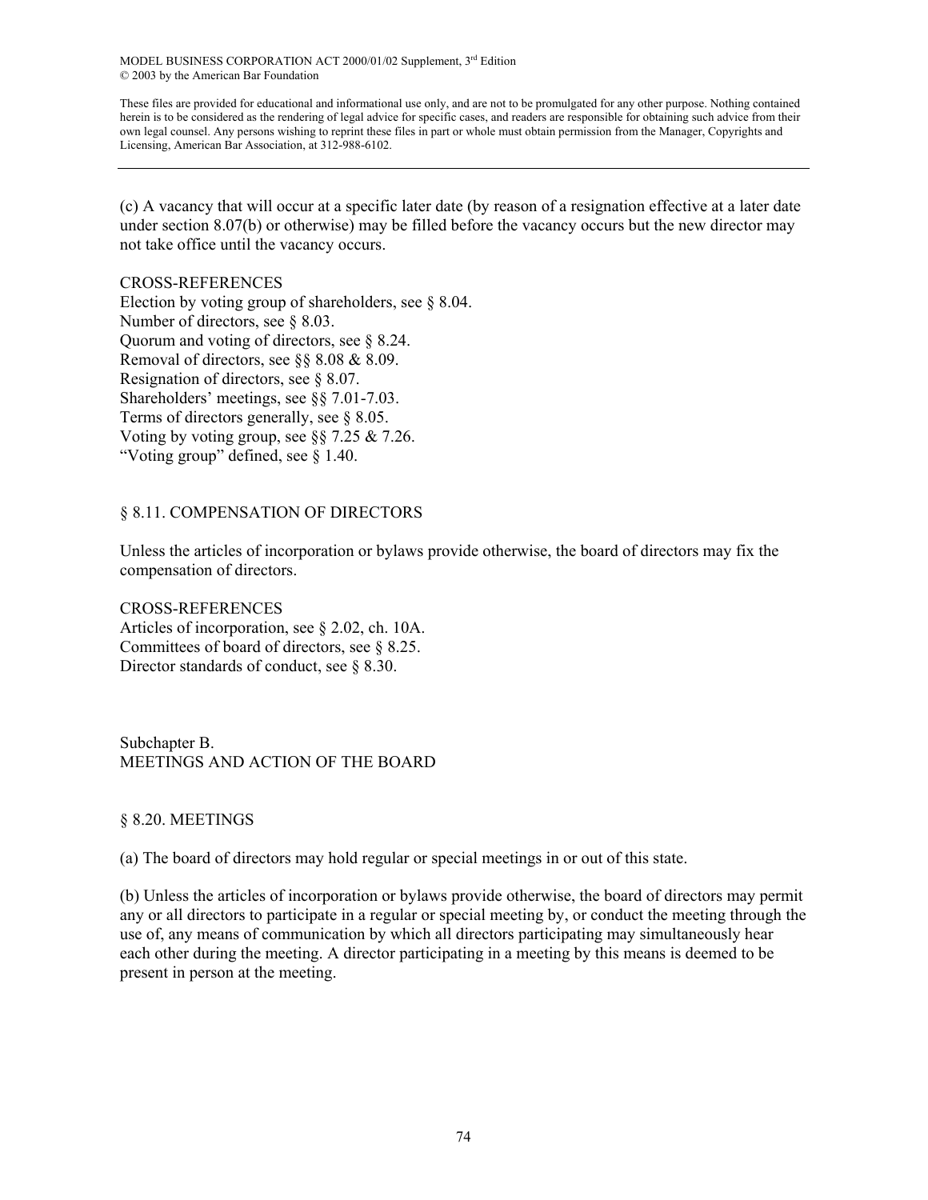(c) A vacancy that will occur at a specific later date (by reason of a resignation effective at a later date under section 8.07(b) or otherwise) may be filled before the vacancy occurs but the new director may not take office until the vacancy occurs.

CROSS-REFERENCES
Election by voting group of shareholders, see § 8.04.
Number of directors, see § 8.03.
Quorum and voting of directors, see § 8.24.
Removal of directors, see §§ 8.08 & 8.09.
Resignation of directors, see § 8.07.
Shareholders' meetings, see §§ 7.01-7.03.
Terms of directors generally, see § 8.05.
Voting by voting group, see §§ 7.25 & 7.26.
"Voting group" defined, see § 1.40.

## § 8.11. COMPENSATION OF DIRECTORS

Unless the articles of incorporation or bylaws provide otherwise, the board of directors may fix the compensation of directors.

CROSS-REFERENCES
Articles of incorporation, see § 2.02, ch. 10A.
Committees of board of directors, see § 8.25.
Director standards of conduct, see § 8.30.

# Subchapter B.
# MEETINGS AND ACTION OF THE BOARD

## § 8.20. MEETINGS

(a) The board of directors may hold regular or special meetings in or out of this state.

(b) Unless the articles of incorporation or bylaws provide otherwise, the board of directors may permit any or all directors to participate in a regular or special meeting by, or conduct the meeting through the use of, any means of communication by which all directors participating may simultaneously hear each other during the meeting. A director participating in a meeting by this means is deemed to be present in person at the meeting.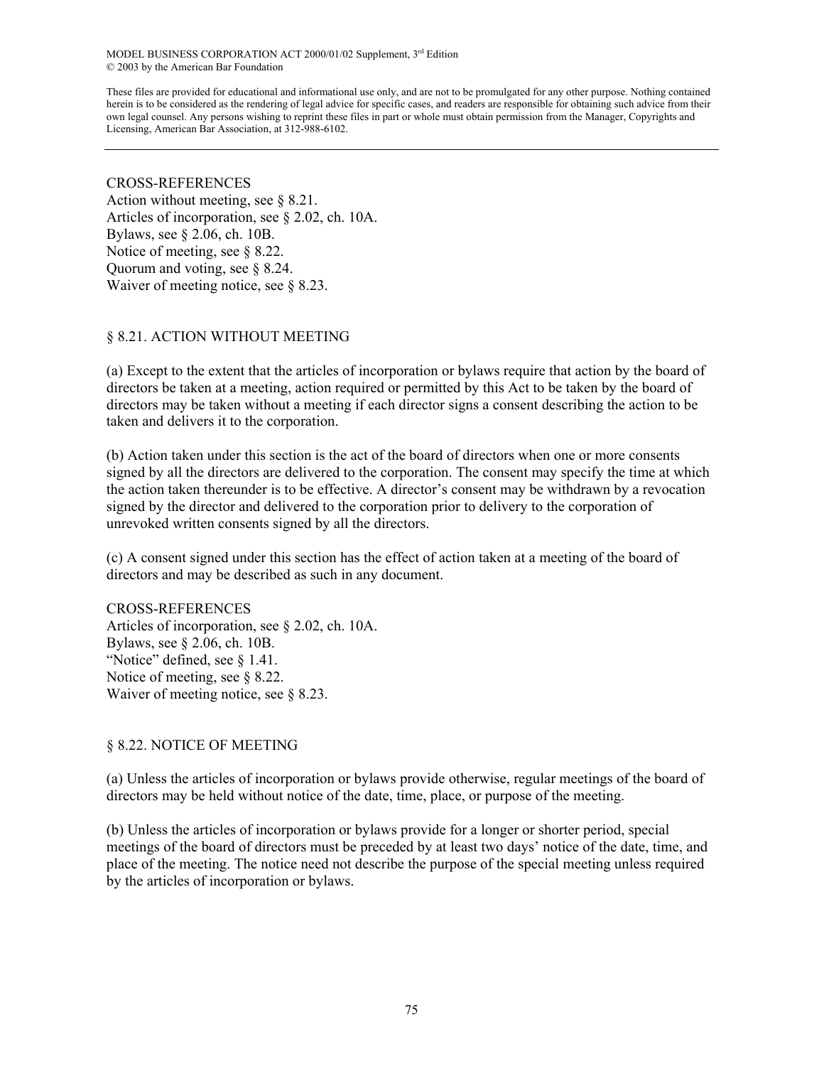CROSS-REFERENCES
Action without meeting, see § 8.21.
Articles of incorporation, see § 2.02, ch. 10A.
Bylaws, see § 2.06, ch. 10B.
Notice of meeting, see § 8.22.
Quorum and voting, see § 8.24.
Waiver of meeting notice, see § 8.23.

## § 8.21. ACTION WITHOUT MEETING

(a) Except to the extent that the articles of incorporation or bylaws require that action by the board of directors be taken at a meeting, action required or permitted by this Act to be taken by the board of directors may be taken without a meeting if each director signs a consent describing the action to be taken and delivers it to the corporation.

(b) Action taken under this section is the act of the board of directors when one or more consents signed by all the directors are delivered to the corporation. The consent may specify the time at which the action taken thereunder is to be effective. A director's consent may be withdrawn by a revocation signed by the director and delivered to the corporation prior to delivery to the corporation of unrevoked written consents signed by all the directors.

(c) A consent signed under this section has the effect of action taken at a meeting of the board of directors and may be described as such in any document.

CROSS-REFERENCES
Articles of incorporation, see § 2.02, ch. 10A.
Bylaws, see § 2.06, ch. 10B.
"Notice" defined, see § 1.41.
Notice of meeting, see § 8.22.
Waiver of meeting notice, see § 8.23.

## § 8.22. NOTICE OF MEETING

(a) Unless the articles of incorporation or bylaws provide otherwise, regular meetings of the board of directors may be held without notice of the date, time, place, or purpose of the meeting.

(b) Unless the articles of incorporation or bylaws provide for a longer or shorter period, special meetings of the board of directors must be preceded by at least two days' notice of the date, time, and place of the meeting. The notice need not describe the purpose of the special meeting unless required by the articles of incorporation or bylaws.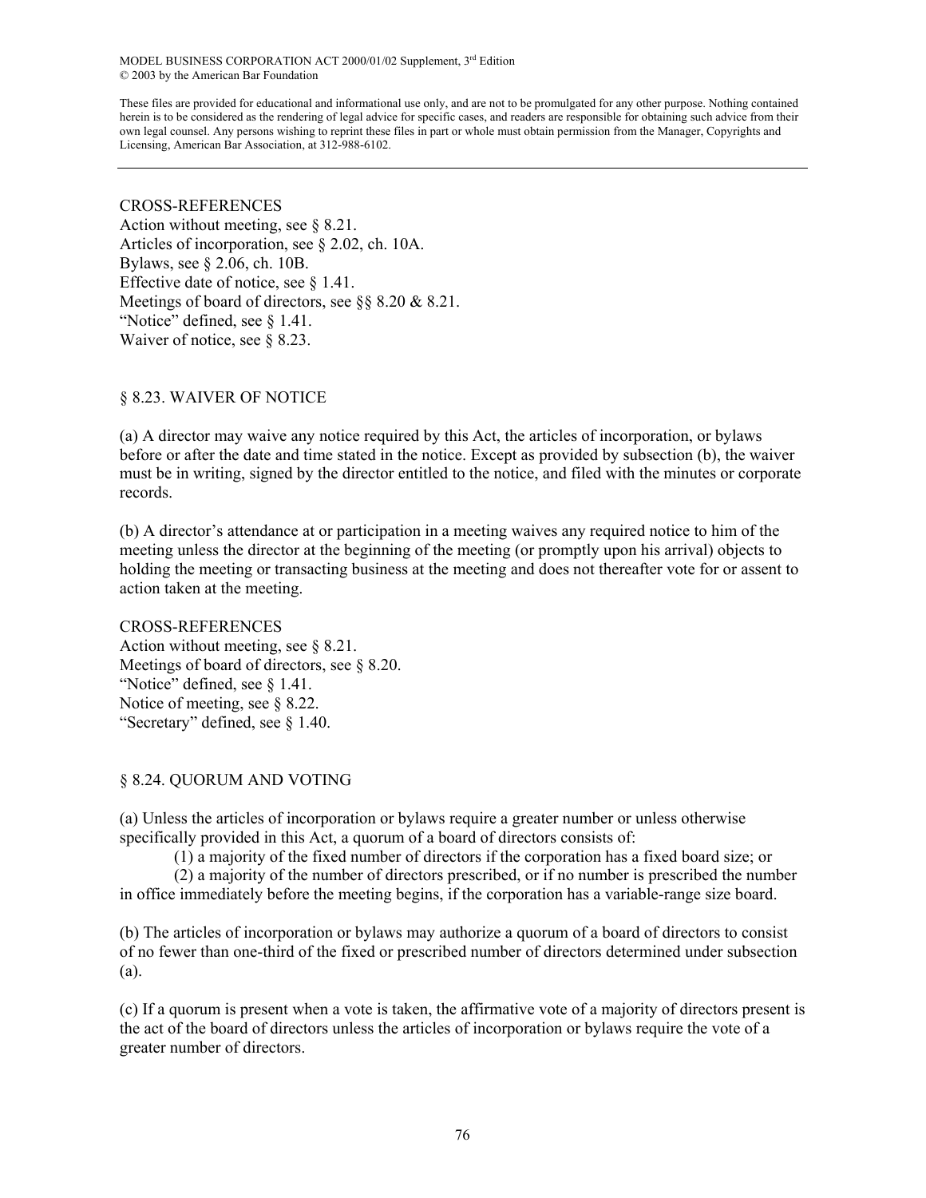CROSS-REFERENCES
Action without meeting, see § 8.21.
Articles of incorporation, see § 2.02, ch. 10A.
Bylaws, see § 2.06, ch. 10B.
Effective date of notice, see § 1.41.
Meetings of board of directors, see §§ 8.20 & 8.21.
"Notice" defined, see § 1.41.
Waiver of notice, see § 8.23.

## § 8.23. WAIVER OF NOTICE

(a) A director may waive any notice required by this Act, the articles of incorporation, or bylaws before or after the date and time stated in the notice. Except as provided by subsection (b), the waiver must be in writing, signed by the director entitled to the notice, and filed with the minutes or corporate records.

(b) A director's attendance at or participation in a meeting waives any required notice to him of the meeting unless the director at the beginning of the meeting (or promptly upon his arrival) objects to holding the meeting or transacting business at the meeting and does not thereafter vote for or assent to action taken at the meeting.

CROSS-REFERENCES
Action without meeting, see § 8.21.
Meetings of board of directors, see § 8.20.
"Notice" defined, see § 1.41.
Notice of meeting, see § 8.22.
"Secretary" defined, see § 1.40.

## § 8.24. QUORUM AND VOTING

(a) Unless the articles of incorporation or bylaws require a greater number or unless otherwise specifically provided in this Act, a quorum of a board of directors consists of:

(1) a majority of the fixed number of directors if the corporation has a fixed board size; or

(2) a majority of the number of directors prescribed, or if no number is prescribed the number in office immediately before the meeting begins, if the corporation has a variable-range size board.

(b) The articles of incorporation or bylaws may authorize a quorum of a board of directors to consist of no fewer than one-third of the fixed or prescribed number of directors determined under subsection (a).

(c) If a quorum is present when a vote is taken, the affirmative vote of a majority of directors present is the act of the board of directors unless the articles of incorporation or bylaws require the vote of a greater number of directors.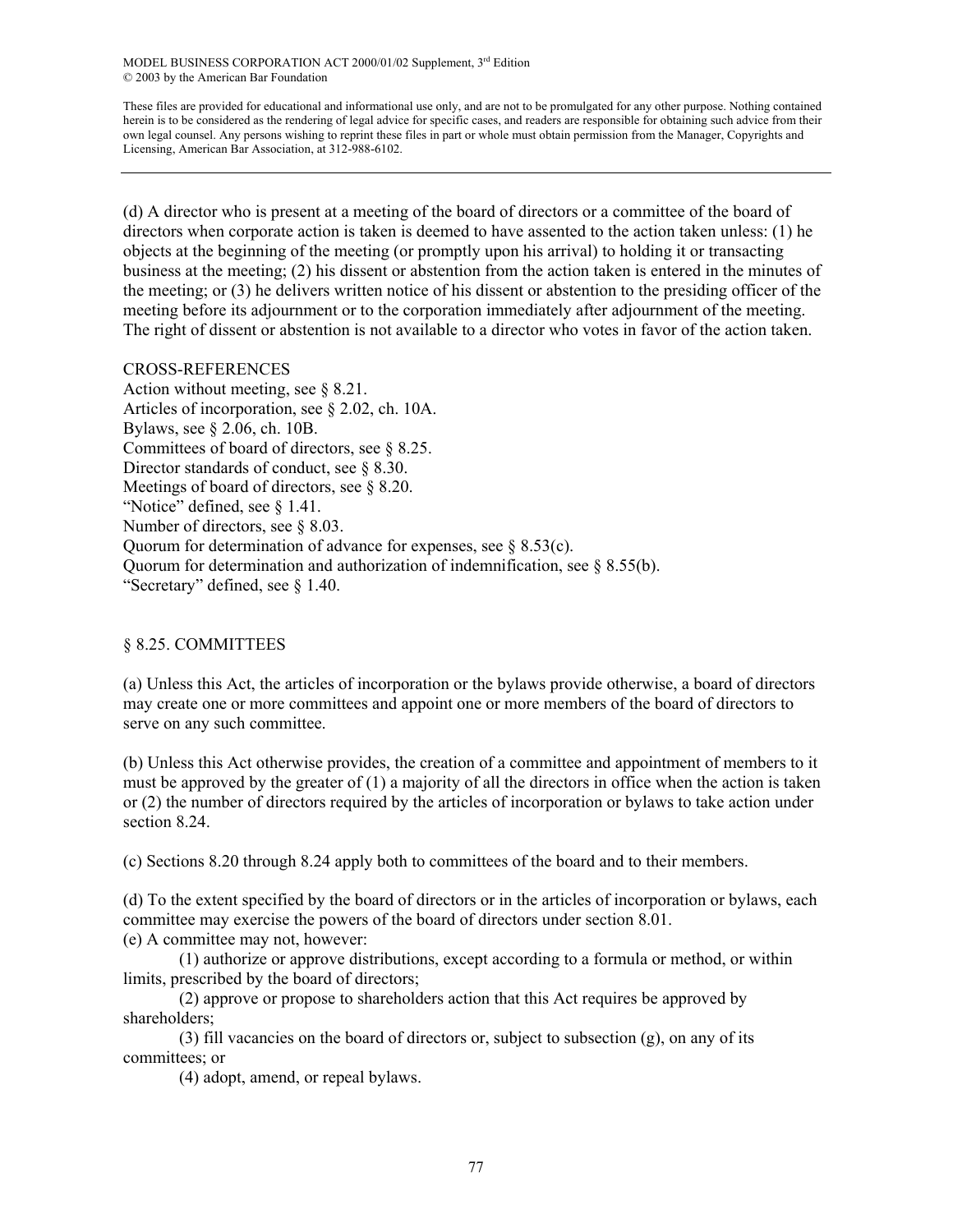(d) A director who is present at a meeting of the board of directors or a committee of the board of directors when corporate action is taken is deemed to have assented to the action taken unless: (1) he objects at the beginning of the meeting (or promptly upon his arrival) to holding it or transacting business at the meeting; (2) his dissent or abstention from the action taken is entered in the minutes of the meeting; or (3) he delivers written notice of his dissent or abstention to the presiding officer of the meeting before its adjournment or to the corporation immediately after adjournment of the meeting. The right of dissent or abstention is not available to a director who votes in favor of the action taken.

CROSS-REFERENCES

Action without meeting, see § 8.21.
Articles of incorporation, see § 2.02, ch. 10A.
Bylaws, see § 2.06, ch. 10B.
Committees of board of directors, see § 8.25.
Director standards of conduct, see § 8.30.
Meetings of board of directors, see § 8.20.
"Notice" defined, see § 1.41.
Number of directors, see § 8.03.
Quorum for determination of advance for expenses, see § 8.53(c).
Quorum for determination and authorization of indemnification, see § 8.55(b).
"Secretary" defined, see § 1.40.

## § 8.25. COMMITTEES

(a) Unless this Act, the articles of incorporation or the bylaws provide otherwise, a board of directors may create one or more committees and appoint one or more members of the board of directors to serve on any such committee.

(b) Unless this Act otherwise provides, the creation of a committee and appointment of members to it must be approved by the greater of (1) a majority of all the directors in office when the action is taken or (2) the number of directors required by the articles of incorporation or bylaws to take action under section 8.24.

(c) Sections 8.20 through 8.24 apply both to committees of the board and to their members.

(d) To the extent specified by the board of directors or in the articles of incorporation or bylaws, each committee may exercise the powers of the board of directors under section 8.01.

(e) A committee may not, however:

(1) authorize or approve distributions, except according to a formula or method, or within limits, prescribed by the board of directors;

(2) approve or propose to shareholders action that this Act requires be approved by shareholders;

(3) fill vacancies on the board of directors or, subject to subsection (g), on any of its committees; or

(4) adopt, amend, or repeal bylaws.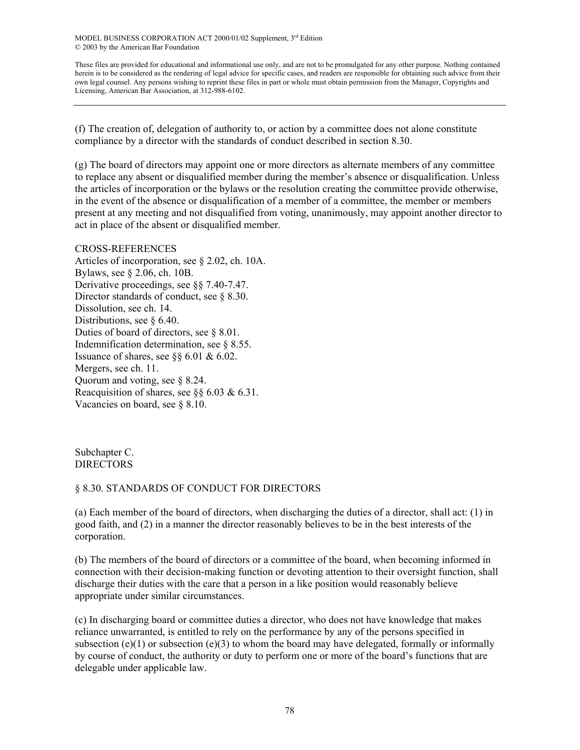(f) The creation of, delegation of authority to, or action by a committee does not alone constitute compliance by a director with the standards of conduct described in section 8.30.

(g) The board of directors may appoint one or more directors as alternate members of any committee to replace any absent or disqualified member during the member's absence or disqualification. Unless the articles of incorporation or the bylaws or the resolution creating the committee provide otherwise, in the event of the absence or disqualification of a member of a committee, the member or members present at any meeting and not disqualified from voting, unanimously, may appoint another director to act in place of the absent or disqualified member.

CROSS-REFERENCES
Articles of incorporation, see § 2.02, ch. 10A.
Bylaws, see § 2.06, ch. 10B.
Derivative proceedings, see §§ 7.40-7.47.
Director standards of conduct, see § 8.30.
Dissolution, see ch. 14.
Distributions, see § 6.40.
Duties of board of directors, see § 8.01.
Indemnification determination, see § 8.55.
Issuance of shares, see §§ 6.01 & 6.02.
Mergers, see ch. 11.
Quorum and voting, see § 8.24.
Reacquisition of shares, see §§ 6.03 & 6.31.
Vacancies on board, see § 8.10.

## Subchapter C.
## DIRECTORS

### § 8.30. STANDARDS OF CONDUCT FOR DIRECTORS

(a) Each member of the board of directors, when discharging the duties of a director, shall act: (1) in good faith, and (2) in a manner the director reasonably believes to be in the best interests of the corporation.

(b) The members of the board of directors or a committee of the board, when becoming informed in connection with their decision-making function or devoting attention to their oversight function, shall discharge their duties with the care that a person in a like position would reasonably believe appropriate under similar circumstances.

(c) In discharging board or committee duties a director, who does not have knowledge that makes reliance unwarranted, is entitled to rely on the performance by any of the persons specified in subsection (e)(1) or subsection (e)(3) to whom the board may have delegated, formally or informally by course of conduct, the authority or duty to perform one or more of the board's functions that are delegable under applicable law.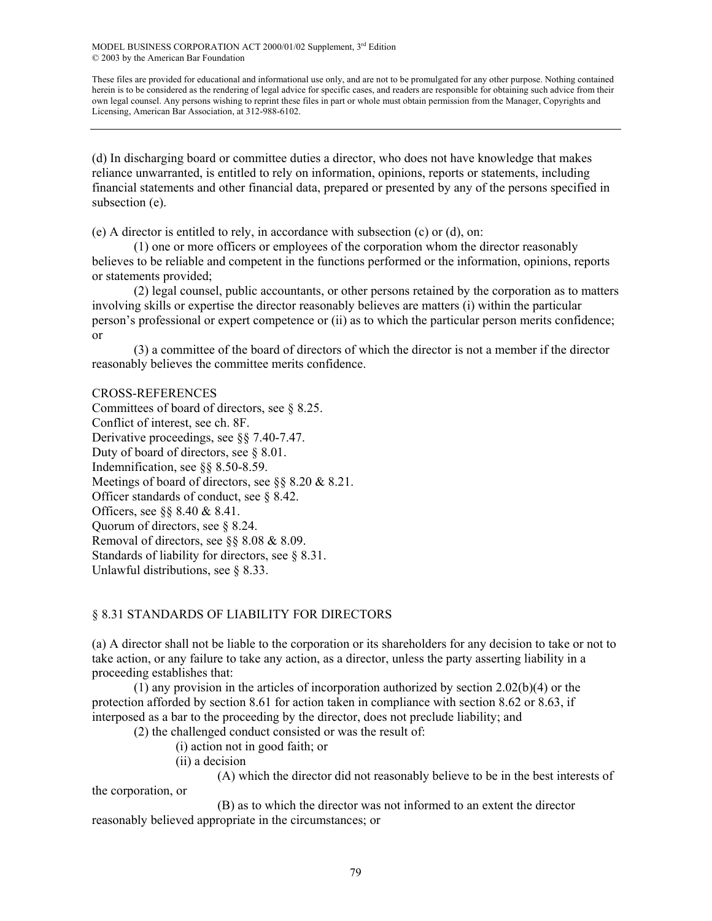(d) In discharging board or committee duties a director, who does not have knowledge that makes reliance unwarranted, is entitled to rely on information, opinions, reports or statements, including financial statements and other financial data, prepared or presented by any of the persons specified in subsection (e).

(e) A director is entitled to rely, in accordance with subsection (c) or (d), on:

(1) one or more officers or employees of the corporation whom the director reasonably believes to be reliable and competent in the functions performed or the information, opinions, reports or statements provided;

(2) legal counsel, public accountants, or other persons retained by the corporation as to matters involving skills or expertise the director reasonably believes are matters (i) within the particular person's professional or expert competence or (ii) as to which the particular person merits confidence; or

(3) a committee of the board of directors of which the director is not a member if the director reasonably believes the committee merits confidence.

CROSS-REFERENCES

Committees of board of directors, see § 8.25.
Conflict of interest, see ch. 8F.
Derivative proceedings, see §§ 7.40-7.47.
Duty of board of directors, see § 8.01.
Indemnification, see §§ 8.50-8.59.
Meetings of board of directors, see §§ 8.20 & 8.21.
Officer standards of conduct, see § 8.42.
Officers, see §§ 8.40 & 8.41.
Quorum of directors, see § 8.24.
Removal of directors, see §§ 8.08 & 8.09.
Standards of liability for directors, see § 8.31.
Unlawful distributions, see § 8.33.

## § 8.31 STANDARDS OF LIABILITY FOR DIRECTORS

(a) A director shall not be liable to the corporation or its shareholders for any decision to take or not to take action, or any failure to take any action, as a director, unless the party asserting liability in a proceeding establishes that:

(1) any provision in the articles of incorporation authorized by section 2.02(b)(4) or the protection afforded by section 8.61 for action taken in compliance with section 8.62 or 8.63, if interposed as a bar to the proceeding by the director, does not preclude liability; and

(2) the challenged conduct consisted or was the result of:

(i) action not in good faith; or

(ii) a decision

(A) which the director did not reasonably believe to be in the best interests of the corporation, or

(B) as to which the director was not informed to an extent the director reasonably believed appropriate in the circumstances; or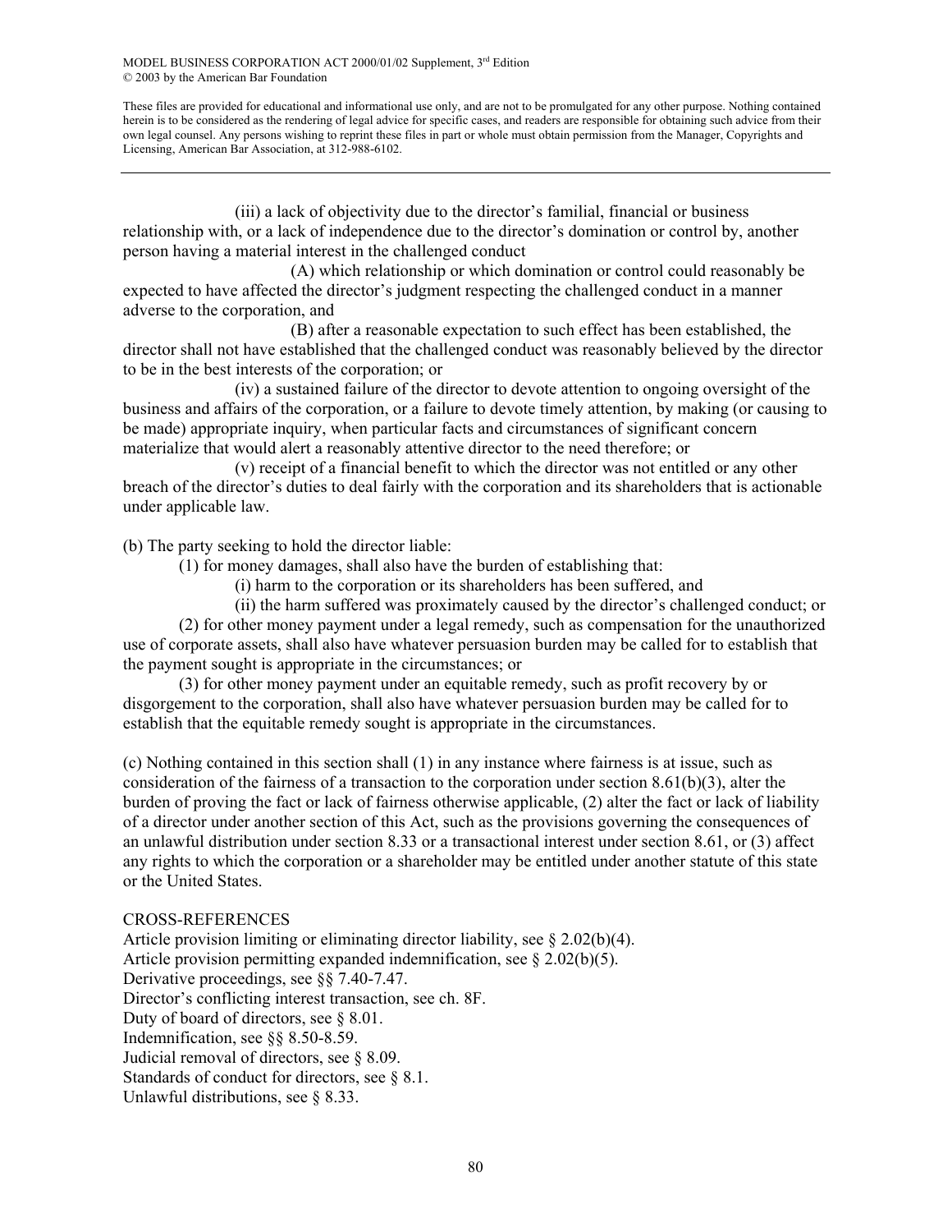(iii) a lack of objectivity due to the director's familial, financial or business relationship with, or a lack of independence due to the director's domination or control by, another person having a material interest in the challenged conduct

(A) which relationship or which domination or control could reasonably be expected to have affected the director's judgment respecting the challenged conduct in a manner adverse to the corporation, and

(B) after a reasonable expectation to such effect has been established, the director shall not have established that the challenged conduct was reasonably believed by the director to be in the best interests of the corporation; or

(iv) a sustained failure of the director to devote attention to ongoing oversight of the business and affairs of the corporation, or a failure to devote timely attention, by making (or causing to be made) appropriate inquiry, when particular facts and circumstances of significant concern materialize that would alert a reasonably attentive director to the need therefore; or

(v) receipt of a financial benefit to which the director was not entitled or any other breach of the director's duties to deal fairly with the corporation and its shareholders that is actionable under applicable law.

(b) The party seeking to hold the director liable:

(1) for money damages, shall also have the burden of establishing that:

(i) harm to the corporation or its shareholders has been suffered, and

(ii) the harm suffered was proximately caused by the director's challenged conduct; or

(2) for other money payment under a legal remedy, such as compensation for the unauthorized use of corporate assets, shall also have whatever persuasion burden may be called for to establish that the payment sought is appropriate in the circumstances; or

(3) for other money payment under an equitable remedy, such as profit recovery by or disgorgement to the corporation, shall also have whatever persuasion burden may be called for to establish that the equitable remedy sought is appropriate in the circumstances.

(c) Nothing contained in this section shall (1) in any instance where fairness is at issue, such as consideration of the fairness of a transaction to the corporation under section 8.61(b)(3), alter the burden of proving the fact or lack of fairness otherwise applicable, (2) alter the fact or lack of liability of a director under another section of this Act, such as the provisions governing the consequences of an unlawful distribution under section 8.33 or a transactional interest under section 8.61, or (3) affect any rights to which the corporation or a shareholder may be entitled under another statute of this state or the United States.

CROSS-REFERENCES

Article provision limiting or eliminating director liability, see § 2.02(b)(4).
Article provision permitting expanded indemnification, see § 2.02(b)(5).
Derivative proceedings, see §§ 7.40-7.47.
Director's conflicting interest transaction, see ch. 8F.
Duty of board of directors, see § 8.01.
Indemnification, see §§ 8.50-8.59.
Judicial removal of directors, see § 8.09.
Standards of conduct for directors, see § 8.1.
Unlawful distributions, see § 8.33.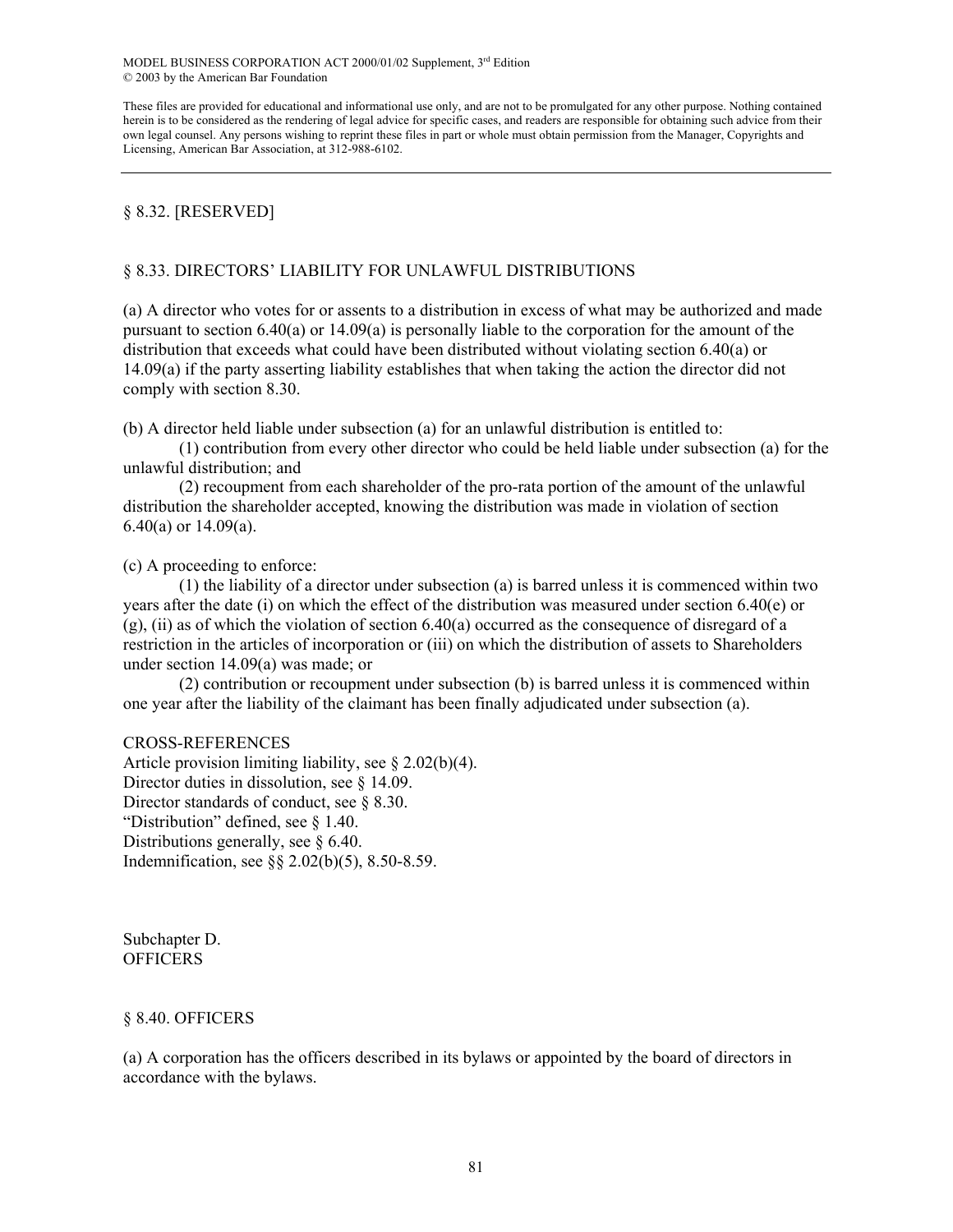§ 8.32. [RESERVED]

§ 8.33. DIRECTORS' LIABILITY FOR UNLAWFUL DISTRIBUTIONS

(a) A director who votes for or assents to a distribution in excess of what may be authorized and made pursuant to section 6.40(a) or 14.09(a) is personally liable to the corporation for the amount of the distribution that exceeds what could have been distributed without violating section 6.40(a) or 14.09(a) if the party asserting liability establishes that when taking the action the director did not comply with section 8.30.

(b) A director held liable under subsection (a) for an unlawful distribution is entitled to:

(1) contribution from every other director who could be held liable under subsection (a) for the unlawful distribution; and

(2) recoupment from each shareholder of the pro-rata portion of the amount of the unlawful distribution the shareholder accepted, knowing the distribution was made in violation of section 6.40(a) or 14.09(a).

(c) A proceeding to enforce:

(1) the liability of a director under subsection (a) is barred unless it is commenced within two years after the date (i) on which the effect of the distribution was measured under section 6.40(e) or (g), (ii) as of which the violation of section 6.40(a) occurred as the consequence of disregard of a restriction in the articles of incorporation or (iii) on which the distribution of assets to Shareholders under section 14.09(a) was made; or

(2) contribution or recoupment under subsection (b) is barred unless it is commenced within one year after the liability of the claimant has been finally adjudicated under subsection (a).

CROSS-REFERENCES
Article provision limiting liability, see § 2.02(b)(4).
Director duties in dissolution, see § 14.09.
Director standards of conduct, see § 8.30.
"Distribution" defined, see § 1.40.
Distributions generally, see § 6.40.
Indemnification, see §§ 2.02(b)(5), 8.50-8.59.

Subchapter D.
OFFICERS

§ 8.40. OFFICERS

(a) A corporation has the officers described in its bylaws or appointed by the board of directors in accordance with the bylaws.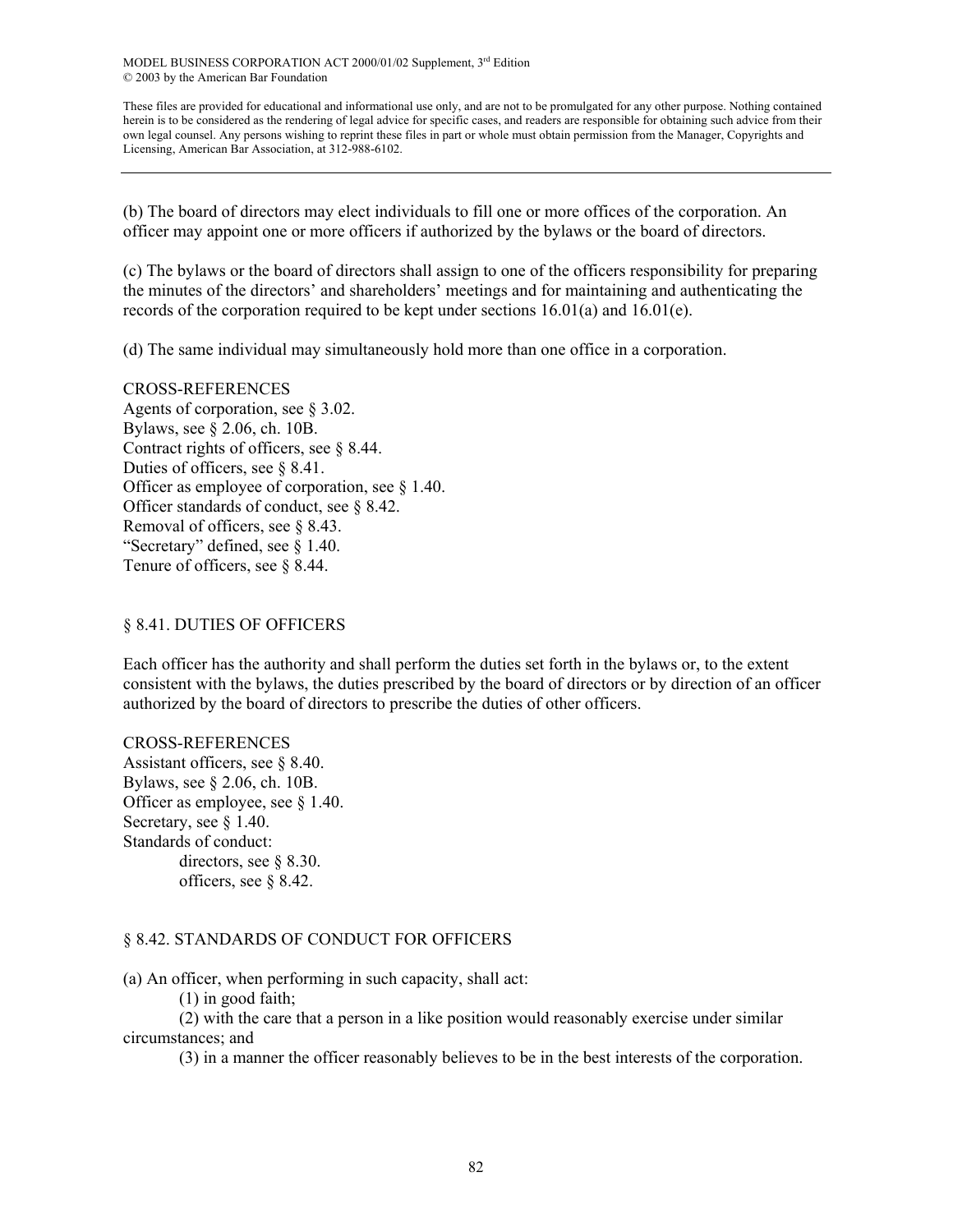(b) The board of directors may elect individuals to fill one or more offices of the corporation. An officer may appoint one or more officers if authorized by the bylaws or the board of directors.

(c) The bylaws or the board of directors shall assign to one of the officers responsibility for preparing the minutes of the directors' and shareholders' meetings and for maintaining and authenticating the records of the corporation required to be kept under sections 16.01(a) and 16.01(e).

(d) The same individual may simultaneously hold more than one office in a corporation.

CROSS-REFERENCES
Agents of corporation, see § 3.02.
Bylaws, see § 2.06, ch. 10B.
Contract rights of officers, see § 8.44.
Duties of officers, see § 8.41.
Officer as employee of corporation, see § 1.40.
Officer standards of conduct, see § 8.42.
Removal of officers, see § 8.43.
"Secretary" defined, see § 1.40.
Tenure of officers, see § 8.44.

## § 8.41. DUTIES OF OFFICERS

Each officer has the authority and shall perform the duties set forth in the bylaws or, to the extent consistent with the bylaws, the duties prescribed by the board of directors or by direction of an officer authorized by the board of directors to prescribe the duties of other officers.

CROSS-REFERENCES
Assistant officers, see § 8.40.
Bylaws, see § 2.06, ch. 10B.
Officer as employee, see § 1.40.
Secretary, see § 1.40.
Standards of conduct:
  directors, see § 8.30.
  officers, see § 8.42.

## § 8.42. STANDARDS OF CONDUCT FOR OFFICERS

(a) An officer, when performing in such capacity, shall act:
  (1) in good faith;
  (2) with the care that a person in a like position would reasonably exercise under similar circumstances; and
  (3) in a manner the officer reasonably believes to be in the best interests of the corporation.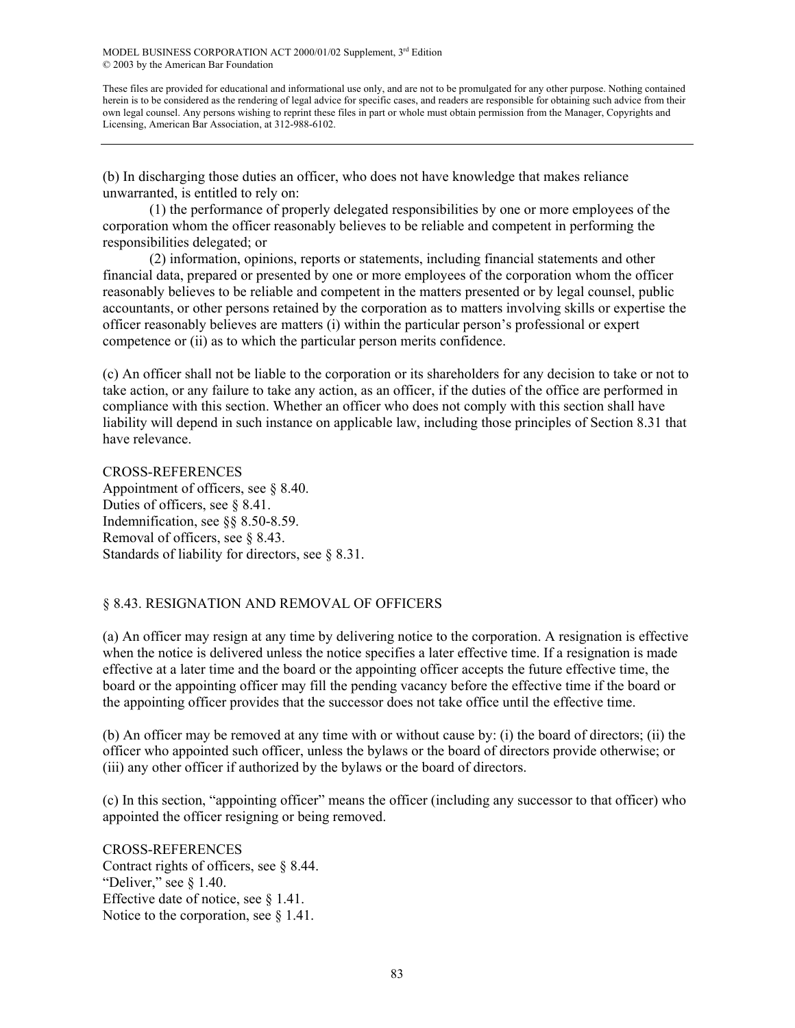(b) In discharging those duties an officer, who does not have knowledge that makes reliance unwarranted, is entitled to rely on:

(1) the performance of properly delegated responsibilities by one or more employees of the corporation whom the officer reasonably believes to be reliable and competent in performing the responsibilities delegated; or

(2) information, opinions, reports or statements, including financial statements and other financial data, prepared or presented by one or more employees of the corporation whom the officer reasonably believes to be reliable and competent in the matters presented or by legal counsel, public accountants, or other persons retained by the corporation as to matters involving skills or expertise the officer reasonably believes are matters (i) within the particular person's professional or expert competence or (ii) as to which the particular person merits confidence.

(c) An officer shall not be liable to the corporation or its shareholders for any decision to take or not to take action, or any failure to take any action, as an officer, if the duties of the office are performed in compliance with this section. Whether an officer who does not comply with this section shall have liability will depend in such instance on applicable law, including those principles of Section 8.31 that have relevance.

CROSS-REFERENCES
Appointment of officers, see § 8.40.
Duties of officers, see § 8.41.
Indemnification, see §§ 8.50-8.59.
Removal of officers, see § 8.43.
Standards of liability for directors, see § 8.31.

## § 8.43. RESIGNATION AND REMOVAL OF OFFICERS

(a) An officer may resign at any time by delivering notice to the corporation. A resignation is effective when the notice is delivered unless the notice specifies a later effective time. If a resignation is made effective at a later time and the board or the appointing officer accepts the future effective time, the board or the appointing officer may fill the pending vacancy before the effective time if the board or the appointing officer provides that the successor does not take office until the effective time.

(b) An officer may be removed at any time with or without cause by: (i) the board of directors; (ii) the officer who appointed such officer, unless the bylaws or the board of directors provide otherwise; or (iii) any other officer if authorized by the bylaws or the board of directors.

(c) In this section, "appointing officer" means the officer (including any successor to that officer) who appointed the officer resigning or being removed.

CROSS-REFERENCES
Contract rights of officers, see § 8.44.
"Deliver," see § 1.40.
Effective date of notice, see § 1.41.
Notice to the corporation, see § 1.41.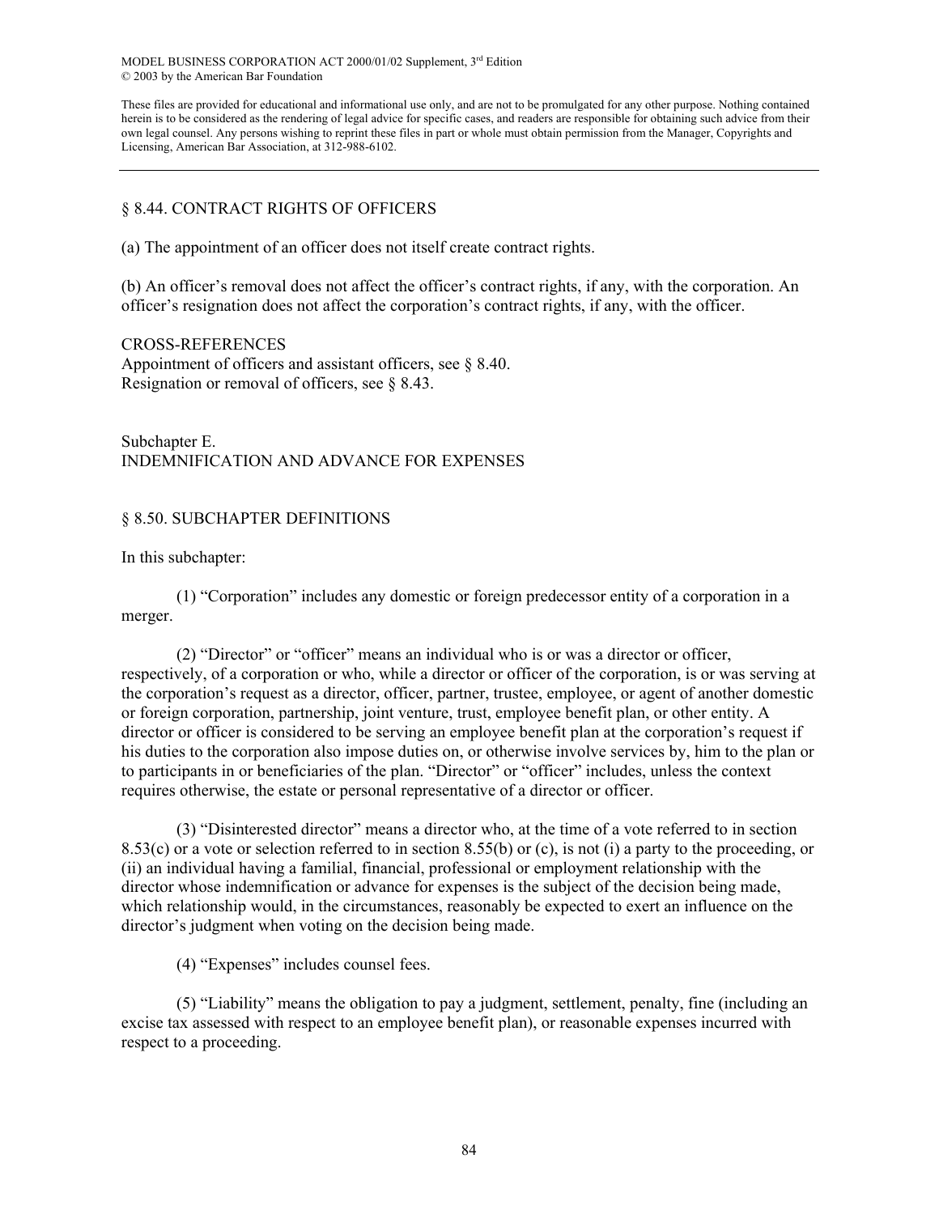## § 8.44. CONTRACT RIGHTS OF OFFICERS

(a) The appointment of an officer does not itself create contract rights.

(b) An officer's removal does not affect the officer's contract rights, if any, with the corporation. An officer's resignation does not affect the corporation's contract rights, if any, with the officer.

CROSS-REFERENCES
Appointment of officers and assistant officers, see § 8.40.
Resignation or removal of officers, see § 8.43.

# Subchapter E.
# INDEMNIFICATION AND ADVANCE FOR EXPENSES

## § 8.50. SUBCHAPTER DEFINITIONS

In this subchapter:

(1) "Corporation" includes any domestic or foreign predecessor entity of a corporation in a merger.

(2) "Director" or "officer" means an individual who is or was a director or officer, respectively, of a corporation or who, while a director or officer of the corporation, is or was serving at the corporation's request as a director, officer, partner, trustee, employee, or agent of another domestic or foreign corporation, partnership, joint venture, trust, employee benefit plan, or other entity. A director or officer is considered to be serving an employee benefit plan at the corporation's request if his duties to the corporation also impose duties on, or otherwise involve services by, him to the plan or to participants in or beneficiaries of the plan. "Director" or "officer" includes, unless the context requires otherwise, the estate or personal representative of a director or officer.

(3) "Disinterested director" means a director who, at the time of a vote referred to in section 8.53(c) or a vote or selection referred to in section 8.55(b) or (c), is not (i) a party to the proceeding, or (ii) an individual having a familial, financial, professional or employment relationship with the director whose indemnification or advance for expenses is the subject of the decision being made, which relationship would, in the circumstances, reasonably be expected to exert an influence on the director's judgment when voting on the decision being made.

(4) "Expenses" includes counsel fees.

(5) "Liability" means the obligation to pay a judgment, settlement, penalty, fine (including an excise tax assessed with respect to an employee benefit plan), or reasonable expenses incurred with respect to a proceeding.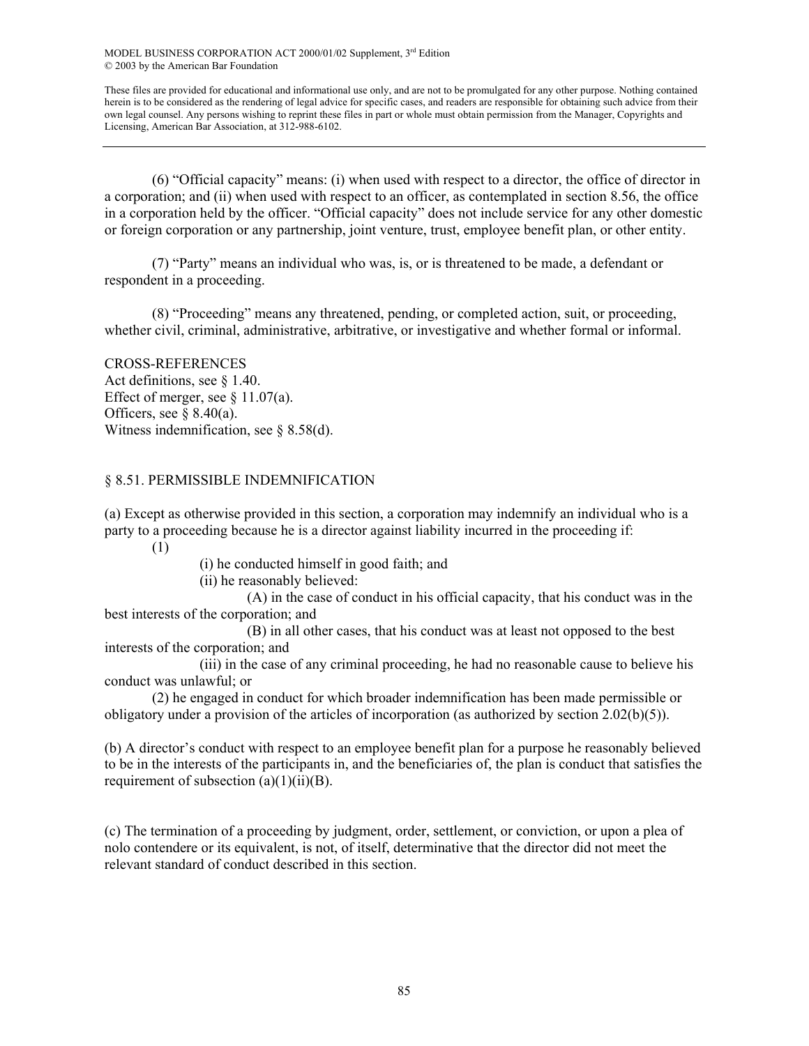(6) "Official capacity" means: (i) when used with respect to a director, the office of director in a corporation; and (ii) when used with respect to an officer, as contemplated in section 8.56, the office in a corporation held by the officer. "Official capacity" does not include service for any other domestic or foreign corporation or any partnership, joint venture, trust, employee benefit plan, or other entity.

(7) "Party" means an individual who was, is, or is threatened to be made, a defendant or respondent in a proceeding.

(8) "Proceeding" means any threatened, pending, or completed action, suit, or proceeding, whether civil, criminal, administrative, arbitrative, or investigative and whether formal or informal.

CROSS-REFERENCES
Act definitions, see § 1.40.
Effect of merger, see § 11.07(a).
Officers, see § 8.40(a).
Witness indemnification, see § 8.58(d).

## § 8.51. PERMISSIBLE INDEMNIFICATION

(a) Except as otherwise provided in this section, a corporation may indemnify an individual who is a party to a proceeding because he is a director against liability incurred in the proceeding if:

(1)

(i) he conducted himself in good faith; and

(ii) he reasonably believed:

(A) in the case of conduct in his official capacity, that his conduct was in the best interests of the corporation; and

(B) in all other cases, that his conduct was at least not opposed to the best interests of the corporation; and

(iii) in the case of any criminal proceeding, he had no reasonable cause to believe his conduct was unlawful; or

(2) he engaged in conduct for which broader indemnification has been made permissible or obligatory under a provision of the articles of incorporation (as authorized by section 2.02(b)(5)).

(b) A director's conduct with respect to an employee benefit plan for a purpose he reasonably believed to be in the interests of the participants in, and the beneficiaries of, the plan is conduct that satisfies the requirement of subsection (a)(1)(ii)(B).

(c) The termination of a proceeding by judgment, order, settlement, or conviction, or upon a plea of nolo contendere or its equivalent, is not, of itself, determinative that the director did not meet the relevant standard of conduct described in this section.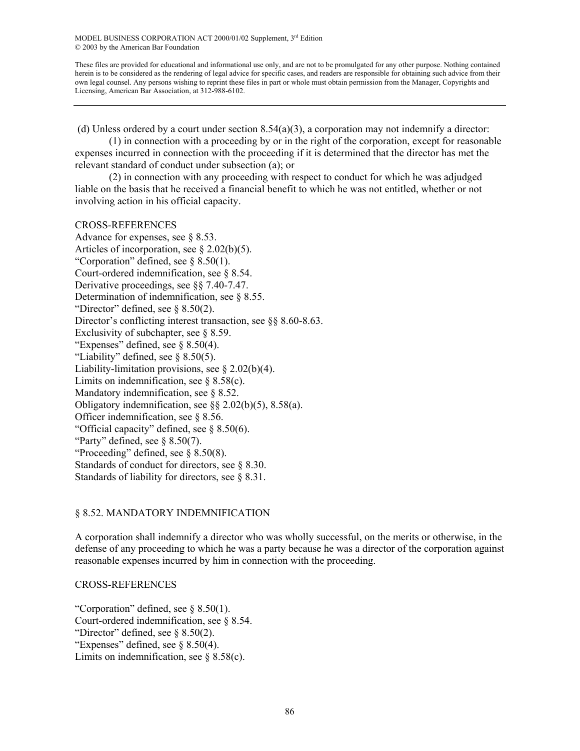(d) Unless ordered by a court under section 8.54(a)(3), a corporation may not indemnify a director:

(1) in connection with a proceeding by or in the right of the corporation, except for reasonable expenses incurred in connection with the proceeding if it is determined that the director has met the relevant standard of conduct under subsection (a); or

(2) in connection with any proceeding with respect to conduct for which he was adjudged liable on the basis that he received a financial benefit to which he was not entitled, whether or not involving action in his official capacity.

CROSS-REFERENCES

Advance for expenses, see § 8.53.
Articles of incorporation, see § 2.02(b)(5).
"Corporation" defined, see § 8.50(1).
Court-ordered indemnification, see § 8.54.
Derivative proceedings, see §§ 7.40-7.47.
Determination of indemnification, see § 8.55.
"Director" defined, see § 8.50(2).
Director's conflicting interest transaction, see §§ 8.60-8.63.
Exclusivity of subchapter, see § 8.59.
"Expenses" defined, see § 8.50(4).
"Liability" defined, see § 8.50(5).
Liability-limitation provisions, see § 2.02(b)(4).
Limits on indemnification, see § 8.58(c).
Mandatory indemnification, see § 8.52.
Obligatory indemnification, see §§ 2.02(b)(5), 8.58(a).
Officer indemnification, see § 8.56.
"Official capacity" defined, see § 8.50(6).
"Party" defined, see § 8.50(7).
"Proceeding" defined, see § 8.50(8).
Standards of conduct for directors, see § 8.30.
Standards of liability for directors, see § 8.31.

## § 8.52. MANDATORY INDEMNIFICATION

A corporation shall indemnify a director who was wholly successful, on the merits or otherwise, in the defense of any proceeding to which he was a party because he was a director of the corporation against reasonable expenses incurred by him in connection with the proceeding.

CROSS-REFERENCES

"Corporation" defined, see § 8.50(1).
Court-ordered indemnification, see § 8.54.
"Director" defined, see § 8.50(2).
"Expenses" defined, see § 8.50(4).
Limits on indemnification, see § 8.58(c).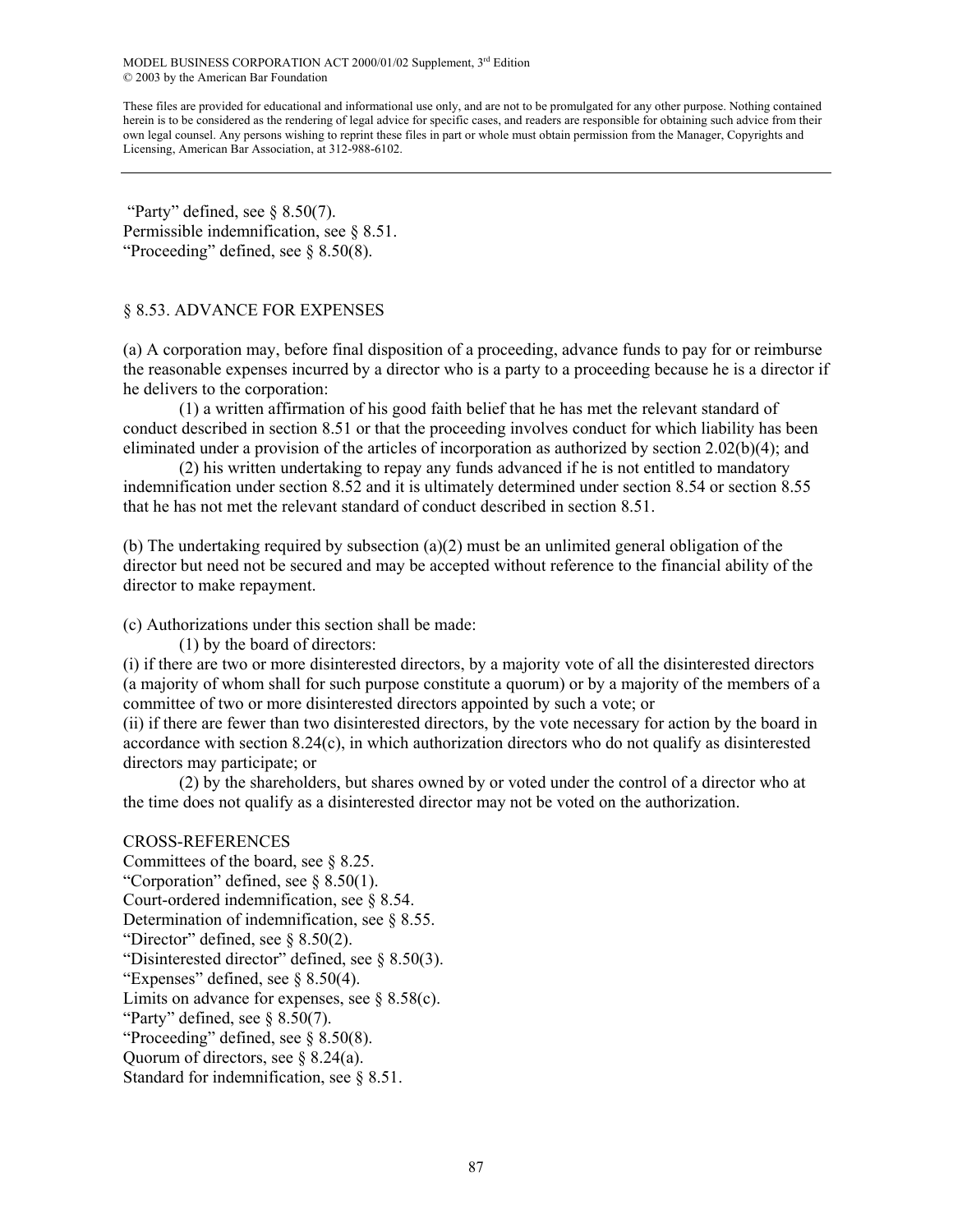"Party" defined, see § 8.50(7).
Permissible indemnification, see § 8.51.
"Proceeding" defined, see § 8.50(8).

## § 8.53. ADVANCE FOR EXPENSES

(a) A corporation may, before final disposition of a proceeding, advance funds to pay for or reimburse the reasonable expenses incurred by a director who is a party to a proceeding because he is a director if he delivers to the corporation:

(1) a written affirmation of his good faith belief that he has met the relevant standard of conduct described in section 8.51 or that the proceeding involves conduct for which liability has been eliminated under a provision of the articles of incorporation as authorized by section 2.02(b)(4); and

(2) his written undertaking to repay any funds advanced if he is not entitled to mandatory indemnification under section 8.52 and it is ultimately determined under section 8.54 or section 8.55 that he has not met the relevant standard of conduct described in section 8.51.

(b) The undertaking required by subsection (a)(2) must be an unlimited general obligation of the director but need not be secured and may be accepted without reference to the financial ability of the director to make repayment.

(c) Authorizations under this section shall be made:

(1) by the board of directors:

(i) if there are two or more disinterested directors, by a majority vote of all the disinterested directors (a majority of whom shall for such purpose constitute a quorum) or by a majority of the members of a committee of two or more disinterested directors appointed by such a vote; or

(ii) if there are fewer than two disinterested directors, by the vote necessary for action by the board in accordance with section 8.24(c), in which authorization directors who do not qualify as disinterested directors may participate; or

(2) by the shareholders, but shares owned by or voted under the control of a director who at the time does not qualify as a disinterested director may not be voted on the authorization.

CROSS-REFERENCES
Committees of the board, see § 8.25.
"Corporation" defined, see § 8.50(1).
Court-ordered indemnification, see § 8.54.
Determination of indemnification, see § 8.55.
"Director" defined, see § 8.50(2).
"Disinterested director" defined, see § 8.50(3).
"Expenses" defined, see § 8.50(4).
Limits on advance for expenses, see § 8.58(c).
"Party" defined, see § 8.50(7).
"Proceeding" defined, see § 8.50(8).
Quorum of directors, see § 8.24(a).
Standard for indemnification, see § 8.51.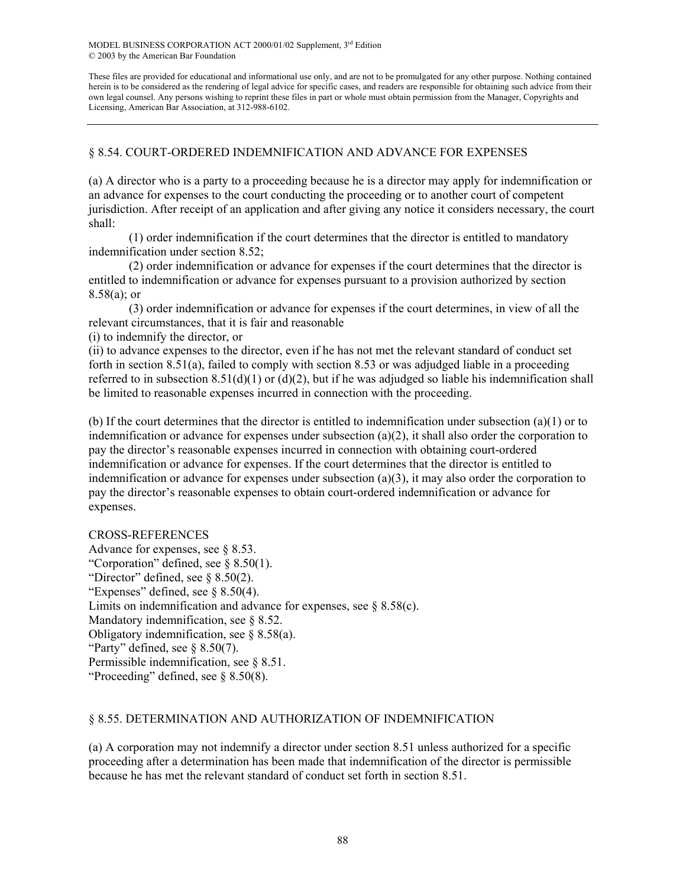## § 8.54. COURT-ORDERED INDEMNIFICATION AND ADVANCE FOR EXPENSES

(a) A director who is a party to a proceeding because he is a director may apply for indemnification or an advance for expenses to the court conducting the proceeding or to another court of competent jurisdiction. After receipt of an application and after giving any notice it considers necessary, the court shall:

(1) order indemnification if the court determines that the director is entitled to mandatory indemnification under section 8.52;

(2) order indemnification or advance for expenses if the court determines that the director is entitled to indemnification or advance for expenses pursuant to a provision authorized by section 8.58(a); or

(3) order indemnification or advance for expenses if the court determines, in view of all the relevant circumstances, that it is fair and reasonable

(i) to indemnify the director, or

(ii) to advance expenses to the director, even if he has not met the relevant standard of conduct set forth in section 8.51(a), failed to comply with section 8.53 or was adjudged liable in a proceeding referred to in subsection 8.51(d)(1) or (d)(2), but if he was adjudged so liable his indemnification shall be limited to reasonable expenses incurred in connection with the proceeding.

(b) If the court determines that the director is entitled to indemnification under subsection (a)(1) or to indemnification or advance for expenses under subsection (a)(2), it shall also order the corporation to pay the director's reasonable expenses incurred in connection with obtaining court-ordered indemnification or advance for expenses. If the court determines that the director is entitled to indemnification or advance for expenses under subsection (a)(3), it may also order the corporation to pay the director's reasonable expenses to obtain court-ordered indemnification or advance for expenses.

CROSS-REFERENCES

Advance for expenses, see § 8.53.
"Corporation" defined, see § 8.50(1).
"Director" defined, see § 8.50(2).
"Expenses" defined, see § 8.50(4).
Limits on indemnification and advance for expenses, see § 8.58(c).
Mandatory indemnification, see § 8.52.
Obligatory indemnification, see § 8.58(a).
"Party" defined, see § 8.50(7).
Permissible indemnification, see § 8.51.
"Proceeding" defined, see § 8.50(8).

## § 8.55. DETERMINATION AND AUTHORIZATION OF INDEMNIFICATION

(a) A corporation may not indemnify a director under section 8.51 unless authorized for a specific proceeding after a determination has been made that indemnification of the director is permissible because he has met the relevant standard of conduct set forth in section 8.51.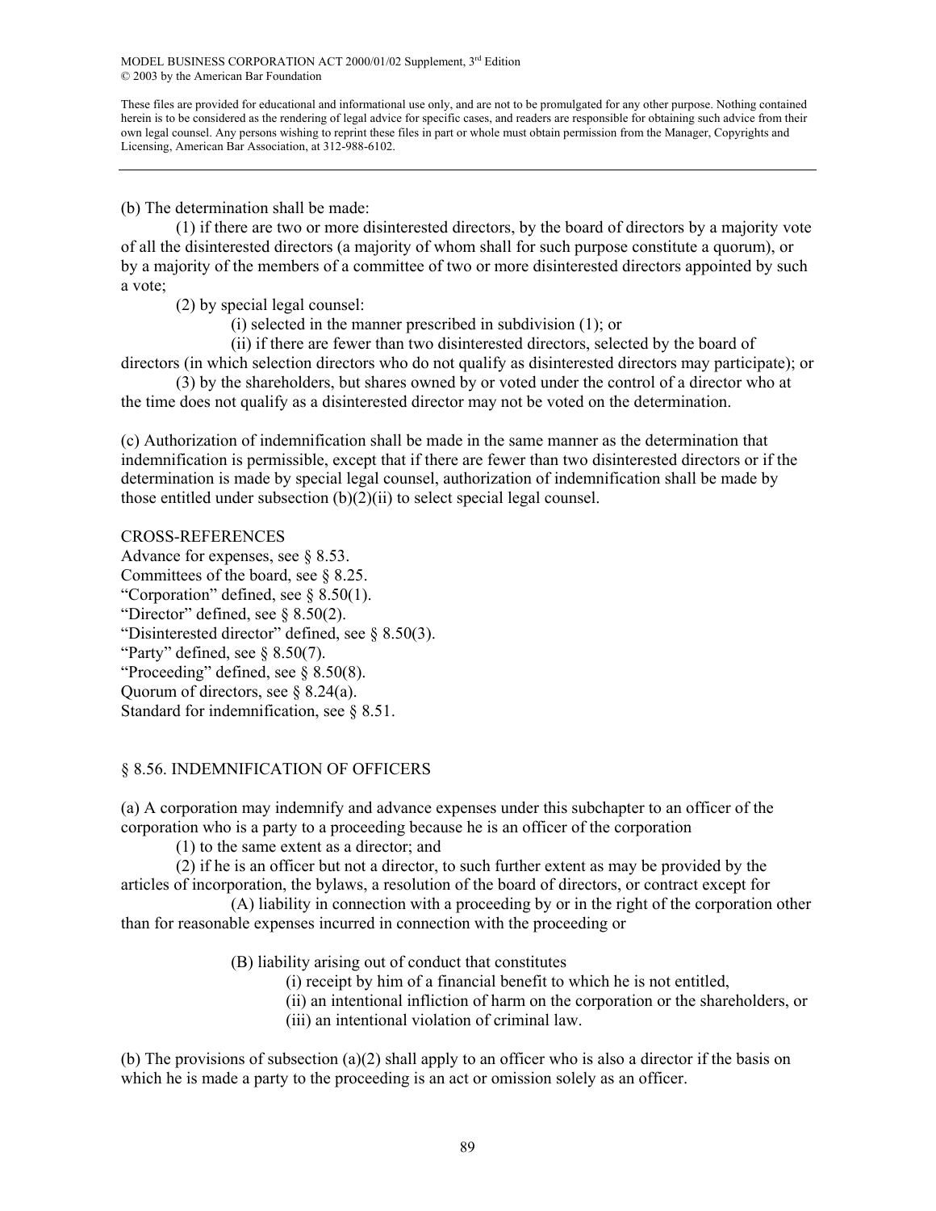(b) The determination shall be made:

(1) if there are two or more disinterested directors, by the board of directors by a majority vote of all the disinterested directors (a majority of whom shall for such purpose constitute a quorum), or by a majority of the members of a committee of two or more disinterested directors appointed by such a vote;

(2) by special legal counsel:

(i) selected in the manner prescribed in subdivision (1); or

(ii) if there are fewer than two disinterested directors, selected by the board of directors (in which selection directors who do not qualify as disinterested directors may participate); or

(3) by the shareholders, but shares owned by or voted under the control of a director who at the time does not qualify as a disinterested director may not be voted on the determination.

(c) Authorization of indemnification shall be made in the same manner as the determination that indemnification is permissible, except that if there are fewer than two disinterested directors or if the determination is made by special legal counsel, authorization of indemnification shall be made by those entitled under subsection (b)(2)(ii) to select special legal counsel.

CROSS-REFERENCES

Advance for expenses, see § 8.53.
Committees of the board, see § 8.25.
"Corporation" defined, see § 8.50(1).
"Director" defined, see § 8.50(2).
"Disinterested director" defined, see § 8.50(3).
"Party" defined, see § 8.50(7).
"Proceeding" defined, see § 8.50(8).
Quorum of directors, see § 8.24(a).
Standard for indemnification, see § 8.51.

## § 8.56. INDEMNIFICATION OF OFFICERS

(a) A corporation may indemnify and advance expenses under this subchapter to an officer of the corporation who is a party to a proceeding because he is an officer of the corporation

(1) to the same extent as a director; and

(2) if he is an officer but not a director, to such further extent as may be provided by the articles of incorporation, the bylaws, a resolution of the board of directors, or contract except for

(A) liability in connection with a proceeding by or in the right of the corporation other than for reasonable expenses incurred in connection with the proceeding or

(B) liability arising out of conduct that constitutes

(i) receipt by him of a financial benefit to which he is not entitled,

(ii) an intentional infliction of harm on the corporation or the shareholders, or

(iii) an intentional violation of criminal law.

(b) The provisions of subsection (a)(2) shall apply to an officer who is also a director if the basis on which he is made a party to the proceeding is an act or omission solely as an officer.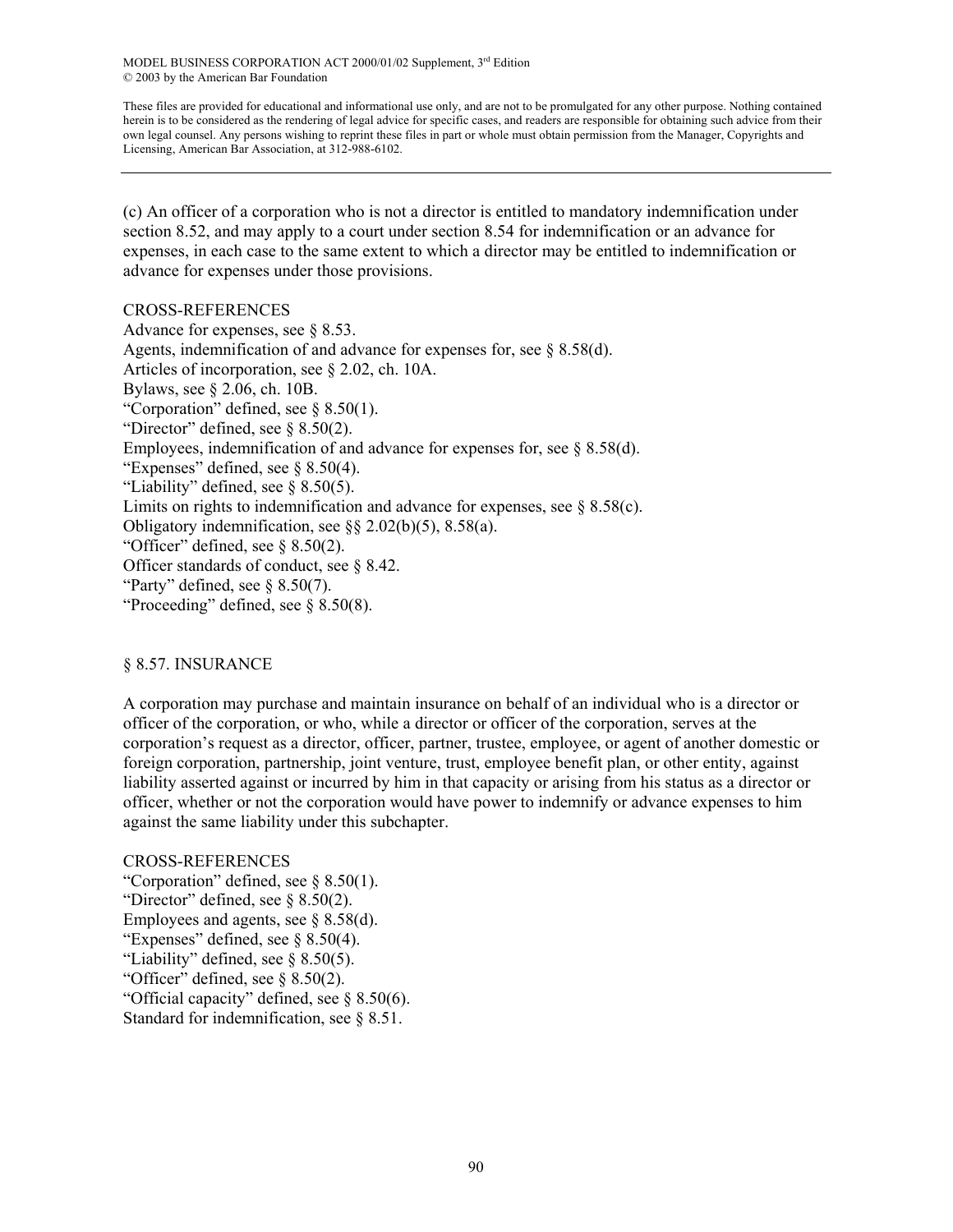(c) An officer of a corporation who is not a director is entitled to mandatory indemnification under section 8.52, and may apply to a court under section 8.54 for indemnification or an advance for expenses, in each case to the same extent to which a director may be entitled to indemnification or advance for expenses under those provisions.

CROSS-REFERENCES

Advance for expenses, see § 8.53.
Agents, indemnification of and advance for expenses for, see § 8.58(d).
Articles of incorporation, see § 2.02, ch. 10A.
Bylaws, see § 2.06, ch. 10B.
"Corporation" defined, see § 8.50(1).
"Director" defined, see § 8.50(2).
Employees, indemnification of and advance for expenses for, see § 8.58(d).
"Expenses" defined, see § 8.50(4).
"Liability" defined, see § 8.50(5).
Limits on rights to indemnification and advance for expenses, see § 8.58(c).
Obligatory indemnification, see §§ 2.02(b)(5), 8.58(a).
"Officer" defined, see § 8.50(2).
Officer standards of conduct, see § 8.42.
"Party" defined, see § 8.50(7).
"Proceeding" defined, see § 8.50(8).

## § 8.57. INSURANCE

A corporation may purchase and maintain insurance on behalf of an individual who is a director or officer of the corporation, or who, while a director or officer of the corporation, serves at the corporation's request as a director, officer, partner, trustee, employee, or agent of another domestic or foreign corporation, partnership, joint venture, trust, employee benefit plan, or other entity, against liability asserted against or incurred by him in that capacity or arising from his status as a director or officer, whether or not the corporation would have power to indemnify or advance expenses to him against the same liability under this subchapter.

CROSS-REFERENCES

"Corporation" defined, see § 8.50(1).
"Director" defined, see § 8.50(2).
Employees and agents, see § 8.58(d).
"Expenses" defined, see § 8.50(4).
"Liability" defined, see § 8.50(5).
"Officer" defined, see § 8.50(2).
"Official capacity" defined, see § 8.50(6).
Standard for indemnification, see § 8.51.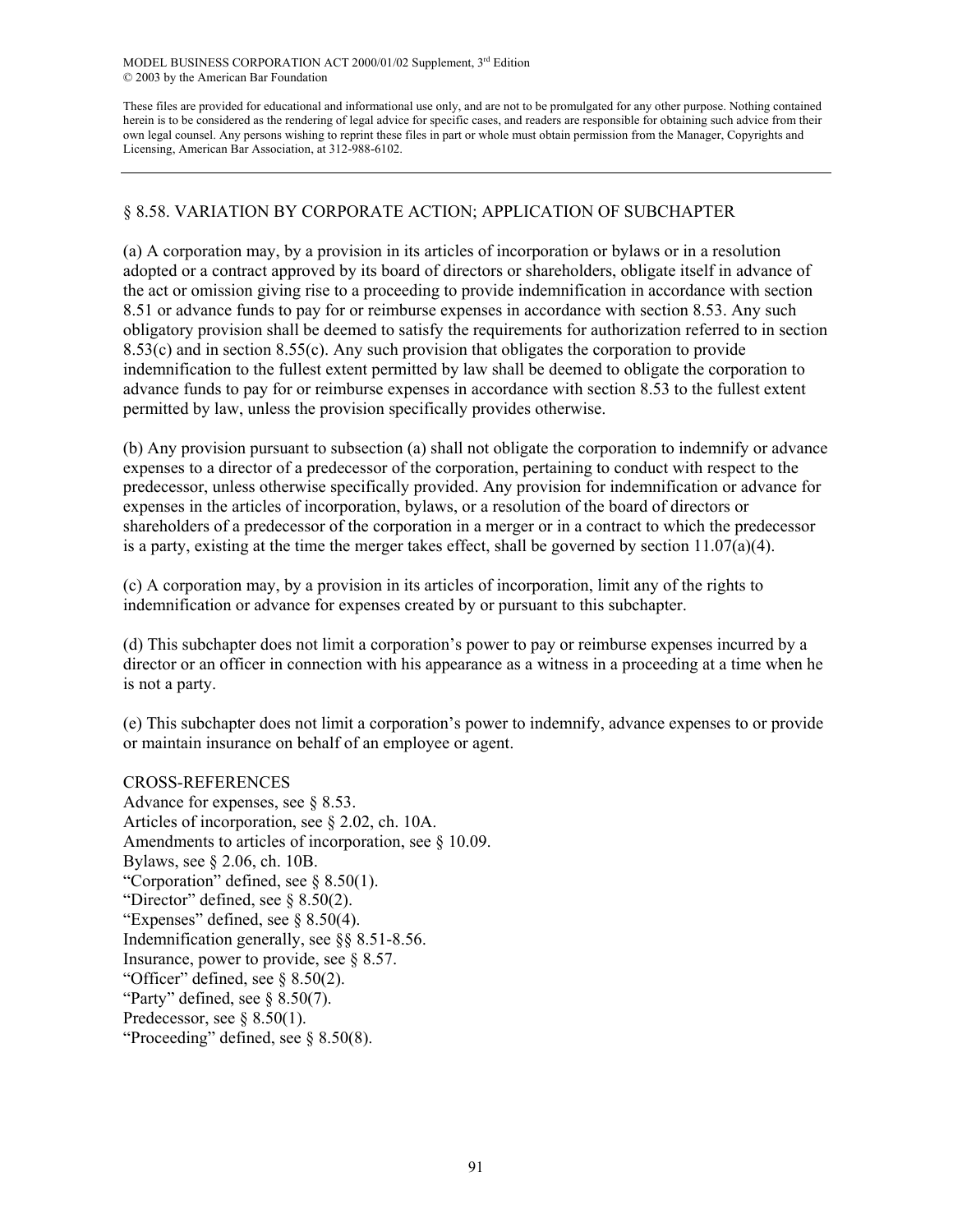## § 8.58. VARIATION BY CORPORATE ACTION; APPLICATION OF SUBCHAPTER

(a) A corporation may, by a provision in its articles of incorporation or bylaws or in a resolution adopted or a contract approved by its board of directors or shareholders, obligate itself in advance of the act or omission giving rise to a proceeding to provide indemnification in accordance with section 8.51 or advance funds to pay for or reimburse expenses in accordance with section 8.53. Any such obligatory provision shall be deemed to satisfy the requirements for authorization referred to in section 8.53(c) and in section 8.55(c). Any such provision that obligates the corporation to provide indemnification to the fullest extent permitted by law shall be deemed to obligate the corporation to advance funds to pay for or reimburse expenses in accordance with section 8.53 to the fullest extent permitted by law, unless the provision specifically provides otherwise.

(b) Any provision pursuant to subsection (a) shall not obligate the corporation to indemnify or advance expenses to a director of a predecessor of the corporation, pertaining to conduct with respect to the predecessor, unless otherwise specifically provided. Any provision for indemnification or advance for expenses in the articles of incorporation, bylaws, or a resolution of the board of directors or shareholders of a predecessor of the corporation in a merger or in a contract to which the predecessor is a party, existing at the time the merger takes effect, shall be governed by section 11.07(a)(4).

(c) A corporation may, by a provision in its articles of incorporation, limit any of the rights to indemnification or advance for expenses created by or pursuant to this subchapter.

(d) This subchapter does not limit a corporation's power to pay or reimburse expenses incurred by a director or an officer in connection with his appearance as a witness in a proceeding at a time when he is not a party.

(e) This subchapter does not limit a corporation's power to indemnify, advance expenses to or provide or maintain insurance on behalf of an employee or agent.

CROSS-REFERENCES

Advance for expenses, see § 8.53.
Articles of incorporation, see § 2.02, ch. 10A.
Amendments to articles of incorporation, see § 10.09.
Bylaws, see § 2.06, ch. 10B.
"Corporation" defined, see § 8.50(1).
"Director" defined, see § 8.50(2).
"Expenses" defined, see § 8.50(4).
Indemnification generally, see §§ 8.51-8.56.
Insurance, power to provide, see § 8.57.
"Officer" defined, see § 8.50(2).
"Party" defined, see § 8.50(7).
Predecessor, see § 8.50(1).
"Proceeding" defined, see § 8.50(8).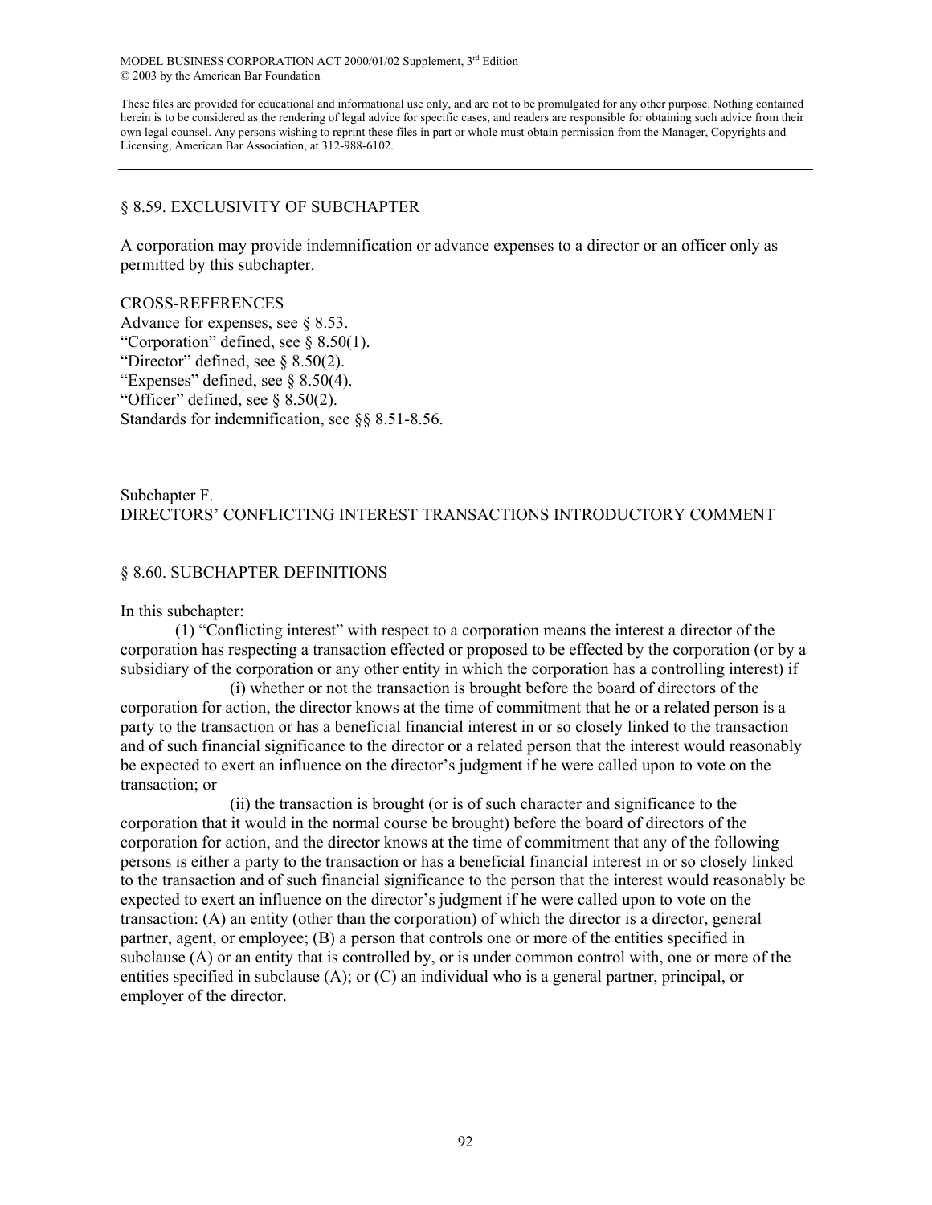MODEL BUSINESS CORPORATION ACT 2000/01/02 Supplement, 3rd Edition
© 2003 by the American Bar Foundation

These files are provided for educational and informational use only, and are not to be promulgated for any other purpose. Nothing contained herein is to be considered as the rendering of legal advice for specific cases, and readers are responsible for obtaining such advice from their own legal counsel. Any persons wishing to reprint these files in part or whole must obtain permission from the Manager, Copyrights and Licensing, American Bar Association, at 312-988-6102.

---

## § 8.59. EXCLUSIVITY OF SUBCHAPTER

A corporation may provide indemnification or advance expenses to a director or an officer only as permitted by this subchapter.

CROSS-REFERENCES
Advance for expenses, see § 8.53.
"Corporation" defined, see § 8.50(1).
"Director" defined, see § 8.50(2).
"Expenses" defined, see § 8.50(4).
"Officer" defined, see § 8.50(2).
Standards for indemnification, see §§ 8.51-8.56.

## Subchapter F.
## DIRECTORS' CONFLICTING INTEREST TRANSACTIONS INTRODUCTORY COMMENT

## § 8.60. SUBCHAPTER DEFINITIONS

In this subchapter:

(1) "Conflicting interest" with respect to a corporation means the interest a director of the corporation has respecting a transaction effected or proposed to be effected by the corporation (or by a subsidiary of the corporation or any other entity in which the corporation has a controlling interest) if

(i) whether or not the transaction is brought before the board of directors of the corporation for action, the director knows at the time of commitment that he or a related person is a party to the transaction or has a beneficial financial interest in or so closely linked to the transaction and of such financial significance to the director or a related person that the interest would reasonably be expected to exert an influence on the director's judgment if he were called upon to vote on the transaction; or

(ii) the transaction is brought (or is of such character and significance to the corporation that it would in the normal course be brought) before the board of directors of the corporation for action, and the director knows at the time of commitment that any of the following persons is either a party to the transaction or has a beneficial financial interest in or so closely linked to the transaction and of such financial significance to the person that the interest would reasonably be expected to exert an influence on the director's judgment if he were called upon to vote on the transaction: (A) an entity (other than the corporation) of which the director is a director, general partner, agent, or employee; (B) a person that controls one or more of the entities specified in subclause (A) or an entity that is controlled by, or is under common control with, one or more of the entities specified in subclause (A); or (C) an individual who is a general partner, principal, or employer of the director.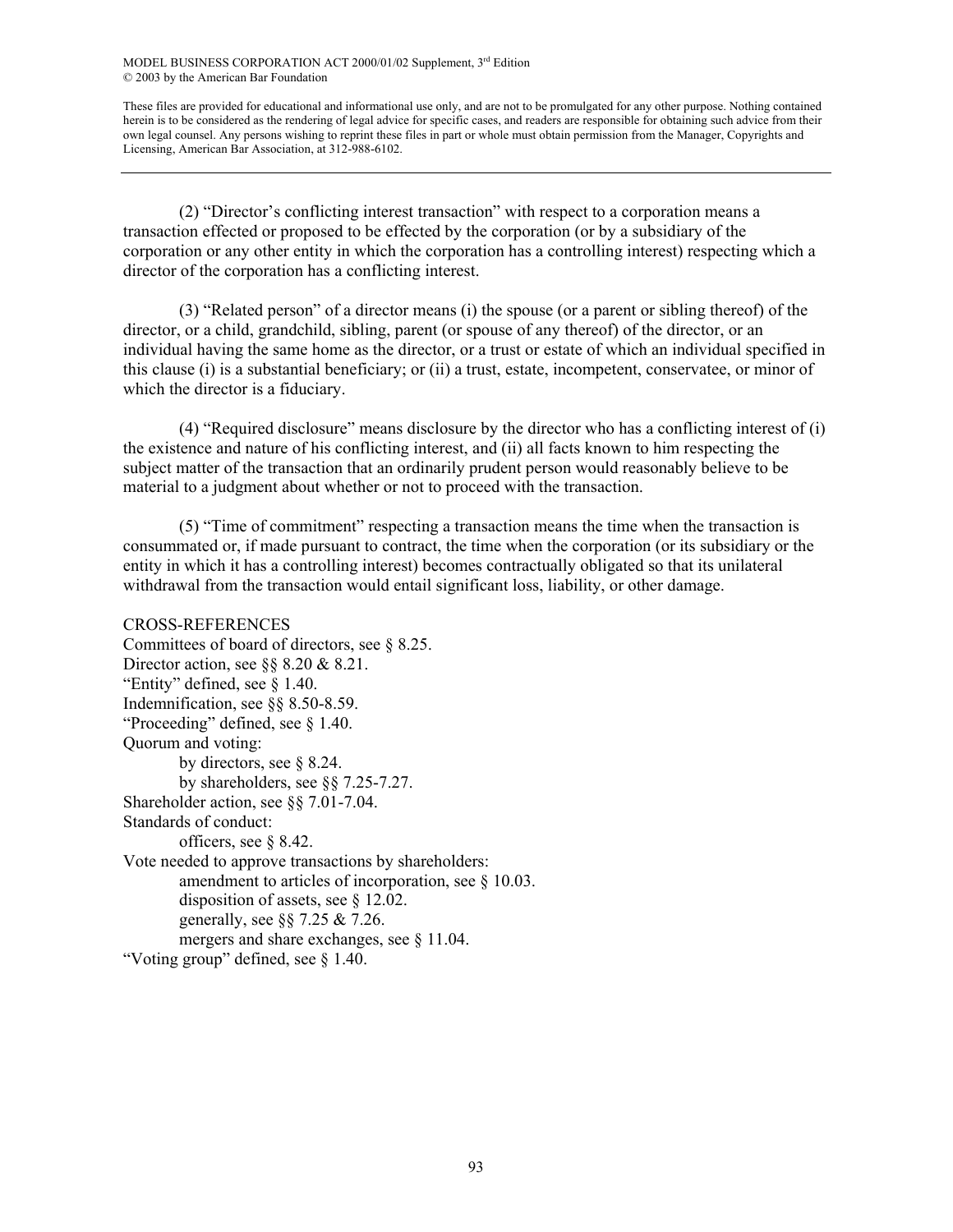(2) "Director's conflicting interest transaction" with respect to a corporation means a transaction effected or proposed to be effected by the corporation (or by a subsidiary of the corporation or any other entity in which the corporation has a controlling interest) respecting which a director of the corporation has a conflicting interest.

(3) "Related person" of a director means (i) the spouse (or a parent or sibling thereof) of the director, or a child, grandchild, sibling, parent (or spouse of any thereof) of the director, or an individual having the same home as the director, or a trust or estate of which an individual specified in this clause (i) is a substantial beneficiary; or (ii) a trust, estate, incompetent, conservatee, or minor of which the director is a fiduciary.

(4) "Required disclosure" means disclosure by the director who has a conflicting interest of (i) the existence and nature of his conflicting interest, and (ii) all facts known to him respecting the subject matter of the transaction that an ordinarily prudent person would reasonably believe to be material to a judgment about whether or not to proceed with the transaction.

(5) "Time of commitment" respecting a transaction means the time when the transaction is consummated or, if made pursuant to contract, the time when the corporation (or its subsidiary or the entity in which it has a controlling interest) becomes contractually obligated so that its unilateral withdrawal from the transaction would entail significant loss, liability, or other damage.

CROSS-REFERENCES

Committees of board of directors, see § 8.25.
Director action, see §§ 8.20 & 8.21.
"Entity" defined, see § 1.40.
Indemnification, see §§ 8.50-8.59.
"Proceeding" defined, see § 1.40.
Quorum and voting:
  by directors, see § 8.24.
  by shareholders, see §§ 7.25-7.27.
Shareholder action, see §§ 7.01-7.04.
Standards of conduct:
  officers, see § 8.42.
Vote needed to approve transactions by shareholders:
  amendment to articles of incorporation, see § 10.03.
  disposition of assets, see § 12.02.
  generally, see §§ 7.25 & 7.26.
  mergers and share exchanges, see § 11.04.
"Voting group" defined, see § 1.40.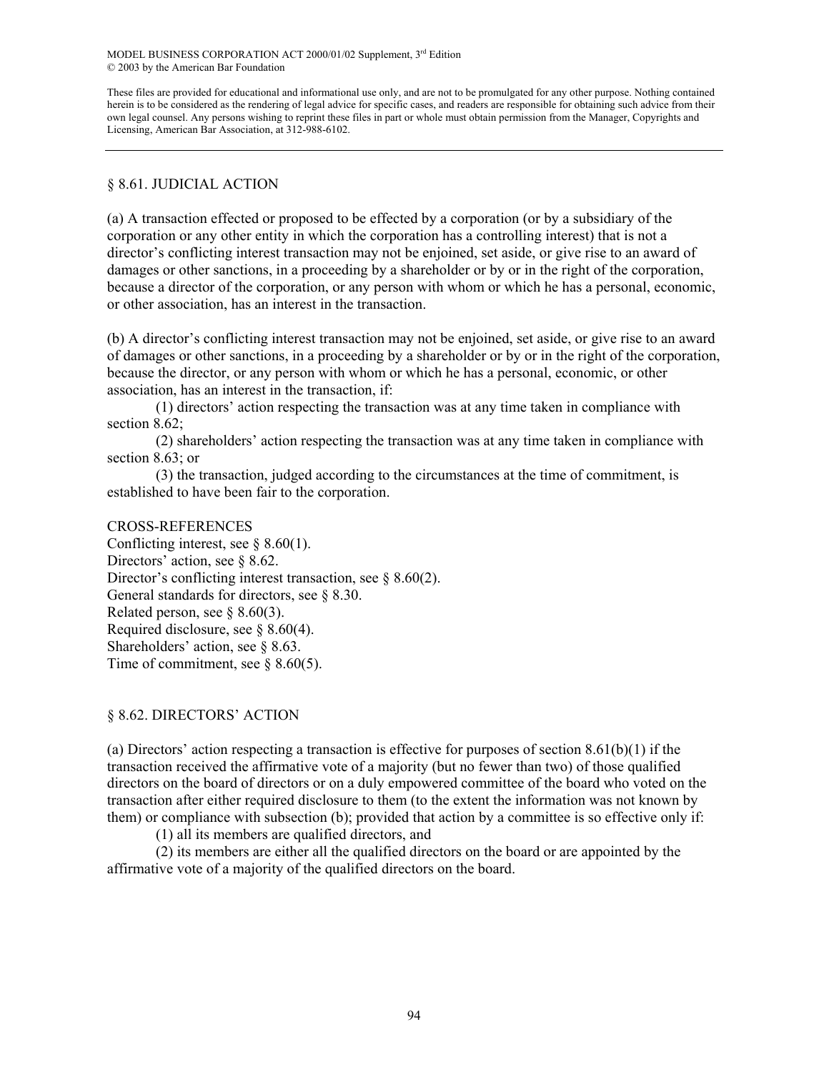## § 8.61. JUDICIAL ACTION

(a) A transaction effected or proposed to be effected by a corporation (or by a subsidiary of the corporation or any other entity in which the corporation has a controlling interest) that is not a director's conflicting interest transaction may not be enjoined, set aside, or give rise to an award of damages or other sanctions, in a proceeding by a shareholder or by or in the right of the corporation, because a director of the corporation, or any person with whom or which he has a personal, economic, or other association, has an interest in the transaction.

(b) A director's conflicting interest transaction may not be enjoined, set aside, or give rise to an award of damages or other sanctions, in a proceeding by a shareholder or by or in the right of the corporation, because the director, or any person with whom or which he has a personal, economic, or other association, has an interest in the transaction, if:

(1) directors' action respecting the transaction was at any time taken in compliance with section 8.62;

(2) shareholders' action respecting the transaction was at any time taken in compliance with section 8.63; or

(3) the transaction, judged according to the circumstances at the time of commitment, is established to have been fair to the corporation.

CROSS-REFERENCES

Conflicting interest, see § 8.60(1).
Directors' action, see § 8.62.
Director's conflicting interest transaction, see § 8.60(2).
General standards for directors, see § 8.30.
Related person, see § 8.60(3).
Required disclosure, see § 8.60(4).
Shareholders' action, see § 8.63.
Time of commitment, see § 8.60(5).

## § 8.62. DIRECTORS' ACTION

(a) Directors' action respecting a transaction is effective for purposes of section 8.61(b)(1) if the transaction received the affirmative vote of a majority (but no fewer than two) of those qualified directors on the board of directors or on a duly empowered committee of the board who voted on the transaction after either required disclosure to them (to the extent the information was not known by them) or compliance with subsection (b); provided that action by a committee is so effective only if:

(1) all its members are qualified directors, and

(2) its members are either all the qualified directors on the board or are appointed by the affirmative vote of a majority of the qualified directors on the board.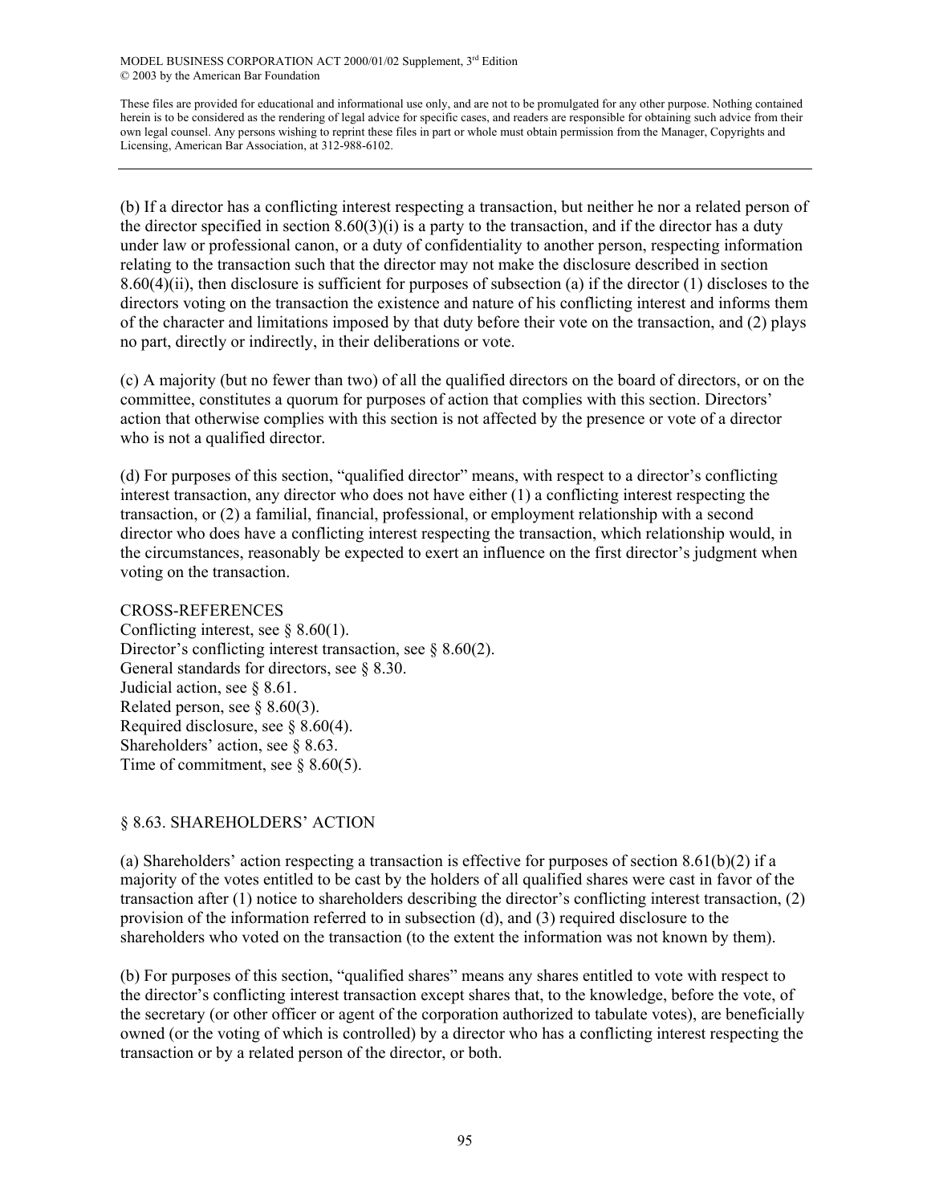(b) If a director has a conflicting interest respecting a transaction, but neither he nor a related person of the director specified in section 8.60(3)(i) is a party to the transaction, and if the director has a duty under law or professional canon, or a duty of confidentiality to another person, respecting information relating to the transaction such that the director may not make the disclosure described in section 8.60(4)(ii), then disclosure is sufficient for purposes of subsection (a) if the director (1) discloses to the directors voting on the transaction the existence and nature of his conflicting interest and informs them of the character and limitations imposed by that duty before their vote on the transaction, and (2) plays no part, directly or indirectly, in their deliberations or vote.

(c) A majority (but no fewer than two) of all the qualified directors on the board of directors, or on the committee, constitutes a quorum for purposes of action that complies with this section. Directors' action that otherwise complies with this section is not affected by the presence or vote of a director who is not a qualified director.

(d) For purposes of this section, "qualified director" means, with respect to a director's conflicting interest transaction, any director who does not have either (1) a conflicting interest respecting the transaction, or (2) a familial, financial, professional, or employment relationship with a second director who does have a conflicting interest respecting the transaction, which relationship would, in the circumstances, reasonably be expected to exert an influence on the first director's judgment when voting on the transaction.

CROSS-REFERENCES
Conflicting interest, see § 8.60(1).
Director's conflicting interest transaction, see § 8.60(2).
General standards for directors, see § 8.30.
Judicial action, see § 8.61.
Related person, see § 8.60(3).
Required disclosure, see § 8.60(4).
Shareholders' action, see § 8.63.
Time of commitment, see § 8.60(5).

## § 8.63. SHAREHOLDERS' ACTION

(a) Shareholders' action respecting a transaction is effective for purposes of section 8.61(b)(2) if a majority of the votes entitled to be cast by the holders of all qualified shares were cast in favor of the transaction after (1) notice to shareholders describing the director's conflicting interest transaction, (2) provision of the information referred to in subsection (d), and (3) required disclosure to the shareholders who voted on the transaction (to the extent the information was not known by them).

(b) For purposes of this section, "qualified shares" means any shares entitled to vote with respect to the director's conflicting interest transaction except shares that, to the knowledge, before the vote, of the secretary (or other officer or agent of the corporation authorized to tabulate votes), are beneficially owned (or the voting of which is controlled) by a director who has a conflicting interest respecting the transaction or by a related person of the director, or both.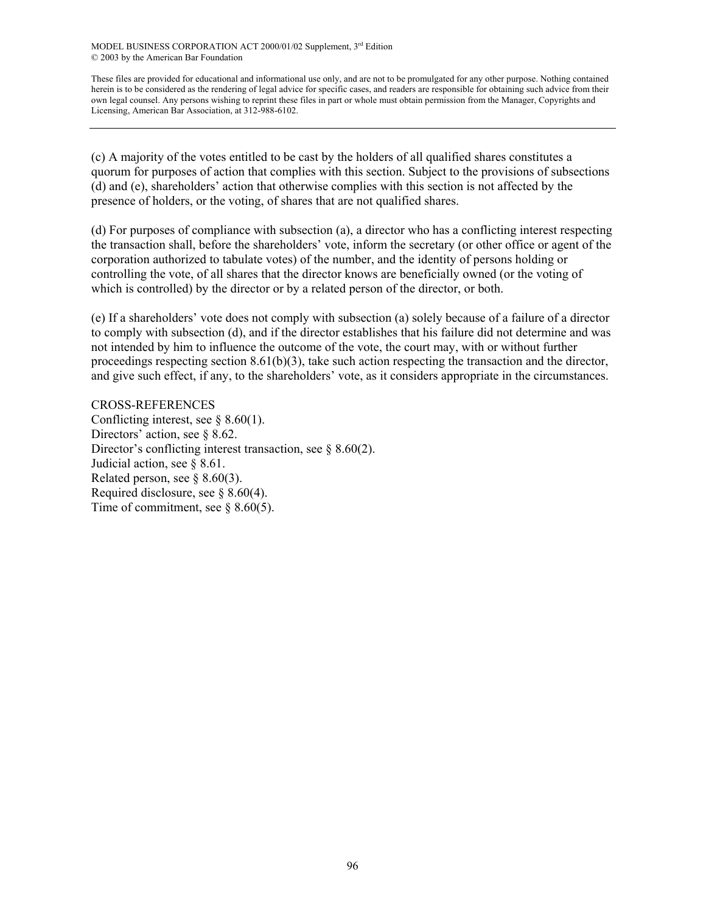(c) A majority of the votes entitled to be cast by the holders of all qualified shares constitutes a quorum for purposes of action that complies with this section. Subject to the provisions of subsections (d) and (e), shareholders' action that otherwise complies with this section is not affected by the presence of holders, or the voting, of shares that are not qualified shares.

(d) For purposes of compliance with subsection (a), a director who has a conflicting interest respecting the transaction shall, before the shareholders' vote, inform the secretary (or other office or agent of the corporation authorized to tabulate votes) of the number, and the identity of persons holding or controlling the vote, of all shares that the director knows are beneficially owned (or the voting of which is controlled) by the director or by a related person of the director, or both.

(e) If a shareholders' vote does not comply with subsection (a) solely because of a failure of a director to comply with subsection (d), and if the director establishes that his failure did not determine and was not intended by him to influence the outcome of the vote, the court may, with or without further proceedings respecting section 8.61(b)(3), take such action respecting the transaction and the director, and give such effect, if any, to the shareholders' vote, as it considers appropriate in the circumstances.

CROSS-REFERENCES
Conflicting interest, see § 8.60(1).
Directors' action, see § 8.62.
Director's conflicting interest transaction, see § 8.60(2).
Judicial action, see § 8.61.
Related person, see § 8.60(3).
Required disclosure, see § 8.60(4).
Time of commitment, see § 8.60(5).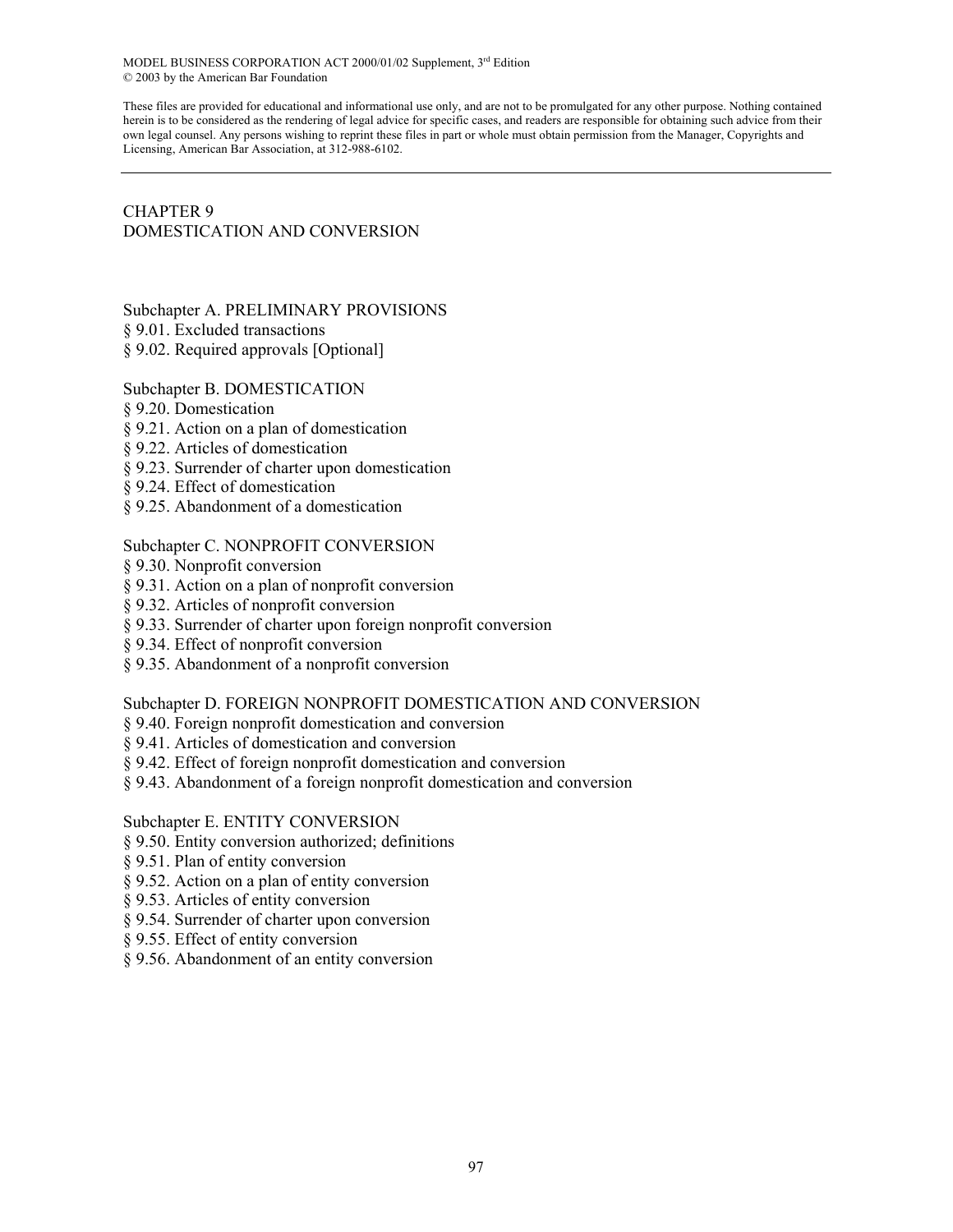MODEL BUSINESS CORPORATION ACT 2000/01/02 Supplement, 3rd Edition
© 2003 by the American Bar Foundation

These files are provided for educational and informational use only, and are not to be promulgated for any other purpose. Nothing contained herein is to be considered as the rendering of legal advice for specific cases, and readers are responsible for obtaining such advice from their own legal counsel. Any persons wishing to reprint these files in part or whole must obtain permission from the Manager, Copyrights and Licensing, American Bar Association, at 312-988-6102.

---

# CHAPTER 9
# DOMESTICATION AND CONVERSION

## Subchapter A. PRELIMINARY PROVISIONS

§ 9.01. Excluded transactions
§ 9.02. Required approvals [Optional]

## Subchapter B. DOMESTICATION

§ 9.20. Domestication
§ 9.21. Action on a plan of domestication
§ 9.22. Articles of domestication
§ 9.23. Surrender of charter upon domestication
§ 9.24. Effect of domestication
§ 9.25. Abandonment of a domestication

## Subchapter C. NONPROFIT CONVERSION

§ 9.30. Nonprofit conversion
§ 9.31. Action on a plan of nonprofit conversion
§ 9.32. Articles of nonprofit conversion
§ 9.33. Surrender of charter upon foreign nonprofit conversion
§ 9.34. Effect of nonprofit conversion
§ 9.35. Abandonment of a nonprofit conversion

## Subchapter D. FOREIGN NONPROFIT DOMESTICATION AND CONVERSION

§ 9.40. Foreign nonprofit domestication and conversion
§ 9.41. Articles of domestication and conversion
§ 9.42. Effect of foreign nonprofit domestication and conversion
§ 9.43. Abandonment of a foreign nonprofit domestication and conversion

## Subchapter E. ENTITY CONVERSION

§ 9.50. Entity conversion authorized; definitions
§ 9.51. Plan of entity conversion
§ 9.52. Action on a plan of entity conversion
§ 9.53. Articles of entity conversion
§ 9.54. Surrender of charter upon conversion
§ 9.55. Effect of entity conversion
§ 9.56. Abandonment of an entity conversion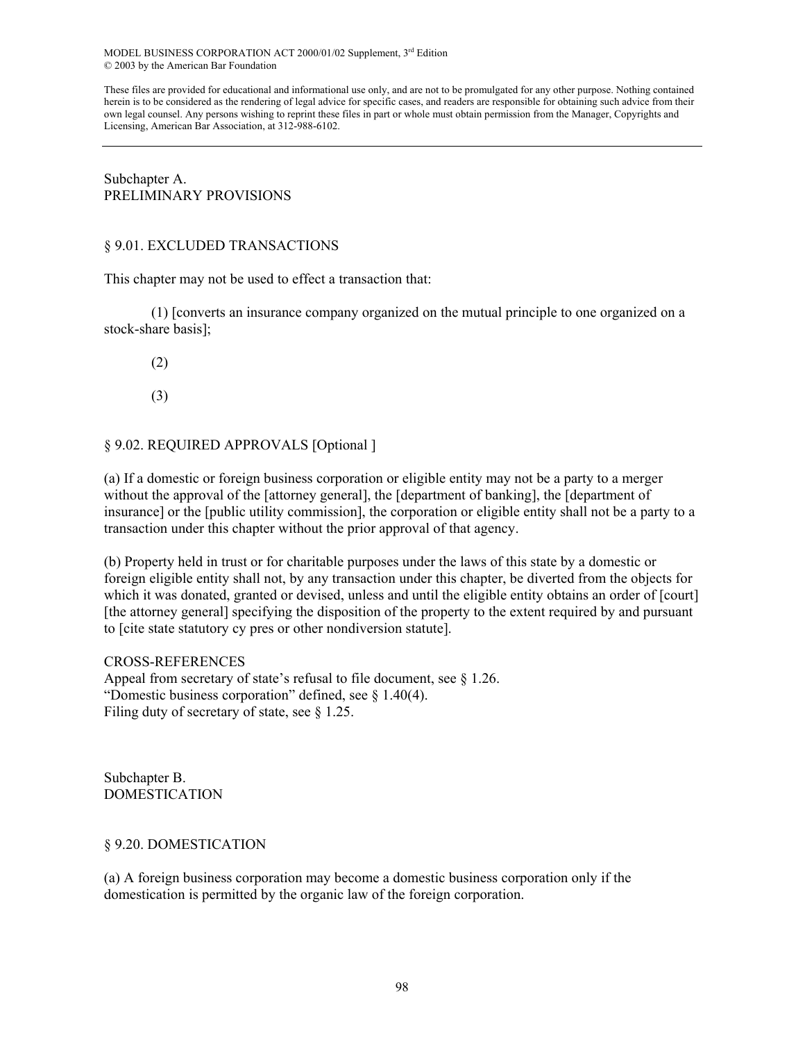MODEL BUSINESS CORPORATION ACT 2000/01/02 Supplement, 3rd Edition
© 2003 by the American Bar Foundation

These files are provided for educational and informational use only, and are not to be promulgated for any other purpose. Nothing contained herein is to be considered as the rendering of legal advice for specific cases, and readers are responsible for obtaining such advice from their own legal counsel. Any persons wishing to reprint these files in part or whole must obtain permission from the Manager, Copyrights and Licensing, American Bar Association, at 312-988-6102.

---

## Subchapter A.
## PRELIMINARY PROVISIONS

### § 9.01. EXCLUDED TRANSACTIONS

This chapter may not be used to effect a transaction that:

(1) [converts an insurance company organized on the mutual principle to one organized on a stock-share basis];

(2)

(3)

### § 9.02. REQUIRED APPROVALS [Optional ]

(a) If a domestic or foreign business corporation or eligible entity may not be a party to a merger without the approval of the [attorney general], the [department of banking], the [department of insurance] or the [public utility commission], the corporation or eligible entity shall not be a party to a transaction under this chapter without the prior approval of that agency.

(b) Property held in trust or for charitable purposes under the laws of this state by a domestic or foreign eligible entity shall not, by any transaction under this chapter, be diverted from the objects for which it was donated, granted or devised, unless and until the eligible entity obtains an order of [court] [the attorney general] specifying the disposition of the property to the extent required by and pursuant to [cite state statutory cy pres or other nondiversion statute].

CROSS-REFERENCES
Appeal from secretary of state's refusal to file document, see § 1.26.
"Domestic business corporation" defined, see § 1.40(4).
Filing duty of secretary of state, see § 1.25.

## Subchapter B.
## DOMESTICATION

### § 9.20. DOMESTICATION

(a) A foreign business corporation may become a domestic business corporation only if the domestication is permitted by the organic law of the foreign corporation.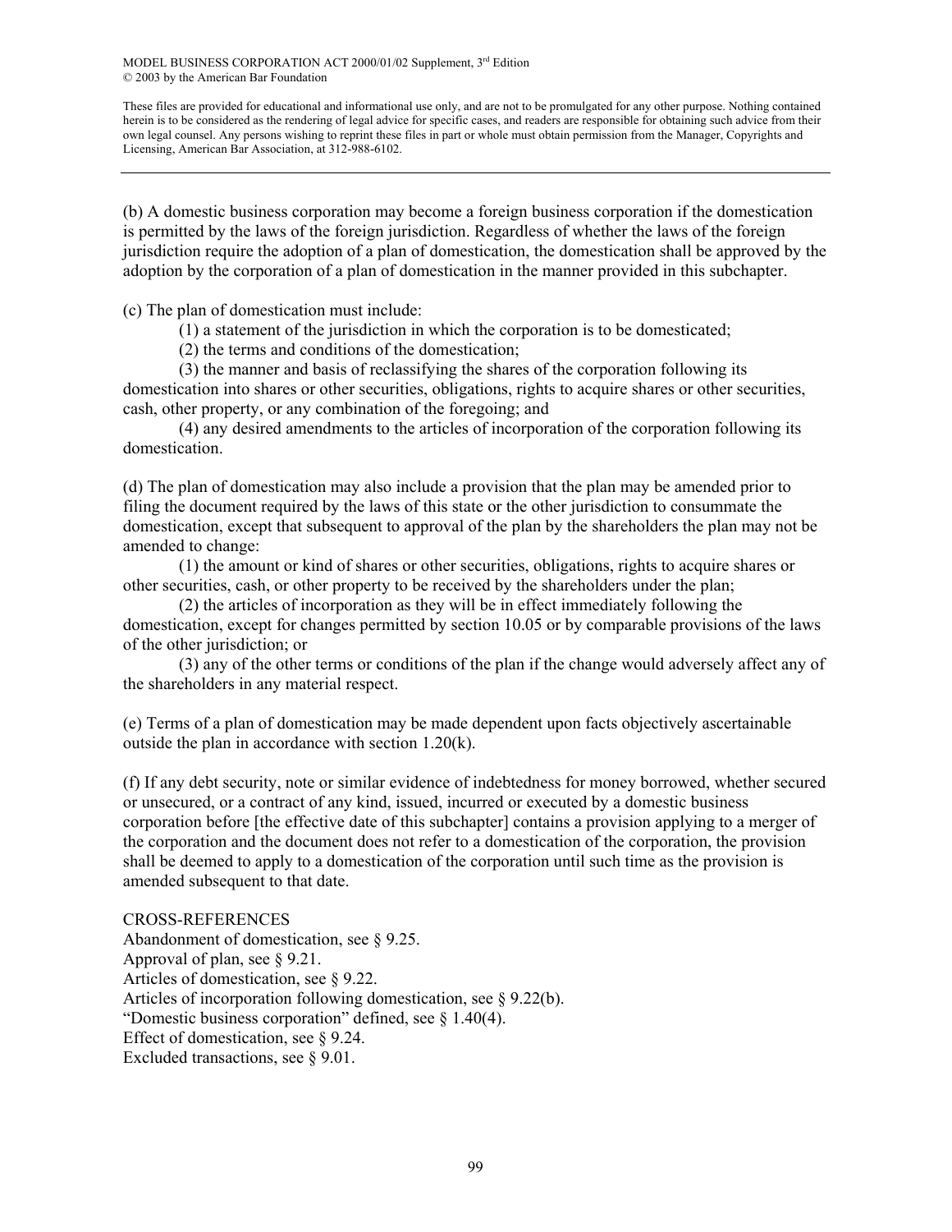(b) A domestic business corporation may become a foreign business corporation if the domestication is permitted by the laws of the foreign jurisdiction. Regardless of whether the laws of the foreign jurisdiction require the adoption of a plan of domestication, the domestication shall be approved by the adoption by the corporation of a plan of domestication in the manner provided in this subchapter.

(c) The plan of domestication must include:

(1) a statement of the jurisdiction in which the corporation is to be domesticated;

(2) the terms and conditions of the domestication;

(3) the manner and basis of reclassifying the shares of the corporation following its domestication into shares or other securities, obligations, rights to acquire shares or other securities, cash, other property, or any combination of the foregoing; and

(4) any desired amendments to the articles of incorporation of the corporation following its domestication.

(d) The plan of domestication may also include a provision that the plan may be amended prior to filing the document required by the laws of this state or the other jurisdiction to consummate the domestication, except that subsequent to approval of the plan by the shareholders the plan may not be amended to change:

(1) the amount or kind of shares or other securities, obligations, rights to acquire shares or other securities, cash, or other property to be received by the shareholders under the plan;

(2) the articles of incorporation as they will be in effect immediately following the domestication, except for changes permitted by section 10.05 or by comparable provisions of the laws of the other jurisdiction; or

(3) any of the other terms or conditions of the plan if the change would adversely affect any of the shareholders in any material respect.

(e) Terms of a plan of domestication may be made dependent upon facts objectively ascertainable outside the plan in accordance with section 1.20(k).

(f) If any debt security, note or similar evidence of indebtedness for money borrowed, whether secured or unsecured, or a contract of any kind, issued, incurred or executed by a domestic business corporation before [the effective date of this subchapter] contains a provision applying to a merger of the corporation and the document does not refer to a domestication of the corporation, the provision shall be deemed to apply to a domestication of the corporation until such time as the provision is amended subsequent to that date.

CROSS-REFERENCES

Abandonment of domestication, see § 9.25.
Approval of plan, see § 9.21.
Articles of domestication, see § 9.22.
Articles of incorporation following domestication, see § 9.22(b).
"Domestic business corporation" defined, see § 1.40(4).
Effect of domestication, see § 9.24.
Excluded transactions, see § 9.01.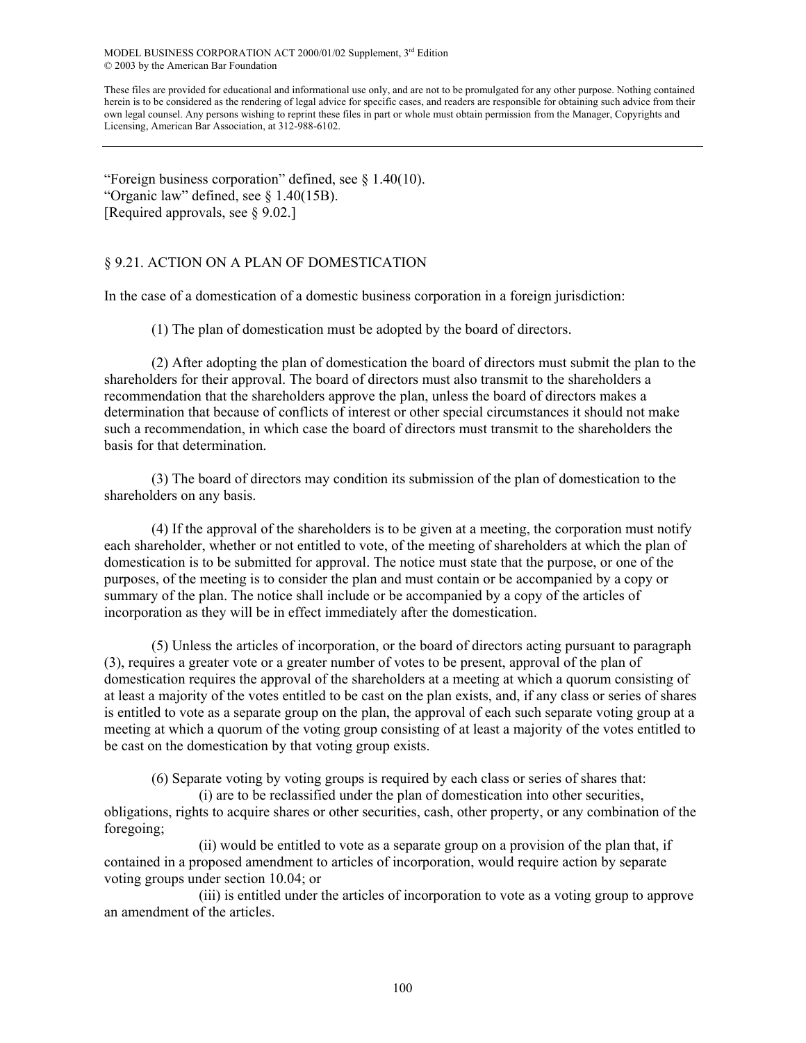"Foreign business corporation" defined, see § 1.40(10).
"Organic law" defined, see § 1.40(15B).
[Required approvals, see § 9.02.]

## § 9.21. ACTION ON A PLAN OF DOMESTICATION

In the case of a domestication of a domestic business corporation in a foreign jurisdiction:

(1) The plan of domestication must be adopted by the board of directors.

(2) After adopting the plan of domestication the board of directors must submit the plan to the shareholders for their approval. The board of directors must also transmit to the shareholders a recommendation that the shareholders approve the plan, unless the board of directors makes a determination that because of conflicts of interest or other special circumstances it should not make such a recommendation, in which case the board of directors must transmit to the shareholders the basis for that determination.

(3) The board of directors may condition its submission of the plan of domestication to the shareholders on any basis.

(4) If the approval of the shareholders is to be given at a meeting, the corporation must notify each shareholder, whether or not entitled to vote, of the meeting of shareholders at which the plan of domestication is to be submitted for approval. The notice must state that the purpose, or one of the purposes, of the meeting is to consider the plan and must contain or be accompanied by a copy or summary of the plan. The notice shall include or be accompanied by a copy of the articles of incorporation as they will be in effect immediately after the domestication.

(5) Unless the articles of incorporation, or the board of directors acting pursuant to paragraph (3), requires a greater vote or a greater number of votes to be present, approval of the plan of domestication requires the approval of the shareholders at a meeting at which a quorum consisting of at least a majority of the votes entitled to be cast on the plan exists, and, if any class or series of shares is entitled to vote as a separate group on the plan, the approval of each such separate voting group at a meeting at which a quorum of the voting group consisting of at least a majority of the votes entitled to be cast on the domestication by that voting group exists.

(6) Separate voting by voting groups is required by each class or series of shares that:

(i) are to be reclassified under the plan of domestication into other securities, obligations, rights to acquire shares or other securities, cash, other property, or any combination of the foregoing;

(ii) would be entitled to vote as a separate group on a provision of the plan that, if contained in a proposed amendment to articles of incorporation, would require action by separate voting groups under section 10.04; or

(iii) is entitled under the articles of incorporation to vote as a voting group to approve an amendment of the articles.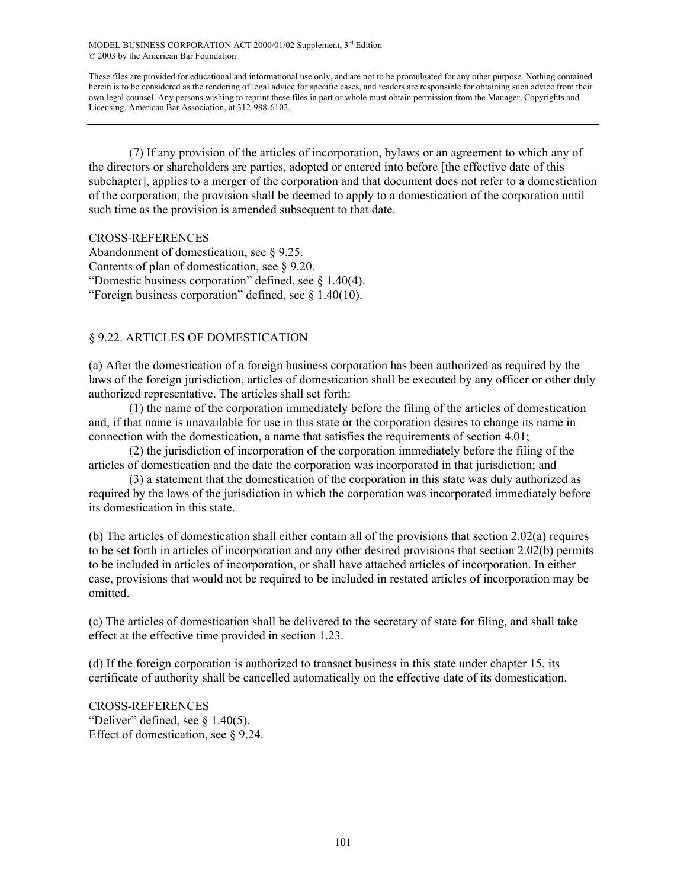(7) If any provision of the articles of incorporation, bylaws or an agreement to which any of the directors or shareholders are parties, adopted or entered into before [the effective date of this subchapter], applies to a merger of the corporation and that document does not refer to a domestication of the corporation, the provision shall be deemed to apply to a domestication of the corporation until such time as the provision is amended subsequent to that date.

CROSS-REFERENCES
Abandonment of domestication, see § 9.25.
Contents of plan of domestication, see § 9.20.
"Domestic business corporation" defined, see § 1.40(4).
"Foreign business corporation" defined, see § 1.40(10).

## § 9.22. ARTICLES OF DOMESTICATION

(a) After the domestication of a foreign business corporation has been authorized as required by the laws of the foreign jurisdiction, articles of domestication shall be executed by any officer or other duly authorized representative. The articles shall set forth:

(1) the name of the corporation immediately before the filing of the articles of domestication and, if that name is unavailable for use in this state or the corporation desires to change its name in connection with the domestication, a name that satisfies the requirements of section 4.01;

(2) the jurisdiction of incorporation of the corporation immediately before the filing of the articles of domestication and the date the corporation was incorporated in that jurisdiction; and

(3) a statement that the domestication of the corporation in this state was duly authorized as required by the laws of the jurisdiction in which the corporation was incorporated immediately before its domestication in this state.

(b) The articles of domestication shall either contain all of the provisions that section 2.02(a) requires to be set forth in articles of incorporation and any other desired provisions that section 2.02(b) permits to be included in articles of incorporation, or shall have attached articles of incorporation. In either case, provisions that would not be required to be included in restated articles of incorporation may be omitted.

(c) The articles of domestication shall be delivered to the secretary of state for filing, and shall take effect at the effective time provided in section 1.23.

(d) If the foreign corporation is authorized to transact business in this state under chapter 15, its certificate of authority shall be cancelled automatically on the effective date of its domestication.

CROSS-REFERENCES
"Deliver" defined, see § 1.40(5).
Effect of domestication, see § 9.24.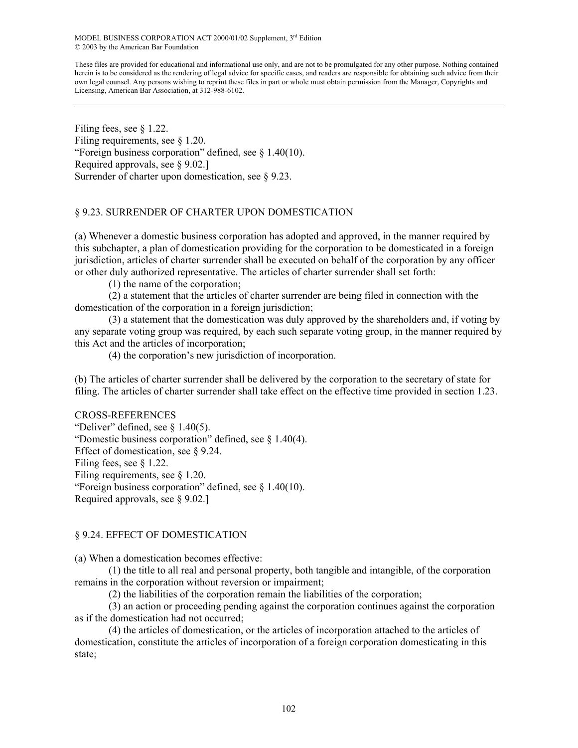Filing fees, see § 1.22.
Filing requirements, see § 1.20.
"Foreign business corporation" defined, see § 1.40(10).
Required approvals, see § 9.02.]
Surrender of charter upon domestication, see § 9.23.

## § 9.23. SURRENDER OF CHARTER UPON DOMESTICATION

(a) Whenever a domestic business corporation has adopted and approved, in the manner required by this subchapter, a plan of domestication providing for the corporation to be domesticated in a foreign jurisdiction, articles of charter surrender shall be executed on behalf of the corporation by any officer or other duly authorized representative. The articles of charter surrender shall set forth:

(1) the name of the corporation;

(2) a statement that the articles of charter surrender are being filed in connection with the domestication of the corporation in a foreign jurisdiction;

(3) a statement that the domestication was duly approved by the shareholders and, if voting by any separate voting group was required, by each such separate voting group, in the manner required by this Act and the articles of incorporation;

(4) the corporation's new jurisdiction of incorporation.

(b) The articles of charter surrender shall be delivered by the corporation to the secretary of state for filing. The articles of charter surrender shall take effect on the effective time provided in section 1.23.

CROSS-REFERENCES
"Deliver" defined, see § 1.40(5).
"Domestic business corporation" defined, see § 1.40(4).
Effect of domestication, see § 9.24.
Filing fees, see § 1.22.
Filing requirements, see § 1.20.
"Foreign business corporation" defined, see § 1.40(10).
Required approvals, see § 9.02.]

## § 9.24. EFFECT OF DOMESTICATION

(a) When a domestication becomes effective:

(1) the title to all real and personal property, both tangible and intangible, of the corporation remains in the corporation without reversion or impairment;

(2) the liabilities of the corporation remain the liabilities of the corporation;

(3) an action or proceeding pending against the corporation continues against the corporation as if the domestication had not occurred;

(4) the articles of domestication, or the articles of incorporation attached to the articles of domestication, constitute the articles of incorporation of a foreign corporation domesticating in this state;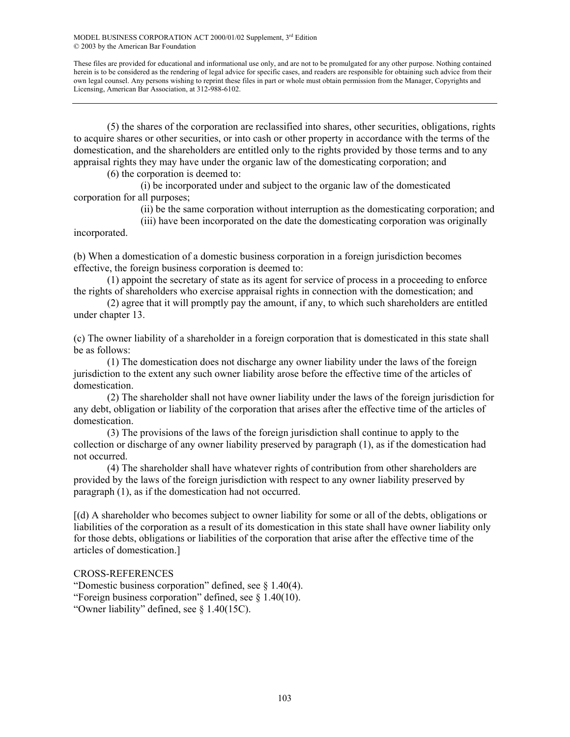(5) the shares of the corporation are reclassified into shares, other securities, obligations, rights to acquire shares or other securities, or into cash or other property in accordance with the terms of the domestication, and the shareholders are entitled only to the rights provided by those terms and to any appraisal rights they may have under the organic law of the domesticating corporation; and

(6) the corporation is deemed to:

(i) be incorporated under and subject to the organic law of the domesticated corporation for all purposes;

(ii) be the same corporation without interruption as the domesticating corporation; and

(iii) have been incorporated on the date the domesticating corporation was originally incorporated.

(b) When a domestication of a domestic business corporation in a foreign jurisdiction becomes effective, the foreign business corporation is deemed to:

(1) appoint the secretary of state as its agent for service of process in a proceeding to enforce the rights of shareholders who exercise appraisal rights in connection with the domestication; and

(2) agree that it will promptly pay the amount, if any, to which such shareholders are entitled under chapter 13.

(c) The owner liability of a shareholder in a foreign corporation that is domesticated in this state shall be as follows:

(1) The domestication does not discharge any owner liability under the laws of the foreign jurisdiction to the extent any such owner liability arose before the effective time of the articles of domestication.

(2) The shareholder shall not have owner liability under the laws of the foreign jurisdiction for any debt, obligation or liability of the corporation that arises after the effective time of the articles of domestication.

(3) The provisions of the laws of the foreign jurisdiction shall continue to apply to the collection or discharge of any owner liability preserved by paragraph (1), as if the domestication had not occurred.

(4) The shareholder shall have whatever rights of contribution from other shareholders are provided by the laws of the foreign jurisdiction with respect to any owner liability preserved by paragraph (1), as if the domestication had not occurred.

[(d) A shareholder who becomes subject to owner liability for some or all of the debts, obligations or liabilities of the corporation as a result of its domestication in this state shall have owner liability only for those debts, obligations or liabilities of the corporation that arise after the effective time of the articles of domestication.]

CROSS-REFERENCES

"Domestic business corporation" defined, see § 1.40(4).

"Foreign business corporation" defined, see § 1.40(10).

"Owner liability" defined, see § 1.40(15C).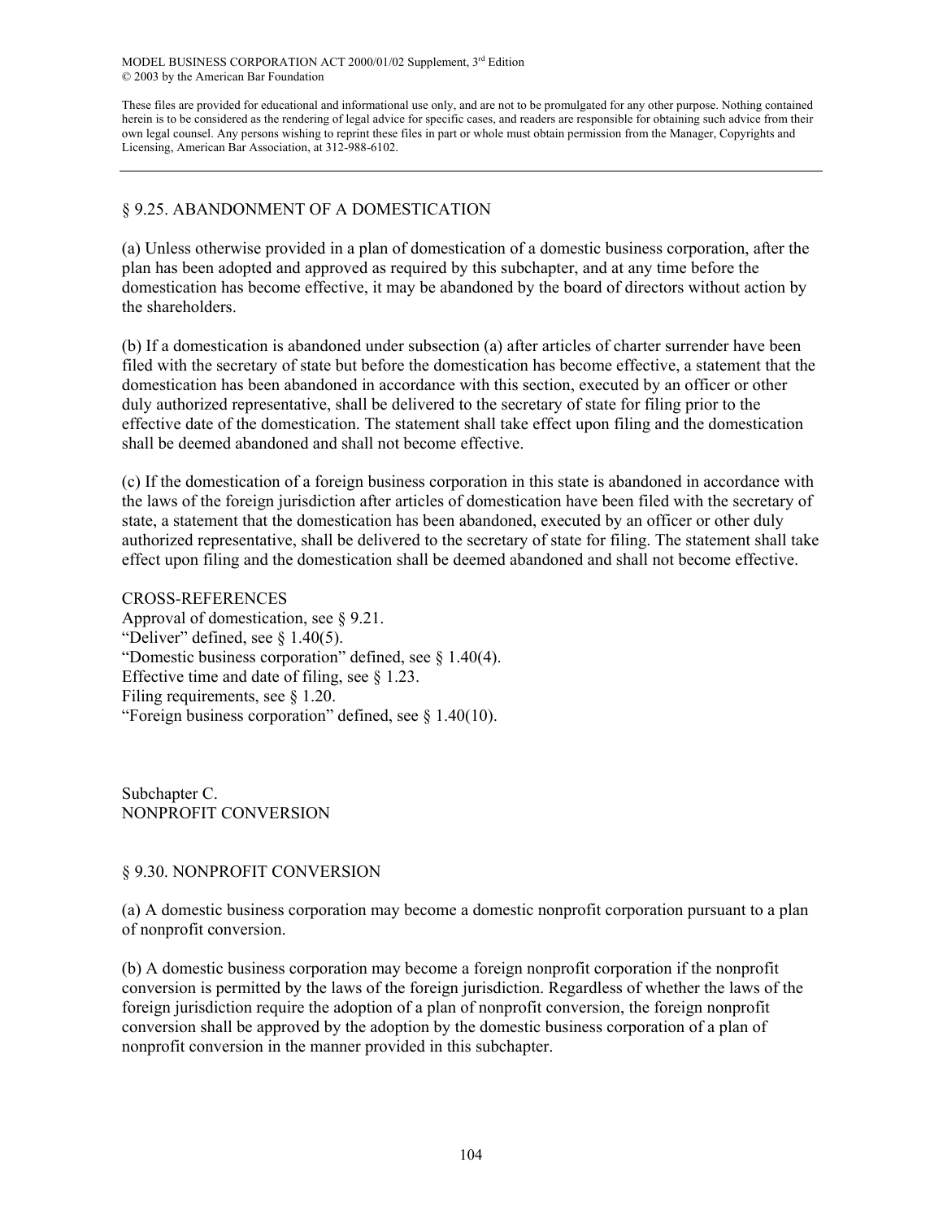## § 9.25. ABANDONMENT OF A DOMESTICATION

(a) Unless otherwise provided in a plan of domestication of a domestic business corporation, after the plan has been adopted and approved as required by this subchapter, and at any time before the domestication has become effective, it may be abandoned by the board of directors without action by the shareholders.

(b) If a domestication is abandoned under subsection (a) after articles of charter surrender have been filed with the secretary of state but before the domestication has become effective, a statement that the domestication has been abandoned in accordance with this section, executed by an officer or other duly authorized representative, shall be delivered to the secretary of state for filing prior to the effective date of the domestication. The statement shall take effect upon filing and the domestication shall be deemed abandoned and shall not become effective.

(c) If the domestication of a foreign business corporation in this state is abandoned in accordance with the laws of the foreign jurisdiction after articles of domestication have been filed with the secretary of state, a statement that the domestication has been abandoned, executed by an officer or other duly authorized representative, shall be delivered to the secretary of state for filing. The statement shall take effect upon filing and the domestication shall be deemed abandoned and shall not become effective.

CROSS-REFERENCES

Approval of domestication, see § 9.21.
"Deliver" defined, see § 1.40(5).
"Domestic business corporation" defined, see § 1.40(4).
Effective time and date of filing, see § 1.23.
Filing requirements, see § 1.20.
"Foreign business corporation" defined, see § 1.40(10).

# Subchapter C.
# NONPROFIT CONVERSION

## § 9.30. NONPROFIT CONVERSION

(a) A domestic business corporation may become a domestic nonprofit corporation pursuant to a plan of nonprofit conversion.

(b) A domestic business corporation may become a foreign nonprofit corporation if the nonprofit conversion is permitted by the laws of the foreign jurisdiction. Regardless of whether the laws of the foreign jurisdiction require the adoption of a plan of nonprofit conversion, the foreign nonprofit conversion shall be approved by the adoption by the domestic business corporation of a plan of nonprofit conversion in the manner provided in this subchapter.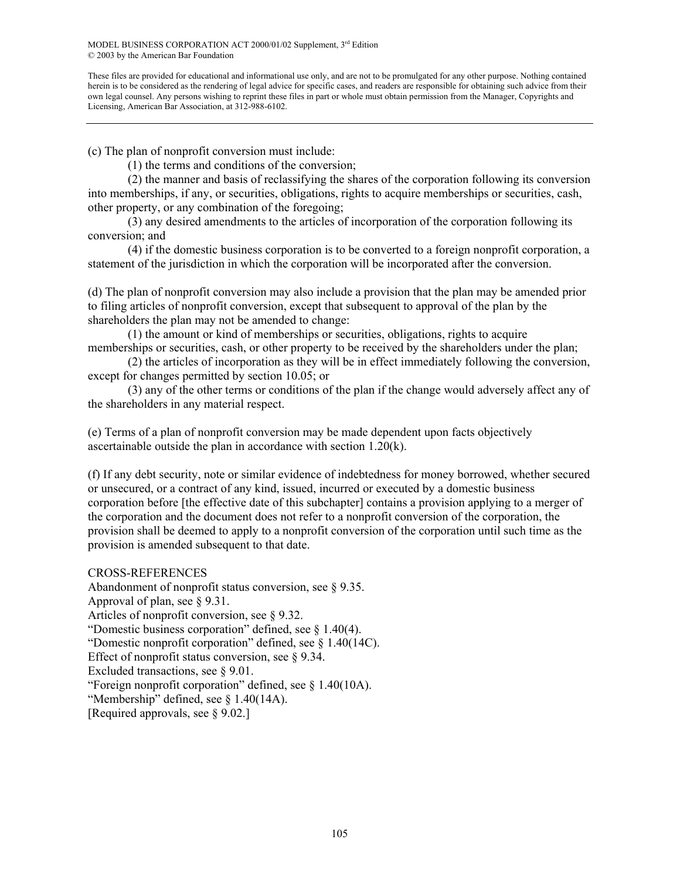(c) The plan of nonprofit conversion must include:

(1) the terms and conditions of the conversion;

(2) the manner and basis of reclassifying the shares of the corporation following its conversion into memberships, if any, or securities, obligations, rights to acquire memberships or securities, cash, other property, or any combination of the foregoing;

(3) any desired amendments to the articles of incorporation of the corporation following its conversion; and

(4) if the domestic business corporation is to be converted to a foreign nonprofit corporation, a statement of the jurisdiction in which the corporation will be incorporated after the conversion.

(d) The plan of nonprofit conversion may also include a provision that the plan may be amended prior to filing articles of nonprofit conversion, except that subsequent to approval of the plan by the shareholders the plan may not be amended to change:

(1) the amount or kind of memberships or securities, obligations, rights to acquire memberships or securities, cash, or other property to be received by the shareholders under the plan;

(2) the articles of incorporation as they will be in effect immediately following the conversion, except for changes permitted by section 10.05; or

(3) any of the other terms or conditions of the plan if the change would adversely affect any of the shareholders in any material respect.

(e) Terms of a plan of nonprofit conversion may be made dependent upon facts objectively ascertainable outside the plan in accordance with section 1.20(k).

(f) If any debt security, note or similar evidence of indebtedness for money borrowed, whether secured or unsecured, or a contract of any kind, issued, incurred or executed by a domestic business corporation before [the effective date of this subchapter] contains a provision applying to a merger of the corporation and the document does not refer to a nonprofit conversion of the corporation, the provision shall be deemed to apply to a nonprofit conversion of the corporation until such time as the provision is amended subsequent to that date.

CROSS-REFERENCES

Abandonment of nonprofit status conversion, see § 9.35.

Approval of plan, see § 9.31.

Articles of nonprofit conversion, see § 9.32.

"Domestic business corporation" defined, see § 1.40(4).

"Domestic nonprofit corporation" defined, see § 1.40(14C).

Effect of nonprofit status conversion, see § 9.34.

Excluded transactions, see § 9.01.

"Foreign nonprofit corporation" defined, see § 1.40(10A).

"Membership" defined, see § 1.40(14A).

[Required approvals, see § 9.02.]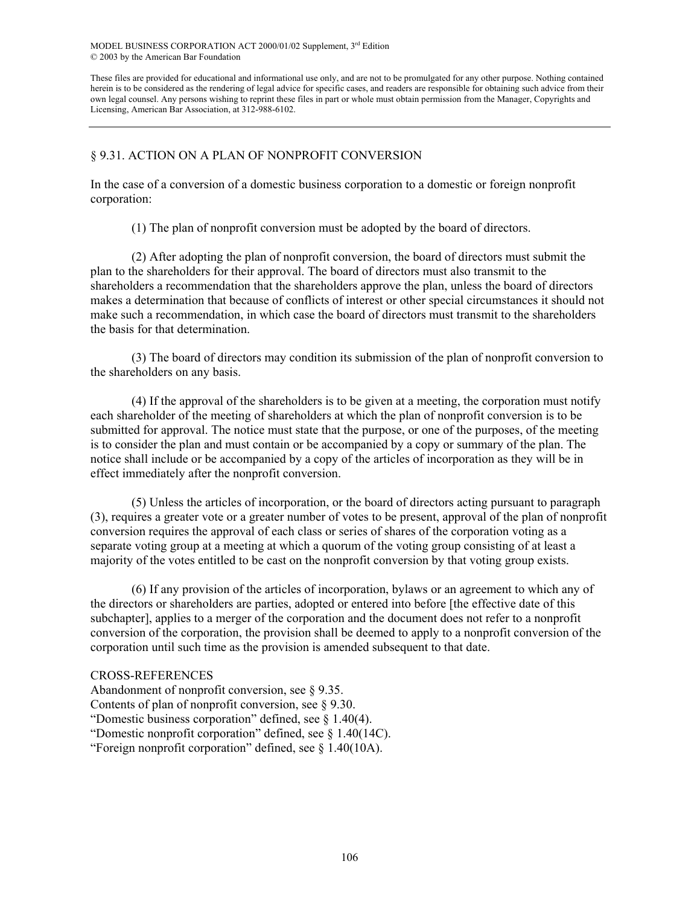MODEL BUSINESS CORPORATION ACT 2000/01/02 Supplement, 3rd Edition
© 2003 by the American Bar Foundation

These files are provided for educational and informational use only, and are not to be promulgated for any other purpose. Nothing contained herein is to be considered as the rendering of legal advice for specific cases, and readers are responsible for obtaining such advice from their own legal counsel. Any persons wishing to reprint these files in part or whole must obtain permission from the Manager, Copyrights and Licensing, American Bar Association, at 312-988-6102.

---

## § 9.31. ACTION ON A PLAN OF NONPROFIT CONVERSION

In the case of a conversion of a domestic business corporation to a domestic or foreign nonprofit corporation:

(1) The plan of nonprofit conversion must be adopted by the board of directors.

(2) After adopting the plan of nonprofit conversion, the board of directors must submit the plan to the shareholders for their approval. The board of directors must also transmit to the shareholders a recommendation that the shareholders approve the plan, unless the board of directors makes a determination that because of conflicts of interest or other special circumstances it should not make such a recommendation, in which case the board of directors must transmit to the shareholders the basis for that determination.

(3) The board of directors may condition its submission of the plan of nonprofit conversion to the shareholders on any basis.

(4) If the approval of the shareholders is to be given at a meeting, the corporation must notify each shareholder of the meeting of shareholders at which the plan of nonprofit conversion is to be submitted for approval. The notice must state that the purpose, or one of the purposes, of the meeting is to consider the plan and must contain or be accompanied by a copy or summary of the plan. The notice shall include or be accompanied by a copy of the articles of incorporation as they will be in effect immediately after the nonprofit conversion.

(5) Unless the articles of incorporation, or the board of directors acting pursuant to paragraph (3), requires a greater vote or a greater number of votes to be present, approval of the plan of nonprofit conversion requires the approval of each class or series of shares of the corporation voting as a separate voting group at a meeting at which a quorum of the voting group consisting of at least a majority of the votes entitled to be cast on the nonprofit conversion by that voting group exists.

(6) If any provision of the articles of incorporation, bylaws or an agreement to which any of the directors or shareholders are parties, adopted or entered into before [the effective date of this subchapter], applies to a merger of the corporation and the document does not refer to a nonprofit conversion of the corporation, the provision shall be deemed to apply to a nonprofit conversion of the corporation until such time as the provision is amended subsequent to that date.

CROSS-REFERENCES

Abandonment of nonprofit conversion, see § 9.35.
Contents of plan of nonprofit conversion, see § 9.30.
"Domestic business corporation" defined, see § 1.40(4).
"Domestic nonprofit corporation" defined, see § 1.40(14C).
"Foreign nonprofit corporation" defined, see § 1.40(10A).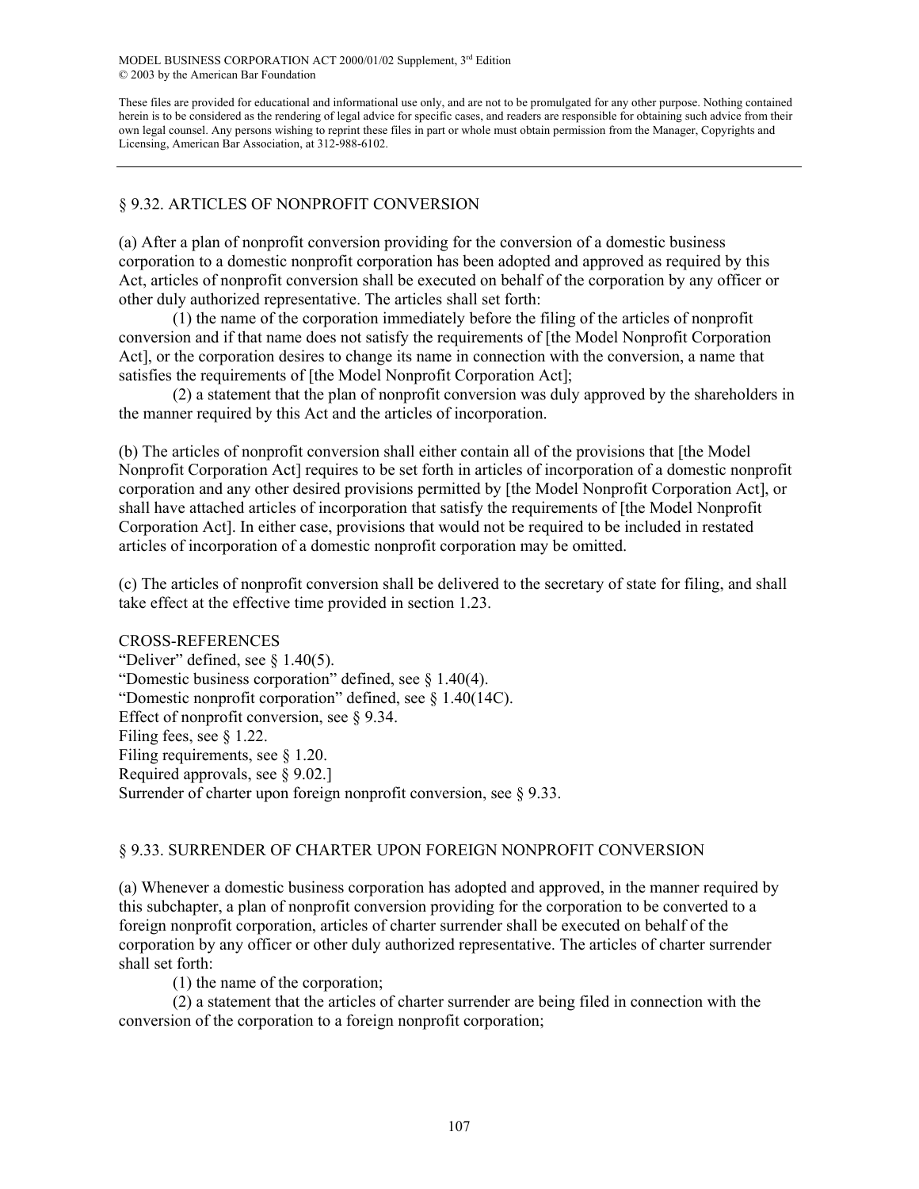## § 9.32. ARTICLES OF NONPROFIT CONVERSION

(a) After a plan of nonprofit conversion providing for the conversion of a domestic business corporation to a domestic nonprofit corporation has been adopted and approved as required by this Act, articles of nonprofit conversion shall be executed on behalf of the corporation by any officer or other duly authorized representative. The articles shall set forth:

(1) the name of the corporation immediately before the filing of the articles of nonprofit conversion and if that name does not satisfy the requirements of [the Model Nonprofit Corporation Act], or the corporation desires to change its name in connection with the conversion, a name that satisfies the requirements of [the Model Nonprofit Corporation Act];

(2) a statement that the plan of nonprofit conversion was duly approved by the shareholders in the manner required by this Act and the articles of incorporation.

(b) The articles of nonprofit conversion shall either contain all of the provisions that [the Model Nonprofit Corporation Act] requires to be set forth in articles of incorporation of a domestic nonprofit corporation and any other desired provisions permitted by [the Model Nonprofit Corporation Act], or shall have attached articles of incorporation that satisfy the requirements of [the Model Nonprofit Corporation Act]. In either case, provisions that would not be required to be included in restated articles of incorporation of a domestic nonprofit corporation may be omitted.

(c) The articles of nonprofit conversion shall be delivered to the secretary of state for filing, and shall take effect at the effective time provided in section 1.23.

CROSS-REFERENCES

"Deliver" defined, see § 1.40(5).
"Domestic business corporation" defined, see § 1.40(4).
"Domestic nonprofit corporation" defined, see § 1.40(14C).
Effect of nonprofit conversion, see § 9.34.
Filing fees, see § 1.22.
Filing requirements, see § 1.20.
Required approvals, see § 9.02.]
Surrender of charter upon foreign nonprofit conversion, see § 9.33.

## § 9.33. SURRENDER OF CHARTER UPON FOREIGN NONPROFIT CONVERSION

(a) Whenever a domestic business corporation has adopted and approved, in the manner required by this subchapter, a plan of nonprofit conversion providing for the corporation to be converted to a foreign nonprofit corporation, articles of charter surrender shall be executed on behalf of the corporation by any officer or other duly authorized representative. The articles of charter surrender shall set forth:

(1) the name of the corporation;

(2) a statement that the articles of charter surrender are being filed in connection with the conversion of the corporation to a foreign nonprofit corporation;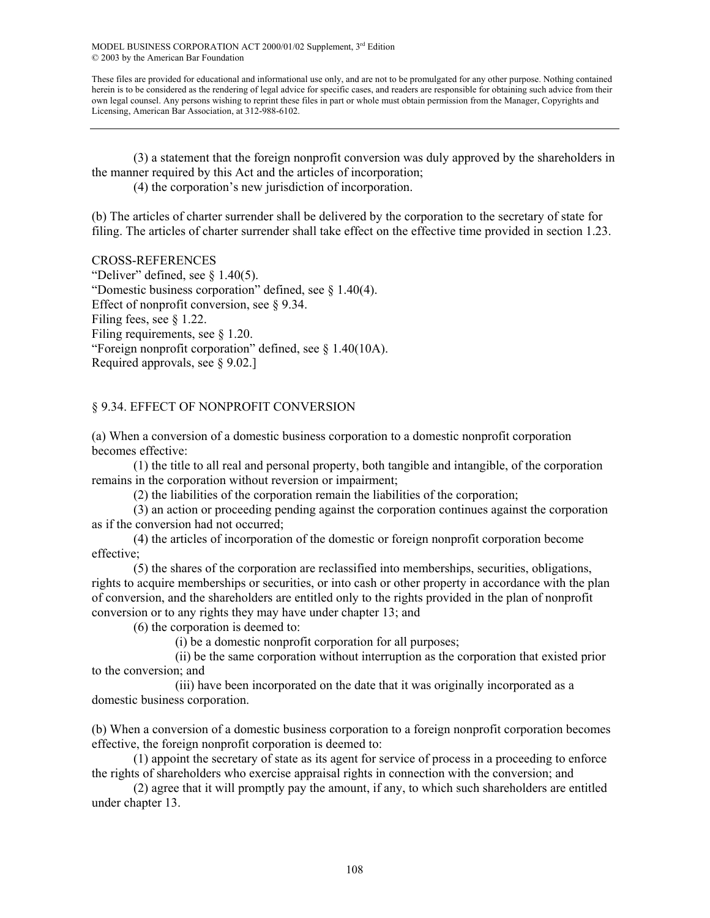(3) a statement that the foreign nonprofit conversion was duly approved by the shareholders in the manner required by this Act and the articles of incorporation;

(4) the corporation's new jurisdiction of incorporation.

(b) The articles of charter surrender shall be delivered by the corporation to the secretary of state for filing. The articles of charter surrender shall take effect on the effective time provided in section 1.23.

CROSS-REFERENCES

"Deliver" defined, see § 1.40(5).
"Domestic business corporation" defined, see § 1.40(4).
Effect of nonprofit conversion, see § 9.34.
Filing fees, see § 1.22.
Filing requirements, see § 1.20.
"Foreign nonprofit corporation" defined, see § 1.40(10A).
Required approvals, see § 9.02.]

## § 9.34. EFFECT OF NONPROFIT CONVERSION

(a) When a conversion of a domestic business corporation to a domestic nonprofit corporation becomes effective:

(1) the title to all real and personal property, both tangible and intangible, of the corporation remains in the corporation without reversion or impairment;

(2) the liabilities of the corporation remain the liabilities of the corporation;

(3) an action or proceeding pending against the corporation continues against the corporation as if the conversion had not occurred;

(4) the articles of incorporation of the domestic or foreign nonprofit corporation become effective;

(5) the shares of the corporation are reclassified into memberships, securities, obligations, rights to acquire memberships or securities, or into cash or other property in accordance with the plan of conversion, and the shareholders are entitled only to the rights provided in the plan of nonprofit conversion or to any rights they may have under chapter 13; and

(6) the corporation is deemed to:

(i) be a domestic nonprofit corporation for all purposes;

(ii) be the same corporation without interruption as the corporation that existed prior to the conversion; and

(iii) have been incorporated on the date that it was originally incorporated as a domestic business corporation.

(b) When a conversion of a domestic business corporation to a foreign nonprofit corporation becomes effective, the foreign nonprofit corporation is deemed to:

(1) appoint the secretary of state as its agent for service of process in a proceeding to enforce the rights of shareholders who exercise appraisal rights in connection with the conversion; and

(2) agree that it will promptly pay the amount, if any, to which such shareholders are entitled under chapter 13.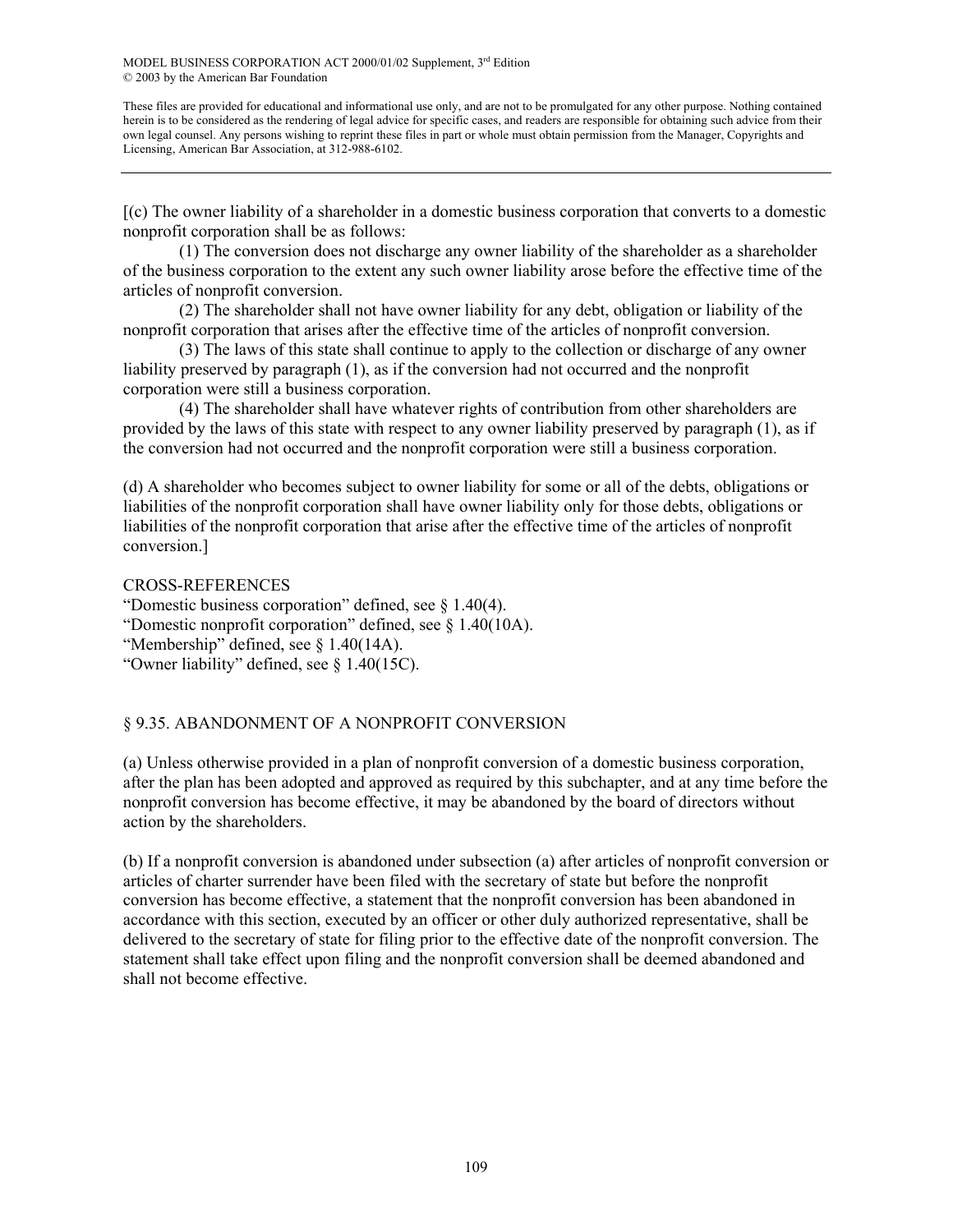[(c) The owner liability of a shareholder in a domestic business corporation that converts to a domestic nonprofit corporation shall be as follows:

(1) The conversion does not discharge any owner liability of the shareholder as a shareholder of the business corporation to the extent any such owner liability arose before the effective time of the articles of nonprofit conversion.

(2) The shareholder shall not have owner liability for any debt, obligation or liability of the nonprofit corporation that arises after the effective time of the articles of nonprofit conversion.

(3) The laws of this state shall continue to apply to the collection or discharge of any owner liability preserved by paragraph (1), as if the conversion had not occurred and the nonprofit corporation were still a business corporation.

(4) The shareholder shall have whatever rights of contribution from other shareholders are provided by the laws of this state with respect to any owner liability preserved by paragraph (1), as if the conversion had not occurred and the nonprofit corporation were still a business corporation.

(d) A shareholder who becomes subject to owner liability for some or all of the debts, obligations or liabilities of the nonprofit corporation shall have owner liability only for those debts, obligations or liabilities of the nonprofit corporation that arise after the effective time of the articles of nonprofit conversion.]

CROSS-REFERENCES

"Domestic business corporation" defined, see § 1.40(4).
"Domestic nonprofit corporation" defined, see § 1.40(10A).
"Membership" defined, see § 1.40(14A).
"Owner liability" defined, see § 1.40(15C).

## § 9.35. ABANDONMENT OF A NONPROFIT CONVERSION

(a) Unless otherwise provided in a plan of nonprofit conversion of a domestic business corporation, after the plan has been adopted and approved as required by this subchapter, and at any time before the nonprofit conversion has become effective, it may be abandoned by the board of directors without action by the shareholders.

(b) If a nonprofit conversion is abandoned under subsection (a) after articles of nonprofit conversion or articles of charter surrender have been filed with the secretary of state but before the nonprofit conversion has become effective, a statement that the nonprofit conversion has been abandoned in accordance with this section, executed by an officer or other duly authorized representative, shall be delivered to the secretary of state for filing prior to the effective date of the nonprofit conversion. The statement shall take effect upon filing and the nonprofit conversion shall be deemed abandoned and shall not become effective.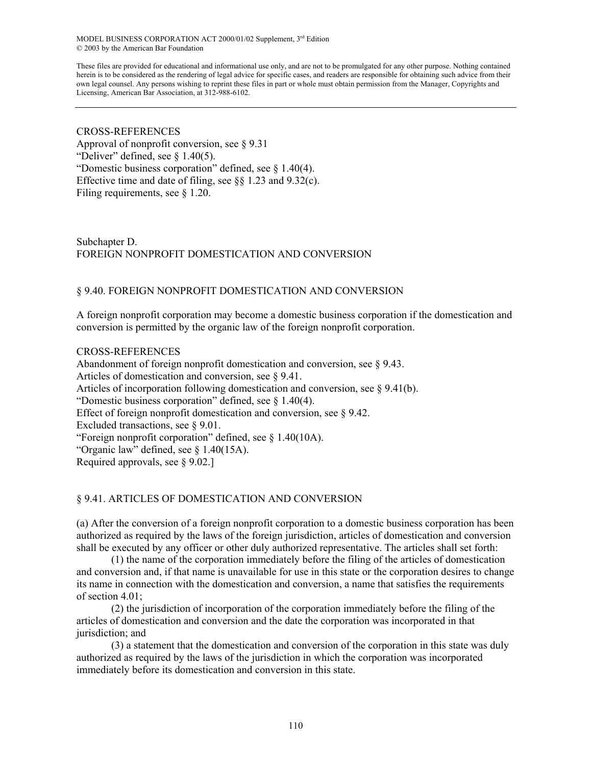CROSS-REFERENCES

Approval of nonprofit conversion, see § 9.31

"Deliver" defined, see § 1.40(5).

"Domestic business corporation" defined, see § 1.40(4).

Effective time and date of filing, see §§ 1.23 and 9.32(c).

Filing requirements, see § 1.20.

## Subchapter D.
## FOREIGN NONPROFIT DOMESTICATION AND CONVERSION

### § 9.40. FOREIGN NONPROFIT DOMESTICATION AND CONVERSION

A foreign nonprofit corporation may become a domestic business corporation if the domestication and conversion is permitted by the organic law of the foreign nonprofit corporation.

CROSS-REFERENCES

Abandonment of foreign nonprofit domestication and conversion, see § 9.43.

Articles of domestication and conversion, see § 9.41.

Articles of incorporation following domestication and conversion, see § 9.41(b).

"Domestic business corporation" defined, see § 1.40(4).

Effect of foreign nonprofit domestication and conversion, see § 9.42.

Excluded transactions, see § 9.01.

"Foreign nonprofit corporation" defined, see § 1.40(10A).

"Organic law" defined, see § 1.40(15A).

Required approvals, see § 9.02.]

### § 9.41. ARTICLES OF DOMESTICATION AND CONVERSION

(a) After the conversion of a foreign nonprofit corporation to a domestic business corporation has been authorized as required by the laws of the foreign jurisdiction, articles of domestication and conversion shall be executed by any officer or other duly authorized representative. The articles shall set forth:

(1) the name of the corporation immediately before the filing of the articles of domestication and conversion and, if that name is unavailable for use in this state or the corporation desires to change its name in connection with the domestication and conversion, a name that satisfies the requirements of section 4.01;

(2) the jurisdiction of incorporation of the corporation immediately before the filing of the articles of domestication and conversion and the date the corporation was incorporated in that jurisdiction; and

(3) a statement that the domestication and conversion of the corporation in this state was duly authorized as required by the laws of the jurisdiction in which the corporation was incorporated immediately before its domestication and conversion in this state.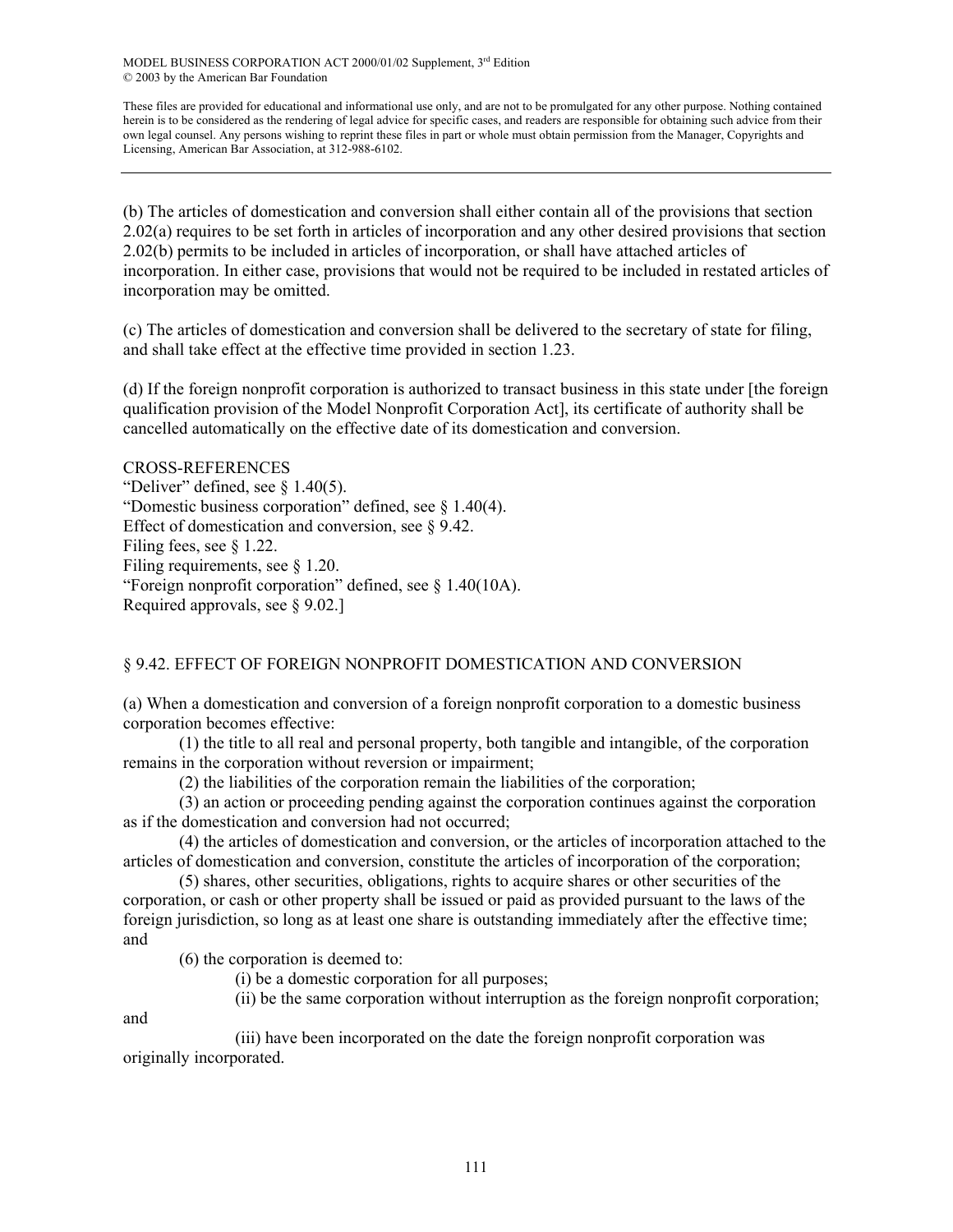(b) The articles of domestication and conversion shall either contain all of the provisions that section 2.02(a) requires to be set forth in articles of incorporation and any other desired provisions that section 2.02(b) permits to be included in articles of incorporation, or shall have attached articles of incorporation. In either case, provisions that would not be required to be included in restated articles of incorporation may be omitted.

(c) The articles of domestication and conversion shall be delivered to the secretary of state for filing, and shall take effect at the effective time provided in section 1.23.

(d) If the foreign nonprofit corporation is authorized to transact business in this state under [the foreign qualification provision of the Model Nonprofit Corporation Act], its certificate of authority shall be cancelled automatically on the effective date of its domestication and conversion.

CROSS-REFERENCES
"Deliver" defined, see § 1.40(5).
"Domestic business corporation" defined, see § 1.40(4).
Effect of domestication and conversion, see § 9.42.
Filing fees, see § 1.22.
Filing requirements, see § 1.20.
"Foreign nonprofit corporation" defined, see § 1.40(10A).
Required approvals, see § 9.02.]

## § 9.42. EFFECT OF FOREIGN NONPROFIT DOMESTICATION AND CONVERSION

(a) When a domestication and conversion of a foreign nonprofit corporation to a domestic business corporation becomes effective:

(1) the title to all real and personal property, both tangible and intangible, of the corporation remains in the corporation without reversion or impairment;

(2) the liabilities of the corporation remain the liabilities of the corporation;

(3) an action or proceeding pending against the corporation continues against the corporation as if the domestication and conversion had not occurred;

(4) the articles of domestication and conversion, or the articles of incorporation attached to the articles of domestication and conversion, constitute the articles of incorporation of the corporation;

(5) shares, other securities, obligations, rights to acquire shares or other securities of the corporation, or cash or other property shall be issued or paid as provided pursuant to the laws of the foreign jurisdiction, so long as at least one share is outstanding immediately after the effective time; and

(6) the corporation is deemed to:

(i) be a domestic corporation for all purposes;

(ii) be the same corporation without interruption as the foreign nonprofit corporation; and

(iii) have been incorporated on the date the foreign nonprofit corporation was originally incorporated.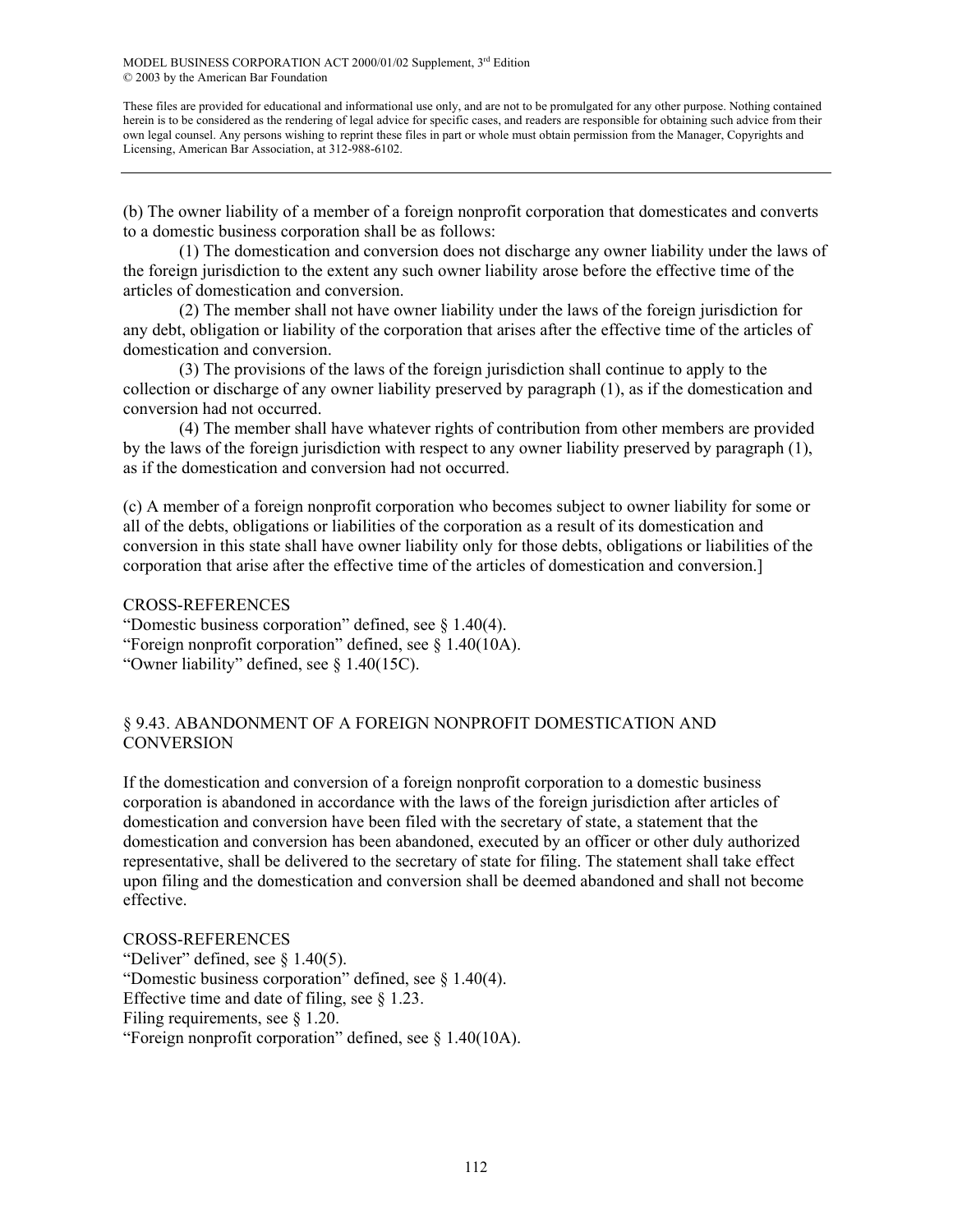(b) The owner liability of a member of a foreign nonprofit corporation that domesticates and converts to a domestic business corporation shall be as follows:

(1) The domestication and conversion does not discharge any owner liability under the laws of the foreign jurisdiction to the extent any such owner liability arose before the effective time of the articles of domestication and conversion.

(2) The member shall not have owner liability under the laws of the foreign jurisdiction for any debt, obligation or liability of the corporation that arises after the effective time of the articles of domestication and conversion.

(3) The provisions of the laws of the foreign jurisdiction shall continue to apply to the collection or discharge of any owner liability preserved by paragraph (1), as if the domestication and conversion had not occurred.

(4) The member shall have whatever rights of contribution from other members are provided by the laws of the foreign jurisdiction with respect to any owner liability preserved by paragraph (1), as if the domestication and conversion had not occurred.

(c) A member of a foreign nonprofit corporation who becomes subject to owner liability for some or all of the debts, obligations or liabilities of the corporation as a result of its domestication and conversion in this state shall have owner liability only for those debts, obligations or liabilities of the corporation that arise after the effective time of the articles of domestication and conversion.]

CROSS-REFERENCES

"Domestic business corporation" defined, see § 1.40(4).
"Foreign nonprofit corporation" defined, see § 1.40(10A).
"Owner liability" defined, see § 1.40(15C).

## § 9.43. ABANDONMENT OF A FOREIGN NONPROFIT DOMESTICATION AND CONVERSION

If the domestication and conversion of a foreign nonprofit corporation to a domestic business corporation is abandoned in accordance with the laws of the foreign jurisdiction after articles of domestication and conversion have been filed with the secretary of state, a statement that the domestication and conversion has been abandoned, executed by an officer or other duly authorized representative, shall be delivered to the secretary of state for filing. The statement shall take effect upon filing and the domestication and conversion shall be deemed abandoned and shall not become effective.

CROSS-REFERENCES

"Deliver" defined, see § 1.40(5).
"Domestic business corporation" defined, see § 1.40(4).
Effective time and date of filing, see § 1.23.
Filing requirements, see § 1.20.
"Foreign nonprofit corporation" defined, see § 1.40(10A).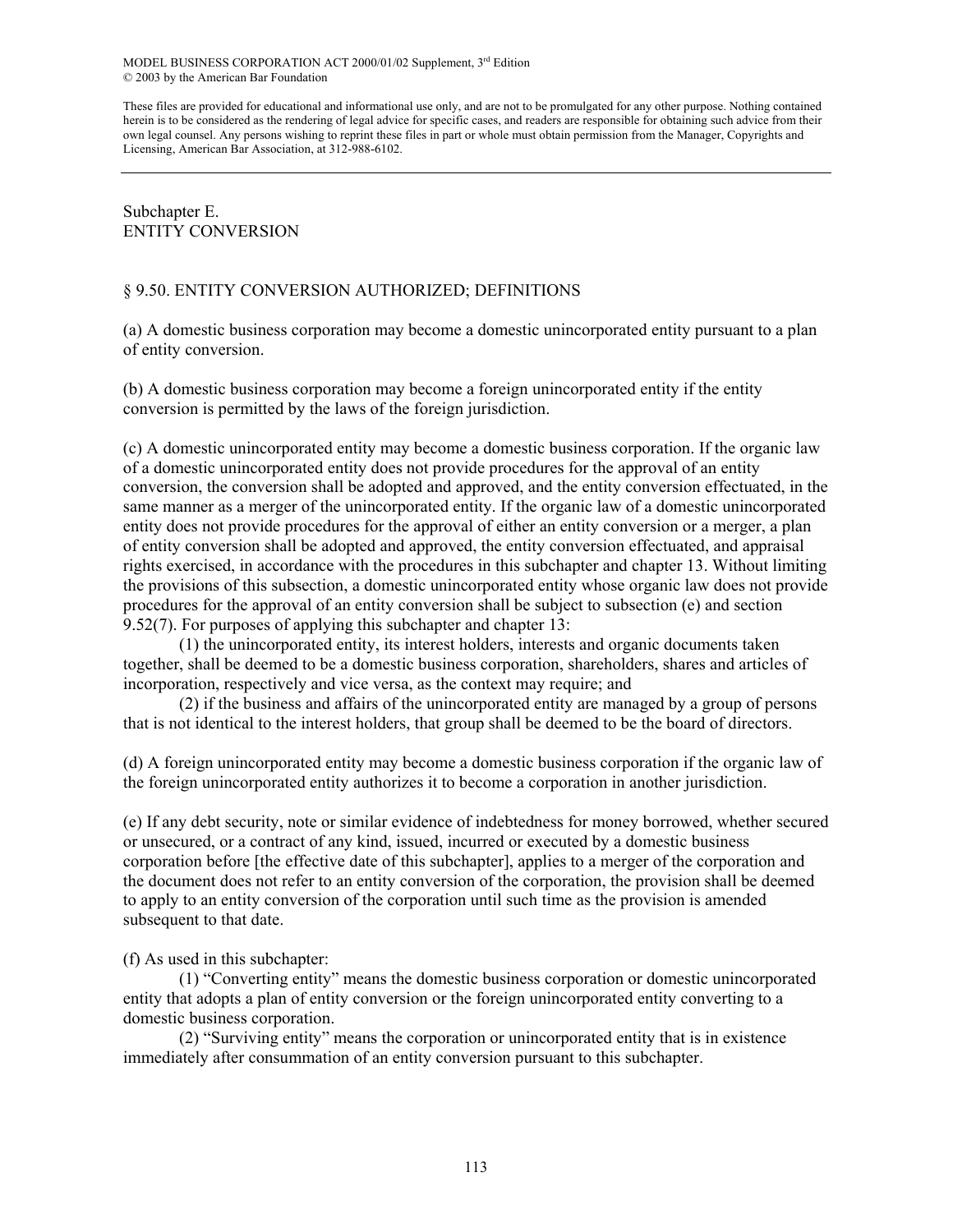Subchapter E.
ENTITY CONVERSION

## § 9.50. ENTITY CONVERSION AUTHORIZED; DEFINITIONS

(a) A domestic business corporation may become a domestic unincorporated entity pursuant to a plan of entity conversion.

(b) A domestic business corporation may become a foreign unincorporated entity if the entity conversion is permitted by the laws of the foreign jurisdiction.

(c) A domestic unincorporated entity may become a domestic business corporation. If the organic law of a domestic unincorporated entity does not provide procedures for the approval of an entity conversion, the conversion shall be adopted and approved, and the entity conversion effectuated, in the same manner as a merger of the unincorporated entity. If the organic law of a domestic unincorporated entity does not provide procedures for the approval of either an entity conversion or a merger, a plan of entity conversion shall be adopted and approved, the entity conversion effectuated, and appraisal rights exercised, in accordance with the procedures in this subchapter and chapter 13. Without limiting the provisions of this subsection, a domestic unincorporated entity whose organic law does not provide procedures for the approval of an entity conversion shall be subject to subsection (e) and section 9.52(7). For purposes of applying this subchapter and chapter 13:

(1) the unincorporated entity, its interest holders, interests and organic documents taken together, shall be deemed to be a domestic business corporation, shareholders, shares and articles of incorporation, respectively and vice versa, as the context may require; and

(2) if the business and affairs of the unincorporated entity are managed by a group of persons that is not identical to the interest holders, that group shall be deemed to be the board of directors.

(d) A foreign unincorporated entity may become a domestic business corporation if the organic law of the foreign unincorporated entity authorizes it to become a corporation in another jurisdiction.

(e) If any debt security, note or similar evidence of indebtedness for money borrowed, whether secured or unsecured, or a contract of any kind, issued, incurred or executed by a domestic business corporation before [the effective date of this subchapter], applies to a merger of the corporation and the document does not refer to an entity conversion of the corporation, the provision shall be deemed to apply to an entity conversion of the corporation until such time as the provision is amended subsequent to that date.

(f) As used in this subchapter:

(1) "Converting entity" means the domestic business corporation or domestic unincorporated entity that adopts a plan of entity conversion or the foreign unincorporated entity converting to a domestic business corporation.

(2) "Surviving entity" means the corporation or unincorporated entity that is in existence immediately after consummation of an entity conversion pursuant to this subchapter.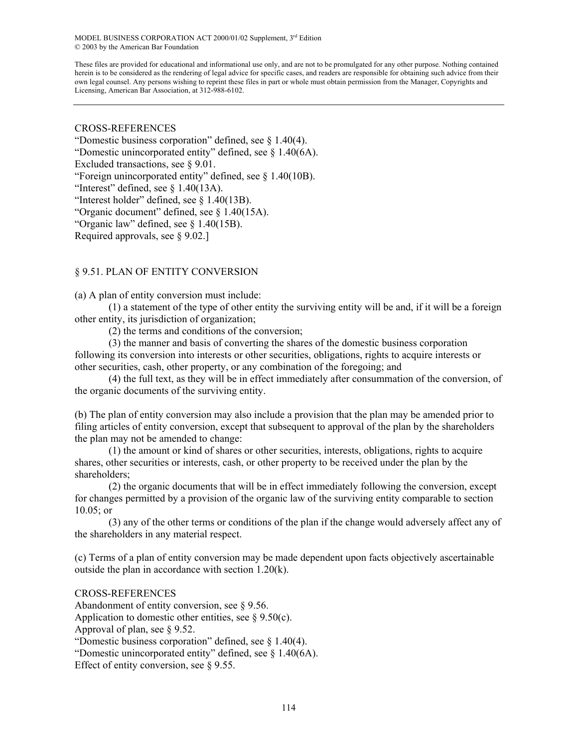CROSS-REFERENCES
"Domestic business corporation" defined, see § 1.40(4).
"Domestic unincorporated entity" defined, see § 1.40(6A).
Excluded transactions, see § 9.01.
"Foreign unincorporated entity" defined, see § 1.40(10B).
"Interest" defined, see § 1.40(13A).
"Interest holder" defined, see § 1.40(13B).
"Organic document" defined, see § 1.40(15A).
"Organic law" defined, see § 1.40(15B).
Required approvals, see § 9.02.]

## § 9.51. PLAN OF ENTITY CONVERSION

(a) A plan of entity conversion must include:

(1) a statement of the type of other entity the surviving entity will be and, if it will be a foreign other entity, its jurisdiction of organization;

(2) the terms and conditions of the conversion;

(3) the manner and basis of converting the shares of the domestic business corporation following its conversion into interests or other securities, obligations, rights to acquire interests or other securities, cash, other property, or any combination of the foregoing; and

(4) the full text, as they will be in effect immediately after consummation of the conversion, of the organic documents of the surviving entity.

(b) The plan of entity conversion may also include a provision that the plan may be amended prior to filing articles of entity conversion, except that subsequent to approval of the plan by the shareholders the plan may not be amended to change:

(1) the amount or kind of shares or other securities, interests, obligations, rights to acquire shares, other securities or interests, cash, or other property to be received under the plan by the shareholders;

(2) the organic documents that will be in effect immediately following the conversion, except for changes permitted by a provision of the organic law of the surviving entity comparable to section 10.05; or

(3) any of the other terms or conditions of the plan if the change would adversely affect any of the shareholders in any material respect.

(c) Terms of a plan of entity conversion may be made dependent upon facts objectively ascertainable outside the plan in accordance with section 1.20(k).

CROSS-REFERENCES
Abandonment of entity conversion, see § 9.56.
Application to domestic other entities, see § 9.50(c).
Approval of plan, see § 9.52.
"Domestic business corporation" defined, see § 1.40(4).
"Domestic unincorporated entity" defined, see § 1.40(6A).
Effect of entity conversion, see § 9.55.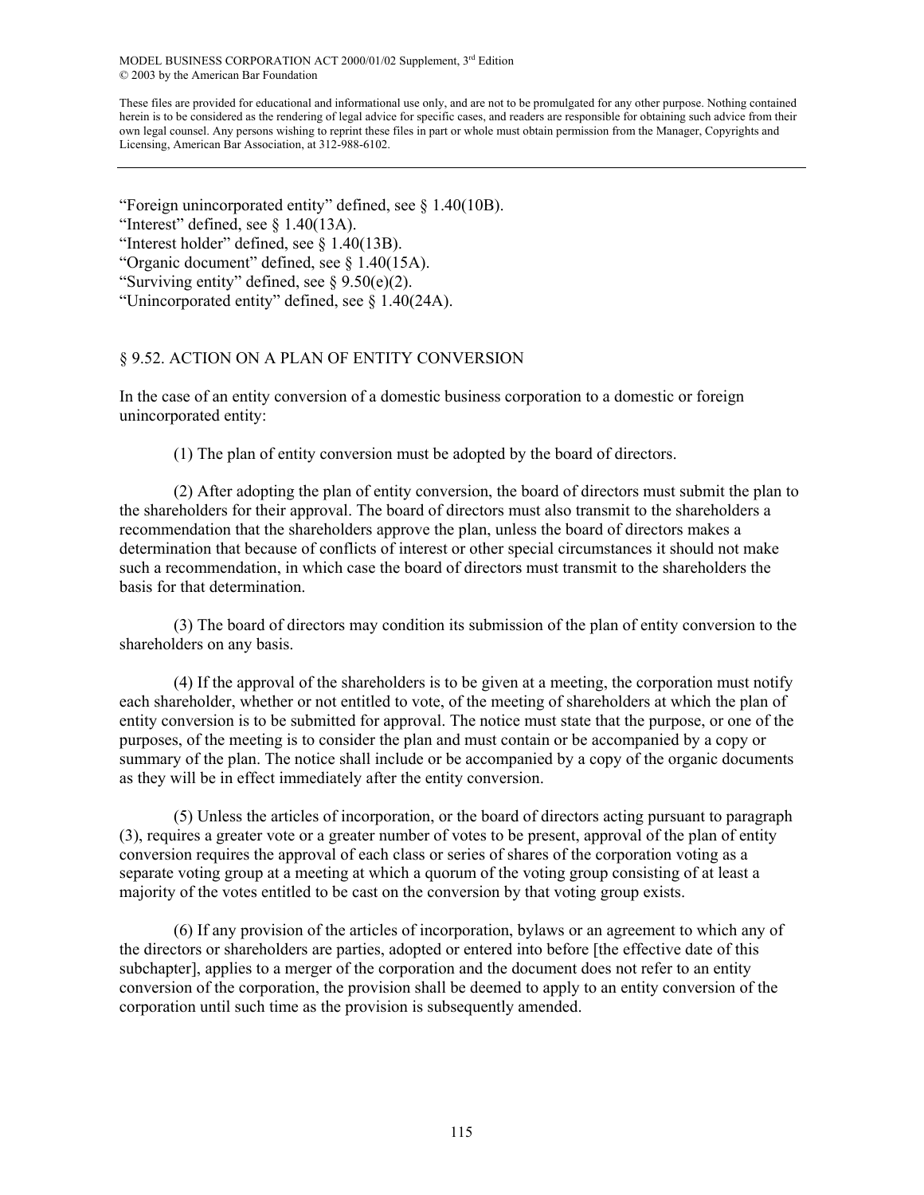"Foreign unincorporated entity" defined, see § 1.40(10B).
"Interest" defined, see § 1.40(13A).
"Interest holder" defined, see § 1.40(13B).
"Organic document" defined, see § 1.40(15A).
"Surviving entity" defined, see § 9.50(e)(2).
"Unincorporated entity" defined, see § 1.40(24A).

## § 9.52. ACTION ON A PLAN OF ENTITY CONVERSION

In the case of an entity conversion of a domestic business corporation to a domestic or foreign unincorporated entity:

(1) The plan of entity conversion must be adopted by the board of directors.

(2) After adopting the plan of entity conversion, the board of directors must submit the plan to the shareholders for their approval. The board of directors must also transmit to the shareholders a recommendation that the shareholders approve the plan, unless the board of directors makes a determination that because of conflicts of interest or other special circumstances it should not make such a recommendation, in which case the board of directors must transmit to the shareholders the basis for that determination.

(3) The board of directors may condition its submission of the plan of entity conversion to the shareholders on any basis.

(4) If the approval of the shareholders is to be given at a meeting, the corporation must notify each shareholder, whether or not entitled to vote, of the meeting of shareholders at which the plan of entity conversion is to be submitted for approval. The notice must state that the purpose, or one of the purposes, of the meeting is to consider the plan and must contain or be accompanied by a copy or summary of the plan. The notice shall include or be accompanied by a copy of the organic documents as they will be in effect immediately after the entity conversion.

(5) Unless the articles of incorporation, or the board of directors acting pursuant to paragraph (3), requires a greater vote or a greater number of votes to be present, approval of the plan of entity conversion requires the approval of each class or series of shares of the corporation voting as a separate voting group at a meeting at which a quorum of the voting group consisting of at least a majority of the votes entitled to be cast on the conversion by that voting group exists.

(6) If any provision of the articles of incorporation, bylaws or an agreement to which any of the directors or shareholders are parties, adopted or entered into before [the effective date of this subchapter], applies to a merger of the corporation and the document does not refer to an entity conversion of the corporation, the provision shall be deemed to apply to an entity conversion of the corporation until such time as the provision is subsequently amended.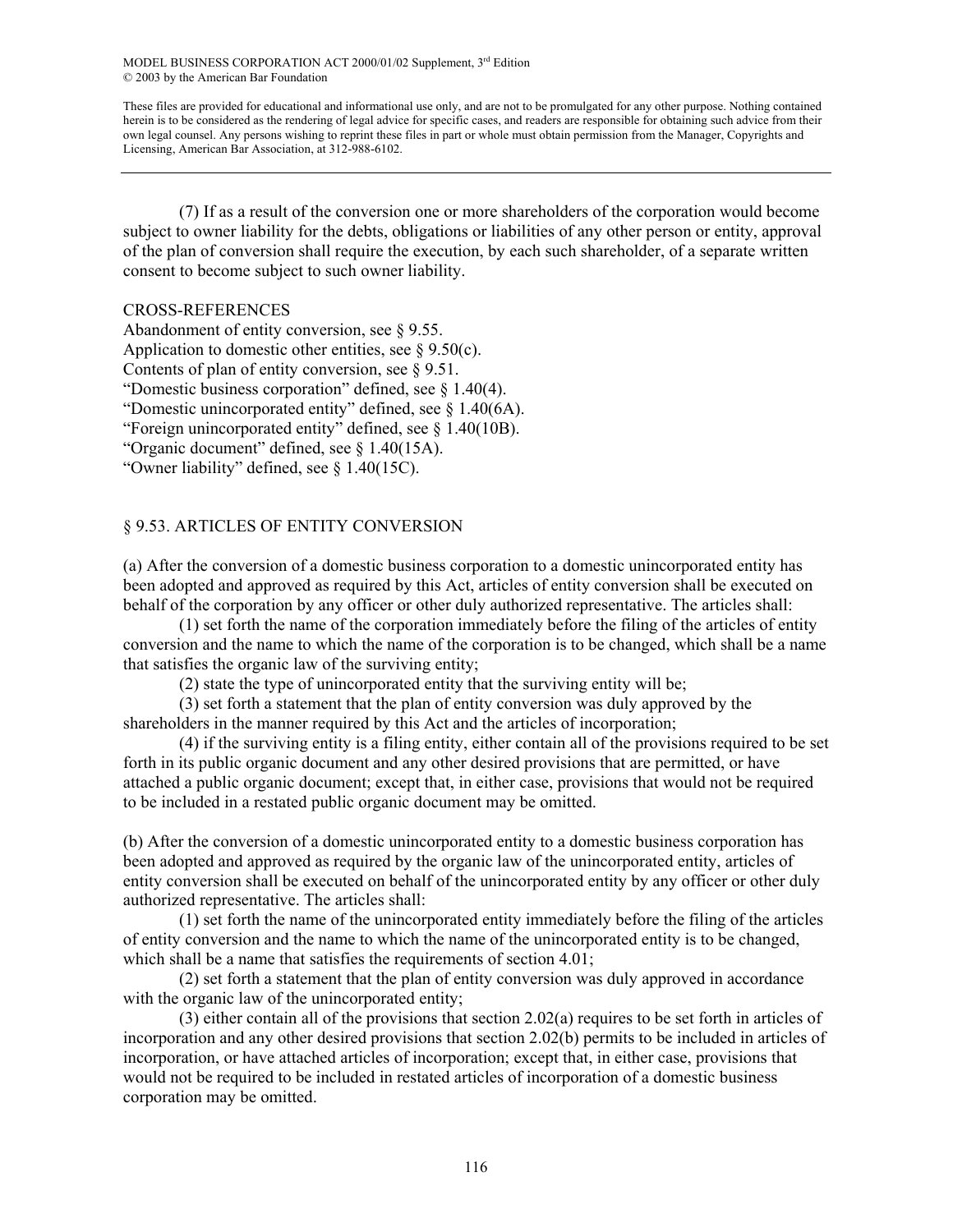(7) If as a result of the conversion one or more shareholders of the corporation would become subject to owner liability for the debts, obligations or liabilities of any other person or entity, approval of the plan of conversion shall require the execution, by each such shareholder, of a separate written consent to become subject to such owner liability.

CROSS-REFERENCES

Abandonment of entity conversion, see § 9.55.
Application to domestic other entities, see § 9.50(c).
Contents of plan of entity conversion, see § 9.51.
"Domestic business corporation" defined, see § 1.40(4).
"Domestic unincorporated entity" defined, see § 1.40(6A).
"Foreign unincorporated entity" defined, see § 1.40(10B).
"Organic document" defined, see § 1.40(15A).
"Owner liability" defined, see § 1.40(15C).

## § 9.53. ARTICLES OF ENTITY CONVERSION

(a) After the conversion of a domestic business corporation to a domestic unincorporated entity has been adopted and approved as required by this Act, articles of entity conversion shall be executed on behalf of the corporation by any officer or other duly authorized representative. The articles shall:

(1) set forth the name of the corporation immediately before the filing of the articles of entity conversion and the name to which the name of the corporation is to be changed, which shall be a name that satisfies the organic law of the surviving entity;

(2) state the type of unincorporated entity that the surviving entity will be;

(3) set forth a statement that the plan of entity conversion was duly approved by the shareholders in the manner required by this Act and the articles of incorporation;

(4) if the surviving entity is a filing entity, either contain all of the provisions required to be set forth in its public organic document and any other desired provisions that are permitted, or have attached a public organic document; except that, in either case, provisions that would not be required to be included in a restated public organic document may be omitted.

(b) After the conversion of a domestic unincorporated entity to a domestic business corporation has been adopted and approved as required by the organic law of the unincorporated entity, articles of entity conversion shall be executed on behalf of the unincorporated entity by any officer or other duly authorized representative. The articles shall:

(1) set forth the name of the unincorporated entity immediately before the filing of the articles of entity conversion and the name to which the name of the unincorporated entity is to be changed, which shall be a name that satisfies the requirements of section 4.01;

(2) set forth a statement that the plan of entity conversion was duly approved in accordance with the organic law of the unincorporated entity;

(3) either contain all of the provisions that section 2.02(a) requires to be set forth in articles of incorporation and any other desired provisions that section 2.02(b) permits to be included in articles of incorporation, or have attached articles of incorporation; except that, in either case, provisions that would not be required to be included in restated articles of incorporation of a domestic business corporation may be omitted.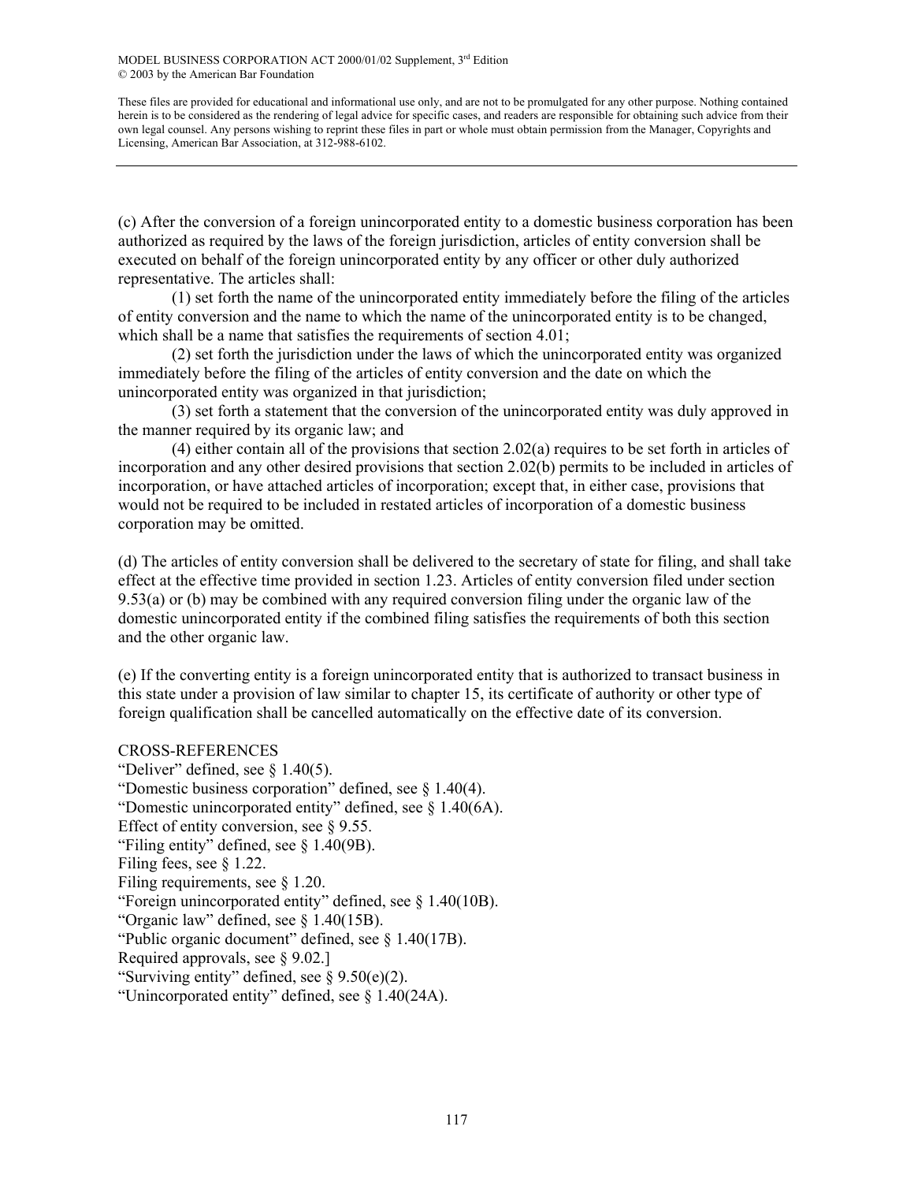(c) After the conversion of a foreign unincorporated entity to a domestic business corporation has been authorized as required by the laws of the foreign jurisdiction, articles of entity conversion shall be executed on behalf of the foreign unincorporated entity by any officer or other duly authorized representative. The articles shall:

(1) set forth the name of the unincorporated entity immediately before the filing of the articles of entity conversion and the name to which the name of the unincorporated entity is to be changed, which shall be a name that satisfies the requirements of section 4.01;

(2) set forth the jurisdiction under the laws of which the unincorporated entity was organized immediately before the filing of the articles of entity conversion and the date on which the unincorporated entity was organized in that jurisdiction;

(3) set forth a statement that the conversion of the unincorporated entity was duly approved in the manner required by its organic law; and

(4) either contain all of the provisions that section 2.02(a) requires to be set forth in articles of incorporation and any other desired provisions that section 2.02(b) permits to be included in articles of incorporation, or have attached articles of incorporation; except that, in either case, provisions that would not be required to be included in restated articles of incorporation of a domestic business corporation may be omitted.

(d) The articles of entity conversion shall be delivered to the secretary of state for filing, and shall take effect at the effective time provided in section 1.23. Articles of entity conversion filed under section 9.53(a) or (b) may be combined with any required conversion filing under the organic law of the domestic unincorporated entity if the combined filing satisfies the requirements of both this section and the other organic law.

(e) If the converting entity is a foreign unincorporated entity that is authorized to transact business in this state under a provision of law similar to chapter 15, its certificate of authority or other type of foreign qualification shall be cancelled automatically on the effective date of its conversion.

CROSS-REFERENCES

"Deliver" defined, see § 1.40(5).
"Domestic business corporation" defined, see § 1.40(4).
"Domestic unincorporated entity" defined, see § 1.40(6A).
Effect of entity conversion, see § 9.55.
"Filing entity" defined, see § 1.40(9B).
Filing fees, see § 1.22.
Filing requirements, see § 1.20.
"Foreign unincorporated entity" defined, see § 1.40(10B).
"Organic law" defined, see § 1.40(15B).
"Public organic document" defined, see § 1.40(17B).
Required approvals, see § 9.02.]
"Surviving entity" defined, see § 9.50(e)(2).
"Unincorporated entity" defined, see § 1.40(24A).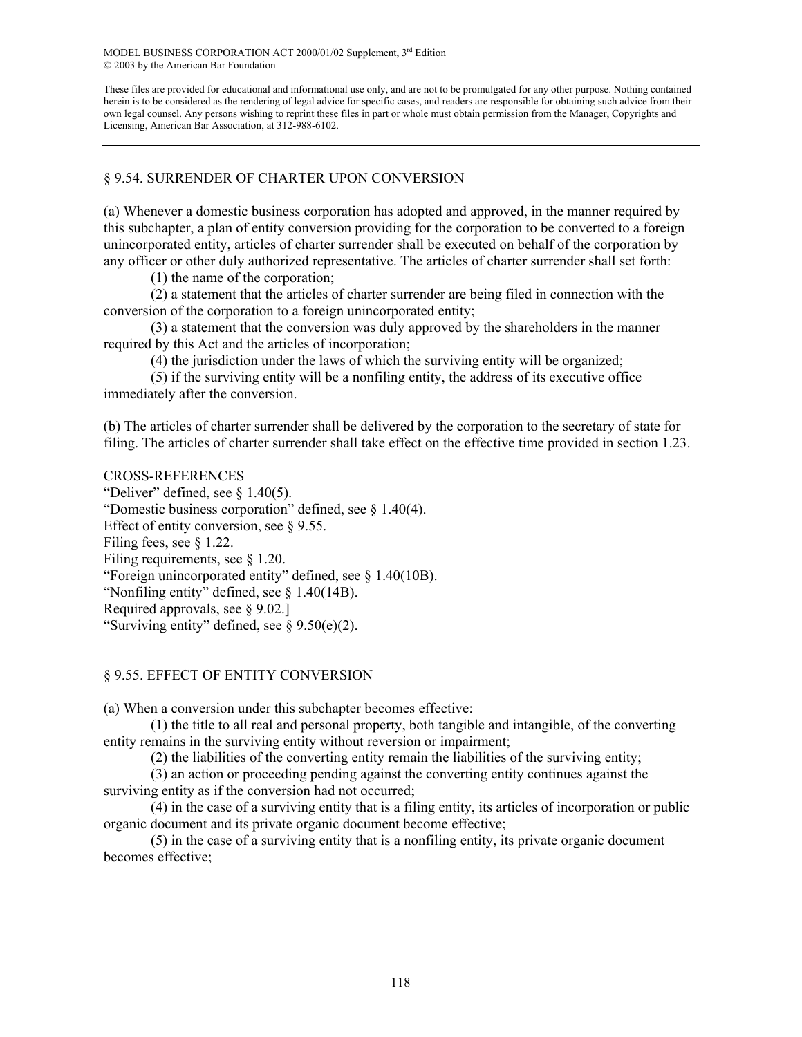## § 9.54. SURRENDER OF CHARTER UPON CONVERSION

(a) Whenever a domestic business corporation has adopted and approved, in the manner required by this subchapter, a plan of entity conversion providing for the corporation to be converted to a foreign unincorporated entity, articles of charter surrender shall be executed on behalf of the corporation by any officer or other duly authorized representative. The articles of charter surrender shall set forth:

(1) the name of the corporation;

(2) a statement that the articles of charter surrender are being filed in connection with the conversion of the corporation to a foreign unincorporated entity;

(3) a statement that the conversion was duly approved by the shareholders in the manner required by this Act and the articles of incorporation;

(4) the jurisdiction under the laws of which the surviving entity will be organized;

(5) if the surviving entity will be a nonfiling entity, the address of its executive office immediately after the conversion.

(b) The articles of charter surrender shall be delivered by the corporation to the secretary of state for filing. The articles of charter surrender shall take effect on the effective time provided in section 1.23.

CROSS-REFERENCES

"Deliver" defined, see § 1.40(5).
"Domestic business corporation" defined, see § 1.40(4).
Effect of entity conversion, see § 9.55.
Filing fees, see § 1.22.
Filing requirements, see § 1.20.
"Foreign unincorporated entity" defined, see § 1.40(10B).
"Nonfiling entity" defined, see § 1.40(14B).
Required approvals, see § 9.02.]
"Surviving entity" defined, see § 9.50(e)(2).

## § 9.55. EFFECT OF ENTITY CONVERSION

(a) When a conversion under this subchapter becomes effective:

(1) the title to all real and personal property, both tangible and intangible, of the converting entity remains in the surviving entity without reversion or impairment;

(2) the liabilities of the converting entity remain the liabilities of the surviving entity;

(3) an action or proceeding pending against the converting entity continues against the surviving entity as if the conversion had not occurred;

(4) in the case of a surviving entity that is a filing entity, its articles of incorporation or public organic document and its private organic document become effective;

(5) in the case of a surviving entity that is a nonfiling entity, its private organic document becomes effective;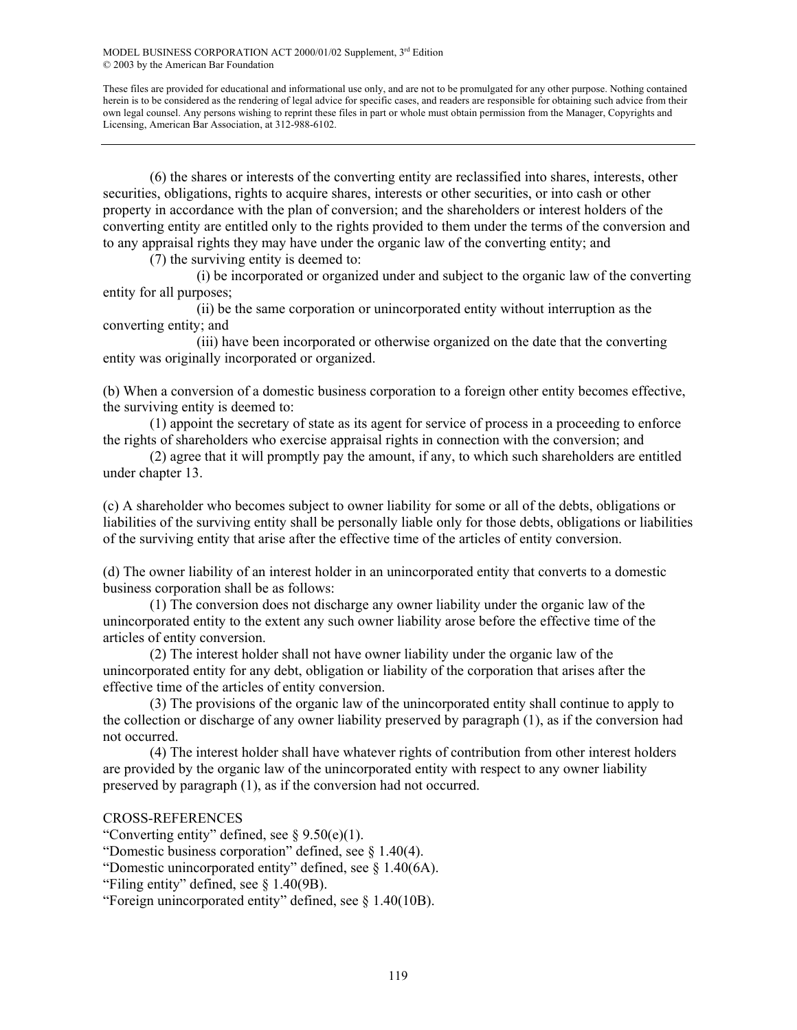(6) the shares or interests of the converting entity are reclassified into shares, interests, other securities, obligations, rights to acquire shares, interests or other securities, or into cash or other property in accordance with the plan of conversion; and the shareholders or interest holders of the converting entity are entitled only to the rights provided to them under the terms of the conversion and to any appraisal rights they may have under the organic law of the converting entity; and

(7) the surviving entity is deemed to:

(i) be incorporated or organized under and subject to the organic law of the converting entity for all purposes;

(ii) be the same corporation or unincorporated entity without interruption as the converting entity; and

(iii) have been incorporated or otherwise organized on the date that the converting entity was originally incorporated or organized.

(b) When a conversion of a domestic business corporation to a foreign other entity becomes effective, the surviving entity is deemed to:

(1) appoint the secretary of state as its agent for service of process in a proceeding to enforce the rights of shareholders who exercise appraisal rights in connection with the conversion; and

(2) agree that it will promptly pay the amount, if any, to which such shareholders are entitled under chapter 13.

(c) A shareholder who becomes subject to owner liability for some or all of the debts, obligations or liabilities of the surviving entity shall be personally liable only for those debts, obligations or liabilities of the surviving entity that arise after the effective time of the articles of entity conversion.

(d) The owner liability of an interest holder in an unincorporated entity that converts to a domestic business corporation shall be as follows:

(1) The conversion does not discharge any owner liability under the organic law of the unincorporated entity to the extent any such owner liability arose before the effective time of the articles of entity conversion.

(2) The interest holder shall not have owner liability under the organic law of the unincorporated entity for any debt, obligation or liability of the corporation that arises after the effective time of the articles of entity conversion.

(3) The provisions of the organic law of the unincorporated entity shall continue to apply to the collection or discharge of any owner liability preserved by paragraph (1), as if the conversion had not occurred.

(4) The interest holder shall have whatever rights of contribution from other interest holders are provided by the organic law of the unincorporated entity with respect to any owner liability preserved by paragraph (1), as if the conversion had not occurred.

CROSS-REFERENCES

"Converting entity" defined, see § 9.50(e)(1).
"Domestic business corporation" defined, see § 1.40(4).
"Domestic unincorporated entity" defined, see § 1.40(6A).
"Filing entity" defined, see § 1.40(9B).
"Foreign unincorporated entity" defined, see § 1.40(10B).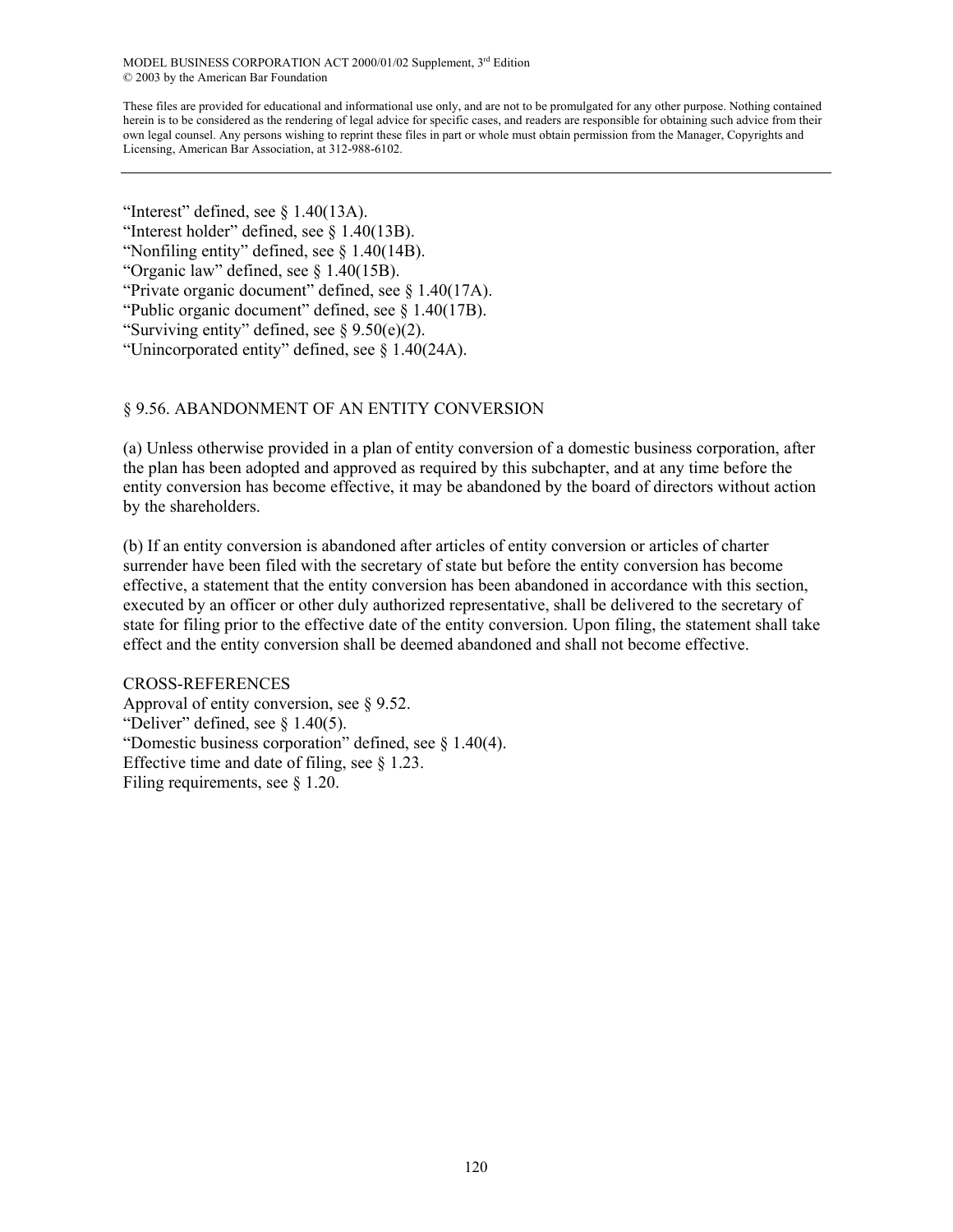"Interest" defined, see § 1.40(13A).
"Interest holder" defined, see § 1.40(13B).
"Nonfiling entity" defined, see § 1.40(14B).
"Organic law" defined, see § 1.40(15B).
"Private organic document" defined, see § 1.40(17A).
"Public organic document" defined, see § 1.40(17B).
"Surviving entity" defined, see § 9.50(e)(2).
"Unincorporated entity" defined, see § 1.40(24A).

## § 9.56. ABANDONMENT OF AN ENTITY CONVERSION

(a) Unless otherwise provided in a plan of entity conversion of a domestic business corporation, after the plan has been adopted and approved as required by this subchapter, and at any time before the entity conversion has become effective, it may be abandoned by the board of directors without action by the shareholders.

(b) If an entity conversion is abandoned after articles of entity conversion or articles of charter surrender have been filed with the secretary of state but before the entity conversion has become effective, a statement that the entity conversion has been abandoned in accordance with this section, executed by an officer or other duly authorized representative, shall be delivered to the secretary of state for filing prior to the effective date of the entity conversion. Upon filing, the statement shall take effect and the entity conversion shall be deemed abandoned and shall not become effective.

CROSS-REFERENCES
Approval of entity conversion, see § 9.52.
"Deliver" defined, see § 1.40(5).
"Domestic business corporation" defined, see § 1.40(4).
Effective time and date of filing, see § 1.23.
Filing requirements, see § 1.20.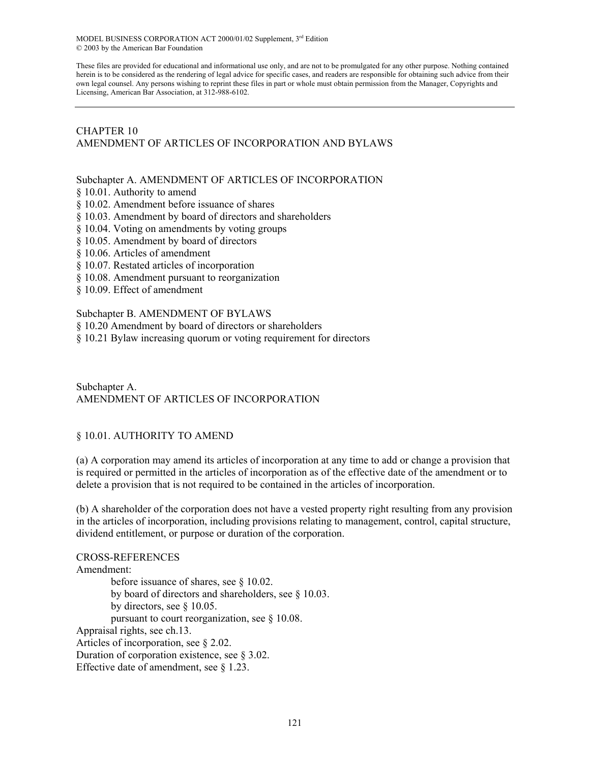MODEL BUSINESS CORPORATION ACT 2000/01/02 Supplement, 3rd Edition
© 2003 by the American Bar Foundation

These files are provided for educational and informational use only, and are not to be promulgated for any other purpose. Nothing contained herein is to be considered as the rendering of legal advice for specific cases, and readers are responsible for obtaining such advice from their own legal counsel. Any persons wishing to reprint these files in part or whole must obtain permission from the Manager, Copyrights and Licensing, American Bar Association, at 312-988-6102.

---

# CHAPTER 10
# AMENDMENT OF ARTICLES OF INCORPORATION AND BYLAWS

Subchapter A. AMENDMENT OF ARTICLES OF INCORPORATION
§ 10.01. Authority to amend
§ 10.02. Amendment before issuance of shares
§ 10.03. Amendment by board of directors and shareholders
§ 10.04. Voting on amendments by voting groups
§ 10.05. Amendment by board of directors
§ 10.06. Articles of amendment
§ 10.07. Restated articles of incorporation
§ 10.08. Amendment pursuant to reorganization
§ 10.09. Effect of amendment

Subchapter B. AMENDMENT OF BYLAWS
§ 10.20 Amendment by board of directors or shareholders
§ 10.21 Bylaw increasing quorum or voting requirement for directors

## Subchapter A.
## AMENDMENT OF ARTICLES OF INCORPORATION

### § 10.01. AUTHORITY TO AMEND

(a) A corporation may amend its articles of incorporation at any time to add or change a provision that is required or permitted in the articles of incorporation as of the effective date of the amendment or to delete a provision that is not required to be contained in the articles of incorporation.

(b) A shareholder of the corporation does not have a vested property right resulting from any provision in the articles of incorporation, including provisions relating to management, control, capital structure, dividend entitlement, or purpose or duration of the corporation.

CROSS-REFERENCES
Amendment:
    before issuance of shares, see § 10.02.
    by board of directors and shareholders, see § 10.03.
    by directors, see § 10.05.
    pursuant to court reorganization, see § 10.08.
Appraisal rights, see ch.13.
Articles of incorporation, see § 2.02.
Duration of corporation existence, see § 3.02.
Effective date of amendment, see § 1.23.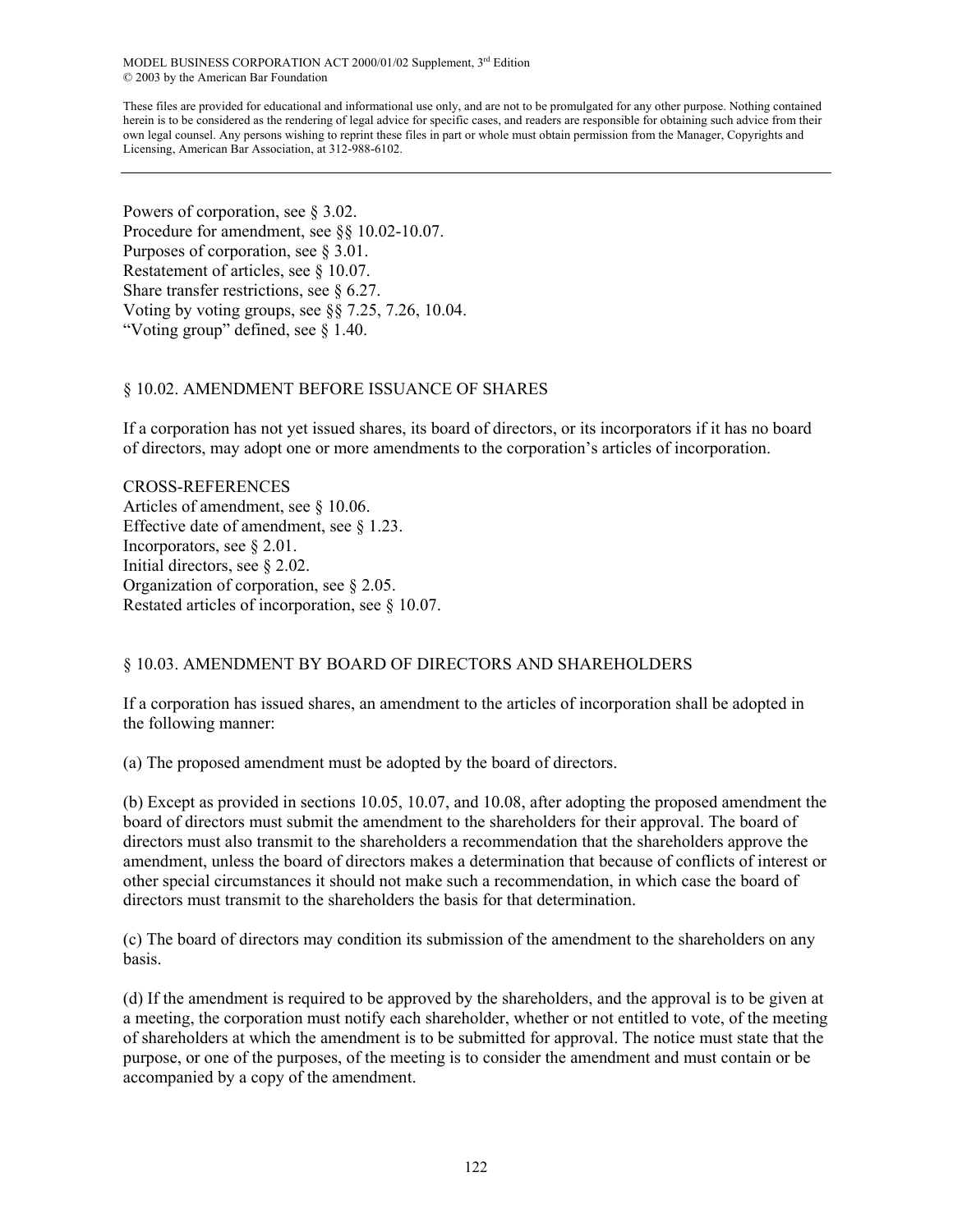Powers of corporation, see § 3.02.
Procedure for amendment, see §§ 10.02-10.07.
Purposes of corporation, see § 3.01.
Restatement of articles, see § 10.07.
Share transfer restrictions, see § 6.27.
Voting by voting groups, see §§ 7.25, 7.26, 10.04.
"Voting group" defined, see § 1.40.

## § 10.02. AMENDMENT BEFORE ISSUANCE OF SHARES

If a corporation has not yet issued shares, its board of directors, or its incorporators if it has no board of directors, may adopt one or more amendments to the corporation's articles of incorporation.

CROSS-REFERENCES
Articles of amendment, see § 10.06.
Effective date of amendment, see § 1.23.
Incorporators, see § 2.01.
Initial directors, see § 2.02.
Organization of corporation, see § 2.05.
Restated articles of incorporation, see § 10.07.

## § 10.03. AMENDMENT BY BOARD OF DIRECTORS AND SHAREHOLDERS

If a corporation has issued shares, an amendment to the articles of incorporation shall be adopted in the following manner:

(a) The proposed amendment must be adopted by the board of directors.

(b) Except as provided in sections 10.05, 10.07, and 10.08, after adopting the proposed amendment the board of directors must submit the amendment to the shareholders for their approval. The board of directors must also transmit to the shareholders a recommendation that the shareholders approve the amendment, unless the board of directors makes a determination that because of conflicts of interest or other special circumstances it should not make such a recommendation, in which case the board of directors must transmit to the shareholders the basis for that determination.

(c) The board of directors may condition its submission of the amendment to the shareholders on any basis.

(d) If the amendment is required to be approved by the shareholders, and the approval is to be given at a meeting, the corporation must notify each shareholder, whether or not entitled to vote, of the meeting of shareholders at which the amendment is to be submitted for approval. The notice must state that the purpose, or one of the purposes, of the meeting is to consider the amendment and must contain or be accompanied by a copy of the amendment.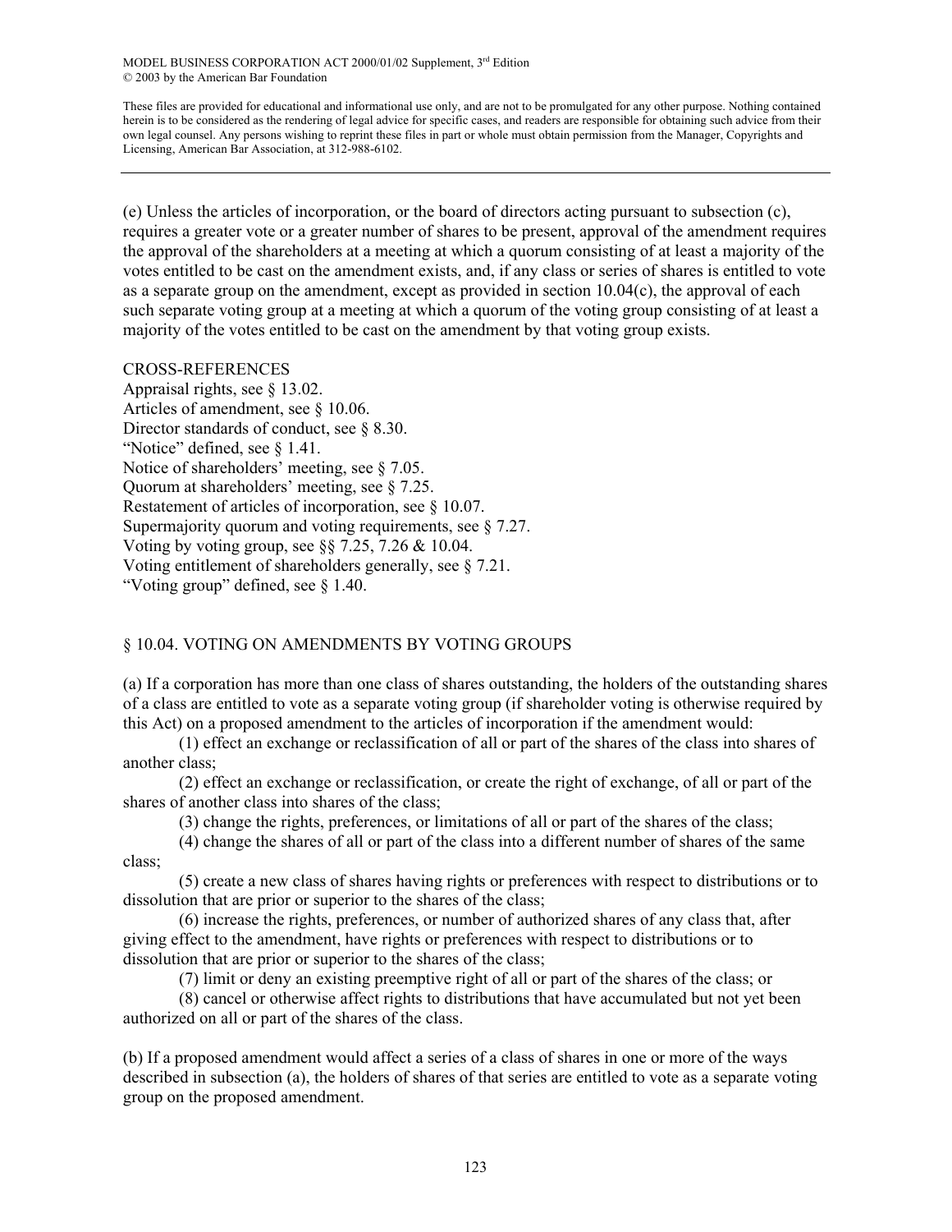(e) Unless the articles of incorporation, or the board of directors acting pursuant to subsection (c), requires a greater vote or a greater number of shares to be present, approval of the amendment requires the approval of the shareholders at a meeting at which a quorum consisting of at least a majority of the votes entitled to be cast on the amendment exists, and, if any class or series of shares is entitled to vote as a separate group on the amendment, except as provided in section 10.04(c), the approval of each such separate voting group at a meeting at which a quorum of the voting group consisting of at least a majority of the votes entitled to be cast on the amendment by that voting group exists.

CROSS-REFERENCES
Appraisal rights, see § 13.02.
Articles of amendment, see § 10.06.
Director standards of conduct, see § 8.30.
"Notice" defined, see § 1.41.
Notice of shareholders' meeting, see § 7.05.
Quorum at shareholders' meeting, see § 7.25.
Restatement of articles of incorporation, see § 10.07.
Supermajority quorum and voting requirements, see § 7.27.
Voting by voting group, see §§ 7.25, 7.26 & 10.04.
Voting entitlement of shareholders generally, see § 7.21.
"Voting group" defined, see § 1.40.

## § 10.04. VOTING ON AMENDMENTS BY VOTING GROUPS

(a) If a corporation has more than one class of shares outstanding, the holders of the outstanding shares of a class are entitled to vote as a separate voting group (if shareholder voting is otherwise required by this Act) on a proposed amendment to the articles of incorporation if the amendment would:

(1) effect an exchange or reclassification of all or part of the shares of the class into shares of another class;

(2) effect an exchange or reclassification, or create the right of exchange, of all or part of the shares of another class into shares of the class;

(3) change the rights, preferences, or limitations of all or part of the shares of the class;

(4) change the shares of all or part of the class into a different number of shares of the same class;

(5) create a new class of shares having rights or preferences with respect to distributions or to dissolution that are prior or superior to the shares of the class;

(6) increase the rights, preferences, or number of authorized shares of any class that, after giving effect to the amendment, have rights or preferences with respect to distributions or to dissolution that are prior or superior to the shares of the class;

(7) limit or deny an existing preemptive right of all or part of the shares of the class; or

(8) cancel or otherwise affect rights to distributions that have accumulated but not yet been authorized on all or part of the shares of the class.

(b) If a proposed amendment would affect a series of a class of shares in one or more of the ways described in subsection (a), the holders of shares of that series are entitled to vote as a separate voting group on the proposed amendment.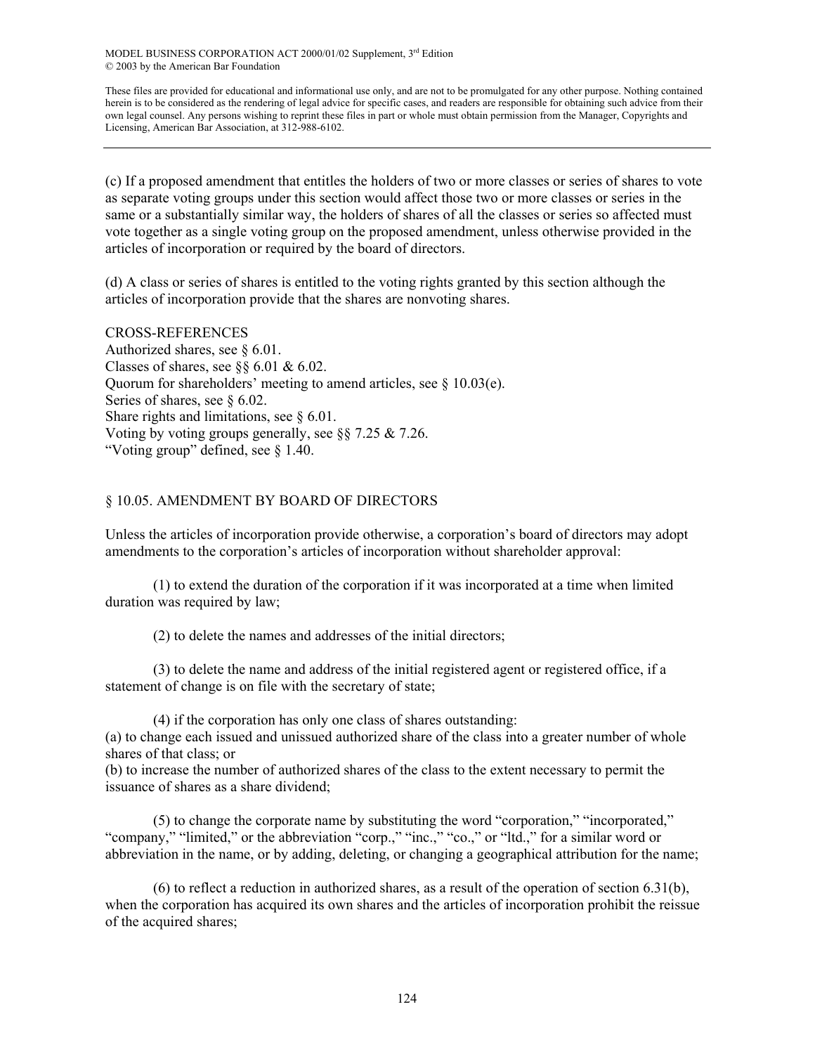(c) If a proposed amendment that entitles the holders of two or more classes or series of shares to vote as separate voting groups under this section would affect those two or more classes or series in the same or a substantially similar way, the holders of shares of all the classes or series so affected must vote together as a single voting group on the proposed amendment, unless otherwise provided in the articles of incorporation or required by the board of directors.

(d) A class or series of shares is entitled to the voting rights granted by this section although the articles of incorporation provide that the shares are nonvoting shares.

CROSS-REFERENCES
Authorized shares, see § 6.01.
Classes of shares, see §§ 6.01 & 6.02.
Quorum for shareholders' meeting to amend articles, see § 10.03(e).
Series of shares, see § 6.02.
Share rights and limitations, see § 6.01.
Voting by voting groups generally, see §§ 7.25 & 7.26.
"Voting group" defined, see § 1.40.

## § 10.05. AMENDMENT BY BOARD OF DIRECTORS

Unless the articles of incorporation provide otherwise, a corporation's board of directors may adopt amendments to the corporation's articles of incorporation without shareholder approval:

(1) to extend the duration of the corporation if it was incorporated at a time when limited duration was required by law;

(2) to delete the names and addresses of the initial directors;

(3) to delete the name and address of the initial registered agent or registered office, if a statement of change is on file with the secretary of state;

(4) if the corporation has only one class of shares outstanding:
(a) to change each issued and unissued authorized share of the class into a greater number of whole shares of that class; or
(b) to increase the number of authorized shares of the class to the extent necessary to permit the issuance of shares as a share dividend;

(5) to change the corporate name by substituting the word "corporation," "incorporated," "company," "limited," or the abbreviation "corp.," "inc.," "co.," or "ltd.," for a similar word or abbreviation in the name, or by adding, deleting, or changing a geographical attribution for the name;

(6) to reflect a reduction in authorized shares, as a result of the operation of section 6.31(b), when the corporation has acquired its own shares and the articles of incorporation prohibit the reissue of the acquired shares;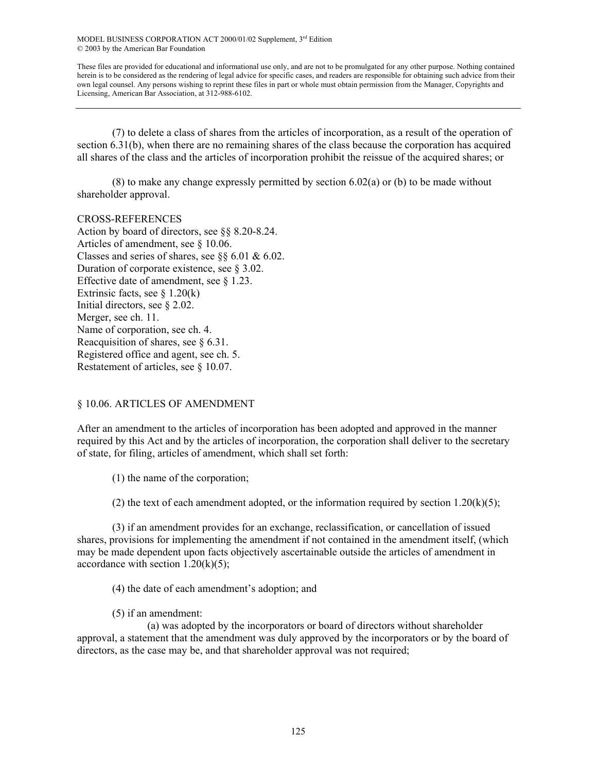(7) to delete a class of shares from the articles of incorporation, as a result of the operation of section 6.31(b), when there are no remaining shares of the class because the corporation has acquired all shares of the class and the articles of incorporation prohibit the reissue of the acquired shares; or

(8) to make any change expressly permitted by section 6.02(a) or (b) to be made without shareholder approval.

CROSS-REFERENCES
Action by board of directors, see §§ 8.20-8.24.
Articles of amendment, see § 10.06.
Classes and series of shares, see §§ 6.01 & 6.02.
Duration of corporate existence, see § 3.02.
Effective date of amendment, see § 1.23.
Extrinsic facts, see § 1.20(k)
Initial directors, see § 2.02.
Merger, see ch. 11.
Name of corporation, see ch. 4.
Reacquisition of shares, see § 6.31.
Registered office and agent, see ch. 5.
Restatement of articles, see § 10.07.

## § 10.06. ARTICLES OF AMENDMENT

After an amendment to the articles of incorporation has been adopted and approved in the manner required by this Act and by the articles of incorporation, the corporation shall deliver to the secretary of state, for filing, articles of amendment, which shall set forth:

(1) the name of the corporation;

(2) the text of each amendment adopted, or the information required by section 1.20(k)(5);

(3) if an amendment provides for an exchange, reclassification, or cancellation of issued shares, provisions for implementing the amendment if not contained in the amendment itself, (which may be made dependent upon facts objectively ascertainable outside the articles of amendment in accordance with section 1.20(k)(5);

(4) the date of each amendment's adoption; and

(5) if an amendment:

(a) was adopted by the incorporators or board of directors without shareholder approval, a statement that the amendment was duly approved by the incorporators or by the board of directors, as the case may be, and that shareholder approval was not required;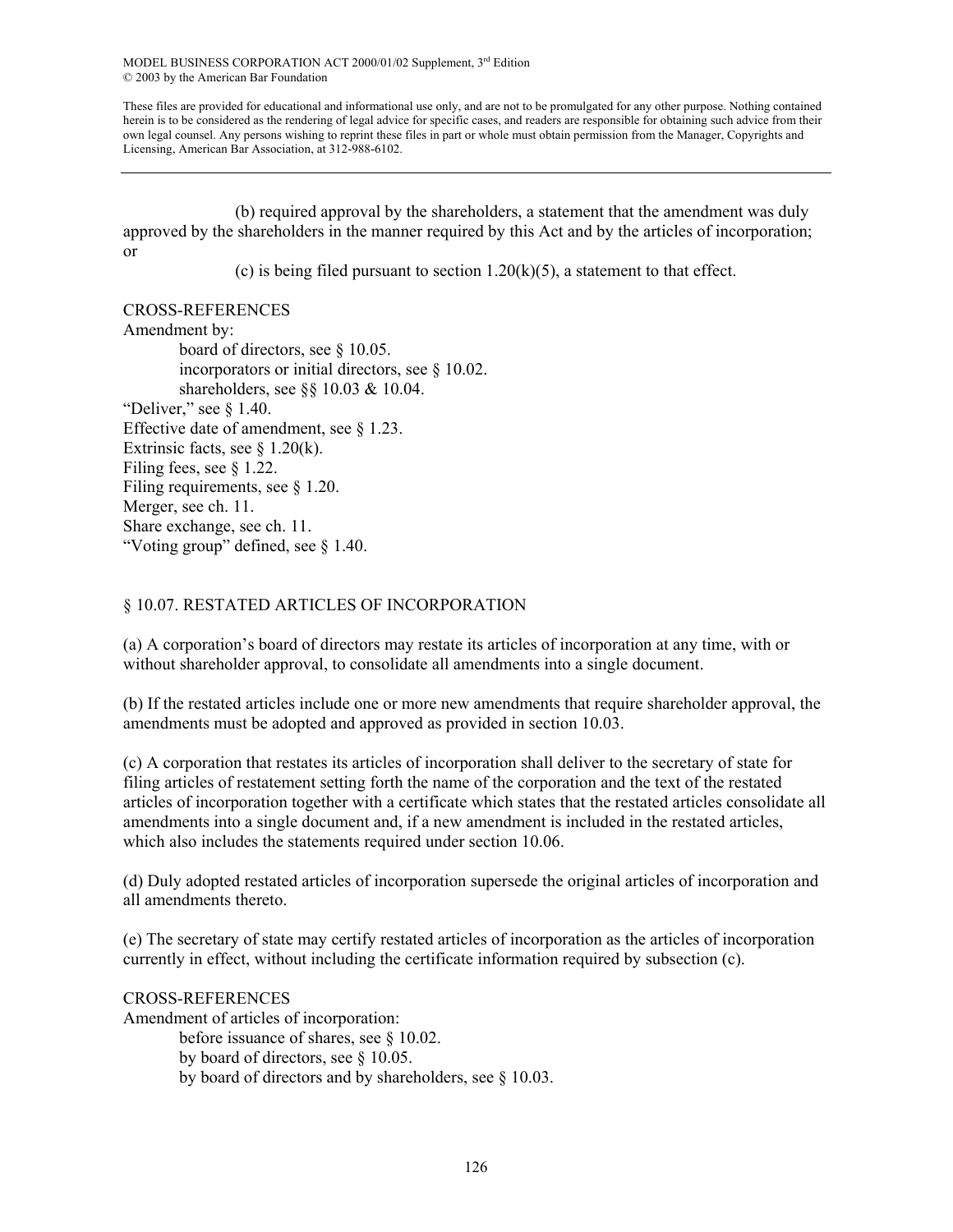(b) required approval by the shareholders, a statement that the amendment was duly approved by the shareholders in the manner required by this Act and by the articles of incorporation; or

(c) is being filed pursuant to section 1.20(k)(5), a statement to that effect.

CROSS-REFERENCES

Amendment by:
- board of directors, see § 10.05.
- incorporators or initial directors, see § 10.02.
- shareholders, see §§ 10.03 & 10.04.

"Deliver," see § 1.40.
Effective date of amendment, see § 1.23.
Extrinsic facts, see § 1.20(k).
Filing fees, see § 1.22.
Filing requirements, see § 1.20.
Merger, see ch. 11.
Share exchange, see ch. 11.
"Voting group" defined, see § 1.40.

## § 10.07. RESTATED ARTICLES OF INCORPORATION

(a) A corporation's board of directors may restate its articles of incorporation at any time, with or without shareholder approval, to consolidate all amendments into a single document.

(b) If the restated articles include one or more new amendments that require shareholder approval, the amendments must be adopted and approved as provided in section 10.03.

(c) A corporation that restates its articles of incorporation shall deliver to the secretary of state for filing articles of restatement setting forth the name of the corporation and the text of the restated articles of incorporation together with a certificate which states that the restated articles consolidate all amendments into a single document and, if a new amendment is included in the restated articles, which also includes the statements required under section 10.06.

(d) Duly adopted restated articles of incorporation supersede the original articles of incorporation and all amendments thereto.

(e) The secretary of state may certify restated articles of incorporation as the articles of incorporation currently in effect, without including the certificate information required by subsection (c).

CROSS-REFERENCES

Amendment of articles of incorporation:
- before issuance of shares, see § 10.02.
- by board of directors, see § 10.05.
- by board of directors and by shareholders, see § 10.03.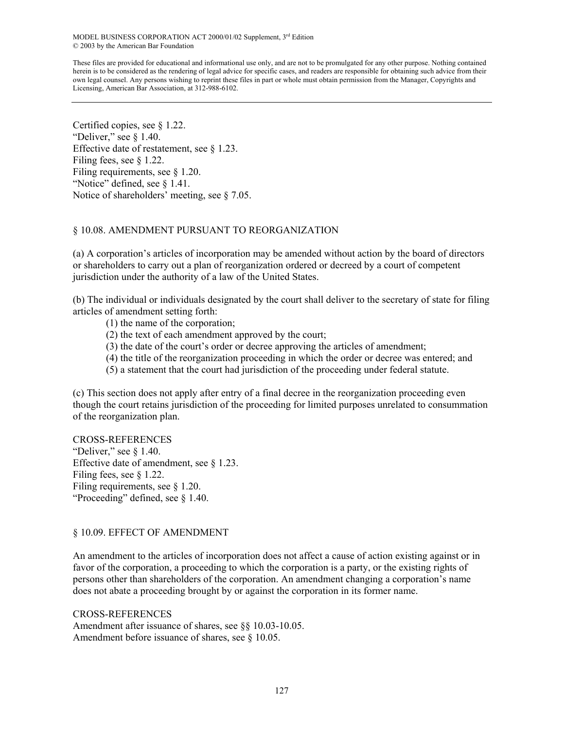Certified copies, see § 1.22.
"Deliver," see § 1.40.
Effective date of restatement, see § 1.23.
Filing fees, see § 1.22.
Filing requirements, see § 1.20.
"Notice" defined, see § 1.41.
Notice of shareholders' meeting, see § 7.05.

## § 10.08. AMENDMENT PURSUANT TO REORGANIZATION

(a) A corporation's articles of incorporation may be amended without action by the board of directors or shareholders to carry out a plan of reorganization ordered or decreed by a court of competent jurisdiction under the authority of a law of the United States.

(b) The individual or individuals designated by the court shall deliver to the secretary of state for filing articles of amendment setting forth:

(1) the name of the corporation;
(2) the text of each amendment approved by the court;
(3) the date of the court's order or decree approving the articles of amendment;
(4) the title of the reorganization proceeding in which the order or decree was entered; and
(5) a statement that the court had jurisdiction of the proceeding under federal statute.

(c) This section does not apply after entry of a final decree in the reorganization proceeding even though the court retains jurisdiction of the proceeding for limited purposes unrelated to consummation of the reorganization plan.

CROSS-REFERENCES
"Deliver," see § 1.40.
Effective date of amendment, see § 1.23.
Filing fees, see § 1.22.
Filing requirements, see § 1.20.
"Proceeding" defined, see § 1.40.

## § 10.09. EFFECT OF AMENDMENT

An amendment to the articles of incorporation does not affect a cause of action existing against or in favor of the corporation, a proceeding to which the corporation is a party, or the existing rights of persons other than shareholders of the corporation. An amendment changing a corporation's name does not abate a proceeding brought by or against the corporation in its former name.

CROSS-REFERENCES
Amendment after issuance of shares, see §§ 10.03-10.05.
Amendment before issuance of shares, see § 10.05.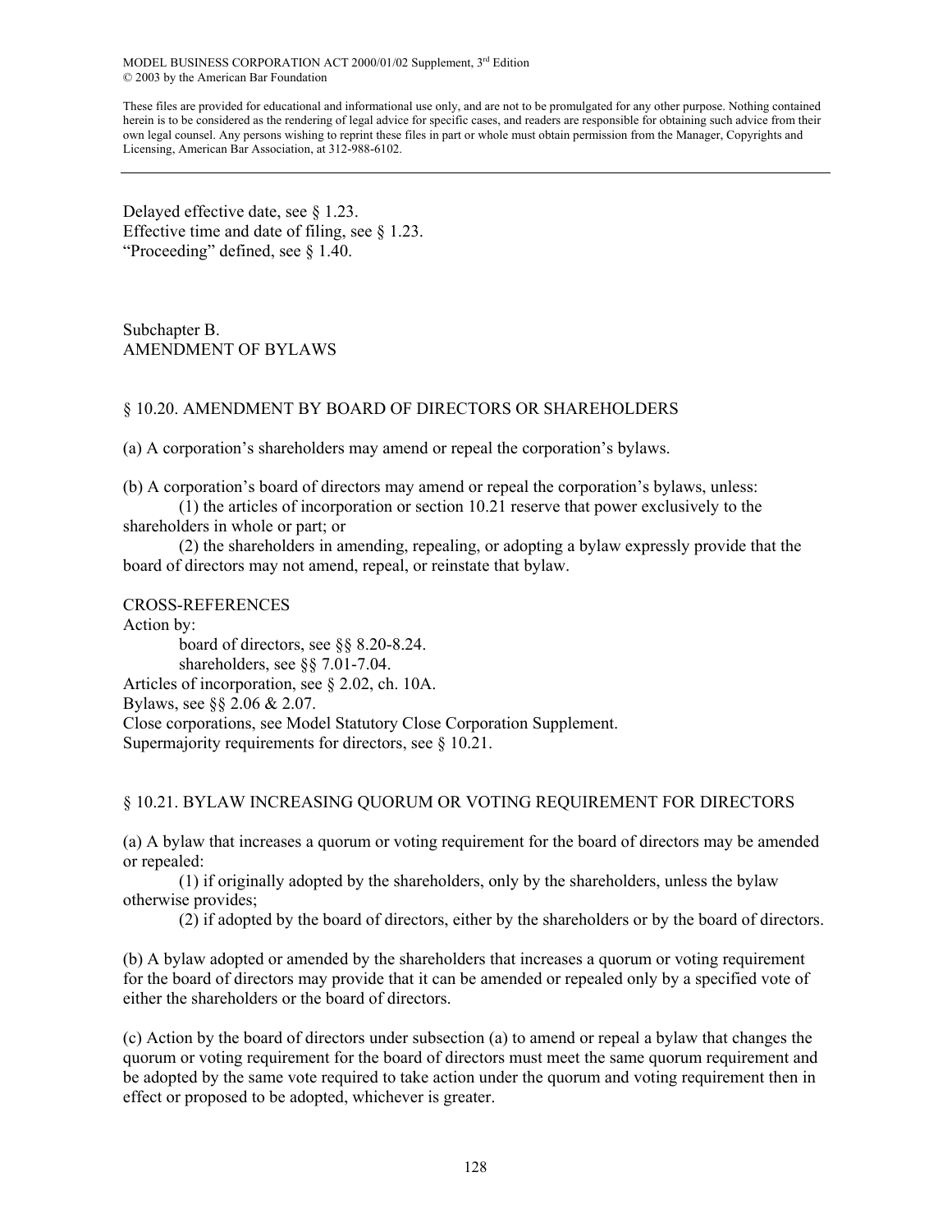Delayed effective date, see § 1.23.
Effective time and date of filing, see § 1.23.
"Proceeding" defined, see § 1.40.

## Subchapter B.
## AMENDMENT OF BYLAWS

### § 10.20. AMENDMENT BY BOARD OF DIRECTORS OR SHAREHOLDERS

(a) A corporation's shareholders may amend or repeal the corporation's bylaws.

(b) A corporation's board of directors may amend or repeal the corporation's bylaws, unless:

(1) the articles of incorporation or section 10.21 reserve that power exclusively to the shareholders in whole or part; or

(2) the shareholders in amending, repealing, or adopting a bylaw expressly provide that the board of directors may not amend, repeal, or reinstate that bylaw.

CROSS-REFERENCES
Action by:
board of directors, see §§ 8.20-8.24.
shareholders, see §§ 7.01-7.04.
Articles of incorporation, see § 2.02, ch. 10A.
Bylaws, see §§ 2.06 & 2.07.
Close corporations, see Model Statutory Close Corporation Supplement.
Supermajority requirements for directors, see § 10.21.

### § 10.21. BYLAW INCREASING QUORUM OR VOTING REQUIREMENT FOR DIRECTORS

(a) A bylaw that increases a quorum or voting requirement for the board of directors may be amended or repealed:

(1) if originally adopted by the shareholders, only by the shareholders, unless the bylaw otherwise provides;

(2) if adopted by the board of directors, either by the shareholders or by the board of directors.

(b) A bylaw adopted or amended by the shareholders that increases a quorum or voting requirement for the board of directors may provide that it can be amended or repealed only by a specified vote of either the shareholders or the board of directors.

(c) Action by the board of directors under subsection (a) to amend or repeal a bylaw that changes the quorum or voting requirement for the board of directors must meet the same quorum requirement and be adopted by the same vote required to take action under the quorum and voting requirement then in effect or proposed to be adopted, whichever is greater.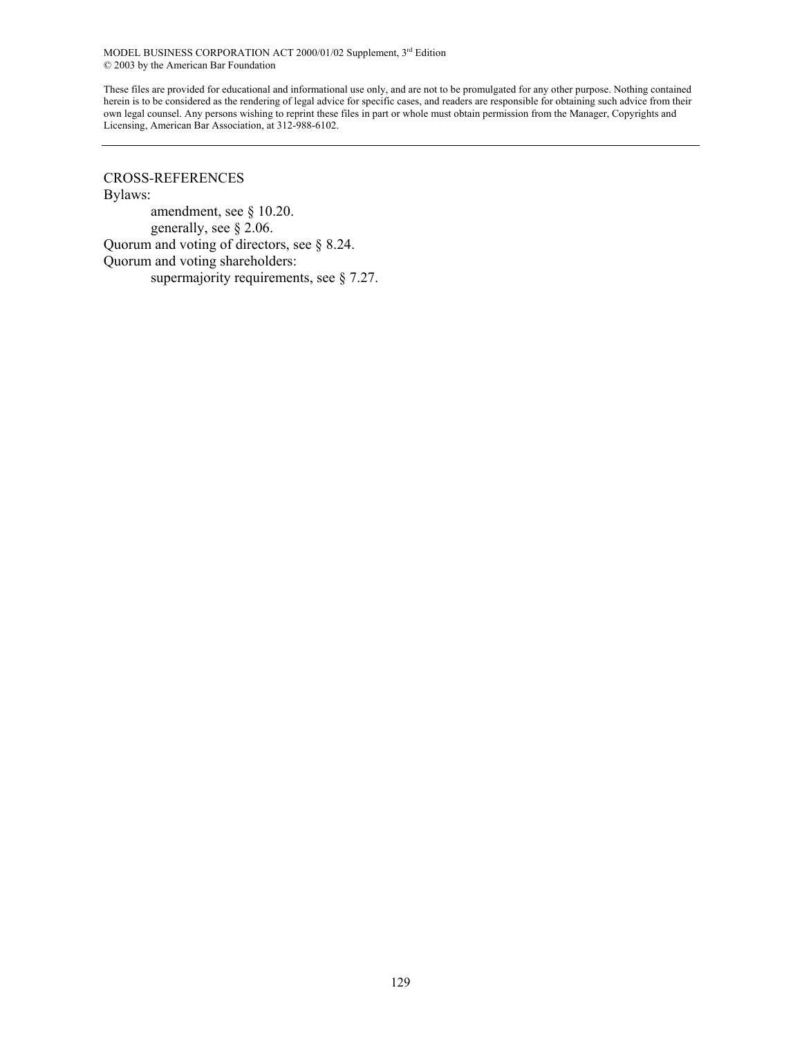CROSS-REFERENCES

Bylaws:

- amendment, see § 10.20.
- generally, see § 2.06.

Quorum and voting of directors, see § 8.24.

Quorum and voting shareholders:

- supermajority requirements, see § 7.27.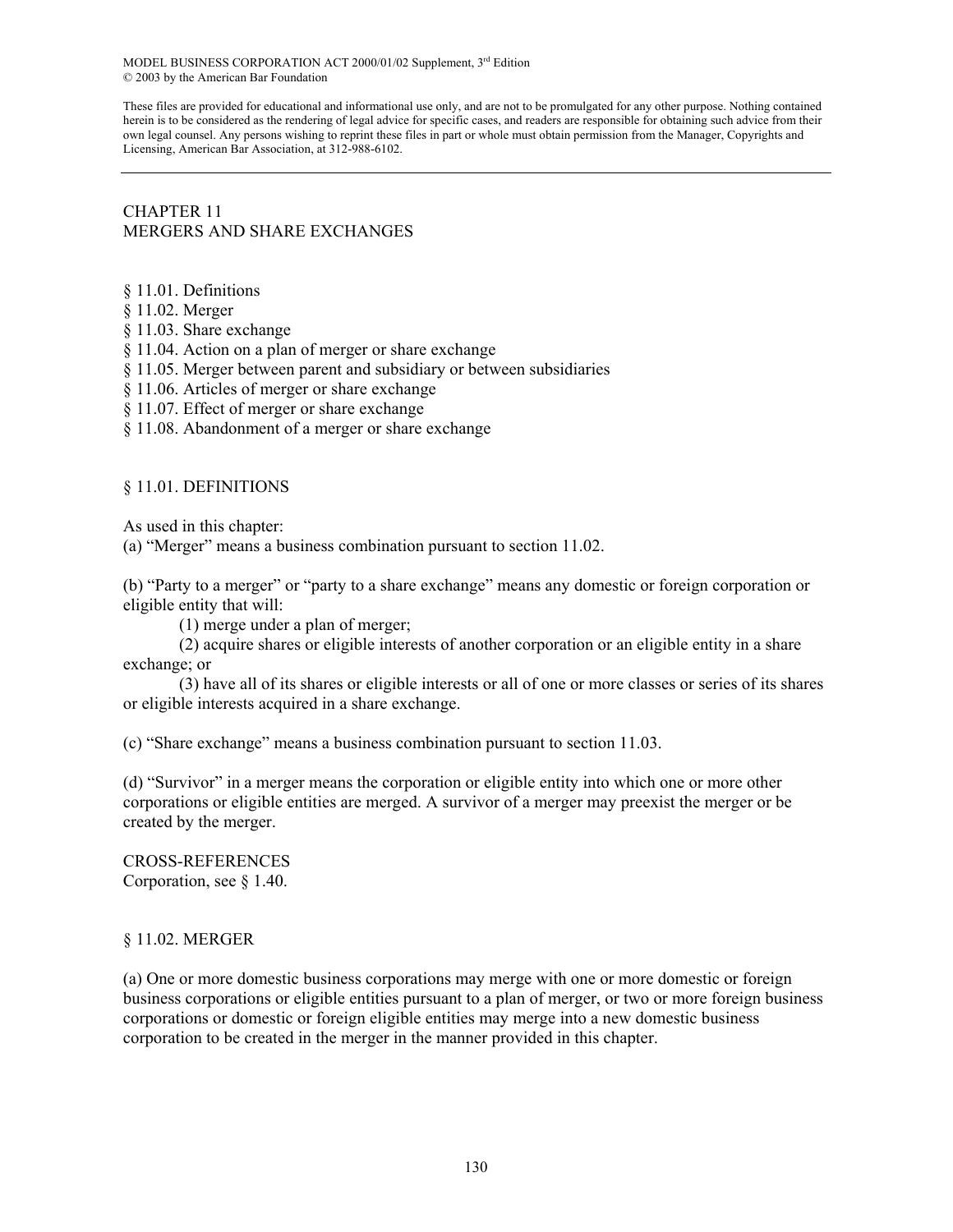MODEL BUSINESS CORPORATION ACT 2000/01/02 Supplement, 3rd Edition
© 2003 by the American Bar Foundation

These files are provided for educational and informational use only, and are not to be promulgated for any other purpose. Nothing contained herein is to be considered as the rendering of legal advice for specific cases, and readers are responsible for obtaining such advice from their own legal counsel. Any persons wishing to reprint these files in part or whole must obtain permission from the Manager, Copyrights and Licensing, American Bar Association, at 312-988-6102.

---

# CHAPTER 11
# MERGERS AND SHARE EXCHANGES

§ 11.01. Definitions
§ 11.02. Merger
§ 11.03. Share exchange
§ 11.04. Action on a plan of merger or share exchange
§ 11.05. Merger between parent and subsidiary or between subsidiaries
§ 11.06. Articles of merger or share exchange
§ 11.07. Effect of merger or share exchange
§ 11.08. Abandonment of a merger or share exchange

## § 11.01. DEFINITIONS

As used in this chapter:
(a) “Merger” means a business combination pursuant to section 11.02.

(b) “Party to a merger” or “party to a share exchange” means any domestic or foreign corporation or eligible entity that will:

(1) merge under a plan of merger;

(2) acquire shares or eligible interests of another corporation or an eligible entity in a share exchange; or

(3) have all of its shares or eligible interests or all of one or more classes or series of its shares or eligible interests acquired in a share exchange.

(c) “Share exchange” means a business combination pursuant to section 11.03.

(d) “Survivor” in a merger means the corporation or eligible entity into which one or more other corporations or eligible entities are merged. A survivor of a merger may preexist the merger or be created by the merger.

CROSS-REFERENCES
Corporation, see § 1.40.

## § 11.02. MERGER

(a) One or more domestic business corporations may merge with one or more domestic or foreign business corporations or eligible entities pursuant to a plan of merger, or two or more foreign business corporations or domestic or foreign eligible entities may merge into a new domestic business corporation to be created in the merger in the manner provided in this chapter.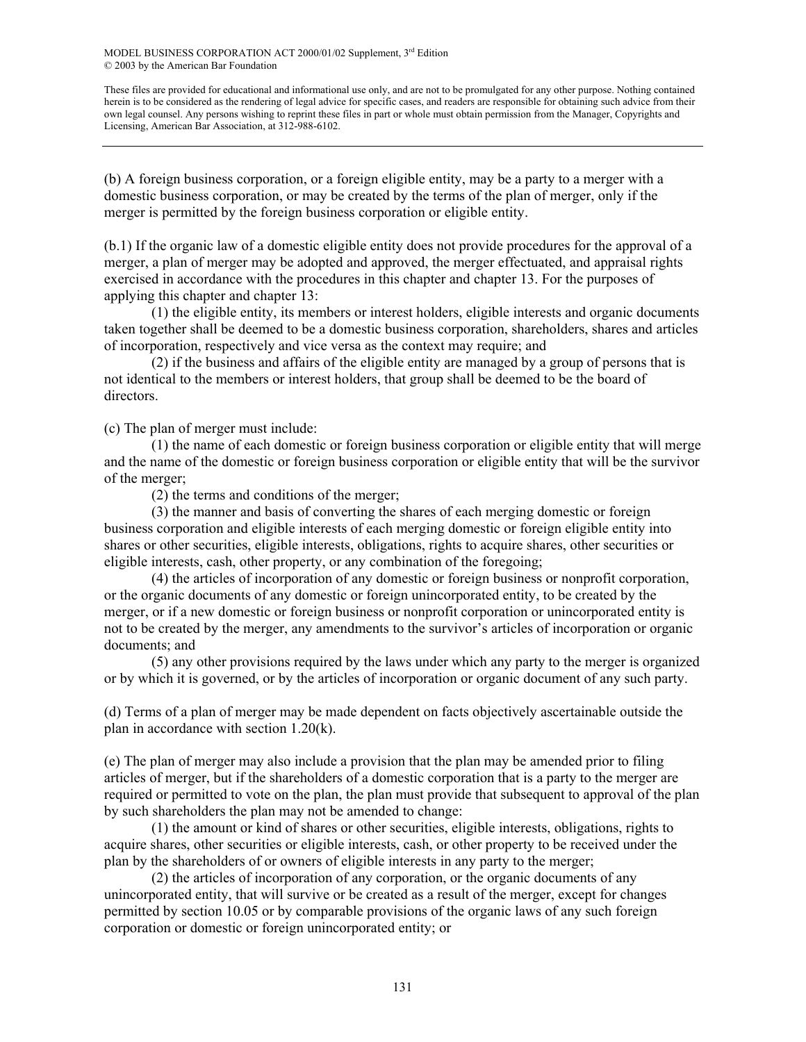(b) A foreign business corporation, or a foreign eligible entity, may be a party to a merger with a domestic business corporation, or may be created by the terms of the plan of merger, only if the merger is permitted by the foreign business corporation or eligible entity.

(b.1) If the organic law of a domestic eligible entity does not provide procedures for the approval of a merger, a plan of merger may be adopted and approved, the merger effectuated, and appraisal rights exercised in accordance with the procedures in this chapter and chapter 13. For the purposes of applying this chapter and chapter 13:

(1) the eligible entity, its members or interest holders, eligible interests and organic documents taken together shall be deemed to be a domestic business corporation, shareholders, shares and articles of incorporation, respectively and vice versa as the context may require; and

(2) if the business and affairs of the eligible entity are managed by a group of persons that is not identical to the members or interest holders, that group shall be deemed to be the board of directors.

(c) The plan of merger must include:

(1) the name of each domestic or foreign business corporation or eligible entity that will merge and the name of the domestic or foreign business corporation or eligible entity that will be the survivor of the merger;

(2) the terms and conditions of the merger;

(3) the manner and basis of converting the shares of each merging domestic or foreign business corporation and eligible interests of each merging domestic or foreign eligible entity into shares or other securities, eligible interests, obligations, rights to acquire shares, other securities or eligible interests, cash, other property, or any combination of the foregoing;

(4) the articles of incorporation of any domestic or foreign business or nonprofit corporation, or the organic documents of any domestic or foreign unincorporated entity, to be created by the merger, or if a new domestic or foreign business or nonprofit corporation or unincorporated entity is not to be created by the merger, any amendments to the survivor's articles of incorporation or organic documents; and

(5) any other provisions required by the laws under which any party to the merger is organized or by which it is governed, or by the articles of incorporation or organic document of any such party.

(d) Terms of a plan of merger may be made dependent on facts objectively ascertainable outside the plan in accordance with section 1.20(k).

(e) The plan of merger may also include a provision that the plan may be amended prior to filing articles of merger, but if the shareholders of a domestic corporation that is a party to the merger are required or permitted to vote on the plan, the plan must provide that subsequent to approval of the plan by such shareholders the plan may not be amended to change:

(1) the amount or kind of shares or other securities, eligible interests, obligations, rights to acquire shares, other securities or eligible interests, cash, or other property to be received under the plan by the shareholders of or owners of eligible interests in any party to the merger;

(2) the articles of incorporation of any corporation, or the organic documents of any unincorporated entity, that will survive or be created as a result of the merger, except for changes permitted by section 10.05 or by comparable provisions of the organic laws of any such foreign corporation or domestic or foreign unincorporated entity; or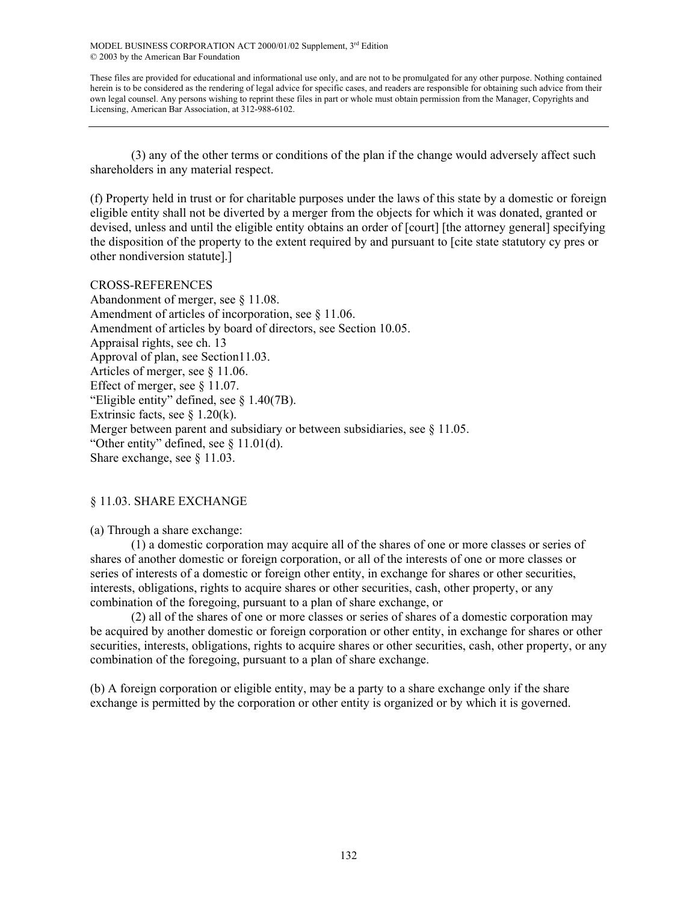(3) any of the other terms or conditions of the plan if the change would adversely affect such shareholders in any material respect.

(f) Property held in trust or for charitable purposes under the laws of this state by a domestic or foreign eligible entity shall not be diverted by a merger from the objects for which it was donated, granted or devised, unless and until the eligible entity obtains an order of [court] [the attorney general] specifying the disposition of the property to the extent required by and pursuant to [cite state statutory cy pres or other nondiversion statute].]

CROSS-REFERENCES
Abandonment of merger, see § 11.08.
Amendment of articles of incorporation, see § 11.06.
Amendment of articles by board of directors, see Section 10.05.
Appraisal rights, see ch. 13
Approval of plan, see Section11.03.
Articles of merger, see § 11.06.
Effect of merger, see § 11.07.
"Eligible entity" defined, see § 1.40(7B).
Extrinsic facts, see § 1.20(k).
Merger between parent and subsidiary or between subsidiaries, see § 11.05.
"Other entity" defined, see § 11.01(d).
Share exchange, see § 11.03.

## § 11.03. SHARE EXCHANGE

(a) Through a share exchange:

(1) a domestic corporation may acquire all of the shares of one or more classes or series of shares of another domestic or foreign corporation, or all of the interests of one or more classes or series of interests of a domestic or foreign other entity, in exchange for shares or other securities, interests, obligations, rights to acquire shares or other securities, cash, other property, or any combination of the foregoing, pursuant to a plan of share exchange, or

(2) all of the shares of one or more classes or series of shares of a domestic corporation may be acquired by another domestic or foreign corporation or other entity, in exchange for shares or other securities, interests, obligations, rights to acquire shares or other securities, cash, other property, or any combination of the foregoing, pursuant to a plan of share exchange.

(b) A foreign corporation or eligible entity, may be a party to a share exchange only if the share exchange is permitted by the corporation or other entity is organized or by which it is governed.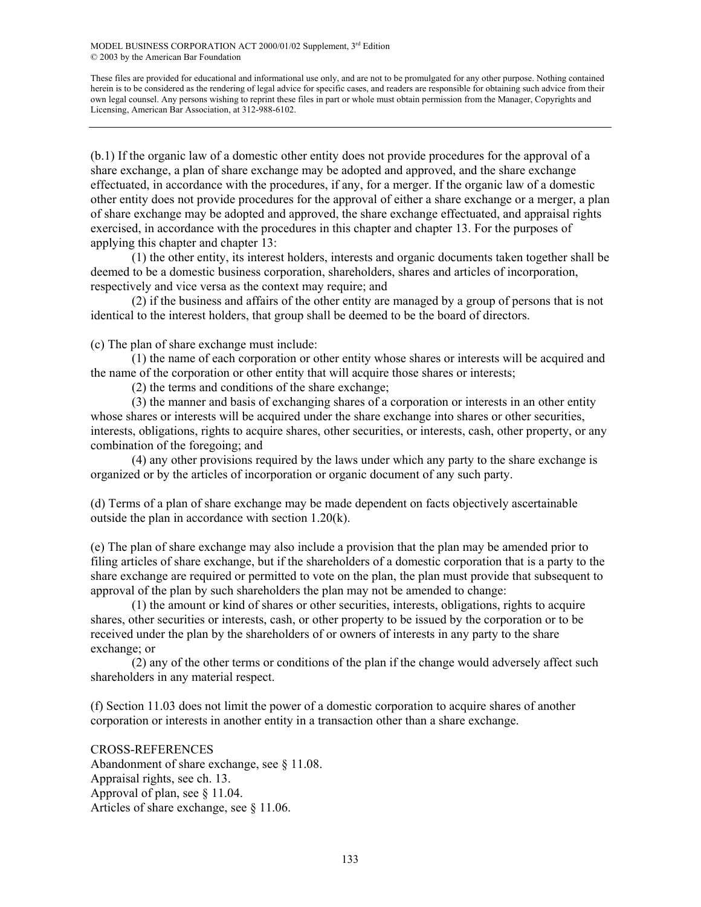(b.1) If the organic law of a domestic other entity does not provide procedures for the approval of a share exchange, a plan of share exchange may be adopted and approved, and the share exchange effectuated, in accordance with the procedures, if any, for a merger. If the organic law of a domestic other entity does not provide procedures for the approval of either a share exchange or a merger, a plan of share exchange may be adopted and approved, the share exchange effectuated, and appraisal rights exercised, in accordance with the procedures in this chapter and chapter 13. For the purposes of applying this chapter and chapter 13:

(1) the other entity, its interest holders, interests and organic documents taken together shall be deemed to be a domestic business corporation, shareholders, shares and articles of incorporation, respectively and vice versa as the context may require; and

(2) if the business and affairs of the other entity are managed by a group of persons that is not identical to the interest holders, that group shall be deemed to be the board of directors.

(c) The plan of share exchange must include:

(1) the name of each corporation or other entity whose shares or interests will be acquired and the name of the corporation or other entity that will acquire those shares or interests;

(2) the terms and conditions of the share exchange;

(3) the manner and basis of exchanging shares of a corporation or interests in an other entity whose shares or interests will be acquired under the share exchange into shares or other securities, interests, obligations, rights to acquire shares, other securities, or interests, cash, other property, or any combination of the foregoing; and

(4) any other provisions required by the laws under which any party to the share exchange is organized or by the articles of incorporation or organic document of any such party.

(d) Terms of a plan of share exchange may be made dependent on facts objectively ascertainable outside the plan in accordance with section 1.20(k).

(e) The plan of share exchange may also include a provision that the plan may be amended prior to filing articles of share exchange, but if the shareholders of a domestic corporation that is a party to the share exchange are required or permitted to vote on the plan, the plan must provide that subsequent to approval of the plan by such shareholders the plan may not be amended to change:

(1) the amount or kind of shares or other securities, interests, obligations, rights to acquire shares, other securities or interests, cash, or other property to be issued by the corporation or to be received under the plan by the shareholders of or owners of interests in any party to the share exchange; or

(2) any of the other terms or conditions of the plan if the change would adversely affect such shareholders in any material respect.

(f) Section 11.03 does not limit the power of a domestic corporation to acquire shares of another corporation or interests in another entity in a transaction other than a share exchange.

CROSS-REFERENCES

Abandonment of share exchange, see § 11.08.
Appraisal rights, see ch. 13.
Approval of plan, see § 11.04.
Articles of share exchange, see § 11.06.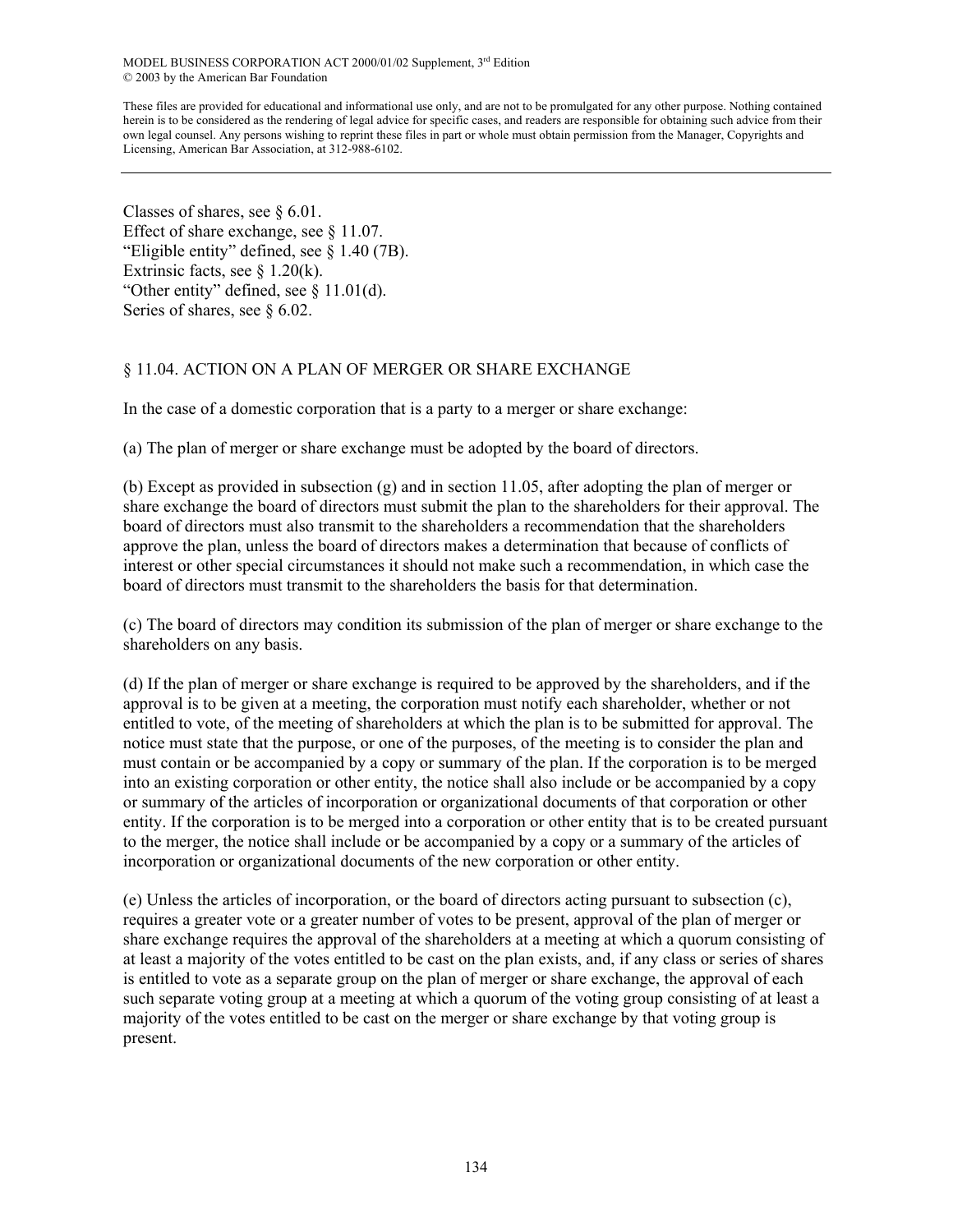Classes of shares, see § 6.01.
Effect of share exchange, see § 11.07.
"Eligible entity" defined, see § 1.40 (7B).
Extrinsic facts, see § 1.20(k).
"Other entity" defined, see § 11.01(d).
Series of shares, see § 6.02.

## § 11.04. ACTION ON A PLAN OF MERGER OR SHARE EXCHANGE

In the case of a domestic corporation that is a party to a merger or share exchange:

(a) The plan of merger or share exchange must be adopted by the board of directors.

(b) Except as provided in subsection (g) and in section 11.05, after adopting the plan of merger or share exchange the board of directors must submit the plan to the shareholders for their approval. The board of directors must also transmit to the shareholders a recommendation that the shareholders approve the plan, unless the board of directors makes a determination that because of conflicts of interest or other special circumstances it should not make such a recommendation, in which case the board of directors must transmit to the shareholders the basis for that determination.

(c) The board of directors may condition its submission of the plan of merger or share exchange to the shareholders on any basis.

(d) If the plan of merger or share exchange is required to be approved by the shareholders, and if the approval is to be given at a meeting, the corporation must notify each shareholder, whether or not entitled to vote, of the meeting of shareholders at which the plan is to be submitted for approval. The notice must state that the purpose, or one of the purposes, of the meeting is to consider the plan and must contain or be accompanied by a copy or summary of the plan. If the corporation is to be merged into an existing corporation or other entity, the notice shall also include or be accompanied by a copy or summary of the articles of incorporation or organizational documents of that corporation or other entity. If the corporation is to be merged into a corporation or other entity that is to be created pursuant to the merger, the notice shall include or be accompanied by a copy or a summary of the articles of incorporation or organizational documents of the new corporation or other entity.

(e) Unless the articles of incorporation, or the board of directors acting pursuant to subsection (c), requires a greater vote or a greater number of votes to be present, approval of the plan of merger or share exchange requires the approval of the shareholders at a meeting at which a quorum consisting of at least a majority of the votes entitled to be cast on the plan exists, and, if any class or series of shares is entitled to vote as a separate group on the plan of merger or share exchange, the approval of each such separate voting group at a meeting at which a quorum of the voting group consisting of at least a majority of the votes entitled to be cast on the merger or share exchange by that voting group is present.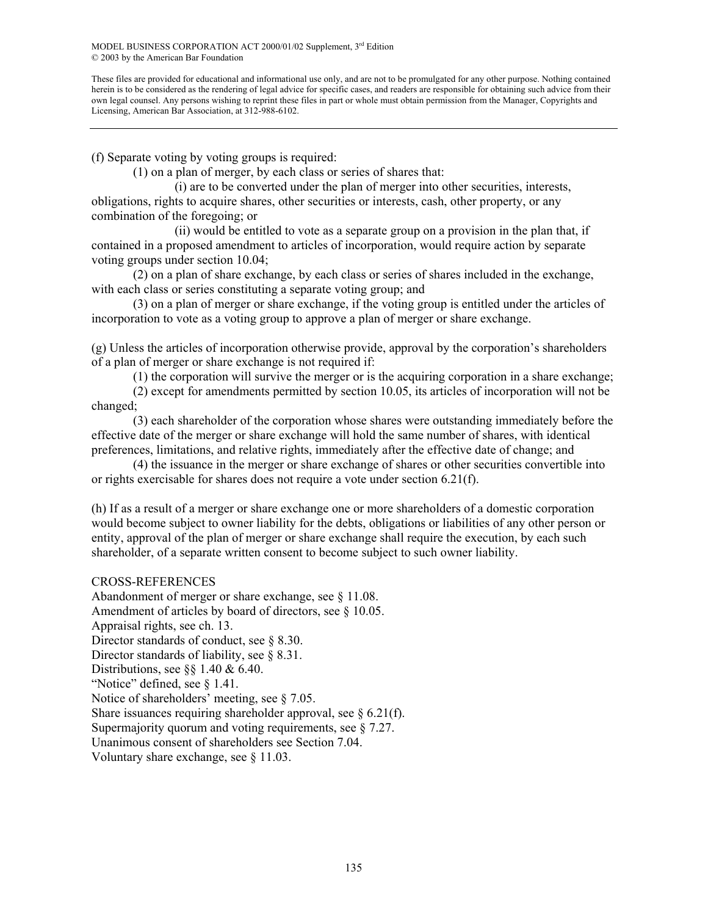(f) Separate voting by voting groups is required:

(1) on a plan of merger, by each class or series of shares that:

(i) are to be converted under the plan of merger into other securities, interests, obligations, rights to acquire shares, other securities or interests, cash, other property, or any combination of the foregoing; or

(ii) would be entitled to vote as a separate group on a provision in the plan that, if contained in a proposed amendment to articles of incorporation, would require action by separate voting groups under section 10.04;

(2) on a plan of share exchange, by each class or series of shares included in the exchange, with each class or series constituting a separate voting group; and

(3) on a plan of merger or share exchange, if the voting group is entitled under the articles of incorporation to vote as a voting group to approve a plan of merger or share exchange.

(g) Unless the articles of incorporation otherwise provide, approval by the corporation's shareholders of a plan of merger or share exchange is not required if:

(1) the corporation will survive the merger or is the acquiring corporation in a share exchange;

(2) except for amendments permitted by section 10.05, its articles of incorporation will not be changed;

(3) each shareholder of the corporation whose shares were outstanding immediately before the effective date of the merger or share exchange will hold the same number of shares, with identical preferences, limitations, and relative rights, immediately after the effective date of change; and

(4) the issuance in the merger or share exchange of shares or other securities convertible into or rights exercisable for shares does not require a vote under section 6.21(f).

(h) If as a result of a merger or share exchange one or more shareholders of a domestic corporation would become subject to owner liability for the debts, obligations or liabilities of any other person or entity, approval of the plan of merger or share exchange shall require the execution, by each such shareholder, of a separate written consent to become subject to such owner liability.

CROSS-REFERENCES

Abandonment of merger or share exchange, see § 11.08.
Amendment of articles by board of directors, see § 10.05.
Appraisal rights, see ch. 13.
Director standards of conduct, see § 8.30.
Director standards of liability, see § 8.31.
Distributions, see §§ 1.40 & 6.40.
"Notice" defined, see § 1.41.
Notice of shareholders' meeting, see § 7.05.
Share issuances requiring shareholder approval, see § 6.21(f).
Supermajority quorum and voting requirements, see § 7.27.
Unanimous consent of shareholders see Section 7.04.
Voluntary share exchange, see § 11.03.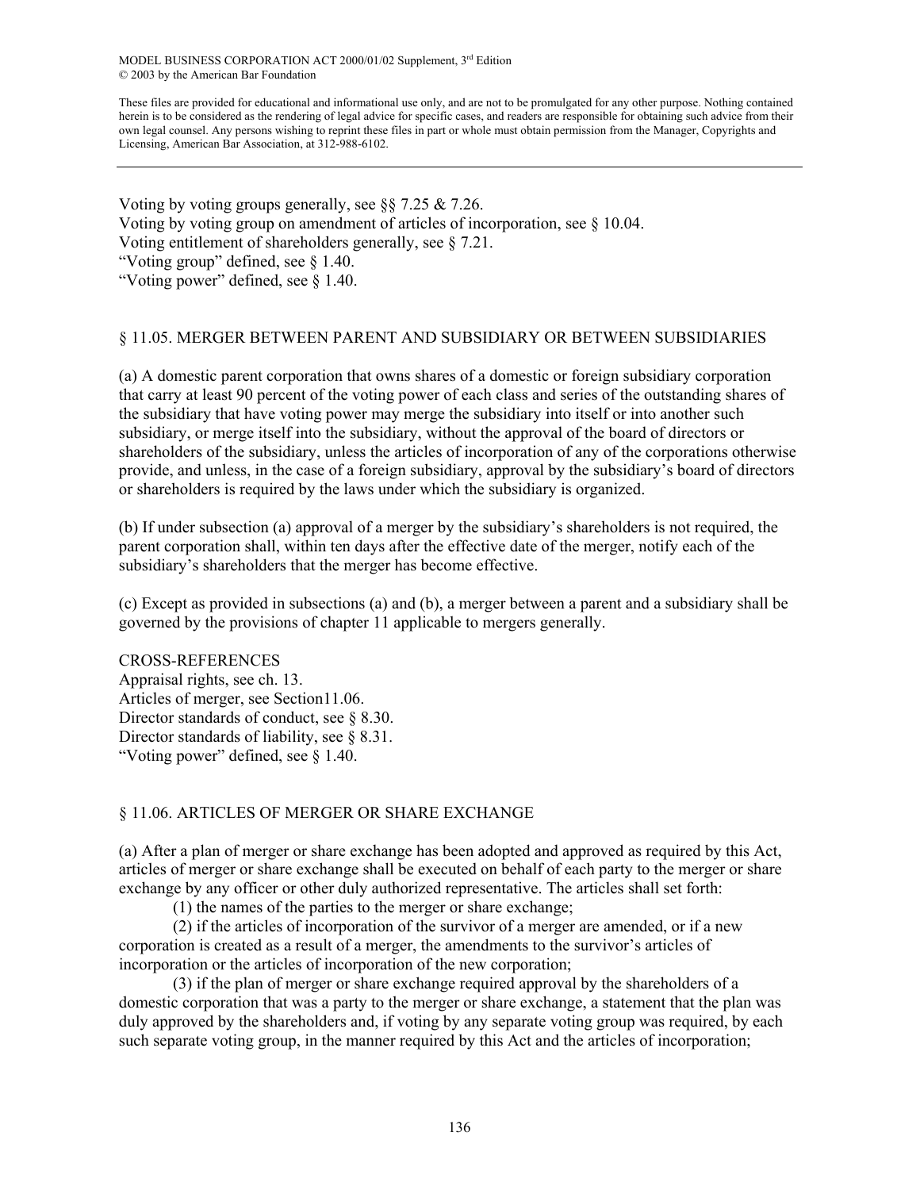Voting by voting groups generally, see §§ 7.25 & 7.26.
Voting by voting group on amendment of articles of incorporation, see § 10.04.
Voting entitlement of shareholders generally, see § 7.21.
"Voting group" defined, see § 1.40.
"Voting power" defined, see § 1.40.

## § 11.05. MERGER BETWEEN PARENT AND SUBSIDIARY OR BETWEEN SUBSIDIARIES

(a) A domestic parent corporation that owns shares of a domestic or foreign subsidiary corporation that carry at least 90 percent of the voting power of each class and series of the outstanding shares of the subsidiary that have voting power may merge the subsidiary into itself or into another such subsidiary, or merge itself into the subsidiary, without the approval of the board of directors or shareholders of the subsidiary, unless the articles of incorporation of any of the corporations otherwise provide, and unless, in the case of a foreign subsidiary, approval by the subsidiary's board of directors or shareholders is required by the laws under which the subsidiary is organized.

(b) If under subsection (a) approval of a merger by the subsidiary's shareholders is not required, the parent corporation shall, within ten days after the effective date of the merger, notify each of the subsidiary's shareholders that the merger has become effective.

(c) Except as provided in subsections (a) and (b), a merger between a parent and a subsidiary shall be governed by the provisions of chapter 11 applicable to mergers generally.

CROSS-REFERENCES
Appraisal rights, see ch. 13.
Articles of merger, see Section11.06.
Director standards of conduct, see § 8.30.
Director standards of liability, see § 8.31.
"Voting power" defined, see § 1.40.

## § 11.06. ARTICLES OF MERGER OR SHARE EXCHANGE

(a) After a plan of merger or share exchange has been adopted and approved as required by this Act, articles of merger or share exchange shall be executed on behalf of each party to the merger or share exchange by any officer or other duly authorized representative. The articles shall set forth:

(1) the names of the parties to the merger or share exchange;

(2) if the articles of incorporation of the survivor of a merger are amended, or if a new corporation is created as a result of a merger, the amendments to the survivor's articles of incorporation or the articles of incorporation of the new corporation;

(3) if the plan of merger or share exchange required approval by the shareholders of a domestic corporation that was a party to the merger or share exchange, a statement that the plan was duly approved by the shareholders and, if voting by any separate voting group was required, by each such separate voting group, in the manner required by this Act and the articles of incorporation;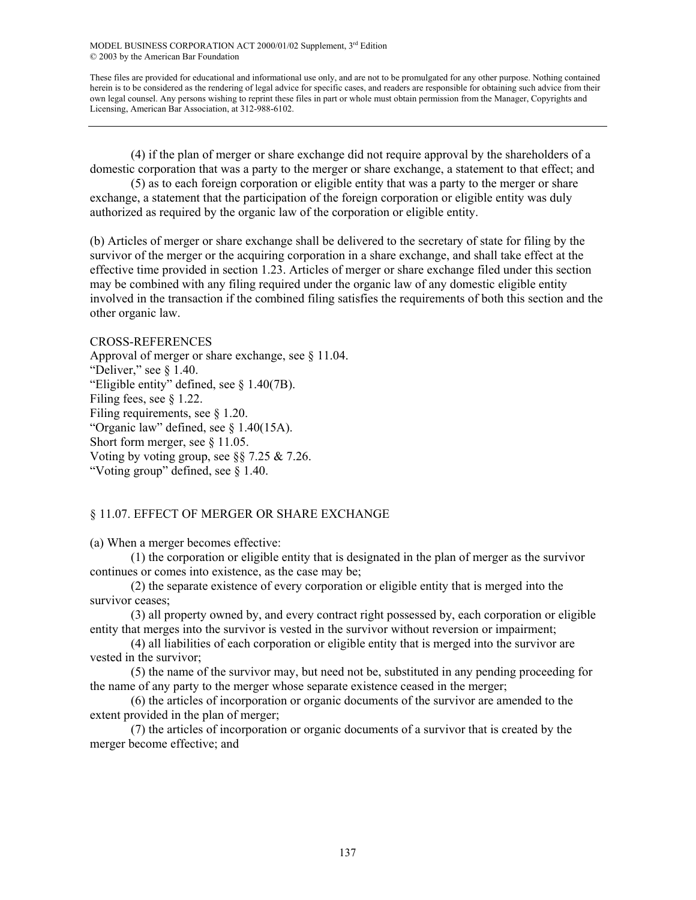(4) if the plan of merger or share exchange did not require approval by the shareholders of a domestic corporation that was a party to the merger or share exchange, a statement to that effect; and

(5) as to each foreign corporation or eligible entity that was a party to the merger or share exchange, a statement that the participation of the foreign corporation or eligible entity was duly authorized as required by the organic law of the corporation or eligible entity.

(b) Articles of merger or share exchange shall be delivered to the secretary of state for filing by the survivor of the merger or the acquiring corporation in a share exchange, and shall take effect at the effective time provided in section 1.23. Articles of merger or share exchange filed under this section may be combined with any filing required under the organic law of any domestic eligible entity involved in the transaction if the combined filing satisfies the requirements of both this section and the other organic law.

CROSS-REFERENCES

Approval of merger or share exchange, see § 11.04.
"Deliver," see § 1.40.
"Eligible entity" defined, see § 1.40(7B).
Filing fees, see § 1.22.
Filing requirements, see § 1.20.
"Organic law" defined, see § 1.40(15A).
Short form merger, see § 11.05.
Voting by voting group, see §§ 7.25 & 7.26.
"Voting group" defined, see § 1.40.

## § 11.07. EFFECT OF MERGER OR SHARE EXCHANGE

(a) When a merger becomes effective:

(1) the corporation or eligible entity that is designated in the plan of merger as the survivor continues or comes into existence, as the case may be;

(2) the separate existence of every corporation or eligible entity that is merged into the survivor ceases;

(3) all property owned by, and every contract right possessed by, each corporation or eligible entity that merges into the survivor is vested in the survivor without reversion or impairment;

(4) all liabilities of each corporation or eligible entity that is merged into the survivor are vested in the survivor;

(5) the name of the survivor may, but need not be, substituted in any pending proceeding for the name of any party to the merger whose separate existence ceased in the merger;

(6) the articles of incorporation or organic documents of the survivor are amended to the extent provided in the plan of merger;

(7) the articles of incorporation or organic documents of a survivor that is created by the merger become effective; and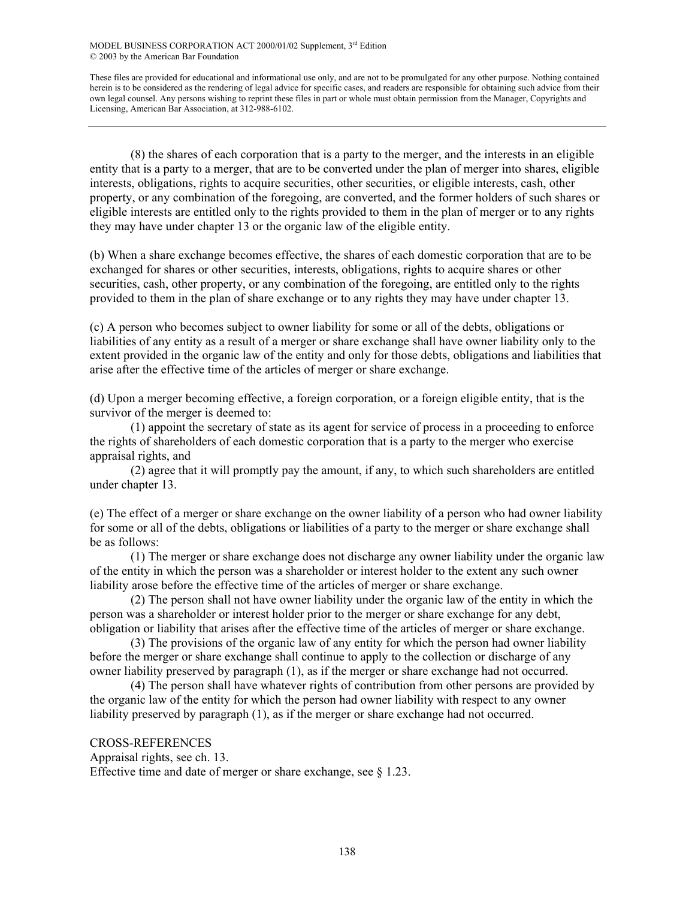(8) the shares of each corporation that is a party to the merger, and the interests in an eligible entity that is a party to a merger, that are to be converted under the plan of merger into shares, eligible interests, obligations, rights to acquire securities, other securities, or eligible interests, cash, other property, or any combination of the foregoing, are converted, and the former holders of such shares or eligible interests are entitled only to the rights provided to them in the plan of merger or to any rights they may have under chapter 13 or the organic law of the eligible entity.

(b) When a share exchange becomes effective, the shares of each domestic corporation that are to be exchanged for shares or other securities, interests, obligations, rights to acquire shares or other securities, cash, other property, or any combination of the foregoing, are entitled only to the rights provided to them in the plan of share exchange or to any rights they may have under chapter 13.

(c) A person who becomes subject to owner liability for some or all of the debts, obligations or liabilities of any entity as a result of a merger or share exchange shall have owner liability only to the extent provided in the organic law of the entity and only for those debts, obligations and liabilities that arise after the effective time of the articles of merger or share exchange.

(d) Upon a merger becoming effective, a foreign corporation, or a foreign eligible entity, that is the survivor of the merger is deemed to:

(1) appoint the secretary of state as its agent for service of process in a proceeding to enforce the rights of shareholders of each domestic corporation that is a party to the merger who exercise appraisal rights, and

(2) agree that it will promptly pay the amount, if any, to which such shareholders are entitled under chapter 13.

(e) The effect of a merger or share exchange on the owner liability of a person who had owner liability for some or all of the debts, obligations or liabilities of a party to the merger or share exchange shall be as follows:

(1) The merger or share exchange does not discharge any owner liability under the organic law of the entity in which the person was a shareholder or interest holder to the extent any such owner liability arose before the effective time of the articles of merger or share exchange.

(2) The person shall not have owner liability under the organic law of the entity in which the person was a shareholder or interest holder prior to the merger or share exchange for any debt, obligation or liability that arises after the effective time of the articles of merger or share exchange.

(3) The provisions of the organic law of any entity for which the person had owner liability before the merger or share exchange shall continue to apply to the collection or discharge of any owner liability preserved by paragraph (1), as if the merger or share exchange had not occurred.

(4) The person shall have whatever rights of contribution from other persons are provided by the organic law of the entity for which the person had owner liability with respect to any owner liability preserved by paragraph (1), as if the merger or share exchange had not occurred.

CROSS-REFERENCES

Appraisal rights, see ch. 13.

Effective time and date of merger or share exchange, see § 1.23.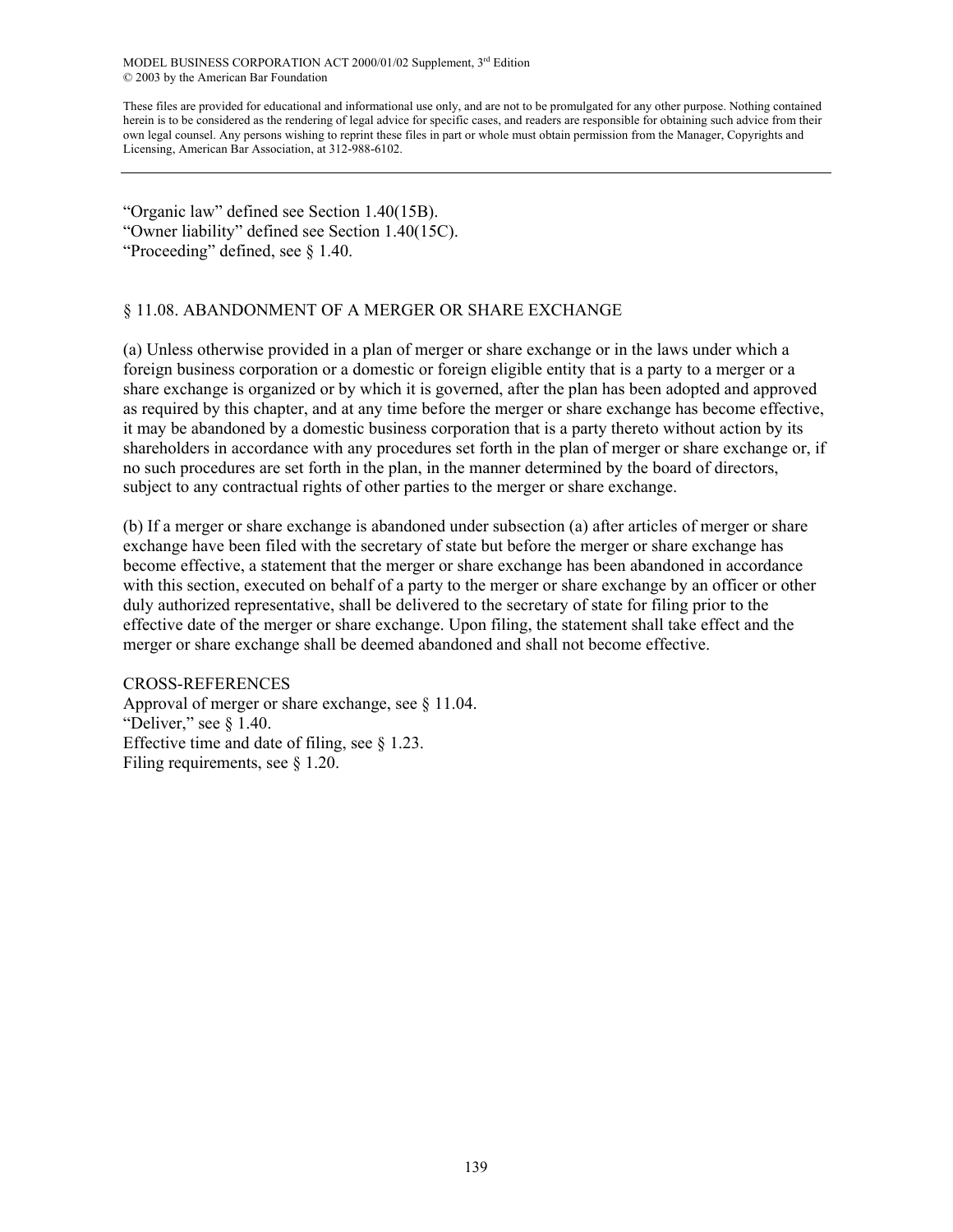"Organic law" defined see Section 1.40(15B).
"Owner liability" defined see Section 1.40(15C).
"Proceeding" defined, see § 1.40.

## § 11.08. ABANDONMENT OF A MERGER OR SHARE EXCHANGE

(a) Unless otherwise provided in a plan of merger or share exchange or in the laws under which a foreign business corporation or a domestic or foreign eligible entity that is a party to a merger or a share exchange is organized or by which it is governed, after the plan has been adopted and approved as required by this chapter, and at any time before the merger or share exchange has become effective, it may be abandoned by a domestic business corporation that is a party thereto without action by its shareholders in accordance with any procedures set forth in the plan of merger or share exchange or, if no such procedures are set forth in the plan, in the manner determined by the board of directors, subject to any contractual rights of other parties to the merger or share exchange.

(b) If a merger or share exchange is abandoned under subsection (a) after articles of merger or share exchange have been filed with the secretary of state but before the merger or share exchange has become effective, a statement that the merger or share exchange has been abandoned in accordance with this section, executed on behalf of a party to the merger or share exchange by an officer or other duly authorized representative, shall be delivered to the secretary of state for filing prior to the effective date of the merger or share exchange. Upon filing, the statement shall take effect and the merger or share exchange shall be deemed abandoned and shall not become effective.

CROSS-REFERENCES
Approval of merger or share exchange, see § 11.04.
"Deliver," see § 1.40.
Effective time and date of filing, see § 1.23.
Filing requirements, see § 1.20.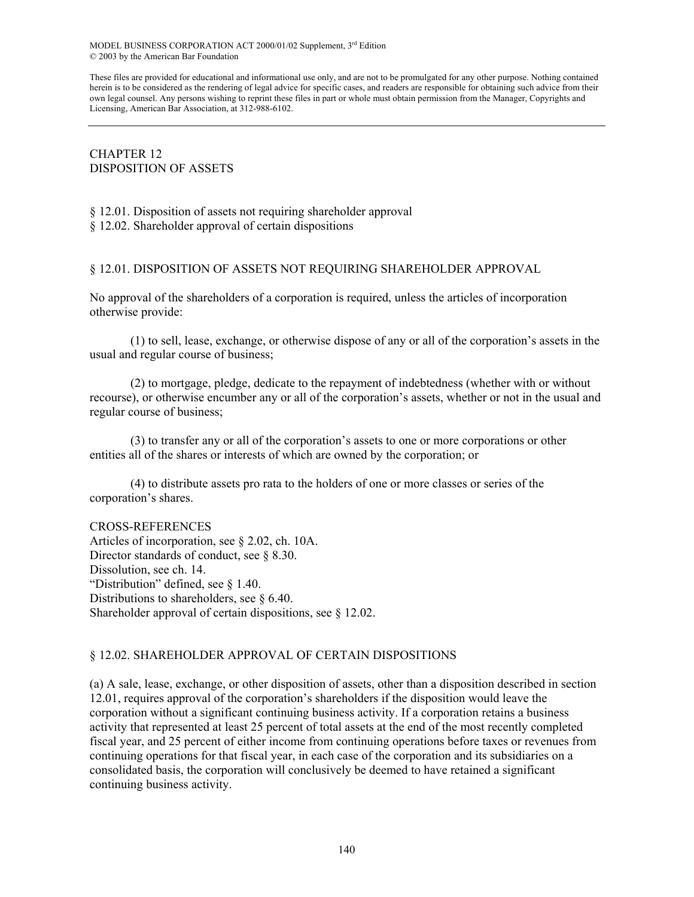# CHAPTER 12
# DISPOSITION OF ASSETS

§ 12.01. Disposition of assets not requiring shareholder approval
§ 12.02. Shareholder approval of certain dispositions

## § 12.01. DISPOSITION OF ASSETS NOT REQUIRING SHAREHOLDER APPROVAL

No approval of the shareholders of a corporation is required, unless the articles of incorporation otherwise provide:

(1) to sell, lease, exchange, or otherwise dispose of any or all of the corporation's assets in the usual and regular course of business;

(2) to mortgage, pledge, dedicate to the repayment of indebtedness (whether with or without recourse), or otherwise encumber any or all of the corporation's assets, whether or not in the usual and regular course of business;

(3) to transfer any or all of the corporation's assets to one or more corporations or other entities all of the shares or interests of which are owned by the corporation; or

(4) to distribute assets pro rata to the holders of one or more classes or series of the corporation's shares.

CROSS-REFERENCES
Articles of incorporation, see § 2.02, ch. 10A.
Director standards of conduct, see § 8.30.
Dissolution, see ch. 14.
"Distribution" defined, see § 1.40.
Distributions to shareholders, see § 6.40.
Shareholder approval of certain dispositions, see § 12.02.

## § 12.02. SHAREHOLDER APPROVAL OF CERTAIN DISPOSITIONS

(a) A sale, lease, exchange, or other disposition of assets, other than a disposition described in section 12.01, requires approval of the corporation's shareholders if the disposition would leave the corporation without a significant continuing business activity. If a corporation retains a business activity that represented at least 25 percent of total assets at the end of the most recently completed fiscal year, and 25 percent of either income from continuing operations before taxes or revenues from continuing operations for that fiscal year, in each case of the corporation and its subsidiaries on a consolidated basis, the corporation will conclusively be deemed to have retained a significant continuing business activity.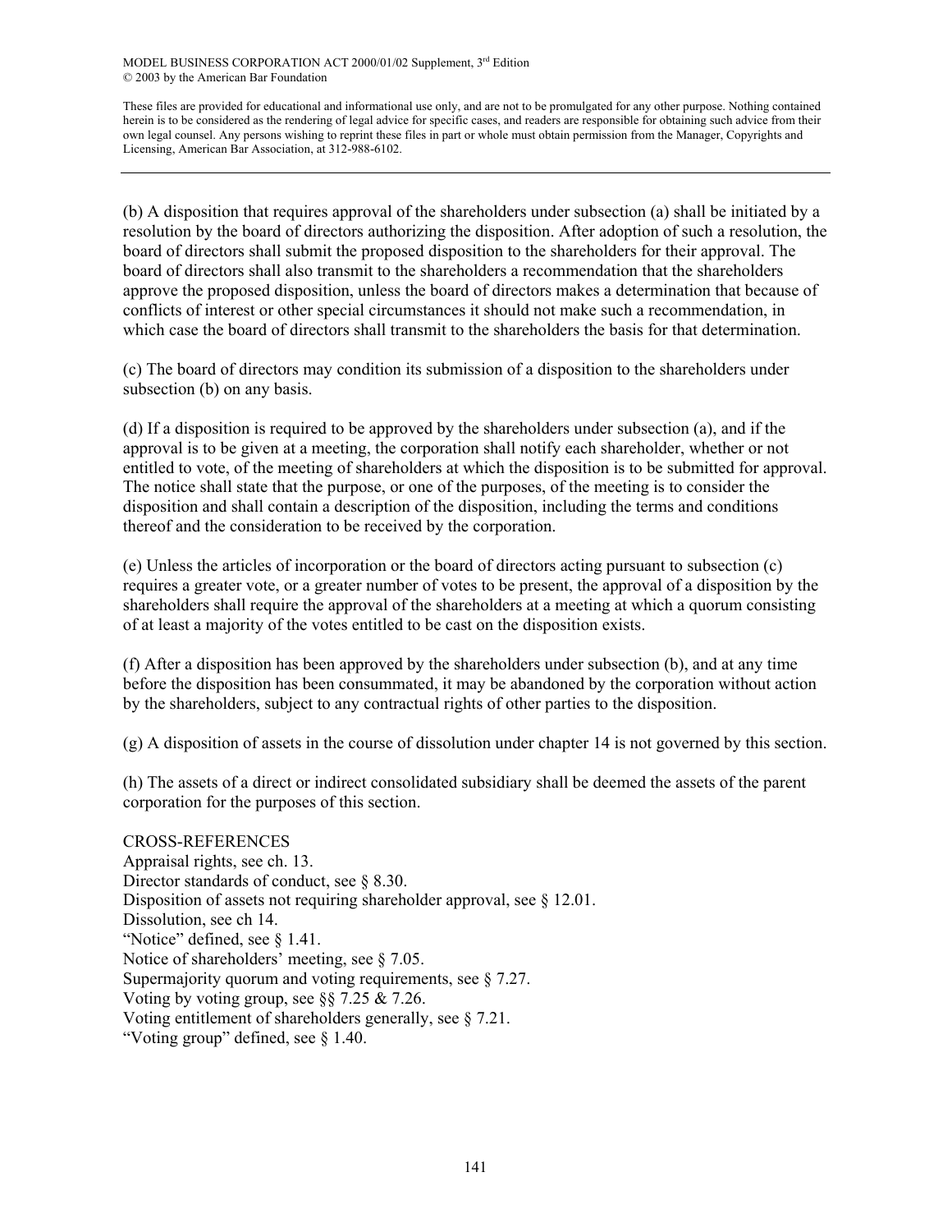(b) A disposition that requires approval of the shareholders under subsection (a) shall be initiated by a resolution by the board of directors authorizing the disposition. After adoption of such a resolution, the board of directors shall submit the proposed disposition to the shareholders for their approval. The board of directors shall also transmit to the shareholders a recommendation that the shareholders approve the proposed disposition, unless the board of directors makes a determination that because of conflicts of interest or other special circumstances it should not make such a recommendation, in which case the board of directors shall transmit to the shareholders the basis for that determination.

(c) The board of directors may condition its submission of a disposition to the shareholders under subsection (b) on any basis.

(d) If a disposition is required to be approved by the shareholders under subsection (a), and if the approval is to be given at a meeting, the corporation shall notify each shareholder, whether or not entitled to vote, of the meeting of shareholders at which the disposition is to be submitted for approval. The notice shall state that the purpose, or one of the purposes, of the meeting is to consider the disposition and shall contain a description of the disposition, including the terms and conditions thereof and the consideration to be received by the corporation.

(e) Unless the articles of incorporation or the board of directors acting pursuant to subsection (c) requires a greater vote, or a greater number of votes to be present, the approval of a disposition by the shareholders shall require the approval of the shareholders at a meeting at which a quorum consisting of at least a majority of the votes entitled to be cast on the disposition exists.

(f) After a disposition has been approved by the shareholders under subsection (b), and at any time before the disposition has been consummated, it may be abandoned by the corporation without action by the shareholders, subject to any contractual rights of other parties to the disposition.

(g) A disposition of assets in the course of dissolution under chapter 14 is not governed by this section.

(h) The assets of a direct or indirect consolidated subsidiary shall be deemed the assets of the parent corporation for the purposes of this section.

CROSS-REFERENCES

Appraisal rights, see ch. 13.

Director standards of conduct, see § 8.30.

Disposition of assets not requiring shareholder approval, see § 12.01.

Dissolution, see ch 14.

"Notice" defined, see § 1.41.

Notice of shareholders' meeting, see § 7.05.

Supermajority quorum and voting requirements, see § 7.27.

Voting by voting group, see §§ 7.25 & 7.26.

Voting entitlement of shareholders generally, see § 7.21.

"Voting group" defined, see § 1.40.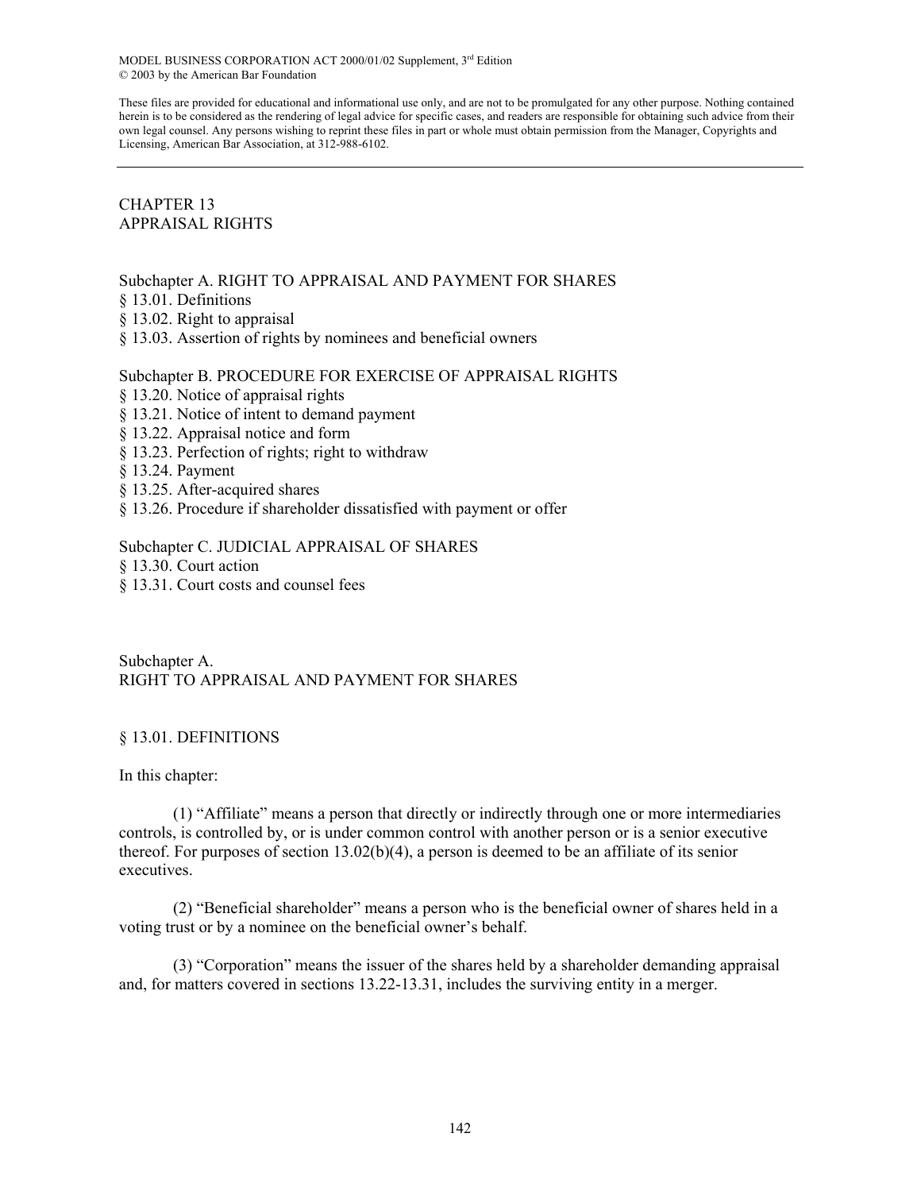MODEL BUSINESS CORPORATION ACT 2000/01/02 Supplement, 3rd Edition
© 2003 by the American Bar Foundation

These files are provided for educational and informational use only, and are not to be promulgated for any other purpose. Nothing contained herein is to be considered as the rendering of legal advice for specific cases, and readers are responsible for obtaining such advice from their own legal counsel. Any persons wishing to reprint these files in part or whole must obtain permission from the Manager, Copyrights and Licensing, American Bar Association, at 312-988-6102.

---

# CHAPTER 13
# APPRAISAL RIGHTS

Subchapter A. RIGHT TO APPRAISAL AND PAYMENT FOR SHARES
§ 13.01. Definitions
§ 13.02. Right to appraisal
§ 13.03. Assertion of rights by nominees and beneficial owners

Subchapter B. PROCEDURE FOR EXERCISE OF APPRAISAL RIGHTS
§ 13.20. Notice of appraisal rights
§ 13.21. Notice of intent to demand payment
§ 13.22. Appraisal notice and form
§ 13.23. Perfection of rights; right to withdraw
§ 13.24. Payment
§ 13.25. After-acquired shares
§ 13.26. Procedure if shareholder dissatisfied with payment or offer

Subchapter C. JUDICIAL APPRAISAL OF SHARES
§ 13.30. Court action
§ 13.31. Court costs and counsel fees

## Subchapter A.
## RIGHT TO APPRAISAL AND PAYMENT FOR SHARES

### § 13.01. DEFINITIONS

In this chapter:

(1) "Affiliate" means a person that directly or indirectly through one or more intermediaries controls, is controlled by, or is under common control with another person or is a senior executive thereof. For purposes of section 13.02(b)(4), a person is deemed to be an affiliate of its senior executives.

(2) "Beneficial shareholder" means a person who is the beneficial owner of shares held in a voting trust or by a nominee on the beneficial owner's behalf.

(3) "Corporation" means the issuer of the shares held by a shareholder demanding appraisal and, for matters covered in sections 13.22-13.31, includes the surviving entity in a merger.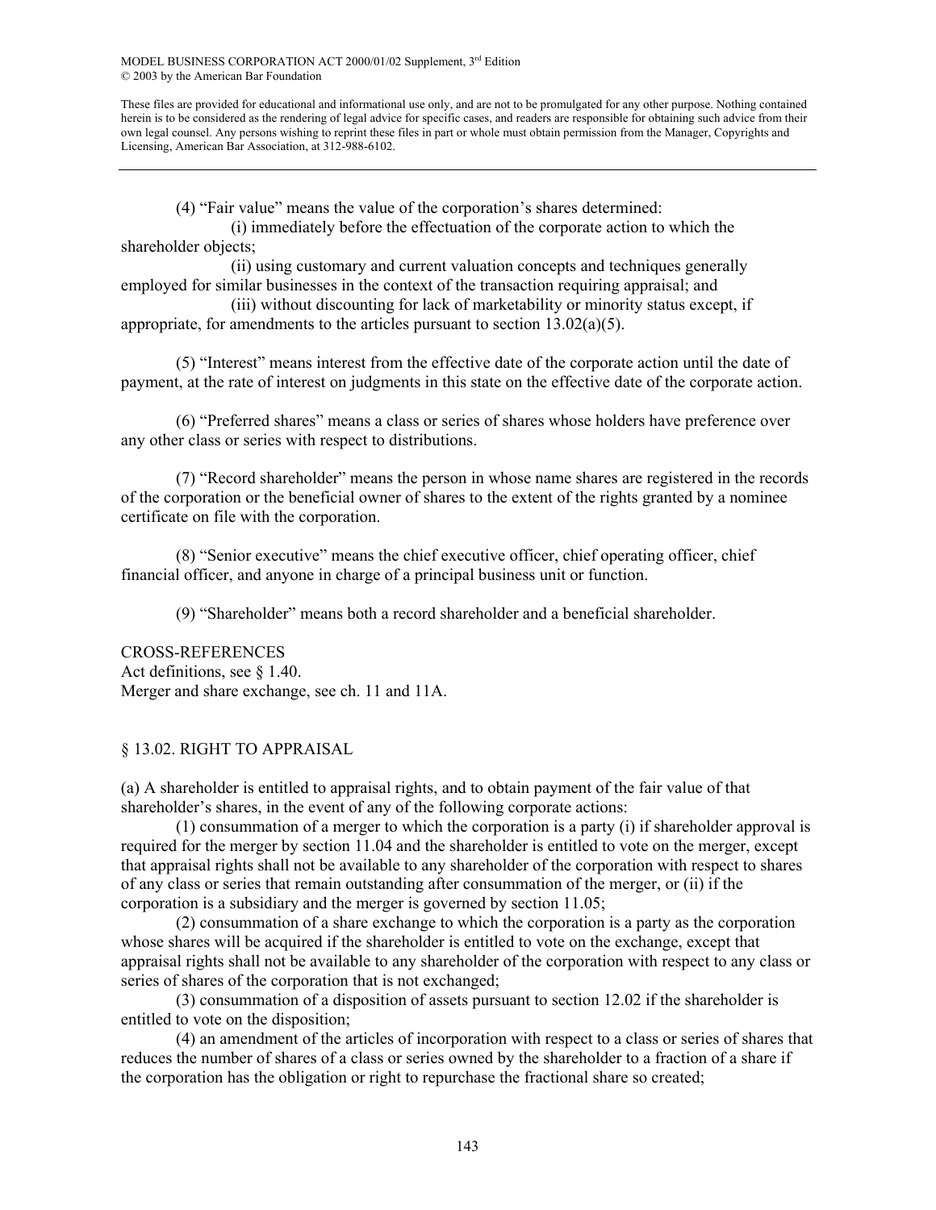(4) “Fair value” means the value of the corporation’s shares determined:

(i) immediately before the effectuation of the corporate action to which the shareholder objects;

(ii) using customary and current valuation concepts and techniques generally employed for similar businesses in the context of the transaction requiring appraisal; and

(iii) without discounting for lack of marketability or minority status except, if appropriate, for amendments to the articles pursuant to section 13.02(a)(5).

(5) “Interest” means interest from the effective date of the corporate action until the date of payment, at the rate of interest on judgments in this state on the effective date of the corporate action.

(6) “Preferred shares” means a class or series of shares whose holders have preference over any other class or series with respect to distributions.

(7) “Record shareholder” means the person in whose name shares are registered in the records of the corporation or the beneficial owner of shares to the extent of the rights granted by a nominee certificate on file with the corporation.

(8) “Senior executive” means the chief executive officer, chief operating officer, chief financial officer, and anyone in charge of a principal business unit or function.

(9) “Shareholder” means both a record shareholder and a beneficial shareholder.

CROSS-REFERENCES
Act definitions, see § 1.40.
Merger and share exchange, see ch. 11 and 11A.

## § 13.02. RIGHT TO APPRAISAL

(a) A shareholder is entitled to appraisal rights, and to obtain payment of the fair value of that shareholder’s shares, in the event of any of the following corporate actions:

(1) consummation of a merger to which the corporation is a party (i) if shareholder approval is required for the merger by section 11.04 and the shareholder is entitled to vote on the merger, except that appraisal rights shall not be available to any shareholder of the corporation with respect to shares of any class or series that remain outstanding after consummation of the merger, or (ii) if the corporation is a subsidiary and the merger is governed by section 11.05;

(2) consummation of a share exchange to which the corporation is a party as the corporation whose shares will be acquired if the shareholder is entitled to vote on the exchange, except that appraisal rights shall not be available to any shareholder of the corporation with respect to any class or series of shares of the corporation that is not exchanged;

(3) consummation of a disposition of assets pursuant to section 12.02 if the shareholder is entitled to vote on the disposition;

(4) an amendment of the articles of incorporation with respect to a class or series of shares that reduces the number of shares of a class or series owned by the shareholder to a fraction of a share if the corporation has the obligation or right to repurchase the fractional share so created;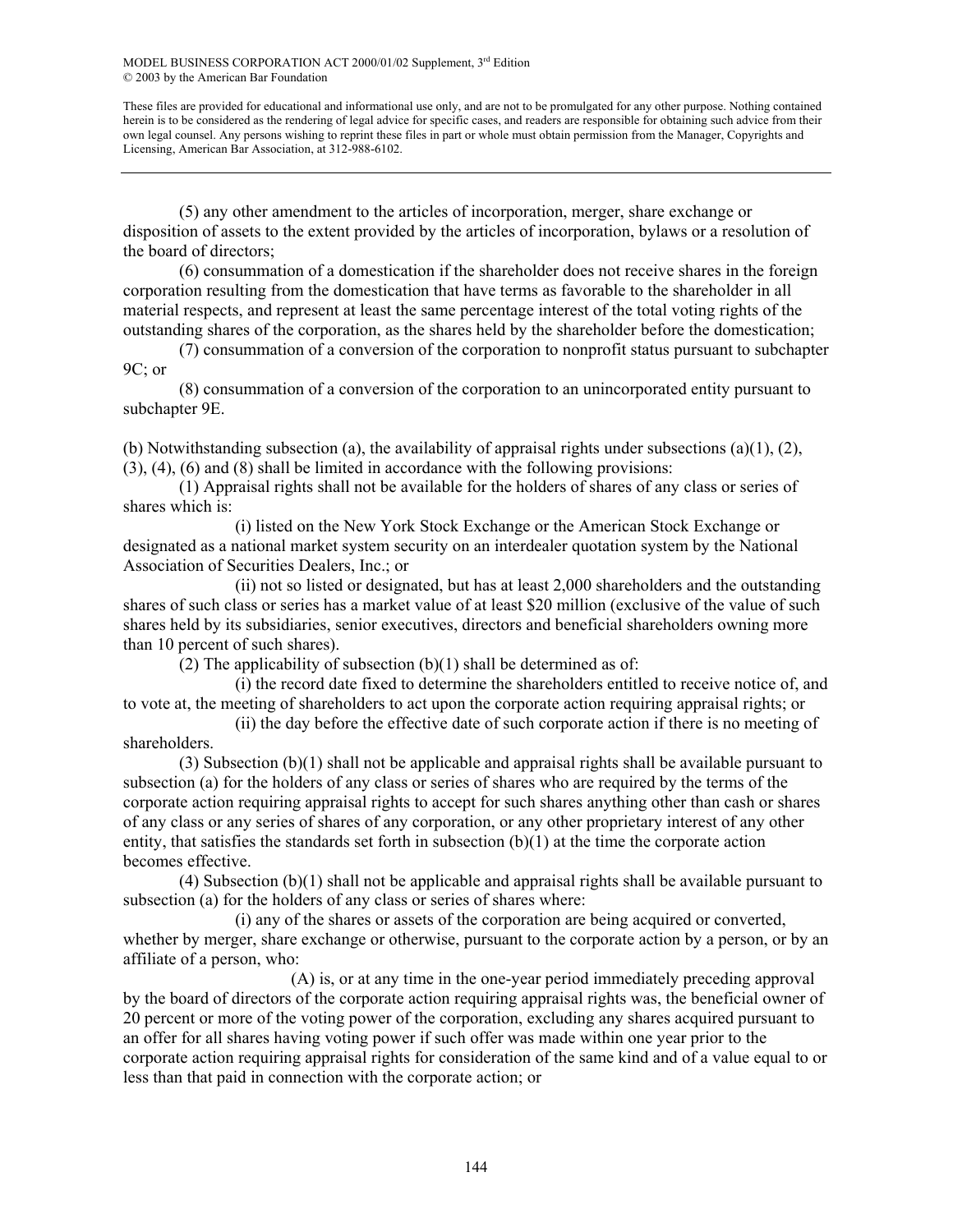(5) any other amendment to the articles of incorporation, merger, share exchange or disposition of assets to the extent provided by the articles of incorporation, bylaws or a resolution of the board of directors;

(6) consummation of a domestication if the shareholder does not receive shares in the foreign corporation resulting from the domestication that have terms as favorable to the shareholder in all material respects, and represent at least the same percentage interest of the total voting rights of the outstanding shares of the corporation, as the shares held by the shareholder before the domestication;

(7) consummation of a conversion of the corporation to nonprofit status pursuant to subchapter 9C; or

(8) consummation of a conversion of the corporation to an unincorporated entity pursuant to subchapter 9E.

(b) Notwithstanding subsection (a), the availability of appraisal rights under subsections (a)(1), (2), (3), (4), (6) and (8) shall be limited in accordance with the following provisions:

(1) Appraisal rights shall not be available for the holders of shares of any class or series of shares which is:

(i) listed on the New York Stock Exchange or the American Stock Exchange or designated as a national market system security on an interdealer quotation system by the National Association of Securities Dealers, Inc.; or

(ii) not so listed or designated, but has at least 2,000 shareholders and the outstanding shares of such class or series has a market value of at least $20 million (exclusive of the value of such shares held by its subsidiaries, senior executives, directors and beneficial shareholders owning more than 10 percent of such shares).

(2) The applicability of subsection (b)(1) shall be determined as of:

(i) the record date fixed to determine the shareholders entitled to receive notice of, and to vote at, the meeting of shareholders to act upon the corporate action requiring appraisal rights; or

(ii) the day before the effective date of such corporate action if there is no meeting of shareholders.

(3) Subsection (b)(1) shall not be applicable and appraisal rights shall be available pursuant to subsection (a) for the holders of any class or series of shares who are required by the terms of the corporate action requiring appraisal rights to accept for such shares anything other than cash or shares of any class or any series of shares of any corporation, or any other proprietary interest of any other entity, that satisfies the standards set forth in subsection (b)(1) at the time the corporate action becomes effective.

(4) Subsection (b)(1) shall not be applicable and appraisal rights shall be available pursuant to subsection (a) for the holders of any class or series of shares where:

(i) any of the shares or assets of the corporation are being acquired or converted, whether by merger, share exchange or otherwise, pursuant to the corporate action by a person, or by an affiliate of a person, who:

(A) is, or at any time in the one-year period immediately preceding approval by the board of directors of the corporate action requiring appraisal rights was, the beneficial owner of 20 percent or more of the voting power of the corporation, excluding any shares acquired pursuant to an offer for all shares having voting power if such offer was made within one year prior to the corporate action requiring appraisal rights for consideration of the same kind and of a value equal to or less than that paid in connection with the corporate action; or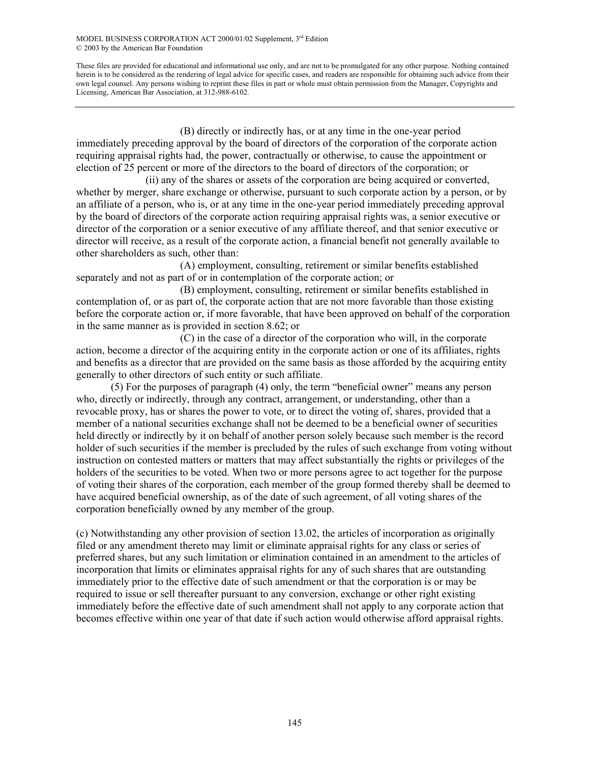(B) directly or indirectly has, or at any time in the one-year period immediately preceding approval by the board of directors of the corporation of the corporate action requiring appraisal rights had, the power, contractually or otherwise, to cause the appointment or election of 25 percent or more of the directors to the board of directors of the corporation; or

(ii) any of the shares or assets of the corporation are being acquired or converted, whether by merger, share exchange or otherwise, pursuant to such corporate action by a person, or by an affiliate of a person, who is, or at any time in the one-year period immediately preceding approval by the board of directors of the corporate action requiring appraisal rights was, a senior executive or director of the corporation or a senior executive of any affiliate thereof, and that senior executive or director will receive, as a result of the corporate action, a financial benefit not generally available to other shareholders as such, other than:

(A) employment, consulting, retirement or similar benefits established separately and not as part of or in contemplation of the corporate action; or

(B) employment, consulting, retirement or similar benefits established in contemplation of, or as part of, the corporate action that are not more favorable than those existing before the corporate action or, if more favorable, that have been approved on behalf of the corporation in the same manner as is provided in section 8.62; or

(C) in the case of a director of the corporation who will, in the corporate action, become a director of the acquiring entity in the corporate action or one of its affiliates, rights and benefits as a director that are provided on the same basis as those afforded by the acquiring entity generally to other directors of such entity or such affiliate.

(5) For the purposes of paragraph (4) only, the term "beneficial owner" means any person who, directly or indirectly, through any contract, arrangement, or understanding, other than a revocable proxy, has or shares the power to vote, or to direct the voting of, shares, provided that a member of a national securities exchange shall not be deemed to be a beneficial owner of securities held directly or indirectly by it on behalf of another person solely because such member is the record holder of such securities if the member is precluded by the rules of such exchange from voting without instruction on contested matters or matters that may affect substantially the rights or privileges of the holders of the securities to be voted. When two or more persons agree to act together for the purpose of voting their shares of the corporation, each member of the group formed thereby shall be deemed to have acquired beneficial ownership, as of the date of such agreement, of all voting shares of the corporation beneficially owned by any member of the group.

(c) Notwithstanding any other provision of section 13.02, the articles of incorporation as originally filed or any amendment thereto may limit or eliminate appraisal rights for any class or series of preferred shares, but any such limitation or elimination contained in an amendment to the articles of incorporation that limits or eliminates appraisal rights for any of such shares that are outstanding immediately prior to the effective date of such amendment or that the corporation is or may be required to issue or sell thereafter pursuant to any conversion, exchange or other right existing immediately before the effective date of such amendment shall not apply to any corporate action that becomes effective within one year of that date if such action would otherwise afford appraisal rights.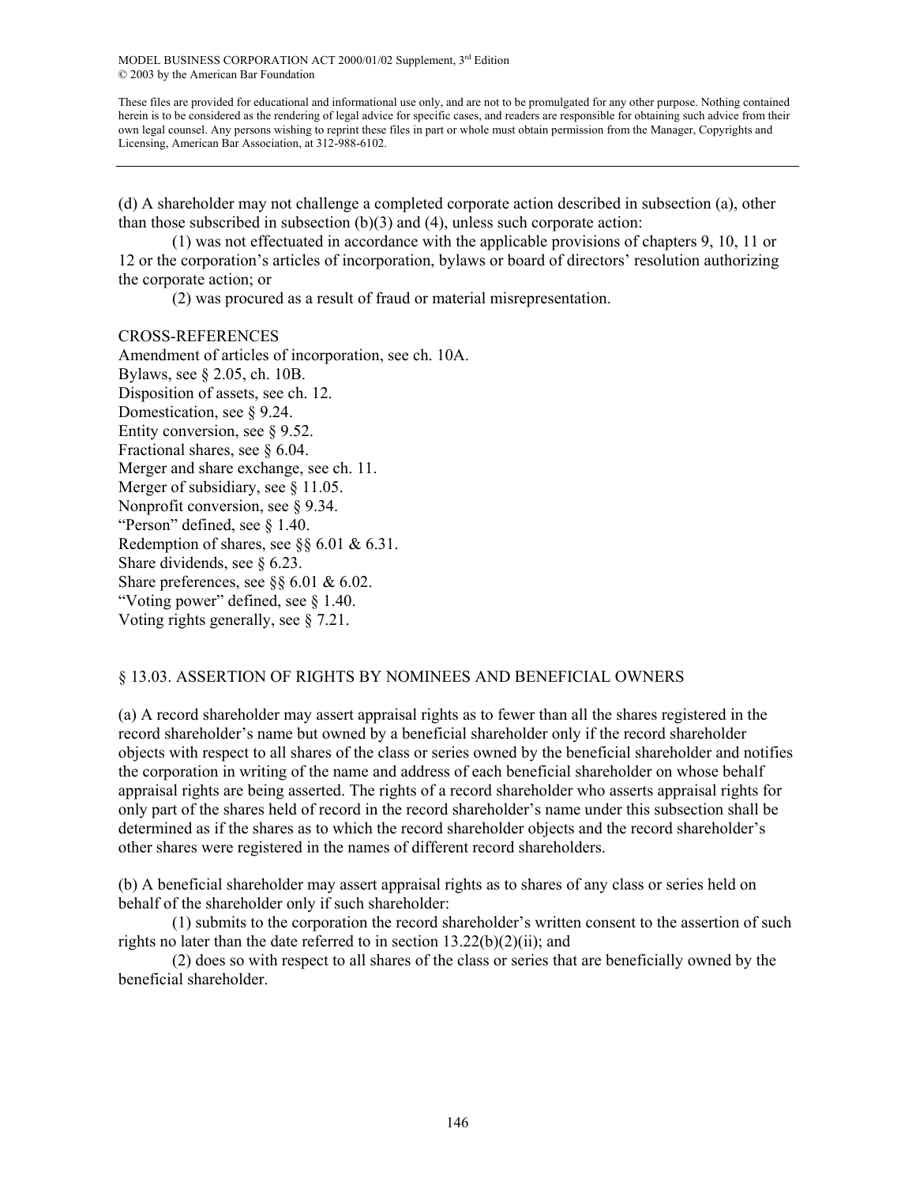(d) A shareholder may not challenge a completed corporate action described in subsection (a), other than those subscribed in subsection (b)(3) and (4), unless such corporate action:

(1) was not effectuated in accordance with the applicable provisions of chapters 9, 10, 11 or 12 or the corporation's articles of incorporation, bylaws or board of directors' resolution authorizing the corporate action; or

(2) was procured as a result of fraud or material misrepresentation.

CROSS-REFERENCES

Amendment of articles of incorporation, see ch. 10A.
Bylaws, see § 2.05, ch. 10B.
Disposition of assets, see ch. 12.
Domestication, see § 9.24.
Entity conversion, see § 9.52.
Fractional shares, see § 6.04.
Merger and share exchange, see ch. 11.
Merger of subsidiary, see § 11.05.
Nonprofit conversion, see § 9.34.
"Person" defined, see § 1.40.
Redemption of shares, see §§ 6.01 & 6.31.
Share dividends, see § 6.23.
Share preferences, see §§ 6.01 & 6.02.
"Voting power" defined, see § 1.40.
Voting rights generally, see § 7.21.

## § 13.03. ASSERTION OF RIGHTS BY NOMINEES AND BENEFICIAL OWNERS

(a) A record shareholder may assert appraisal rights as to fewer than all the shares registered in the record shareholder's name but owned by a beneficial shareholder only if the record shareholder objects with respect to all shares of the class or series owned by the beneficial shareholder and notifies the corporation in writing of the name and address of each beneficial shareholder on whose behalf appraisal rights are being asserted. The rights of a record shareholder who asserts appraisal rights for only part of the shares held of record in the record shareholder's name under this subsection shall be determined as if the shares as to which the record shareholder objects and the record shareholder's other shares were registered in the names of different record shareholders.

(b) A beneficial shareholder may assert appraisal rights as to shares of any class or series held on behalf of the shareholder only if such shareholder:

(1) submits to the corporation the record shareholder's written consent to the assertion of such rights no later than the date referred to in section 13.22(b)(2)(ii); and

(2) does so with respect to all shares of the class or series that are beneficially owned by the beneficial shareholder.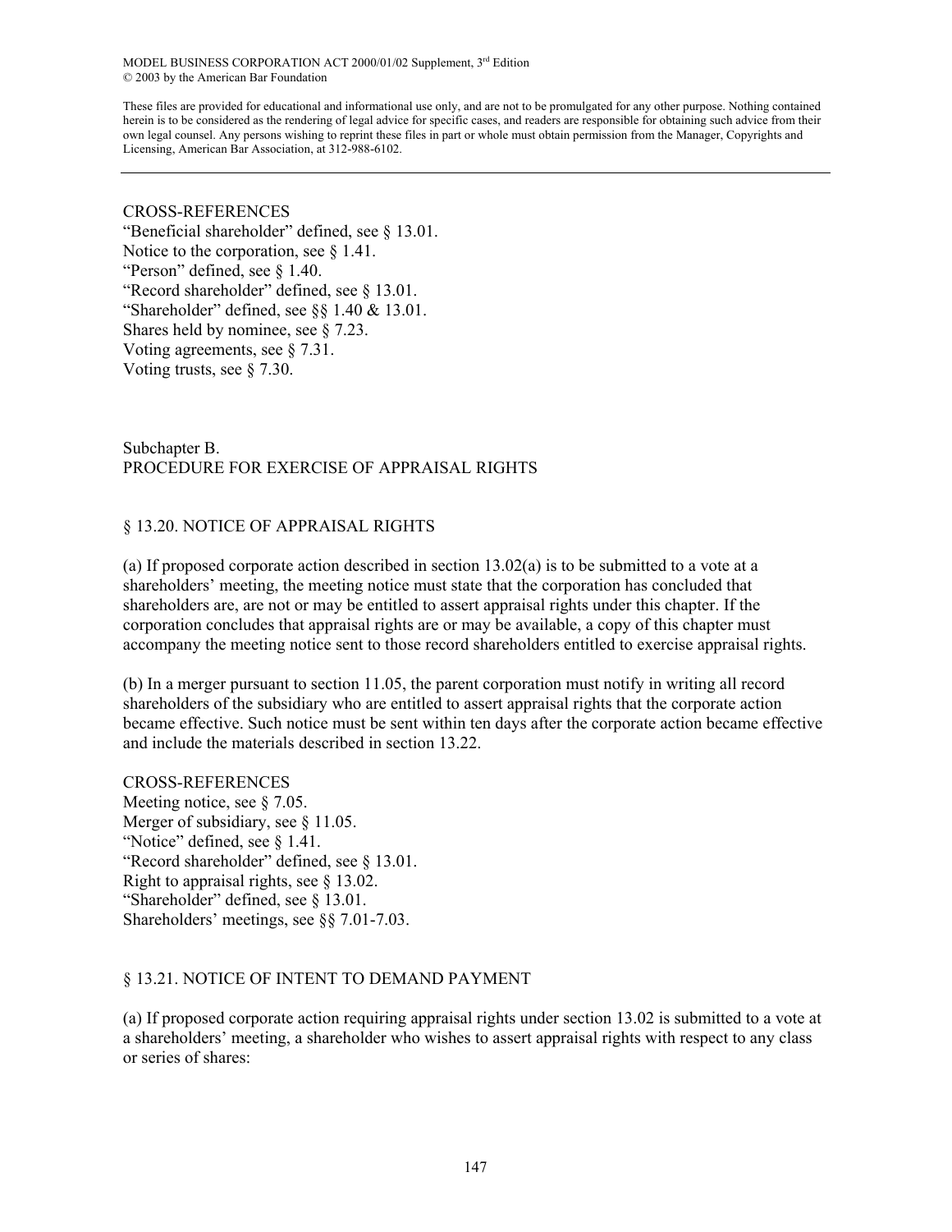CROSS-REFERENCES
"Beneficial shareholder" defined, see § 13.01.
Notice to the corporation, see § 1.41.
"Person" defined, see § 1.40.
"Record shareholder" defined, see § 13.01.
"Shareholder" defined, see §§ 1.40 & 13.01.
Shares held by nominee, see § 7.23.
Voting agreements, see § 7.31.
Voting trusts, see § 7.30.

## Subchapter B.
## PROCEDURE FOR EXERCISE OF APPRAISAL RIGHTS

### § 13.20. NOTICE OF APPRAISAL RIGHTS

(a) If proposed corporate action described in section 13.02(a) is to be submitted to a vote at a shareholders' meeting, the meeting notice must state that the corporation has concluded that shareholders are, are not or may be entitled to assert appraisal rights under this chapter. If the corporation concludes that appraisal rights are or may be available, a copy of this chapter must accompany the meeting notice sent to those record shareholders entitled to exercise appraisal rights.

(b) In a merger pursuant to section 11.05, the parent corporation must notify in writing all record shareholders of the subsidiary who are entitled to assert appraisal rights that the corporate action became effective. Such notice must be sent within ten days after the corporate action became effective and include the materials described in section 13.22.

CROSS-REFERENCES
Meeting notice, see § 7.05.
Merger of subsidiary, see § 11.05.
"Notice" defined, see § 1.41.
"Record shareholder" defined, see § 13.01.
Right to appraisal rights, see § 13.02.
"Shareholder" defined, see § 13.01.
Shareholders' meetings, see §§ 7.01-7.03.

### § 13.21. NOTICE OF INTENT TO DEMAND PAYMENT

(a) If proposed corporate action requiring appraisal rights under section 13.02 is submitted to a vote at a shareholders' meeting, a shareholder who wishes to assert appraisal rights with respect to any class or series of shares: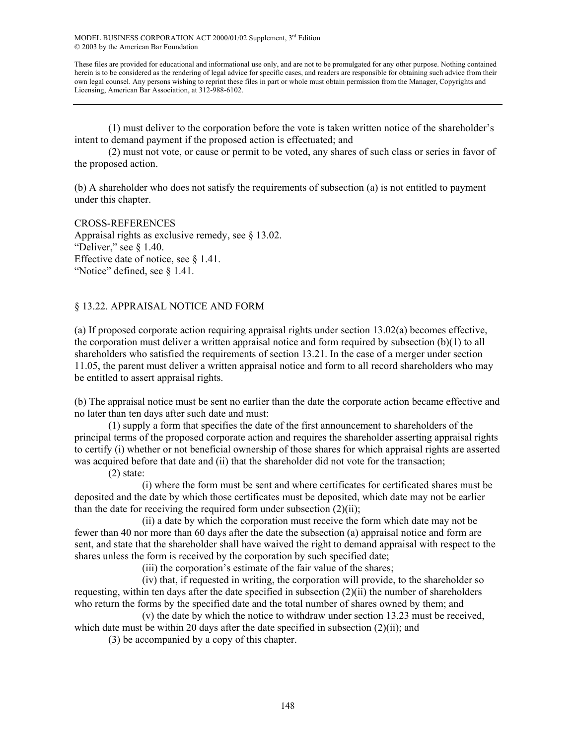(1) must deliver to the corporation before the vote is taken written notice of the shareholder's intent to demand payment if the proposed action is effectuated; and

(2) must not vote, or cause or permit to be voted, any shares of such class or series in favor of the proposed action.

(b) A shareholder who does not satisfy the requirements of subsection (a) is not entitled to payment under this chapter.

CROSS-REFERENCES
Appraisal rights as exclusive remedy, see § 13.02.
"Deliver," see § 1.40.
Effective date of notice, see § 1.41.
"Notice" defined, see § 1.41.

## § 13.22. APPRAISAL NOTICE AND FORM

(a) If proposed corporate action requiring appraisal rights under section 13.02(a) becomes effective, the corporation must deliver a written appraisal notice and form required by subsection (b)(1) to all shareholders who satisfied the requirements of section 13.21. In the case of a merger under section 11.05, the parent must deliver a written appraisal notice and form to all record shareholders who may be entitled to assert appraisal rights.

(b) The appraisal notice must be sent no earlier than the date the corporate action became effective and no later than ten days after such date and must:

(1) supply a form that specifies the date of the first announcement to shareholders of the principal terms of the proposed corporate action and requires the shareholder asserting appraisal rights to certify (i) whether or not beneficial ownership of those shares for which appraisal rights are asserted was acquired before that date and (ii) that the shareholder did not vote for the transaction;

(2) state:

(i) where the form must be sent and where certificates for certificated shares must be deposited and the date by which those certificates must be deposited, which date may not be earlier than the date for receiving the required form under subsection (2)(ii);

(ii) a date by which the corporation must receive the form which date may not be fewer than 40 nor more than 60 days after the date the subsection (a) appraisal notice and form are sent, and state that the shareholder shall have waived the right to demand appraisal with respect to the shares unless the form is received by the corporation by such specified date;

(iii) the corporation's estimate of the fair value of the shares;

(iv) that, if requested in writing, the corporation will provide, to the shareholder so requesting, within ten days after the date specified in subsection (2)(ii) the number of shareholders who return the forms by the specified date and the total number of shares owned by them; and

(v) the date by which the notice to withdraw under section 13.23 must be received, which date must be within 20 days after the date specified in subsection (2)(ii); and

(3) be accompanied by a copy of this chapter.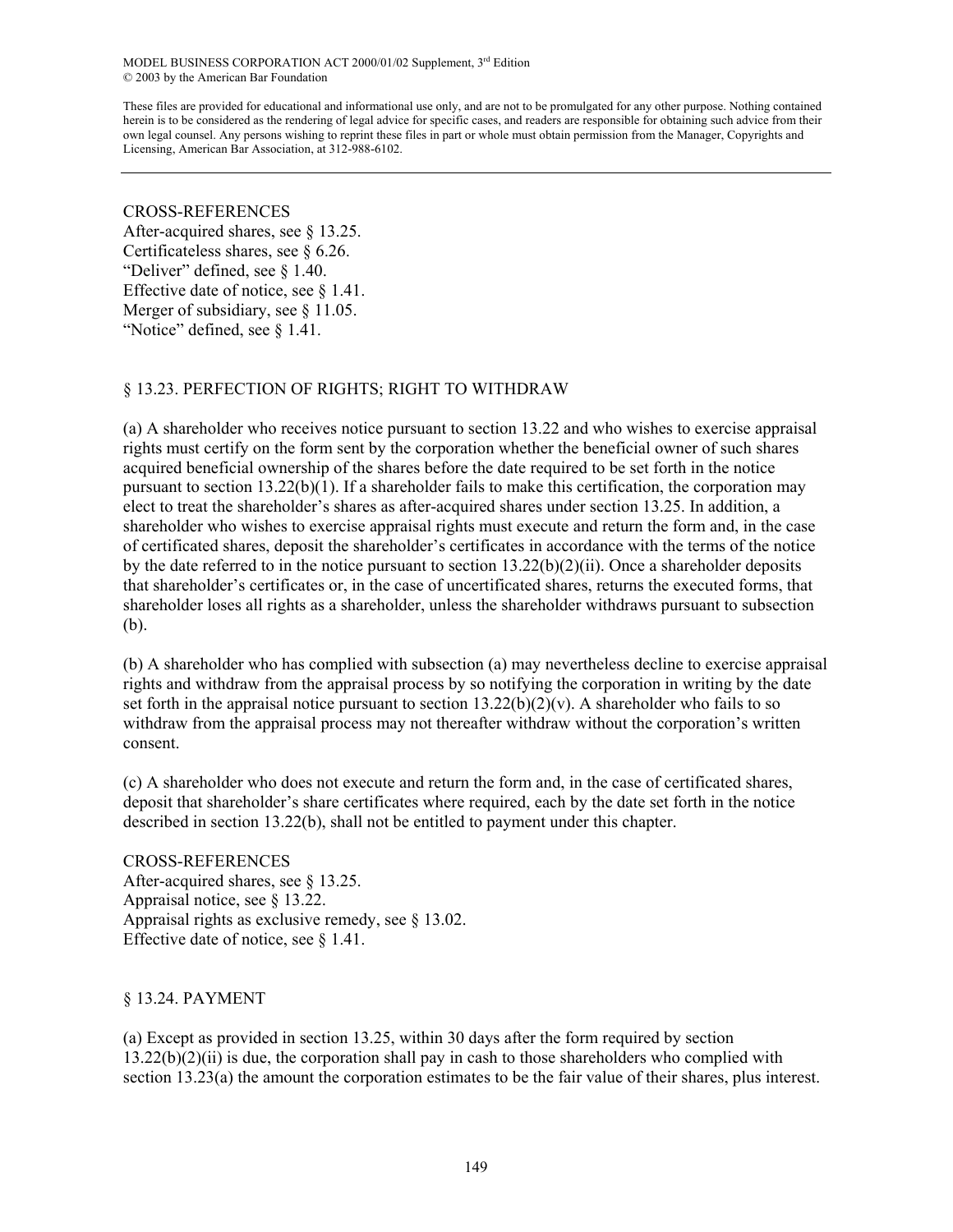CROSS-REFERENCES
After-acquired shares, see § 13.25.
Certificateless shares, see § 6.26.
"Deliver" defined, see § 1.40.
Effective date of notice, see § 1.41.
Merger of subsidiary, see § 11.05.
"Notice" defined, see § 1.41.

## § 13.23. PERFECTION OF RIGHTS; RIGHT TO WITHDRAW

(a) A shareholder who receives notice pursuant to section 13.22 and who wishes to exercise appraisal rights must certify on the form sent by the corporation whether the beneficial owner of such shares acquired beneficial ownership of the shares before the date required to be set forth in the notice pursuant to section 13.22(b)(1). If a shareholder fails to make this certification, the corporation may elect to treat the shareholder's shares as after-acquired shares under section 13.25. In addition, a shareholder who wishes to exercise appraisal rights must execute and return the form and, in the case of certificated shares, deposit the shareholder's certificates in accordance with the terms of the notice by the date referred to in the notice pursuant to section 13.22(b)(2)(ii). Once a shareholder deposits that shareholder's certificates or, in the case of uncertificated shares, returns the executed forms, that shareholder loses all rights as a shareholder, unless the shareholder withdraws pursuant to subsection (b).

(b) A shareholder who has complied with subsection (a) may nevertheless decline to exercise appraisal rights and withdraw from the appraisal process by so notifying the corporation in writing by the date set forth in the appraisal notice pursuant to section 13.22(b)(2)(v). A shareholder who fails to so withdraw from the appraisal process may not thereafter withdraw without the corporation's written consent.

(c) A shareholder who does not execute and return the form and, in the case of certificated shares, deposit that shareholder's share certificates where required, each by the date set forth in the notice described in section 13.22(b), shall not be entitled to payment under this chapter.

CROSS-REFERENCES
After-acquired shares, see § 13.25.
Appraisal notice, see § 13.22.
Appraisal rights as exclusive remedy, see § 13.02.
Effective date of notice, see § 1.41.

## § 13.24. PAYMENT

(a) Except as provided in section 13.25, within 30 days after the form required by section 13.22(b)(2)(ii) is due, the corporation shall pay in cash to those shareholders who complied with section 13.23(a) the amount the corporation estimates to be the fair value of their shares, plus interest.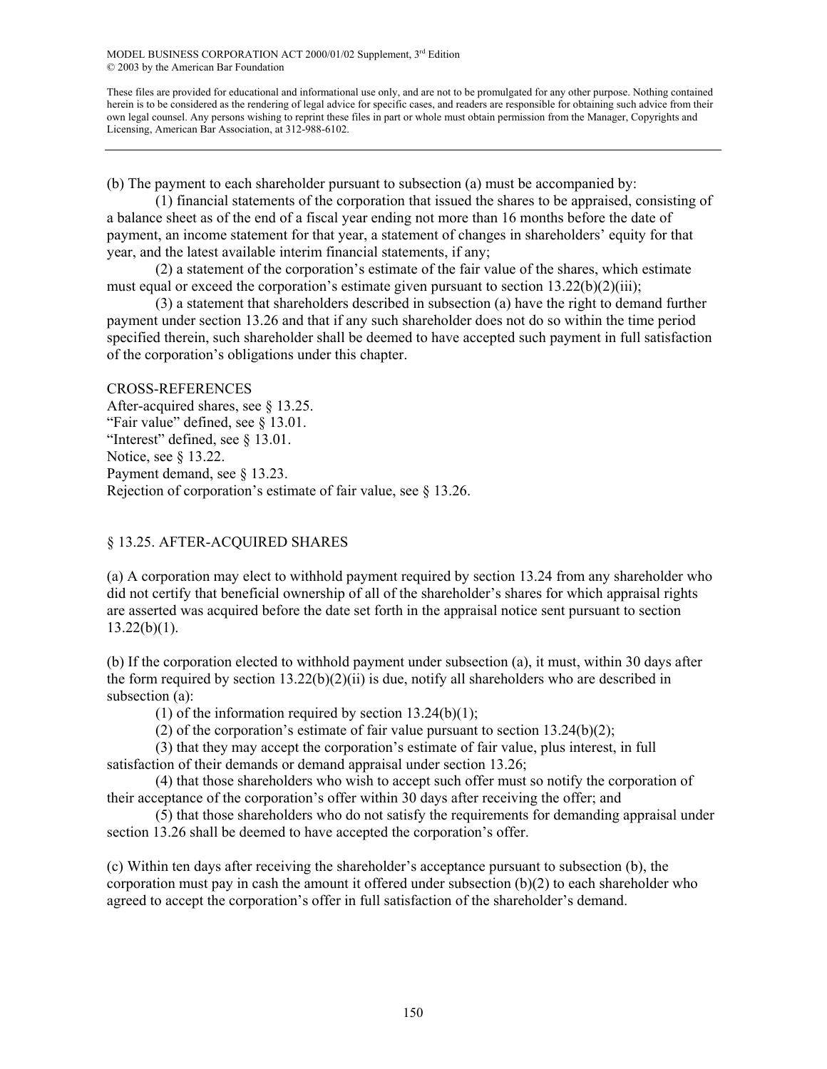(b) The payment to each shareholder pursuant to subsection (a) must be accompanied by:

(1) financial statements of the corporation that issued the shares to be appraised, consisting of a balance sheet as of the end of a fiscal year ending not more than 16 months before the date of payment, an income statement for that year, a statement of changes in shareholders' equity for that year, and the latest available interim financial statements, if any;

(2) a statement of the corporation's estimate of the fair value of the shares, which estimate must equal or exceed the corporation's estimate given pursuant to section 13.22(b)(2)(iii);

(3) a statement that shareholders described in subsection (a) have the right to demand further payment under section 13.26 and that if any such shareholder does not do so within the time period specified therein, such shareholder shall be deemed to have accepted such payment in full satisfaction of the corporation's obligations under this chapter.

CROSS-REFERENCES

After-acquired shares, see § 13.25.
"Fair value" defined, see § 13.01.
"Interest" defined, see § 13.01.
Notice, see § 13.22.
Payment demand, see § 13.23.
Rejection of corporation's estimate of fair value, see § 13.26.

## § 13.25. AFTER-ACQUIRED SHARES

(a) A corporation may elect to withhold payment required by section 13.24 from any shareholder who did not certify that beneficial ownership of all of the shareholder's shares for which appraisal rights are asserted was acquired before the date set forth in the appraisal notice sent pursuant to section 13.22(b)(1).

(b) If the corporation elected to withhold payment under subsection (a), it must, within 30 days after the form required by section 13.22(b)(2)(ii) is due, notify all shareholders who are described in subsection (a):

(1) of the information required by section 13.24(b)(1);

(2) of the corporation's estimate of fair value pursuant to section 13.24(b)(2);

(3) that they may accept the corporation's estimate of fair value, plus interest, in full satisfaction of their demands or demand appraisal under section 13.26;

(4) that those shareholders who wish to accept such offer must so notify the corporation of their acceptance of the corporation's offer within 30 days after receiving the offer; and

(5) that those shareholders who do not satisfy the requirements for demanding appraisal under section 13.26 shall be deemed to have accepted the corporation's offer.

(c) Within ten days after receiving the shareholder's acceptance pursuant to subsection (b), the corporation must pay in cash the amount it offered under subsection (b)(2) to each shareholder who agreed to accept the corporation's offer in full satisfaction of the shareholder's demand.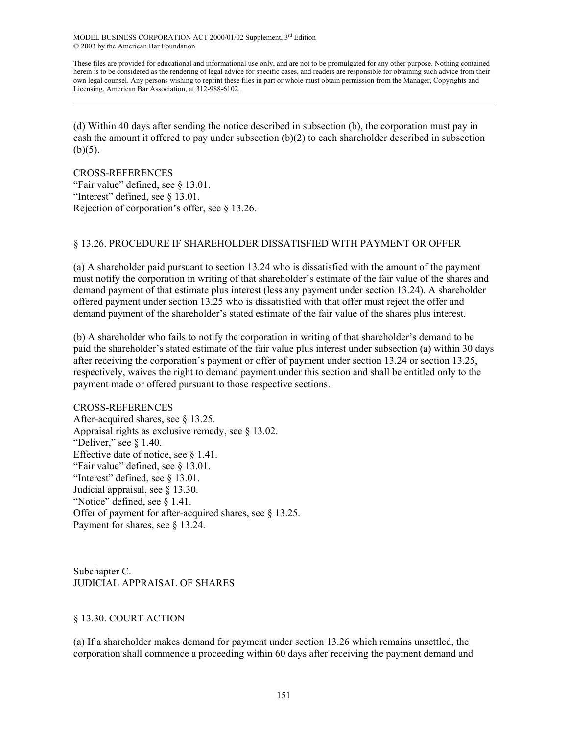(d) Within 40 days after sending the notice described in subsection (b), the corporation must pay in cash the amount it offered to pay under subsection (b)(2) to each shareholder described in subsection (b)(5).

CROSS-REFERENCES
"Fair value" defined, see § 13.01.
"Interest" defined, see § 13.01.
Rejection of corporation's offer, see § 13.26.

## § 13.26. PROCEDURE IF SHAREHOLDER DISSATISFIED WITH PAYMENT OR OFFER

(a) A shareholder paid pursuant to section 13.24 who is dissatisfied with the amount of the payment must notify the corporation in writing of that shareholder's estimate of the fair value of the shares and demand payment of that estimate plus interest (less any payment under section 13.24). A shareholder offered payment under section 13.25 who is dissatisfied with that offer must reject the offer and demand payment of the shareholder's stated estimate of the fair value of the shares plus interest.

(b) A shareholder who fails to notify the corporation in writing of that shareholder's demand to be paid the shareholder's stated estimate of the fair value plus interest under subsection (a) within 30 days after receiving the corporation's payment or offer of payment under section 13.24 or section 13.25, respectively, waives the right to demand payment under this section and shall be entitled only to the payment made or offered pursuant to those respective sections.

CROSS-REFERENCES
After-acquired shares, see § 13.25.
Appraisal rights as exclusive remedy, see § 13.02.
"Deliver," see § 1.40.
Effective date of notice, see § 1.41.
"Fair value" defined, see § 13.01.
"Interest" defined, see § 13.01.
Judicial appraisal, see § 13.30.
"Notice" defined, see § 1.41.
Offer of payment for after-acquired shares, see § 13.25.
Payment for shares, see § 13.24.

# Subchapter C.
# JUDICIAL APPRAISAL OF SHARES

## § 13.30. COURT ACTION

(a) If a shareholder makes demand for payment under section 13.26 which remains unsettled, the corporation shall commence a proceeding within 60 days after receiving the payment demand and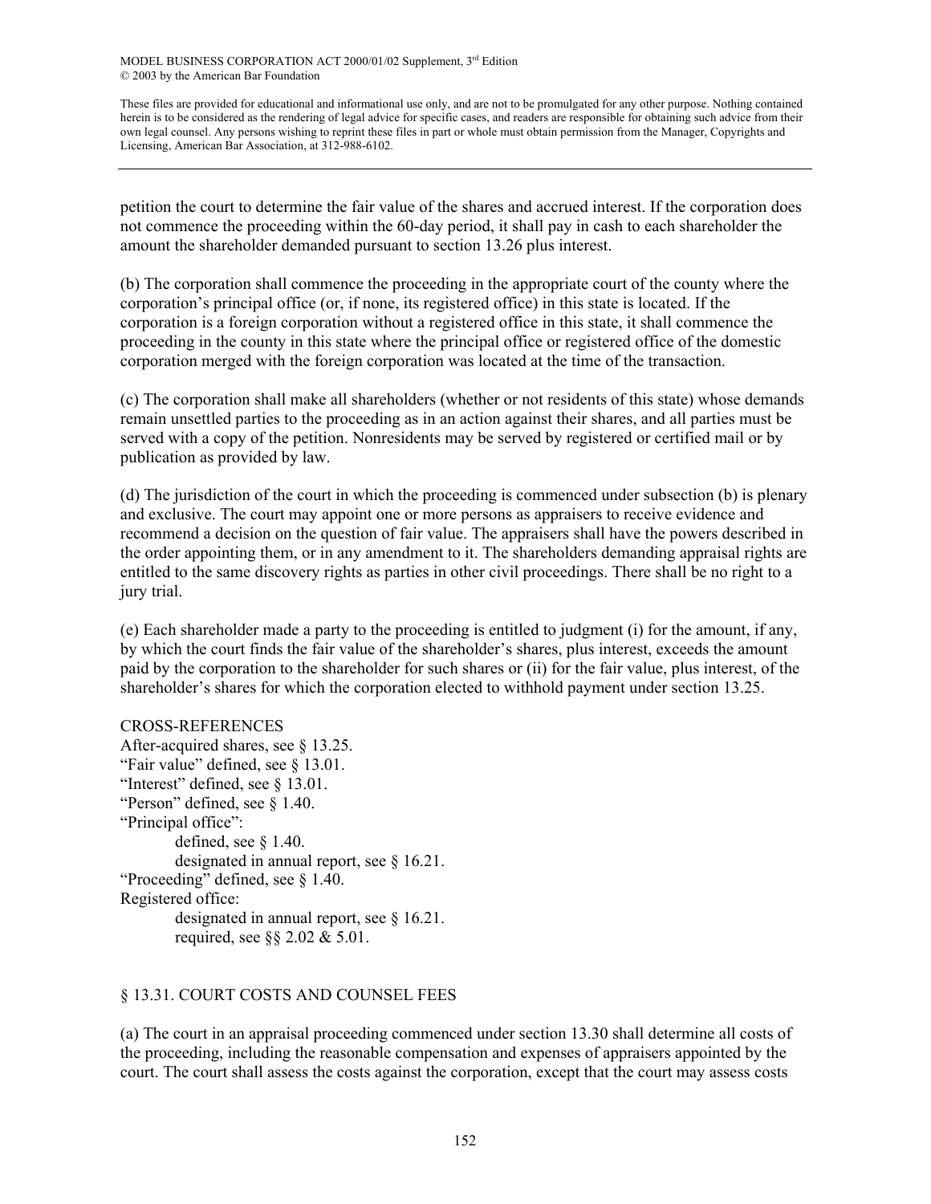petition the court to determine the fair value of the shares and accrued interest. If the corporation does not commence the proceeding within the 60-day period, it shall pay in cash to each shareholder the amount the shareholder demanded pursuant to section 13.26 plus interest.

(b) The corporation shall commence the proceeding in the appropriate court of the county where the corporation's principal office (or, if none, its registered office) in this state is located. If the corporation is a foreign corporation without a registered office in this state, it shall commence the proceeding in the county in this state where the principal office or registered office of the domestic corporation merged with the foreign corporation was located at the time of the transaction.

(c) The corporation shall make all shareholders (whether or not residents of this state) whose demands remain unsettled parties to the proceeding as in an action against their shares, and all parties must be served with a copy of the petition. Nonresidents may be served by registered or certified mail or by publication as provided by law.

(d) The jurisdiction of the court in which the proceeding is commenced under subsection (b) is plenary and exclusive. The court may appoint one or more persons as appraisers to receive evidence and recommend a decision on the question of fair value. The appraisers shall have the powers described in the order appointing them, or in any amendment to it. The shareholders demanding appraisal rights are entitled to the same discovery rights as parties in other civil proceedings. There shall be no right to a jury trial.

(e) Each shareholder made a party to the proceeding is entitled to judgment (i) for the amount, if any, by which the court finds the fair value of the shareholder's shares, plus interest, exceeds the amount paid by the corporation to the shareholder for such shares or (ii) for the fair value, plus interest, of the shareholder's shares for which the corporation elected to withhold payment under section 13.25.

CROSS-REFERENCES
After-acquired shares, see § 13.25.
"Fair value" defined, see § 13.01.
"Interest" defined, see § 13.01.
"Person" defined, see § 1.40.
"Principal office":
    defined, see § 1.40.
    designated in annual report, see § 16.21.
"Proceeding" defined, see § 1.40.
Registered office:
    designated in annual report, see § 16.21.
    required, see §§ 2.02 & 5.01.

## § 13.31. COURT COSTS AND COUNSEL FEES

(a) The court in an appraisal proceeding commenced under section 13.30 shall determine all costs of the proceeding, including the reasonable compensation and expenses of appraisers appointed by the court. The court shall assess the costs against the corporation, except that the court may assess costs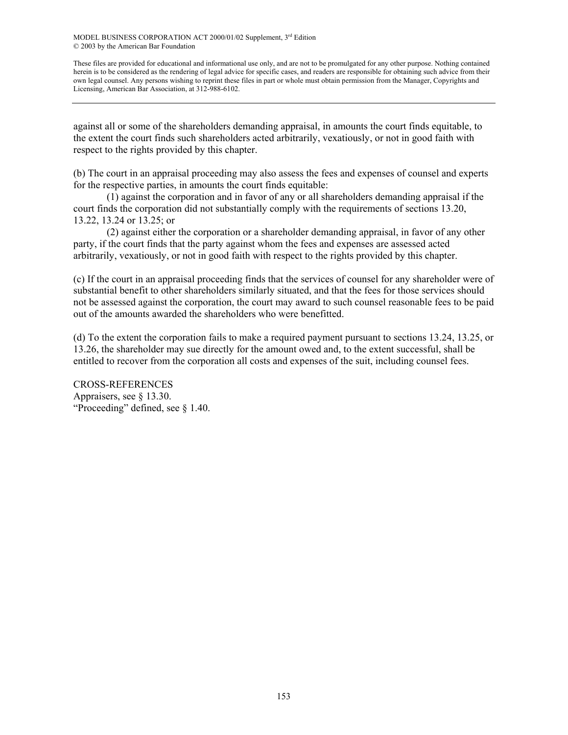against all or some of the shareholders demanding appraisal, in amounts the court finds equitable, to the extent the court finds such shareholders acted arbitrarily, vexatiously, or not in good faith with respect to the rights provided by this chapter.

(b) The court in an appraisal proceeding may also assess the fees and expenses of counsel and experts for the respective parties, in amounts the court finds equitable:

(1) against the corporation and in favor of any or all shareholders demanding appraisal if the court finds the corporation did not substantially comply with the requirements of sections 13.20, 13.22, 13.24 or 13.25; or

(2) against either the corporation or a shareholder demanding appraisal, in favor of any other party, if the court finds that the party against whom the fees and expenses are assessed acted arbitrarily, vexatiously, or not in good faith with respect to the rights provided by this chapter.

(c) If the court in an appraisal proceeding finds that the services of counsel for any shareholder were of substantial benefit to other shareholders similarly situated, and that the fees for those services should not be assessed against the corporation, the court may award to such counsel reasonable fees to be paid out of the amounts awarded the shareholders who were benefitted.

(d) To the extent the corporation fails to make a required payment pursuant to sections 13.24, 13.25, or 13.26, the shareholder may sue directly for the amount owed and, to the extent successful, shall be entitled to recover from the corporation all costs and expenses of the suit, including counsel fees.

CROSS-REFERENCES
Appraisers, see § 13.30.
"Proceeding" defined, see § 1.40.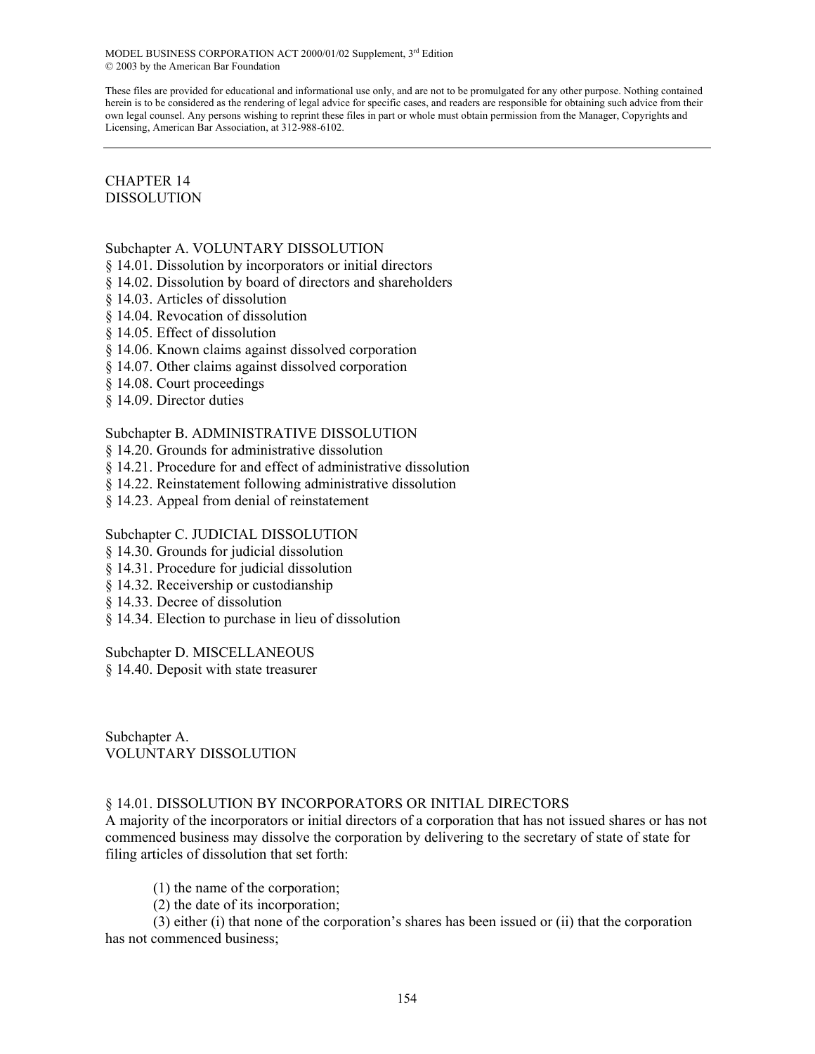MODEL BUSINESS CORPORATION ACT 2000/01/02 Supplement, 3rd Edition
© 2003 by the American Bar Foundation

These files are provided for educational and informational use only, and are not to be promulgated for any other purpose. Nothing contained herein is to be considered as the rendering of legal advice for specific cases, and readers are responsible for obtaining such advice from their own legal counsel. Any persons wishing to reprint these files in part or whole must obtain permission from the Manager, Copyrights and Licensing, American Bar Association, at 312-988-6102.

---

# CHAPTER 14
# DISSOLUTION

Subchapter A. VOLUNTARY DISSOLUTION
§ 14.01. Dissolution by incorporators or initial directors
§ 14.02. Dissolution by board of directors and shareholders
§ 14.03. Articles of dissolution
§ 14.04. Revocation of dissolution
§ 14.05. Effect of dissolution
§ 14.06. Known claims against dissolved corporation
§ 14.07. Other claims against dissolved corporation
§ 14.08. Court proceedings
§ 14.09. Director duties

Subchapter B. ADMINISTRATIVE DISSOLUTION
§ 14.20. Grounds for administrative dissolution
§ 14.21. Procedure for and effect of administrative dissolution
§ 14.22. Reinstatement following administrative dissolution
§ 14.23. Appeal from denial of reinstatement

Subchapter C. JUDICIAL DISSOLUTION
§ 14.30. Grounds for judicial dissolution
§ 14.31. Procedure for judicial dissolution
§ 14.32. Receivership or custodianship
§ 14.33. Decree of dissolution
§ 14.34. Election to purchase in lieu of dissolution

Subchapter D. MISCELLANEOUS
§ 14.40. Deposit with state treasurer

## Subchapter A.
## VOLUNTARY DISSOLUTION

### § 14.01. DISSOLUTION BY INCORPORATORS OR INITIAL DIRECTORS

A majority of the incorporators or initial directors of a corporation that has not issued shares or has not commenced business may dissolve the corporation by delivering to the secretary of state of state for filing articles of dissolution that set forth:

(1) the name of the corporation;
(2) the date of its incorporation;
(3) either (i) that none of the corporation's shares has been issued or (ii) that the corporation has not commenced business;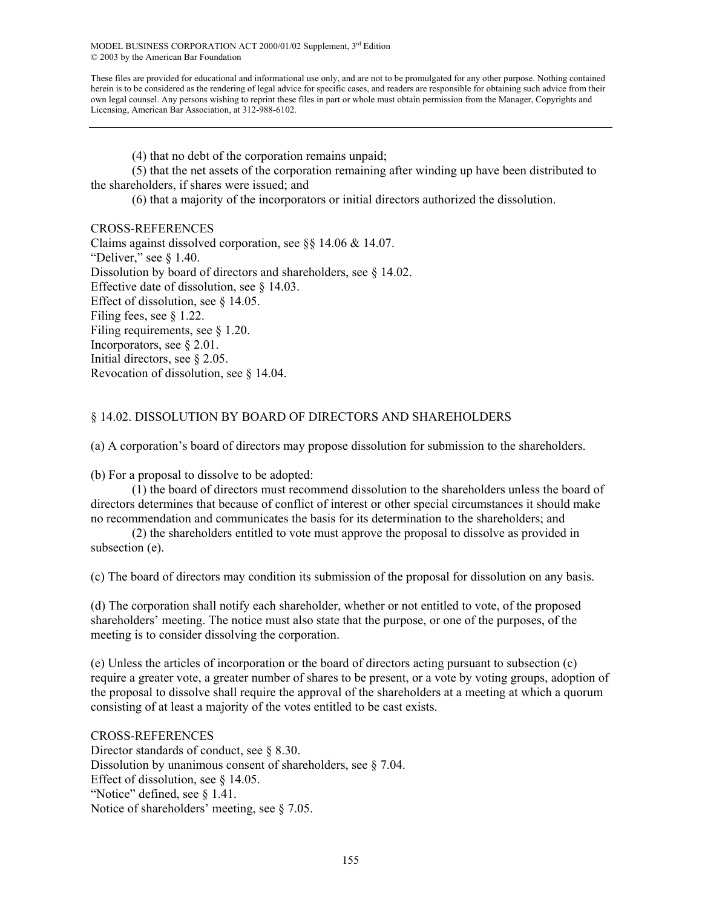(4) that no debt of the corporation remains unpaid;

(5) that the net assets of the corporation remaining after winding up have been distributed to the shareholders, if shares were issued; and

(6) that a majority of the incorporators or initial directors authorized the dissolution.

CROSS-REFERENCES

Claims against dissolved corporation, see §§ 14.06 & 14.07.
"Deliver," see § 1.40.
Dissolution by board of directors and shareholders, see § 14.02.
Effective date of dissolution, see § 14.03.
Effect of dissolution, see § 14.05.
Filing fees, see § 1.22.
Filing requirements, see § 1.20.
Incorporators, see § 2.01.
Initial directors, see § 2.05.
Revocation of dissolution, see § 14.04.

## § 14.02. DISSOLUTION BY BOARD OF DIRECTORS AND SHAREHOLDERS

(a) A corporation's board of directors may propose dissolution for submission to the shareholders.

(b) For a proposal to dissolve to be adopted:

(1) the board of directors must recommend dissolution to the shareholders unless the board of directors determines that because of conflict of interest or other special circumstances it should make no recommendation and communicates the basis for its determination to the shareholders; and

(2) the shareholders entitled to vote must approve the proposal to dissolve as provided in subsection (e).

(c) The board of directors may condition its submission of the proposal for dissolution on any basis.

(d) The corporation shall notify each shareholder, whether or not entitled to vote, of the proposed shareholders' meeting. The notice must also state that the purpose, or one of the purposes, of the meeting is to consider dissolving the corporation.

(e) Unless the articles of incorporation or the board of directors acting pursuant to subsection (c) require a greater vote, a greater number of shares to be present, or a vote by voting groups, adoption of the proposal to dissolve shall require the approval of the shareholders at a meeting at which a quorum consisting of at least a majority of the votes entitled to be cast exists.

CROSS-REFERENCES

Director standards of conduct, see § 8.30.
Dissolution by unanimous consent of shareholders, see § 7.04.
Effect of dissolution, see § 14.05.
"Notice" defined, see § 1.41.
Notice of shareholders' meeting, see § 7.05.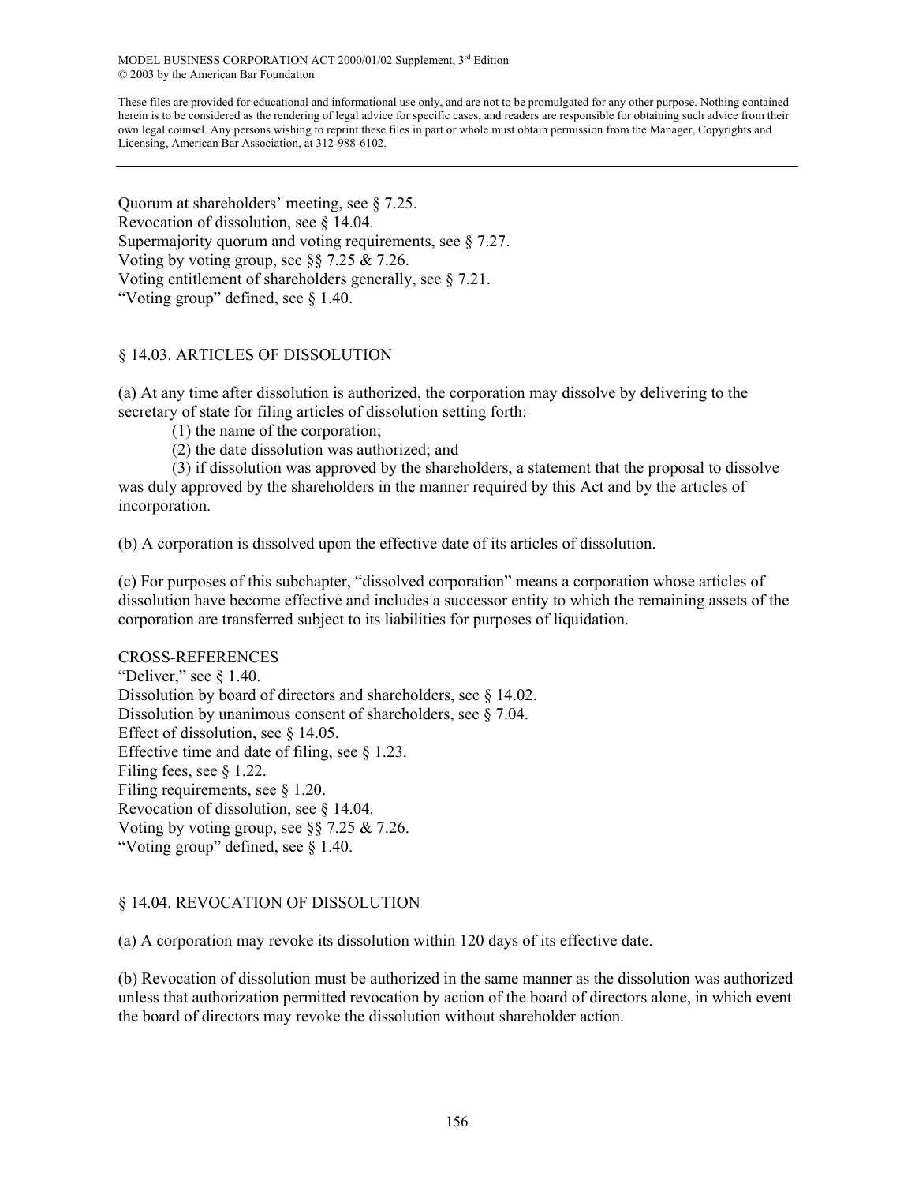Quorum at shareholders' meeting, see § 7.25.
Revocation of dissolution, see § 14.04.
Supermajority quorum and voting requirements, see § 7.27.
Voting by voting group, see §§ 7.25 & 7.26.
Voting entitlement of shareholders generally, see § 7.21.
"Voting group" defined, see § 1.40.

## § 14.03. ARTICLES OF DISSOLUTION

(a) At any time after dissolution is authorized, the corporation may dissolve by delivering to the secretary of state for filing articles of dissolution setting forth:

(1) the name of the corporation;

(2) the date dissolution was authorized; and

(3) if dissolution was approved by the shareholders, a statement that the proposal to dissolve was duly approved by the shareholders in the manner required by this Act and by the articles of incorporation.

(b) A corporation is dissolved upon the effective date of its articles of dissolution.

(c) For purposes of this subchapter, "dissolved corporation" means a corporation whose articles of dissolution have become effective and includes a successor entity to which the remaining assets of the corporation are transferred subject to its liabilities for purposes of liquidation.

CROSS-REFERENCES
"Deliver," see § 1.40.
Dissolution by board of directors and shareholders, see § 14.02.
Dissolution by unanimous consent of shareholders, see § 7.04.
Effect of dissolution, see § 14.05.
Effective time and date of filing, see § 1.23.
Filing fees, see § 1.22.
Filing requirements, see § 1.20.
Revocation of dissolution, see § 14.04.
Voting by voting group, see §§ 7.25 & 7.26.
"Voting group" defined, see § 1.40.

## § 14.04. REVOCATION OF DISSOLUTION

(a) A corporation may revoke its dissolution within 120 days of its effective date.

(b) Revocation of dissolution must be authorized in the same manner as the dissolution was authorized unless that authorization permitted revocation by action of the board of directors alone, in which event the board of directors may revoke the dissolution without shareholder action.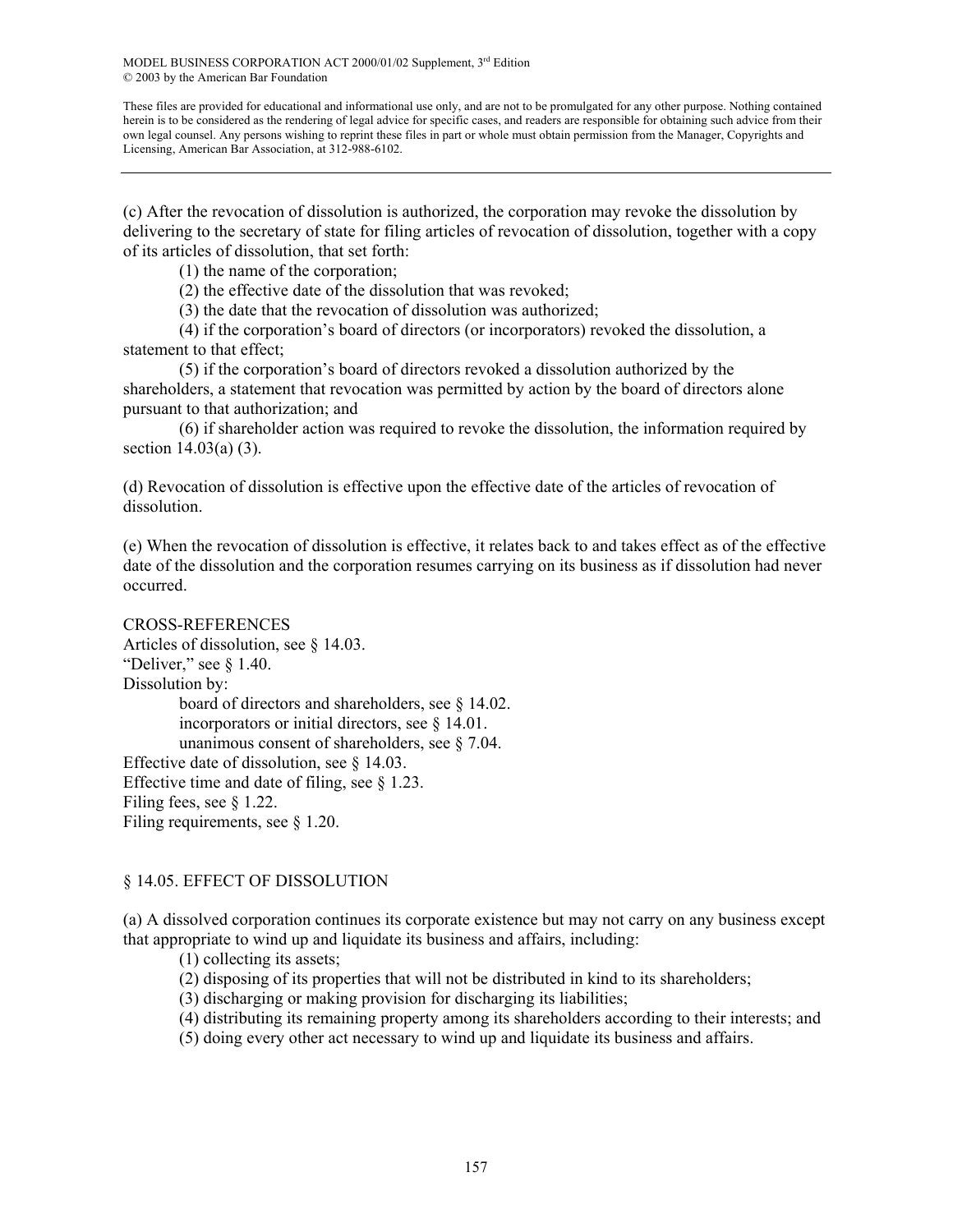(c) After the revocation of dissolution is authorized, the corporation may revoke the dissolution by delivering to the secretary of state for filing articles of revocation of dissolution, together with a copy of its articles of dissolution, that set forth:

(1) the name of the corporation;

(2) the effective date of the dissolution that was revoked;

(3) the date that the revocation of dissolution was authorized;

(4) if the corporation's board of directors (or incorporators) revoked the dissolution, a statement to that effect;

(5) if the corporation's board of directors revoked a dissolution authorized by the shareholders, a statement that revocation was permitted by action by the board of directors alone pursuant to that authorization; and

(6) if shareholder action was required to revoke the dissolution, the information required by section 14.03(a) (3).

(d) Revocation of dissolution is effective upon the effective date of the articles of revocation of dissolution.

(e) When the revocation of dissolution is effective, it relates back to and takes effect as of the effective date of the dissolution and the corporation resumes carrying on its business as if dissolution had never occurred.

CROSS-REFERENCES

Articles of dissolution, see § 14.03.

"Deliver," see § 1.40.

Dissolution by:

- board of directors and shareholders, see § 14.02.
- incorporators or initial directors, see § 14.01.
- unanimous consent of shareholders, see § 7.04.

Effective date of dissolution, see § 14.03.

Effective time and date of filing, see § 1.23.

Filing fees, see § 1.22.

Filing requirements, see § 1.20.

## § 14.05. EFFECT OF DISSOLUTION

(a) A dissolved corporation continues its corporate existence but may not carry on any business except that appropriate to wind up and liquidate its business and affairs, including:

(1) collecting its assets;

(2) disposing of its properties that will not be distributed in kind to its shareholders;

(3) discharging or making provision for discharging its liabilities;

(4) distributing its remaining property among its shareholders according to their interests; and

(5) doing every other act necessary to wind up and liquidate its business and affairs.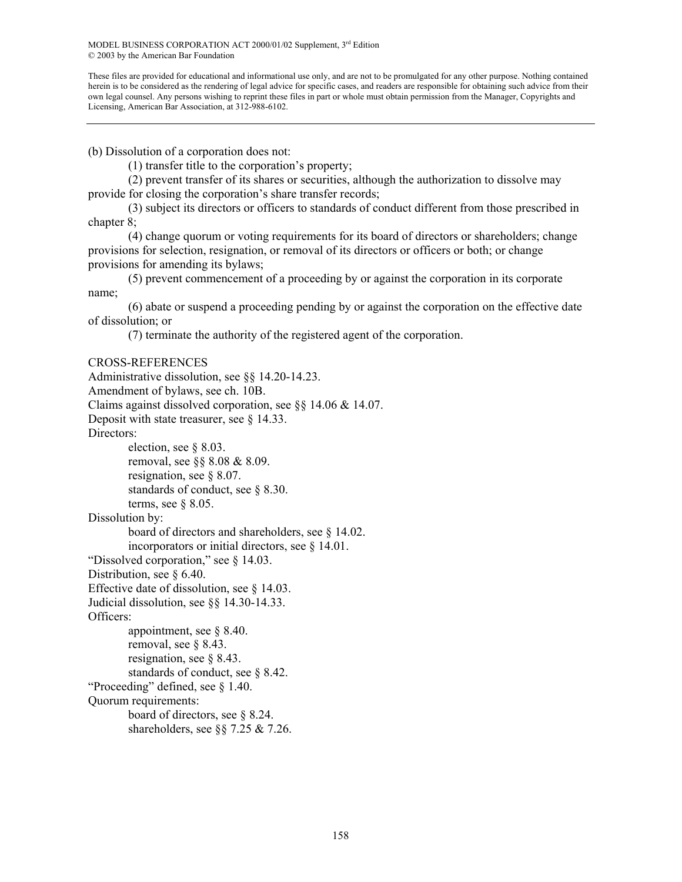(b) Dissolution of a corporation does not:

(1) transfer title to the corporation's property;

(2) prevent transfer of its shares or securities, although the authorization to dissolve may provide for closing the corporation's share transfer records;

(3) subject its directors or officers to standards of conduct different from those prescribed in chapter 8;

(4) change quorum or voting requirements for its board of directors or shareholders; change provisions for selection, resignation, or removal of its directors or officers or both; or change provisions for amending its bylaws;

(5) prevent commencement of a proceeding by or against the corporation in its corporate name;

(6) abate or suspend a proceeding pending by or against the corporation on the effective date of dissolution; or

(7) terminate the authority of the registered agent of the corporation.

CROSS-REFERENCES

Administrative dissolution, see §§ 14.20-14.23.

Amendment of bylaws, see ch. 10B.

Claims against dissolved corporation, see §§ 14.06 & 14.07.

Deposit with state treasurer, see § 14.33.

Directors:

- election, see § 8.03.
- removal, see §§ 8.08 & 8.09.
- resignation, see § 8.07.
- standards of conduct, see § 8.30.
- terms, see § 8.05.

Dissolution by:

- board of directors and shareholders, see § 14.02.
- incorporators or initial directors, see § 14.01.

"Dissolved corporation," see § 14.03.

Distribution, see § 6.40.

Effective date of dissolution, see § 14.03.

Judicial dissolution, see §§ 14.30-14.33.

Officers:

- appointment, see § 8.40.
- removal, see § 8.43.
- resignation, see § 8.43.
- standards of conduct, see § 8.42.

"Proceeding" defined, see § 1.40.

Quorum requirements:

- board of directors, see § 8.24.
- shareholders, see §§ 7.25 & 7.26.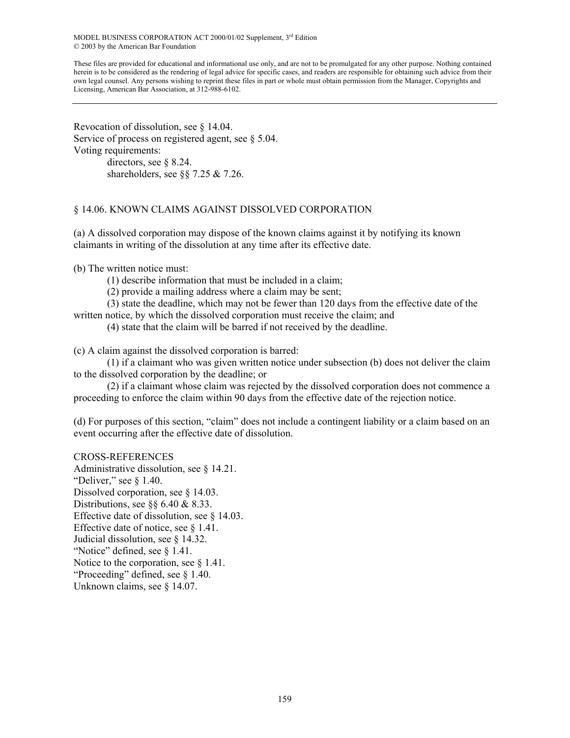Revocation of dissolution, see § 14.04.
Service of process on registered agent, see § 5.04.
Voting requirements:
 directors, see § 8.24.
 shareholders, see §§ 7.25 & 7.26.

## § 14.06. KNOWN CLAIMS AGAINST DISSOLVED CORPORATION

(a) A dissolved corporation may dispose of the known claims against it by notifying its known claimants in writing of the dissolution at any time after its effective date.

(b) The written notice must:

 (1) describe information that must be included in a claim;

 (2) provide a mailing address where a claim may be sent;

 (3) state the deadline, which may not be fewer than 120 days from the effective date of the written notice, by which the dissolved corporation must receive the claim; and

 (4) state that the claim will be barred if not received by the deadline.

(c) A claim against the dissolved corporation is barred:

 (1) if a claimant who was given written notice under subsection (b) does not deliver the claim to the dissolved corporation by the deadline; or

 (2) if a claimant whose claim was rejected by the dissolved corporation does not commence a proceeding to enforce the claim within 90 days from the effective date of the rejection notice.

(d) For purposes of this section, "claim" does not include a contingent liability or a claim based on an event occurring after the effective date of dissolution.

CROSS-REFERENCES
Administrative dissolution, see § 14.21.
"Deliver," see § 1.40.
Dissolved corporation, see § 14.03.
Distributions, see §§ 6.40 & 8.33.
Effective date of dissolution, see § 14.03.
Effective date of notice, see § 1.41.
Judicial dissolution, see § 14.32.
"Notice" defined, see § 1.41.
Notice to the corporation, see § 1.41.
"Proceeding" defined, see § 1.40.
Unknown claims, see § 14.07.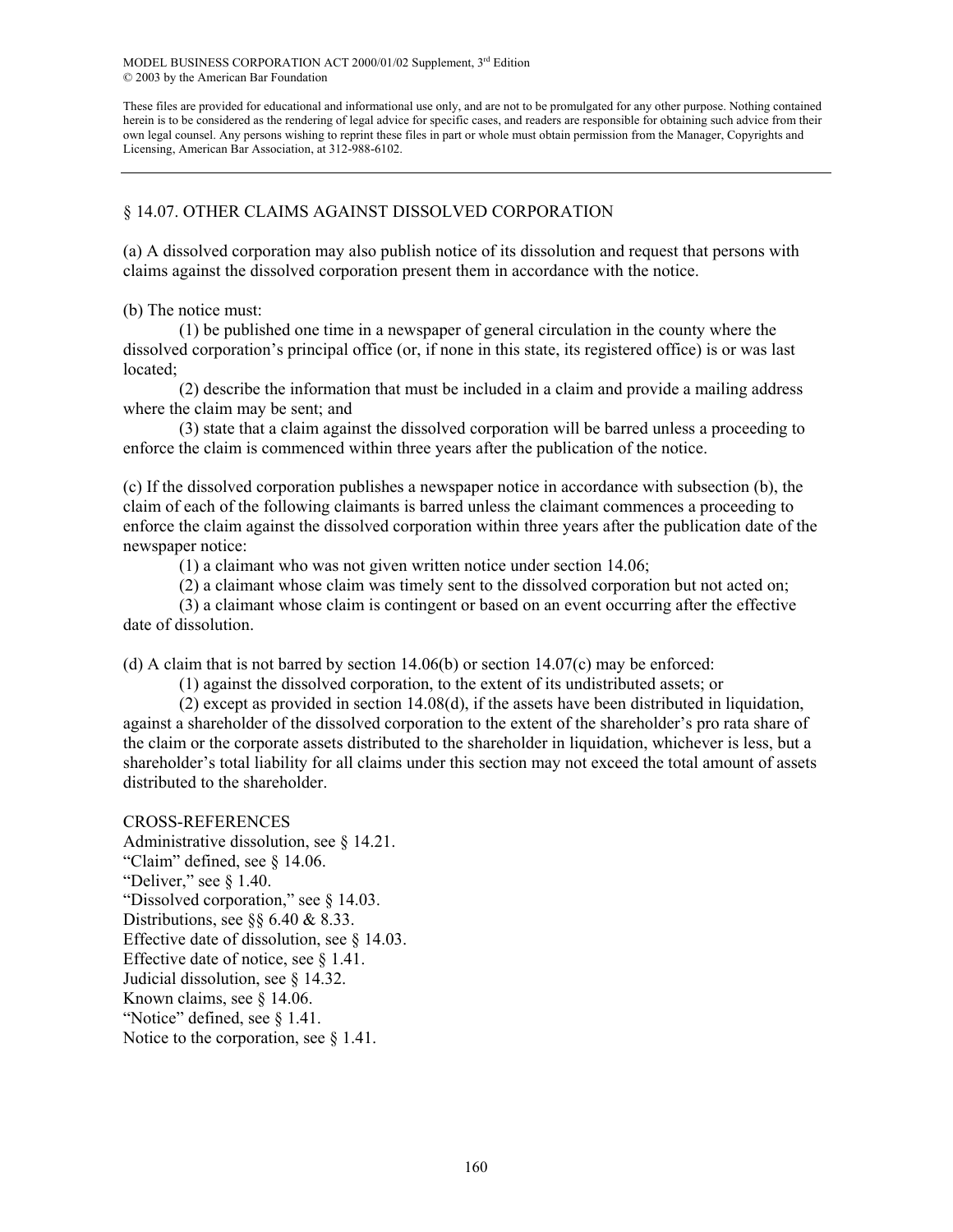MODEL BUSINESS CORPORATION ACT 2000/01/02 Supplement, 3rd Edition
© 2003 by the American Bar Foundation

These files are provided for educational and informational use only, and are not to be promulgated for any other purpose. Nothing contained herein is to be considered as the rendering of legal advice for specific cases, and readers are responsible for obtaining such advice from their own legal counsel. Any persons wishing to reprint these files in part or whole must obtain permission from the Manager, Copyrights and Licensing, American Bar Association, at 312-988-6102.

---

## § 14.07. OTHER CLAIMS AGAINST DISSOLVED CORPORATION

(a) A dissolved corporation may also publish notice of its dissolution and request that persons with claims against the dissolved corporation present them in accordance with the notice.

(b) The notice must:

(1) be published one time in a newspaper of general circulation in the county where the dissolved corporation's principal office (or, if none in this state, its registered office) is or was last located;

(2) describe the information that must be included in a claim and provide a mailing address where the claim may be sent; and

(3) state that a claim against the dissolved corporation will be barred unless a proceeding to enforce the claim is commenced within three years after the publication of the notice.

(c) If the dissolved corporation publishes a newspaper notice in accordance with subsection (b), the claim of each of the following claimants is barred unless the claimant commences a proceeding to enforce the claim against the dissolved corporation within three years after the publication date of the newspaper notice:

(1) a claimant who was not given written notice under section 14.06;

(2) a claimant whose claim was timely sent to the dissolved corporation but not acted on;

(3) a claimant whose claim is contingent or based on an event occurring after the effective date of dissolution.

(d) A claim that is not barred by section 14.06(b) or section 14.07(c) may be enforced:

(1) against the dissolved corporation, to the extent of its undistributed assets; or

(2) except as provided in section 14.08(d), if the assets have been distributed in liquidation, against a shareholder of the dissolved corporation to the extent of the shareholder's pro rata share of the claim or the corporate assets distributed to the shareholder in liquidation, whichever is less, but a shareholder's total liability for all claims under this section may not exceed the total amount of assets distributed to the shareholder.

CROSS-REFERENCES

Administrative dissolution, see § 14.21.
"Claim" defined, see § 14.06.
"Deliver," see § 1.40.
"Dissolved corporation," see § 14.03.
Distributions, see §§ 6.40 & 8.33.
Effective date of dissolution, see § 14.03.
Effective date of notice, see § 1.41.
Judicial dissolution, see § 14.32.
Known claims, see § 14.06.
"Notice" defined, see § 1.41.
Notice to the corporation, see § 1.41.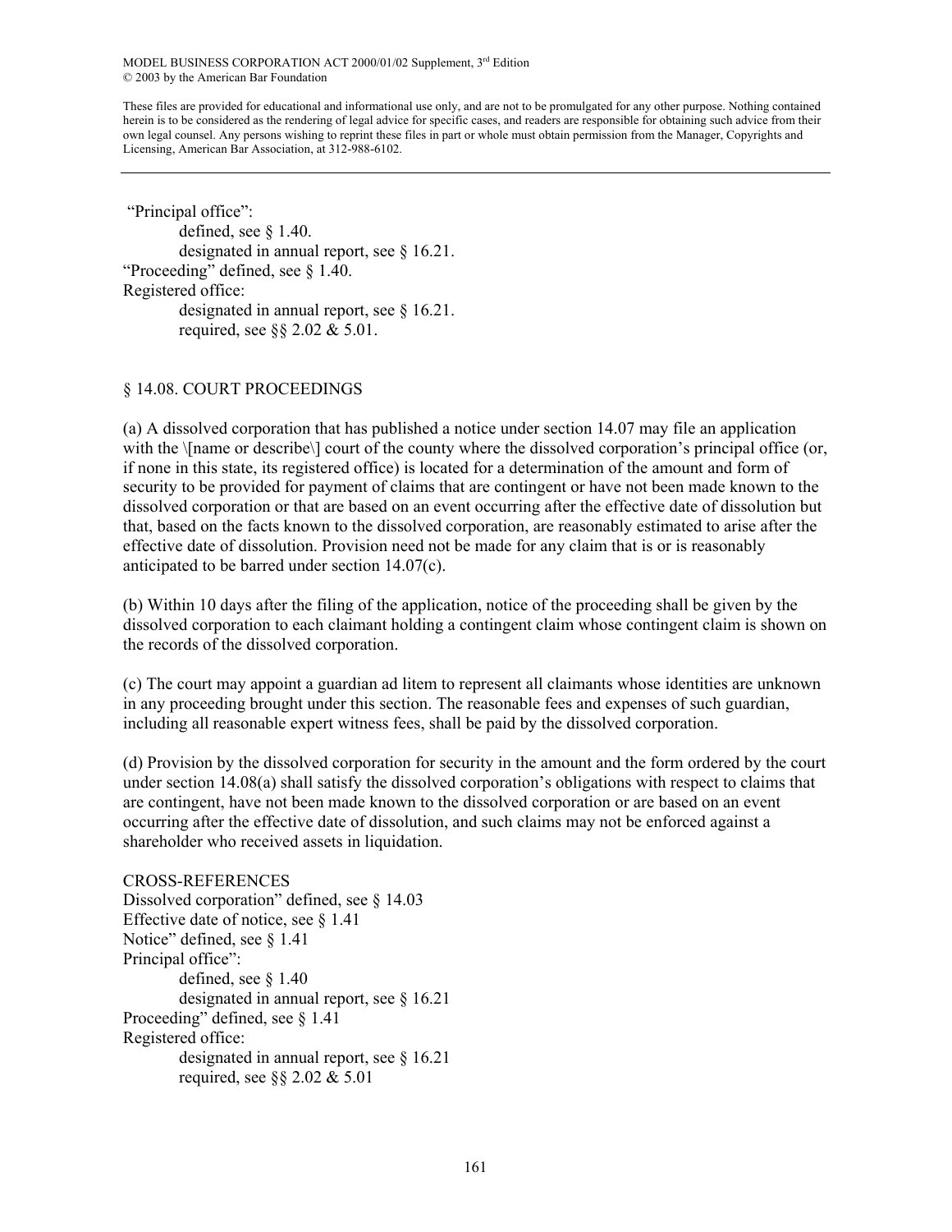"Principal office":

defined, see § 1.40.

designated in annual report, see § 16.21.

"Proceeding" defined, see § 1.40.

Registered office:

designated in annual report, see § 16.21.

required, see §§ 2.02 & 5.01.

## § 14.08. COURT PROCEEDINGS

(a) A dissolved corporation that has published a notice under section 14.07 may file an application with the \[name or describe\] court of the county where the dissolved corporation's principal office (or, if none in this state, its registered office) is located for a determination of the amount and form of security to be provided for payment of claims that are contingent or have not been made known to the dissolved corporation or that are based on an event occurring after the effective date of dissolution but that, based on the facts known to the dissolved corporation, are reasonably estimated to arise after the effective date of dissolution. Provision need not be made for any claim that is or is reasonably anticipated to be barred under section 14.07(c).

(b) Within 10 days after the filing of the application, notice of the proceeding shall be given by the dissolved corporation to each claimant holding a contingent claim whose contingent claim is shown on the records of the dissolved corporation.

(c) The court may appoint a guardian ad litem to represent all claimants whose identities are unknown in any proceeding brought under this section. The reasonable fees and expenses of such guardian, including all reasonable expert witness fees, shall be paid by the dissolved corporation.

(d) Provision by the dissolved corporation for security in the amount and the form ordered by the court under section 14.08(a) shall satisfy the dissolved corporation's obligations with respect to claims that are contingent, have not been made known to the dissolved corporation or are based on an event occurring after the effective date of dissolution, and such claims may not be enforced against a shareholder who received assets in liquidation.

CROSS-REFERENCES

Dissolved corporation" defined, see § 14.03

Effective date of notice, see § 1.41

Notice" defined, see § 1.41

Principal office":

defined, see § 1.40

designated in annual report, see § 16.21

Proceeding" defined, see § 1.41

Registered office:

designated in annual report, see § 16.21

required, see §§ 2.02 & 5.01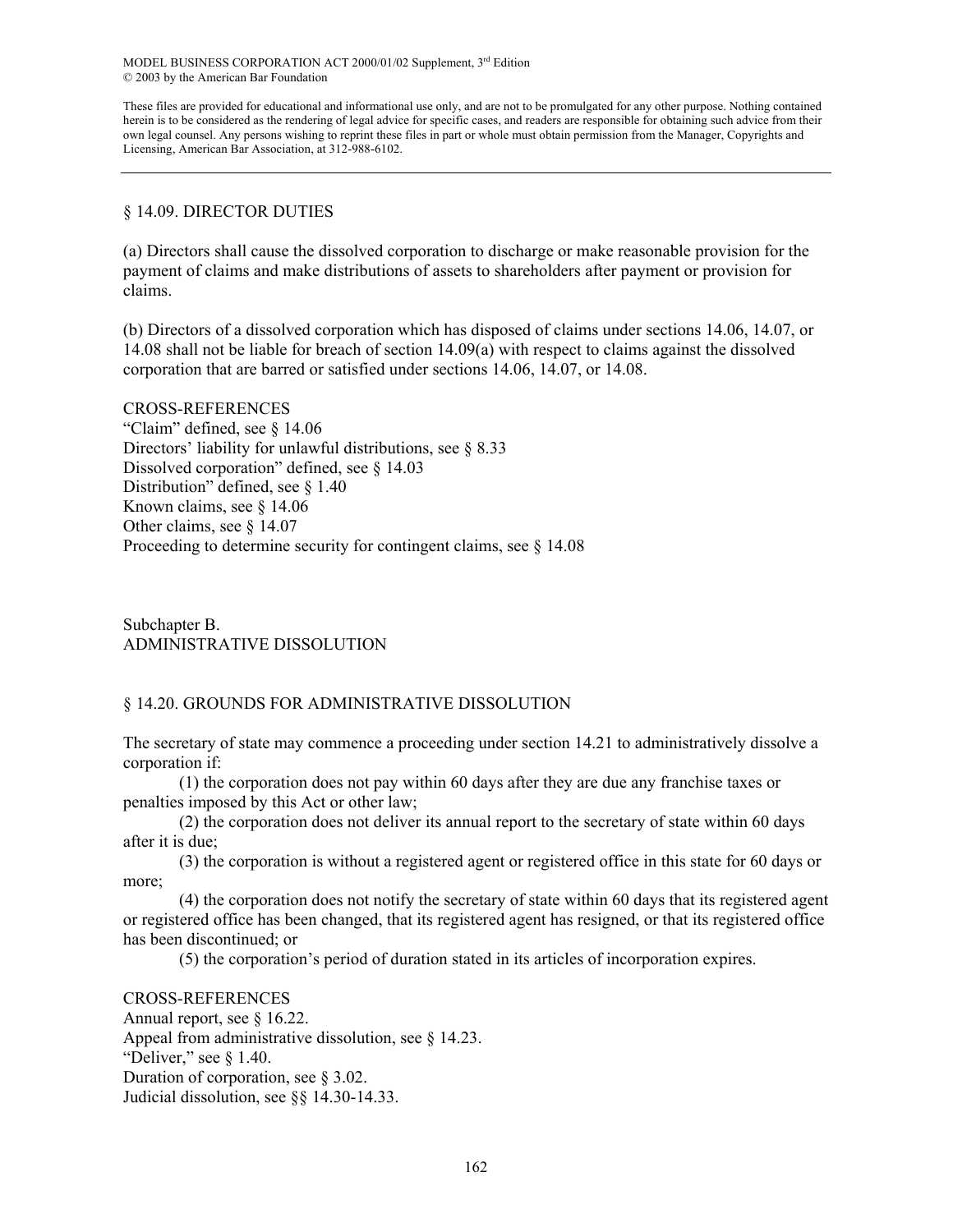## § 14.09. DIRECTOR DUTIES

(a) Directors shall cause the dissolved corporation to discharge or make reasonable provision for the payment of claims and make distributions of assets to shareholders after payment or provision for claims.

(b) Directors of a dissolved corporation which has disposed of claims under sections 14.06, 14.07, or 14.08 shall not be liable for breach of section 14.09(a) with respect to claims against the dissolved corporation that are barred or satisfied under sections 14.06, 14.07, or 14.08.

CROSS-REFERENCES

"Claim" defined, see § 14.06
Directors' liability for unlawful distributions, see § 8.33
Dissolved corporation" defined, see § 14.03
Distribution" defined, see § 1.40
Known claims, see § 14.06
Other claims, see § 14.07
Proceeding to determine security for contingent claims, see § 14.08

# Subchapter B.
# ADMINISTRATIVE DISSOLUTION

## § 14.20. GROUNDS FOR ADMINISTRATIVE DISSOLUTION

The secretary of state may commence a proceeding under section 14.21 to administratively dissolve a corporation if:

(1) the corporation does not pay within 60 days after they are due any franchise taxes or penalties imposed by this Act or other law;

(2) the corporation does not deliver its annual report to the secretary of state within 60 days after it is due;

(3) the corporation is without a registered agent or registered office in this state for 60 days or more;

(4) the corporation does not notify the secretary of state within 60 days that its registered agent or registered office has been changed, that its registered agent has resigned, or that its registered office has been discontinued; or

(5) the corporation's period of duration stated in its articles of incorporation expires.

CROSS-REFERENCES

Annual report, see § 16.22.
Appeal from administrative dissolution, see § 14.23.
"Deliver," see § 1.40.
Duration of corporation, see § 3.02.
Judicial dissolution, see §§ 14.30-14.33.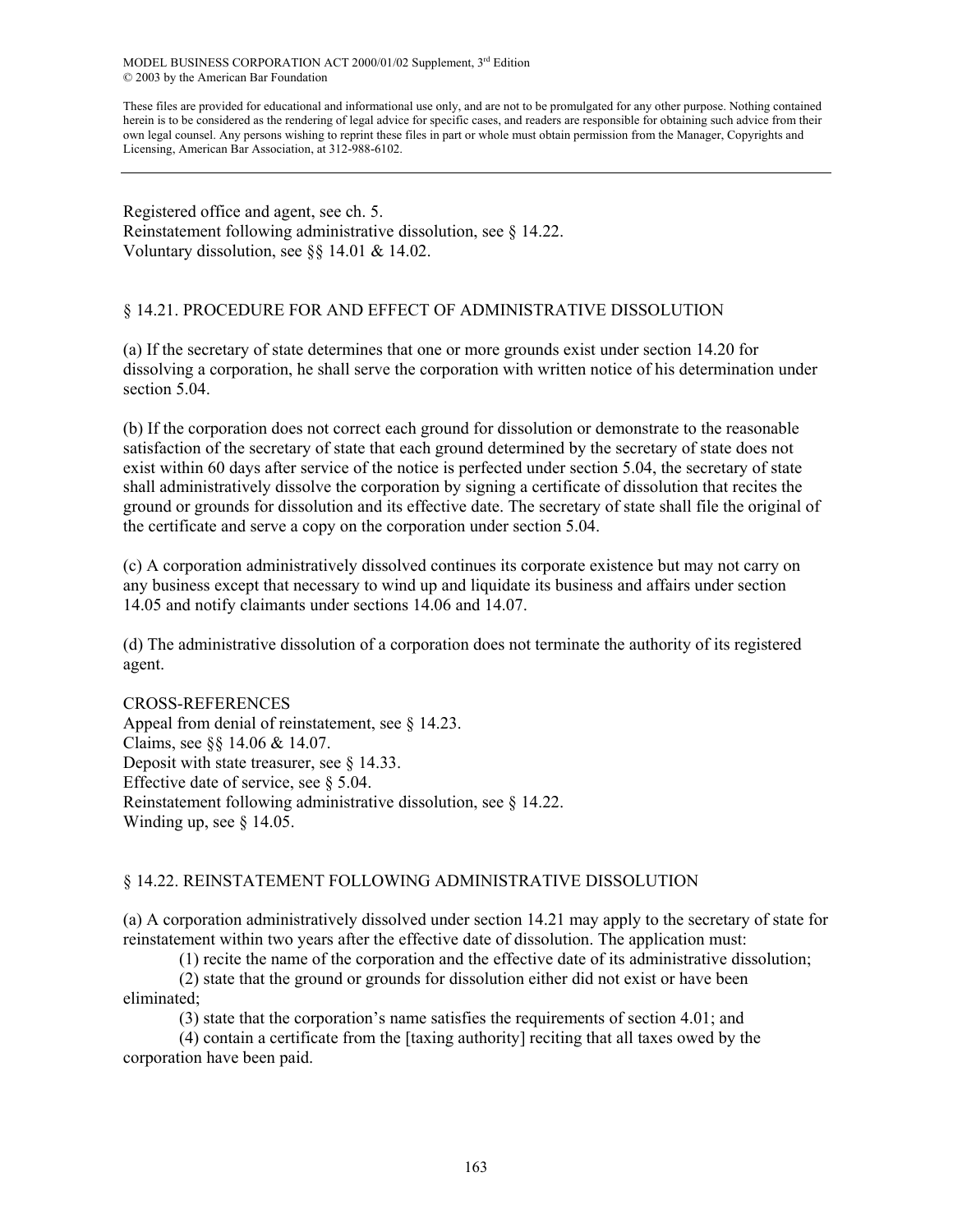Registered office and agent, see ch. 5.
Reinstatement following administrative dissolution, see § 14.22.
Voluntary dissolution, see §§ 14.01 & 14.02.

## § 14.21. PROCEDURE FOR AND EFFECT OF ADMINISTRATIVE DISSOLUTION

(a) If the secretary of state determines that one or more grounds exist under section 14.20 for dissolving a corporation, he shall serve the corporation with written notice of his determination under section 5.04.

(b) If the corporation does not correct each ground for dissolution or demonstrate to the reasonable satisfaction of the secretary of state that each ground determined by the secretary of state does not exist within 60 days after service of the notice is perfected under section 5.04, the secretary of state shall administratively dissolve the corporation by signing a certificate of dissolution that recites the ground or grounds for dissolution and its effective date. The secretary of state shall file the original of the certificate and serve a copy on the corporation under section 5.04.

(c) A corporation administratively dissolved continues its corporate existence but may not carry on any business except that necessary to wind up and liquidate its business and affairs under section 14.05 and notify claimants under sections 14.06 and 14.07.

(d) The administrative dissolution of a corporation does not terminate the authority of its registered agent.

CROSS-REFERENCES
Appeal from denial of reinstatement, see § 14.23.
Claims, see §§ 14.06 & 14.07.
Deposit with state treasurer, see § 14.33.
Effective date of service, see § 5.04.
Reinstatement following administrative dissolution, see § 14.22.
Winding up, see § 14.05.

## § 14.22. REINSTATEMENT FOLLOWING ADMINISTRATIVE DISSOLUTION

(a) A corporation administratively dissolved under section 14.21 may apply to the secretary of state for reinstatement within two years after the effective date of dissolution. The application must:

(1) recite the name of the corporation and the effective date of its administrative dissolution;

(2) state that the ground or grounds for dissolution either did not exist or have been eliminated;

(3) state that the corporation's name satisfies the requirements of section 4.01; and

(4) contain a certificate from the [taxing authority] reciting that all taxes owed by the corporation have been paid.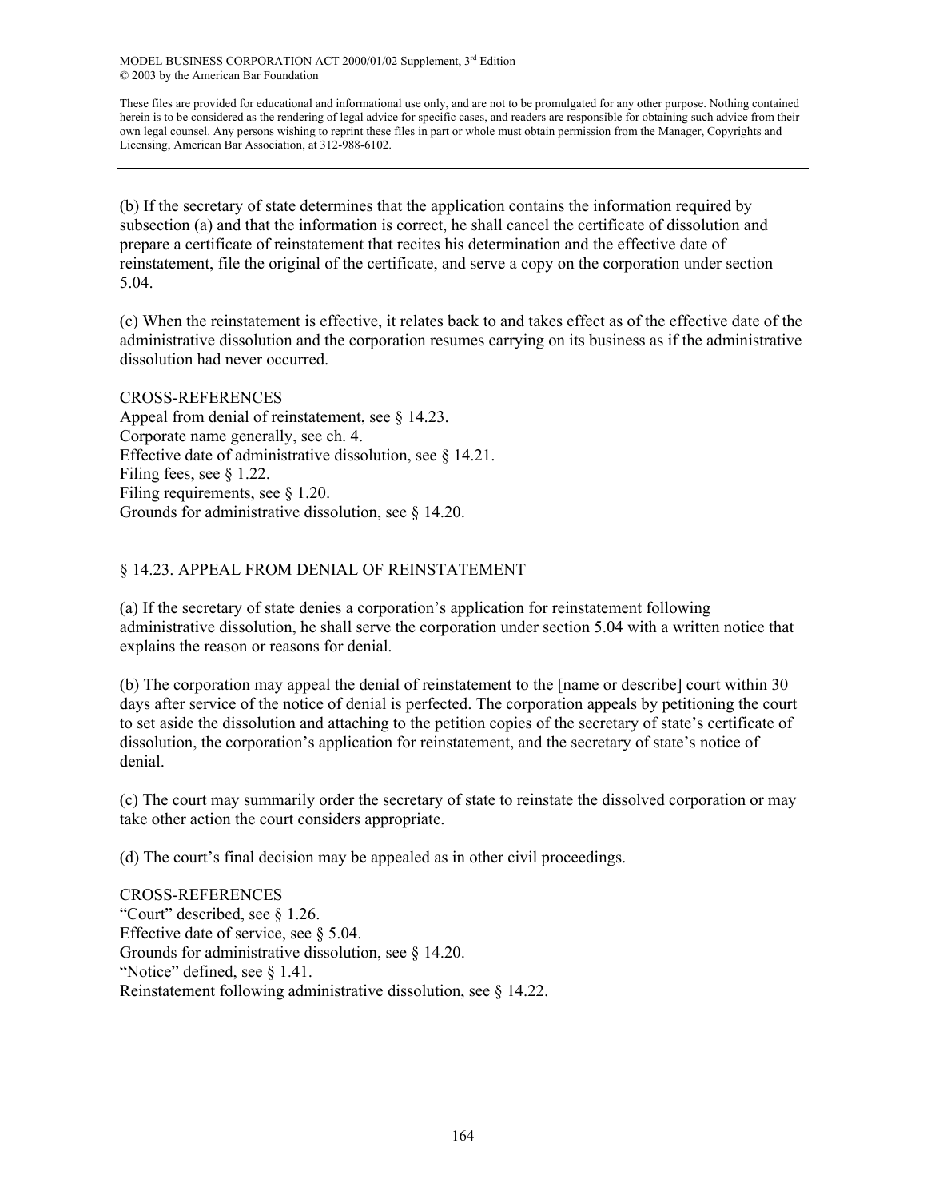(b) If the secretary of state determines that the application contains the information required by subsection (a) and that the information is correct, he shall cancel the certificate of dissolution and prepare a certificate of reinstatement that recites his determination and the effective date of reinstatement, file the original of the certificate, and serve a copy on the corporation under section 5.04.

(c) When the reinstatement is effective, it relates back to and takes effect as of the effective date of the administrative dissolution and the corporation resumes carrying on its business as if the administrative dissolution had never occurred.

CROSS-REFERENCES
Appeal from denial of reinstatement, see § 14.23.
Corporate name generally, see ch. 4.
Effective date of administrative dissolution, see § 14.21.
Filing fees, see § 1.22.
Filing requirements, see § 1.20.
Grounds for administrative dissolution, see § 14.20.

## § 14.23. APPEAL FROM DENIAL OF REINSTATEMENT

(a) If the secretary of state denies a corporation's application for reinstatement following administrative dissolution, he shall serve the corporation under section 5.04 with a written notice that explains the reason or reasons for denial.

(b) The corporation may appeal the denial of reinstatement to the [name or describe] court within 30 days after service of the notice of denial is perfected. The corporation appeals by petitioning the court to set aside the dissolution and attaching to the petition copies of the secretary of state's certificate of dissolution, the corporation's application for reinstatement, and the secretary of state's notice of denial.

(c) The court may summarily order the secretary of state to reinstate the dissolved corporation or may take other action the court considers appropriate.

(d) The court's final decision may be appealed as in other civil proceedings.

CROSS-REFERENCES
"Court" described, see § 1.26.
Effective date of service, see § 5.04.
Grounds for administrative dissolution, see § 14.20.
"Notice" defined, see § 1.41.
Reinstatement following administrative dissolution, see § 14.22.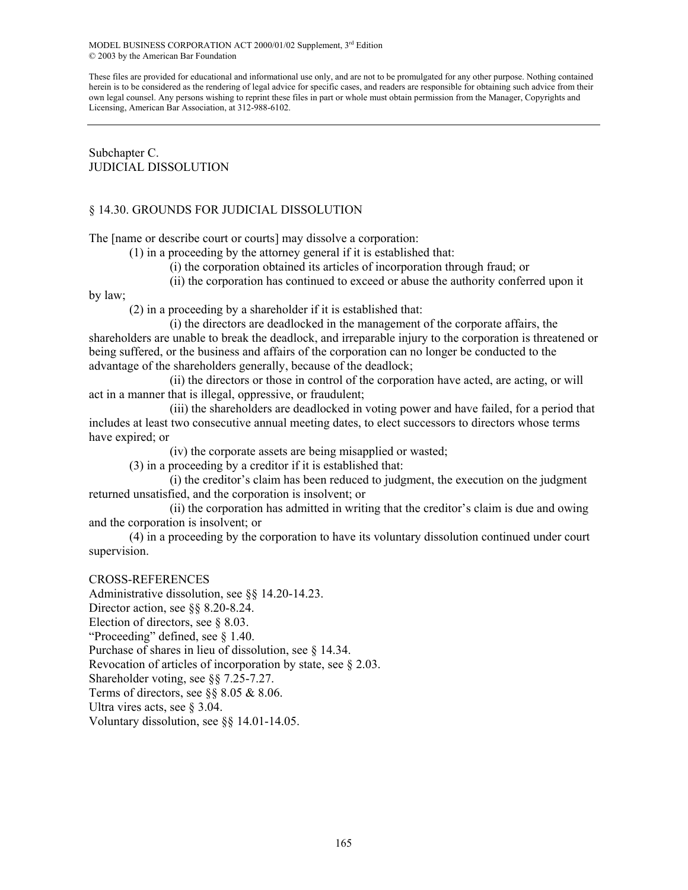MODEL BUSINESS CORPORATION ACT 2000/01/02 Supplement, 3rd Edition
© 2003 by the American Bar Foundation

These files are provided for educational and informational use only, and are not to be promulgated for any other purpose. Nothing contained herein is to be considered as the rendering of legal advice for specific cases, and readers are responsible for obtaining such advice from their own legal counsel. Any persons wishing to reprint these files in part or whole must obtain permission from the Manager, Copyrights and Licensing, American Bar Association, at 312-988-6102.

---

## Subchapter C.
## JUDICIAL DISSOLUTION

### § 14.30. GROUNDS FOR JUDICIAL DISSOLUTION

The [name or describe court or courts] may dissolve a corporation:

(1) in a proceeding by the attorney general if it is established that:

(i) the corporation obtained its articles of incorporation through fraud; or

(ii) the corporation has continued to exceed or abuse the authority conferred upon it by law;

(2) in a proceeding by a shareholder if it is established that:

(i) the directors are deadlocked in the management of the corporate affairs, the shareholders are unable to break the deadlock, and irreparable injury to the corporation is threatened or being suffered, or the business and affairs of the corporation can no longer be conducted to the advantage of the shareholders generally, because of the deadlock;

(ii) the directors or those in control of the corporation have acted, are acting, or will act in a manner that is illegal, oppressive, or fraudulent;

(iii) the shareholders are deadlocked in voting power and have failed, for a period that includes at least two consecutive annual meeting dates, to elect successors to directors whose terms have expired; or

(iv) the corporate assets are being misapplied or wasted;

(3) in a proceeding by a creditor if it is established that:

(i) the creditor's claim has been reduced to judgment, the execution on the judgment returned unsatisfied, and the corporation is insolvent; or

(ii) the corporation has admitted in writing that the creditor's claim is due and owing and the corporation is insolvent; or

(4) in a proceeding by the corporation to have its voluntary dissolution continued under court supervision.

CROSS-REFERENCES

Administrative dissolution, see §§ 14.20-14.23.
Director action, see §§ 8.20-8.24.
Election of directors, see § 8.03.
"Proceeding" defined, see § 1.40.
Purchase of shares in lieu of dissolution, see § 14.34.
Revocation of articles of incorporation by state, see § 2.03.
Shareholder voting, see §§ 7.25-7.27.
Terms of directors, see §§ 8.05 & 8.06.
Ultra vires acts, see § 3.04.
Voluntary dissolution, see §§ 14.01-14.05.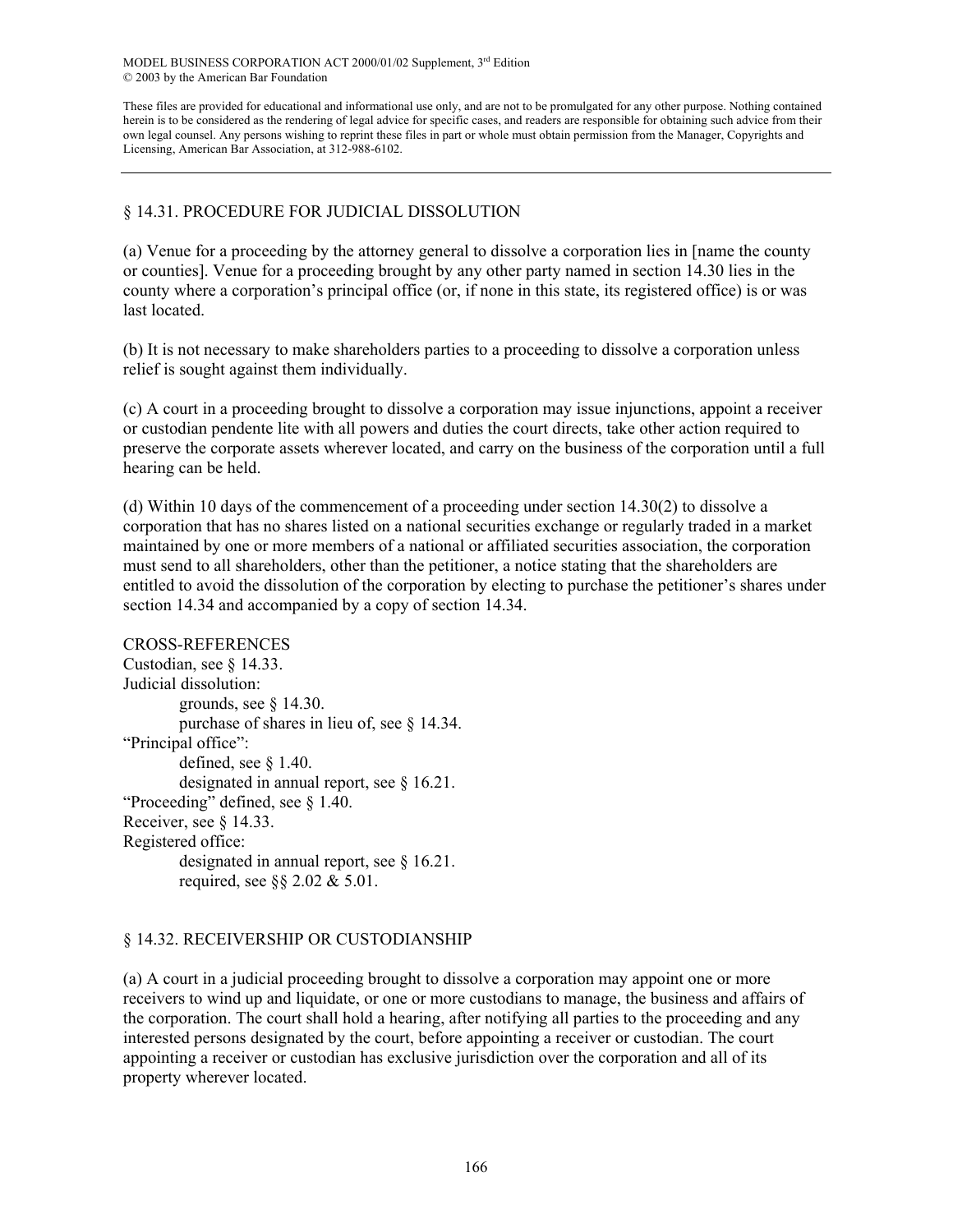## § 14.31. PROCEDURE FOR JUDICIAL DISSOLUTION

(a) Venue for a proceeding by the attorney general to dissolve a corporation lies in [name the county or counties]. Venue for a proceeding brought by any other party named in section 14.30 lies in the county where a corporation's principal office (or, if none in this state, its registered office) is or was last located.

(b) It is not necessary to make shareholders parties to a proceeding to dissolve a corporation unless relief is sought against them individually.

(c) A court in a proceeding brought to dissolve a corporation may issue injunctions, appoint a receiver or custodian pendente lite with all powers and duties the court directs, take other action required to preserve the corporate assets wherever located, and carry on the business of the corporation until a full hearing can be held.

(d) Within 10 days of the commencement of a proceeding under section 14.30(2) to dissolve a corporation that has no shares listed on a national securities exchange or regularly traded in a market maintained by one or more members of a national or affiliated securities association, the corporation must send to all shareholders, other than the petitioner, a notice stating that the shareholders are entitled to avoid the dissolution of the corporation by electing to purchase the petitioner's shares under section 14.34 and accompanied by a copy of section 14.34.

CROSS-REFERENCES

Custodian, see § 14.33.

Judicial dissolution:
- grounds, see § 14.30.
- purchase of shares in lieu of, see § 14.34.

"Principal office":
- defined, see § 1.40.
- designated in annual report, see § 16.21.

"Proceeding" defined, see § 1.40.

Receiver, see § 14.33.

Registered office:
- designated in annual report, see § 16.21.
- required, see §§ 2.02 & 5.01.

## § 14.32. RECEIVERSHIP OR CUSTODIANSHIP

(a) A court in a judicial proceeding brought to dissolve a corporation may appoint one or more receivers to wind up and liquidate, or one or more custodians to manage, the business and affairs of the corporation. The court shall hold a hearing, after notifying all parties to the proceeding and any interested persons designated by the court, before appointing a receiver or custodian. The court appointing a receiver or custodian has exclusive jurisdiction over the corporation and all of its property wherever located.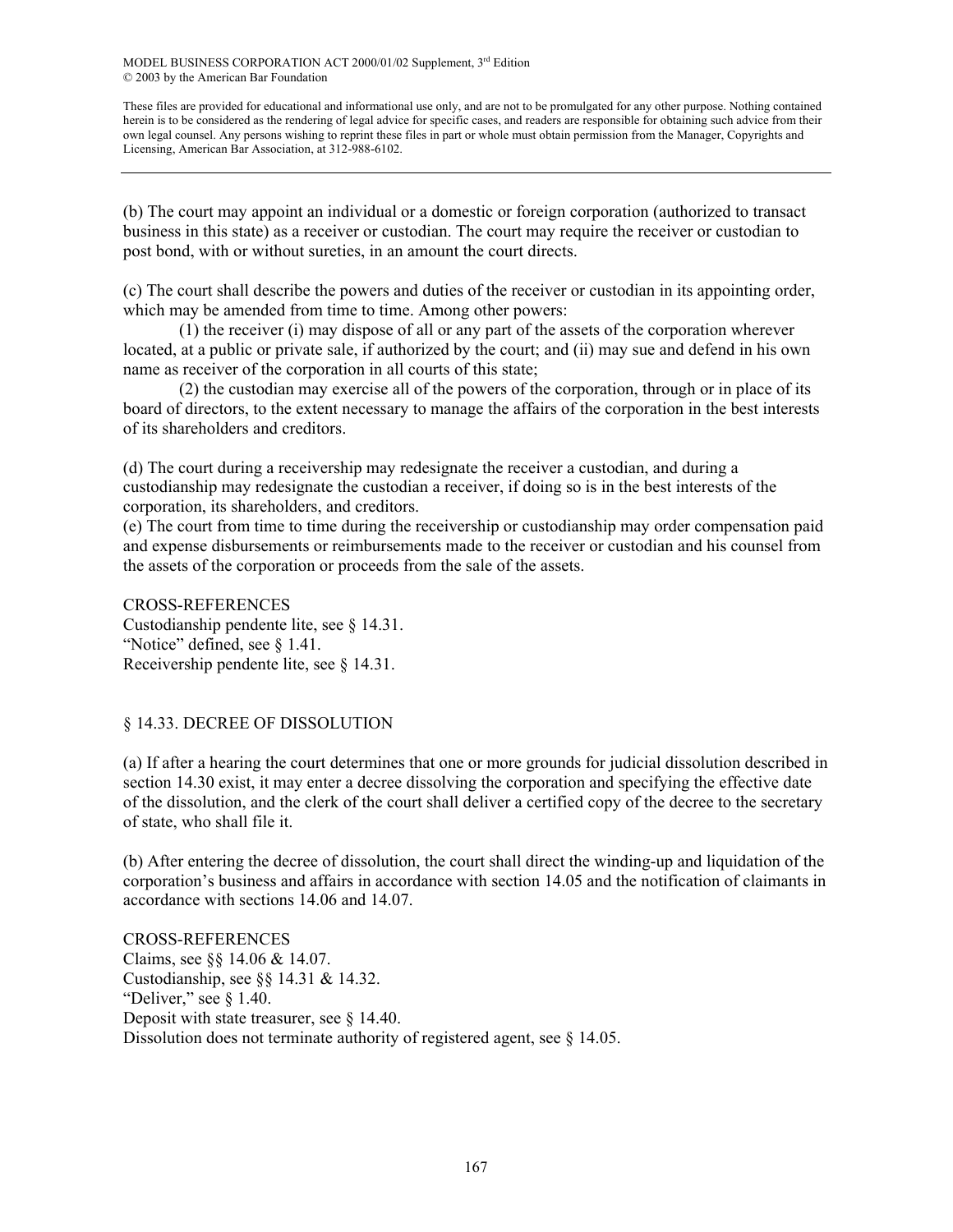(b) The court may appoint an individual or a domestic or foreign corporation (authorized to transact business in this state) as a receiver or custodian. The court may require the receiver or custodian to post bond, with or without sureties, in an amount the court directs.

(c) The court shall describe the powers and duties of the receiver or custodian in its appointing order, which may be amended from time to time. Among other powers:

(1) the receiver (i) may dispose of all or any part of the assets of the corporation wherever located, at a public or private sale, if authorized by the court; and (ii) may sue and defend in his own name as receiver of the corporation in all courts of this state;

(2) the custodian may exercise all of the powers of the corporation, through or in place of its board of directors, to the extent necessary to manage the affairs of the corporation in the best interests of its shareholders and creditors.

(d) The court during a receivership may redesignate the receiver a custodian, and during a custodianship may redesignate the custodian a receiver, if doing so is in the best interests of the corporation, its shareholders, and creditors.

(e) The court from time to time during the receivership or custodianship may order compensation paid and expense disbursements or reimbursements made to the receiver or custodian and his counsel from the assets of the corporation or proceeds from the sale of the assets.

CROSS-REFERENCES

Custodianship pendente lite, see § 14.31.

"Notice" defined, see § 1.41.

Receivership pendente lite, see § 14.31.

## § 14.33. DECREE OF DISSOLUTION

(a) If after a hearing the court determines that one or more grounds for judicial dissolution described in section 14.30 exist, it may enter a decree dissolving the corporation and specifying the effective date of the dissolution, and the clerk of the court shall deliver a certified copy of the decree to the secretary of state, who shall file it.

(b) After entering the decree of dissolution, the court shall direct the winding-up and liquidation of the corporation's business and affairs in accordance with section 14.05 and the notification of claimants in accordance with sections 14.06 and 14.07.

CROSS-REFERENCES

Claims, see §§ 14.06 & 14.07.

Custodianship, see §§ 14.31 & 14.32.

"Deliver," see § 1.40.

Deposit with state treasurer, see § 14.40.

Dissolution does not terminate authority of registered agent, see § 14.05.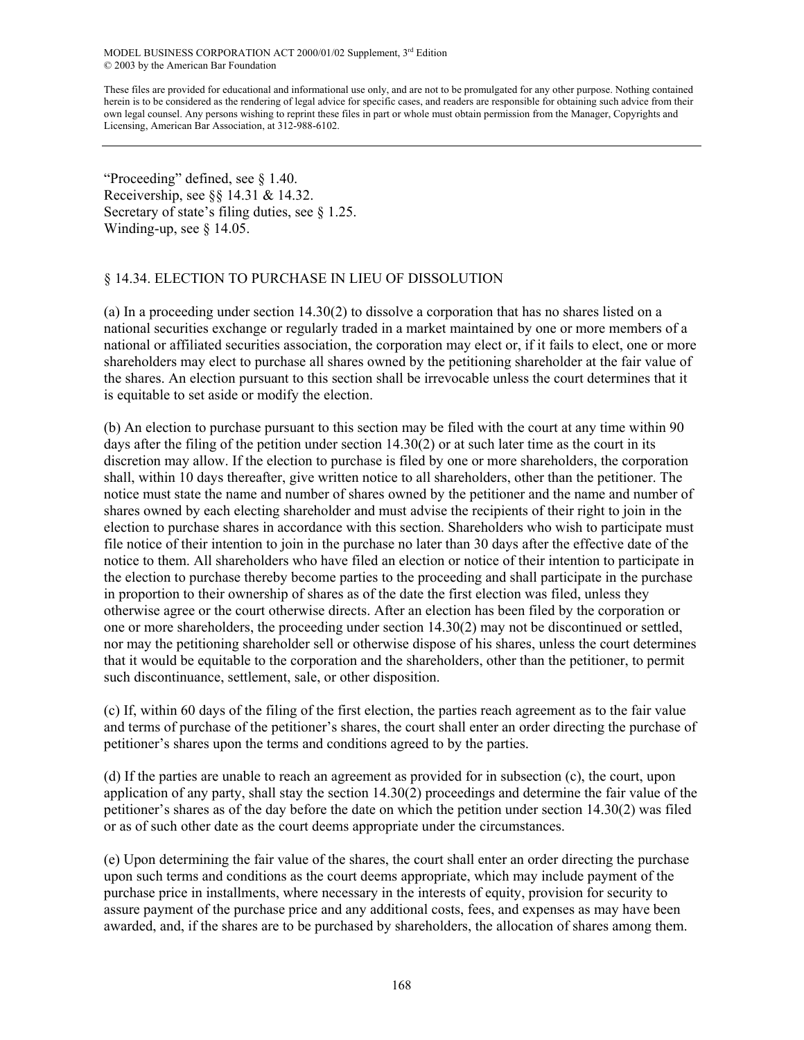"Proceeding" defined, see § 1.40.
Receivership, see §§ 14.31 & 14.32.
Secretary of state's filing duties, see § 1.25.
Winding-up, see § 14.05.

## § 14.34. ELECTION TO PURCHASE IN LIEU OF DISSOLUTION

(a) In a proceeding under section 14.30(2) to dissolve a corporation that has no shares listed on a national securities exchange or regularly traded in a market maintained by one or more members of a national or affiliated securities association, the corporation may elect or, if it fails to elect, one or more shareholders may elect to purchase all shares owned by the petitioning shareholder at the fair value of the shares. An election pursuant to this section shall be irrevocable unless the court determines that it is equitable to set aside or modify the election.

(b) An election to purchase pursuant to this section may be filed with the court at any time within 90 days after the filing of the petition under section 14.30(2) or at such later time as the court in its discretion may allow. If the election to purchase is filed by one or more shareholders, the corporation shall, within 10 days thereafter, give written notice to all shareholders, other than the petitioner. The notice must state the name and number of shares owned by the petitioner and the name and number of shares owned by each electing shareholder and must advise the recipients of their right to join in the election to purchase shares in accordance with this section. Shareholders who wish to participate must file notice of their intention to join in the purchase no later than 30 days after the effective date of the notice to them. All shareholders who have filed an election or notice of their intention to participate in the election to purchase thereby become parties to the proceeding and shall participate in the purchase in proportion to their ownership of shares as of the date the first election was filed, unless they otherwise agree or the court otherwise directs. After an election has been filed by the corporation or one or more shareholders, the proceeding under section 14.30(2) may not be discontinued or settled, nor may the petitioning shareholder sell or otherwise dispose of his shares, unless the court determines that it would be equitable to the corporation and the shareholders, other than the petitioner, to permit such discontinuance, settlement, sale, or other disposition.

(c) If, within 60 days of the filing of the first election, the parties reach agreement as to the fair value and terms of purchase of the petitioner's shares, the court shall enter an order directing the purchase of petitioner's shares upon the terms and conditions agreed to by the parties.

(d) If the parties are unable to reach an agreement as provided for in subsection (c), the court, upon application of any party, shall stay the section 14.30(2) proceedings and determine the fair value of the petitioner's shares as of the day before the date on which the petition under section 14.30(2) was filed or as of such other date as the court deems appropriate under the circumstances.

(e) Upon determining the fair value of the shares, the court shall enter an order directing the purchase upon such terms and conditions as the court deems appropriate, which may include payment of the purchase price in installments, where necessary in the interests of equity, provision for security to assure payment of the purchase price and any additional costs, fees, and expenses as may have been awarded, and, if the shares are to be purchased by shareholders, the allocation of shares among them.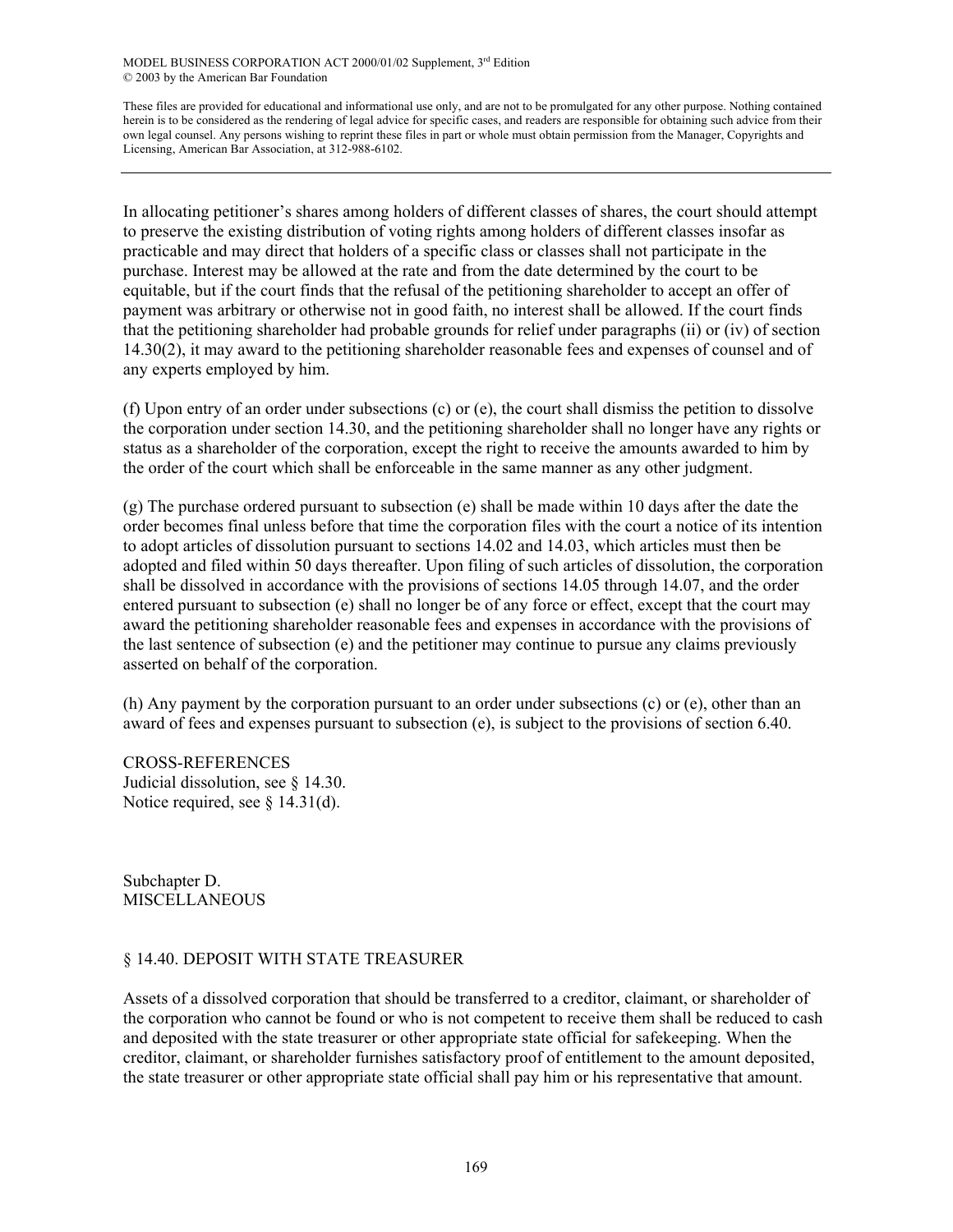In allocating petitioner's shares among holders of different classes of shares, the court should attempt to preserve the existing distribution of voting rights among holders of different classes insofar as practicable and may direct that holders of a specific class or classes shall not participate in the purchase. Interest may be allowed at the rate and from the date determined by the court to be equitable, but if the court finds that the refusal of the petitioning shareholder to accept an offer of payment was arbitrary or otherwise not in good faith, no interest shall be allowed. If the court finds that the petitioning shareholder had probable grounds for relief under paragraphs (ii) or (iv) of section 14.30(2), it may award to the petitioning shareholder reasonable fees and expenses of counsel and of any experts employed by him.

(f) Upon entry of an order under subsections (c) or (e), the court shall dismiss the petition to dissolve the corporation under section 14.30, and the petitioning shareholder shall no longer have any rights or status as a shareholder of the corporation, except the right to receive the amounts awarded to him by the order of the court which shall be enforceable in the same manner as any other judgment.

(g) The purchase ordered pursuant to subsection (e) shall be made within 10 days after the date the order becomes final unless before that time the corporation files with the court a notice of its intention to adopt articles of dissolution pursuant to sections 14.02 and 14.03, which articles must then be adopted and filed within 50 days thereafter. Upon filing of such articles of dissolution, the corporation shall be dissolved in accordance with the provisions of sections 14.05 through 14.07, and the order entered pursuant to subsection (e) shall no longer be of any force or effect, except that the court may award the petitioning shareholder reasonable fees and expenses in accordance with the provisions of the last sentence of subsection (e) and the petitioner may continue to pursue any claims previously asserted on behalf of the corporation.

(h) Any payment by the corporation pursuant to an order under subsections (c) or (e), other than an award of fees and expenses pursuant to subsection (e), is subject to the provisions of section 6.40.

CROSS-REFERENCES
Judicial dissolution, see § 14.30.
Notice required, see § 14.31(d).

## Subchapter D. MISCELLANEOUS

### § 14.40. DEPOSIT WITH STATE TREASURER

Assets of a dissolved corporation that should be transferred to a creditor, claimant, or shareholder of the corporation who cannot be found or who is not competent to receive them shall be reduced to cash and deposited with the state treasurer or other appropriate state official for safekeeping. When the creditor, claimant, or shareholder furnishes satisfactory proof of entitlement to the amount deposited, the state treasurer or other appropriate state official shall pay him or his representative that amount.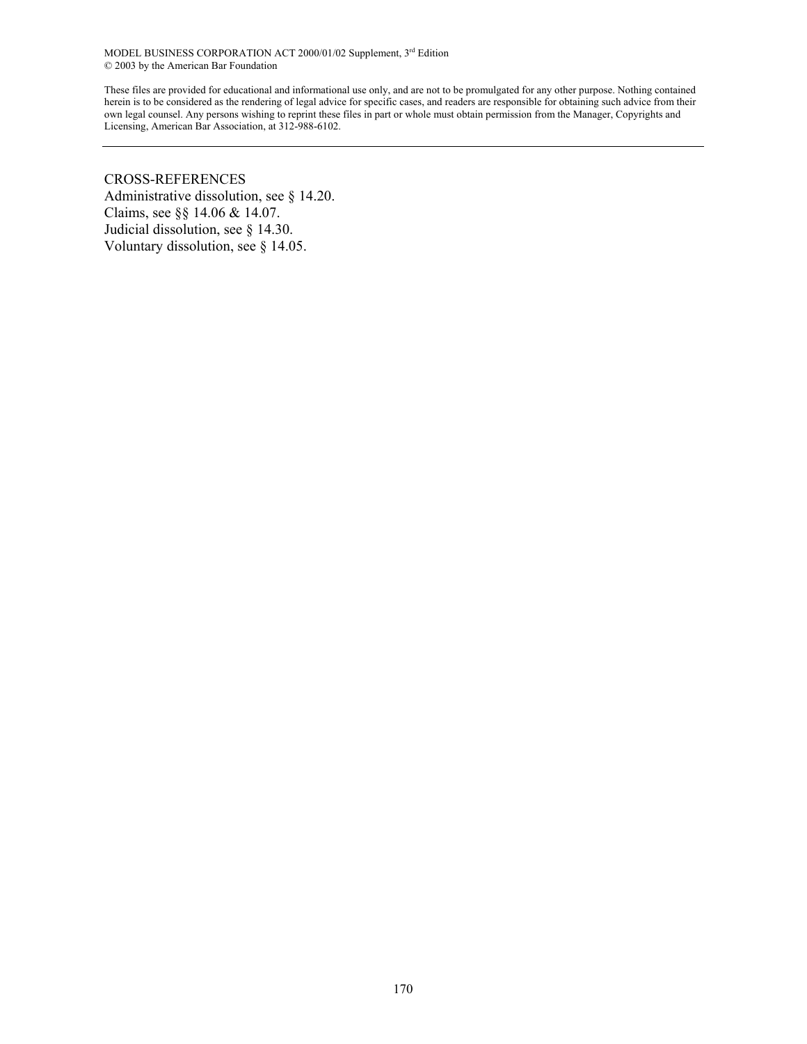CROSS-REFERENCES

Administrative dissolution, see § 14.20.

Claims, see §§ 14.06 & 14.07.

Judicial dissolution, see § 14.30.

Voluntary dissolution, see § 14.05.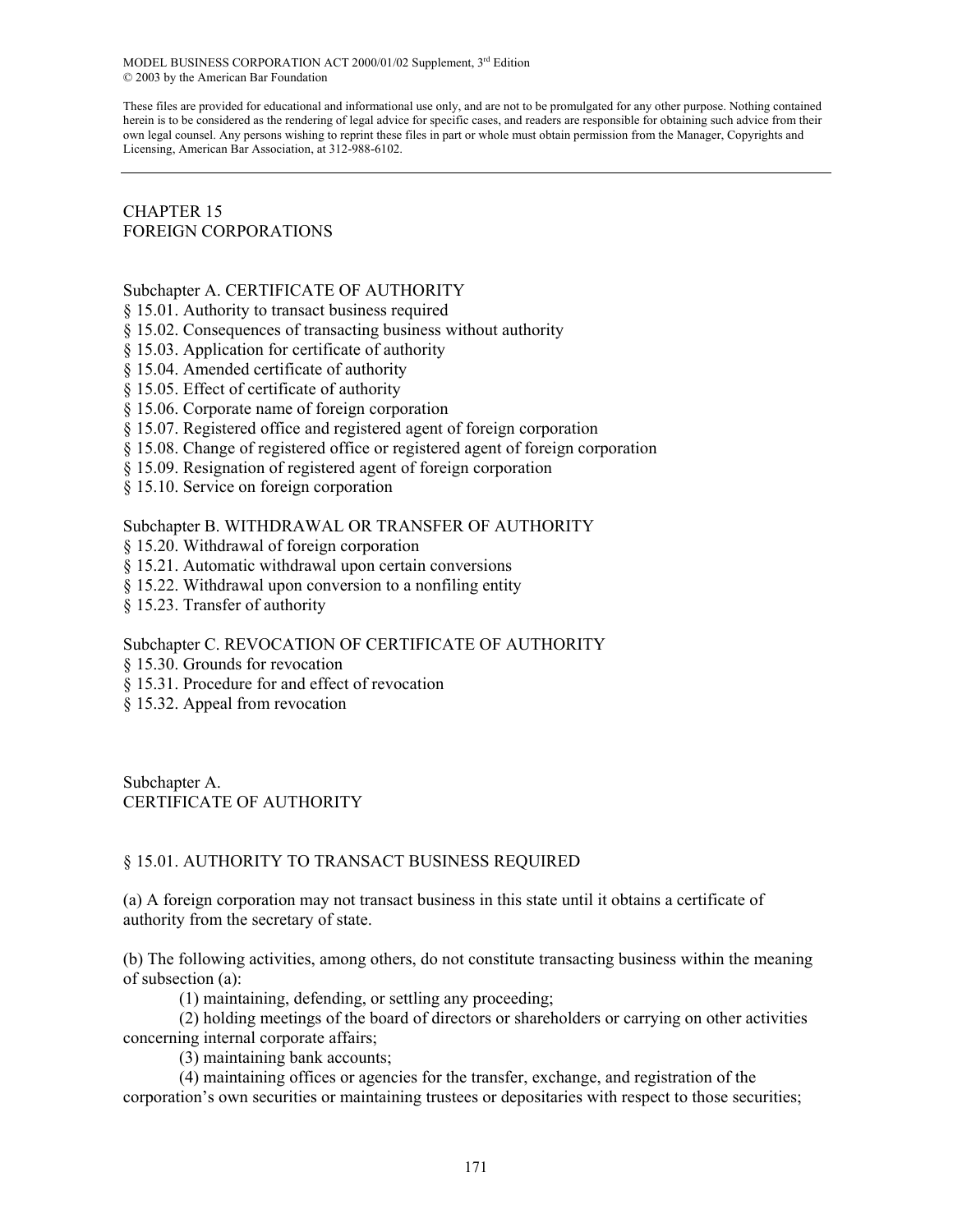MODEL BUSINESS CORPORATION ACT 2000/01/02 Supplement, 3rd Edition
© 2003 by the American Bar Foundation

These files are provided for educational and informational use only, and are not to be promulgated for any other purpose. Nothing contained herein is to be considered as the rendering of legal advice for specific cases, and readers are responsible for obtaining such advice from their own legal counsel. Any persons wishing to reprint these files in part or whole must obtain permission from the Manager, Copyrights and Licensing, American Bar Association, at 312-988-6102.

---

# CHAPTER 15
# FOREIGN CORPORATIONS

Subchapter A. CERTIFICATE OF AUTHORITY
§ 15.01. Authority to transact business required
§ 15.02. Consequences of transacting business without authority
§ 15.03. Application for certificate of authority
§ 15.04. Amended certificate of authority
§ 15.05. Effect of certificate of authority
§ 15.06. Corporate name of foreign corporation
§ 15.07. Registered office and registered agent of foreign corporation
§ 15.08. Change of registered office or registered agent of foreign corporation
§ 15.09. Resignation of registered agent of foreign corporation
§ 15.10. Service on foreign corporation

Subchapter B. WITHDRAWAL OR TRANSFER OF AUTHORITY
§ 15.20. Withdrawal of foreign corporation
§ 15.21. Automatic withdrawal upon certain conversions
§ 15.22. Withdrawal upon conversion to a nonfiling entity
§ 15.23. Transfer of authority

Subchapter C. REVOCATION OF CERTIFICATE OF AUTHORITY
§ 15.30. Grounds for revocation
§ 15.31. Procedure for and effect of revocation
§ 15.32. Appeal from revocation

## Subchapter A.
## CERTIFICATE OF AUTHORITY

### § 15.01. AUTHORITY TO TRANSACT BUSINESS REQUIRED

(a) A foreign corporation may not transact business in this state until it obtains a certificate of authority from the secretary of state.

(b) The following activities, among others, do not constitute transacting business within the meaning of subsection (a):

(1) maintaining, defending, or settling any proceeding;

(2) holding meetings of the board of directors or shareholders or carrying on other activities concerning internal corporate affairs;

(3) maintaining bank accounts;

(4) maintaining offices or agencies for the transfer, exchange, and registration of the corporation's own securities or maintaining trustees or depositaries with respect to those securities;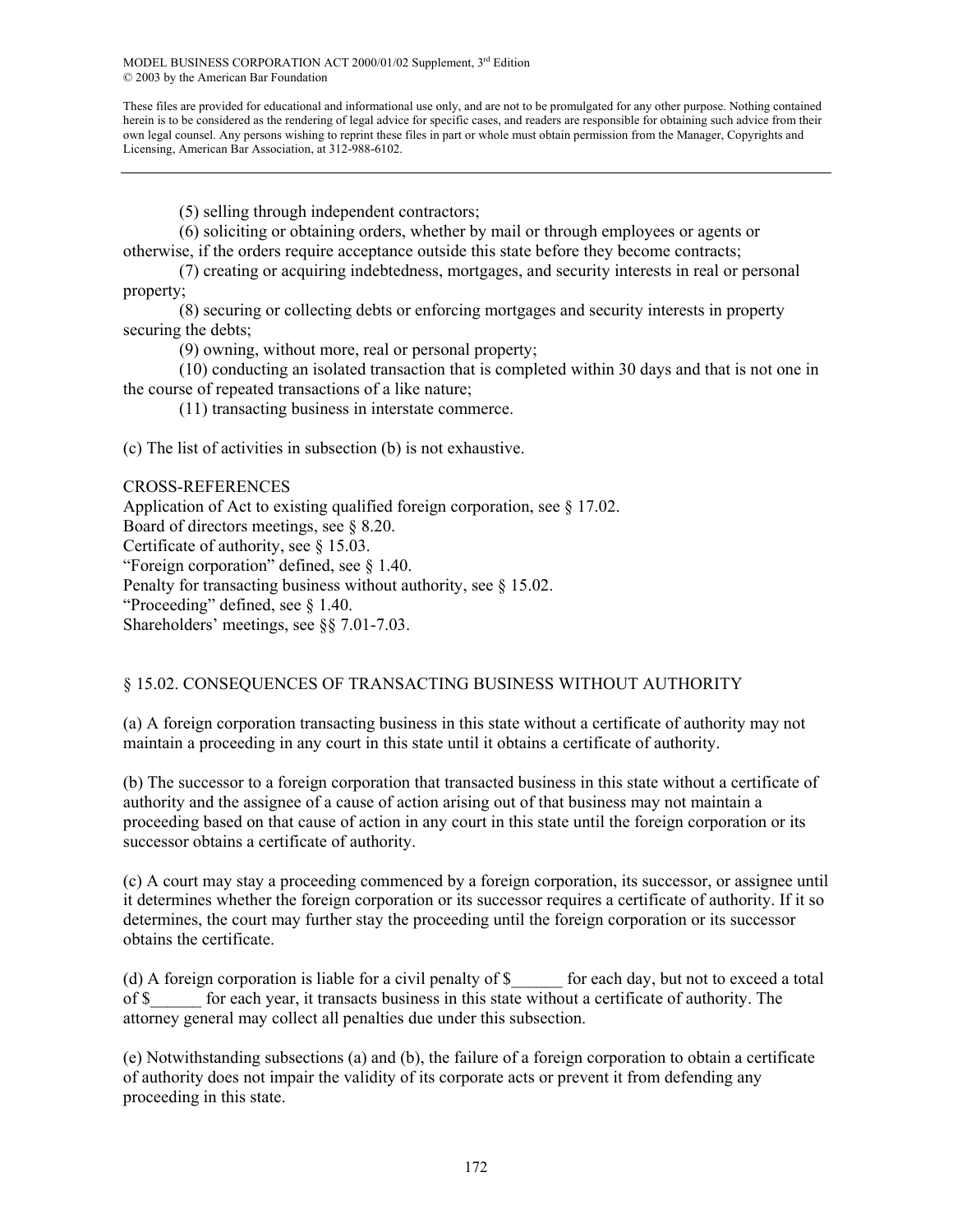(5) selling through independent contractors;

(6) soliciting or obtaining orders, whether by mail or through employees or agents or otherwise, if the orders require acceptance outside this state before they become contracts;

(7) creating or acquiring indebtedness, mortgages, and security interests in real or personal property;

(8) securing or collecting debts or enforcing mortgages and security interests in property securing the debts;

(9) owning, without more, real or personal property;

(10) conducting an isolated transaction that is completed within 30 days and that is not one in the course of repeated transactions of a like nature;

(11) transacting business in interstate commerce.

(c) The list of activities in subsection (b) is not exhaustive.

CROSS-REFERENCES

Application of Act to existing qualified foreign corporation, see § 17.02.
Board of directors meetings, see § 8.20.
Certificate of authority, see § 15.03.
"Foreign corporation" defined, see § 1.40.
Penalty for transacting business without authority, see § 15.02.
"Proceeding" defined, see § 1.40.
Shareholders' meetings, see §§ 7.01-7.03.

## § 15.02. CONSEQUENCES OF TRANSACTING BUSINESS WITHOUT AUTHORITY

(a) A foreign corporation transacting business in this state without a certificate of authority may not maintain a proceeding in any court in this state until it obtains a certificate of authority.

(b) The successor to a foreign corporation that transacted business in this state without a certificate of authority and the assignee of a cause of action arising out of that business may not maintain a proceeding based on that cause of action in any court in this state until the foreign corporation or its successor obtains a certificate of authority.

(c) A court may stay a proceeding commenced by a foreign corporation, its successor, or assignee until it determines whether the foreign corporation or its successor requires a certificate of authority. If it so determines, the court may further stay the proceeding until the foreign corporation or its successor obtains the certificate.

(d) A foreign corporation is liable for a civil penalty of $______ for each day, but not to exceed a total of $______ for each year, it transacts business in this state without a certificate of authority. The attorney general may collect all penalties due under this subsection.

(e) Notwithstanding subsections (a) and (b), the failure of a foreign corporation to obtain a certificate of authority does not impair the validity of its corporate acts or prevent it from defending any proceeding in this state.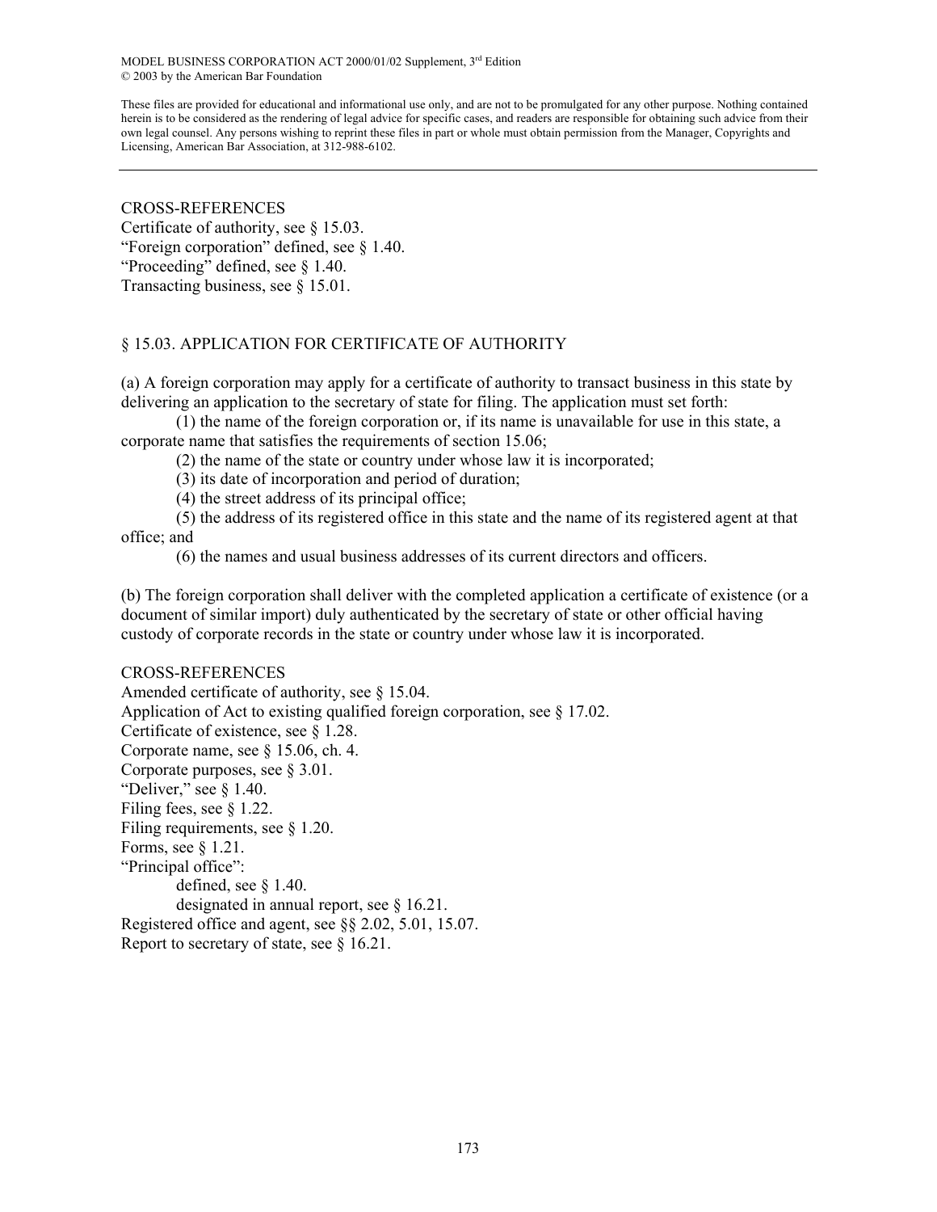CROSS-REFERENCES

Certificate of authority, see § 15.03.

"Foreign corporation" defined, see § 1.40.

"Proceeding" defined, see § 1.40.

Transacting business, see § 15.01.

## § 15.03. APPLICATION FOR CERTIFICATE OF AUTHORITY

(a) A foreign corporation may apply for a certificate of authority to transact business in this state by delivering an application to the secretary of state for filing. The application must set forth:

(1) the name of the foreign corporation or, if its name is unavailable for use in this state, a corporate name that satisfies the requirements of section 15.06;

(2) the name of the state or country under whose law it is incorporated;

(3) its date of incorporation and period of duration;

(4) the street address of its principal office;

(5) the address of its registered office in this state and the name of its registered agent at that office; and

(6) the names and usual business addresses of its current directors and officers.

(b) The foreign corporation shall deliver with the completed application a certificate of existence (or a document of similar import) duly authenticated by the secretary of state or other official having custody of corporate records in the state or country under whose law it is incorporated.

CROSS-REFERENCES

Amended certificate of authority, see § 15.04.

Application of Act to existing qualified foreign corporation, see § 17.02.

Certificate of existence, see § 1.28.

Corporate name, see § 15.06, ch. 4.

Corporate purposes, see § 3.01.

"Deliver," see § 1.40.

Filing fees, see § 1.22.

Filing requirements, see § 1.20.

Forms, see § 1.21.

"Principal office":

- defined, see § 1.40.
- designated in annual report, see § 16.21.

Registered office and agent, see §§ 2.02, 5.01, 15.07.

Report to secretary of state, see § 16.21.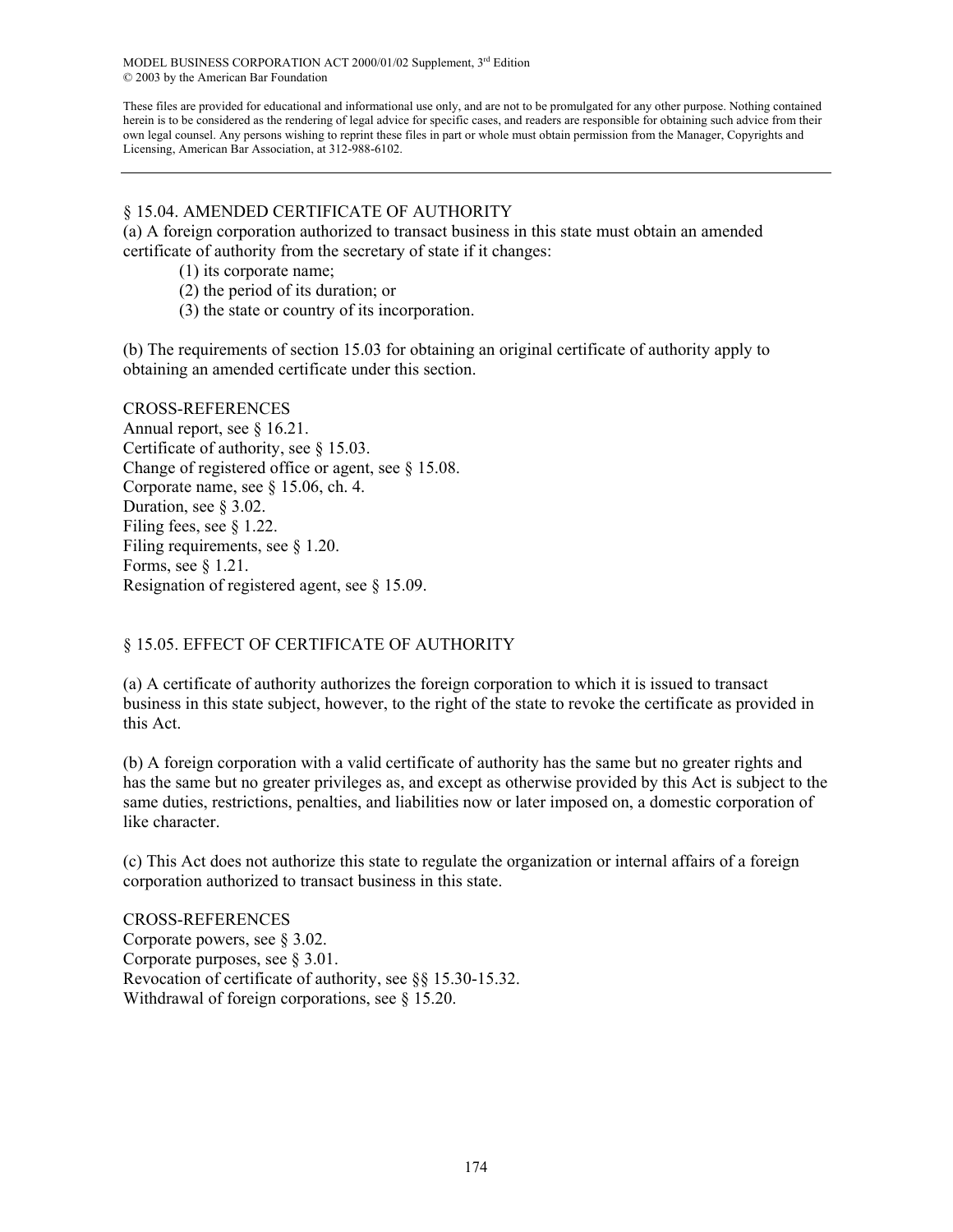MODEL BUSINESS CORPORATION ACT 2000/01/02 Supplement, 3rd Edition
© 2003 by the American Bar Foundation

These files are provided for educational and informational use only, and are not to be promulgated for any other purpose. Nothing contained herein is to be considered as the rendering of legal advice for specific cases, and readers are responsible for obtaining such advice from their own legal counsel. Any persons wishing to reprint these files in part or whole must obtain permission from the Manager, Copyrights and Licensing, American Bar Association, at 312-988-6102.

---

## § 15.04. AMENDED CERTIFICATE OF AUTHORITY

(a) A foreign corporation authorized to transact business in this state must obtain an amended certificate of authority from the secretary of state if it changes:

(1) its corporate name;
(2) the period of its duration; or
(3) the state or country of its incorporation.

(b) The requirements of section 15.03 for obtaining an original certificate of authority apply to obtaining an amended certificate under this section.

CROSS-REFERENCES
Annual report, see § 16.21.
Certificate of authority, see § 15.03.
Change of registered office or agent, see § 15.08.
Corporate name, see § 15.06, ch. 4.
Duration, see § 3.02.
Filing fees, see § 1.22.
Filing requirements, see § 1.20.
Forms, see § 1.21.
Resignation of registered agent, see § 15.09.

## § 15.05. EFFECT OF CERTIFICATE OF AUTHORITY

(a) A certificate of authority authorizes the foreign corporation to which it is issued to transact business in this state subject, however, to the right of the state to revoke the certificate as provided in this Act.

(b) A foreign corporation with a valid certificate of authority has the same but no greater rights and has the same but no greater privileges as, and except as otherwise provided by this Act is subject to the same duties, restrictions, penalties, and liabilities now or later imposed on, a domestic corporation of like character.

(c) This Act does not authorize this state to regulate the organization or internal affairs of a foreign corporation authorized to transact business in this state.

CROSS-REFERENCES
Corporate powers, see § 3.02.
Corporate purposes, see § 3.01.
Revocation of certificate of authority, see §§ 15.30-15.32.
Withdrawal of foreign corporations, see § 15.20.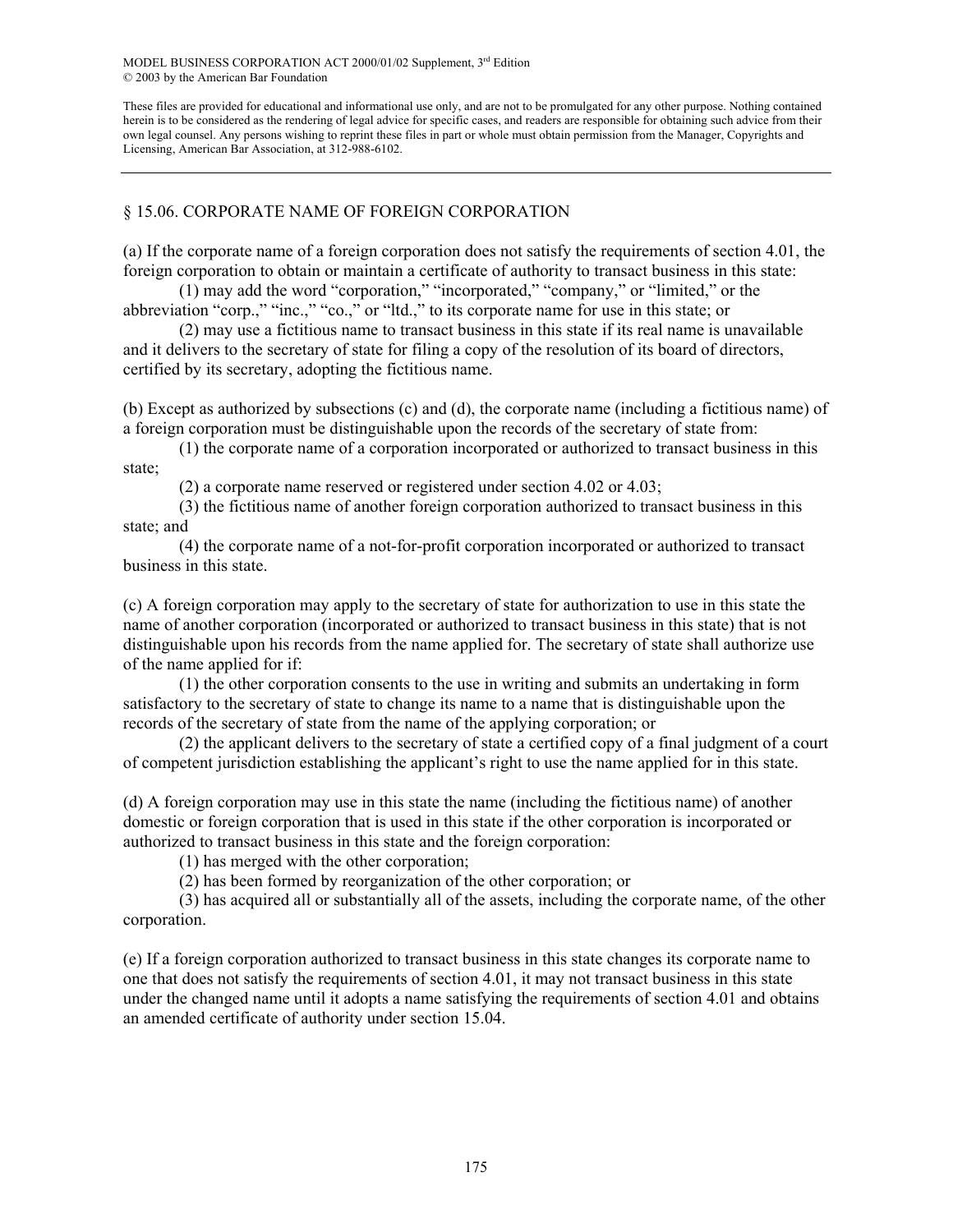MODEL BUSINESS CORPORATION ACT 2000/01/02 Supplement, 3rd Edition
© 2003 by the American Bar Foundation

These files are provided for educational and informational use only, and are not to be promulgated for any other purpose. Nothing contained herein is to be considered as the rendering of legal advice for specific cases, and readers are responsible for obtaining such advice from their own legal counsel. Any persons wishing to reprint these files in part or whole must obtain permission from the Manager, Copyrights and Licensing, American Bar Association, at 312-988-6102.

---

## § 15.06. CORPORATE NAME OF FOREIGN CORPORATION

(a) If the corporate name of a foreign corporation does not satisfy the requirements of section 4.01, the foreign corporation to obtain or maintain a certificate of authority to transact business in this state:

(1) may add the word "corporation," "incorporated," "company," or "limited," or the abbreviation "corp.," "inc.," "co.," or "ltd.," to its corporate name for use in this state; or

(2) may use a fictitious name to transact business in this state if its real name is unavailable and it delivers to the secretary of state for filing a copy of the resolution of its board of directors, certified by its secretary, adopting the fictitious name.

(b) Except as authorized by subsections (c) and (d), the corporate name (including a fictitious name) of a foreign corporation must be distinguishable upon the records of the secretary of state from:

(1) the corporate name of a corporation incorporated or authorized to transact business in this state;

(2) a corporate name reserved or registered under section 4.02 or 4.03;

(3) the fictitious name of another foreign corporation authorized to transact business in this state; and

(4) the corporate name of a not-for-profit corporation incorporated or authorized to transact business in this state.

(c) A foreign corporation may apply to the secretary of state for authorization to use in this state the name of another corporation (incorporated or authorized to transact business in this state) that is not distinguishable upon his records from the name applied for. The secretary of state shall authorize use of the name applied for if:

(1) the other corporation consents to the use in writing and submits an undertaking in form satisfactory to the secretary of state to change its name to a name that is distinguishable upon the records of the secretary of state from the name of the applying corporation; or

(2) the applicant delivers to the secretary of state a certified copy of a final judgment of a court of competent jurisdiction establishing the applicant's right to use the name applied for in this state.

(d) A foreign corporation may use in this state the name (including the fictitious name) of another domestic or foreign corporation that is used in this state if the other corporation is incorporated or authorized to transact business in this state and the foreign corporation:

(1) has merged with the other corporation;

(2) has been formed by reorganization of the other corporation; or

(3) has acquired all or substantially all of the assets, including the corporate name, of the other corporation.

(e) If a foreign corporation authorized to transact business in this state changes its corporate name to one that does not satisfy the requirements of section 4.01, it may not transact business in this state under the changed name until it adopts a name satisfying the requirements of section 4.01 and obtains an amended certificate of authority under section 15.04.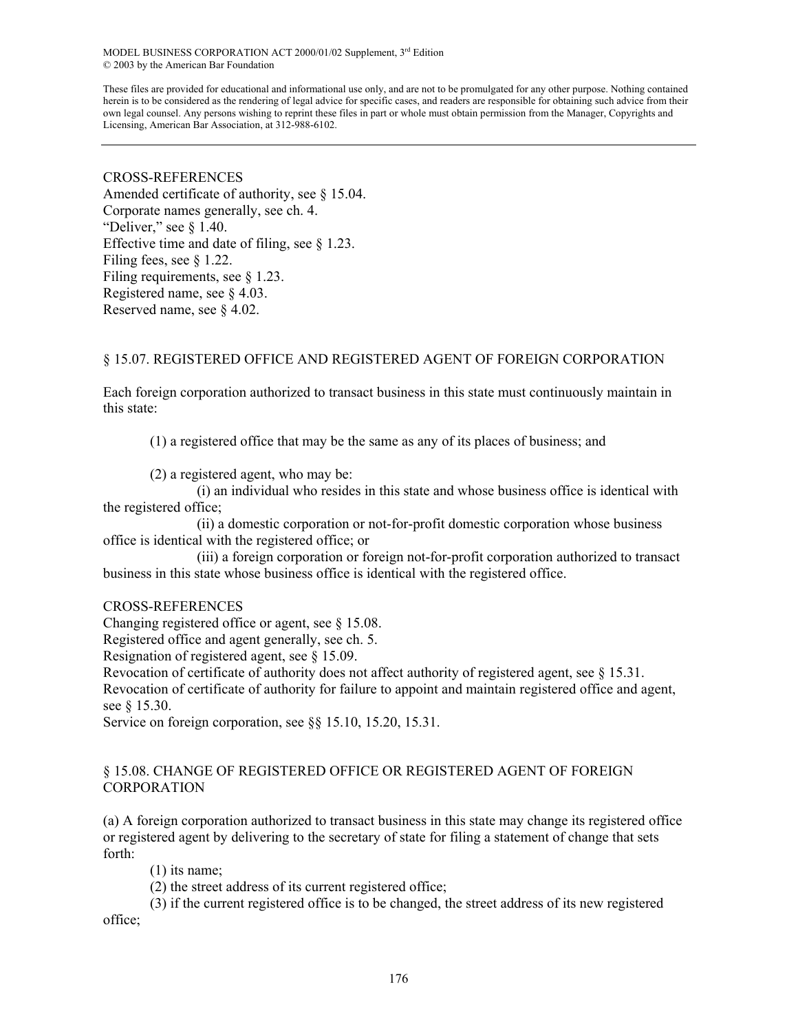CROSS-REFERENCES
Amended certificate of authority, see § 15.04.
Corporate names generally, see ch. 4.
"Deliver," see § 1.40.
Effective time and date of filing, see § 1.23.
Filing fees, see § 1.22.
Filing requirements, see § 1.23.
Registered name, see § 4.03.
Reserved name, see § 4.02.

## § 15.07. REGISTERED OFFICE AND REGISTERED AGENT OF FOREIGN CORPORATION

Each foreign corporation authorized to transact business in this state must continuously maintain in this state:

(1) a registered office that may be the same as any of its places of business; and

(2) a registered agent, who may be:

(i) an individual who resides in this state and whose business office is identical with the registered office;

(ii) a domestic corporation or not-for-profit domestic corporation whose business office is identical with the registered office; or

(iii) a foreign corporation or foreign not-for-profit corporation authorized to transact business in this state whose business office is identical with the registered office.

CROSS-REFERENCES
Changing registered office or agent, see § 15.08.
Registered office and agent generally, see ch. 5.
Resignation of registered agent, see § 15.09.
Revocation of certificate of authority does not affect authority of registered agent, see § 15.31.
Revocation of certificate of authority for failure to appoint and maintain registered office and agent, see § 15.30.
Service on foreign corporation, see §§ 15.10, 15.20, 15.31.

## § 15.08. CHANGE OF REGISTERED OFFICE OR REGISTERED AGENT OF FOREIGN CORPORATION

(a) A foreign corporation authorized to transact business in this state may change its registered office or registered agent by delivering to the secretary of state for filing a statement of change that sets forth:

(1) its name;

(2) the street address of its current registered office;

(3) if the current registered office is to be changed, the street address of its new registered office;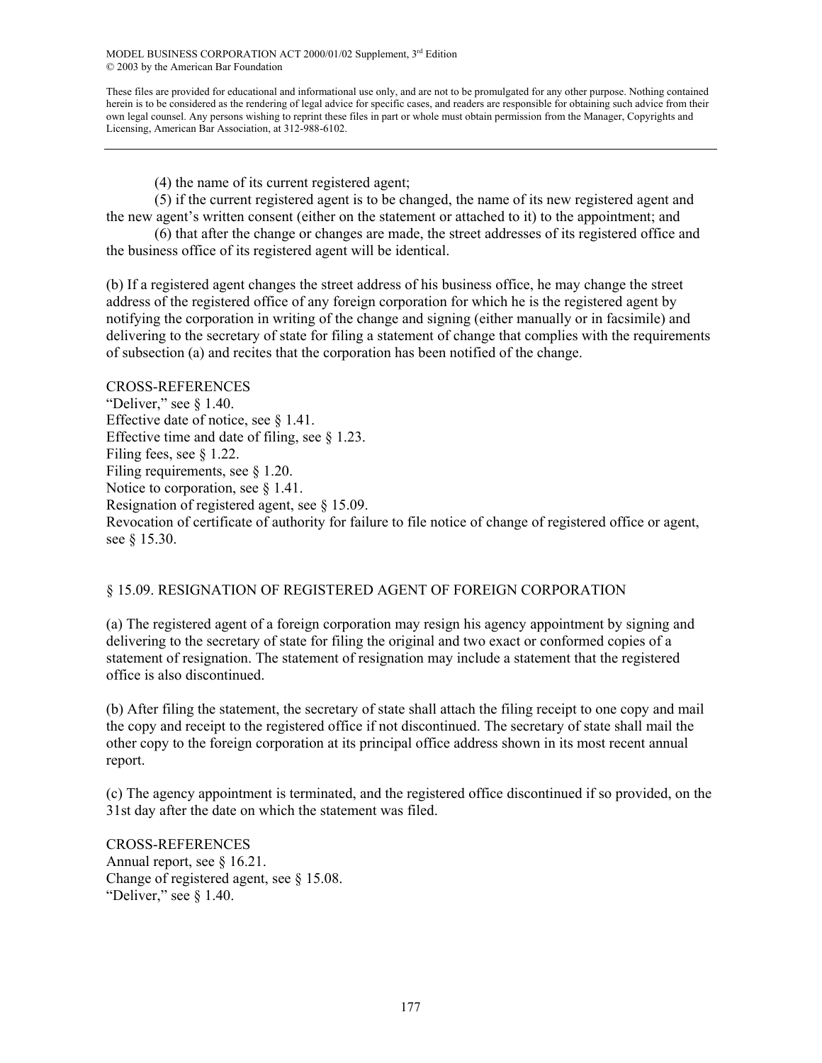(4) the name of its current registered agent;

(5) if the current registered agent is to be changed, the name of its new registered agent and the new agent's written consent (either on the statement or attached to it) to the appointment; and

(6) that after the change or changes are made, the street addresses of its registered office and the business office of its registered agent will be identical.

(b) If a registered agent changes the street address of his business office, he may change the street address of the registered office of any foreign corporation for which he is the registered agent by notifying the corporation in writing of the change and signing (either manually or in facsimile) and delivering to the secretary of state for filing a statement of change that complies with the requirements of subsection (a) and recites that the corporation has been notified of the change.

CROSS-REFERENCES

"Deliver," see § 1.40.

Effective date of notice, see § 1.41.

Effective time and date of filing, see § 1.23.

Filing fees, see § 1.22.

Filing requirements, see § 1.20.

Notice to corporation, see § 1.41.

Resignation of registered agent, see § 15.09.

Revocation of certificate of authority for failure to file notice of change of registered office or agent, see § 15.30.

## § 15.09. RESIGNATION OF REGISTERED AGENT OF FOREIGN CORPORATION

(a) The registered agent of a foreign corporation may resign his agency appointment by signing and delivering to the secretary of state for filing the original and two exact or conformed copies of a statement of resignation. The statement of resignation may include a statement that the registered office is also discontinued.

(b) After filing the statement, the secretary of state shall attach the filing receipt to one copy and mail the copy and receipt to the registered office if not discontinued. The secretary of state shall mail the other copy to the foreign corporation at its principal office address shown in its most recent annual report.

(c) The agency appointment is terminated, and the registered office discontinued if so provided, on the 31st day after the date on which the statement was filed.

CROSS-REFERENCES

Annual report, see § 16.21.

Change of registered agent, see § 15.08.

"Deliver," see § 1.40.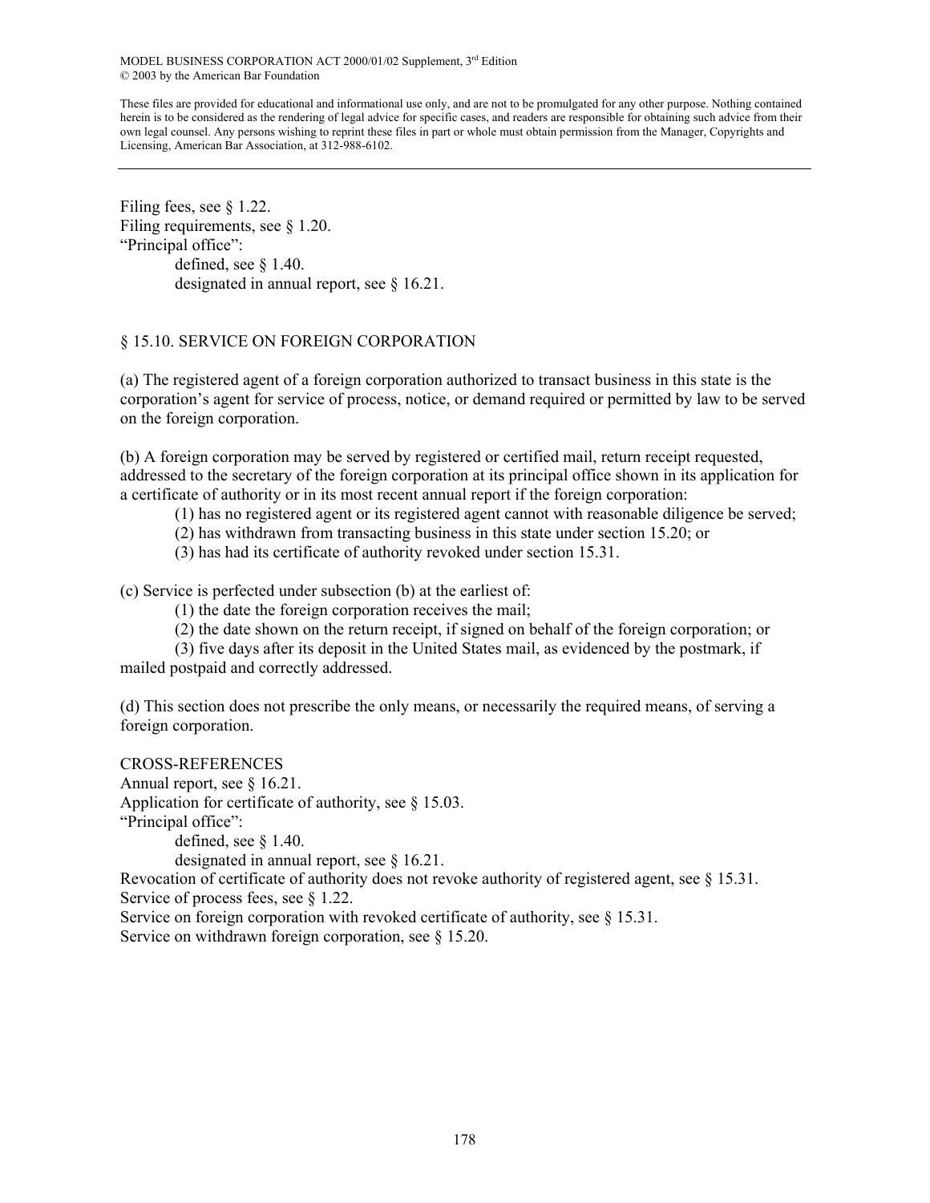Filing fees, see § 1.22.
Filing requirements, see § 1.20.
"Principal office":
    defined, see § 1.40.
    designated in annual report, see § 16.21.

## § 15.10. SERVICE ON FOREIGN CORPORATION

(a) The registered agent of a foreign corporation authorized to transact business in this state is the corporation's agent for service of process, notice, or demand required or permitted by law to be served on the foreign corporation.

(b) A foreign corporation may be served by registered or certified mail, return receipt requested, addressed to the secretary of the foreign corporation at its principal office shown in its application for a certificate of authority or in its most recent annual report if the foreign corporation:

(1) has no registered agent or its registered agent cannot with reasonable diligence be served;
(2) has withdrawn from transacting business in this state under section 15.20; or
(3) has had its certificate of authority revoked under section 15.31.

(c) Service is perfected under subsection (b) at the earliest of:

(1) the date the foreign corporation receives the mail;
(2) the date shown on the return receipt, if signed on behalf of the foreign corporation; or
(3) five days after its deposit in the United States mail, as evidenced by the postmark, if mailed postpaid and correctly addressed.

(d) This section does not prescribe the only means, or necessarily the required means, of serving a foreign corporation.

CROSS-REFERENCES
Annual report, see § 16.21.
Application for certificate of authority, see § 15.03.
"Principal office":
    defined, see § 1.40.
    designated in annual report, see § 16.21.
Revocation of certificate of authority does not revoke authority of registered agent, see § 15.31.
Service of process fees, see § 1.22.
Service on foreign corporation with revoked certificate of authority, see § 15.31.
Service on withdrawn foreign corporation, see § 15.20.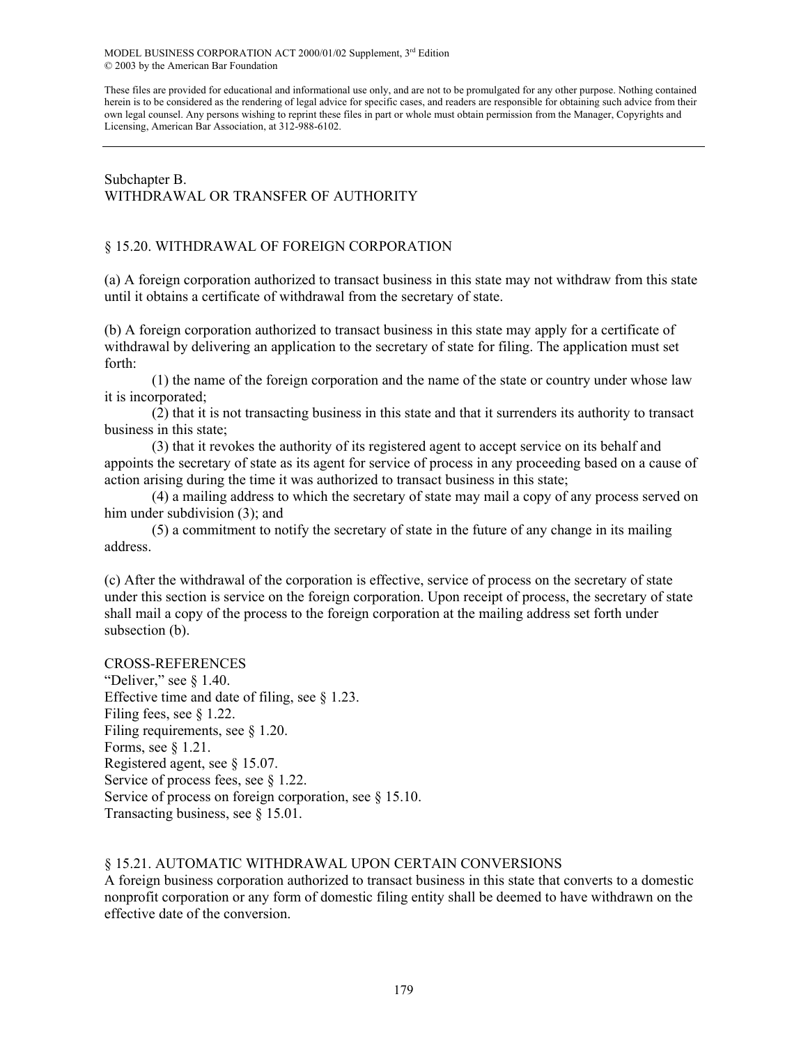MODEL BUSINESS CORPORATION ACT 2000/01/02 Supplement, 3rd Edition
© 2003 by the American Bar Foundation

These files are provided for educational and informational use only, and are not to be promulgated for any other purpose. Nothing contained herein is to be considered as the rendering of legal advice for specific cases, and readers are responsible for obtaining such advice from their own legal counsel. Any persons wishing to reprint these files in part or whole must obtain permission from the Manager, Copyrights and Licensing, American Bar Association, at 312-988-6102.

---

## Subchapter B.
## WITHDRAWAL OR TRANSFER OF AUTHORITY

### § 15.20. WITHDRAWAL OF FOREIGN CORPORATION

(a) A foreign corporation authorized to transact business in this state may not withdraw from this state until it obtains a certificate of withdrawal from the secretary of state.

(b) A foreign corporation authorized to transact business in this state may apply for a certificate of withdrawal by delivering an application to the secretary of state for filing. The application must set forth:

(1) the name of the foreign corporation and the name of the state or country under whose law it is incorporated;

(2) that it is not transacting business in this state and that it surrenders its authority to transact business in this state;

(3) that it revokes the authority of its registered agent to accept service on its behalf and appoints the secretary of state as its agent for service of process in any proceeding based on a cause of action arising during the time it was authorized to transact business in this state;

(4) a mailing address to which the secretary of state may mail a copy of any process served on him under subdivision (3); and

(5) a commitment to notify the secretary of state in the future of any change in its mailing address.

(c) After the withdrawal of the corporation is effective, service of process on the secretary of state under this section is service on the foreign corporation. Upon receipt of process, the secretary of state shall mail a copy of the process to the foreign corporation at the mailing address set forth under subsection (b).

CROSS-REFERENCES
"Deliver," see § 1.40.
Effective time and date of filing, see § 1.23.
Filing fees, see § 1.22.
Filing requirements, see § 1.20.
Forms, see § 1.21.
Registered agent, see § 15.07.
Service of process fees, see § 1.22.
Service of process on foreign corporation, see § 15.10.
Transacting business, see § 15.01.

### § 15.21. AUTOMATIC WITHDRAWAL UPON CERTAIN CONVERSIONS

A foreign business corporation authorized to transact business in this state that converts to a domestic nonprofit corporation or any form of domestic filing entity shall be deemed to have withdrawn on the effective date of the conversion.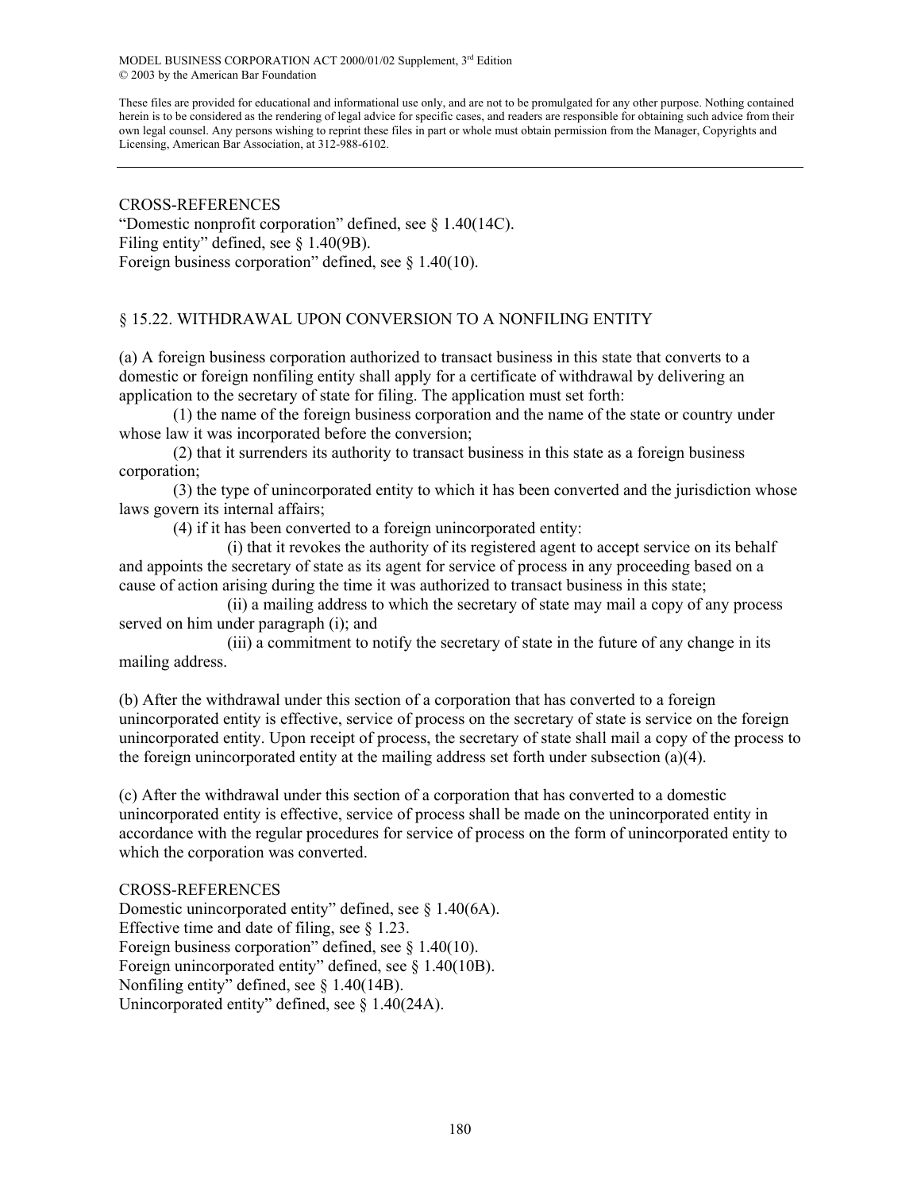CROSS-REFERENCES

"Domestic nonprofit corporation" defined, see § 1.40(14C).
Filing entity" defined, see § 1.40(9B).
Foreign business corporation" defined, see § 1.40(10).

## § 15.22. WITHDRAWAL UPON CONVERSION TO A NONFILING ENTITY

(a) A foreign business corporation authorized to transact business in this state that converts to a domestic or foreign nonfiling entity shall apply for a certificate of withdrawal by delivering an application to the secretary of state for filing. The application must set forth:

(1) the name of the foreign business corporation and the name of the state or country under whose law it was incorporated before the conversion;

(2) that it surrenders its authority to transact business in this state as a foreign business corporation;

(3) the type of unincorporated entity to which it has been converted and the jurisdiction whose laws govern its internal affairs;

(4) if it has been converted to a foreign unincorporated entity:

(i) that it revokes the authority of its registered agent to accept service on its behalf and appoints the secretary of state as its agent for service of process in any proceeding based on a cause of action arising during the time it was authorized to transact business in this state;

(ii) a mailing address to which the secretary of state may mail a copy of any process served on him under paragraph (i); and

(iii) a commitment to notify the secretary of state in the future of any change in its mailing address.

(b) After the withdrawal under this section of a corporation that has converted to a foreign unincorporated entity is effective, service of process on the secretary of state is service on the foreign unincorporated entity. Upon receipt of process, the secretary of state shall mail a copy of the process to the foreign unincorporated entity at the mailing address set forth under subsection (a)(4).

(c) After the withdrawal under this section of a corporation that has converted to a domestic unincorporated entity is effective, service of process shall be made on the unincorporated entity in accordance with the regular procedures for service of process on the form of unincorporated entity to which the corporation was converted.

CROSS-REFERENCES

Domestic unincorporated entity" defined, see § 1.40(6A).
Effective time and date of filing, see § 1.23.
Foreign business corporation" defined, see § 1.40(10).
Foreign unincorporated entity" defined, see § 1.40(10B).
Nonfiling entity" defined, see § 1.40(14B).
Unincorporated entity" defined, see § 1.40(24A).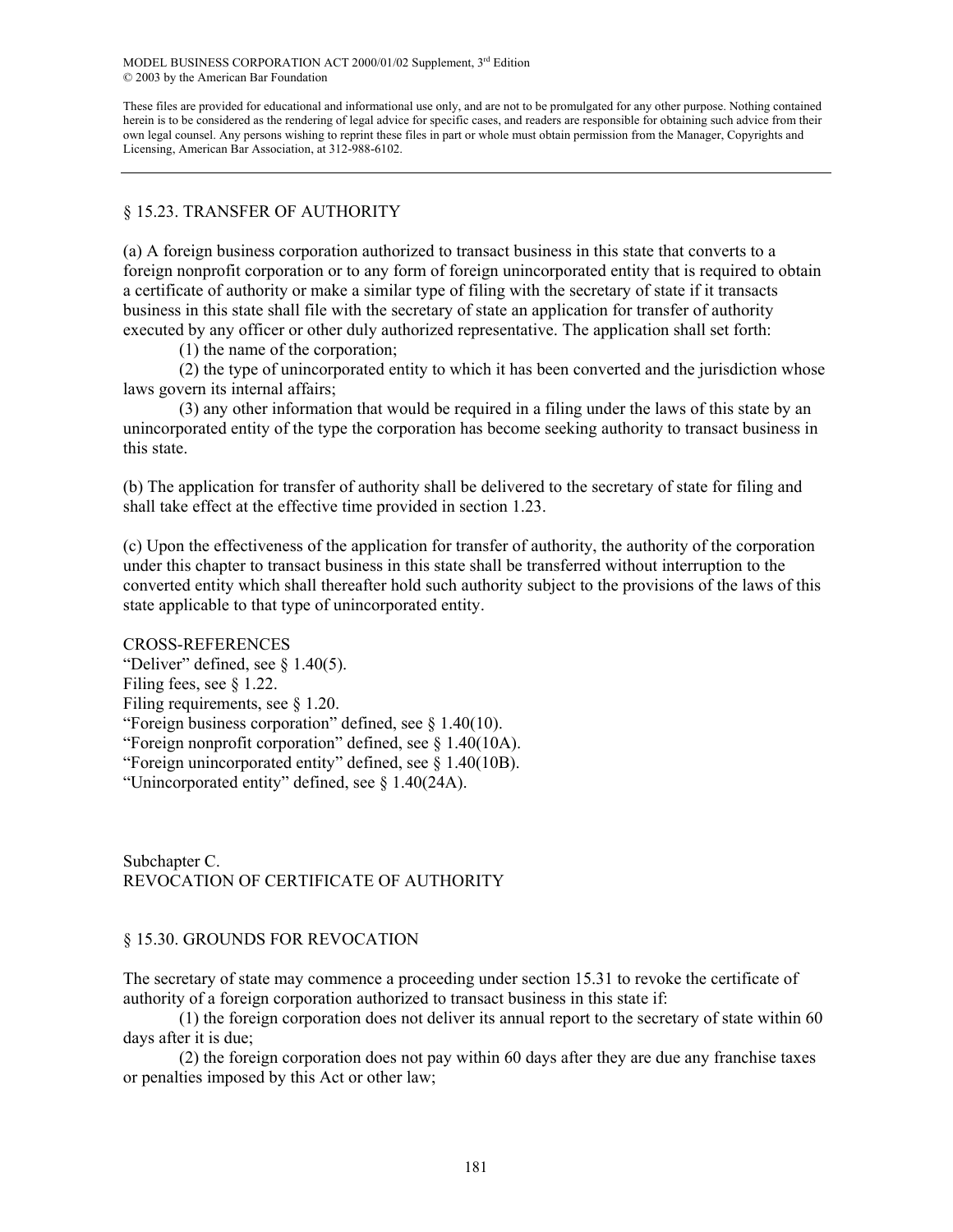## § 15.23. TRANSFER OF AUTHORITY

(a) A foreign business corporation authorized to transact business in this state that converts to a foreign nonprofit corporation or to any form of foreign unincorporated entity that is required to obtain a certificate of authority or make a similar type of filing with the secretary of state if it transacts business in this state shall file with the secretary of state an application for transfer of authority executed by any officer or other duly authorized representative. The application shall set forth:

(1) the name of the corporation;

(2) the type of unincorporated entity to which it has been converted and the jurisdiction whose laws govern its internal affairs;

(3) any other information that would be required in a filing under the laws of this state by an unincorporated entity of the type the corporation has become seeking authority to transact business in this state.

(b) The application for transfer of authority shall be delivered to the secretary of state for filing and shall take effect at the effective time provided in section 1.23.

(c) Upon the effectiveness of the application for transfer of authority, the authority of the corporation under this chapter to transact business in this state shall be transferred without interruption to the converted entity which shall thereafter hold such authority subject to the provisions of the laws of this state applicable to that type of unincorporated entity.

CROSS-REFERENCES
"Deliver" defined, see § 1.40(5).
Filing fees, see § 1.22.
Filing requirements, see § 1.20.
"Foreign business corporation" defined, see § 1.40(10).
"Foreign nonprofit corporation" defined, see § 1.40(10A).
"Foreign unincorporated entity" defined, see § 1.40(10B).
"Unincorporated entity" defined, see § 1.40(24A).

## Subchapter C.
## REVOCATION OF CERTIFICATE OF AUTHORITY

## § 15.30. GROUNDS FOR REVOCATION

The secretary of state may commence a proceeding under section 15.31 to revoke the certificate of authority of a foreign corporation authorized to transact business in this state if:

(1) the foreign corporation does not deliver its annual report to the secretary of state within 60 days after it is due;

(2) the foreign corporation does not pay within 60 days after they are due any franchise taxes or penalties imposed by this Act or other law;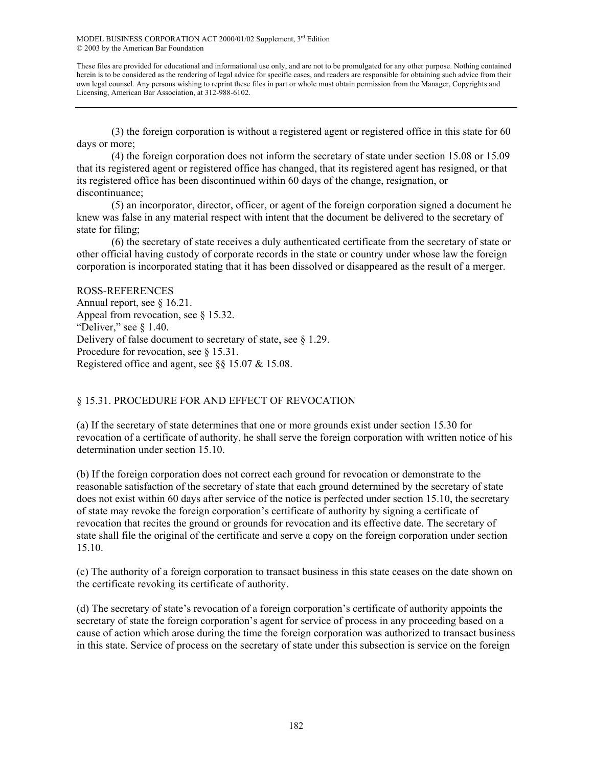(3) the foreign corporation is without a registered agent or registered office in this state for 60 days or more;

(4) the foreign corporation does not inform the secretary of state under section 15.08 or 15.09 that its registered agent or registered office has changed, that its registered agent has resigned, or that its registered office has been discontinued within 60 days of the change, resignation, or discontinuance;

(5) an incorporator, director, officer, or agent of the foreign corporation signed a document he knew was false in any material respect with intent that the document be delivered to the secretary of state for filing;

(6) the secretary of state receives a duly authenticated certificate from the secretary of state or other official having custody of corporate records in the state or country under whose law the foreign corporation is incorporated stating that it has been dissolved or disappeared as the result of a merger.

ROSS-REFERENCES
Annual report, see § 16.21.
Appeal from revocation, see § 15.32.
"Deliver," see § 1.40.
Delivery of false document to secretary of state, see § 1.29.
Procedure for revocation, see § 15.31.
Registered office and agent, see §§ 15.07 & 15.08.

## § 15.31. PROCEDURE FOR AND EFFECT OF REVOCATION

(a) If the secretary of state determines that one or more grounds exist under section 15.30 for revocation of a certificate of authority, he shall serve the foreign corporation with written notice of his determination under section 15.10.

(b) If the foreign corporation does not correct each ground for revocation or demonstrate to the reasonable satisfaction of the secretary of state that each ground determined by the secretary of state does not exist within 60 days after service of the notice is perfected under section 15.10, the secretary of state may revoke the foreign corporation's certificate of authority by signing a certificate of revocation that recites the ground or grounds for revocation and its effective date. The secretary of state shall file the original of the certificate and serve a copy on the foreign corporation under section 15.10.

(c) The authority of a foreign corporation to transact business in this state ceases on the date shown on the certificate revoking its certificate of authority.

(d) The secretary of state's revocation of a foreign corporation's certificate of authority appoints the secretary of state the foreign corporation's agent for service of process in any proceeding based on a cause of action which arose during the time the foreign corporation was authorized to transact business in this state. Service of process on the secretary of state under this subsection is service on the foreign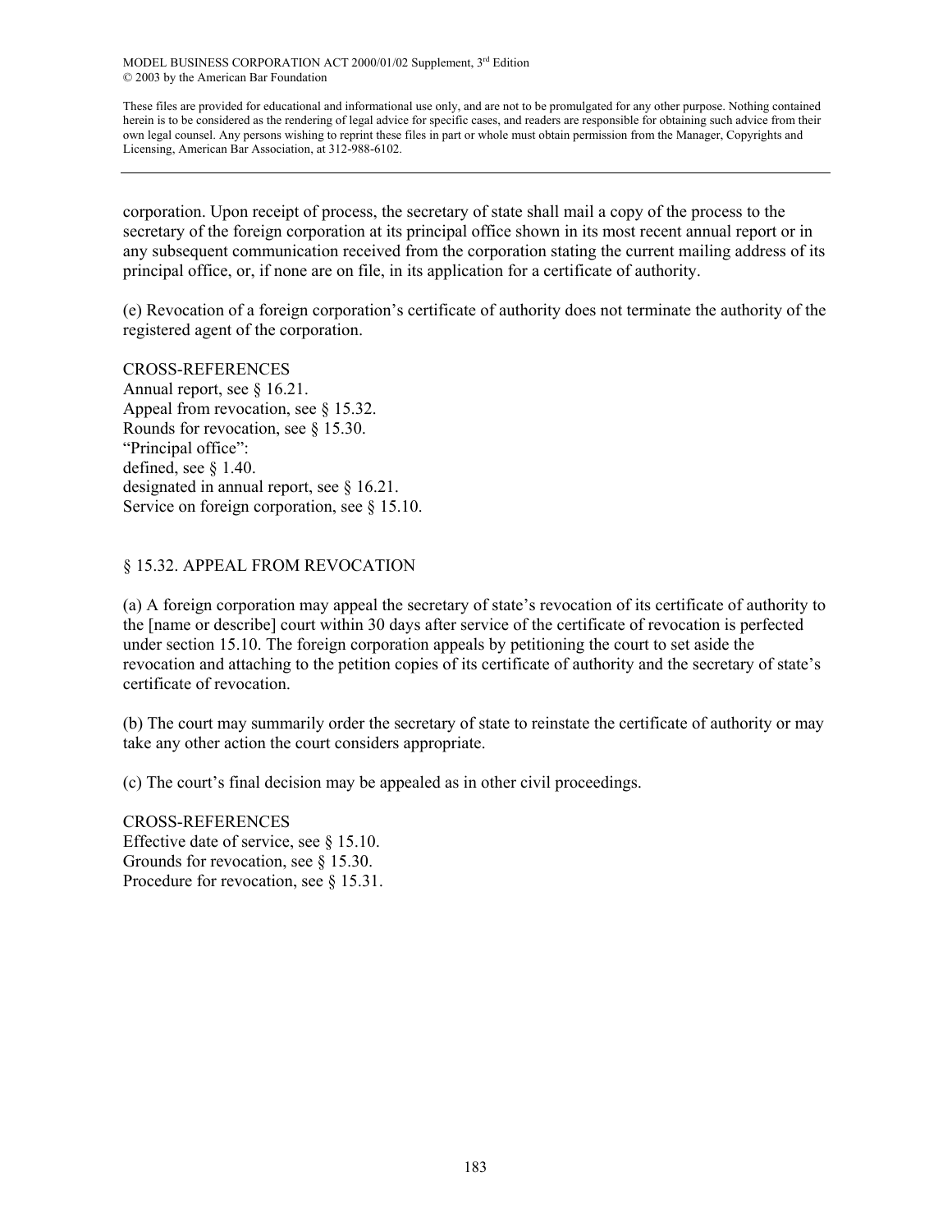corporation. Upon receipt of process, the secretary of state shall mail a copy of the process to the secretary of the foreign corporation at its principal office shown in its most recent annual report or in any subsequent communication received from the corporation stating the current mailing address of its principal office, or, if none are on file, in its application for a certificate of authority.

(e) Revocation of a foreign corporation's certificate of authority does not terminate the authority of the registered agent of the corporation.

CROSS-REFERENCES
Annual report, see § 16.21.
Appeal from revocation, see § 15.32.
Rounds for revocation, see § 15.30.
"Principal office":
defined, see § 1.40.
designated in annual report, see § 16.21.
Service on foreign corporation, see § 15.10.

## § 15.32. APPEAL FROM REVOCATION

(a) A foreign corporation may appeal the secretary of state's revocation of its certificate of authority to the [name or describe] court within 30 days after service of the certificate of revocation is perfected under section 15.10. The foreign corporation appeals by petitioning the court to set aside the revocation and attaching to the petition copies of its certificate of authority and the secretary of state's certificate of revocation.

(b) The court may summarily order the secretary of state to reinstate the certificate of authority or may take any other action the court considers appropriate.

(c) The court's final decision may be appealed as in other civil proceedings.

CROSS-REFERENCES
Effective date of service, see § 15.10.
Grounds for revocation, see § 15.30.
Procedure for revocation, see § 15.31.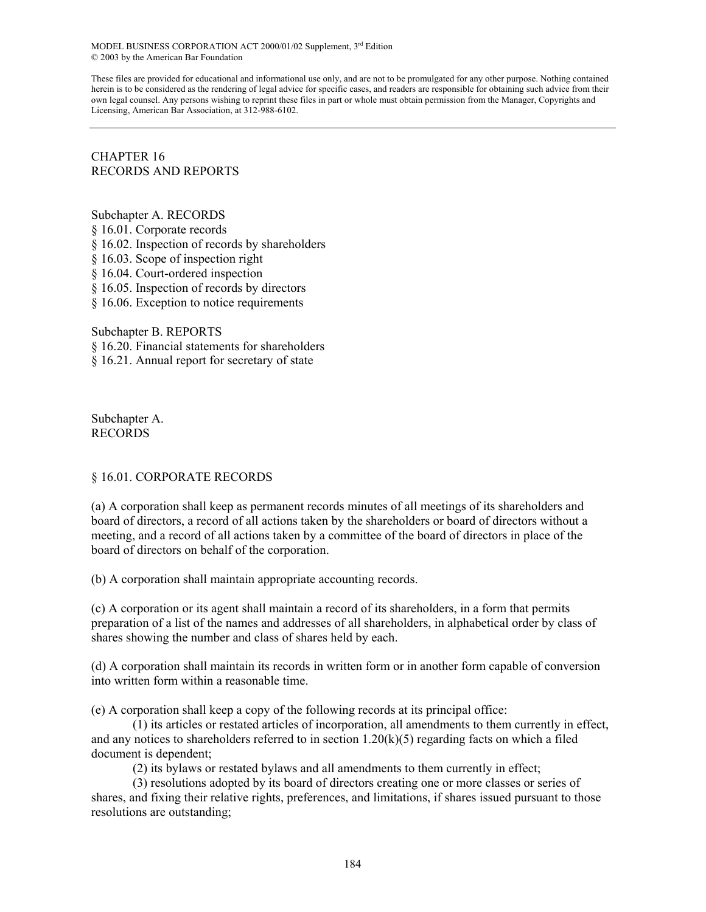MODEL BUSINESS CORPORATION ACT 2000/01/02 Supplement, 3rd Edition
© 2003 by the American Bar Foundation

These files are provided for educational and informational use only, and are not to be promulgated for any other purpose. Nothing contained herein is to be considered as the rendering of legal advice for specific cases, and readers are responsible for obtaining such advice from their own legal counsel. Any persons wishing to reprint these files in part or whole must obtain permission from the Manager, Copyrights and Licensing, American Bar Association, at 312-988-6102.

---

# CHAPTER 16
# RECORDS AND REPORTS

Subchapter A. RECORDS
§ 16.01. Corporate records
§ 16.02. Inspection of records by shareholders
§ 16.03. Scope of inspection right
§ 16.04. Court-ordered inspection
§ 16.05. Inspection of records by directors
§ 16.06. Exception to notice requirements

Subchapter B. REPORTS
§ 16.20. Financial statements for shareholders
§ 16.21. Annual report for secretary of state

## Subchapter A.
## RECORDS

### § 16.01. CORPORATE RECORDS

(a) A corporation shall keep as permanent records minutes of all meetings of its shareholders and board of directors, a record of all actions taken by the shareholders or board of directors without a meeting, and a record of all actions taken by a committee of the board of directors in place of the board of directors on behalf of the corporation.

(b) A corporation shall maintain appropriate accounting records.

(c) A corporation or its agent shall maintain a record of its shareholders, in a form that permits preparation of a list of the names and addresses of all shareholders, in alphabetical order by class of shares showing the number and class of shares held by each.

(d) A corporation shall maintain its records in written form or in another form capable of conversion into written form within a reasonable time.

(e) A corporation shall keep a copy of the following records at its principal office:

(1) its articles or restated articles of incorporation, all amendments to them currently in effect, and any notices to shareholders referred to in section 1.20(k)(5) regarding facts on which a filed document is dependent;

(2) its bylaws or restated bylaws and all amendments to them currently in effect;

(3) resolutions adopted by its board of directors creating one or more classes or series of shares, and fixing their relative rights, preferences, and limitations, if shares issued pursuant to those resolutions are outstanding;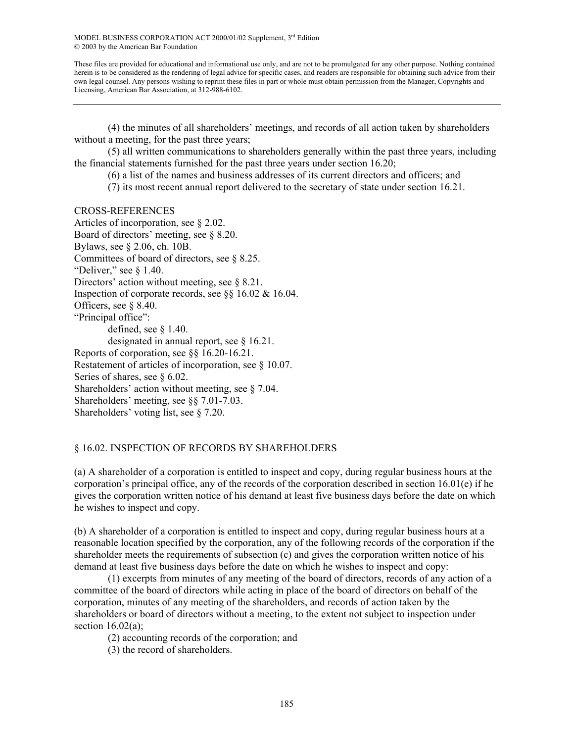(4) the minutes of all shareholders' meetings, and records of all action taken by shareholders without a meeting, for the past three years;

(5) all written communications to shareholders generally within the past three years, including the financial statements furnished for the past three years under section 16.20;

(6) a list of the names and business addresses of its current directors and officers; and

(7) its most recent annual report delivered to the secretary of state under section 16.21.

CROSS-REFERENCES

Articles of incorporation, see § 2.02.
Board of directors' meeting, see § 8.20.
Bylaws, see § 2.06, ch. 10B.
Committees of board of directors, see § 8.25.
"Deliver," see § 1.40.
Directors' action without meeting, see § 8.21.
Inspection of corporate records, see §§ 16.02 & 16.04.
Officers, see § 8.40.
"Principal office":
    defined, see § 1.40.
    designated in annual report, see § 16.21.
Reports of corporation, see §§ 16.20-16.21.
Restatement of articles of incorporation, see § 10.07.
Series of shares, see § 6.02.
Shareholders' action without meeting, see § 7.04.
Shareholders' meeting, see §§ 7.01-7.03.
Shareholders' voting list, see § 7.20.

## § 16.02. INSPECTION OF RECORDS BY SHAREHOLDERS

(a) A shareholder of a corporation is entitled to inspect and copy, during regular business hours at the corporation's principal office, any of the records of the corporation described in section 16.01(e) if he gives the corporation written notice of his demand at least five business days before the date on which he wishes to inspect and copy.

(b) A shareholder of a corporation is entitled to inspect and copy, during regular business hours at a reasonable location specified by the corporation, any of the following records of the corporation if the shareholder meets the requirements of subsection (c) and gives the corporation written notice of his demand at least five business days before the date on which he wishes to inspect and copy:

(1) excerpts from minutes of any meeting of the board of directors, records of any action of a committee of the board of directors while acting in place of the board of directors on behalf of the corporation, minutes of any meeting of the shareholders, and records of action taken by the shareholders or board of directors without a meeting, to the extent not subject to inspection under section 16.02(a);

(2) accounting records of the corporation; and

(3) the record of shareholders.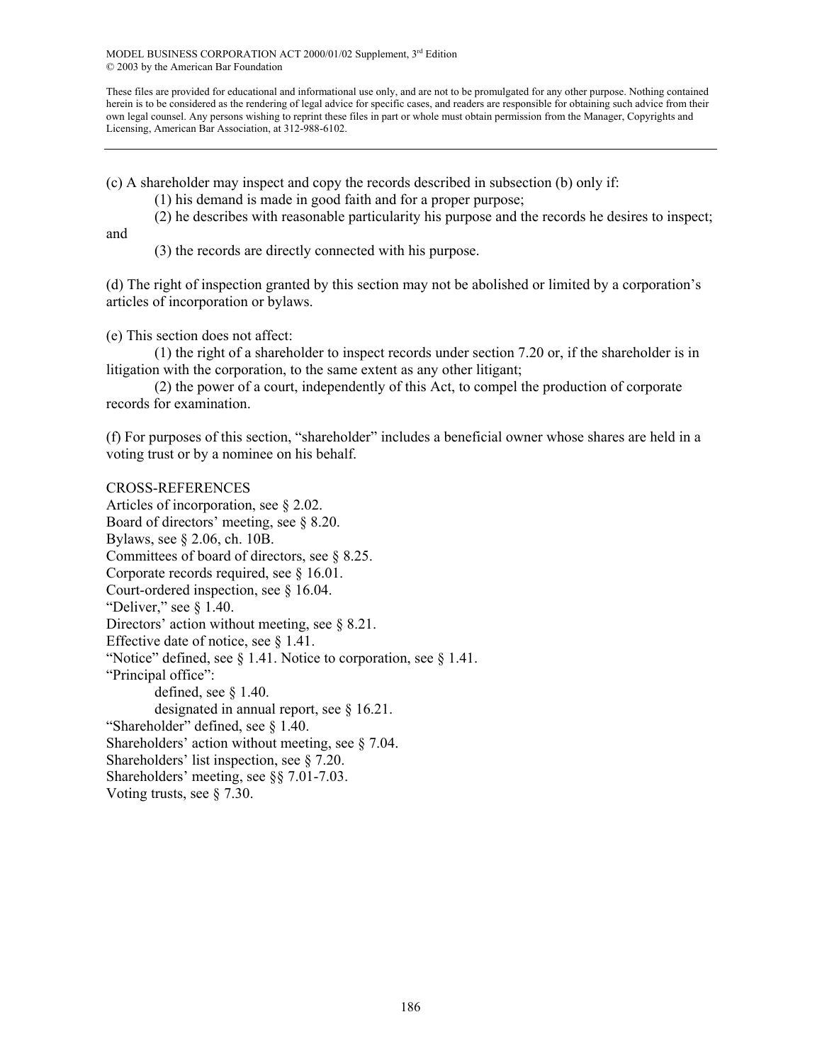(c) A shareholder may inspect and copy the records described in subsection (b) only if:

(1) his demand is made in good faith and for a proper purpose;

(2) he describes with reasonable particularity his purpose and the records he desires to inspect; and

(3) the records are directly connected with his purpose.

(d) The right of inspection granted by this section may not be abolished or limited by a corporation's articles of incorporation or bylaws.

(e) This section does not affect:

(1) the right of a shareholder to inspect records under section 7.20 or, if the shareholder is in litigation with the corporation, to the same extent as any other litigant;

(2) the power of a court, independently of this Act, to compel the production of corporate records for examination.

(f) For purposes of this section, "shareholder" includes a beneficial owner whose shares are held in a voting trust or by a nominee on his behalf.

CROSS-REFERENCES

Articles of incorporation, see § 2.02.
Board of directors' meeting, see § 8.20.
Bylaws, see § 2.06, ch. 10B.
Committees of board of directors, see § 8.25.
Corporate records required, see § 16.01.
Court-ordered inspection, see § 16.04.
"Deliver," see § 1.40.
Directors' action without meeting, see § 8.21.
Effective date of notice, see § 1.41.
"Notice" defined, see § 1.41. Notice to corporation, see § 1.41.
"Principal office":
    defined, see § 1.40.
    designated in annual report, see § 16.21.
"Shareholder" defined, see § 1.40.
Shareholders' action without meeting, see § 7.04.
Shareholders' list inspection, see § 7.20.
Shareholders' meeting, see §§ 7.01-7.03.
Voting trusts, see § 7.30.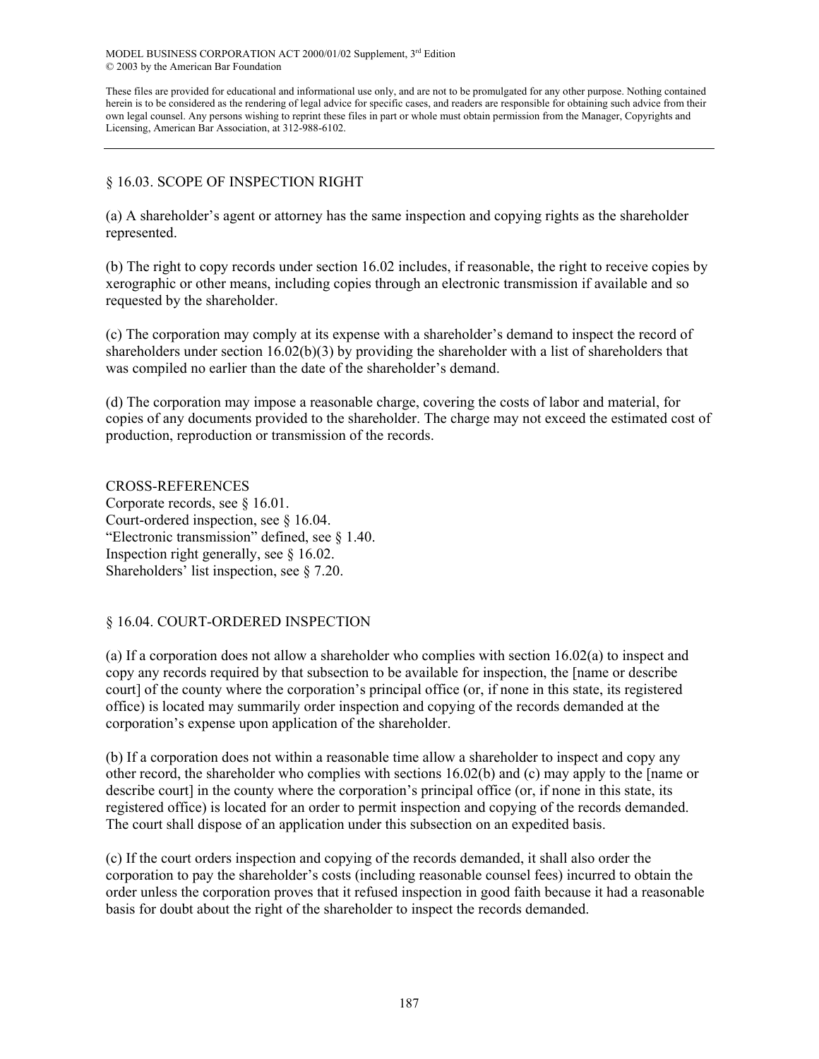## § 16.03. SCOPE OF INSPECTION RIGHT

(a) A shareholder's agent or attorney has the same inspection and copying rights as the shareholder represented.

(b) The right to copy records under section 16.02 includes, if reasonable, the right to receive copies by xerographic or other means, including copies through an electronic transmission if available and so requested by the shareholder.

(c) The corporation may comply at its expense with a shareholder's demand to inspect the record of shareholders under section 16.02(b)(3) by providing the shareholder with a list of shareholders that was compiled no earlier than the date of the shareholder's demand.

(d) The corporation may impose a reasonable charge, covering the costs of labor and material, for copies of any documents provided to the shareholder. The charge may not exceed the estimated cost of production, reproduction or transmission of the records.

### CROSS-REFERENCES

Corporate records, see § 16.01.
Court-ordered inspection, see § 16.04.
"Electronic transmission" defined, see § 1.40.
Inspection right generally, see § 16.02.
Shareholders' list inspection, see § 7.20.

## § 16.04. COURT-ORDERED INSPECTION

(a) If a corporation does not allow a shareholder who complies with section 16.02(a) to inspect and copy any records required by that subsection to be available for inspection, the [name or describe court] of the county where the corporation's principal office (or, if none in this state, its registered office) is located may summarily order inspection and copying of the records demanded at the corporation's expense upon application of the shareholder.

(b) If a corporation does not within a reasonable time allow a shareholder to inspect and copy any other record, the shareholder who complies with sections 16.02(b) and (c) may apply to the [name or describe court] in the county where the corporation's principal office (or, if none in this state, its registered office) is located for an order to permit inspection and copying of the records demanded. The court shall dispose of an application under this subsection on an expedited basis.

(c) If the court orders inspection and copying of the records demanded, it shall also order the corporation to pay the shareholder's costs (including reasonable counsel fees) incurred to obtain the order unless the corporation proves that it refused inspection in good faith because it had a reasonable basis for doubt about the right of the shareholder to inspect the records demanded.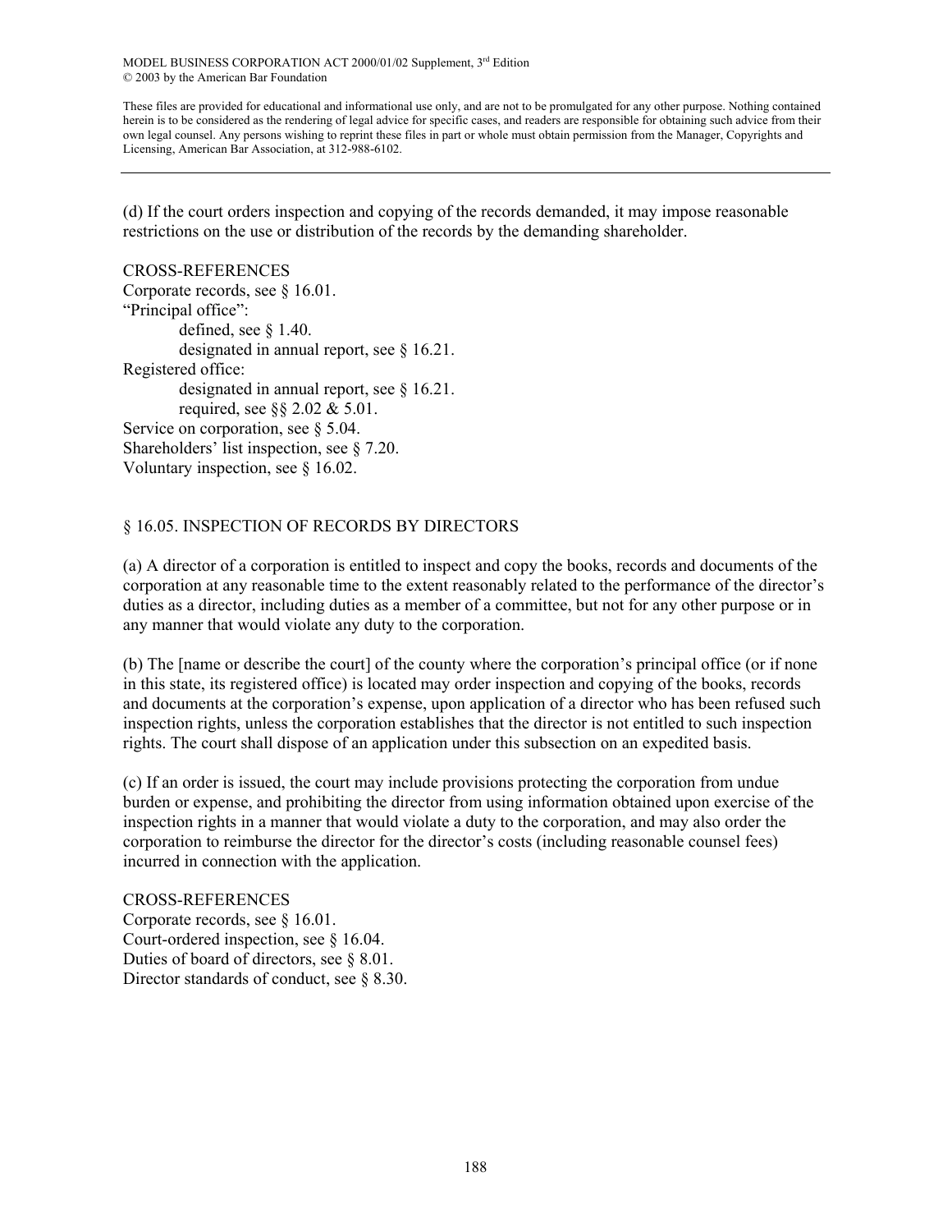(d) If the court orders inspection and copying of the records demanded, it may impose reasonable restrictions on the use or distribution of the records by the demanding shareholder.

CROSS-REFERENCES

Corporate records, see § 16.01.

"Principal office":

- defined, see § 1.40.
- designated in annual report, see § 16.21.

Registered office:

- designated in annual report, see § 16.21.
- required, see §§ 2.02 & 5.01.

Service on corporation, see § 5.04.

Shareholders' list inspection, see § 7.20.

Voluntary inspection, see § 16.02.

## § 16.05. INSPECTION OF RECORDS BY DIRECTORS

(a) A director of a corporation is entitled to inspect and copy the books, records and documents of the corporation at any reasonable time to the extent reasonably related to the performance of the director's duties as a director, including duties as a member of a committee, but not for any other purpose or in any manner that would violate any duty to the corporation.

(b) The [name or describe the court] of the county where the corporation's principal office (or if none in this state, its registered office) is located may order inspection and copying of the books, records and documents at the corporation's expense, upon application of a director who has been refused such inspection rights, unless the corporation establishes that the director is not entitled to such inspection rights. The court shall dispose of an application under this subsection on an expedited basis.

(c) If an order is issued, the court may include provisions protecting the corporation from undue burden or expense, and prohibiting the director from using information obtained upon exercise of the inspection rights in a manner that would violate a duty to the corporation, and may also order the corporation to reimburse the director for the director's costs (including reasonable counsel fees) incurred in connection with the application.

CROSS-REFERENCES

Corporate records, see § 16.01.

Court-ordered inspection, see § 16.04.

Duties of board of directors, see § 8.01.

Director standards of conduct, see § 8.30.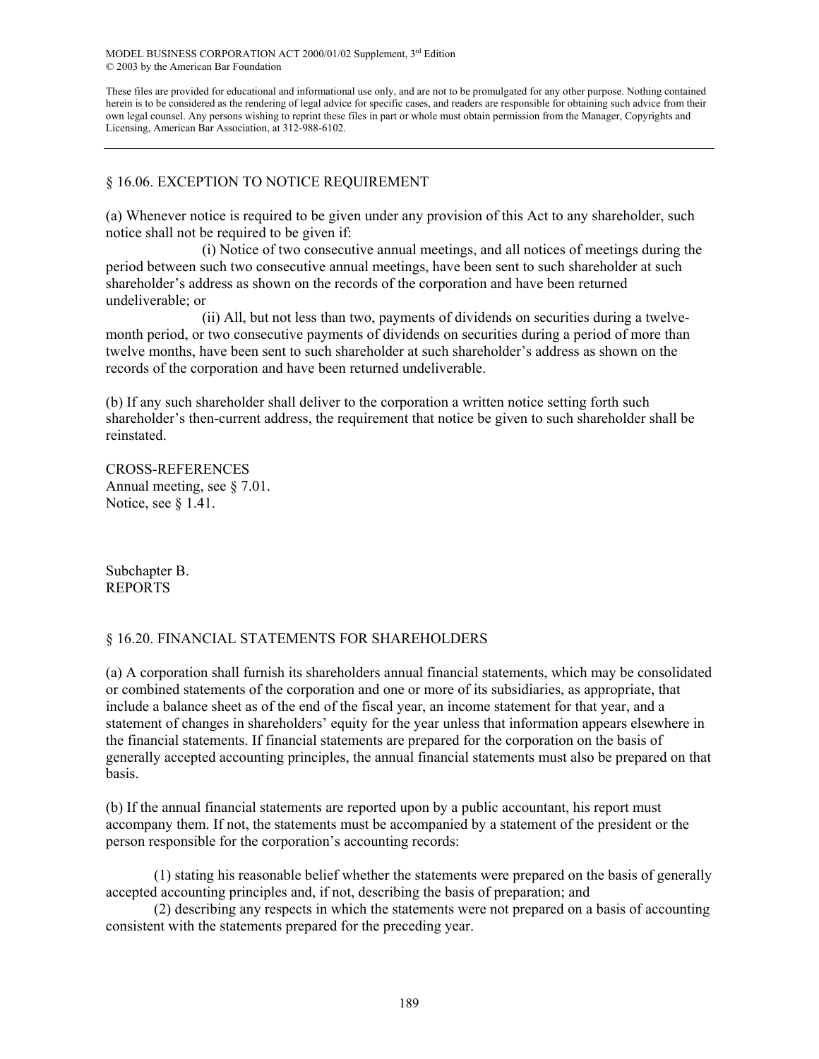## § 16.06. EXCEPTION TO NOTICE REQUIREMENT

(a) Whenever notice is required to be given under any provision of this Act to any shareholder, such notice shall not be required to be given if:

(i) Notice of two consecutive annual meetings, and all notices of meetings during the period between such two consecutive annual meetings, have been sent to such shareholder at such shareholder's address as shown on the records of the corporation and have been returned undeliverable; or

(ii) All, but not less than two, payments of dividends on securities during a twelve-month period, or two consecutive payments of dividends on securities during a period of more than twelve months, have been sent to such shareholder at such shareholder's address as shown on the records of the corporation and have been returned undeliverable.

(b) If any such shareholder shall deliver to the corporation a written notice setting forth such shareholder's then-current address, the requirement that notice be given to such shareholder shall be reinstated.

CROSS-REFERENCES
Annual meeting, see § 7.01.
Notice, see § 1.41.

# Subchapter B.
# REPORTS

## § 16.20. FINANCIAL STATEMENTS FOR SHAREHOLDERS

(a) A corporation shall furnish its shareholders annual financial statements, which may be consolidated or combined statements of the corporation and one or more of its subsidiaries, as appropriate, that include a balance sheet as of the end of the fiscal year, an income statement for that year, and a statement of changes in shareholders' equity for the year unless that information appears elsewhere in the financial statements. If financial statements are prepared for the corporation on the basis of generally accepted accounting principles, the annual financial statements must also be prepared on that basis.

(b) If the annual financial statements are reported upon by a public accountant, his report must accompany them. If not, the statements must be accompanied by a statement of the president or the person responsible for the corporation's accounting records:

(1) stating his reasonable belief whether the statements were prepared on the basis of generally accepted accounting principles and, if not, describing the basis of preparation; and

(2) describing any respects in which the statements were not prepared on a basis of accounting consistent with the statements prepared for the preceding year.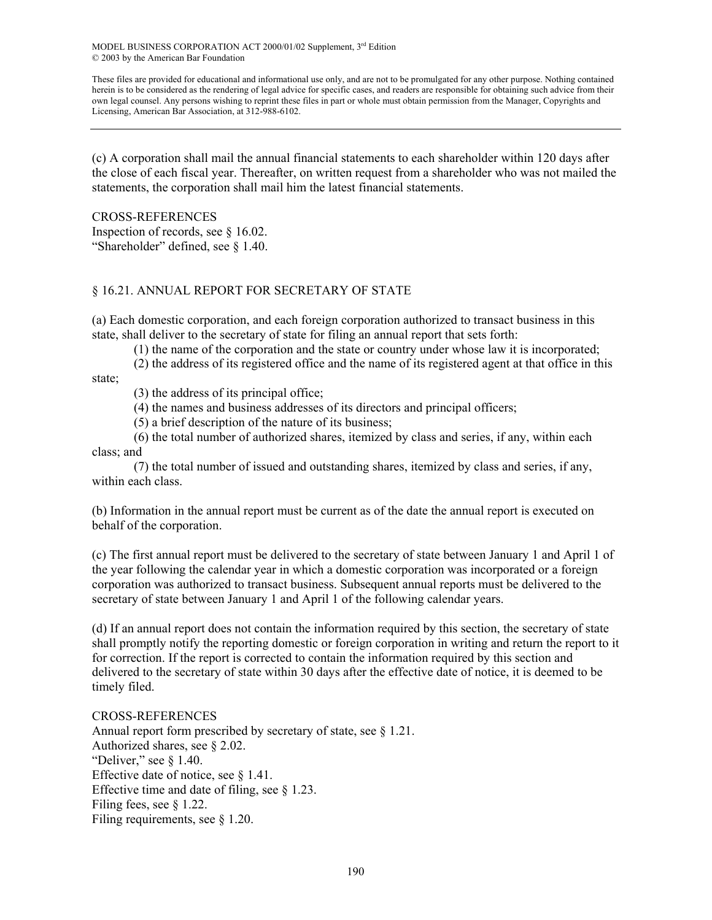(c) A corporation shall mail the annual financial statements to each shareholder within 120 days after the close of each fiscal year. Thereafter, on written request from a shareholder who was not mailed the statements, the corporation shall mail him the latest financial statements.

CROSS-REFERENCES
Inspection of records, see § 16.02.
"Shareholder" defined, see § 1.40.

## § 16.21. ANNUAL REPORT FOR SECRETARY OF STATE

(a) Each domestic corporation, and each foreign corporation authorized to transact business in this state, shall deliver to the secretary of state for filing an annual report that sets forth:

(1) the name of the corporation and the state or country under whose law it is incorporated;

(2) the address of its registered office and the name of its registered agent at that office in this state;

(3) the address of its principal office;

(4) the names and business addresses of its directors and principal officers;

(5) a brief description of the nature of its business;

(6) the total number of authorized shares, itemized by class and series, if any, within each class; and

(7) the total number of issued and outstanding shares, itemized by class and series, if any, within each class.

(b) Information in the annual report must be current as of the date the annual report is executed on behalf of the corporation.

(c) The first annual report must be delivered to the secretary of state between January 1 and April 1 of the year following the calendar year in which a domestic corporation was incorporated or a foreign corporation was authorized to transact business. Subsequent annual reports must be delivered to the secretary of state between January 1 and April 1 of the following calendar years.

(d) If an annual report does not contain the information required by this section, the secretary of state shall promptly notify the reporting domestic or foreign corporation in writing and return the report to it for correction. If the report is corrected to contain the information required by this section and delivered to the secretary of state within 30 days after the effective date of notice, it is deemed to be timely filed.

CROSS-REFERENCES
Annual report form prescribed by secretary of state, see § 1.21.
Authorized shares, see § 2.02.
"Deliver," see § 1.40.
Effective date of notice, see § 1.41.
Effective time and date of filing, see § 1.23.
Filing fees, see § 1.22.
Filing requirements, see § 1.20.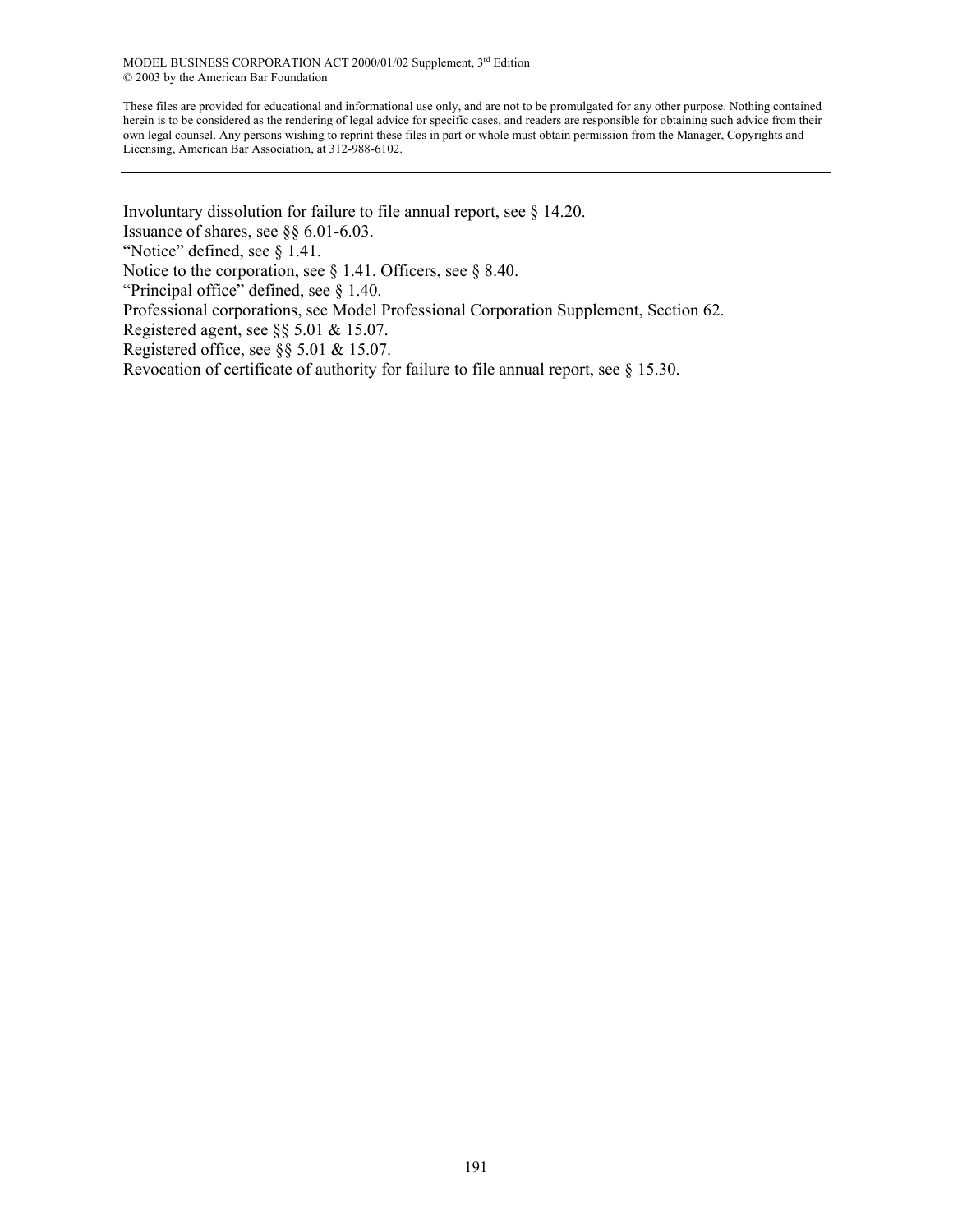Involuntary dissolution for failure to file annual report, see § 14.20.
Issuance of shares, see §§ 6.01-6.03.
"Notice" defined, see § 1.41.
Notice to the corporation, see § 1.41. Officers, see § 8.40.
"Principal office" defined, see § 1.40.
Professional corporations, see Model Professional Corporation Supplement, Section 62.
Registered agent, see §§ 5.01 & 15.07.
Registered office, see §§ 5.01 & 15.07.
Revocation of certificate of authority for failure to file annual report, see § 15.30.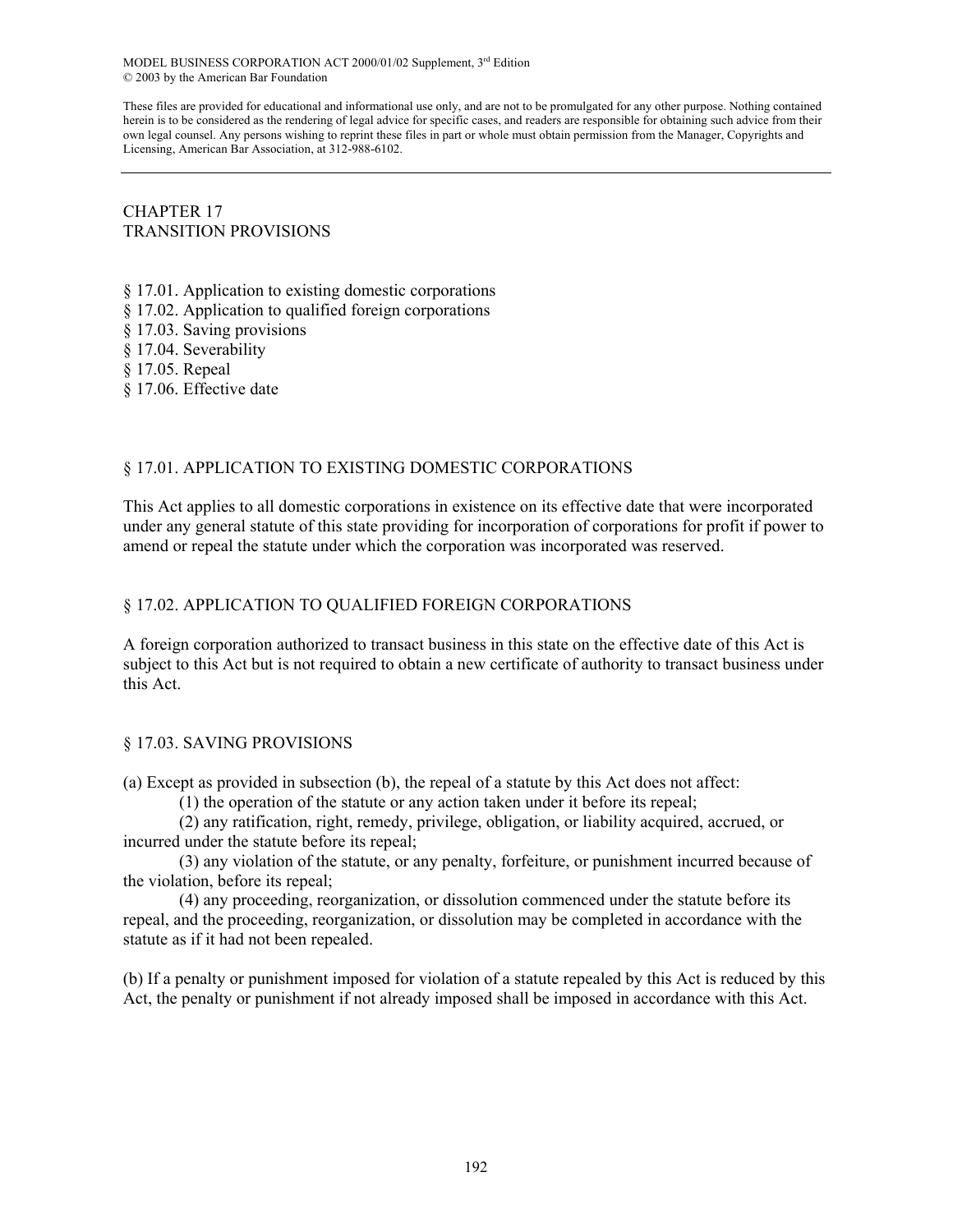MODEL BUSINESS CORPORATION ACT 2000/01/02 Supplement, 3rd Edition
© 2003 by the American Bar Foundation

These files are provided for educational and informational use only, and are not to be promulgated for any other purpose. Nothing contained herein is to be considered as the rendering of legal advice for specific cases, and readers are responsible for obtaining such advice from their own legal counsel. Any persons wishing to reprint these files in part or whole must obtain permission from the Manager, Copyrights and Licensing, American Bar Association, at 312-988-6102.

---

# CHAPTER 17
# TRANSITION PROVISIONS

§ 17.01. Application to existing domestic corporations
§ 17.02. Application to qualified foreign corporations
§ 17.03. Saving provisions
§ 17.04. Severability
§ 17.05. Repeal
§ 17.06. Effective date

## § 17.01. APPLICATION TO EXISTING DOMESTIC CORPORATIONS

This Act applies to all domestic corporations in existence on its effective date that were incorporated under any general statute of this state providing for incorporation of corporations for profit if power to amend or repeal the statute under which the corporation was incorporated was reserved.

## § 17.02. APPLICATION TO QUALIFIED FOREIGN CORPORATIONS

A foreign corporation authorized to transact business in this state on the effective date of this Act is subject to this Act but is not required to obtain a new certificate of authority to transact business under this Act.

## § 17.03. SAVING PROVISIONS

(a) Except as provided in subsection (b), the repeal of a statute by this Act does not affect:

(1) the operation of the statute or any action taken under it before its repeal;

(2) any ratification, right, remedy, privilege, obligation, or liability acquired, accrued, or incurred under the statute before its repeal;

(3) any violation of the statute, or any penalty, forfeiture, or punishment incurred because of the violation, before its repeal;

(4) any proceeding, reorganization, or dissolution commenced under the statute before its repeal, and the proceeding, reorganization, or dissolution may be completed in accordance with the statute as if it had not been repealed.

(b) If a penalty or punishment imposed for violation of a statute repealed by this Act is reduced by this Act, the penalty or punishment if not already imposed shall be imposed in accordance with this Act.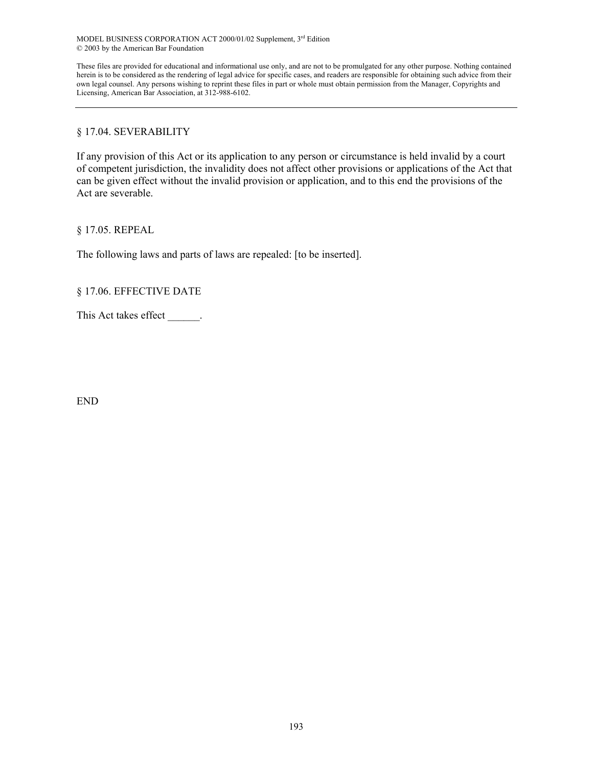## § 17.04. SEVERABILITY

If any provision of this Act or its application to any person or circumstance is held invalid by a court of competent jurisdiction, the invalidity does not affect other provisions or applications of the Act that can be given effect without the invalid provision or application, and to this end the provisions of the Act are severable.

## § 17.05. REPEAL

The following laws and parts of laws are repealed: [to be inserted].

## § 17.06. EFFECTIVE DATE

This Act takes effect ______.

END